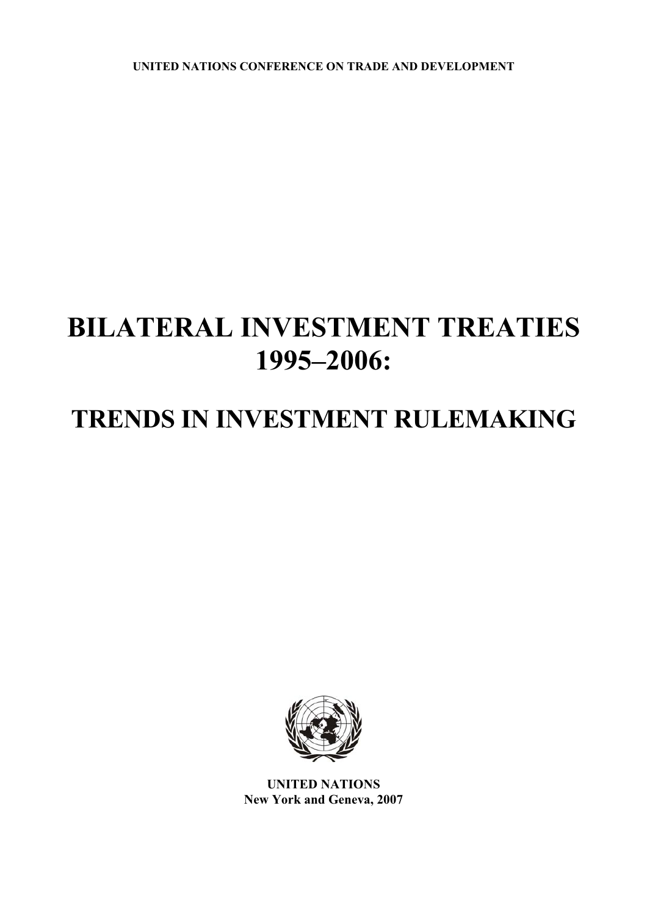**UNITED NATIONS CONFERENCE ON TRADE AND DEVELOPMENT**

# BILATERAL INVESTMENT TREATIES 1995–2006:

## TRENDS IN INVESTMENT RULEMAKING

**UNITED NATIONS**
**New York and Geneva, 2007**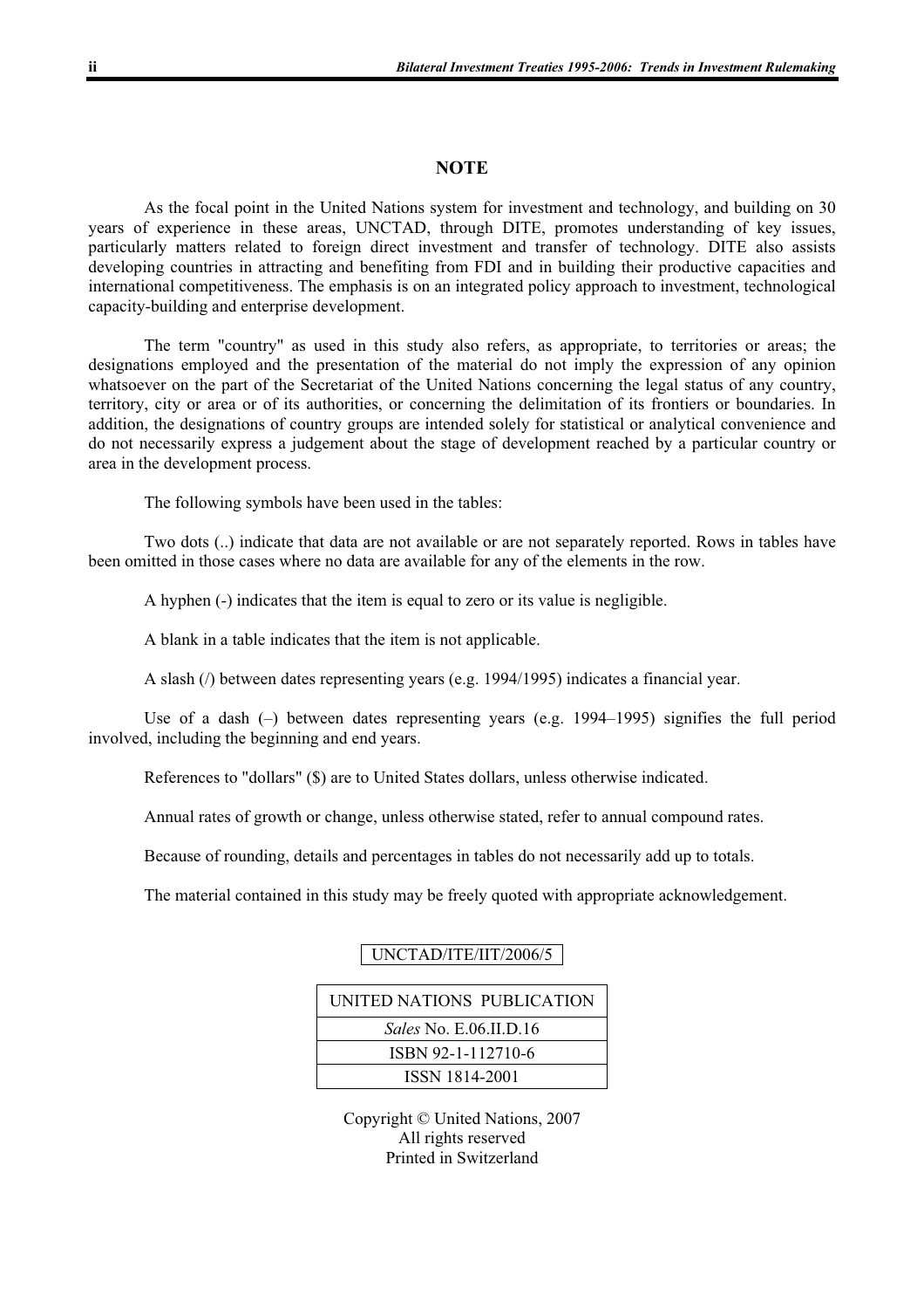## NOTE

As the focal point in the United Nations system for investment and technology, and building on 30 years of experience in these areas, UNCTAD, through DITE, promotes understanding of key issues, particularly matters related to foreign direct investment and transfer of technology. DITE also assists developing countries in attracting and benefiting from FDI and in building their productive capacities and international competitiveness. The emphasis is on an integrated policy approach to investment, technological capacity-building and enterprise development.

The term "country" as used in this study also refers, as appropriate, to territories or areas; the designations employed and the presentation of the material do not imply the expression of any opinion whatsoever on the part of the Secretariat of the United Nations concerning the legal status of any country, territory, city or area or of its authorities, or concerning the delimitation of its frontiers or boundaries. In addition, the designations of country groups are intended solely for statistical or analytical convenience and do not necessarily express a judgement about the stage of development reached by a particular country or area in the development process.

The following symbols have been used in the tables:

Two dots (..) indicate that data are not available or are not separately reported. Rows in tables have been omitted in those cases where no data are available for any of the elements in the row.

A hyphen (-) indicates that the item is equal to zero or its value is negligible.

A blank in a table indicates that the item is not applicable.

A slash (/) between dates representing years (e.g. 1994/1995) indicates a financial year.

Use of a dash (–) between dates representing years (e.g. 1994–1995) signifies the full period involved, including the beginning and end years.

References to "dollars" ($) are to United States dollars, unless otherwise indicated.

Annual rates of growth or change, unless otherwise stated, refer to annual compound rates.

Because of rounding, details and percentages in tables do not necessarily add up to totals.

The material contained in this study may be freely quoted with appropriate acknowledgement.

UNCTAD/ITE/IIT/2006/5

| UNITED NATIONS PUBLICATION |
|---|
| *Sales* No. E.06.II.D.16 |
| ISBN 92-1-112710-6 |
| ISSN 1814-2001 |

Copyright © United Nations, 2007
All rights reserved
Printed in Switzerland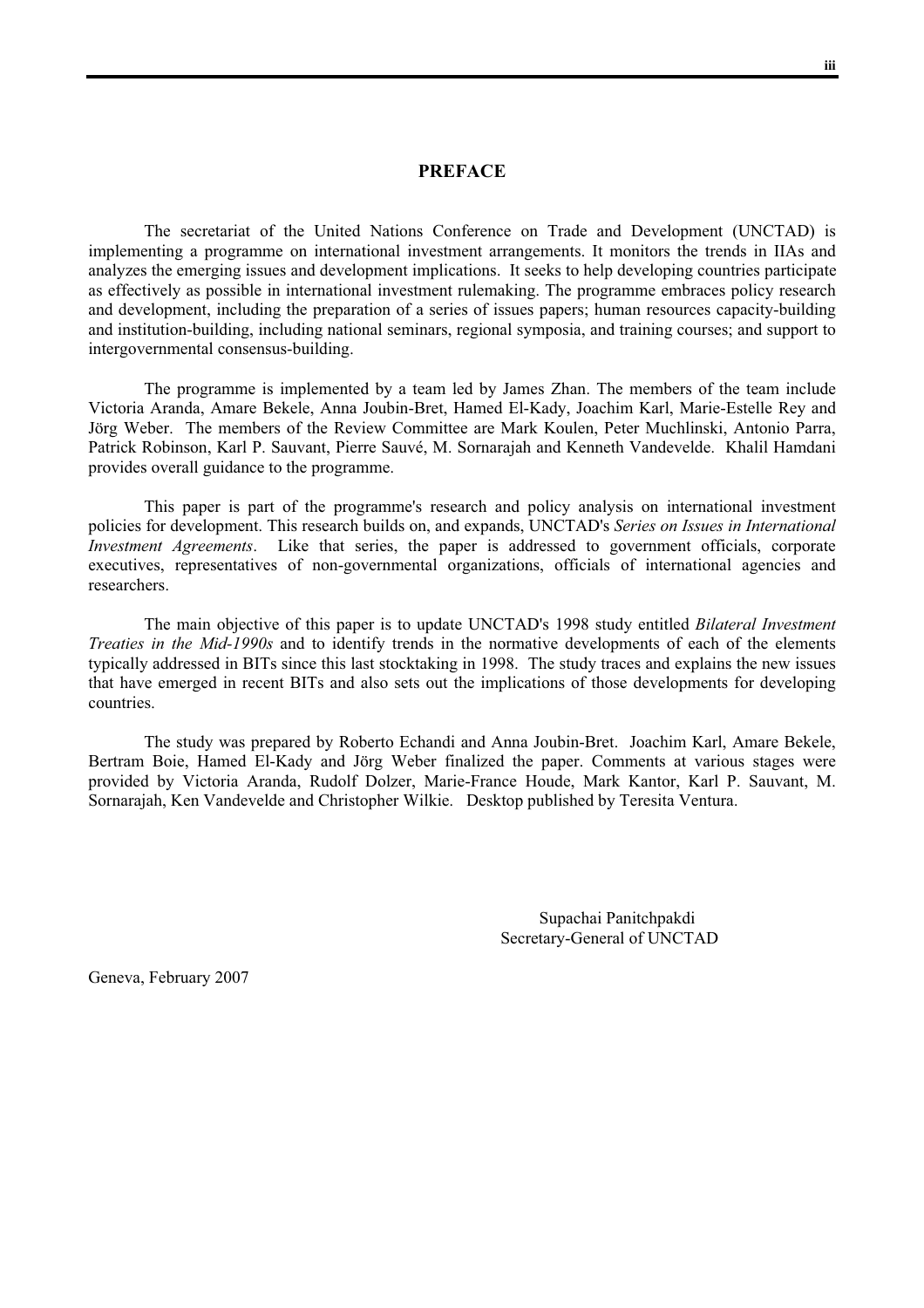# PREFACE

The secretariat of the United Nations Conference on Trade and Development (UNCTAD) is implementing a programme on international investment arrangements. It monitors the trends in IIAs and analyzes the emerging issues and development implications. It seeks to help developing countries participate as effectively as possible in international investment rulemaking. The programme embraces policy research and development, including the preparation of a series of issues papers; human resources capacity-building and institution-building, including national seminars, regional symposia, and training courses; and support to intergovernmental consensus-building.

The programme is implemented by a team led by James Zhan. The members of the team include Victoria Aranda, Amare Bekele, Anna Joubin-Bret, Hamed El-Kady, Joachim Karl, Marie-Estelle Rey and Jörg Weber. The members of the Review Committee are Mark Koulen, Peter Muchlinski, Antonio Parra, Patrick Robinson, Karl P. Sauvant, Pierre Sauvé, M. Sornarajah and Kenneth Vandevelde. Khalil Hamdani provides overall guidance to the programme.

This paper is part of the programme's research and policy analysis on international investment policies for development. This research builds on, and expands, UNCTAD's *Series on Issues in International Investment Agreements*. Like that series, the paper is addressed to government officials, corporate executives, representatives of non-governmental organizations, officials of international agencies and researchers.

The main objective of this paper is to update UNCTAD's 1998 study entitled *Bilateral Investment Treaties in the Mid-1990s* and to identify trends in the normative developments of each of the elements typically addressed in BITs since this last stocktaking in 1998. The study traces and explains the new issues that have emerged in recent BITs and also sets out the implications of those developments for developing countries.

The study was prepared by Roberto Echandi and Anna Joubin-Bret. Joachim Karl, Amare Bekele, Bertram Boie, Hamed El-Kady and Jörg Weber finalized the paper. Comments at various stages were provided by Victoria Aranda, Rudolf Dolzer, Marie-France Houde, Mark Kantor, Karl P. Sauvant, M. Sornarajah, Ken Vandevelde and Christopher Wilkie. Desktop published by Teresita Ventura.

Supachai Panitchpakdi
Secretary-General of UNCTAD

Geneva, February 2007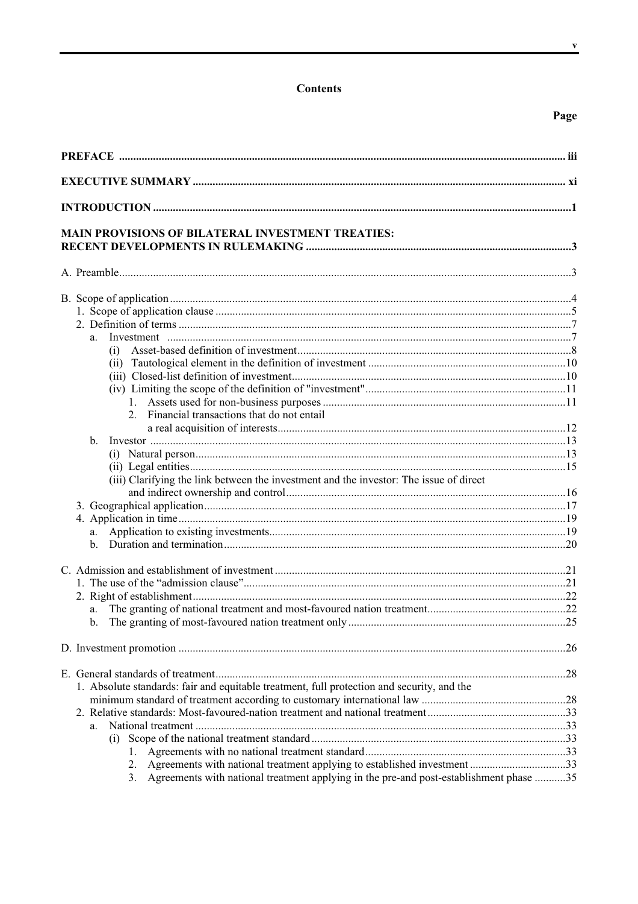# Contents

| | Page |
|---|---|
| **PREFACE** | **iii** |
| **EXECUTIVE SUMMARY** | **xi** |
| **INTRODUCTION** | **1** |
| **MAIN PROVISIONS OF BILATERAL INVESTMENT TREATIES: RECENT DEVELOPMENTS IN RULEMAKING** | **3** |
| A. Preamble | 3 |
| B. Scope of application | 4 |
| 1. Scope of application clause | 5 |
| 2. Definition of terms | 7 |
| a. Investment | 7 |
| (i) Asset-based definition of investment | 8 |
| (ii) Tautological element in the definition of investment | 10 |
| (iii) Closed-list definition of investment | 10 |
| (iv) Limiting the scope of the definition of "investment" | 11 |
| 1. Assets used for non-business purposes | 11 |
| 2. Financial transactions that do not entail a real acquisition of interests | 12 |
| b. Investor | 13 |
| (i) Natural person | 13 |
| (ii) Legal entities | 15 |
| (iii) Clarifying the link between the investment and the investor: The issue of direct and indirect ownership and control | 16 |
| 3. Geographical application | 17 |
| 4. Application in time | 19 |
| a. Application to existing investments | 19 |
| b. Duration and termination | 20 |
| C. Admission and establishment of investment | 21 |
| 1. The use of the "admission clause" | 21 |
| 2. Right of establishment | 22 |
| a. The granting of national treatment and most-favoured nation treatment | 22 |
| b. The granting of most-favoured nation treatment only | 25 |
| D. Investment promotion | 26 |
| E. General standards of treatment | 28 |
| 1. Absolute standards: fair and equitable treatment, full protection and security, and the minimum standard of treatment according to customary international law | 28 |
| 2. Relative standards: Most-favoured-nation treatment and national treatment | 33 |
| a. National treatment | 33 |
| (i) Scope of the national treatment standard | 33 |
| 1. Agreements with no national treatment standard | 33 |
| 2. Agreements with national treatment applying to established investment | 33 |
| 3. Agreements with national treatment applying in the pre-and post-establishment phase | 35 |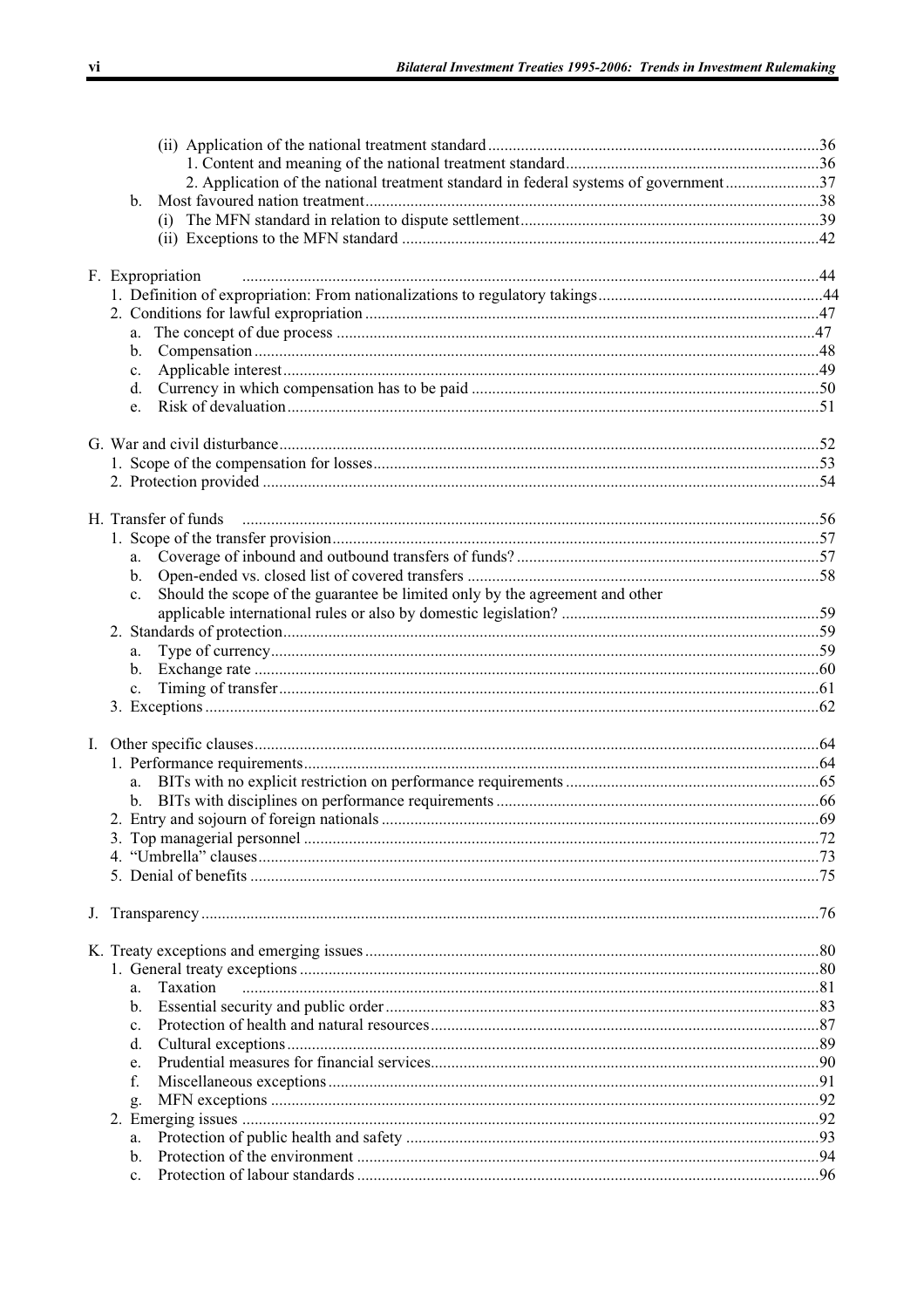(ii) Application of the national treatment standard ..... 36
1. Content and meaning of the national treatment standard ..... 36
2. Application of the national treatment standard in federal systems of government ..... 37
b. Most favoured nation treatment ..... 38
(i) The MFN standard in relation to dispute settlement ..... 39
(ii) Exceptions to the MFN standard ..... 42

F. Expropriation ..... 44
1. Definition of expropriation: From nationalizations to regulatory takings ..... 44
2. Conditions for lawful expropriation ..... 47
a. The concept of due process ..... 47
b. Compensation ..... 48
c. Applicable interest ..... 49
d. Currency in which compensation has to be paid ..... 50
e. Risk of devaluation ..... 51

G. War and civil disturbance ..... 52
1. Scope of the compensation for losses ..... 53
2. Protection provided ..... 54

H. Transfer of funds ..... 56
1. Scope of the transfer provision ..... 57
a. Coverage of inbound and outbound transfers of funds? ..... 57
b. Open-ended vs. closed list of covered transfers ..... 58
c. Should the scope of the guarantee be limited only by the agreement and other applicable international rules or also by domestic legislation? ..... 59
2. Standards of protection ..... 59
a. Type of currency ..... 59
b. Exchange rate ..... 60
c. Timing of transfer ..... 61
3. Exceptions ..... 62

I. Other specific clauses ..... 64
1. Performance requirements ..... 64
a. BITs with no explicit restriction on performance requirements ..... 65
b. BITs with disciplines on performance requirements ..... 66
2. Entry and sojourn of foreign nationals ..... 69
3. Top managerial personnel ..... 72
4. "Umbrella" clauses ..... 73
5. Denial of benefits ..... 75

J. Transparency ..... 76

K. Treaty exceptions and emerging issues ..... 80
1. General treaty exceptions ..... 80
a. Taxation ..... 81
b. Essential security and public order ..... 83
c. Protection of health and natural resources ..... 87
d. Cultural exceptions ..... 89
e. Prudential measures for financial services ..... 90
f. Miscellaneous exceptions ..... 91
g. MFN exceptions ..... 92
2. Emerging issues ..... 92
a. Protection of public health and safety ..... 93
b. Protection of the environment ..... 94
c. Protection of labour standards ..... 96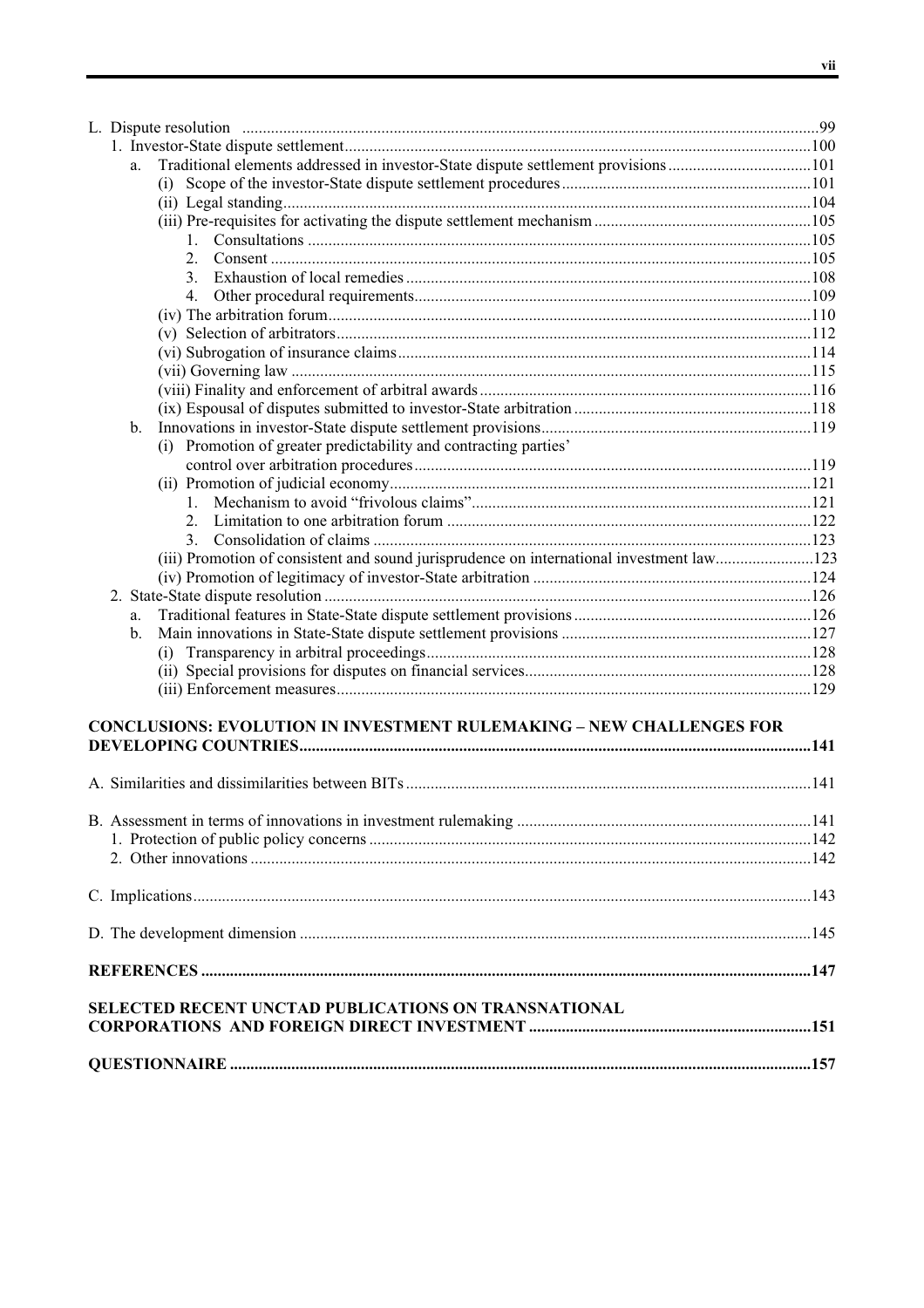L. Dispute resolution ..........99
- 1. Investor-State dispute settlement ..........100
  - a. Traditional elements addressed in investor-State dispute settlement provisions ..........101
    - (i) Scope of the investor-State dispute settlement procedures ..........101
    - (ii) Legal standing ..........104
    - (iii) Pre-requisites for activating the dispute settlement mechanism ..........105
      - 1. Consultations ..........105
      - 2. Consent ..........105
      - 3. Exhaustion of local remedies ..........108
      - 4. Other procedural requirements ..........109
    - (iv) The arbitration forum ..........110
    - (v) Selection of arbitrators ..........112
    - (vi) Subrogation of insurance claims ..........114
    - (vii) Governing law ..........115
    - (viii) Finality and enforcement of arbitral awards ..........116
    - (ix) Espousal of disputes submitted to investor-State arbitration ..........118
  - b. Innovations in investor-State dispute settlement provisions ..........119
    - (i) Promotion of greater predictability and contracting parties' control over arbitration procedures ..........119
    - (ii) Promotion of judicial economy ..........121
      - 1. Mechanism to avoid "frivolous claims" ..........121
      - 2. Limitation to one arbitration forum ..........122
      - 3. Consolidation of claims ..........123
    - (iii) Promotion of consistent and sound jurisprudence on international investment law ..........123
    - (iv) Promotion of legitimacy of investor-State arbitration ..........124
- 2. State-State dispute resolution ..........126
  - a. Traditional features in State-State dispute settlement provisions ..........126
  - b. Main innovations in State-State dispute settlement provisions ..........127
    - (i) Transparency in arbitral proceedings ..........128
    - (ii) Special provisions for disputes on financial services ..........128
    - (iii) Enforcement measures ..........129

**CONCLUSIONS: EVOLUTION IN INVESTMENT RULEMAKING – NEW CHALLENGES FOR DEVELOPING COUNTRIES ..........141**

A. Similarities and dissimilarities between BITs ..........141

B. Assessment in terms of innovations in investment rulemaking ..........141
- 1. Protection of public policy concerns ..........142
- 2. Other innovations ..........142

C. Implications ..........143

D. The development dimension ..........145

**REFERENCES ..........147**

**SELECTED RECENT UNCTAD PUBLICATIONS ON TRANSNATIONAL CORPORATIONS AND FOREIGN DIRECT INVESTMENT ..........151**

**QUESTIONNAIRE ..........157**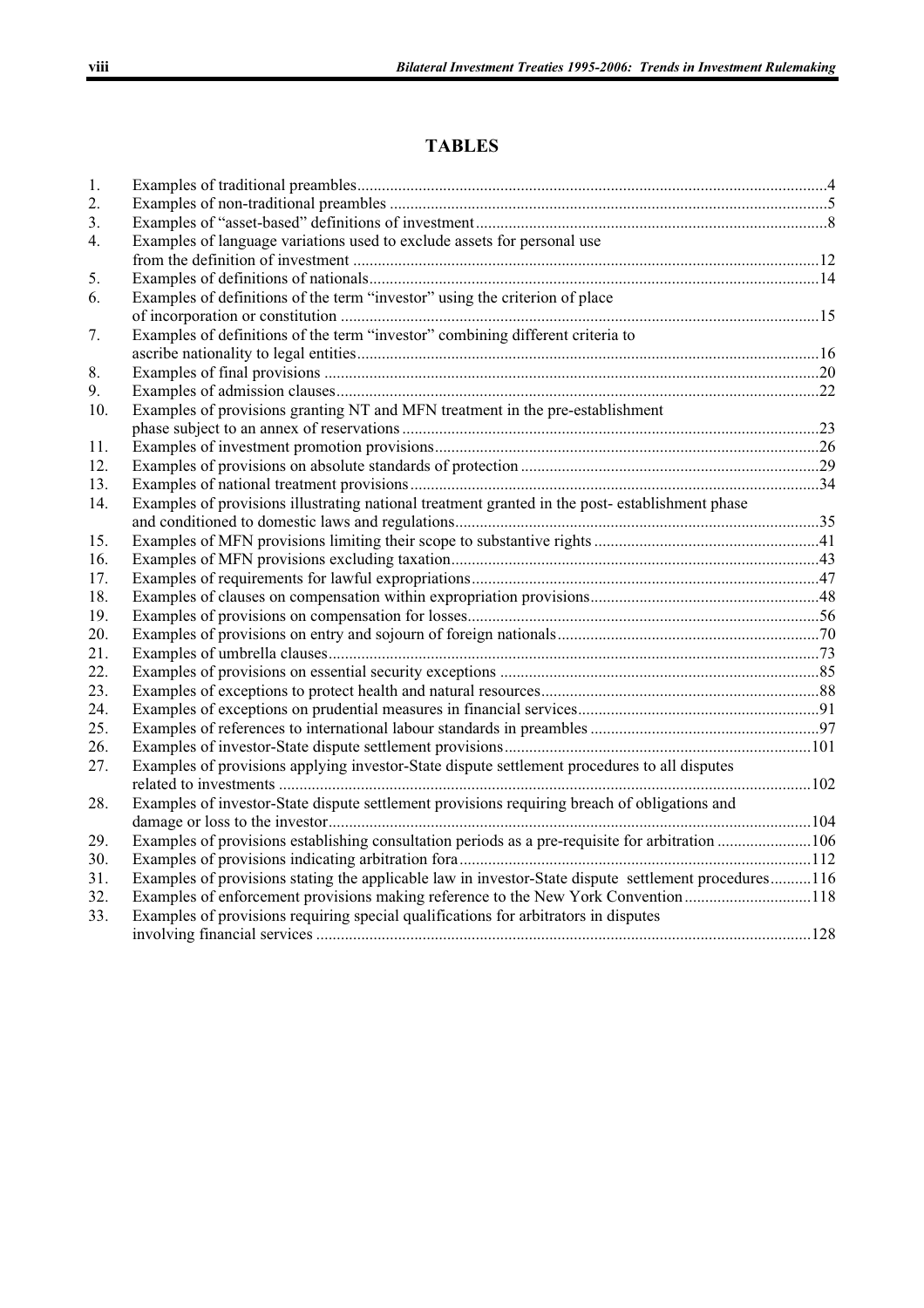# TABLES

| | | |
|---|---|---|
| 1. | Examples of traditional preambles | 4 |
| 2. | Examples of non-traditional preambles | 5 |
| 3. | Examples of "asset-based" definitions of investment | 8 |
| 4. | Examples of language variations used to exclude assets for personal use from the definition of investment | 12 |
| 5. | Examples of definitions of nationals | 14 |
| 6. | Examples of definitions of the term "investor" using the criterion of place of incorporation or constitution | 15 |
| 7. | Examples of definitions of the term "investor" combining different criteria to ascribe nationality to legal entities | 16 |
| 8. | Examples of final provisions | 20 |
| 9. | Examples of admission clauses | 22 |
| 10. | Examples of provisions granting NT and MFN treatment in the pre-establishment phase subject to an annex of reservations | 23 |
| 11. | Examples of investment promotion provisions | 26 |
| 12. | Examples of provisions on absolute standards of protection | 29 |
| 13. | Examples of national treatment provisions | 34 |
| 14. | Examples of provisions illustrating national treatment granted in the post- establishment phase and conditioned to domestic laws and regulations | 35 |
| 15. | Examples of MFN provisions limiting their scope to substantive rights | 41 |
| 16. | Examples of MFN provisions excluding taxation | 43 |
| 17. | Examples of requirements for lawful expropriations | 47 |
| 18. | Examples of clauses on compensation within expropriation provisions | 48 |
| 19. | Examples of provisions on compensation for losses | 56 |
| 20. | Examples of provisions on entry and sojourn of foreign nationals | 70 |
| 21. | Examples of umbrella clauses | 73 |
| 22. | Examples of provisions on essential security exceptions | 85 |
| 23. | Examples of exceptions to protect health and natural resources | 88 |
| 24. | Examples of exceptions on prudential measures in financial services | 91 |
| 25. | Examples of references to international labour standards in preambles | 97 |
| 26. | Examples of investor-State dispute settlement provisions | 101 |
| 27. | Examples of provisions applying investor-State dispute settlement procedures to all disputes related to investments | 102 |
| 28. | Examples of investor-State dispute settlement provisions requiring breach of obligations and damage or loss to the investor | 104 |
| 29. | Examples of provisions establishing consultation periods as a pre-requisite for arbitration | 106 |
| 30. | Examples of provisions indicating arbitration fora | 112 |
| 31. | Examples of provisions stating the applicable law in investor-State dispute settlement procedures | 116 |
| 32. | Examples of enforcement provisions making reference to the New York Convention | 118 |
| 33. | Examples of provisions requiring special qualifications for arbitrators in disputes involving financial services | 128 |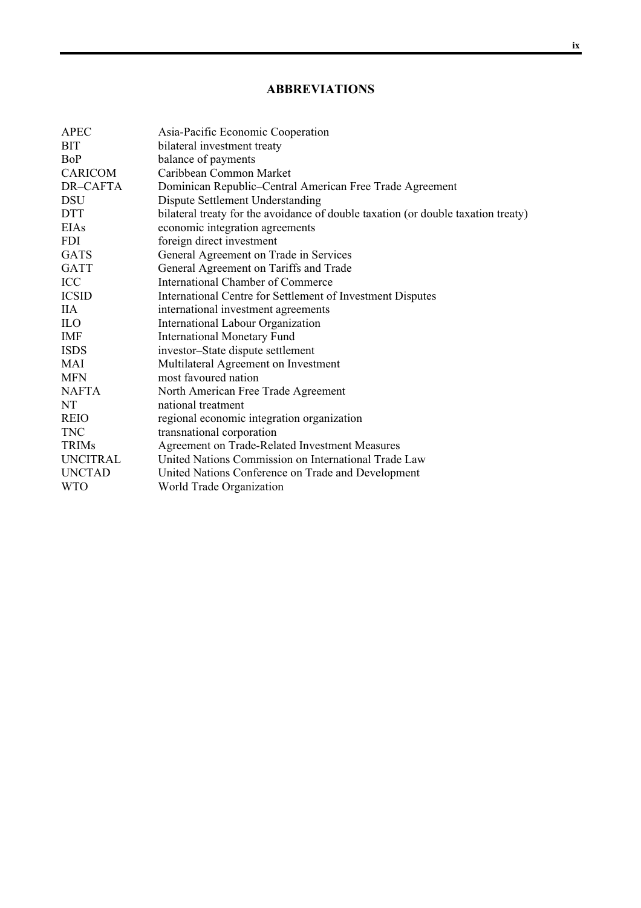## ABBREVIATIONS

| | |
|---|---|
| APEC | Asia-Pacific Economic Cooperation |
| BIT | bilateral investment treaty |
| BoP | balance of payments |
| CARICOM | Caribbean Common Market |
| DR–CAFTA | Dominican Republic–Central American Free Trade Agreement |
| DSU | Dispute Settlement Understanding |
| DTT | bilateral treaty for the avoidance of double taxation (or double taxation treaty) |
| EIAs | economic integration agreements |
| FDI | foreign direct investment |
| GATS | General Agreement on Trade in Services |
| GATT | General Agreement on Tariffs and Trade |
| ICC | International Chamber of Commerce |
| ICSID | International Centre for Settlement of Investment Disputes |
| IIA | international investment agreements |
| ILO | International Labour Organization |
| IMF | International Monetary Fund |
| ISDS | investor–State dispute settlement |
| MAI | Multilateral Agreement on Investment |
| MFN | most favoured nation |
| NAFTA | North American Free Trade Agreement |
| NT | national treatment |
| REIO | regional economic integration organization |
| TNC | transnational corporation |
| TRIMs | Agreement on Trade-Related Investment Measures |
| UNCITRAL | United Nations Commission on International Trade Law |
| UNCTAD | United Nations Conference on Trade and Development |
| WTO | World Trade Organization |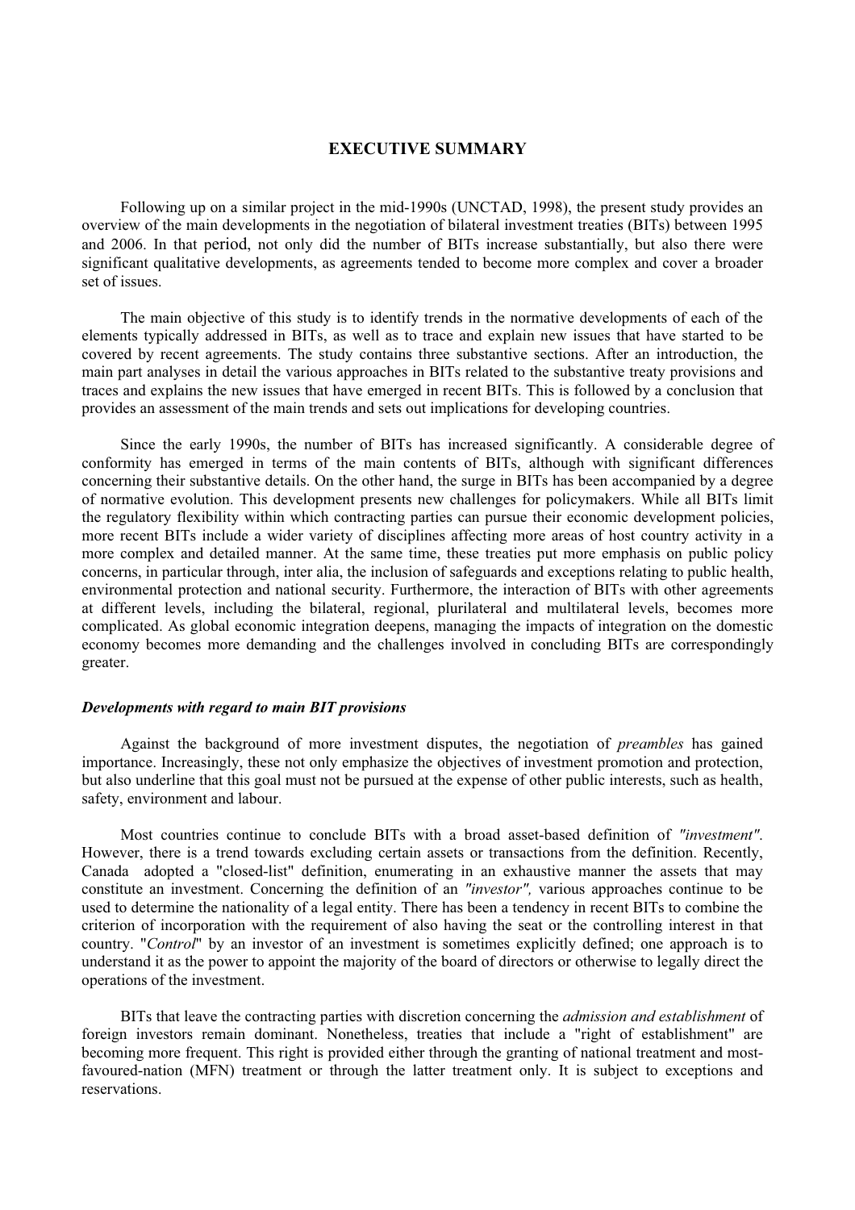## EXECUTIVE SUMMARY

Following up on a similar project in the mid-1990s (UNCTAD, 1998), the present study provides an overview of the main developments in the negotiation of bilateral investment treaties (BITs) between 1995 and 2006. In that period, not only did the number of BITs increase substantially, but also there were significant qualitative developments, as agreements tended to become more complex and cover a broader set of issues.

The main objective of this study is to identify trends in the normative developments of each of the elements typically addressed in BITs, as well as to trace and explain new issues that have started to be covered by recent agreements. The study contains three substantive sections. After an introduction, the main part analyses in detail the various approaches in BITs related to the substantive treaty provisions and traces and explains the new issues that have emerged in recent BITs. This is followed by a conclusion that provides an assessment of the main trends and sets out implications for developing countries.

Since the early 1990s, the number of BITs has increased significantly. A considerable degree of conformity has emerged in terms of the main contents of BITs, although with significant differences concerning their substantive details. On the other hand, the surge in BITs has been accompanied by a degree of normative evolution. This development presents new challenges for policymakers. While all BITs limit the regulatory flexibility within which contracting parties can pursue their economic development policies, more recent BITs include a wider variety of disciplines affecting more areas of host country activity in a more complex and detailed manner. At the same time, these treaties put more emphasis on public policy concerns, in particular through, inter alia, the inclusion of safeguards and exceptions relating to public health, environmental protection and national security. Furthermore, the interaction of BITs with other agreements at different levels, including the bilateral, regional, plurilateral and multilateral levels, becomes more complicated. As global economic integration deepens, managing the impacts of integration on the domestic economy becomes more demanding and the challenges involved in concluding BITs are correspondingly greater.

### *Developments with regard to main BIT provisions*

Against the background of more investment disputes, the negotiation of *preambles* has gained importance. Increasingly, these not only emphasize the objectives of investment promotion and protection, but also underline that this goal must not be pursued at the expense of other public interests, such as health, safety, environment and labour.

Most countries continue to conclude BITs with a broad asset-based definition of *"investment"*. However, there is a trend towards excluding certain assets or transactions from the definition. Recently, Canada adopted a "closed-list" definition, enumerating in an exhaustive manner the assets that may constitute an investment. Concerning the definition of an *"investor",* various approaches continue to be used to determine the nationality of a legal entity. There has been a tendency in recent BITs to combine the criterion of incorporation with the requirement of also having the seat or the controlling interest in that country. "*Control*" by an investor of an investment is sometimes explicitly defined; one approach is to understand it as the power to appoint the majority of the board of directors or otherwise to legally direct the operations of the investment.

BITs that leave the contracting parties with discretion concerning the *admission and establishment* of foreign investors remain dominant. Nonetheless, treaties that include a "right of establishment" are becoming more frequent. This right is provided either through the granting of national treatment and most-favoured-nation (MFN) treatment or through the latter treatment only. It is subject to exceptions and reservations.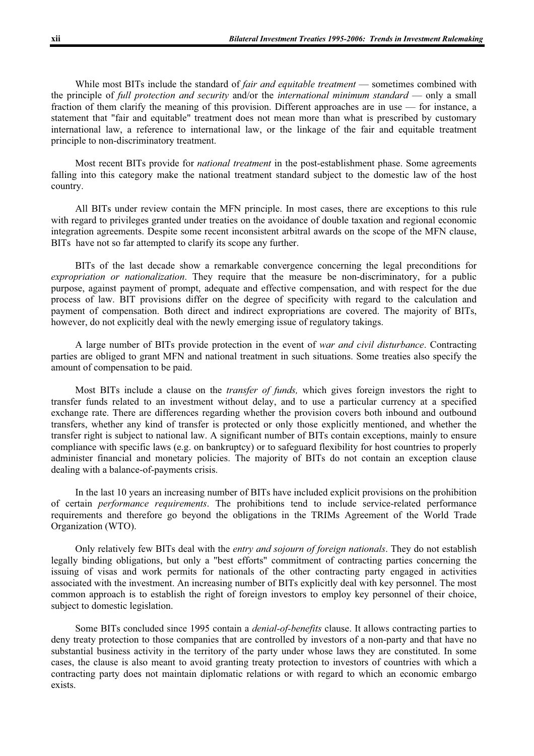While most BITs include the standard of *fair and equitable treatment* — sometimes combined with the principle of *full protection and security* and/or the *international minimum standard* — only a small fraction of them clarify the meaning of this provision. Different approaches are in use — for instance, a statement that "fair and equitable" treatment does not mean more than what is prescribed by customary international law, a reference to international law, or the linkage of the fair and equitable treatment principle to non-discriminatory treatment.

Most recent BITs provide for *national treatment* in the post-establishment phase. Some agreements falling into this category make the national treatment standard subject to the domestic law of the host country.

All BITs under review contain the MFN principle. In most cases, there are exceptions to this rule with regard to privileges granted under treaties on the avoidance of double taxation and regional economic integration agreements. Despite some recent inconsistent arbitral awards on the scope of the MFN clause, BITs have not so far attempted to clarify its scope any further.

BITs of the last decade show a remarkable convergence concerning the legal preconditions for *expropriation or nationalization*. They require that the measure be non-discriminatory, for a public purpose, against payment of prompt, adequate and effective compensation, and with respect for the due process of law. BIT provisions differ on the degree of specificity with regard to the calculation and payment of compensation. Both direct and indirect expropriations are covered. The majority of BITs, however, do not explicitly deal with the newly emerging issue of regulatory takings.

A large number of BITs provide protection in the event of *war and civil disturbance*. Contracting parties are obliged to grant MFN and national treatment in such situations. Some treaties also specify the amount of compensation to be paid.

Most BITs include a clause on the *transfer of funds,* which gives foreign investors the right to transfer funds related to an investment without delay, and to use a particular currency at a specified exchange rate. There are differences regarding whether the provision covers both inbound and outbound transfers, whether any kind of transfer is protected or only those explicitly mentioned, and whether the transfer right is subject to national law. A significant number of BITs contain exceptions, mainly to ensure compliance with specific laws (e.g. on bankruptcy) or to safeguard flexibility for host countries to properly administer financial and monetary policies. The majority of BITs do not contain an exception clause dealing with a balance-of-payments crisis.

In the last 10 years an increasing number of BITs have included explicit provisions on the prohibition of certain *performance requirements*. The prohibitions tend to include service-related performance requirements and therefore go beyond the obligations in the TRIMs Agreement of the World Trade Organization (WTO).

Only relatively few BITs deal with the *entry and sojourn of foreign nationals*. They do not establish legally binding obligations, but only a "best efforts" commitment of contracting parties concerning the issuing of visas and work permits for nationals of the other contracting party engaged in activities associated with the investment. An increasing number of BITs explicitly deal with key personnel. The most common approach is to establish the right of foreign investors to employ key personnel of their choice, subject to domestic legislation.

Some BITs concluded since 1995 contain a *denial-of-benefits* clause. It allows contracting parties to deny treaty protection to those companies that are controlled by investors of a non-party and that have no substantial business activity in the territory of the party under whose laws they are constituted. In some cases, the clause is also meant to avoid granting treaty protection to investors of countries with which a contracting party does not maintain diplomatic relations or with regard to which an economic embargo exists.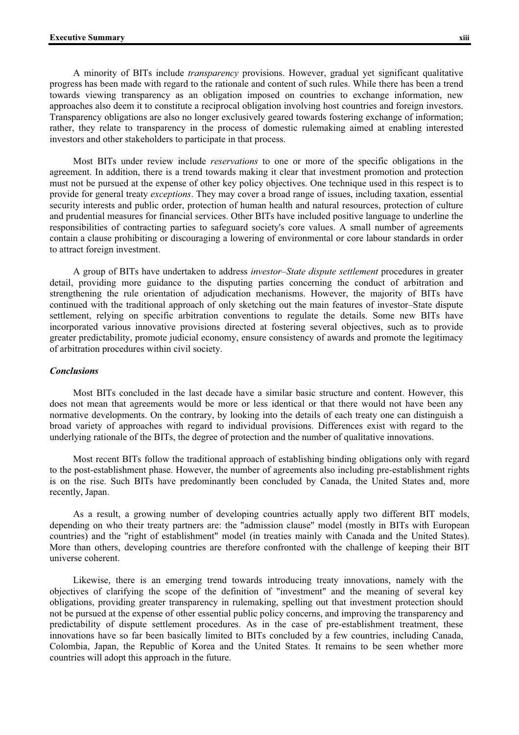A minority of BITs include *transparency* provisions. However, gradual yet significant qualitative progress has been made with regard to the rationale and content of such rules. While there has been a trend towards viewing transparency as an obligation imposed on countries to exchange information, new approaches also deem it to constitute a reciprocal obligation involving host countries and foreign investors. Transparency obligations are also no longer exclusively geared towards fostering exchange of information; rather, they relate to transparency in the process of domestic rulemaking aimed at enabling interested investors and other stakeholders to participate in that process.

Most BITs under review include *reservations* to one or more of the specific obligations in the agreement. In addition, there is a trend towards making it clear that investment promotion and protection must not be pursued at the expense of other key policy objectives. One technique used in this respect is to provide for general treaty *exceptions*. They may cover a broad range of issues, including taxation, essential security interests and public order, protection of human health and natural resources, protection of culture and prudential measures for financial services. Other BITs have included positive language to underline the responsibilities of contracting parties to safeguard society's core values. A small number of agreements contain a clause prohibiting or discouraging a lowering of environmental or core labour standards in order to attract foreign investment.

A group of BITs have undertaken to address *investor–State dispute settlement* procedures in greater detail, providing more guidance to the disputing parties concerning the conduct of arbitration and strengthening the rule orientation of adjudication mechanisms. However, the majority of BITs have continued with the traditional approach of only sketching out the main features of investor–State dispute settlement, relying on specific arbitration conventions to regulate the details. Some new BITs have incorporated various innovative provisions directed at fostering several objectives, such as to provide greater predictability, promote judicial economy, ensure consistency of awards and promote the legitimacy of arbitration procedures within civil society.

### *Conclusions*

Most BITs concluded in the last decade have a similar basic structure and content. However, this does not mean that agreements would be more or less identical or that there would not have been any normative developments. On the contrary, by looking into the details of each treaty one can distinguish a broad variety of approaches with regard to individual provisions. Differences exist with regard to the underlying rationale of the BITs, the degree of protection and the number of qualitative innovations.

Most recent BITs follow the traditional approach of establishing binding obligations only with regard to the post-establishment phase. However, the number of agreements also including pre-establishment rights is on the rise. Such BITs have predominantly been concluded by Canada, the United States and, more recently, Japan.

As a result, a growing number of developing countries actually apply two different BIT models, depending on who their treaty partners are: the "admission clause" model (mostly in BITs with European countries) and the "right of establishment" model (in treaties mainly with Canada and the United States). More than others, developing countries are therefore confronted with the challenge of keeping their BIT universe coherent.

Likewise, there is an emerging trend towards introducing treaty innovations, namely with the objectives of clarifying the scope of the definition of "investment" and the meaning of several key obligations, providing greater transparency in rulemaking, spelling out that investment protection should not be pursued at the expense of other essential public policy concerns, and improving the transparency and predictability of dispute settlement procedures. As in the case of pre-establishment treatment, these innovations have so far been basically limited to BITs concluded by a few countries, including Canada, Colombia, Japan, the Republic of Korea and the United States. It remains to be seen whether more countries will adopt this approach in the future.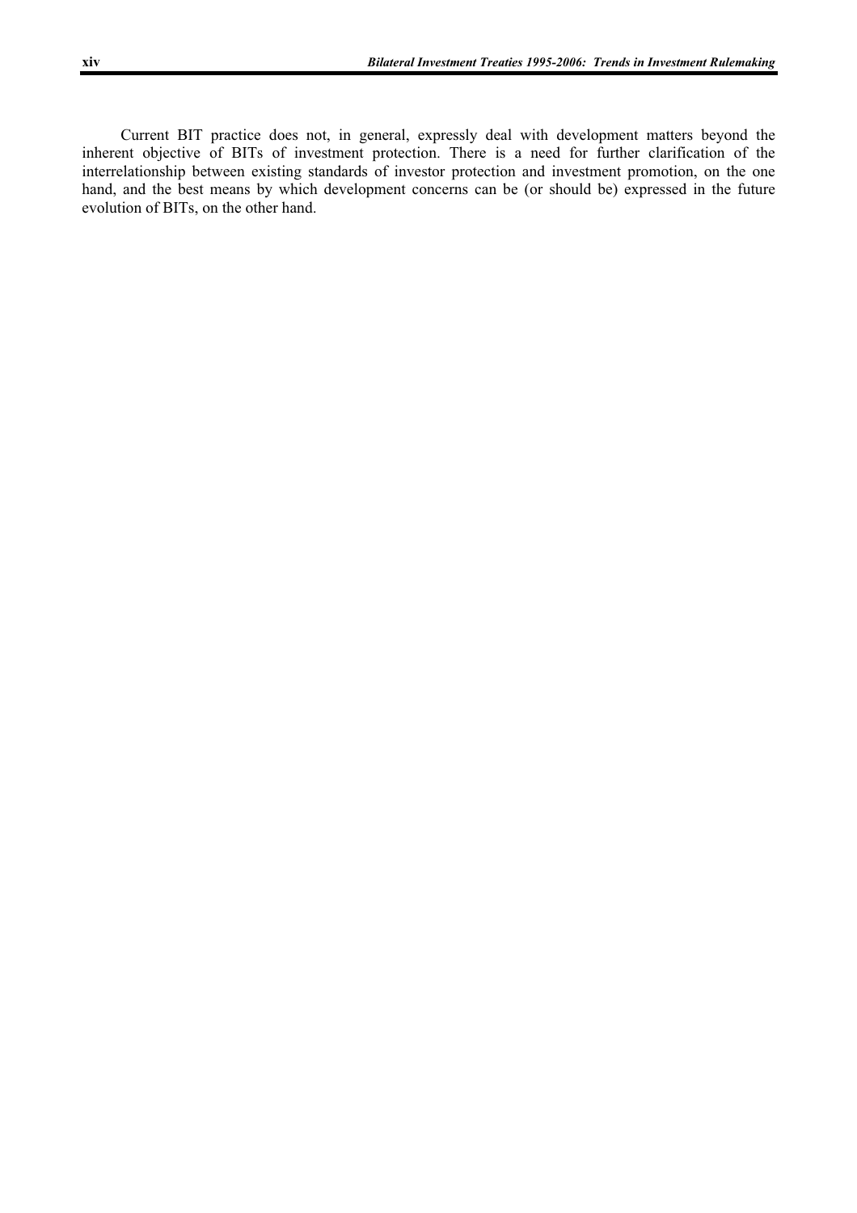Current BIT practice does not, in general, expressly deal with development matters beyond the inherent objective of BITs of investment protection. There is a need for further clarification of the interrelationship between existing standards of investor protection and investment promotion, on the one hand, and the best means by which development concerns can be (or should be) expressed in the future evolution of BITs, on the other hand.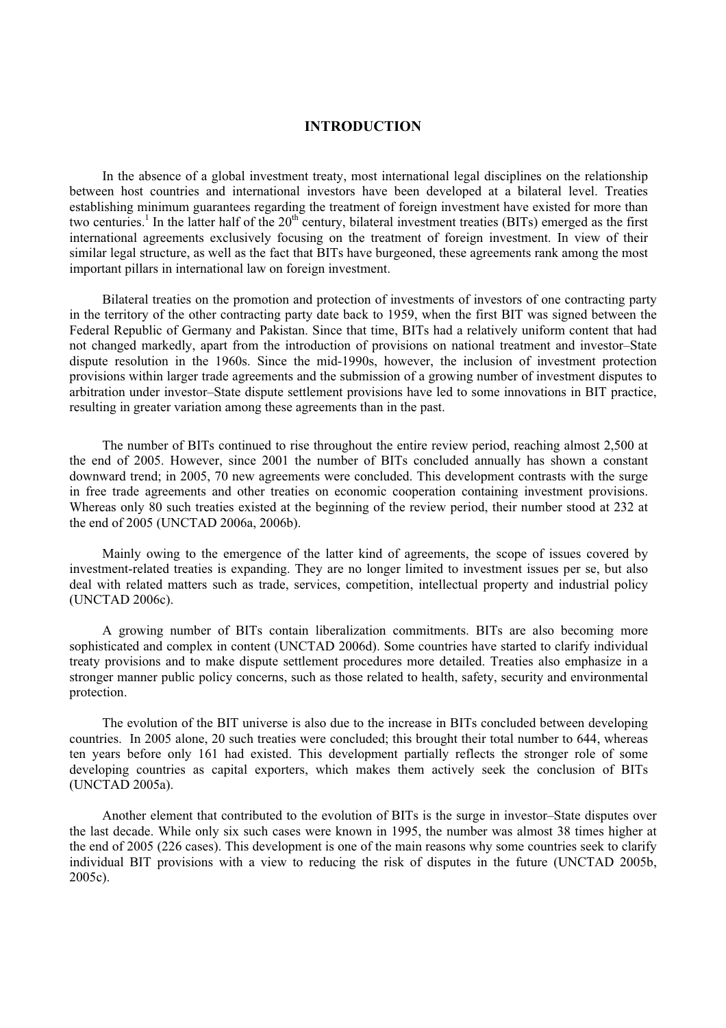# INTRODUCTION

In the absence of a global investment treaty, most international legal disciplines on the relationship between host countries and international investors have been developed at a bilateral level. Treaties establishing minimum guarantees regarding the treatment of foreign investment have existed for more than two centuries.[1] In the latter half of the 20th century, bilateral investment treaties (BITs) emerged as the first international agreements exclusively focusing on the treatment of foreign investment. In view of their similar legal structure, as well as the fact that BITs have burgeoned, these agreements rank among the most important pillars in international law on foreign investment.

Bilateral treaties on the promotion and protection of investments of investors of one contracting party in the territory of the other contracting party date back to 1959, when the first BIT was signed between the Federal Republic of Germany and Pakistan. Since that time, BITs had a relatively uniform content that had not changed markedly, apart from the introduction of provisions on national treatment and investor–State dispute resolution in the 1960s. Since the mid-1990s, however, the inclusion of investment protection provisions within larger trade agreements and the submission of a growing number of investment disputes to arbitration under investor–State dispute settlement provisions have led to some innovations in BIT practice, resulting in greater variation among these agreements than in the past.

The number of BITs continued to rise throughout the entire review period, reaching almost 2,500 at the end of 2005. However, since 2001 the number of BITs concluded annually has shown a constant downward trend; in 2005, 70 new agreements were concluded. This development contrasts with the surge in free trade agreements and other treaties on economic cooperation containing investment provisions. Whereas only 80 such treaties existed at the beginning of the review period, their number stood at 232 at the end of 2005 (UNCTAD 2006a, 2006b).

Mainly owing to the emergence of the latter kind of agreements, the scope of issues covered by investment-related treaties is expanding. They are no longer limited to investment issues per se, but also deal with related matters such as trade, services, competition, intellectual property and industrial policy (UNCTAD 2006c).

A growing number of BITs contain liberalization commitments. BITs are also becoming more sophisticated and complex in content (UNCTAD 2006d). Some countries have started to clarify individual treaty provisions and to make dispute settlement procedures more detailed. Treaties also emphasize in a stronger manner public policy concerns, such as those related to health, safety, security and environmental protection.

The evolution of the BIT universe is also due to the increase in BITs concluded between developing countries. In 2005 alone, 20 such treaties were concluded; this brought their total number to 644, whereas ten years before only 161 had existed. This development partially reflects the stronger role of some developing countries as capital exporters, which makes them actively seek the conclusion of BITs (UNCTAD 2005a).

Another element that contributed to the evolution of BITs is the surge in investor–State disputes over the last decade. While only six such cases were known in 1995, the number was almost 38 times higher at the end of 2005 (226 cases). This development is one of the main reasons why some countries seek to clarify individual BIT provisions with a view to reducing the risk of disputes in the future (UNCTAD 2005b, 2005c).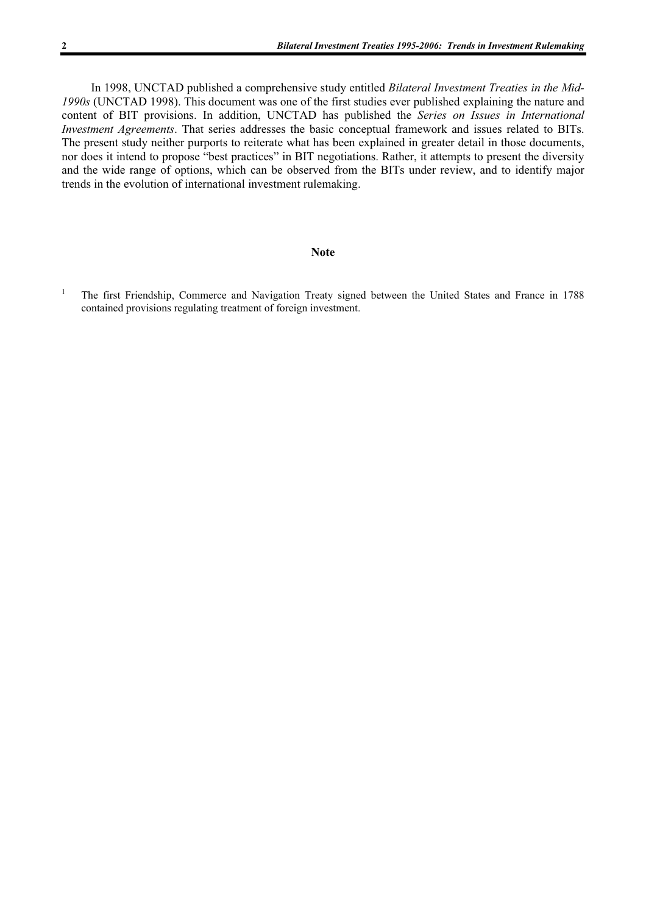In 1998, UNCTAD published a comprehensive study entitled *Bilateral Investment Treaties in the Mid-1990s* (UNCTAD 1998). This document was one of the first studies ever published explaining the nature and content of BIT provisions. In addition, UNCTAD has published the *Series on Issues in International Investment Agreements*. That series addresses the basic conceptual framework and issues related to BITs. The present study neither purports to reiterate what has been explained in greater detail in those documents, nor does it intend to propose "best practices" in BIT negotiations. Rather, it attempts to present the diversity and the wide range of options, which can be observed from the BITs under review, and to identify major trends in the evolution of international investment rulemaking.

**Note**

[1] The first Friendship, Commerce and Navigation Treaty signed between the United States and France in 1788 contained provisions regulating treatment of foreign investment.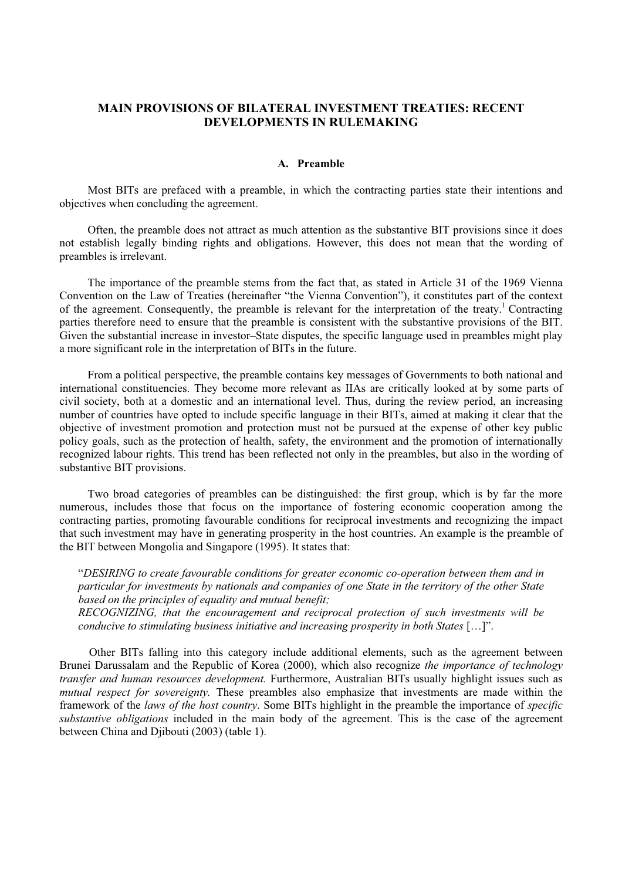# MAIN PROVISIONS OF BILATERAL INVESTMENT TREATIES: RECENT DEVELOPMENTS IN RULEMAKING

## A. Preamble

Most BITs are prefaced with a preamble, in which the contracting parties state their intentions and objectives when concluding the agreement.

Often, the preamble does not attract as much attention as the substantive BIT provisions since it does not establish legally binding rights and obligations. However, this does not mean that the wording of preambles is irrelevant.

The importance of the preamble stems from the fact that, as stated in Article 31 of the 1969 Vienna Convention on the Law of Treaties (hereinafter "the Vienna Convention"), it constitutes part of the context of the agreement. Consequently, the preamble is relevant for the interpretation of the treaty.[1] Contracting parties therefore need to ensure that the preamble is consistent with the substantive provisions of the BIT. Given the substantial increase in investor–State disputes, the specific language used in preambles might play a more significant role in the interpretation of BITs in the future.

From a political perspective, the preamble contains key messages of Governments to both national and international constituencies. They become more relevant as IIAs are critically looked at by some parts of civil society, both at a domestic and an international level. Thus, during the review period, an increasing number of countries have opted to include specific language in their BITs, aimed at making it clear that the objective of investment promotion and protection must not be pursued at the expense of other key public policy goals, such as the protection of health, safety, the environment and the promotion of internationally recognized labour rights. This trend has been reflected not only in the preambles, but also in the wording of substantive BIT provisions.

Two broad categories of preambles can be distinguished: the first group, which is by far the more numerous, includes those that focus on the importance of fostering economic cooperation among the contracting parties, promoting favourable conditions for reciprocal investments and recognizing the impact that such investment may have in generating prosperity in the host countries. An example is the preamble of the BIT between Mongolia and Singapore (1995). It states that:

> "*DESIRING to create favourable conditions for greater economic co-operation between them and in particular for investments by nationals and companies of one State in the territory of the other State based on the principles of equality and mutual benefit;*
> *RECOGNIZING, that the encouragement and reciprocal protection of such investments will be conducive to stimulating business initiative and increasing prosperity in both States* […]".

Other BITs falling into this category include additional elements, such as the agreement between Brunei Darussalam and the Republic of Korea (2000), which also recognize *the importance of technology transfer and human resources development.* Furthermore, Australian BITs usually highlight issues such as *mutual respect for sovereignty.* These preambles also emphasize that investments are made within the framework of the *laws of the host country*. Some BITs highlight in the preamble the importance of *specific substantive obligations* included in the main body of the agreement. This is the case of the agreement between China and Djibouti (2003) (table 1).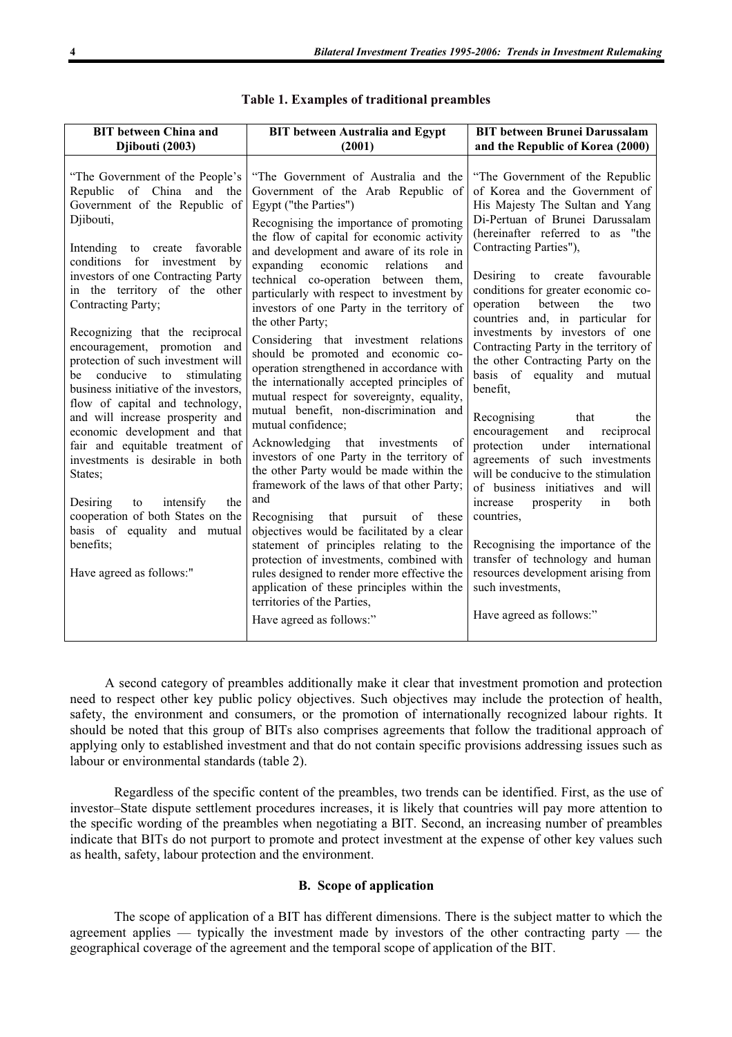**Table 1. Examples of traditional preambles**

| BIT between China and Djibouti (2003) | BIT between Australia and Egypt (2001) | BIT between Brunei Darussalam and the Republic of Korea (2000) |
|---|---|---|
| "The Government of the People's Republic of China and the Government of the Republic of Djibouti,<br><br>Intending to create favorable conditions for investment by investors of one Contracting Party in the territory of the other Contracting Party;<br><br>Recognizing that the reciprocal encouragement, promotion and protection of such investment will be conducive to stimulating business initiative of the investors, flow of capital and technology, and will increase prosperity and economic development and that fair and equitable treatment of investments is desirable in both States;<br><br>Desiring to intensify the cooperation of both States on the basis of equality and mutual benefits;<br><br>Have agreed as follows:" | "The Government of Australia and the Government of the Arab Republic of Egypt ("the Parties")<br><br>Recognising the importance of promoting the flow of capital for economic activity and development and aware of its role in expanding economic relations and technical co-operation between them, particularly with respect to investment by investors of one Party in the territory of the other Party;<br><br>Considering that investment relations should be promoted and economic co-operation strengthened in accordance with the internationally accepted principles of mutual respect for sovereignty, equality, mutual benefit, non-discrimination and mutual confidence;<br><br>Acknowledging that investments of investors of one Party in the territory of the other Party would be made within the framework of the laws of that other Party; and<br><br>Recognising that pursuit of these objectives would be facilitated by a clear statement of principles relating to the protection of investments, combined with rules designed to render more effective the application of these principles within the territories of the Parties,<br><br>Have agreed as follows:" | "The Government of the Republic of Korea and the Government of His Majesty The Sultan and Yang Di-Pertuan of Brunei Darussalam (hereinafter referred to as "the Contracting Parties"),<br><br>Desiring to create favourable conditions for greater economic co-operation between the two countries and, in particular for investments by investors of one Contracting Party in the territory of the other Contracting Party on the basis of equality and mutual benefit,<br><br>Recognising that the encouragement and reciprocal protection under international agreements of such investments will be conducive to the stimulation of business initiatives and will increase prosperity in both countries,<br><br>Recognising the importance of the transfer of technology and human resources development arising from such investments,<br><br>Have agreed as follows:" |

A second category of preambles additionally make it clear that investment promotion and protection need to respect other key public policy objectives. Such objectives may include the protection of health, safety, the environment and consumers, or the promotion of internationally recognized labour rights. It should be noted that this group of BITs also comprises agreements that follow the traditional approach of applying only to established investment and that do not contain specific provisions addressing issues such as labour or environmental standards (table 2).

Regardless of the specific content of the preambles, two trends can be identified. First, as the use of investor–State dispute settlement procedures increases, it is likely that countries will pay more attention to the specific wording of the preambles when negotiating a BIT. Second, an increasing number of preambles indicate that BITs do not purport to promote and protect investment at the expense of other key values such as health, safety, labour protection and the environment.

### B. Scope of application

The scope of application of a BIT has different dimensions. There is the subject matter to which the agreement applies — typically the investment made by investors of the other contracting party — the geographical coverage of the agreement and the temporal scope of application of the BIT.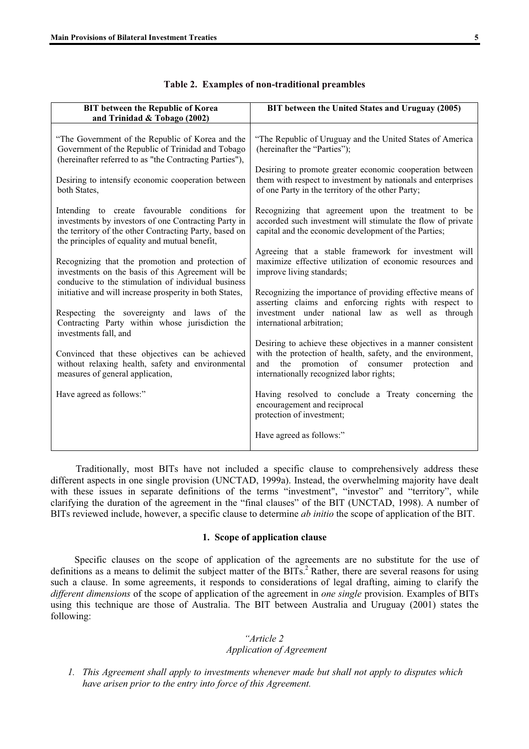**Table 2. Examples of non-traditional preambles**

| BIT between the Republic of Korea and Trinidad & Tobago (2002) | BIT between the United States and Uruguay (2005) |
|---|---|
| "The Government of the Republic of Korea and the Government of the Republic of Trinidad and Tobago (hereinafter referred to as "the Contracting Parties"),<br><br>Desiring to intensify economic cooperation between both States,<br><br>Intending to create favourable conditions for investments by investors of one Contracting Party in the territory of the other Contracting Party, based on the principles of equality and mutual benefit,<br><br>Recognizing that the promotion and protection of investments on the basis of this Agreement will be conducive to the stimulation of individual business initiative and will increase prosperity in both States,<br><br>Respecting the sovereignty and laws of the Contracting Party within whose jurisdiction the investments fall, and<br><br>Convinced that these objectives can be achieved without relaxing health, safety and environmental measures of general application,<br><br>Have agreed as follows:" | "The Republic of Uruguay and the United States of America (hereinafter the "Parties");<br><br>Desiring to promote greater economic cooperation between them with respect to investment by nationals and enterprises of one Party in the territory of the other Party;<br><br>Recognizing that agreement upon the treatment to be accorded such investment will stimulate the flow of private capital and the economic development of the Parties;<br><br>Agreeing that a stable framework for investment will maximize effective utilization of economic resources and improve living standards;<br><br>Recognizing the importance of providing effective means of asserting claims and enforcing rights with respect to investment under national law as well as through international arbitration;<br><br>Desiring to achieve these objectives in a manner consistent with the protection of health, safety, and the environment, and the promotion of consumer protection and internationally recognized labor rights;<br><br>Having resolved to conclude a Treaty concerning the encouragement and reciprocal protection of investment;<br><br>Have agreed as follows:" |

Traditionally, most BITs have not included a specific clause to comprehensively address these different aspects in one single provision (UNCTAD, 1999a). Instead, the overwhelming majority have dealt with these issues in separate definitions of the terms "investment", "investor" and "territory", while clarifying the duration of the agreement in the "final clauses" of the BIT (UNCTAD, 1998). A number of BITs reviewed include, however, a specific clause to determine *ab initio* the scope of application of the BIT.

### 1. Scope of application clause

Specific clauses on the scope of application of the agreements are no substitute for the use of definitions as a means to delimit the subject matter of the BITs.[2] Rather, there are several reasons for using such a clause. In some agreements, it responds to considerations of legal drafting, aiming to clarify the *different dimensions* of the scope of application of the agreement in *one single* provision. Examples of BITs using this technique are those of Australia. The BIT between Australia and Uruguay (2001) states the following:

*"Article 2*
*Application of Agreement*

1. *This Agreement shall apply to investments whenever made but shall not apply to disputes which have arisen prior to the entry into force of this Agreement.*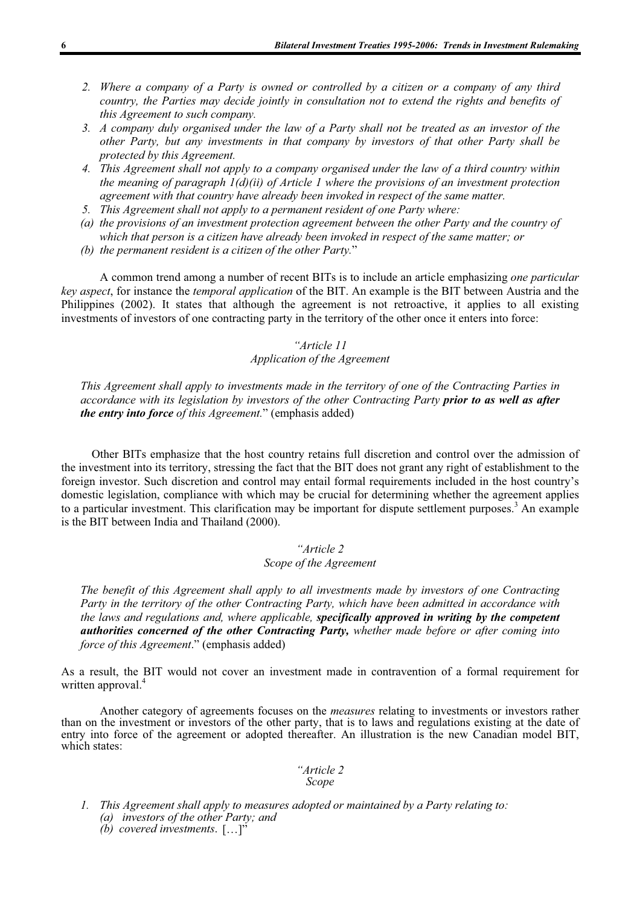*2. Where a company of a Party is owned or controlled by a citizen or a company of any third country, the Parties may decide jointly in consultation not to extend the rights and benefits of this Agreement to such company.*

*3. A company duly organised under the law of a Party shall not be treated as an investor of the other Party, but any investments in that company by investors of that other Party shall be protected by this Agreement.*

*4. This Agreement shall not apply to a company organised under the law of a third country within the meaning of paragraph 1(d)(ii) of Article 1 where the provisions of an investment protection agreement with that country have already been invoked in respect of the same matter.*

*5. This Agreement shall not apply to a permanent resident of one Party where:*

*(a) the provisions of an investment protection agreement between the other Party and the country of which that person is a citizen have already been invoked in respect of the same matter; or*

*(b) the permanent resident is a citizen of the other Party.*"

A common trend among a number of recent BITs is to include an article emphasizing *one particular key aspect*, for instance the *temporal application* of the BIT. An example is the BIT between Austria and the Philippines (2002). It states that although the agreement is not retroactive, it applies to all existing investments of investors of one contracting party in the territory of the other once it enters into force:

*"Article 11*
*Application of the Agreement*

*This Agreement shall apply to investments made in the territory of one of the Contracting Parties in accordance with its legislation by investors of the other Contracting Party* ***prior to as well as after the entry into force*** *of this Agreement.*" (emphasis added)

Other BITs emphasize that the host country retains full discretion and control over the admission of the investment into its territory, stressing the fact that the BIT does not grant any right of establishment to the foreign investor. Such discretion and control may entail formal requirements included in the host country's domestic legislation, compliance with which may be crucial for determining whether the agreement applies to a particular investment. This clarification may be important for dispute settlement purposes.[3] An example is the BIT between India and Thailand (2000).

*"Article 2*
*Scope of the Agreement*

*The benefit of this Agreement shall apply to all investments made by investors of one Contracting Party in the territory of the other Contracting Party, which have been admitted in accordance with the laws and regulations and, where applicable,* ***specifically approved in writing by the competent authorities concerned of the other Contracting Party,*** *whether made before or after coming into force of this Agreement*." (emphasis added)

As a result, the BIT would not cover an investment made in contravention of a formal requirement for written approval.[4]

Another category of agreements focuses on the *measures* relating to investments or investors rather than on the investment or investors of the other party, that is to laws and regulations existing at the date of entry into force of the agreement or adopted thereafter. An illustration is the new Canadian model BIT, which states:

*"Article 2*
*Scope*

*1. This Agreement shall apply to measures adopted or maintained by a Party relating to:*
*(a) investors of the other Party; and*
*(b) covered investments*. […]"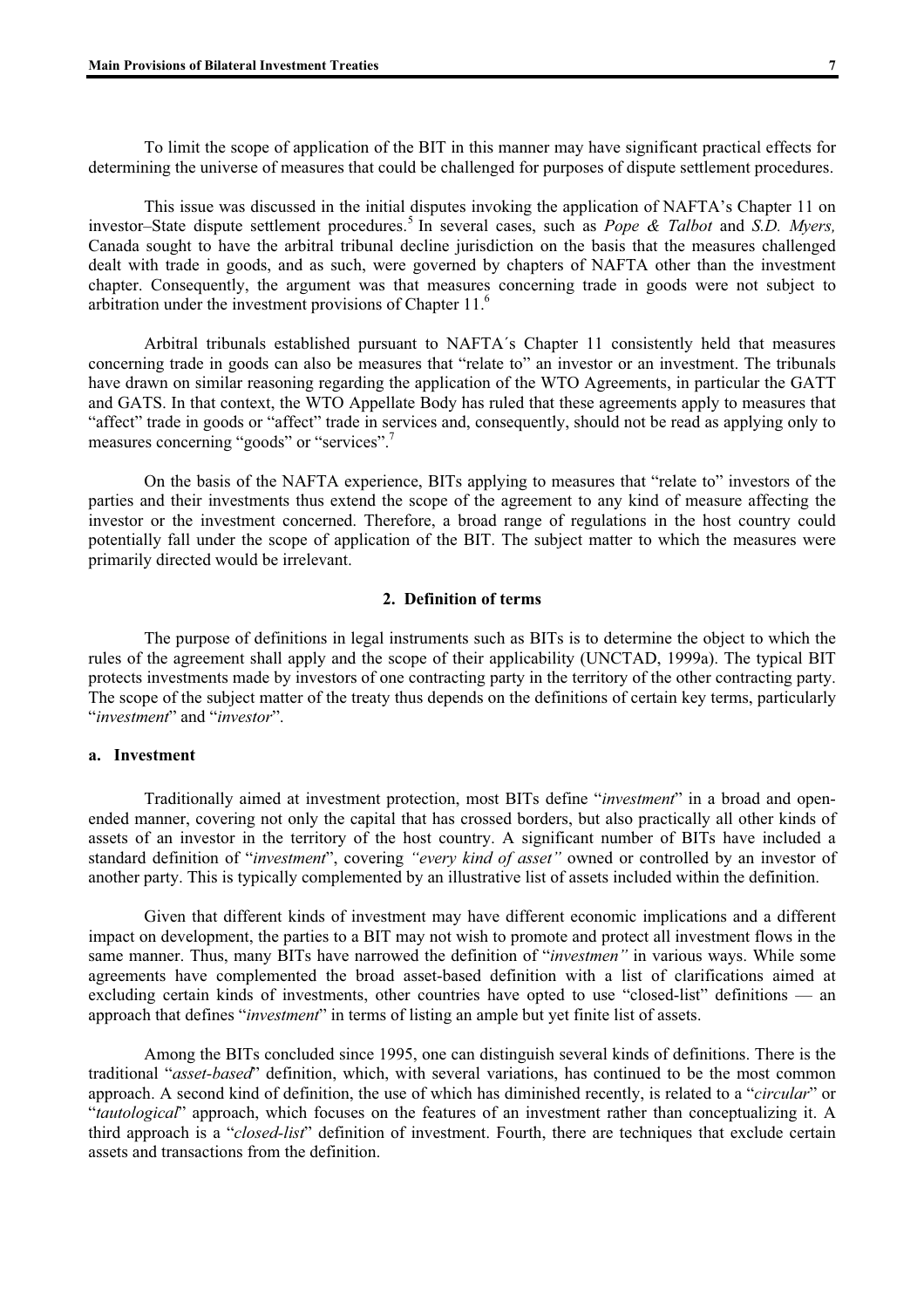To limit the scope of application of the BIT in this manner may have significant practical effects for determining the universe of measures that could be challenged for purposes of dispute settlement procedures.

This issue was discussed in the initial disputes invoking the application of NAFTA's Chapter 11 on investor–State dispute settlement procedures.[5] In several cases, such as *Pope & Talbot* and *S.D. Myers,* Canada sought to have the arbitral tribunal decline jurisdiction on the basis that the measures challenged dealt with trade in goods, and as such, were governed by chapters of NAFTA other than the investment chapter. Consequently, the argument was that measures concerning trade in goods were not subject to arbitration under the investment provisions of Chapter 11.[6]

Arbitral tribunals established pursuant to NAFTA´s Chapter 11 consistently held that measures concerning trade in goods can also be measures that "relate to" an investor or an investment. The tribunals have drawn on similar reasoning regarding the application of the WTO Agreements, in particular the GATT and GATS. In that context, the WTO Appellate Body has ruled that these agreements apply to measures that "affect" trade in goods or "affect" trade in services and, consequently, should not be read as applying only to measures concerning "goods" or "services".[7]

On the basis of the NAFTA experience, BITs applying to measures that "relate to" investors of the parties and their investments thus extend the scope of the agreement to any kind of measure affecting the investor or the investment concerned. Therefore, a broad range of regulations in the host country could potentially fall under the scope of application of the BIT. The subject matter to which the measures were primarily directed would be irrelevant.

## 2. Definition of terms

The purpose of definitions in legal instruments such as BITs is to determine the object to which the rules of the agreement shall apply and the scope of their applicability (UNCTAD, 1999a). The typical BIT protects investments made by investors of one contracting party in the territory of the other contracting party. The scope of the subject matter of the treaty thus depends on the definitions of certain key terms, particularly "*investment*" and "*investor*".

### a. Investment

Traditionally aimed at investment protection, most BITs define "*investment*" in a broad and open-ended manner, covering not only the capital that has crossed borders, but also practically all other kinds of assets of an investor in the territory of the host country. A significant number of BITs have included a standard definition of "*investment*", covering *"every kind of asset"* owned or controlled by an investor of another party. This is typically complemented by an illustrative list of assets included within the definition.

Given that different kinds of investment may have different economic implications and a different impact on development, the parties to a BIT may not wish to promote and protect all investment flows in the same manner. Thus, many BITs have narrowed the definition of "*investmen"* in various ways. While some agreements have complemented the broad asset-based definition with a list of clarifications aimed at excluding certain kinds of investments, other countries have opted to use "closed-list" definitions — an approach that defines "*investment*" in terms of listing an ample but yet finite list of assets.

Among the BITs concluded since 1995, one can distinguish several kinds of definitions. There is the traditional "*asset-based*" definition, which, with several variations, has continued to be the most common approach. A second kind of definition, the use of which has diminished recently, is related to a "*circular*" or "*tautological*" approach, which focuses on the features of an investment rather than conceptualizing it. A third approach is a "*closed-list*" definition of investment. Fourth, there are techniques that exclude certain assets and transactions from the definition.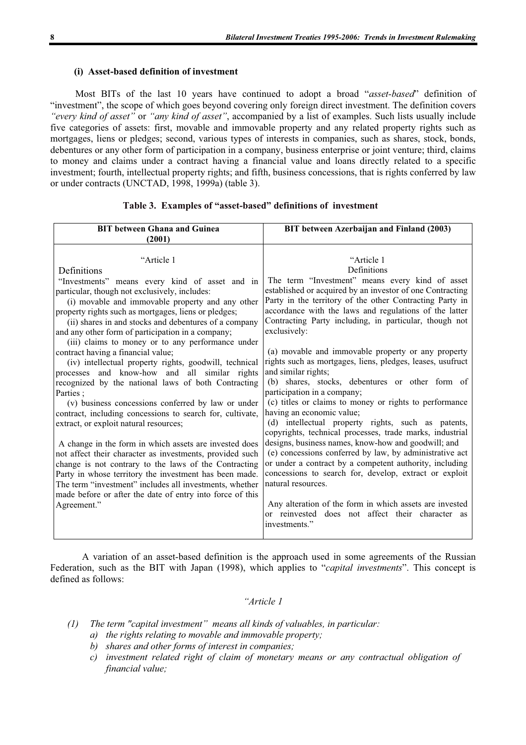#### (i) Asset-based definition of investment

Most BITs of the last 10 years have continued to adopt a broad "*asset-based*" definition of "investment", the scope of which goes beyond covering only foreign direct investment. The definition covers *"every kind of asset"* or *"any kind of asset"*, accompanied by a list of examples. Such lists usually include five categories of assets: first, movable and immovable property and any related property rights such as mortgages, liens or pledges; second, various types of interests in companies, such as shares, stock, bonds, debentures or any other form of participation in a company, business enterprise or joint venture; third, claims to money and claims under a contract having a financial value and loans directly related to a specific investment; fourth, intellectual property rights; and fifth, business concessions, that is rights conferred by law or under contracts (UNCTAD, 1998, 1999a) (table 3).

**Table 3. Examples of "asset-based" definitions of investment**

| BIT between Ghana and Guinea (2001) | BIT between Azerbaijan and Finland (2003) |
|---|---|
| "Article 1<br>Definitions<br>"Investments" means every kind of asset and in particular, though not exclusively, includes:<br>(i) movable and immovable property and any other property rights such as mortgages, liens or pledges;<br>(ii) shares in and stocks and debentures of a company and any other form of participation in a company;<br>(iii) claims to money or to any performance under contract having a financial value;<br>(iv) intellectual property rights, goodwill, technical processes and know-how and all similar rights recognized by the national laws of both Contracting Parties ;<br>(v) business concessions conferred by law or under contract, including concessions to search for, cultivate, extract, or exploit natural resources;<br><br>A change in the form in which assets are invested does not affect their character as investments, provided such change is not contrary to the laws of the Contracting Party in whose territory the investment has been made. The term "investment" includes all investments, whether made before or after the date of entry into force of this Agreement." | "Article 1<br>Definitions<br>The term "Investment" means every kind of asset established or acquired by an investor of one Contracting Party in the territory of the other Contracting Party in accordance with the laws and regulations of the latter Contracting Party including, in particular, though not exclusively:<br><br>(a) movable and immovable property or any property rights such as mortgages, liens, pledges, leases, usufruct and similar rights;<br>(b) shares, stocks, debentures or other form of participation in a company;<br>(c) titles or claims to money or rights to performance having an economic value;<br>(d) intellectual property rights, such as patents, copyrights, technical processes, trade marks, industrial designs, business names, know-how and goodwill; and<br>(e) concessions conferred by law, by administrative act or under a contract by a competent authority, including concessions to search for, develop, extract or exploit natural resources.<br><br>Any alteration of the form in which assets are invested or reinvested does not affect their character as investments." |

A variation of an asset-based definition is the approach used in some agreements of the Russian Federation, such as the BIT with Japan (1998), which applies to "*capital investments*". This concept is defined as follows:

*"Article 1*

*(1) The term "capital investment" means all kinds of valuables, in particular:*
  - *a) the rights relating to movable and immovable property;*
  - *b) shares and other forms of interest in companies;*
  - *c) investment related right of claim of monetary means or any contractual obligation of financial value;*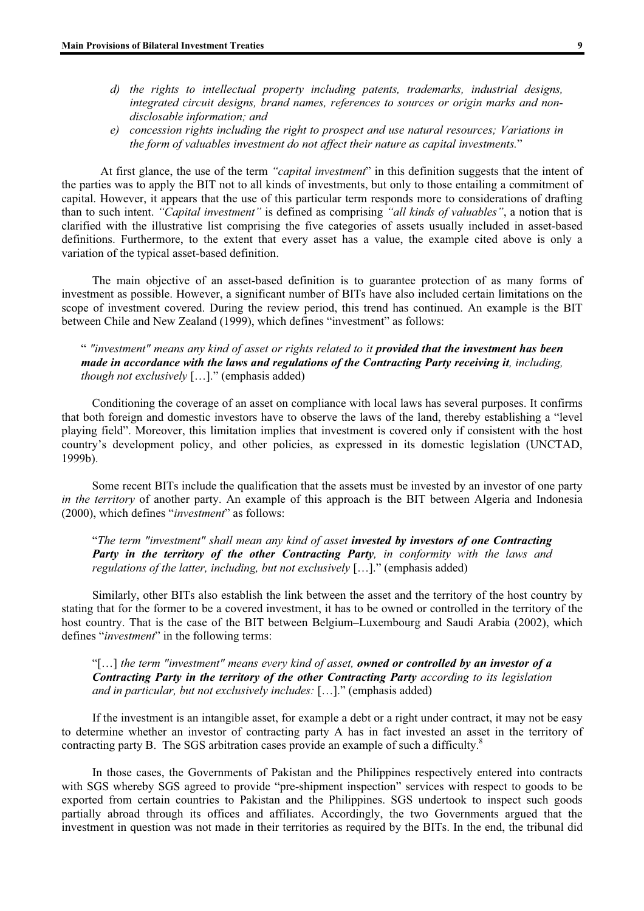*d) the rights to intellectual property including patents, trademarks, industrial designs, integrated circuit designs, brand names, references to sources or origin marks and non-disclosable information; and*

*e) concession rights including the right to prospect and use natural resources; Variations in the form of valuables investment do not affect their nature as capital investments.*"

At first glance, the use of the term *"capital investment*" in this definition suggests that the intent of the parties was to apply the BIT not to all kinds of investments, but only to those entailing a commitment of capital. However, it appears that the use of this particular term responds more to considerations of drafting than to such intent. *"Capital investment"* is defined as comprising *"all kinds of valuables"*, a notion that is clarified with the illustrative list comprising the five categories of assets usually included in asset-based definitions. Furthermore, to the extent that every asset has a value, the example cited above is only a variation of the typical asset-based definition.

The main objective of an asset-based definition is to guarantee protection of as many forms of investment as possible. However, a significant number of BITs have also included certain limitations on the scope of investment covered. During the review period, this trend has continued. An example is the BIT between Chile and New Zealand (1999), which defines "investment" as follows:

> " *"investment" means any kind of asset or rights related to it* ***provided that the investment has been made in accordance with the laws and regulations of the Contracting Party receiving it****, including, though not exclusively* […]." (emphasis added)

Conditioning the coverage of an asset on compliance with local laws has several purposes. It confirms that both foreign and domestic investors have to observe the laws of the land, thereby establishing a "level playing field". Moreover, this limitation implies that investment is covered only if consistent with the host country's development policy, and other policies, as expressed in its domestic legislation (UNCTAD, 1999b).

Some recent BITs include the qualification that the assets must be invested by an investor of one party *in the territory* of another party. An example of this approach is the BIT between Algeria and Indonesia (2000), which defines "*investment*" as follows:

> "*The term "investment" shall mean any kind of asset* ***invested by investors of one Contracting Party in the territory of the other Contracting Party****, in conformity with the laws and regulations of the latter, including, but not exclusively* […]." (emphasis added)

Similarly, other BITs also establish the link between the asset and the territory of the host country by stating that for the former to be a covered investment, it has to be owned or controlled in the territory of the host country. That is the case of the BIT between Belgium–Luxembourg and Saudi Arabia (2002), which defines "*investment*" in the following terms:

> "[…] *the term "investment" means every kind of asset,* ***owned or controlled by an investor of a Contracting Party in the territory of the other Contracting Party*** *according to its legislation and in particular, but not exclusively includes:* […]." (emphasis added)

If the investment is an intangible asset, for example a debt or a right under contract, it may not be easy to determine whether an investor of contracting party A has in fact invested an asset in the territory of contracting party B. The SGS arbitration cases provide an example of such a difficulty.[8]

In those cases, the Governments of Pakistan and the Philippines respectively entered into contracts with SGS whereby SGS agreed to provide "pre-shipment inspection" services with respect to goods to be exported from certain countries to Pakistan and the Philippines. SGS undertook to inspect such goods partially abroad through its offices and affiliates. Accordingly, the two Governments argued that the investment in question was not made in their territories as required by the BITs. In the end, the tribunal did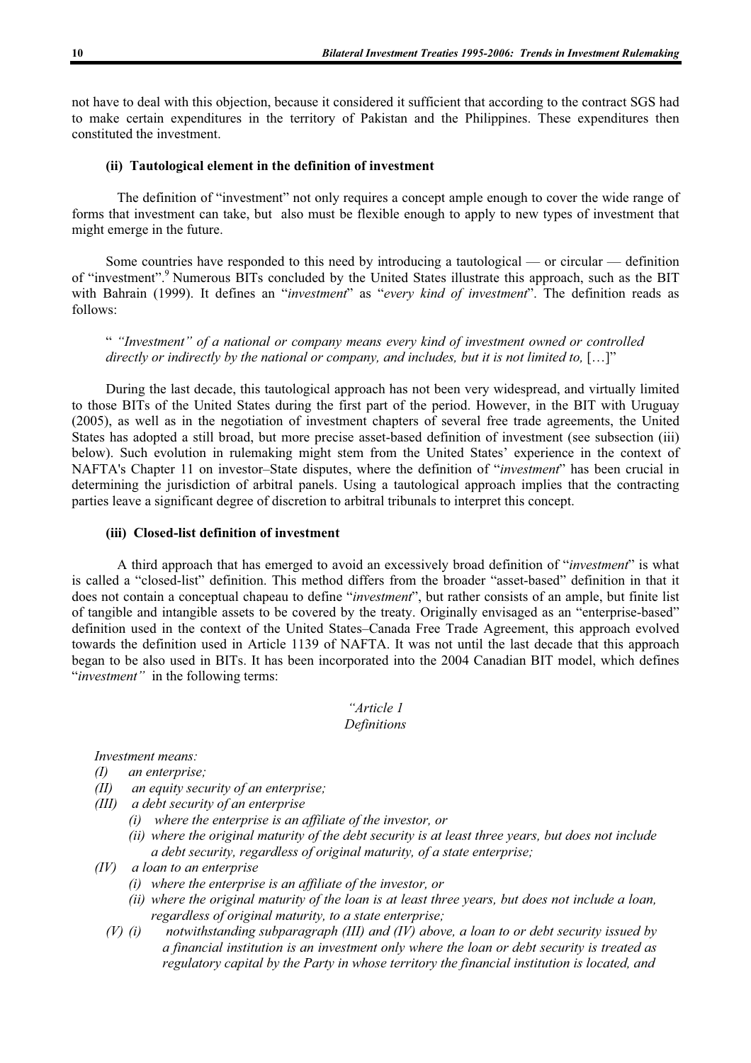not have to deal with this objection, because it considered it sufficient that according to the contract SGS had to make certain expenditures in the territory of Pakistan and the Philippines. These expenditures then constituted the investment.

#### (ii) Tautological element in the definition of investment

The definition of "investment" not only requires a concept ample enough to cover the wide range of forms that investment can take, but also must be flexible enough to apply to new types of investment that might emerge in the future.

Some countries have responded to this need by introducing a tautological — or circular — definition of "investment".[9] Numerous BITs concluded by the United States illustrate this approach, such as the BIT with Bahrain (1999). It defines an "*investment*" as "*every kind of investment*". The definition reads as follows:

> " *"Investment" of a national or company means every kind of investment owned or controlled directly or indirectly by the national or company, and includes, but it is not limited to,* […]"

During the last decade, this tautological approach has not been very widespread, and virtually limited to those BITs of the United States during the first part of the period. However, in the BIT with Uruguay (2005), as well as in the negotiation of investment chapters of several free trade agreements, the United States has adopted a still broad, but more precise asset-based definition of investment (see subsection (iii) below). Such evolution in rulemaking might stem from the United States' experience in the context of NAFTA's Chapter 11 on investor–State disputes, where the definition of "*investment*" has been crucial in determining the jurisdiction of arbitral panels. Using a tautological approach implies that the contracting parties leave a significant degree of discretion to arbitral tribunals to interpret this concept.

#### (iii) Closed-list definition of investment

A third approach that has emerged to avoid an excessively broad definition of "*investment*" is what is called a "closed-list" definition. This method differs from the broader "asset-based" definition in that it does not contain a conceptual chapeau to define "*investment*", but rather consists of an ample, but finite list of tangible and intangible assets to be covered by the treaty. Originally envisaged as an "enterprise-based" definition used in the context of the United States–Canada Free Trade Agreement, this approach evolved towards the definition used in Article 1139 of NAFTA. It was not until the last decade that this approach began to be also used in BITs. It has been incorporated into the 2004 Canadian BIT model, which defines "*investment"* in the following terms:

*"Article 1*
*Definitions*

*Investment means:*

*(I) an enterprise;*

*(II) an equity security of an enterprise;*

*(III) a debt security of an enterprise*

*(i) where the enterprise is an affiliate of the investor, or*

*(ii) where the original maturity of the debt security is at least three years, but does not include a debt security, regardless of original maturity, of a state enterprise;*

*(IV) a loan to an enterprise*

*(i) where the enterprise is an affiliate of the investor, or*

*(ii) where the original maturity of the loan is at least three years, but does not include a loan, regardless of original maturity, to a state enterprise;*

*(V) (i) notwithstanding subparagraph (III) and (IV) above, a loan to or debt security issued by a financial institution is an investment only where the loan or debt security is treated as regulatory capital by the Party in whose territory the financial institution is located, and*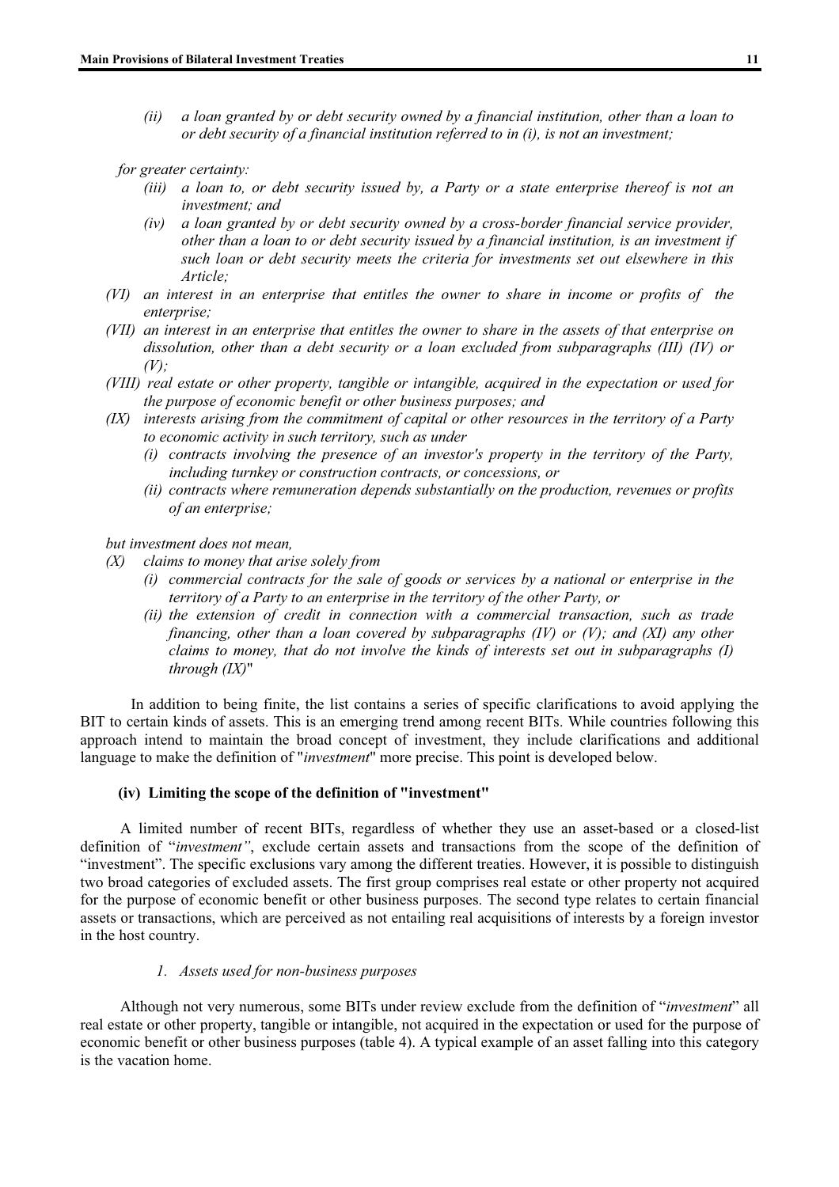*(ii) a loan granted by or debt security owned by a financial institution, other than a loan to or debt security of a financial institution referred to in (i), is not an investment;*

*for greater certainty:*

*(iii) a loan to, or debt security issued by, a Party or a state enterprise thereof is not an investment; and*

*(iv) a loan granted by or debt security owned by a cross-border financial service provider, other than a loan to or debt security issued by a financial institution, is an investment if such loan or debt security meets the criteria for investments set out elsewhere in this Article;*

*(VI) an interest in an enterprise that entitles the owner to share in income or profits of the enterprise;*

*(VII) an interest in an enterprise that entitles the owner to share in the assets of that enterprise on dissolution, other than a debt security or a loan excluded from subparagraphs (III) (IV) or (V);*

*(VIII) real estate or other property, tangible or intangible, acquired in the expectation or used for the purpose of economic benefit or other business purposes; and*

*(IX) interests arising from the commitment of capital or other resources in the territory of a Party to economic activity in such territory, such as under*

*(i) contracts involving the presence of an investor's property in the territory of the Party, including turnkey or construction contracts, or concessions, or*

*(ii) contracts where remuneration depends substantially on the production, revenues or profits of an enterprise;*

*but investment does not mean,*

*(X) claims to money that arise solely from*

*(i) commercial contracts for the sale of goods or services by a national or enterprise in the territory of a Party to an enterprise in the territory of the other Party, or*

*(ii) the extension of credit in connection with a commercial transaction, such as trade financing, other than a loan covered by subparagraphs (IV) or (V); and (XI) any other claims to money, that do not involve the kinds of interests set out in subparagraphs (I) through (IX)*"

In addition to being finite, the list contains a series of specific clarifications to avoid applying the BIT to certain kinds of assets. This is an emerging trend among recent BITs. While countries following this approach intend to maintain the broad concept of investment, they include clarifications and additional language to make the definition of "*investment*" more precise. This point is developed below.

#### (iv) Limiting the scope of the definition of "investment"

A limited number of recent BITs, regardless of whether they use an asset-based or a closed-list definition of "*investment"*, exclude certain assets and transactions from the scope of the definition of "investment". The specific exclusions vary among the different treaties. However, it is possible to distinguish two broad categories of excluded assets. The first group comprises real estate or other property not acquired for the purpose of economic benefit or other business purposes. The second type relates to certain financial assets or transactions, which are perceived as not entailing real acquisitions of interests by a foreign investor in the host country.

##### *1. Assets used for non-business purposes*

Although not very numerous, some BITs under review exclude from the definition of "*investment*" all real estate or other property, tangible or intangible, not acquired in the expectation or used for the purpose of economic benefit or other business purposes (table 4). A typical example of an asset falling into this category is the vacation home.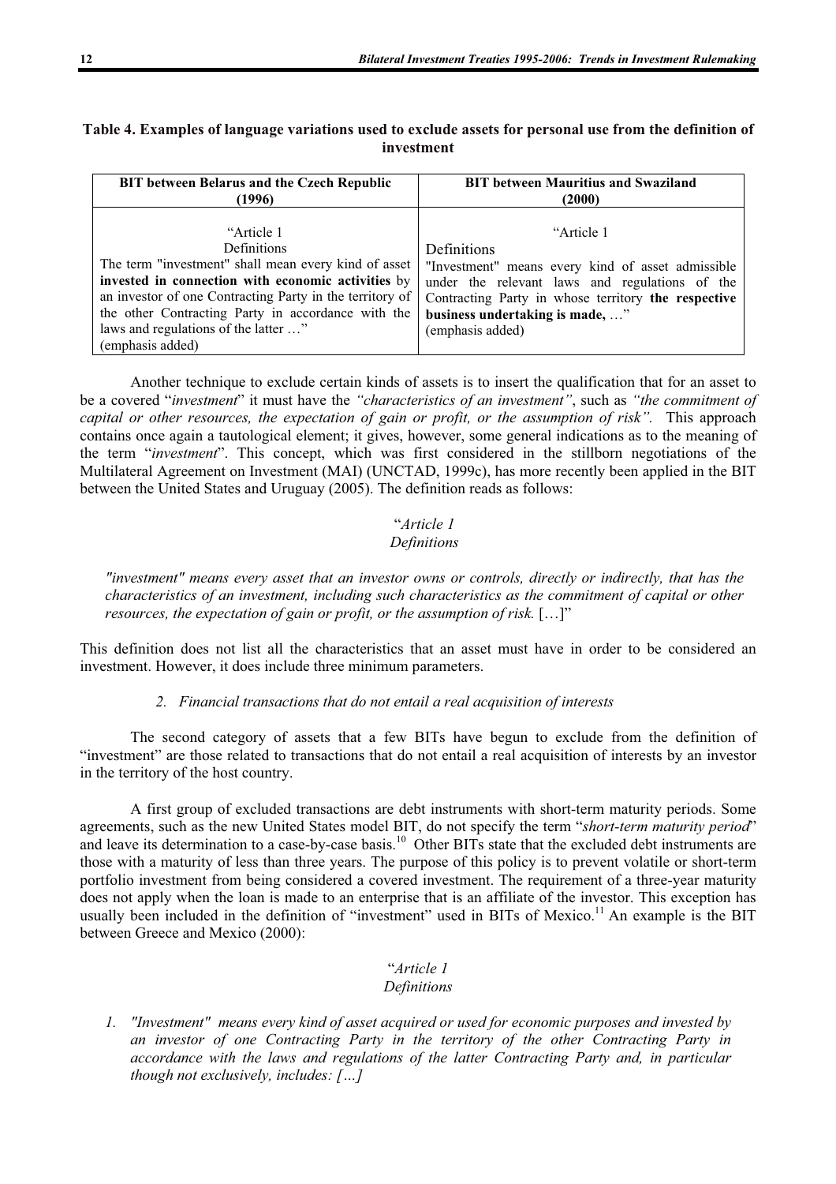**Table 4. Examples of language variations used to exclude assets for personal use from the definition of investment**

| BIT between Belarus and the Czech Republic (1996) | BIT between Mauritius and Swaziland (2000) |
| --- | --- |
| "Article 1<br>Definitions<br>The term "investment" shall mean every kind of asset **invested in connection with economic activities** by an investor of one Contracting Party in the territory of the other Contracting Party in accordance with the laws and regulations of the latter …"<br>(emphasis added) | "Article 1<br>Definitions<br>"Investment" means every kind of asset admissible under the relevant laws and regulations of the Contracting Party in whose territory **the respective business undertaking is made,** …"<br>(emphasis added) |

Another technique to exclude certain kinds of assets is to insert the qualification that for an asset to be a covered "*investment*" it must have the *"characteristics of an investment"*, such as *"the commitment of capital or other resources, the expectation of gain or profit, or the assumption of risk".* This approach contains once again a tautological element; it gives, however, some general indications as to the meaning of the term "*investment*". This concept, which was first considered in the stillborn negotiations of the Multilateral Agreement on Investment (MAI) (UNCTAD, 1999c), has more recently been applied in the BIT between the United States and Uruguay (2005). The definition reads as follows:

"*Article 1*
*Definitions*

*"investment" means every asset that an investor owns or controls, directly or indirectly, that has the characteristics of an investment, including such characteristics as the commitment of capital or other resources, the expectation of gain or profit, or the assumption of risk.* […]"

This definition does not list all the characteristics that an asset must have in order to be considered an investment. However, it does include three minimum parameters.

*2. Financial transactions that do not entail a real acquisition of interests*

The second category of assets that a few BITs have begun to exclude from the definition of "investment" are those related to transactions that do not entail a real acquisition of interests by an investor in the territory of the host country.

A first group of excluded transactions are debt instruments with short-term maturity periods. Some agreements, such as the new United States model BIT, do not specify the term "*short-term maturity period*" and leave its determination to a case-by-case basis.[10] Other BITs state that the excluded debt instruments are those with a maturity of less than three years. The purpose of this policy is to prevent volatile or short-term portfolio investment from being considered a covered investment. The requirement of a three-year maturity does not apply when the loan is made to an enterprise that is an affiliate of the investor. This exception has usually been included in the definition of "investment" used in BITs of Mexico.[11] An example is the BIT between Greece and Mexico (2000):

"*Article 1*
*Definitions*

1. *"Investment" means every kind of asset acquired or used for economic purposes and invested by an investor of one Contracting Party in the territory of the other Contracting Party in accordance with the laws and regulations of the latter Contracting Party and, in particular though not exclusively, includes: […]*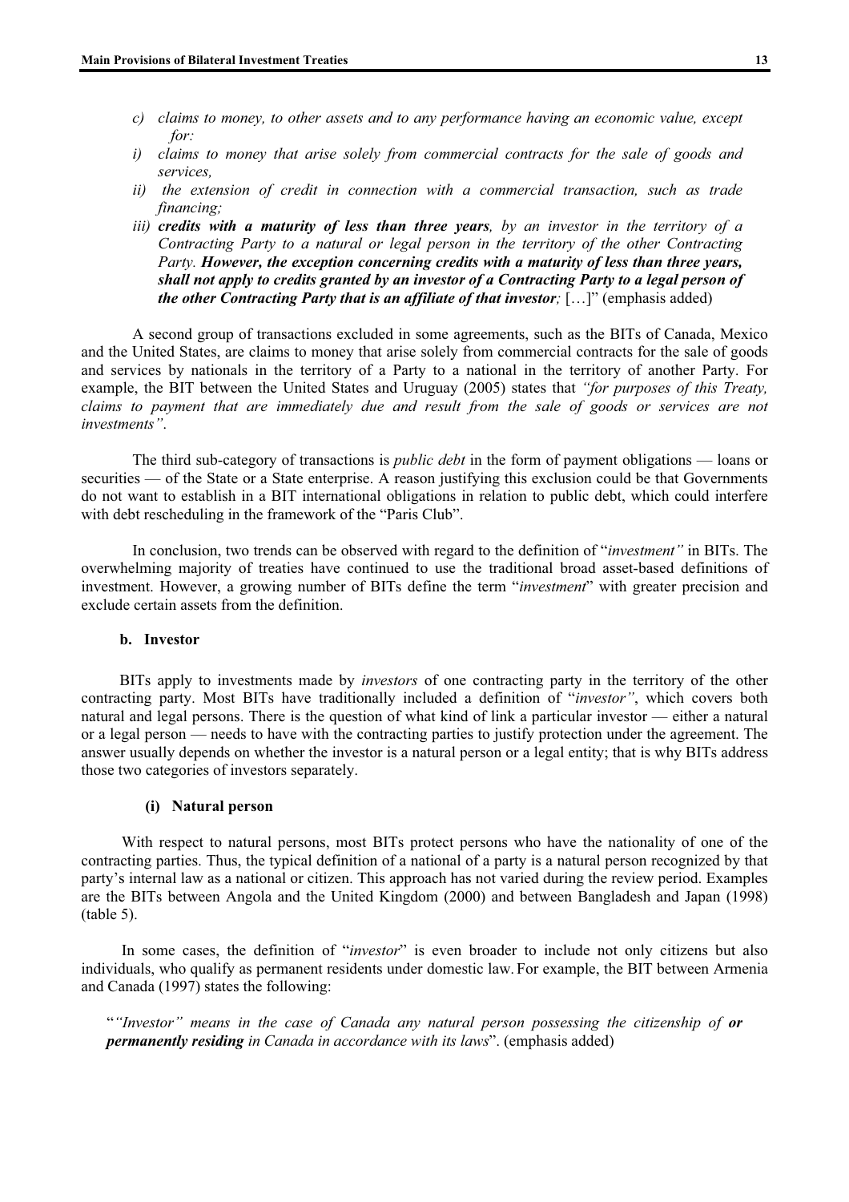*c) claims to money, to other assets and to any performance having an economic value, except for:*

*i) claims to money that arise solely from commercial contracts for the sale of goods and services,*

*ii) the extension of credit in connection with a commercial transaction, such as trade financing;*

*iii)* ***credits with a maturity of less than three years****, by an investor in the territory of a Contracting Party to a natural or legal person in the territory of the other Contracting Party.* ***However, the exception concerning credits with a maturity of less than three years, shall not apply to credits granted by an investor of a Contracting Party to a legal person of the other Contracting Party that is an affiliate of that investor****;* […]" (emphasis added)

A second group of transactions excluded in some agreements, such as the BITs of Canada, Mexico and the United States, are claims to money that arise solely from commercial contracts for the sale of goods and services by nationals in the territory of a Party to a national in the territory of another Party. For example, the BIT between the United States and Uruguay (2005) states that *"for purposes of this Treaty, claims to payment that are immediately due and result from the sale of goods or services are not investments"*.

The third sub-category of transactions is *public debt* in the form of payment obligations — loans or securities — of the State or a State enterprise. A reason justifying this exclusion could be that Governments do not want to establish in a BIT international obligations in relation to public debt, which could interfere with debt rescheduling in the framework of the "Paris Club".

In conclusion, two trends can be observed with regard to the definition of "*investment"* in BITs. The overwhelming majority of treaties have continued to use the traditional broad asset-based definitions of investment. However, a growing number of BITs define the term "*investment*" with greater precision and exclude certain assets from the definition.

### b. Investor

BITs apply to investments made by *investors* of one contracting party in the territory of the other contracting party. Most BITs have traditionally included a definition of "*investor"*, which covers both natural and legal persons. There is the question of what kind of link a particular investor — either a natural or a legal person — needs to have with the contracting parties to justify protection under the agreement. The answer usually depends on whether the investor is a natural person or a legal entity; that is why BITs address those two categories of investors separately.

#### (i) Natural person

With respect to natural persons, most BITs protect persons who have the nationality of one of the contracting parties. Thus, the typical definition of a national of a party is a natural person recognized by that party's internal law as a national or citizen. This approach has not varied during the review period. Examples are the BITs between Angola and the United Kingdom (2000) and between Bangladesh and Japan (1998) (table 5).

In some cases, the definition of "*investor*" is even broader to include not only citizens but also individuals, who qualify as permanent residents under domestic law. For example, the BIT between Armenia and Canada (1997) states the following:

"*"Investor" means in the case of Canada any natural person possessing the citizenship of* ***or permanently residing*** *in Canada in accordance with its laws*". (emphasis added)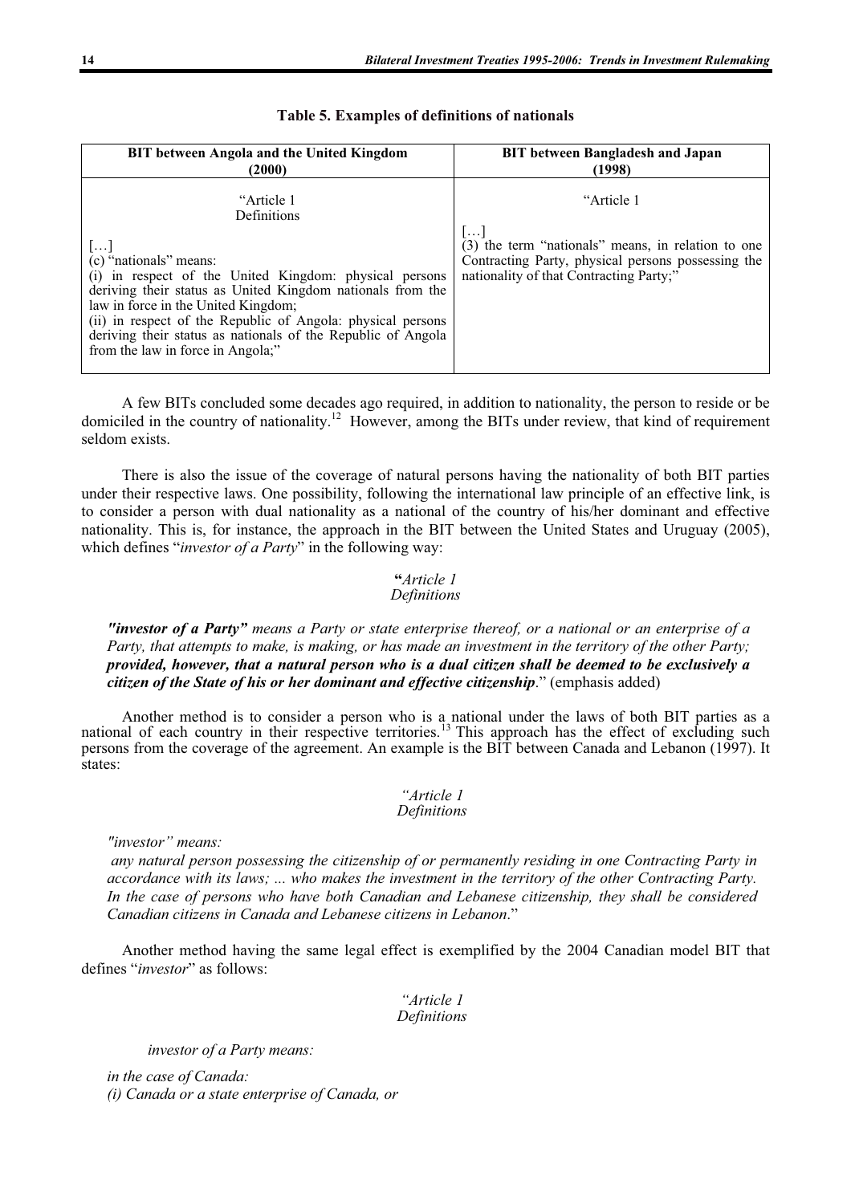**Table 5. Examples of definitions of nationals**

| BIT between Angola and the United Kingdom (2000) | BIT between Bangladesh and Japan (1998) |
|---|---|
| "Article 1<br>Definitions<br>[…]<br>(c) "nationals" means:<br>(i) in respect of the United Kingdom: physical persons deriving their status as United Kingdom nationals from the law in force in the United Kingdom;<br>(ii) in respect of the Republic of Angola: physical persons deriving their status as nationals of the Republic of Angola from the law in force in Angola;" | "Article 1<br>[…]<br>(3) the term "nationals" means, in relation to one Contracting Party, physical persons possessing the nationality of that Contracting Party;" |

A few BITs concluded some decades ago required, in addition to nationality, the person to reside or be domiciled in the country of nationality.[12] However, among the BITs under review, that kind of requirement seldom exists.

There is also the issue of the coverage of natural persons having the nationality of both BIT parties under their respective laws. One possibility, following the international law principle of an effective link, is to consider a person with dual nationality as a national of the country of his/her dominant and effective nationality. This is, for instance, the approach in the BIT between the United States and Uruguay (2005), which defines "*investor of a Party*" in the following way:

"*Article 1*
*Definitions*

***"investor of a Party"*** *means a Party or state enterprise thereof, or a national or an enterprise of a Party, that attempts to make, is making, or has made an investment in the territory of the other Party;* ***provided, however, that a natural person who is a dual citizen shall be deemed to be exclusively a citizen of the State of his or her dominant and effective citizenship***." (emphasis added)

Another method is to consider a person who is a national under the laws of both BIT parties as a national of each country in their respective territories.[13] This approach has the effect of excluding such persons from the coverage of the agreement. An example is the BIT between Canada and Lebanon (1997). It states:

*"Article 1*
*Definitions*

*"investor" means:*
*any natural person possessing the citizenship of or permanently residing in one Contracting Party in accordance with its laws; ... who makes the investment in the territory of the other Contracting Party. In the case of persons who have both Canadian and Lebanese citizenship, they shall be considered Canadian citizens in Canada and Lebanese citizens in Lebanon*."

Another method having the same legal effect is exemplified by the 2004 Canadian model BIT that defines "*investor*" as follows:

*"Article 1*
*Definitions*

*investor of a Party means:*

*in the case of Canada:*
*(i) Canada or a state enterprise of Canada, or*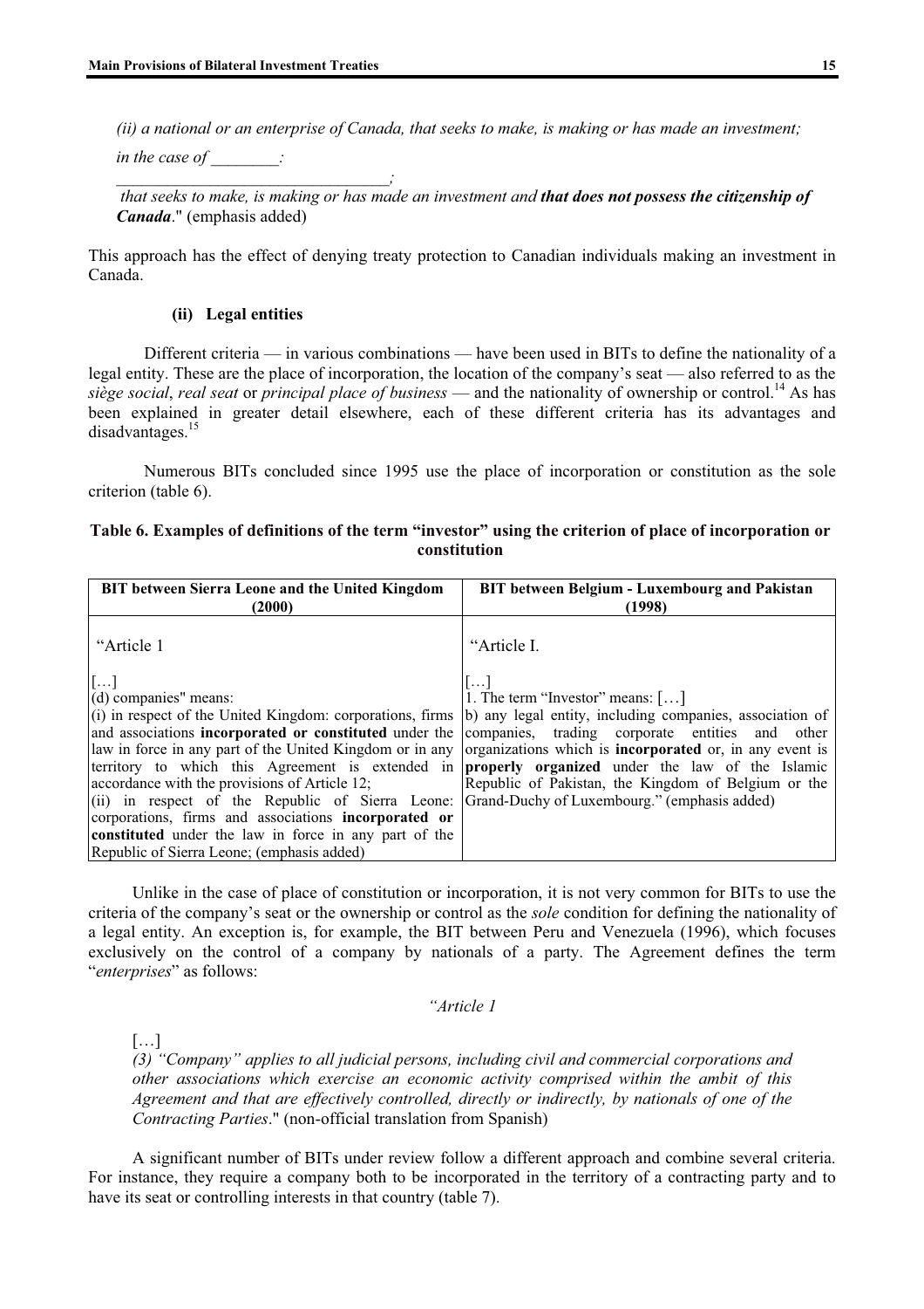*(ii) a national or an enterprise of Canada, that seeks to make, is making or has made an investment;*

*in the case of ________:*

*________________________________;*

*that seeks to make, is making or has made an investment and* ***that does not possess the citizenship of Canada***." (emphasis added)

This approach has the effect of denying treaty protection to Canadian individuals making an investment in Canada.

#### (ii) Legal entities

Different criteria — in various combinations — have been used in BITs to define the nationality of a legal entity. These are the place of incorporation, the location of the company's seat — also referred to as the *siège social*, *real seat* or *principal place of business* — and the nationality of ownership or control.[14] As has been explained in greater detail elsewhere, each of these different criteria has its advantages and disadvantages.[15]

Numerous BITs concluded since 1995 use the place of incorporation or constitution as the sole criterion (table 6).

**Table 6. Examples of definitions of the term "investor" using the criterion of place of incorporation or constitution**

| BIT between Sierra Leone and the United Kingdom (2000) | BIT between Belgium - Luxembourg and Pakistan (1998) |
|---|---|
| "Article 1<br><br>[…]<br>(d) companies" means:<br>(i) in respect of the United Kingdom: corporations, firms and associations **incorporated or constituted** under the law in force in any part of the United Kingdom or in any territory to which this Agreement is extended in accordance with the provisions of Article 12;<br>(ii) in respect of the Republic of Sierra Leone: corporations, firms and associations **incorporated or constituted** under the law in force in any part of the Republic of Sierra Leone; (emphasis added) | "Article I.<br><br>[…]<br>1. The term "Investor" means: […]<br>b) any legal entity, including companies, association of companies, trading corporate entities and other organizations which is **incorporated** or, in any event is **properly organized** under the law of the Islamic Republic of Pakistan, the Kingdom of Belgium or the Grand-Duchy of Luxembourg." (emphasis added) |

Unlike in the case of place of constitution or incorporation, it is not very common for BITs to use the criteria of the company's seat or the ownership or control as the *sole* condition for defining the nationality of a legal entity. An exception is, for example, the BIT between Peru and Venezuela (1996), which focuses exclusively on the control of a company by nationals of a party. The Agreement defines the term "*enterprises*" as follows:

*"Article 1*

[…]
*(3) "Company" applies to all judicial persons, including civil and commercial corporations and other associations which exercise an economic activity comprised within the ambit of this Agreement and that are effectively controlled, directly or indirectly, by nationals of one of the Contracting Parties*." (non-official translation from Spanish)

A significant number of BITs under review follow a different approach and combine several criteria. For instance, they require a company both to be incorporated in the territory of a contracting party and to have its seat or controlling interests in that country (table 7).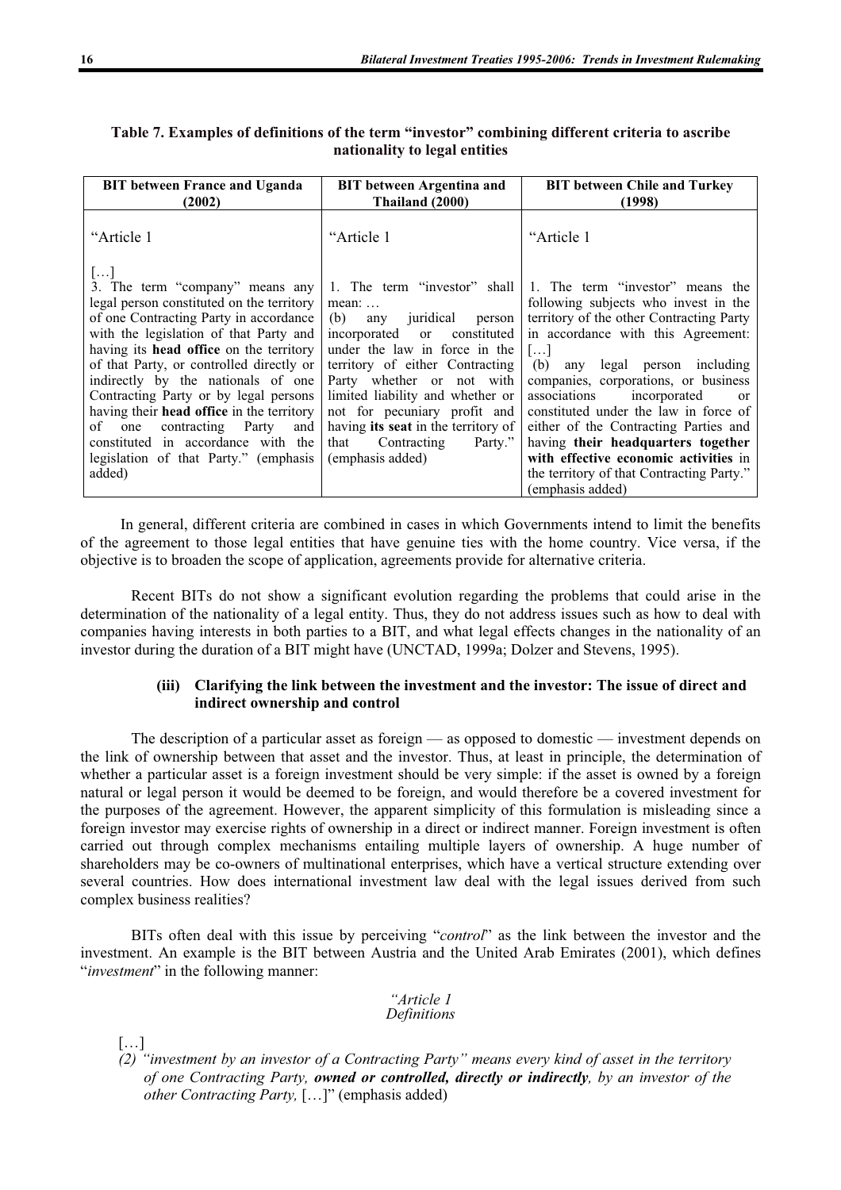**Table 7. Examples of definitions of the term "investor" combining different criteria to ascribe nationality to legal entities**

| BIT between France and Uganda (2002) | BIT between Argentina and Thailand (2000) | BIT between Chile and Turkey (1998) |
|---|---|---|
| "Article 1<br><br>[…]<br>3. The term "company" means any legal person constituted on the territory of one Contracting Party in accordance with the legislation of that Party and having its **head office** on the territory of that Party, or controlled directly or indirectly by the nationals of one Contracting Party or by legal persons having their **head office** in the territory of one contracting Party and constituted in accordance with the legislation of that Party." (emphasis added) | "Article 1<br><br>1. The term "investor" shall mean: …<br>(b) any juridical person incorporated or constituted under the law in force in the territory of either Contracting Party whether or not with limited liability and whether or not for pecuniary profit and having **its seat** in the territory of that Contracting Party." (emphasis added) | "Article 1<br><br>1. The term "investor" means the following subjects who invest in the territory of the other Contracting Party in accordance with this Agreement:<br>[…]<br>(b) any legal person including companies, corporations, or business associations incorporated or constituted under the law in force of either of the Contracting Parties and having **their headquarters together with effective economic activities** in the territory of that Contracting Party." (emphasis added) |

In general, different criteria are combined in cases in which Governments intend to limit the benefits of the agreement to those legal entities that have genuine ties with the home country. Vice versa, if the objective is to broaden the scope of application, agreements provide for alternative criteria.

Recent BITs do not show a significant evolution regarding the problems that could arise in the determination of the nationality of a legal entity. Thus, they do not address issues such as how to deal with companies having interests in both parties to a BIT, and what legal effects changes in the nationality of an investor during the duration of a BIT might have (UNCTAD, 1999a; Dolzer and Stevens, 1995).

#### (iii) Clarifying the link between the investment and the investor: The issue of direct and indirect ownership and control

The description of a particular asset as foreign — as opposed to domestic — investment depends on the link of ownership between that asset and the investor. Thus, at least in principle, the determination of whether a particular asset is a foreign investment should be very simple: if the asset is owned by a foreign natural or legal person it would be deemed to be foreign, and would therefore be a covered investment for the purposes of the agreement. However, the apparent simplicity of this formulation is misleading since a foreign investor may exercise rights of ownership in a direct or indirect manner. Foreign investment is often carried out through complex mechanisms entailing multiple layers of ownership. A huge number of shareholders may be co-owners of multinational enterprises, which have a vertical structure extending over several countries. How does international investment law deal with the legal issues derived from such complex business realities?

BITs often deal with this issue by perceiving "*control*" as the link between the investor and the investment. An example is the BIT between Austria and the United Arab Emirates (2001), which defines "*investment*" in the following manner:

*"Article 1*
*Definitions*

[…]
*(2) "investment by an investor of a Contracting Party" means every kind of asset in the territory of one Contracting Party, **owned or controlled, directly or indirectly**, by an investor of the other Contracting Party,* […]" (emphasis added)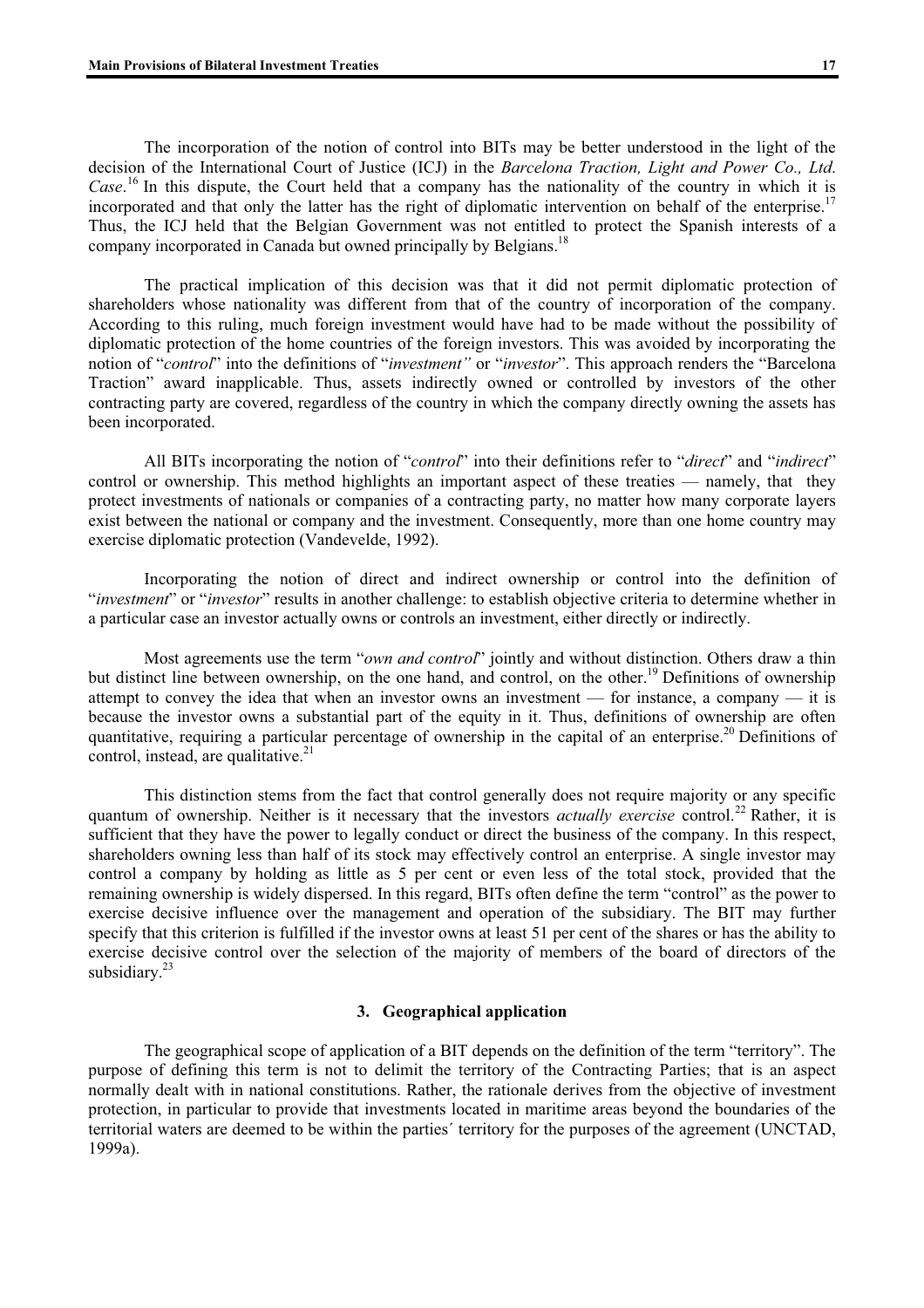The incorporation of the notion of control into BITs may be better understood in the light of the decision of the International Court of Justice (ICJ) in the *Barcelona Traction, Light and Power Co., Ltd. Case*.[16] In this dispute, the Court held that a company has the nationality of the country in which it is incorporated and that only the latter has the right of diplomatic intervention on behalf of the enterprise.[17] Thus, the ICJ held that the Belgian Government was not entitled to protect the Spanish interests of a company incorporated in Canada but owned principally by Belgians.[18]

The practical implication of this decision was that it did not permit diplomatic protection of shareholders whose nationality was different from that of the country of incorporation of the company. According to this ruling, much foreign investment would have had to be made without the possibility of diplomatic protection of the home countries of the foreign investors. This was avoided by incorporating the notion of "*control*" into the definitions of "*investment"* or "*investor*". This approach renders the "Barcelona Traction" award inapplicable. Thus, assets indirectly owned or controlled by investors of the other contracting party are covered, regardless of the country in which the company directly owning the assets has been incorporated.

All BITs incorporating the notion of "*control*" into their definitions refer to "*direct*" and "*indirect*" control or ownership. This method highlights an important aspect of these treaties — namely, that they protect investments of nationals or companies of a contracting party, no matter how many corporate layers exist between the national or company and the investment. Consequently, more than one home country may exercise diplomatic protection (Vandevelde, 1992).

Incorporating the notion of direct and indirect ownership or control into the definition of "*investment*" or "*investor*" results in another challenge: to establish objective criteria to determine whether in a particular case an investor actually owns or controls an investment, either directly or indirectly.

Most agreements use the term "*own and control*" jointly and without distinction. Others draw a thin but distinct line between ownership, on the one hand, and control, on the other.[19] Definitions of ownership attempt to convey the idea that when an investor owns an investment — for instance, a company — it is because the investor owns a substantial part of the equity in it. Thus, definitions of ownership are often quantitative, requiring a particular percentage of ownership in the capital of an enterprise.[20] Definitions of control, instead, are qualitative.[21]

This distinction stems from the fact that control generally does not require majority or any specific quantum of ownership. Neither is it necessary that the investors *actually exercise* control.[22] Rather, it is sufficient that they have the power to legally conduct or direct the business of the company. In this respect, shareholders owning less than half of its stock may effectively control an enterprise. A single investor may control a company by holding as little as 5 per cent or even less of the total stock, provided that the remaining ownership is widely dispersed. In this regard, BITs often define the term "control" as the power to exercise decisive influence over the management and operation of the subsidiary. The BIT may further specify that this criterion is fulfilled if the investor owns at least 51 per cent of the shares or has the ability to exercise decisive control over the selection of the majority of members of the board of directors of the subsidiary.[23]

### 3. Geographical application

The geographical scope of application of a BIT depends on the definition of the term "territory". The purpose of defining this term is not to delimit the territory of the Contracting Parties; that is an aspect normally dealt with in national constitutions. Rather, the rationale derives from the objective of investment protection, in particular to provide that investments located in maritime areas beyond the boundaries of the territorial waters are deemed to be within the parties´ territory for the purposes of the agreement (UNCTAD, 1999a).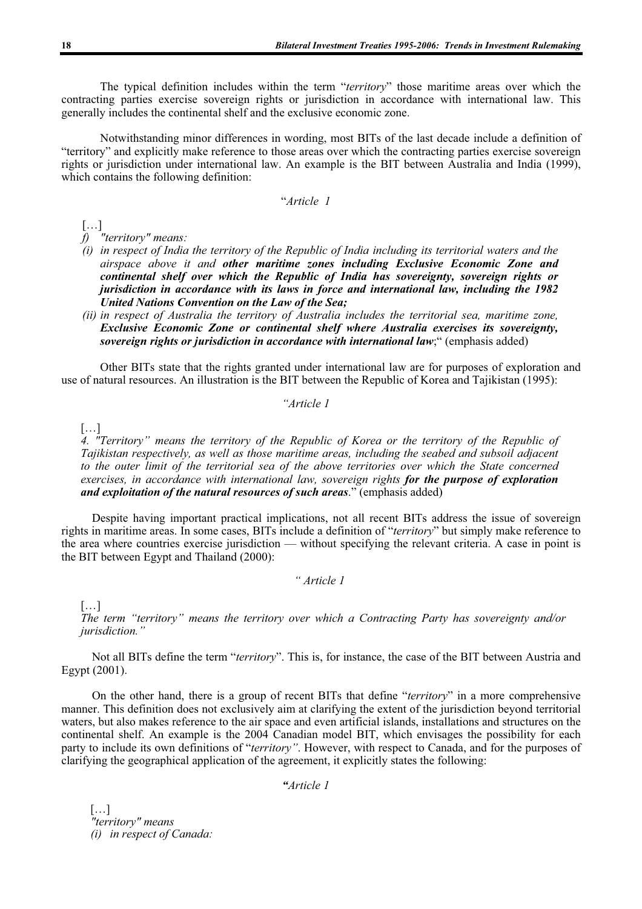The typical definition includes within the term "*territory*" those maritime areas over which the contracting parties exercise sovereign rights or jurisdiction in accordance with international law. This generally includes the continental shelf and the exclusive economic zone.

Notwithstanding minor differences in wording, most BITs of the last decade include a definition of "territory" and explicitly make reference to those areas over which the contracting parties exercise sovereign rights or jurisdiction under international law. An example is the BIT between Australia and India (1999), which contains the following definition:

"*Article 1*

[…]

*f) "territory" means:*

*(i) in respect of India the territory of the Republic of India including its territorial waters and the airspace above it and* ***other maritime zones including Exclusive Economic Zone and continental shelf over which the Republic of India has sovereignty, sovereign rights or jurisdiction in accordance with its laws in force and international law, including the 1982 United Nations Convention on the Law of the Sea;***

*(ii) in respect of Australia the territory of Australia includes the territorial sea, maritime zone,* ***Exclusive Economic Zone or continental shelf where Australia exercises its sovereignty, sovereign rights or jurisdiction in accordance with international law***;" (emphasis added)

Other BITs state that the rights granted under international law are for purposes of exploration and use of natural resources. An illustration is the BIT between the Republic of Korea and Tajikistan (1995):

*"Article 1*

[…]

*4. "Territory" means the territory of the Republic of Korea or the territory of the Republic of Tajikistan respectively, as well as those maritime areas, including the seabed and subsoil adjacent to the outer limit of the territorial sea of the above territories over which the State concerned exercises, in accordance with international law, sovereign rights* ***for the purpose of exploration and exploitation of the natural resources of such areas***." (emphasis added)

Despite having important practical implications, not all recent BITs address the issue of sovereign rights in maritime areas. In some cases, BITs include a definition of "*territory*" but simply make reference to the area where countries exercise jurisdiction — without specifying the relevant criteria. A case in point is the BIT between Egypt and Thailand (2000):

*" Article 1*

[…]

*The term "territory" means the territory over which a Contracting Party has sovereignty and/or jurisdiction."*

Not all BITs define the term "*territory*". This is, for instance, the case of the BIT between Austria and Egypt (2001).

On the other hand, there is a group of recent BITs that define "*territory*" in a more comprehensive manner. This definition does not exclusively aim at clarifying the extent of the jurisdiction beyond territorial waters, but also makes reference to the air space and even artificial islands, installations and structures on the continental shelf. An example is the 2004 Canadian model BIT, which envisages the possibility for each party to include its own definitions of "*territory"*. However, with respect to Canada, and for the purposes of clarifying the geographical application of the agreement, it explicitly states the following:

*"Article 1*

[…]

*"territory" means*

*(i) in respect of Canada:*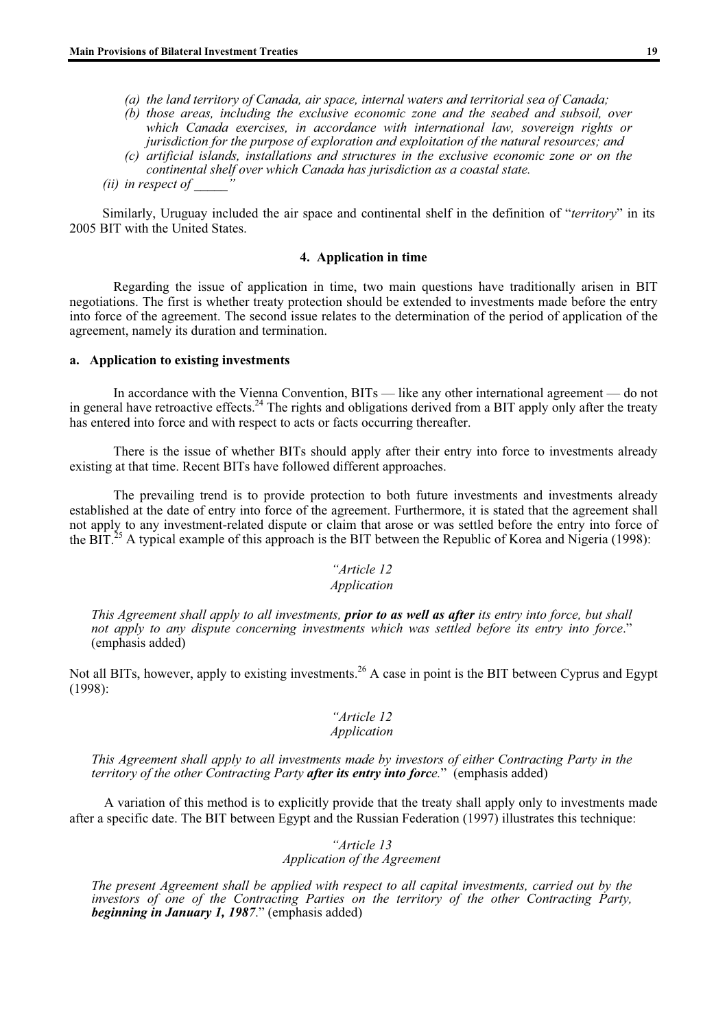> *(a) the land territory of Canada, air space, internal waters and territorial sea of Canada;*
> *(b) those areas, including the exclusive economic zone and the seabed and subsoil, over which Canada exercises, in accordance with international law, sovereign rights or jurisdiction for the purpose of exploration and exploitation of the natural resources; and*
> *(c) artificial islands, installations and structures in the exclusive economic zone or on the continental shelf over which Canada has jurisdiction as a coastal state.*
>
> *(ii) in respect of \_\_\_\_\_"*

Similarly, Uruguay included the air space and continental shelf in the definition of "*territory*" in its 2005 BIT with the United States.

### 4. Application in time

Regarding the issue of application in time, two main questions have traditionally arisen in BIT negotiations. The first is whether treaty protection should be extended to investments made before the entry into force of the agreement. The second issue relates to the determination of the period of application of the agreement, namely its duration and termination.

#### a. Application to existing investments

In accordance with the Vienna Convention, BITs — like any other international agreement — do not in general have retroactive effects.[24] The rights and obligations derived from a BIT apply only after the treaty has entered into force and with respect to acts or facts occurring thereafter.

There is the issue of whether BITs should apply after their entry into force to investments already existing at that time. Recent BITs have followed different approaches.

The prevailing trend is to provide protection to both future investments and investments already established at the date of entry into force of the agreement. Furthermore, it is stated that the agreement shall not apply to any investment-related dispute or claim that arose or was settled before the entry into force of the BIT.[25] A typical example of this approach is the BIT between the Republic of Korea and Nigeria (1998):

> *"Article 12*
> *Application*
>
> *This Agreement shall apply to all investments, **prior to as well as after** its entry into force, but shall not apply to any dispute concerning investments which was settled before its entry into force*." (emphasis added)

Not all BITs, however, apply to existing investments.[26] A case in point is the BIT between Cyprus and Egypt (1998):

> *"Article 12*
> *Application*
>
> *This Agreement shall apply to all investments made by investors of either Contracting Party in the territory of the other Contracting Party **after its entry into force**.*" (emphasis added)

A variation of this method is to explicitly provide that the treaty shall apply only to investments made after a specific date. The BIT between Egypt and the Russian Federation (1997) illustrates this technique:

> *"Article 13*
> *Application of the Agreement*
>
> *The present Agreement shall be applied with respect to all capital investments, carried out by the investors of one of the Contracting Parties on the territory of the other Contracting Party, **beginning in January 1, 1987**.*" (emphasis added)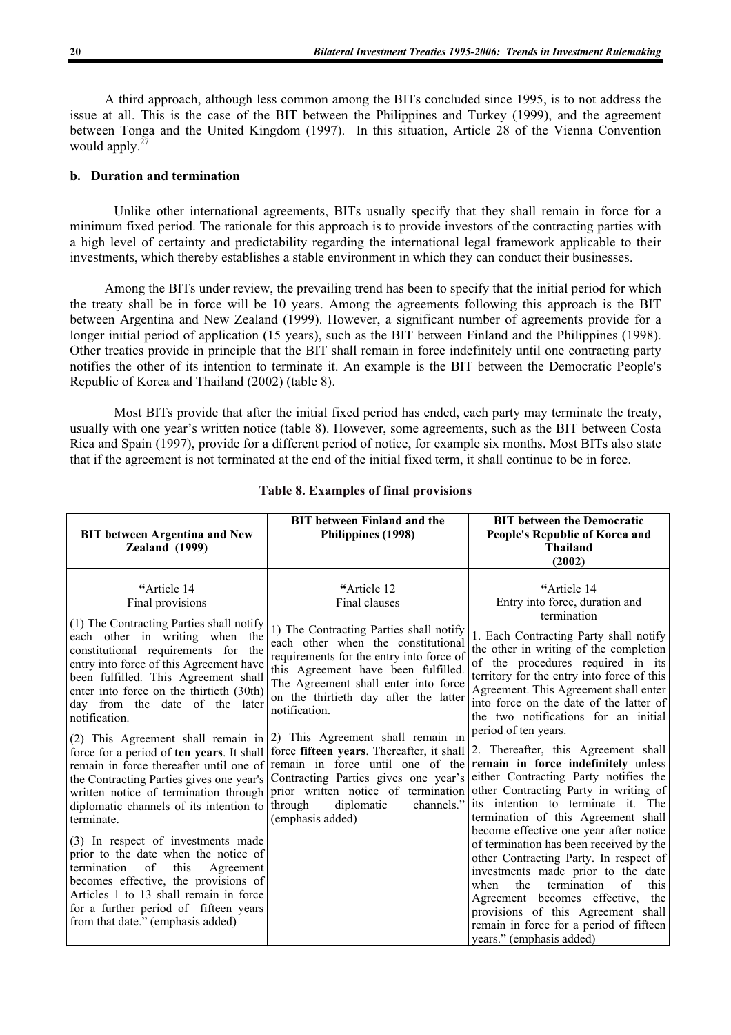A third approach, although less common among the BITs concluded since 1995, is to not address the issue at all. This is the case of the BIT between the Philippines and Turkey (1999), and the agreement between Tonga and the United Kingdom (1997). In this situation, Article 28 of the Vienna Convention would apply.[27]

### b. Duration and termination

Unlike other international agreements, BITs usually specify that they shall remain in force for a minimum fixed period. The rationale for this approach is to provide investors of the contracting parties with a high level of certainty and predictability regarding the international legal framework applicable to their investments, which thereby establishes a stable environment in which they can conduct their businesses.

Among the BITs under review, the prevailing trend has been to specify that the initial period for which the treaty shall be in force will be 10 years. Among the agreements following this approach is the BIT between Argentina and New Zealand (1999). However, a significant number of agreements provide for a longer initial period of application (15 years), such as the BIT between Finland and the Philippines (1998). Other treaties provide in principle that the BIT shall remain in force indefinitely until one contracting party notifies the other of its intention to terminate it. An example is the BIT between the Democratic People's Republic of Korea and Thailand (2002) (table 8).

Most BITs provide that after the initial fixed period has ended, each party may terminate the treaty, usually with one year's written notice (table 8). However, some agreements, such as the BIT between Costa Rica and Spain (1997), provide for a different period of notice, for example six months. Most BITs also state that if the agreement is not terminated at the end of the initial fixed term, it shall continue to be in force.

**Table 8. Examples of final provisions**

| BIT between Argentina and New Zealand (1999) | BIT between Finland and the Philippines (1998) | BIT between the Democratic People's Republic of Korea and Thailand (2002) |
|---|---|---|
| "Article 14<br>Final provisions<br><br>(1) The Contracting Parties shall notify each other in writing when the constitutional requirements for the entry into force of this Agreement have been fulfilled. This Agreement shall enter into force on the thirtieth (30th) day from the date of the later notification.<br><br>(2) This Agreement shall remain in force for a period of **ten years**. It shall remain in force thereafter until one of the Contracting Parties gives one year's written notice of termination through diplomatic channels of its intention to terminate.<br><br>(3) In respect of investments made prior to the date when the notice of termination of this Agreement becomes effective, the provisions of Articles 1 to 13 shall remain in force for a further period of fifteen years from that date." (emphasis added) | "Article 12<br>Final clauses<br><br>1) The Contracting Parties shall notify each other when the constitutional requirements for the entry into force of this Agreement have been fulfilled. The Agreement shall enter into force on the thirtieth day after the latter notification.<br><br>2) This Agreement shall remain in force **fifteen years**. Thereafter, it shall remain in force until one of the Contracting Parties gives one year's prior written notice of termination through diplomatic channels." (emphasis added) | "Article 14<br>Entry into force, duration and termination<br><br>1. Each Contracting Party shall notify the other in writing of the completion of the procedures required in its territory for the entry into force of this Agreement. This Agreement shall enter into force on the date of the latter of the two notifications for an initial period of ten years.<br><br>2. Thereafter, this Agreement shall **remain in force indefinitely** unless either Contracting Party notifies the other Contracting Party in writing of its intention to terminate it. The termination of this Agreement shall become effective one year after notice of termination has been received by the other Contracting Party. In respect of investments made prior to the date when the termination of this Agreement becomes effective, the provisions of this Agreement shall remain in force for a period of fifteen years." (emphasis added) |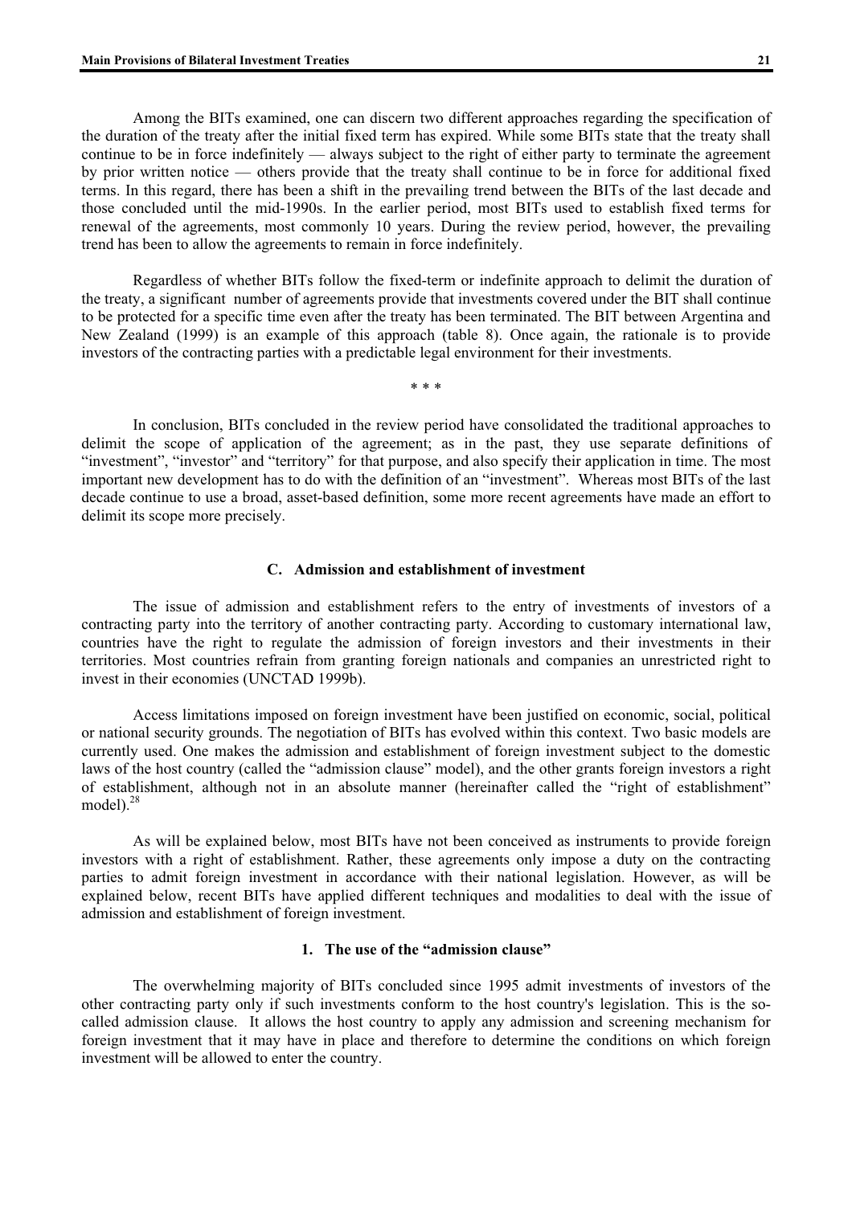Among the BITs examined, one can discern two different approaches regarding the specification of the duration of the treaty after the initial fixed term has expired. While some BITs state that the treaty shall continue to be in force indefinitely — always subject to the right of either party to terminate the agreement by prior written notice — others provide that the treaty shall continue to be in force for additional fixed terms. In this regard, there has been a shift in the prevailing trend between the BITs of the last decade and those concluded until the mid-1990s. In the earlier period, most BITs used to establish fixed terms for renewal of the agreements, most commonly 10 years. During the review period, however, the prevailing trend has been to allow the agreements to remain in force indefinitely.

Regardless of whether BITs follow the fixed-term or indefinite approach to delimit the duration of the treaty, a significant number of agreements provide that investments covered under the BIT shall continue to be protected for a specific time even after the treaty has been terminated. The BIT between Argentina and New Zealand (1999) is an example of this approach (table 8). Once again, the rationale is to provide investors of the contracting parties with a predictable legal environment for their investments.

\* \* \*

In conclusion, BITs concluded in the review period have consolidated the traditional approaches to delimit the scope of application of the agreement; as in the past, they use separate definitions of "investment", "investor" and "territory" for that purpose, and also specify their application in time. The most important new development has to do with the definition of an "investment". Whereas most BITs of the last decade continue to use a broad, asset-based definition, some more recent agreements have made an effort to delimit its scope more precisely.

## C. Admission and establishment of investment

The issue of admission and establishment refers to the entry of investments of investors of a contracting party into the territory of another contracting party. According to customary international law, countries have the right to regulate the admission of foreign investors and their investments in their territories. Most countries refrain from granting foreign nationals and companies an unrestricted right to invest in their economies (UNCTAD 1999b).

Access limitations imposed on foreign investment have been justified on economic, social, political or national security grounds. The negotiation of BITs has evolved within this context. Two basic models are currently used. One makes the admission and establishment of foreign investment subject to the domestic laws of the host country (called the "admission clause" model), and the other grants foreign investors a right of establishment, although not in an absolute manner (hereinafter called the "right of establishment" model).[28]

As will be explained below, most BITs have not been conceived as instruments to provide foreign investors with a right of establishment. Rather, these agreements only impose a duty on the contracting parties to admit foreign investment in accordance with their national legislation. However, as will be explained below, recent BITs have applied different techniques and modalities to deal with the issue of admission and establishment of foreign investment.

### 1. The use of the "admission clause"

The overwhelming majority of BITs concluded since 1995 admit investments of investors of the other contracting party only if such investments conform to the host country's legislation. This is the so-called admission clause. It allows the host country to apply any admission and screening mechanism for foreign investment that it may have in place and therefore to determine the conditions on which foreign investment will be allowed to enter the country.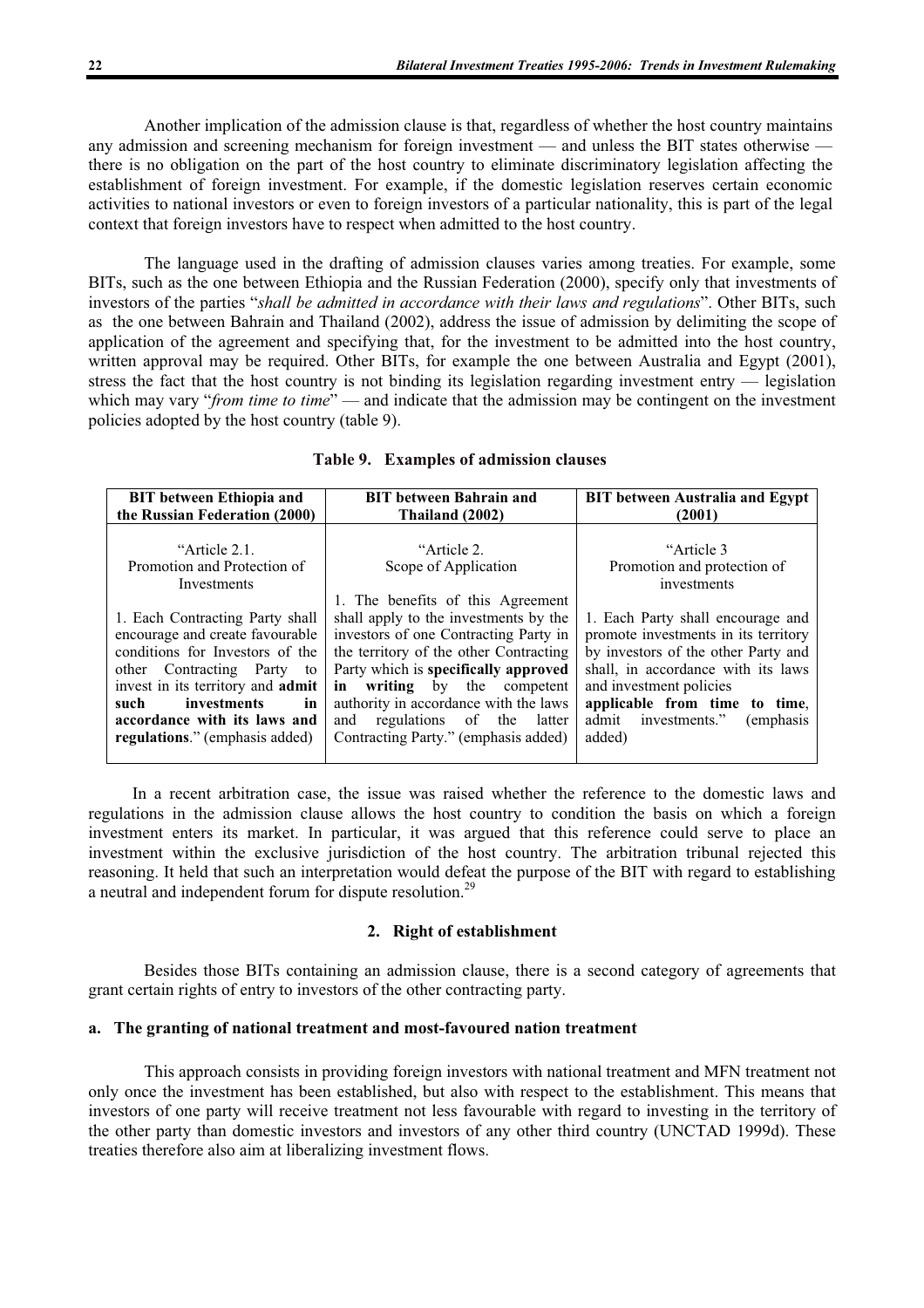Another implication of the admission clause is that, regardless of whether the host country maintains any admission and screening mechanism for foreign investment — and unless the BIT states otherwise — there is no obligation on the part of the host country to eliminate discriminatory legislation affecting the establishment of foreign investment. For example, if the domestic legislation reserves certain economic activities to national investors or even to foreign investors of a particular nationality, this is part of the legal context that foreign investors have to respect when admitted to the host country.

The language used in the drafting of admission clauses varies among treaties. For example, some BITs, such as the one between Ethiopia and the Russian Federation (2000), specify only that investments of investors of the parties "*shall be admitted in accordance with their laws and regulations*". Other BITs, such as the one between Bahrain and Thailand (2002), address the issue of admission by delimiting the scope of application of the agreement and specifying that, for the investment to be admitted into the host country, written approval may be required. Other BITs, for example the one between Australia and Egypt (2001), stress the fact that the host country is not binding its legislation regarding investment entry — legislation which may vary "*from time to time*" — and indicate that the admission may be contingent on the investment policies adopted by the host country (table 9).

**Table 9. Examples of admission clauses**

| BIT between Ethiopia and the Russian Federation (2000) | BIT between Bahrain and Thailand (2002) | BIT between Australia and Egypt (2001) |
|---|---|---|
| "Article 2.1. Promotion and Protection of Investments<br><br>1. Each Contracting Party shall encourage and create favourable conditions for Investors of the other Contracting Party to invest in its territory and **admit such investments in accordance with its laws and regulations**." (emphasis added) | "Article 2. Scope of Application<br><br>1. The benefits of this Agreement shall apply to the investments by the investors of one Contracting Party in the territory of the other Contracting Party which is **specifically approved in writing** by the competent authority in accordance with the laws and regulations of the latter Contracting Party." (emphasis added) | "Article 3 Promotion and protection of investments<br><br>1. Each Party shall encourage and promote investments in its territory by investors of the other Party and shall, in accordance with its laws and investment policies **applicable from time to time**, admit investments." (emphasis added) |

In a recent arbitration case, the issue was raised whether the reference to the domestic laws and regulations in the admission clause allows the host country to condition the basis on which a foreign investment enters its market. In particular, it was argued that this reference could serve to place an investment within the exclusive jurisdiction of the host country. The arbitration tribunal rejected this reasoning. It held that such an interpretation would defeat the purpose of the BIT with regard to establishing a neutral and independent forum for dispute resolution.[29]

### 2. Right of establishment

Besides those BITs containing an admission clause, there is a second category of agreements that grant certain rights of entry to investors of the other contracting party.

#### a. The granting of national treatment and most-favoured nation treatment

This approach consists in providing foreign investors with national treatment and MFN treatment not only once the investment has been established, but also with respect to the establishment. This means that investors of one party will receive treatment not less favourable with regard to investing in the territory of the other party than domestic investors and investors of any other third country (UNCTAD 1999d). These treaties therefore also aim at liberalizing investment flows.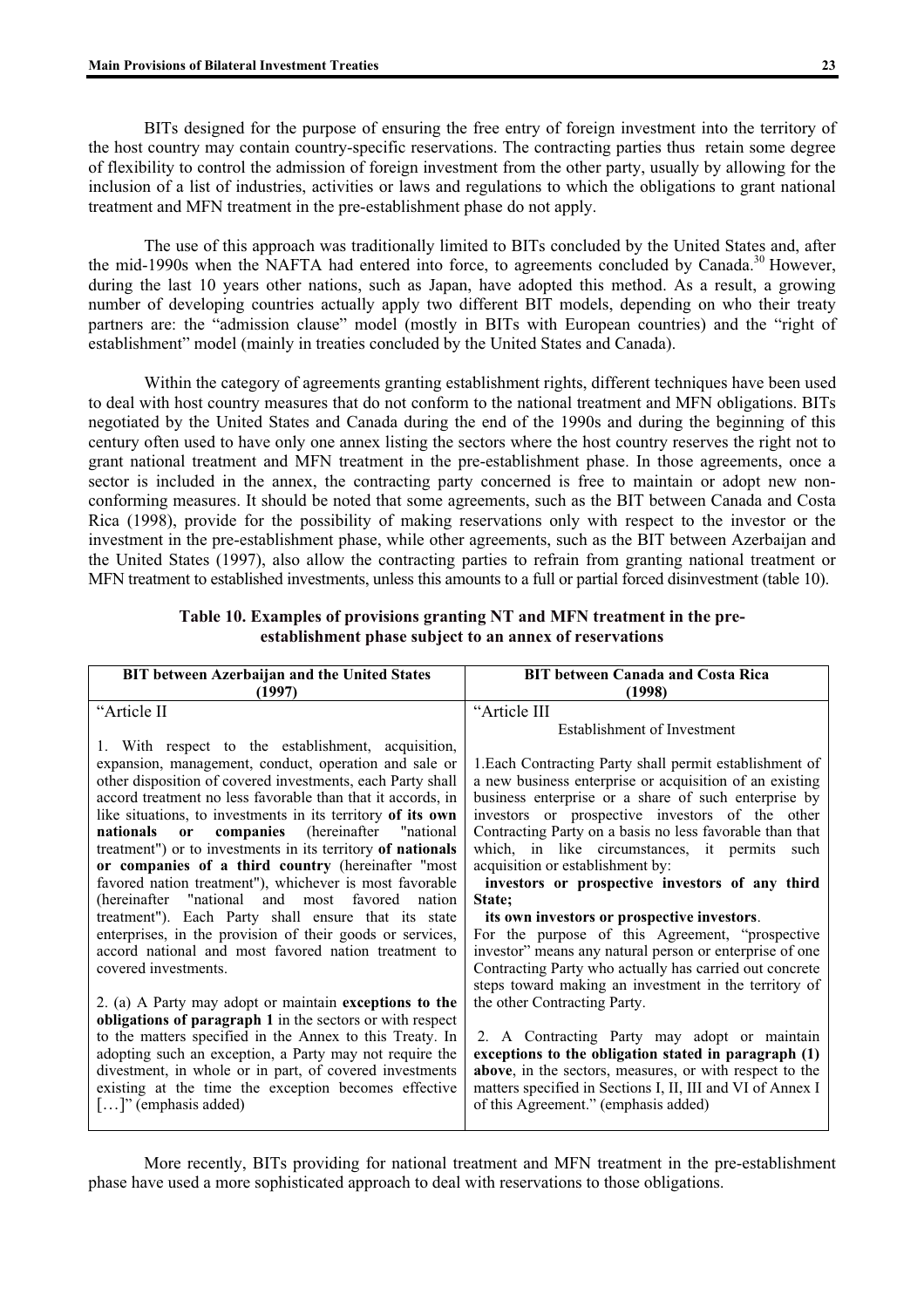BITs designed for the purpose of ensuring the free entry of foreign investment into the territory of the host country may contain country-specific reservations. The contracting parties thus retain some degree of flexibility to control the admission of foreign investment from the other party, usually by allowing for the inclusion of a list of industries, activities or laws and regulations to which the obligations to grant national treatment and MFN treatment in the pre-establishment phase do not apply.

The use of this approach was traditionally limited to BITs concluded by the United States and, after the mid-1990s when the NAFTA had entered into force, to agreements concluded by Canada.[30] However, during the last 10 years other nations, such as Japan, have adopted this method. As a result, a growing number of developing countries actually apply two different BIT models, depending on who their treaty partners are: the "admission clause" model (mostly in BITs with European countries) and the "right of establishment" model (mainly in treaties concluded by the United States and Canada).

Within the category of agreements granting establishment rights, different techniques have been used to deal with host country measures that do not conform to the national treatment and MFN obligations. BITs negotiated by the United States and Canada during the end of the 1990s and during the beginning of this century often used to have only one annex listing the sectors where the host country reserves the right not to grant national treatment and MFN treatment in the pre-establishment phase. In those agreements, once a sector is included in the annex, the contracting party concerned is free to maintain or adopt new non-conforming measures. It should be noted that some agreements, such as the BIT between Canada and Costa Rica (1998), provide for the possibility of making reservations only with respect to the investor or the investment in the pre-establishment phase, while other agreements, such as the BIT between Azerbaijan and the United States (1997), also allow the contracting parties to refrain from granting national treatment or MFN treatment to established investments, unless this amounts to a full or partial forced disinvestment (table 10).

**Table 10. Examples of provisions granting NT and MFN treatment in the pre-establishment phase subject to an annex of reservations**

| BIT between Azerbaijan and the United States (1997) | BIT between Canada and Costa Rica (1998) |
|---|---|
| "Article II<br><br>1. With respect to the establishment, acquisition, expansion, management, conduct, operation and sale or other disposition of covered investments, each Party shall accord treatment no less favorable than that it accords, in like situations, to investments in its territory **of its own nationals or companies** (hereinafter "national treatment") or to investments in its territory **of nationals or companies of a third country** (hereinafter "most favored nation treatment"), whichever is most favorable (hereinafter "national and most favored nation treatment"). Each Party shall ensure that its state enterprises, in the provision of their goods or services, accord national and most favored nation treatment to covered investments.<br><br>2. (a) A Party may adopt or maintain **exceptions to the obligations of paragraph 1** in the sectors or with respect to the matters specified in the Annex to this Treaty. In adopting such an exception, a Party may not require the divestment, in whole or in part, of covered investments existing at the time the exception becomes effective […]" (emphasis added) | "Article III<br>Establishment of Investment<br><br>1.Each Contracting Party shall permit establishment of a new business enterprise or acquisition of an existing business enterprise or a share of such enterprise by investors or prospective investors of the other Contracting Party on a basis no less favorable than that which, in like circumstances, it permits such acquisition or establishment by:<br>**investors or prospective investors of any third State;**<br>**its own investors or prospective investors**.<br>For the purpose of this Agreement, "prospective investor" means any natural person or enterprise of one Contracting Party who actually has carried out concrete steps toward making an investment in the territory of the other Contracting Party.<br><br>2. A Contracting Party may adopt or maintain **exceptions to the obligation stated in paragraph (1) above**, in the sectors, measures, or with respect to the matters specified in Sections I, II, III and VI of Annex I of this Agreement." (emphasis added) |

More recently, BITs providing for national treatment and MFN treatment in the pre-establishment phase have used a more sophisticated approach to deal with reservations to those obligations.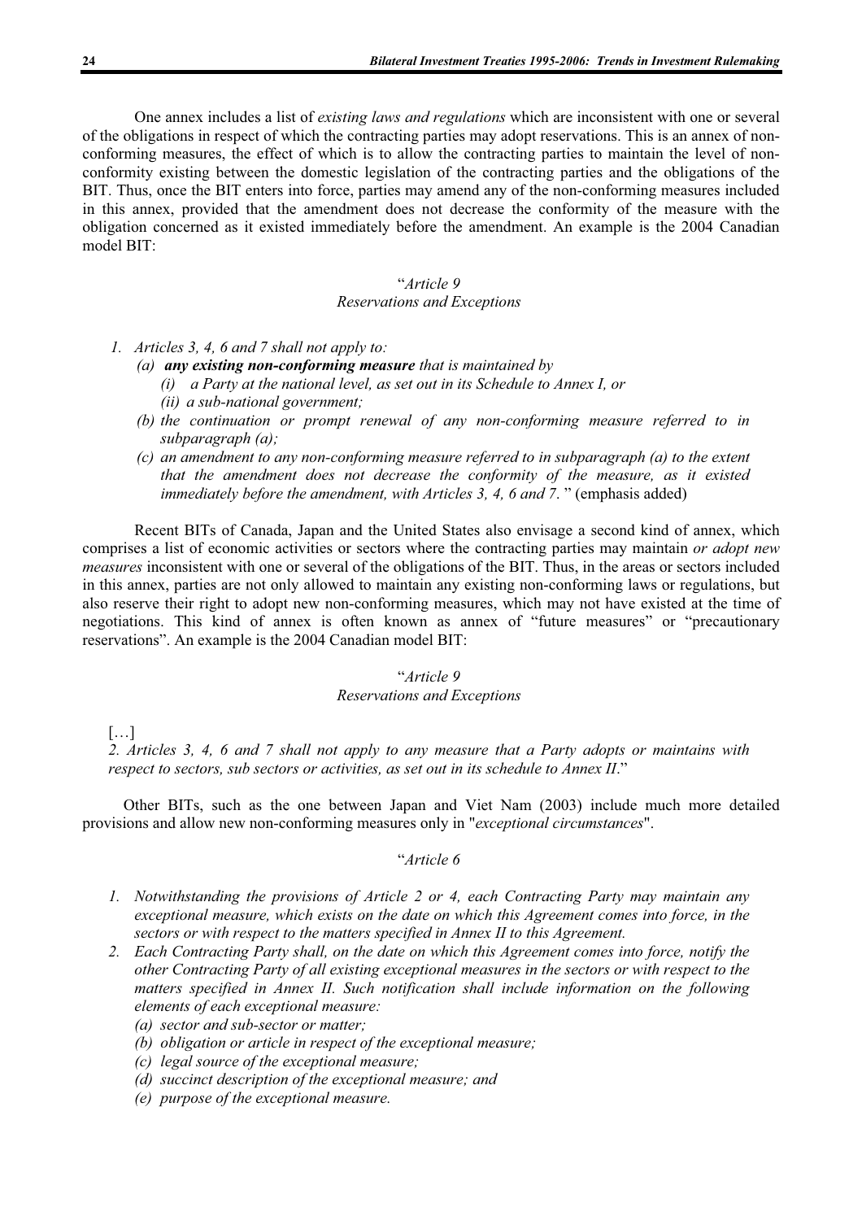One annex includes a list of *existing laws and regulations* which are inconsistent with one or several of the obligations in respect of which the contracting parties may adopt reservations. This is an annex of non-conforming measures, the effect of which is to allow the contracting parties to maintain the level of non-conformity existing between the domestic legislation of the contracting parties and the obligations of the BIT. Thus, once the BIT enters into force, parties may amend any of the non-conforming measures included in this annex, provided that the amendment does not decrease the conformity of the measure with the obligation concerned as it existed immediately before the amendment. An example is the 2004 Canadian model BIT:

"*Article 9*
*Reservations and Exceptions*

1. *Articles 3, 4, 6 and 7 shall not apply to:*
   - *(a)* ***any existing non-conforming measure*** *that is maintained by*
     - *(i) a Party at the national level, as set out in its Schedule to Annex I, or*
     - *(ii) a sub-national government;*
   - *(b) the continuation or prompt renewal of any non-conforming measure referred to in subparagraph (a);*
   - *(c) an amendment to any non-conforming measure referred to in subparagraph (a) to the extent that the amendment does not decrease the conformity of the measure, as it existed immediately before the amendment, with Articles 3, 4, 6 and 7.* " (emphasis added)

Recent BITs of Canada, Japan and the United States also envisage a second kind of annex, which comprises a list of economic activities or sectors where the contracting parties may maintain *or adopt new measures* inconsistent with one or several of the obligations of the BIT. Thus, in the areas or sectors included in this annex, parties are not only allowed to maintain any existing non-conforming laws or regulations, but also reserve their right to adopt new non-conforming measures, which may not have existed at the time of negotiations. This kind of annex is often known as annex of "future measures" or "precautionary reservations". An example is the 2004 Canadian model BIT:

"*Article 9*
*Reservations and Exceptions*

[…]
*2. Articles 3, 4, 6 and 7 shall not apply to any measure that a Party adopts or maintains with respect to sectors, sub sectors or activities, as set out in its schedule to Annex II*."

Other BITs, such as the one between Japan and Viet Nam (2003) include much more detailed provisions and allow new non-conforming measures only in "*exceptional circumstances*".

"*Article 6*

1. *Notwithstanding the provisions of Article 2 or 4, each Contracting Party may maintain any exceptional measure, which exists on the date on which this Agreement comes into force, in the sectors or with respect to the matters specified in Annex II to this Agreement.*
2. *Each Contracting Party shall, on the date on which this Agreement comes into force, notify the other Contracting Party of all existing exceptional measures in the sectors or with respect to the matters specified in Annex II. Such notification shall include information on the following elements of each exceptional measure:*
   - *(a) sector and sub-sector or matter;*
   - *(b) obligation or article in respect of the exceptional measure;*
   - *(c) legal source of the exceptional measure;*
   - *(d) succinct description of the exceptional measure; and*
   - *(e) purpose of the exceptional measure.*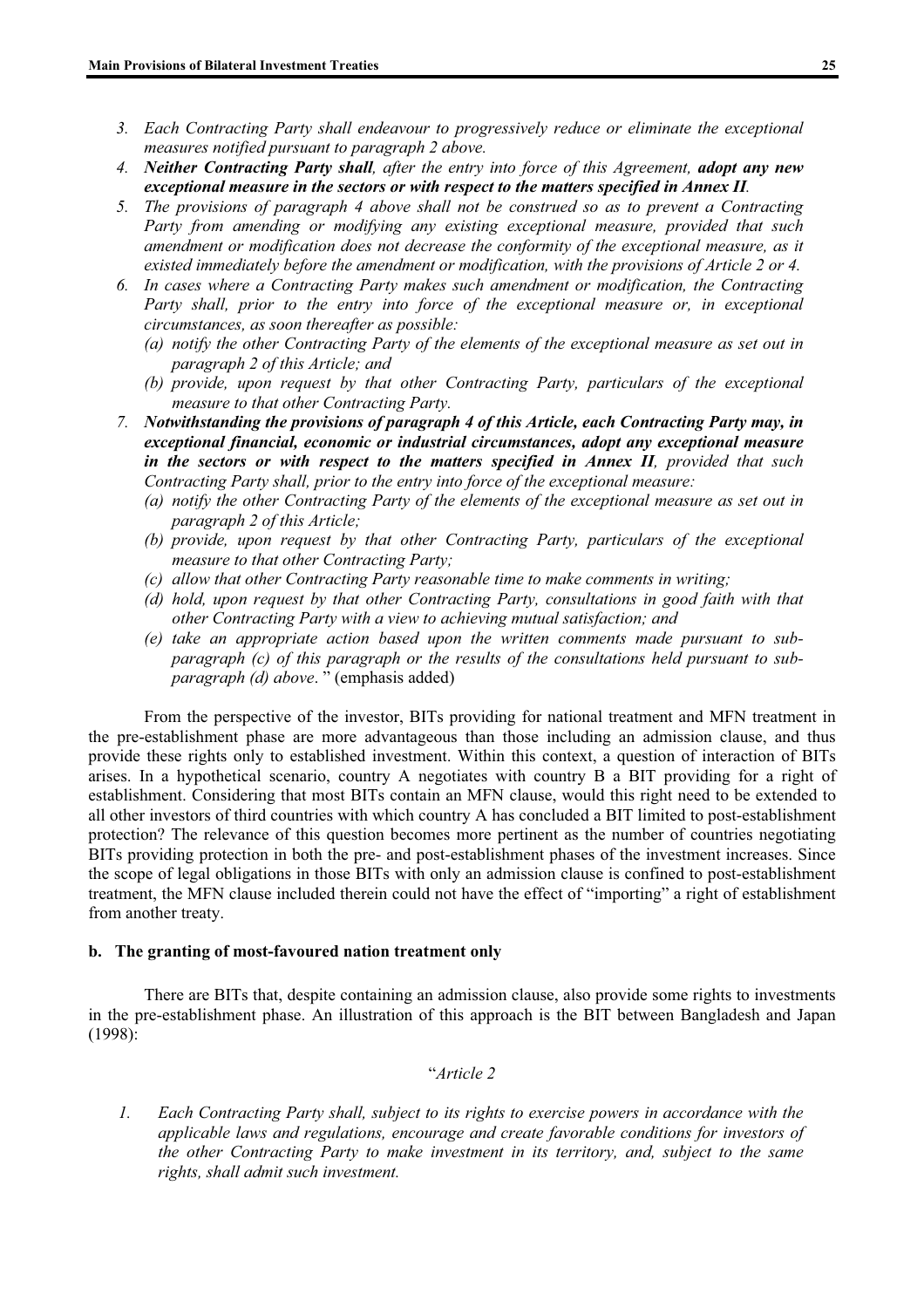3. *Each Contracting Party shall endeavour to progressively reduce or eliminate the exceptional measures notified pursuant to paragraph 2 above.*
4. ***Neither Contracting Party shall**, after the entry into force of this Agreement, **adopt any new exceptional measure in the sectors or with respect to the matters specified in Annex II**.*
5. *The provisions of paragraph 4 above shall not be construed so as to prevent a Contracting Party from amending or modifying any existing exceptional measure, provided that such amendment or modification does not decrease the conformity of the exceptional measure, as it existed immediately before the amendment or modification, with the provisions of Article 2 or 4.*
6. *In cases where a Contracting Party makes such amendment or modification, the Contracting Party shall, prior to the entry into force of the exceptional measure or, in exceptional circumstances, as soon thereafter as possible:*
   *(a) notify the other Contracting Party of the elements of the exceptional measure as set out in paragraph 2 of this Article; and*
   *(b) provide, upon request by that other Contracting Party, particulars of the exceptional measure to that other Contracting Party.*
7. ***Notwithstanding the provisions of paragraph 4 of this Article, each Contracting Party may, in exceptional financial, economic or industrial circumstances, adopt any exceptional measure in the sectors or with respect to the matters specified in Annex II**, provided that such Contracting Party shall, prior to the entry into force of the exceptional measure:*
   *(a) notify the other Contracting Party of the elements of the exceptional measure as set out in paragraph 2 of this Article;*
   *(b) provide, upon request by that other Contracting Party, particulars of the exceptional measure to that other Contracting Party;*
   *(c) allow that other Contracting Party reasonable time to make comments in writing;*
   *(d) hold, upon request by that other Contracting Party, consultations in good faith with that other Contracting Party with a view to achieving mutual satisfaction; and*
   *(e) take an appropriate action based upon the written comments made pursuant to sub-paragraph (c) of this paragraph or the results of the consultations held pursuant to sub-paragraph (d) above.*" (emphasis added)

From the perspective of the investor, BITs providing for national treatment and MFN treatment in the pre-establishment phase are more advantageous than those including an admission clause, and thus provide these rights only to established investment. Within this context, a question of interaction of BITs arises. In a hypothetical scenario, country A negotiates with country B a BIT providing for a right of establishment. Considering that most BITs contain an MFN clause, would this right need to be extended to all other investors of third countries with which country A has concluded a BIT limited to post-establishment protection? The relevance of this question becomes more pertinent as the number of countries negotiating BITs providing protection in both the pre- and post-establishment phases of the investment increases. Since the scope of legal obligations in those BITs with only an admission clause is confined to post-establishment treatment, the MFN clause included therein could not have the effect of "importing" a right of establishment from another treaty.

### b. The granting of most-favoured nation treatment only

There are BITs that, despite containing an admission clause, also provide some rights to investments in the pre-establishment phase. An illustration of this approach is the BIT between Bangladesh and Japan (1998):

"*Article 2*

1. *Each Contracting Party shall, subject to its rights to exercise powers in accordance with the applicable laws and regulations, encourage and create favorable conditions for investors of the other Contracting Party to make investment in its territory, and, subject to the same rights, shall admit such investment.*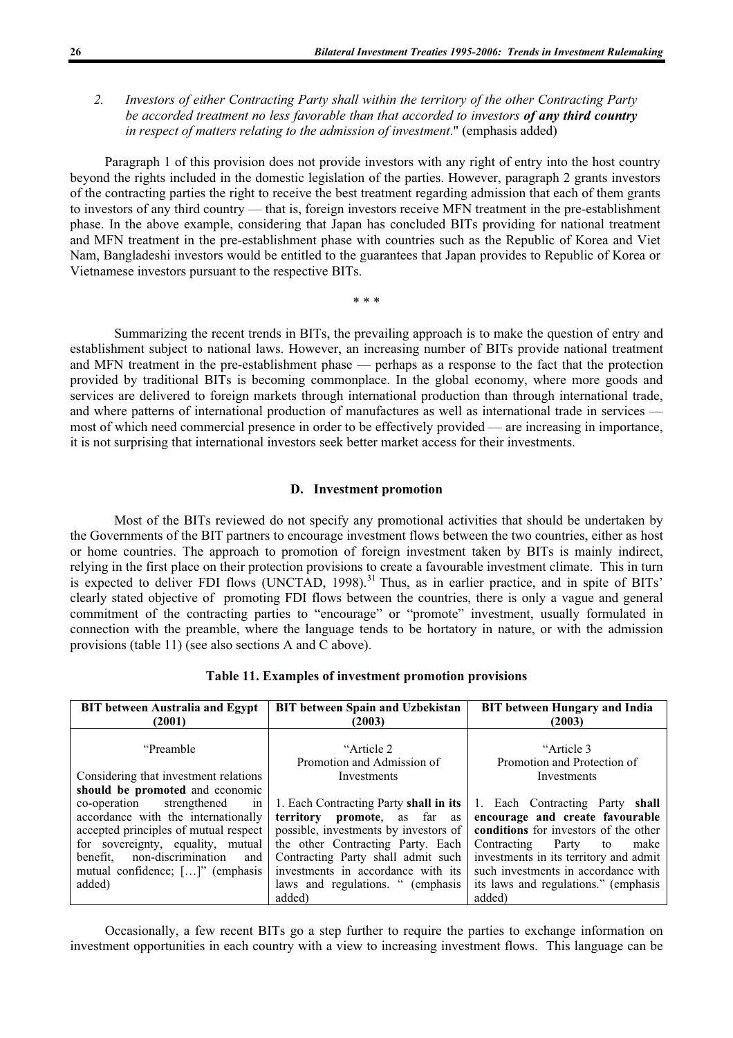2. *Investors of either Contracting Party shall within the territory of the other Contracting Party be accorded treatment no less favorable than that accorded to investors* ***of any third country*** *in respect of matters relating to the admission of investment*." (emphasis added)

Paragraph 1 of this provision does not provide investors with any right of entry into the host country beyond the rights included in the domestic legislation of the parties. However, paragraph 2 grants investors of the contracting parties the right to receive the best treatment regarding admission that each of them grants to investors of any third country — that is, foreign investors receive MFN treatment in the pre-establishment phase. In the above example, considering that Japan has concluded BITs providing for national treatment and MFN treatment in the pre-establishment phase with countries such as the Republic of Korea and Viet Nam, Bangladeshi investors would be entitled to the guarantees that Japan provides to Republic of Korea or Vietnamese investors pursuant to the respective BITs.

\* \* \*

Summarizing the recent trends in BITs, the prevailing approach is to make the question of entry and establishment subject to national laws. However, an increasing number of BITs provide national treatment and MFN treatment in the pre-establishment phase — perhaps as a response to the fact that the protection provided by traditional BITs is becoming commonplace. In the global economy, where more goods and services are delivered to foreign markets through international production than through international trade, and where patterns of international production of manufactures as well as international trade in services — most of which need commercial presence in order to be effectively provided — are increasing in importance, it is not surprising that international investors seek better market access for their investments.

### D. Investment promotion

Most of the BITs reviewed do not specify any promotional activities that should be undertaken by the Governments of the BIT partners to encourage investment flows between the two countries, either as host or home countries. The approach to promotion of foreign investment taken by BITs is mainly indirect, relying in the first place on their protection provisions to create a favourable investment climate. This in turn is expected to deliver FDI flows (UNCTAD, 1998).[31] Thus, as in earlier practice, and in spite of BITs' clearly stated objective of promoting FDI flows between the countries, there is only a vague and general commitment of the contracting parties to "encourage" or "promote" investment, usually formulated in connection with the preamble, where the language tends to be hortatory in nature, or with the admission provisions (table 11) (see also sections A and C above).

**Table 11. Examples of investment promotion provisions**

| BIT between Australia and Egypt (2001) | BIT between Spain and Uzbekistan (2003) | BIT between Hungary and India (2003) |
|---|---|---|
| "Preamble<br><br>Considering that investment relations **should be promoted** and economic co-operation strengthened in accordance with the internationally accepted principles of mutual respect for sovereignty, equality, mutual benefit, non-discrimination and mutual confidence; […]" (emphasis added) | "Article 2<br>Promotion and Admission of Investments<br><br>1. Each Contracting Party **shall in its territory promote**, as far as possible, investments by investors of the other Contracting Party. Each Contracting Party shall admit such investments in accordance with its laws and regulations. " (emphasis added) | "Article 3<br>Promotion and Protection of Investments<br><br>1. Each Contracting Party **shall encourage and create favourable conditions** for investors of the other Contracting Party to make investments in its territory and admit such investments in accordance with its laws and regulations." (emphasis added) |

Occasionally, a few recent BITs go a step further to require the parties to exchange information on investment opportunities in each country with a view to increasing investment flows. This language can be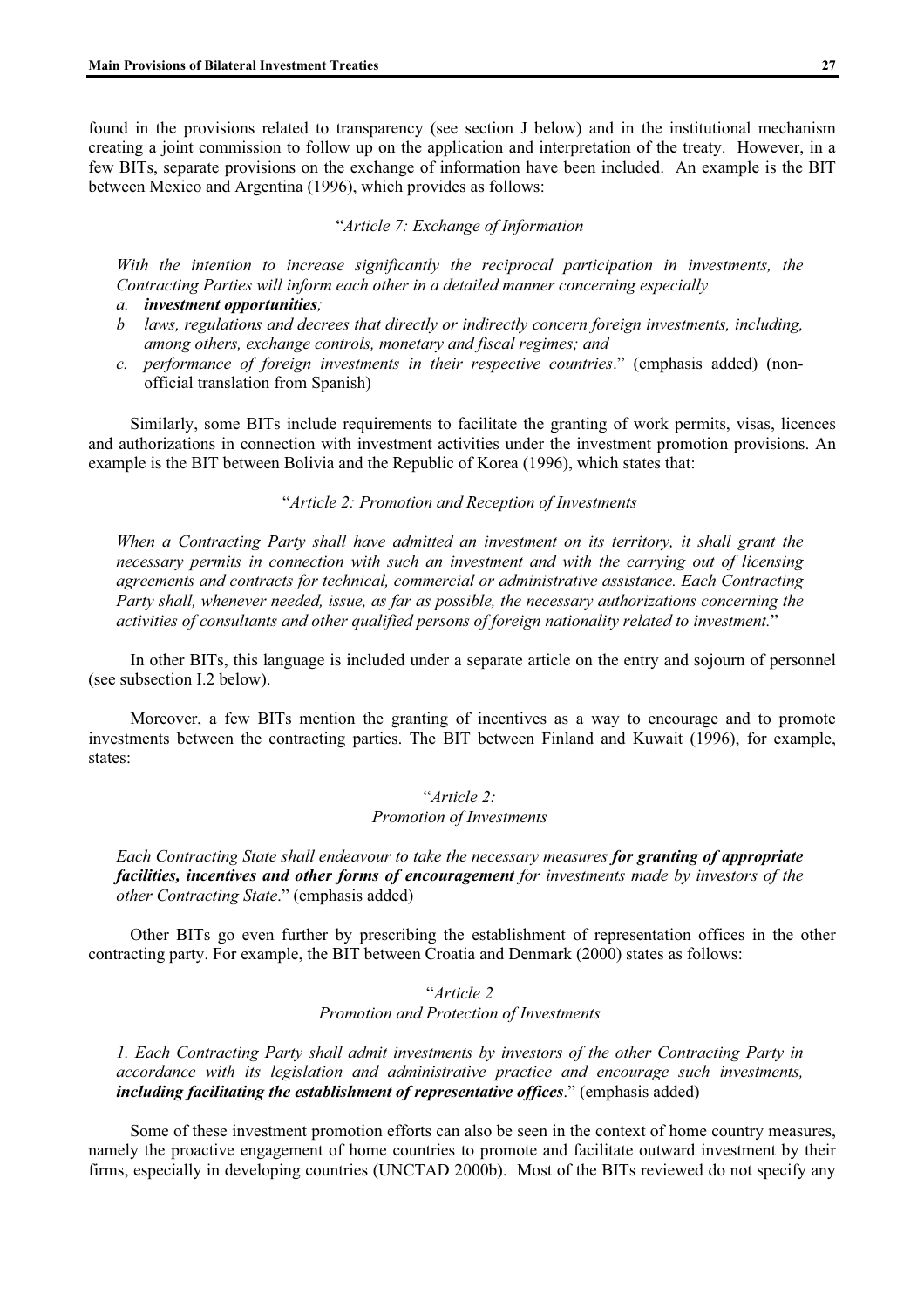found in the provisions related to transparency (see section J below) and in the institutional mechanism creating a joint commission to follow up on the application and interpretation of the treaty. However, in a few BITs, separate provisions on the exchange of information have been included. An example is the BIT between Mexico and Argentina (1996), which provides as follows:

"*Article 7: Exchange of Information*

*With the intention to increase significantly the reciprocal participation in investments, the Contracting Parties will inform each other in a detailed manner concerning especially*

*a. **investment opportunities**;*
*b laws, regulations and decrees that directly or indirectly concern foreign investments, including, among others, exchange controls, monetary and fiscal regimes; and*
*c. performance of foreign investments in their respective countries*." (emphasis added) (non-official translation from Spanish)

Similarly, some BITs include requirements to facilitate the granting of work permits, visas, licences and authorizations in connection with investment activities under the investment promotion provisions. An example is the BIT between Bolivia and the Republic of Korea (1996), which states that:

"*Article 2: Promotion and Reception of Investments*

*When a Contracting Party shall have admitted an investment on its territory, it shall grant the necessary permits in connection with such an investment and with the carrying out of licensing agreements and contracts for technical, commercial or administrative assistance. Each Contracting Party shall, whenever needed, issue, as far as possible, the necessary authorizations concerning the activities of consultants and other qualified persons of foreign nationality related to investment.*"

In other BITs, this language is included under a separate article on the entry and sojourn of personnel (see subsection I.2 below).

Moreover, a few BITs mention the granting of incentives as a way to encourage and to promote investments between the contracting parties. The BIT between Finland and Kuwait (1996), for example, states:

"*Article 2:*
*Promotion of Investments*

*Each Contracting State shall endeavour to take the necessary measures **for granting of appropriate facilities, incentives and other forms of encouragement** for investments made by investors of the other Contracting State*." (emphasis added)

Other BITs go even further by prescribing the establishment of representation offices in the other contracting party. For example, the BIT between Croatia and Denmark (2000) states as follows:

"*Article 2*
*Promotion and Protection of Investments*

*1. Each Contracting Party shall admit investments by investors of the other Contracting Party in accordance with its legislation and administrative practice and encourage such investments, **including facilitating the establishment of representative offices***." (emphasis added)

Some of these investment promotion efforts can also be seen in the context of home country measures, namely the proactive engagement of home countries to promote and facilitate outward investment by their firms, especially in developing countries (UNCTAD 2000b). Most of the BITs reviewed do not specify any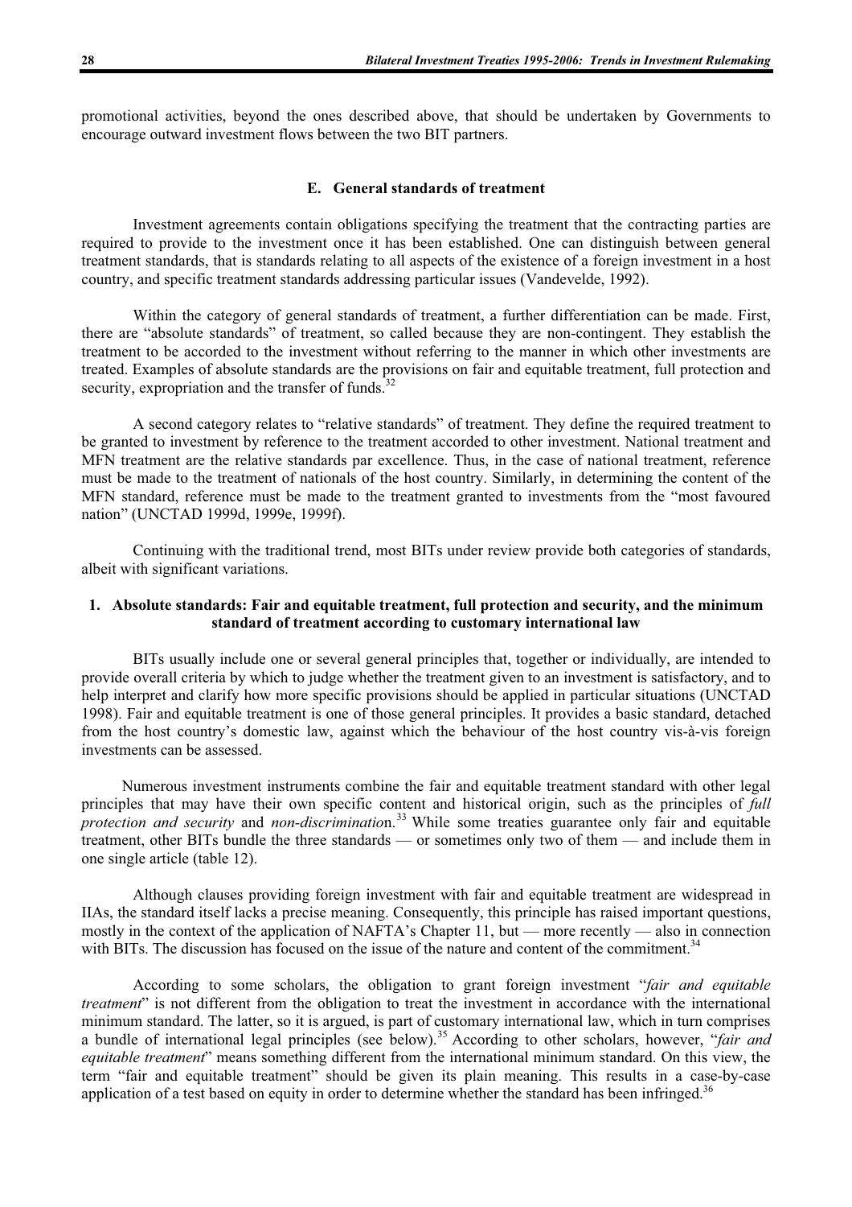promotional activities, beyond the ones described above, that should be undertaken by Governments to encourage outward investment flows between the two BIT partners.

## E. General standards of treatment

Investment agreements contain obligations specifying the treatment that the contracting parties are required to provide to the investment once it has been established. One can distinguish between general treatment standards, that is standards relating to all aspects of the existence of a foreign investment in a host country, and specific treatment standards addressing particular issues (Vandevelde, 1992).

Within the category of general standards of treatment, a further differentiation can be made. First, there are "absolute standards" of treatment, so called because they are non-contingent. They establish the treatment to be accorded to the investment without referring to the manner in which other investments are treated. Examples of absolute standards are the provisions on fair and equitable treatment, full protection and security, expropriation and the transfer of funds.[32]

A second category relates to "relative standards" of treatment. They define the required treatment to be granted to investment by reference to the treatment accorded to other investment. National treatment and MFN treatment are the relative standards par excellence. Thus, in the case of national treatment, reference must be made to the treatment of nationals of the host country. Similarly, in determining the content of the MFN standard, reference must be made to the treatment granted to investments from the "most favoured nation" (UNCTAD 1999d, 1999e, 1999f).

Continuing with the traditional trend, most BITs under review provide both categories of standards, albeit with significant variations.

### 1. Absolute standards: Fair and equitable treatment, full protection and security, and the minimum standard of treatment according to customary international law

BITs usually include one or several general principles that, together or individually, are intended to provide overall criteria by which to judge whether the treatment given to an investment is satisfactory, and to help interpret and clarify how more specific provisions should be applied in particular situations (UNCTAD 1998). Fair and equitable treatment is one of those general principles. It provides a basic standard, detached from the host country's domestic law, against which the behaviour of the host country vis-à-vis foreign investments can be assessed.

Numerous investment instruments combine the fair and equitable treatment standard with other legal principles that may have their own specific content and historical origin, such as the principles of *full protection and security* and *non-discrimination*.[33] While some treaties guarantee only fair and equitable treatment, other BITs bundle the three standards — or sometimes only two of them — and include them in one single article (table 12).

Although clauses providing foreign investment with fair and equitable treatment are widespread in IIAs, the standard itself lacks a precise meaning. Consequently, this principle has raised important questions, mostly in the context of the application of NAFTA's Chapter 11, but — more recently — also in connection with BITs. The discussion has focused on the issue of the nature and content of the commitment.[34]

According to some scholars, the obligation to grant foreign investment "*fair and equitable treatment*" is not different from the obligation to treat the investment in accordance with the international minimum standard. The latter, so it is argued, is part of customary international law, which in turn comprises a bundle of international legal principles (see below).[35] According to other scholars, however, "*fair and equitable treatment*" means something different from the international minimum standard. On this view, the term "fair and equitable treatment" should be given its plain meaning. This results in a case-by-case application of a test based on equity in order to determine whether the standard has been infringed.[36]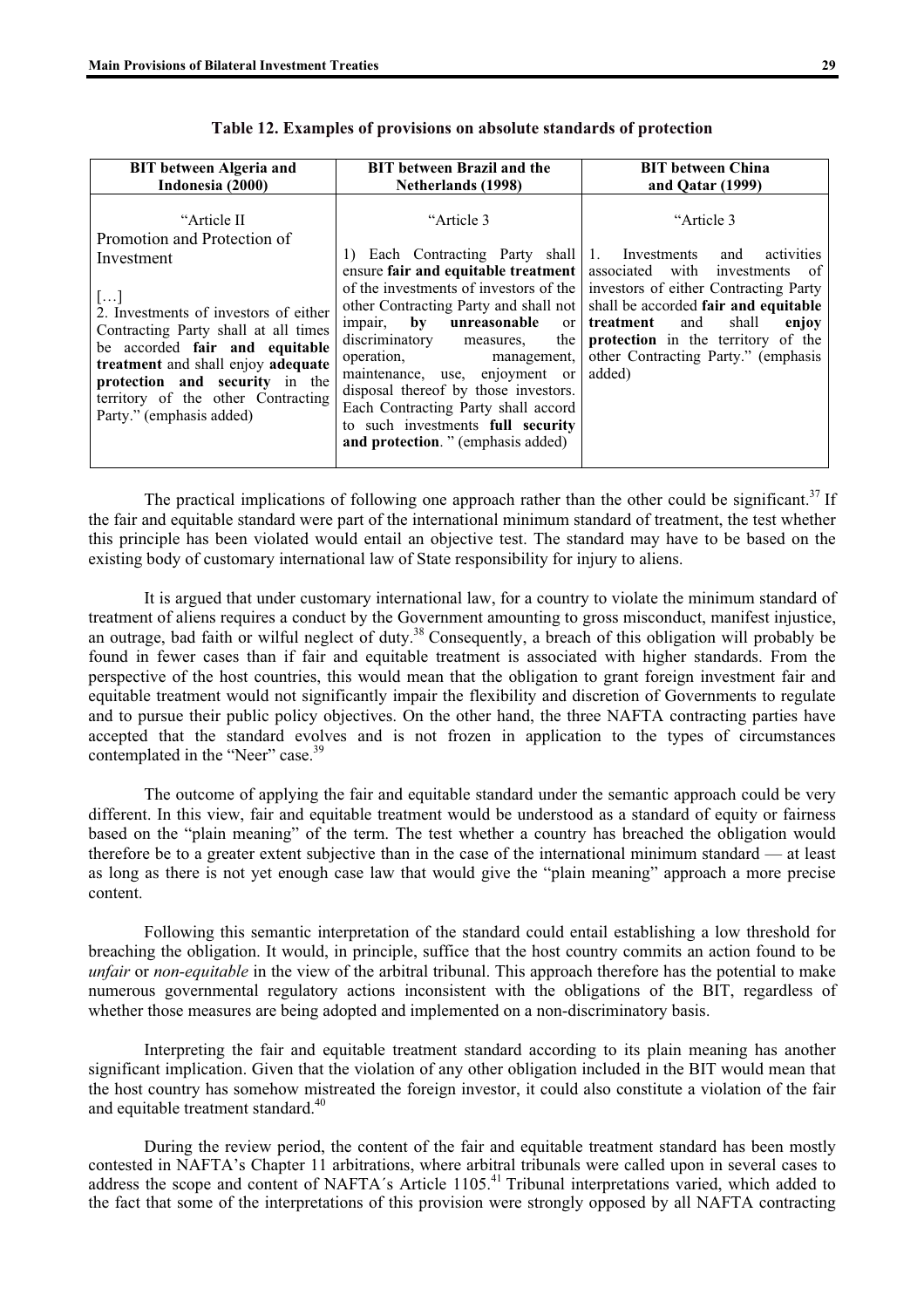**Table 12. Examples of provisions on absolute standards of protection**

| BIT between Algeria and Indonesia (2000) | BIT between Brazil and the Netherlands (1998) | BIT between China and Qatar (1999) |
|---|---|---|
| "Article II<br>Promotion and Protection of Investment<br><br>[…]<br>2. Investments of investors of either Contracting Party shall at all times be accorded **fair and equitable treatment** and shall enjoy **adequate protection and security** in the territory of the other Contracting Party." (emphasis added) | "Article 3<br><br>1) Each Contracting Party shall ensure **fair and equitable treatment** of the investments of investors of the other Contracting Party and shall not impair, **by unreasonable** or discriminatory measures, the operation, management, maintenance, use, enjoyment or disposal thereof by those investors. Each Contracting Party shall accord to such investments **full security and protection**. " (emphasis added) | "Article 3<br><br>1. Investments and activities associated with investments of investors of either Contracting Party shall be accorded **fair and equitable treatment** and shall **enjoy protection** in the territory of the other Contracting Party." (emphasis added) |

The practical implications of following one approach rather than the other could be significant.[37] If the fair and equitable standard were part of the international minimum standard of treatment, the test whether this principle has been violated would entail an objective test. The standard may have to be based on the existing body of customary international law of State responsibility for injury to aliens.

It is argued that under customary international law, for a country to violate the minimum standard of treatment of aliens requires a conduct by the Government amounting to gross misconduct, manifest injustice, an outrage, bad faith or wilful neglect of duty.[38] Consequently, a breach of this obligation will probably be found in fewer cases than if fair and equitable treatment is associated with higher standards. From the perspective of the host countries, this would mean that the obligation to grant foreign investment fair and equitable treatment would not significantly impair the flexibility and discretion of Governments to regulate and to pursue their public policy objectives. On the other hand, the three NAFTA contracting parties have accepted that the standard evolves and is not frozen in application to the types of circumstances contemplated in the "Neer" case.[39]

The outcome of applying the fair and equitable standard under the semantic approach could be very different. In this view, fair and equitable treatment would be understood as a standard of equity or fairness based on the "plain meaning" of the term. The test whether a country has breached the obligation would therefore be to a greater extent subjective than in the case of the international minimum standard — at least as long as there is not yet enough case law that would give the "plain meaning" approach a more precise content.

Following this semantic interpretation of the standard could entail establishing a low threshold for breaching the obligation. It would, in principle, suffice that the host country commits an action found to be *unfair* or *non-equitable* in the view of the arbitral tribunal. This approach therefore has the potential to make numerous governmental regulatory actions inconsistent with the obligations of the BIT, regardless of whether those measures are being adopted and implemented on a non-discriminatory basis.

Interpreting the fair and equitable treatment standard according to its plain meaning has another significant implication. Given that the violation of any other obligation included in the BIT would mean that the host country has somehow mistreated the foreign investor, it could also constitute a violation of the fair and equitable treatment standard.[40]

During the review period, the content of the fair and equitable treatment standard has been mostly contested in NAFTA's Chapter 11 arbitrations, where arbitral tribunals were called upon in several cases to address the scope and content of NAFTA´s Article 1105.[41] Tribunal interpretations varied, which added to the fact that some of the interpretations of this provision were strongly opposed by all NAFTA contracting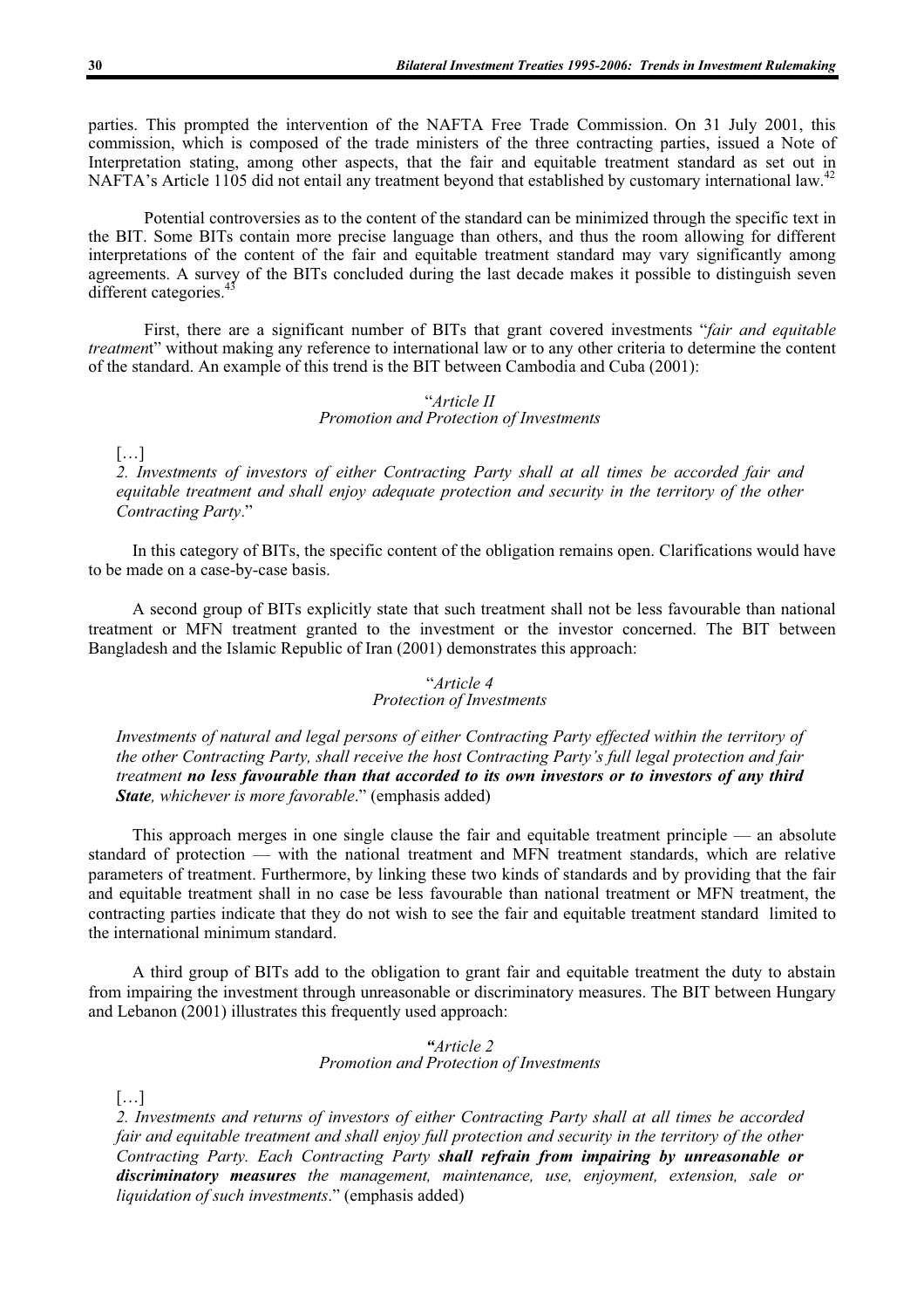parties. This prompted the intervention of the NAFTA Free Trade Commission. On 31 July 2001, this commission, which is composed of the trade ministers of the three contracting parties, issued a Note of Interpretation stating, among other aspects, that the fair and equitable treatment standard as set out in NAFTA's Article 1105 did not entail any treatment beyond that established by customary international law.[42]

Potential controversies as to the content of the standard can be minimized through the specific text in the BIT. Some BITs contain more precise language than others, and thus the room allowing for different interpretations of the content of the fair and equitable treatment standard may vary significantly among agreements. A survey of the BITs concluded during the last decade makes it possible to distinguish seven different categories.[43]

First, there are a significant number of BITs that grant covered investments "*fair and equitable treatment*" without making any reference to international law or to any other criteria to determine the content of the standard. An example of this trend is the BIT between Cambodia and Cuba (2001):

> "*Article II*
> *Promotion and Protection of Investments*
>
> […]
>
> *2. Investments of investors of either Contracting Party shall at all times be accorded fair and equitable treatment and shall enjoy adequate protection and security in the territory of the other Contracting Party*."

In this category of BITs, the specific content of the obligation remains open. Clarifications would have to be made on a case-by-case basis.

A second group of BITs explicitly state that such treatment shall not be less favourable than national treatment or MFN treatment granted to the investment or the investor concerned. The BIT between Bangladesh and the Islamic Republic of Iran (2001) demonstrates this approach:

> "*Article 4*
> *Protection of Investments*
>
> *Investments of natural and legal persons of either Contracting Party effected within the territory of the other Contracting Party, shall receive the host Contracting Party's full legal protection and fair treatment* ***no less favourable than that accorded to its own investors or to investors of any third State****, whichever is more favorable*." (emphasis added)

This approach merges in one single clause the fair and equitable treatment principle — an absolute standard of protection — with the national treatment and MFN treatment standards, which are relative parameters of treatment. Furthermore, by linking these two kinds of standards and by providing that the fair and equitable treatment shall in no case be less favourable than national treatment or MFN treatment, the contracting parties indicate that they do not wish to see the fair and equitable treatment standard limited to the international minimum standard.

A third group of BITs add to the obligation to grant fair and equitable treatment the duty to abstain from impairing the investment through unreasonable or discriminatory measures. The BIT between Hungary and Lebanon (2001) illustrates this frequently used approach:

> "*Article 2*
> *Promotion and Protection of Investments*
>
> […]
>
> *2. Investments and returns of investors of either Contracting Party shall at all times be accorded fair and equitable treatment and shall enjoy full protection and security in the territory of the other Contracting Party. Each Contracting Party* ***shall refrain from impairing by unreasonable or discriminatory measures*** *the management, maintenance, use, enjoyment, extension, sale or liquidation of such investments*." (emphasis added)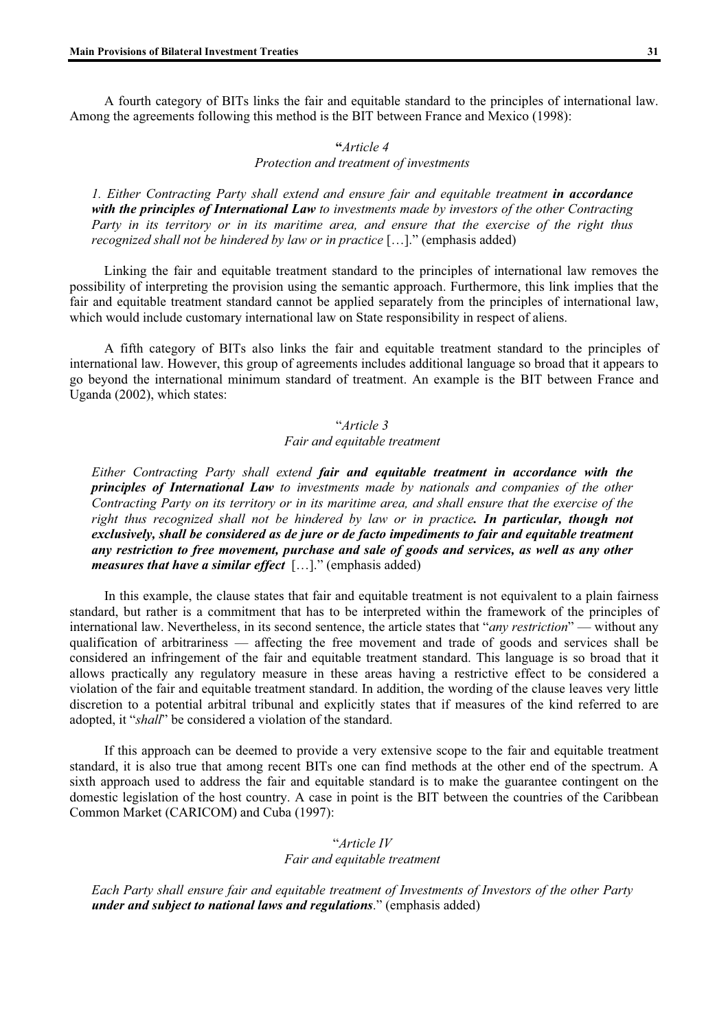A fourth category of BITs links the fair and equitable standard to the principles of international law. Among the agreements following this method is the BIT between France and Mexico (1998):

> "*Article 4*
> *Protection and treatment of investments*
>
> *1. Either Contracting Party shall extend and ensure fair and equitable treatment* ***in accordance with the principles of International Law*** *to investments made by investors of the other Contracting Party in its territory or in its maritime area, and ensure that the exercise of the right thus recognized shall not be hindered by law or in practice* […]." (emphasis added)

Linking the fair and equitable treatment standard to the principles of international law removes the possibility of interpreting the provision using the semantic approach. Furthermore, this link implies that the fair and equitable treatment standard cannot be applied separately from the principles of international law, which would include customary international law on State responsibility in respect of aliens.

A fifth category of BITs also links the fair and equitable treatment standard to the principles of international law. However, this group of agreements includes additional language so broad that it appears to go beyond the international minimum standard of treatment. An example is the BIT between France and Uganda (2002), which states:

> "*Article 3*
> *Fair and equitable treatment*
>
> *Either Contracting Party shall extend* ***fair and equitable treatment in accordance with the principles of International Law*** *to investments made by nationals and companies of the other Contracting Party on its territory or in its maritime area, and shall ensure that the exercise of the right thus recognized shall not be hindered by law or in practice****. In particular, though not exclusively, shall be considered as de jure or de facto impediments to fair and equitable treatment any restriction to free movement, purchase and sale of goods and services, as well as any other measures that have a similar effect*** […]." (emphasis added)

In this example, the clause states that fair and equitable treatment is not equivalent to a plain fairness standard, but rather is a commitment that has to be interpreted within the framework of the principles of international law. Nevertheless, in its second sentence, the article states that "*any restriction*" — without any qualification of arbitrariness — affecting the free movement and trade of goods and services shall be considered an infringement of the fair and equitable treatment standard. This language is so broad that it allows practically any regulatory measure in these areas having a restrictive effect to be considered a violation of the fair and equitable treatment standard. In addition, the wording of the clause leaves very little discretion to a potential arbitral tribunal and explicitly states that if measures of the kind referred to are adopted, it "*shall*" be considered a violation of the standard.

If this approach can be deemed to provide a very extensive scope to the fair and equitable treatment standard, it is also true that among recent BITs one can find methods at the other end of the spectrum. A sixth approach used to address the fair and equitable standard is to make the guarantee contingent on the domestic legislation of the host country. A case in point is the BIT between the countries of the Caribbean Common Market (CARICOM) and Cuba (1997):

> "*Article IV*
> *Fair and equitable treatment*
>
> *Each Party shall ensure fair and equitable treatment of Investments of Investors of the other Party* ***under and subject to national laws and regulations***." (emphasis added)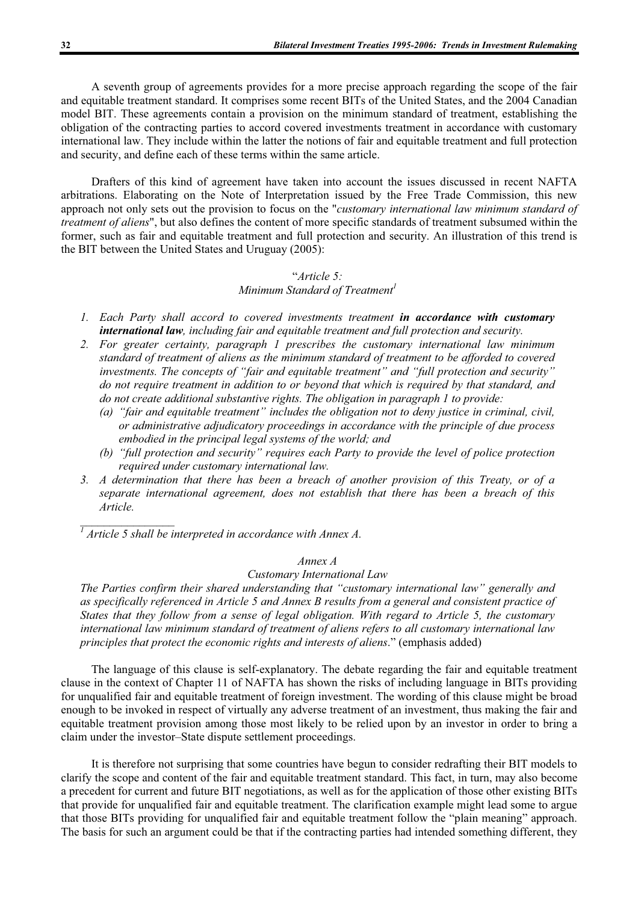A seventh group of agreements provides for a more precise approach regarding the scope of the fair and equitable treatment standard. It comprises some recent BITs of the United States, and the 2004 Canadian model BIT. These agreements contain a provision on the minimum standard of treatment, establishing the obligation of the contracting parties to accord covered investments treatment in accordance with customary international law. They include within the latter the notions of fair and equitable treatment and full protection and security, and define each of these terms within the same article.

Drafters of this kind of agreement have taken into account the issues discussed in recent NAFTA arbitrations. Elaborating on the Note of Interpretation issued by the Free Trade Commission, this new approach not only sets out the provision to focus on the "*customary international law minimum standard of treatment of aliens*", but also defines the content of more specific standards of treatment subsumed within the former, such as fair and equitable treatment and full protection and security. An illustration of this trend is the BIT between the United States and Uruguay (2005):

"*Article 5:*
*Minimum Standard of Treatment*[1]

1. *Each Party shall accord to covered investments treatment* ***in accordance with customary international law****, including fair and equitable treatment and full protection and security.*
2. *For greater certainty, paragraph 1 prescribes the customary international law minimum standard of treatment of aliens as the minimum standard of treatment to be afforded to covered investments. The concepts of "fair and equitable treatment" and "full protection and security" do not require treatment in addition to or beyond that which is required by that standard, and do not create additional substantive rights. The obligation in paragraph 1 to provide:*
   - *(a) "fair and equitable treatment" includes the obligation not to deny justice in criminal, civil, or administrative adjudicatory proceedings in accordance with the principle of due process embodied in the principal legal systems of the world; and*
   - *(b) "full protection and security" requires each Party to provide the level of police protection required under customary international law.*
3. *A determination that there has been a breach of another provision of this Treaty, or of a separate international agreement, does not establish that there has been a breach of this Article.*

---

[1] *Article 5 shall be interpreted in accordance with Annex A.*

*Annex A*
*Customary International Law*

*The Parties confirm their shared understanding that "customary international law" generally and as specifically referenced in Article 5 and Annex B results from a general and consistent practice of States that they follow from a sense of legal obligation. With regard to Article 5, the customary international law minimum standard of treatment of aliens refers to all customary international law principles that protect the economic rights and interests of aliens*." (emphasis added)

The language of this clause is self-explanatory. The debate regarding the fair and equitable treatment clause in the context of Chapter 11 of NAFTA has shown the risks of including language in BITs providing for unqualified fair and equitable treatment of foreign investment. The wording of this clause might be broad enough to be invoked in respect of virtually any adverse treatment of an investment, thus making the fair and equitable treatment provision among those most likely to be relied upon by an investor in order to bring a claim under the investor–State dispute settlement proceedings.

It is therefore not surprising that some countries have begun to consider redrafting their BIT models to clarify the scope and content of the fair and equitable treatment standard. This fact, in turn, may also become a precedent for current and future BIT negotiations, as well as for the application of those other existing BITs that provide for unqualified fair and equitable treatment. The clarification example might lead some to argue that those BITs providing for unqualified fair and equitable treatment follow the "plain meaning" approach. The basis for such an argument could be that if the contracting parties had intended something different, they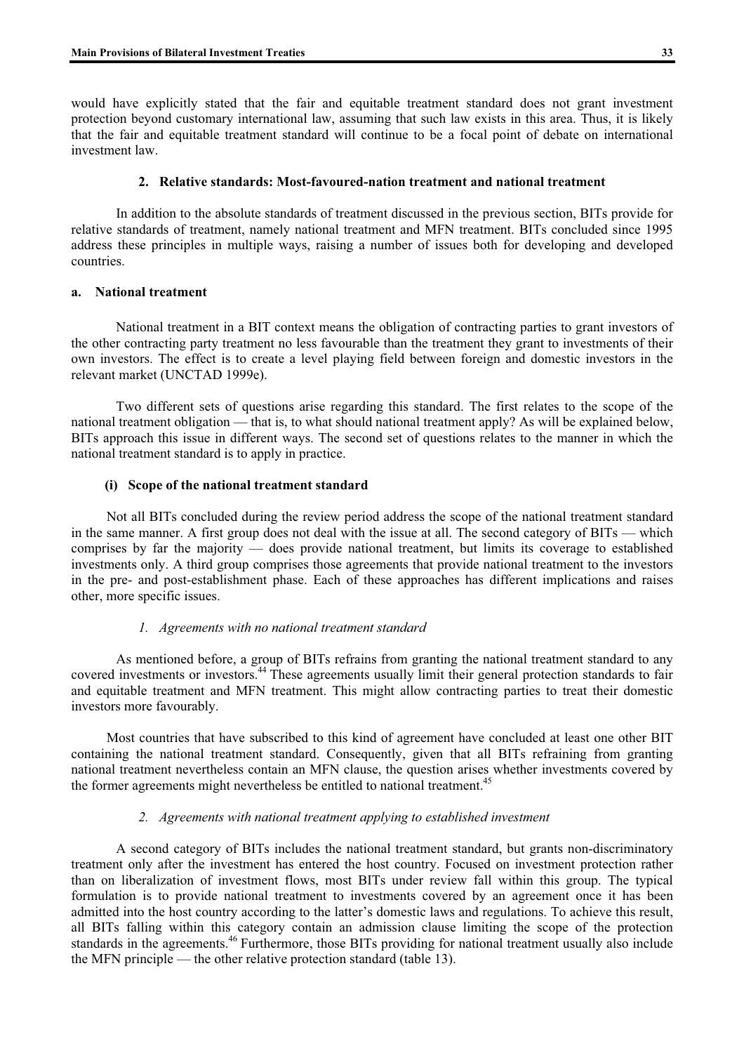would have explicitly stated that the fair and equitable treatment standard does not grant investment protection beyond customary international law, assuming that such law exists in this area. Thus, it is likely that the fair and equitable treatment standard will continue to be a focal point of debate on international investment law.

### 2. Relative standards: Most-favoured-nation treatment and national treatment

In addition to the absolute standards of treatment discussed in the previous section, BITs provide for relative standards of treatment, namely national treatment and MFN treatment. BITs concluded since 1995 address these principles in multiple ways, raising a number of issues both for developing and developed countries.

#### a. National treatment

National treatment in a BIT context means the obligation of contracting parties to grant investors of the other contracting party treatment no less favourable than the treatment they grant to investments of their own investors. The effect is to create a level playing field between foreign and domestic investors in the relevant market (UNCTAD 1999e).

Two different sets of questions arise regarding this standard. The first relates to the scope of the national treatment obligation — that is, to what should national treatment apply? As will be explained below, BITs approach this issue in different ways. The second set of questions relates to the manner in which the national treatment standard is to apply in practice.

##### (i) Scope of the national treatment standard

Not all BITs concluded during the review period address the scope of the national treatment standard in the same manner. A first group does not deal with the issue at all. The second category of BITs — which comprises by far the majority — does provide national treatment, but limits its coverage to established investments only. A third group comprises those agreements that provide national treatment to the investors in the pre- and post-establishment phase. Each of these approaches has different implications and raises other, more specific issues.

*1. Agreements with no national treatment standard*

As mentioned before, a group of BITs refrains from granting the national treatment standard to any covered investments or investors.[44] These agreements usually limit their general protection standards to fair and equitable treatment and MFN treatment. This might allow contracting parties to treat their domestic investors more favourably.

Most countries that have subscribed to this kind of agreement have concluded at least one other BIT containing the national treatment standard. Consequently, given that all BITs refraining from granting national treatment nevertheless contain an MFN clause, the question arises whether investments covered by the former agreements might nevertheless be entitled to national treatment.[45]

*2. Agreements with national treatment applying to established investment*

A second category of BITs includes the national treatment standard, but grants non-discriminatory treatment only after the investment has entered the host country. Focused on investment protection rather than on liberalization of investment flows, most BITs under review fall within this group. The typical formulation is to provide national treatment to investments covered by an agreement once it has been admitted into the host country according to the latter's domestic laws and regulations. To achieve this result, all BITs falling within this category contain an admission clause limiting the scope of the protection standards in the agreements.[46] Furthermore, those BITs providing for national treatment usually also include the MFN principle — the other relative protection standard (table 13).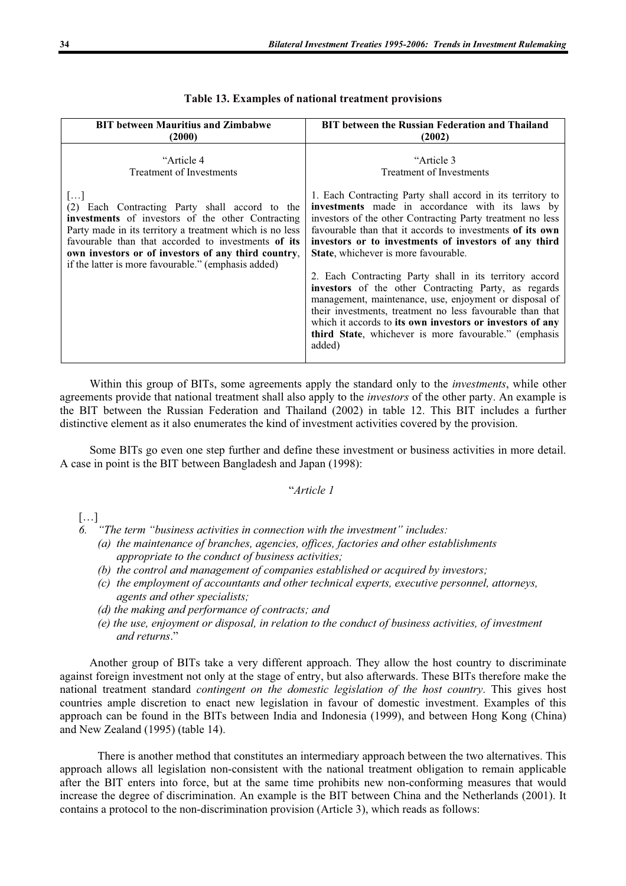**Table 13. Examples of national treatment provisions**

| BIT between Mauritius and Zimbabwe (2000) | BIT between the Russian Federation and Thailand (2002) |
|---|---|
| "Article 4<br>Treatment of Investments<br><br>[…]<br>(2) Each Contracting Party shall accord to the **investments** of investors of the other Contracting Party made in its territory a treatment which is no less favourable than that accorded to investments **of its own investors or of investors of any third country**, if the latter is more favourable." (emphasis added) | "Article 3<br>Treatment of Investments<br><br>1. Each Contracting Party shall accord in its territory to **investments** made in accordance with its laws by investors of the other Contracting Party treatment no less favourable than that it accords to investments **of its own investors or to investments of investors of any third State**, whichever is more favourable.<br><br>2. Each Contracting Party shall in its territory accord **investors** of the other Contracting Party, as regards management, maintenance, use, enjoyment or disposal of their investments, treatment no less favourable than that which it accords to **its own investors or investors of any third State**, whichever is more favourable." (emphasis added) |

Within this group of BITs, some agreements apply the standard only to the *investments*, while other agreements provide that national treatment shall also apply to the *investors* of the other party. An example is the BIT between the Russian Federation and Thailand (2002) in table 12. This BIT includes a further distinctive element as it also enumerates the kind of investment activities covered by the provision.

Some BITs go even one step further and define these investment or business activities in more detail. A case in point is the BIT between Bangladesh and Japan (1998):

"*Article 1*

[…]

6. *"The term "business activities in connection with the investment" includes:*
   *(a) the maintenance of branches, agencies, offices, factories and other establishments appropriate to the conduct of business activities;*
   *(b) the control and management of companies established or acquired by investors;*
   *(c) the employment of accountants and other technical experts, executive personnel, attorneys, agents and other specialists;*
   *(d) the making and performance of contracts; and*
   *(e) the use, enjoyment or disposal, in relation to the conduct of business activities, of investment and returns*."

Another group of BITs take a very different approach. They allow the host country to discriminate against foreign investment not only at the stage of entry, but also afterwards. These BITs therefore make the national treatment standard *contingent on the domestic legislation of the host country*. This gives host countries ample discretion to enact new legislation in favour of domestic investment. Examples of this approach can be found in the BITs between India and Indonesia (1999), and between Hong Kong (China) and New Zealand (1995) (table 14).

There is another method that constitutes an intermediary approach between the two alternatives. This approach allows all legislation non-consistent with the national treatment obligation to remain applicable after the BIT enters into force, but at the same time prohibits new non-conforming measures that would increase the degree of discrimination. An example is the BIT between China and the Netherlands (2001). It contains a protocol to the non-discrimination provision (Article 3), which reads as follows: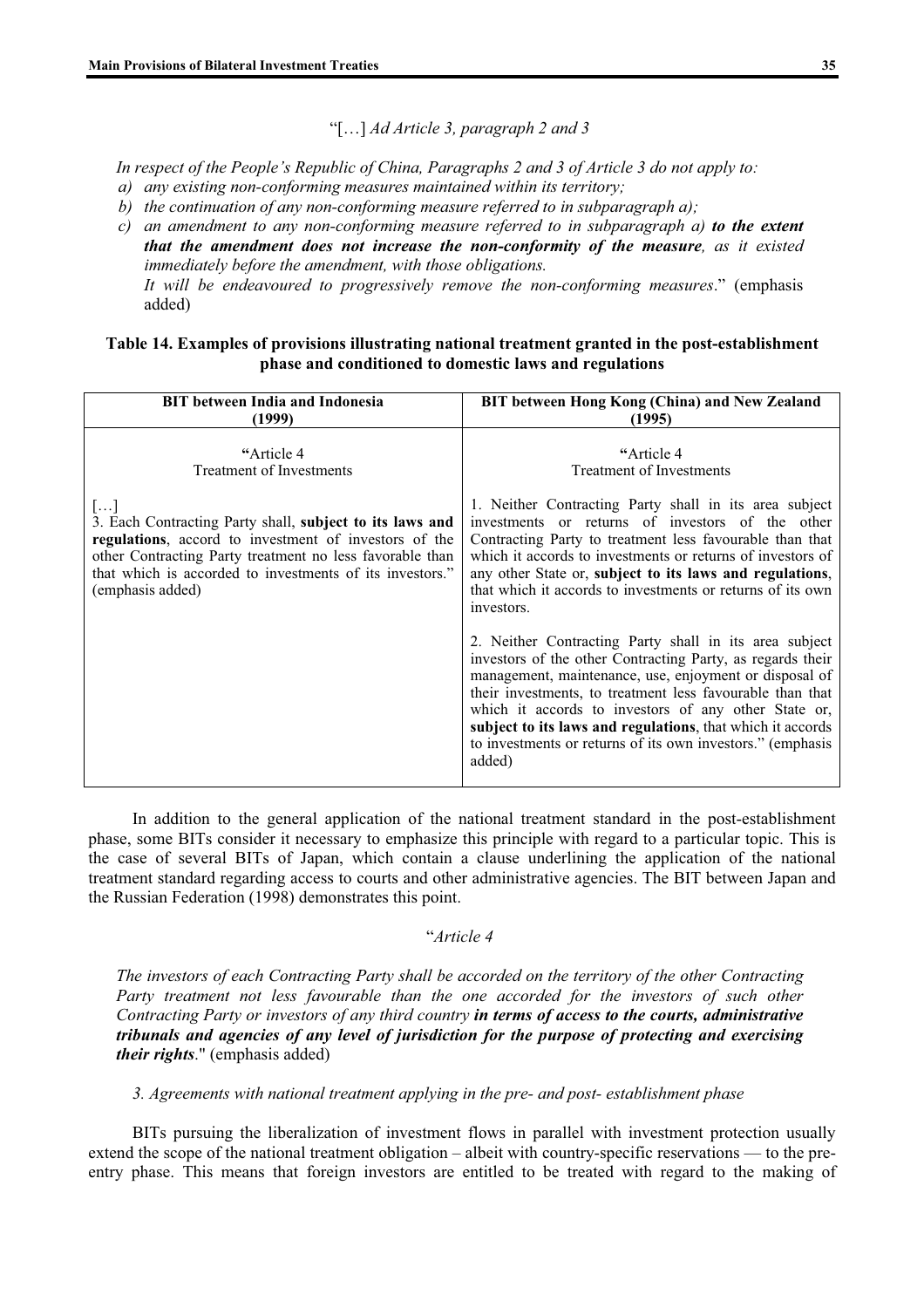"[…] *Ad Article 3, paragraph 2 and 3*

*In respect of the People's Republic of China, Paragraphs 2 and 3 of Article 3 do not apply to:*

*a) any existing non-conforming measures maintained within its territory;*
*b) the continuation of any non-conforming measure referred to in subparagraph a);*
*c) an amendment to any non-conforming measure referred to in subparagraph a)* ***to the extent that the amendment does not increase the non-conformity of the measure****, as it existed immediately before the amendment, with those obligations.*
*It will be endeavoured to progressively remove the non-conforming measures*." (emphasis added)

**Table 14. Examples of provisions illustrating national treatment granted in the post-establishment phase and conditioned to domestic laws and regulations**

| BIT between India and Indonesia (1999) | BIT between Hong Kong (China) and New Zealand (1995) |
|---|---|
| "Article 4<br>Treatment of Investments<br><br>[…]<br>3. Each Contracting Party shall, **subject to its laws and regulations**, accord to investment of investors of the other Contracting Party treatment no less favorable than that which is accorded to investments of its investors." (emphasis added) | "Article 4<br>Treatment of Investments<br><br>1. Neither Contracting Party shall in its area subject investments or returns of investors of the other Contracting Party to treatment less favourable than that which it accords to investments or returns of investors of any other State or, **subject to its laws and regulations**, that which it accords to investments or returns of its own investors.<br><br>2. Neither Contracting Party shall in its area subject investors of the other Contracting Party, as regards their management, maintenance, use, enjoyment or disposal of their investments, to treatment less favourable than that which it accords to investors of any other State or, **subject to its laws and regulations**, that which it accords to investments or returns of its own investors." (emphasis added) |

In addition to the general application of the national treatment standard in the post-establishment phase, some BITs consider it necessary to emphasize this principle with regard to a particular topic. This is the case of several BITs of Japan, which contain a clause underlining the application of the national treatment standard regarding access to courts and other administrative agencies. The BIT between Japan and the Russian Federation (1998) demonstrates this point.

"*Article 4*

*The investors of each Contracting Party shall be accorded on the territory of the other Contracting Party treatment not less favourable than the one accorded for the investors of such other Contracting Party or investors of any third country* ***in terms of access to the courts, administrative tribunals and agencies of any level of jurisdiction for the purpose of protecting and exercising their rights***." (emphasis added)

*3. Agreements with national treatment applying in the pre- and post- establishment phase*

BITs pursuing the liberalization of investment flows in parallel with investment protection usually extend the scope of the national treatment obligation – albeit with country-specific reservations — to the pre-entry phase. This means that foreign investors are entitled to be treated with regard to the making of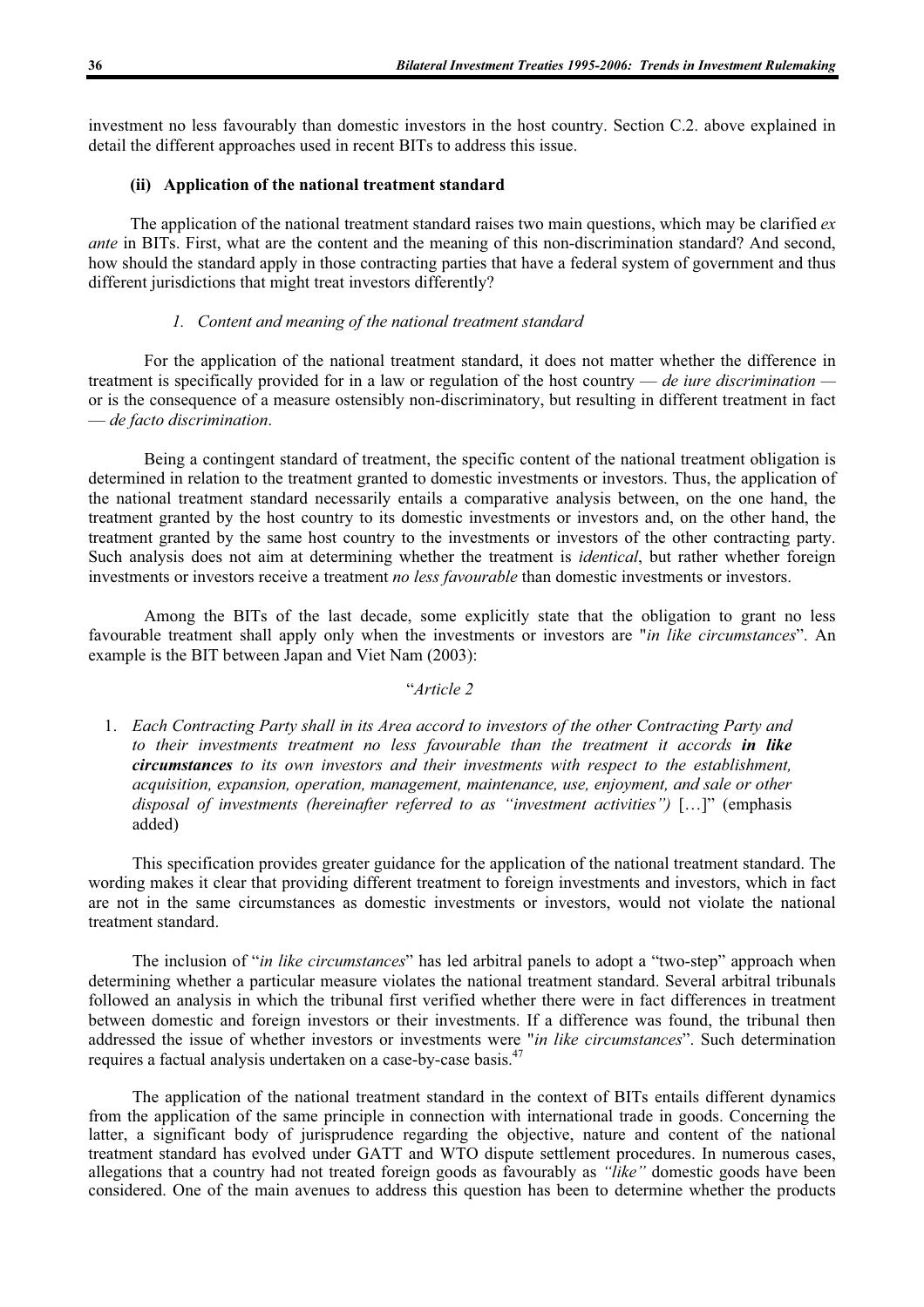investment no less favourably than domestic investors in the host country. Section C.2. above explained in detail the different approaches used in recent BITs to address this issue.

#### (ii) Application of the national treatment standard

The application of the national treatment standard raises two main questions, which may be clarified *ex ante* in BITs. First, what are the content and the meaning of this non-discrimination standard? And second, how should the standard apply in those contracting parties that have a federal system of government and thus different jurisdictions that might treat investors differently?

##### *1. Content and meaning of the national treatment standard*

For the application of the national treatment standard, it does not matter whether the difference in treatment is specifically provided for in a law or regulation of the host country — *de iure discrimination* — or is the consequence of a measure ostensibly non-discriminatory, but resulting in different treatment in fact — *de facto discrimination*.

Being a contingent standard of treatment, the specific content of the national treatment obligation is determined in relation to the treatment granted to domestic investments or investors. Thus, the application of the national treatment standard necessarily entails a comparative analysis between, on the one hand, the treatment granted by the host country to its domestic investments or investors and, on the other hand, the treatment granted by the same host country to the investments or investors of the other contracting party. Such analysis does not aim at determining whether the treatment is *identical*, but rather whether foreign investments or investors receive a treatment *no less favourable* than domestic investments or investors.

Among the BITs of the last decade, some explicitly state that the obligation to grant no less favourable treatment shall apply only when the investments or investors are "*in like circumstances*". An example is the BIT between Japan and Viet Nam (2003):

"*Article 2*

1. *Each Contracting Party shall in its Area accord to investors of the other Contracting Party and to their investments treatment no less favourable than the treatment it accords* ***in like circumstances*** *to its own investors and their investments with respect to the establishment, acquisition, expansion, operation, management, maintenance, use, enjoyment, and sale or other disposal of investments (hereinafter referred to as "investment activities")* […]" (emphasis added)

This specification provides greater guidance for the application of the national treatment standard. The wording makes it clear that providing different treatment to foreign investments and investors, which in fact are not in the same circumstances as domestic investments or investors, would not violate the national treatment standard.

The inclusion of "*in like circumstances*" has led arbitral panels to adopt a "two-step" approach when determining whether a particular measure violates the national treatment standard. Several arbitral tribunals followed an analysis in which the tribunal first verified whether there were in fact differences in treatment between domestic and foreign investors or their investments. If a difference was found, the tribunal then addressed the issue of whether investors or investments were "*in like circumstances*". Such determination requires a factual analysis undertaken on a case-by-case basis.[47]

The application of the national treatment standard in the context of BITs entails different dynamics from the application of the same principle in connection with international trade in goods. Concerning the latter, a significant body of jurisprudence regarding the objective, nature and content of the national treatment standard has evolved under GATT and WTO dispute settlement procedures. In numerous cases, allegations that a country had not treated foreign goods as favourably as *"like"* domestic goods have been considered. One of the main avenues to address this question has been to determine whether the products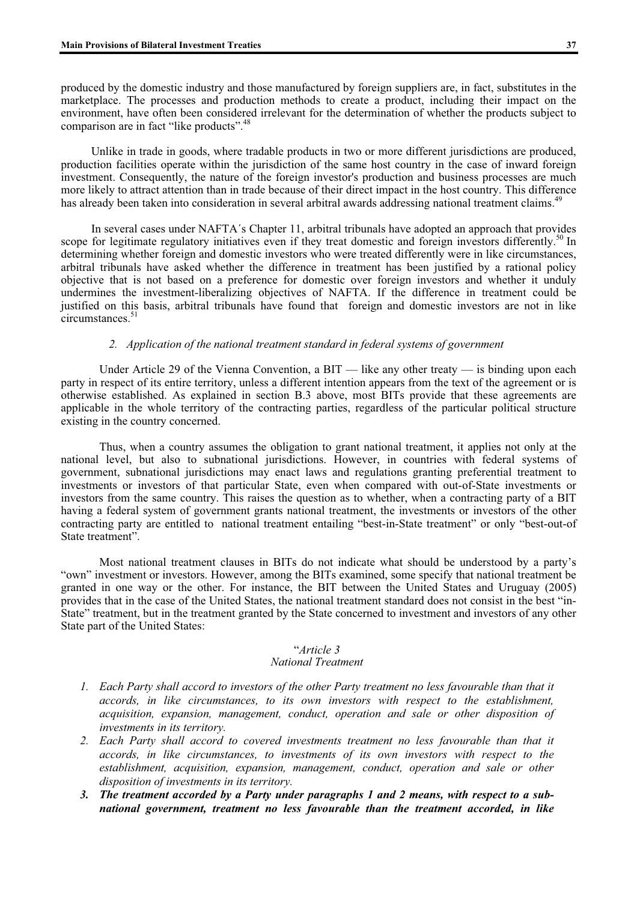produced by the domestic industry and those manufactured by foreign suppliers are, in fact, substitutes in the marketplace. The processes and production methods to create a product, including their impact on the environment, have often been considered irrelevant for the determination of whether the products subject to comparison are in fact "like products".[48]

Unlike in trade in goods, where tradable products in two or more different jurisdictions are produced, production facilities operate within the jurisdiction of the same host country in the case of inward foreign investment. Consequently, the nature of the foreign investor's production and business processes are much more likely to attract attention than in trade because of their direct impact in the host country. This difference has already been taken into consideration in several arbitral awards addressing national treatment claims.[49]

In several cases under NAFTA´s Chapter 11, arbitral tribunals have adopted an approach that provides scope for legitimate regulatory initiatives even if they treat domestic and foreign investors differently.[50] In determining whether foreign and domestic investors who were treated differently were in like circumstances, arbitral tribunals have asked whether the difference in treatment has been justified by a rational policy objective that is not based on a preference for domestic over foreign investors and whether it unduly undermines the investment-liberalizing objectives of NAFTA. If the difference in treatment could be justified on this basis, arbitral tribunals have found that foreign and domestic investors are not in like circumstances.[51]

### 2. *Application of the national treatment standard in federal systems of government*

Under Article 29 of the Vienna Convention, a BIT — like any other treaty — is binding upon each party in respect of its entire territory, unless a different intention appears from the text of the agreement or is otherwise established. As explained in section B.3 above, most BITs provide that these agreements are applicable in the whole territory of the contracting parties, regardless of the particular political structure existing in the country concerned.

Thus, when a country assumes the obligation to grant national treatment, it applies not only at the national level, but also to subnational jurisdictions. However, in countries with federal systems of government, subnational jurisdictions may enact laws and regulations granting preferential treatment to investments or investors of that particular State, even when compared with out-of-State investments or investors from the same country. This raises the question as to whether, when a contracting party of a BIT having a federal system of government grants national treatment, the investments or investors of the other contracting party are entitled to national treatment entailing "best-in-State treatment" or only "best-out-of State treatment".

Most national treatment clauses in BITs do not indicate what should be understood by a party's "own" investment or investors. However, among the BITs examined, some specify that national treatment be granted in one way or the other. For instance, the BIT between the United States and Uruguay (2005) provides that in the case of the United States, the national treatment standard does not consist in the best "in-State" treatment, but in the treatment granted by the State concerned to investment and investors of any other State part of the United States:

"*Article 3*
*National Treatment*

1. *Each Party shall accord to investors of the other Party treatment no less favourable than that it accords, in like circumstances, to its own investors with respect to the establishment, acquisition, expansion, management, conduct, operation and sale or other disposition of investments in its territory.*
2. *Each Party shall accord to covered investments treatment no less favourable than that it accords, in like circumstances, to investments of its own investors with respect to the establishment, acquisition, expansion, management, conduct, operation and sale or other disposition of investments in its territory.*
3. ***The treatment accorded by a Party under paragraphs 1 and 2 means, with respect to a sub-national government, treatment no less favourable than the treatment accorded, in like***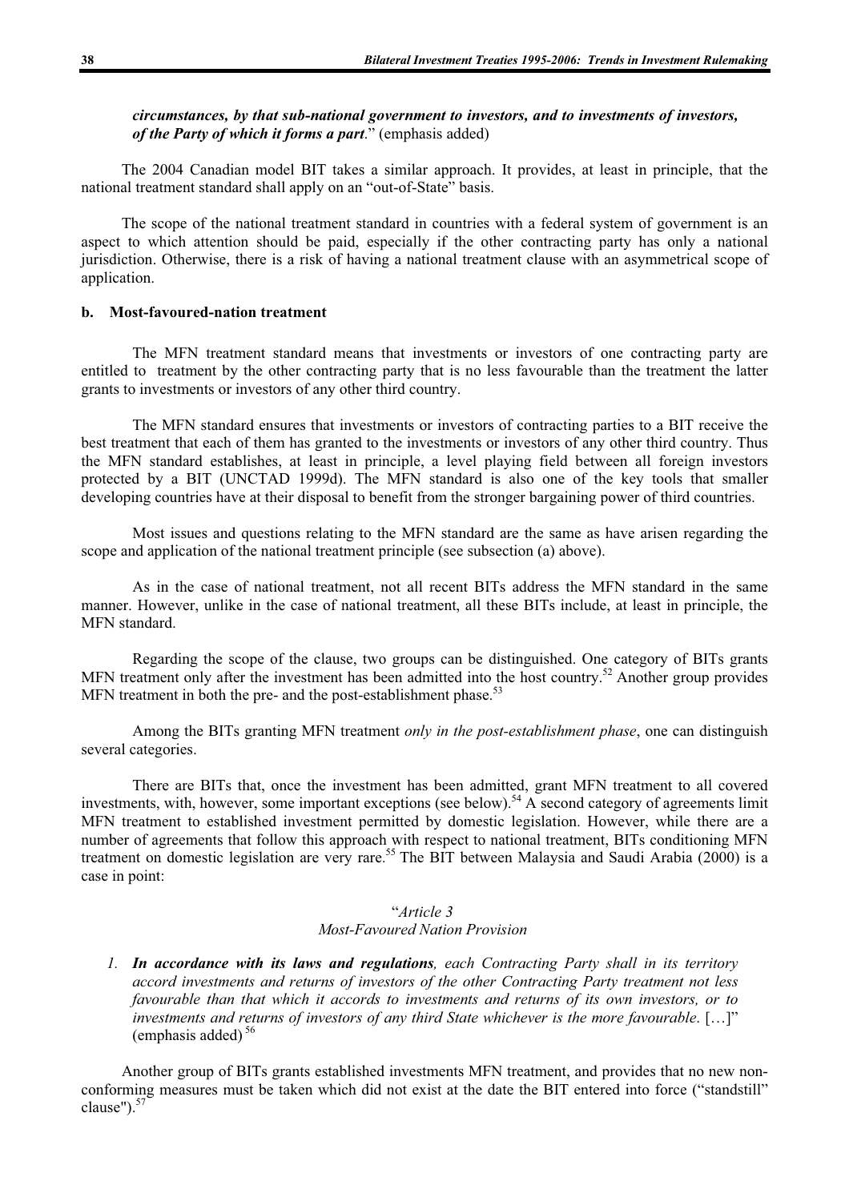***circumstances, by that sub-national government to investors, and to investments of investors, of the Party of which it forms a part***." (emphasis added)

The 2004 Canadian model BIT takes a similar approach. It provides, at least in principle, that the national treatment standard shall apply on an "out-of-State" basis.

The scope of the national treatment standard in countries with a federal system of government is an aspect to which attention should be paid, especially if the other contracting party has only a national jurisdiction. Otherwise, there is a risk of having a national treatment clause with an asymmetrical scope of application.

### b. Most-favoured-nation treatment

The MFN treatment standard means that investments or investors of one contracting party are entitled to treatment by the other contracting party that is no less favourable than the treatment the latter grants to investments or investors of any other third country.

The MFN standard ensures that investments or investors of contracting parties to a BIT receive the best treatment that each of them has granted to the investments or investors of any other third country. Thus the MFN standard establishes, at least in principle, a level playing field between all foreign investors protected by a BIT (UNCTAD 1999d). The MFN standard is also one of the key tools that smaller developing countries have at their disposal to benefit from the stronger bargaining power of third countries.

Most issues and questions relating to the MFN standard are the same as have arisen regarding the scope and application of the national treatment principle (see subsection (a) above).

As in the case of national treatment, not all recent BITs address the MFN standard in the same manner. However, unlike in the case of national treatment, all these BITs include, at least in principle, the MFN standard.

Regarding the scope of the clause, two groups can be distinguished. One category of BITs grants MFN treatment only after the investment has been admitted into the host country.[52] Another group provides MFN treatment in both the pre- and the post-establishment phase.[53]

Among the BITs granting MFN treatment *only in the post-establishment phase*, one can distinguish several categories.

There are BITs that, once the investment has been admitted, grant MFN treatment to all covered investments, with, however, some important exceptions (see below).[54] A second category of agreements limit MFN treatment to established investment permitted by domestic legislation. However, while there are a number of agreements that follow this approach with respect to national treatment, BITs conditioning MFN treatment on domestic legislation are very rare.[55] The BIT between Malaysia and Saudi Arabia (2000) is a case in point:

"*Article 3*
*Most-Favoured Nation Provision*

*1.* ***In accordance with its laws and regulations****, each Contracting Party shall in its territory accord investments and returns of investors of the other Contracting Party treatment not less favourable than that which it accords to investments and returns of its own investors, or to investments and returns of investors of any third State whichever is the more favourable*. […]" (emphasis added)[56]

Another group of BITs grants established investments MFN treatment, and provides that no new non-conforming measures must be taken which did not exist at the date the BIT entered into force ("standstill" clause").[57]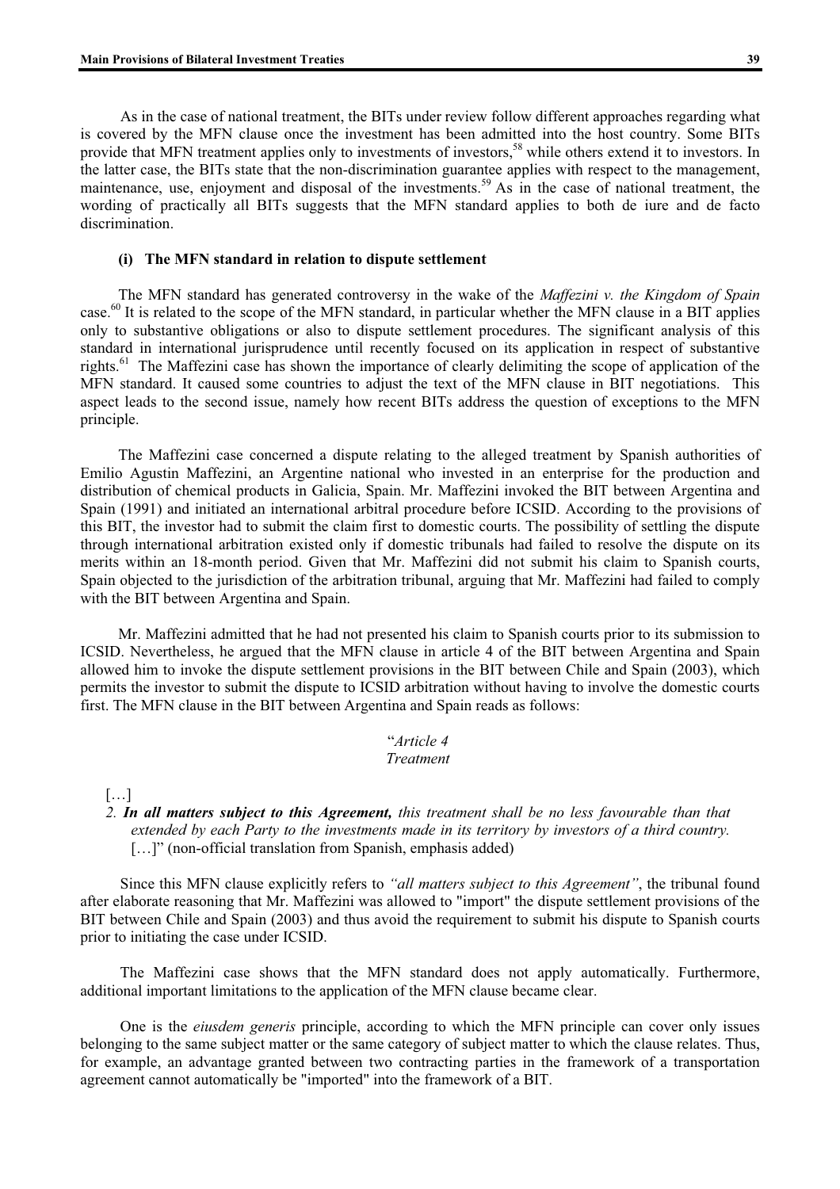As in the case of national treatment, the BITs under review follow different approaches regarding what is covered by the MFN clause once the investment has been admitted into the host country. Some BITs provide that MFN treatment applies only to investments of investors,[58] while others extend it to investors. In the latter case, the BITs state that the non-discrimination guarantee applies with respect to the management, maintenance, use, enjoyment and disposal of the investments.[59] As in the case of national treatment, the wording of practically all BITs suggests that the MFN standard applies to both de iure and de facto discrimination.

#### (i) The MFN standard in relation to dispute settlement

The MFN standard has generated controversy in the wake of the *Maffezini v. the Kingdom of Spain* case.[60] It is related to the scope of the MFN standard, in particular whether the MFN clause in a BIT applies only to substantive obligations or also to dispute settlement procedures. The significant analysis of this standard in international jurisprudence until recently focused on its application in respect of substantive rights.[61] The Maffezini case has shown the importance of clearly delimiting the scope of application of the MFN standard. It caused some countries to adjust the text of the MFN clause in BIT negotiations. This aspect leads to the second issue, namely how recent BITs address the question of exceptions to the MFN principle.

The Maffezini case concerned a dispute relating to the alleged treatment by Spanish authorities of Emilio Agustin Maffezini, an Argentine national who invested in an enterprise for the production and distribution of chemical products in Galicia, Spain. Mr. Maffezini invoked the BIT between Argentina and Spain (1991) and initiated an international arbitral procedure before ICSID. According to the provisions of this BIT, the investor had to submit the claim first to domestic courts. The possibility of settling the dispute through international arbitration existed only if domestic tribunals had failed to resolve the dispute on its merits within an 18-month period. Given that Mr. Maffezini did not submit his claim to Spanish courts, Spain objected to the jurisdiction of the arbitration tribunal, arguing that Mr. Maffezini had failed to comply with the BIT between Argentina and Spain.

Mr. Maffezini admitted that he had not presented his claim to Spanish courts prior to its submission to ICSID. Nevertheless, he argued that the MFN clause in article 4 of the BIT between Argentina and Spain allowed him to invoke the dispute settlement provisions in the BIT between Chile and Spain (2003), which permits the investor to submit the dispute to ICSID arbitration without having to involve the domestic courts first. The MFN clause in the BIT between Argentina and Spain reads as follows:

> "*Article 4*
> *Treatment*
>
> […]
>
> *2. **In all matters subject to this Agreement,** this treatment shall be no less favourable than that extended by each Party to the investments made in its territory by investors of a third country.*
> […]" (non-official translation from Spanish, emphasis added)

Since this MFN clause explicitly refers to *"all matters subject to this Agreement"*, the tribunal found after elaborate reasoning that Mr. Maffezini was allowed to "import" the dispute settlement provisions of the BIT between Chile and Spain (2003) and thus avoid the requirement to submit his dispute to Spanish courts prior to initiating the case under ICSID.

The Maffezini case shows that the MFN standard does not apply automatically. Furthermore, additional important limitations to the application of the MFN clause became clear.

One is the *eiusdem generis* principle, according to which the MFN principle can cover only issues belonging to the same subject matter or the same category of subject matter to which the clause relates. Thus, for example, an advantage granted between two contracting parties in the framework of a transportation agreement cannot automatically be "imported" into the framework of a BIT.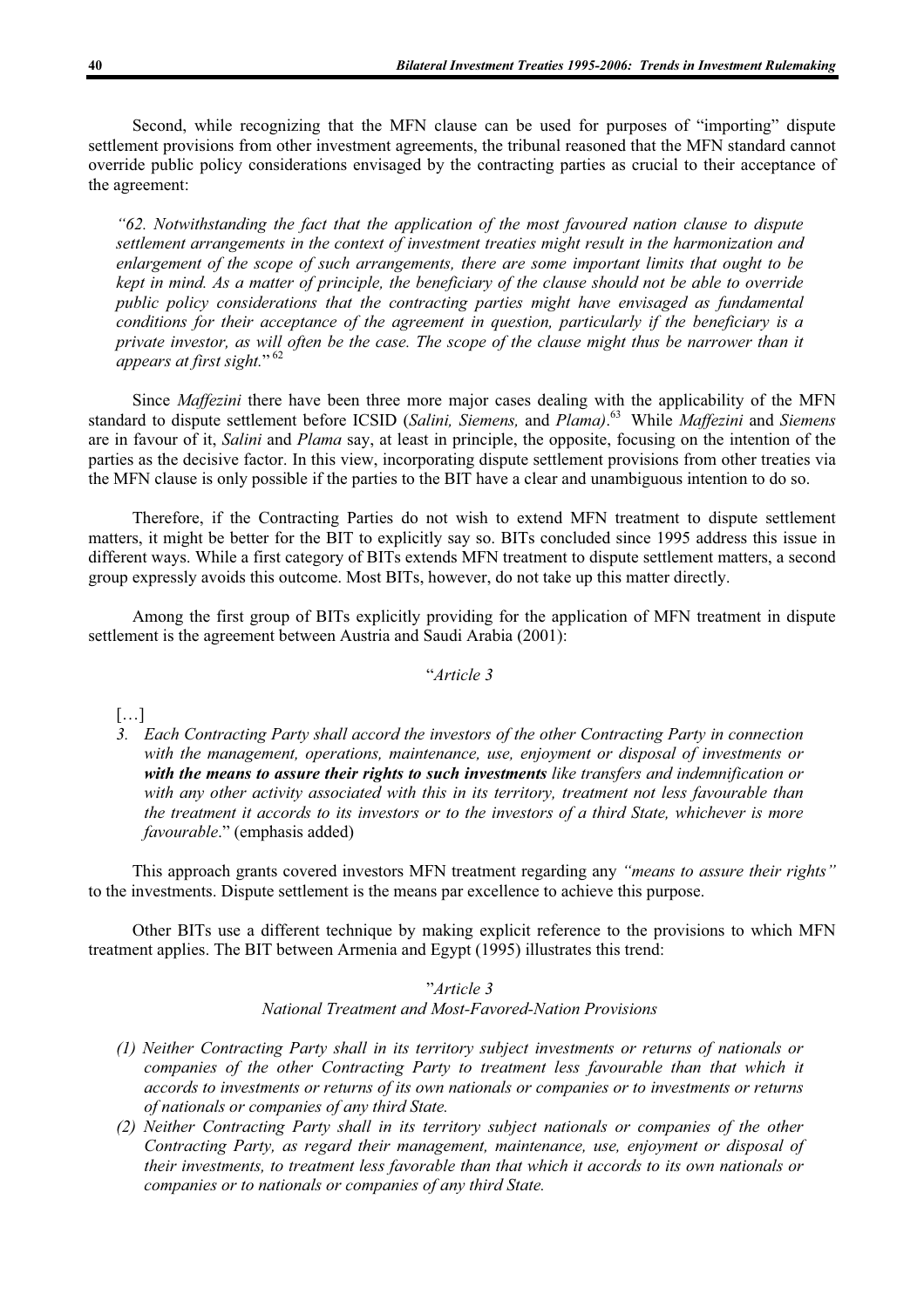Second, while recognizing that the MFN clause can be used for purposes of "importing" dispute settlement provisions from other investment agreements, the tribunal reasoned that the MFN standard cannot override public policy considerations envisaged by the contracting parties as crucial to their acceptance of the agreement:

> *"62. Notwithstanding the fact that the application of the most favoured nation clause to dispute settlement arrangements in the context of investment treaties might result in the harmonization and enlargement of the scope of such arrangements, there are some important limits that ought to be kept in mind. As a matter of principle, the beneficiary of the clause should not be able to override public policy considerations that the contracting parties might have envisaged as fundamental conditions for their acceptance of the agreement in question, particularly if the beneficiary is a private investor, as will often be the case. The scope of the clause might thus be narrower than it appears at first sight.*" [62]

Since *Maffezini* there have been three more major cases dealing with the applicability of the MFN standard to dispute settlement before ICSID (*Salini, Siemens,* and *Plama)*.[63] While *Maffezini* and *Siemens* are in favour of it, *Salini* and *Plama* say, at least in principle, the opposite, focusing on the intention of the parties as the decisive factor. In this view, incorporating dispute settlement provisions from other treaties via the MFN clause is only possible if the parties to the BIT have a clear and unambiguous intention to do so.

Therefore, if the Contracting Parties do not wish to extend MFN treatment to dispute settlement matters, it might be better for the BIT to explicitly say so. BITs concluded since 1995 address this issue in different ways. While a first category of BITs extends MFN treatment to dispute settlement matters, a second group expressly avoids this outcome. Most BITs, however, do not take up this matter directly.

Among the first group of BITs explicitly providing for the application of MFN treatment in dispute settlement is the agreement between Austria and Saudi Arabia (2001):

"*Article 3*

[…]

3. *Each Contracting Party shall accord the investors of the other Contracting Party in connection with the management, operations, maintenance, use, enjoyment or disposal of investments or* ***with the means to assure their rights to such investments*** *like transfers and indemnification or with any other activity associated with this in its territory, treatment not less favourable than the treatment it accords to its investors or to the investors of a third State, whichever is more favourable*." (emphasis added)

This approach grants covered investors MFN treatment regarding any *"means to assure their rights"* to the investments. Dispute settlement is the means par excellence to achieve this purpose.

Other BITs use a different technique by making explicit reference to the provisions to which MFN treatment applies. The BIT between Armenia and Egypt (1995) illustrates this trend:

"*Article 3*
*National Treatment and Most-Favored-Nation Provisions*

*(1) Neither Contracting Party shall in its territory subject investments or returns of nationals or companies of the other Contracting Party to treatment less favourable than that which it accords to investments or returns of its own nationals or companies or to investments or returns of nationals or companies of any third State.*

*(2) Neither Contracting Party shall in its territory subject nationals or companies of the other Contracting Party, as regard their management, maintenance, use, enjoyment or disposal of their investments, to treatment less favorable than that which it accords to its own nationals or companies or to nationals or companies of any third State.*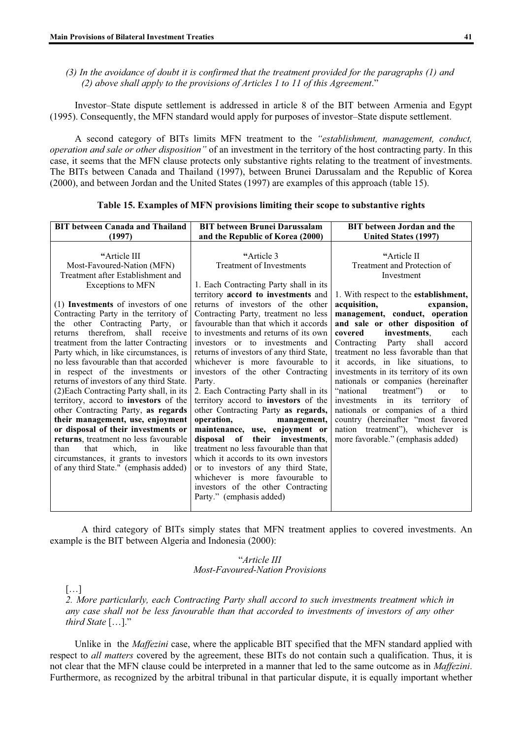*(3) In the avoidance of doubt it is confirmed that the treatment provided for the paragraphs (1) and (2) above shall apply to the provisions of Articles 1 to 11 of this Agreement*."

Investor–State dispute settlement is addressed in article 8 of the BIT between Armenia and Egypt (1995). Consequently, the MFN standard would apply for purposes of investor–State dispute settlement.

A second category of BITs limits MFN treatment to the *"establishment, management, conduct, operation and sale or other disposition"* of an investment in the territory of the host contracting party. In this case, it seems that the MFN clause protects only substantive rights relating to the treatment of investments. The BITs between Canada and Thailand (1997), between Brunei Darussalam and the Republic of Korea (2000), and between Jordan and the United States (1997) are examples of this approach (table 15).

**Table 15. Examples of MFN provisions limiting their scope to substantive rights**

| BIT between Canada and Thailand (1997) | BIT between Brunei Darussalam and the Republic of Korea (2000) | BIT between Jordan and the United States (1997) |
|---|---|---|
| "Article III<br>Most-Favoured-Nation (MFN) Treatment after Establishment and Exceptions to MFN<br><br>(1) **Investments** of investors of one Contracting Party in the territory of the other Contracting Party, or returns therefrom, shall receive treatment from the latter Contracting Party which, in like circumstances, is no less favourable than that accorded in respect of the investments or returns of investors of any third State.<br>(2)Each Contracting Party shall, in its territory, accord to **investors** of the other Contracting Party, **as regards their management, use, enjoyment or disposal of their investments or returns**, treatment no less favourable than that which, in like circumstances, it grants to investors of any third State." (emphasis added) | "Article 3<br>Treatment of Investments<br><br>1. Each Contracting Party shall in its territory **accord to investments** and returns of investors of the other Contracting Party, treatment no less favourable than that which it accords to investments and returns of its own investors or to investments and returns of investors of any third State, whichever is more favourable to investors of the other Contracting Party.<br>2. Each Contracting Party shall in its territory accord to **investors** of the other Contracting Party **as regards, operation, management, maintenance, use, enjoyment or disposal of their investments**, treatment no less favourable than that which it accords to its own investors or to investors of any third State, whichever is more favourable to investors of the other Contracting Party." (emphasis added) | "Article II<br>Treatment and Protection of Investment<br><br>1. With respect to the **establishment, acquisition, expansion, management, conduct, operation and sale or other disposition of covered investments**, each Contracting Party shall accord treatment no less favorable than that it accords, in like situations, to investments in its territory of its own nationals or companies (hereinafter "national treatment") or to investments in its territory of nationals or companies of a third country (hereinafter "most favored nation treatment"), whichever is more favorable." (emphasis added) |

A third category of BITs simply states that MFN treatment applies to covered investments. An example is the BIT between Algeria and Indonesia (2000):

"*Article III*
*Most-Favoured-Nation Provisions*

[…]
*2. More particularly, each Contracting Party shall accord to such investments treatment which in any case shall not be less favourable than that accorded to investments of investors of any other third State* […]."

Unlike in the *Maffezini* case, where the applicable BIT specified that the MFN standard applied with respect to *all matters* covered by the agreement, these BITs do not contain such a qualification. Thus, it is not clear that the MFN clause could be interpreted in a manner that led to the same outcome as in *Maffezini*. Furthermore, as recognized by the arbitral tribunal in that particular dispute, it is equally important whether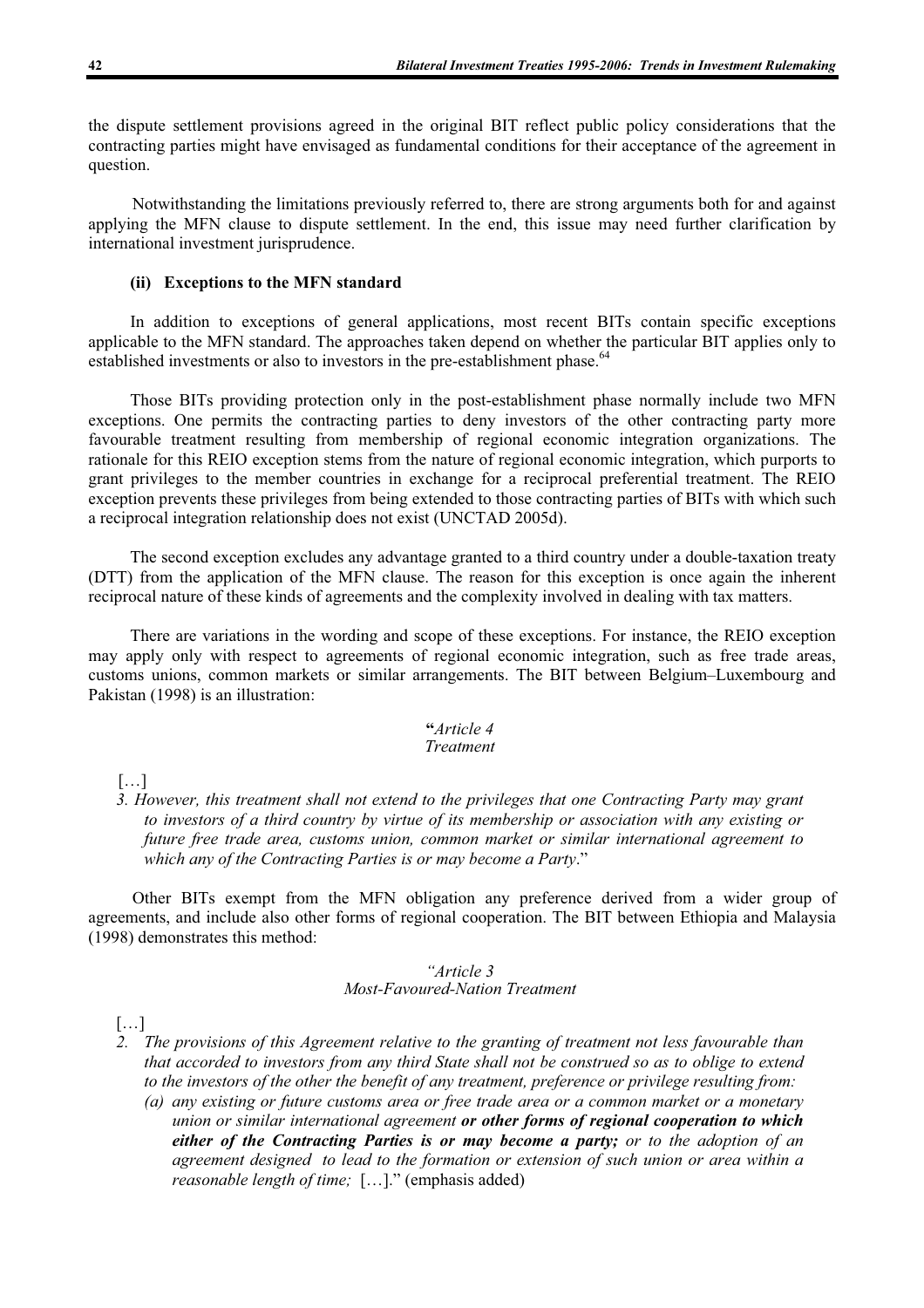the dispute settlement provisions agreed in the original BIT reflect public policy considerations that the contracting parties might have envisaged as fundamental conditions for their acceptance of the agreement in question.

Notwithstanding the limitations previously referred to, there are strong arguments both for and against applying the MFN clause to dispute settlement. In the end, this issue may need further clarification by international investment jurisprudence.

#### (ii) Exceptions to the MFN standard

In addition to exceptions of general applications, most recent BITs contain specific exceptions applicable to the MFN standard. The approaches taken depend on whether the particular BIT applies only to established investments or also to investors in the pre-establishment phase.[64]

Those BITs providing protection only in the post-establishment phase normally include two MFN exceptions. One permits the contracting parties to deny investors of the other contracting party more favourable treatment resulting from membership of regional economic integration organizations. The rationale for this REIO exception stems from the nature of regional economic integration, which purports to grant privileges to the member countries in exchange for a reciprocal preferential treatment. The REIO exception prevents these privileges from being extended to those contracting parties of BITs with which such a reciprocal integration relationship does not exist (UNCTAD 2005d).

The second exception excludes any advantage granted to a third country under a double-taxation treaty (DTT) from the application of the MFN clause. The reason for this exception is once again the inherent reciprocal nature of these kinds of agreements and the complexity involved in dealing with tax matters.

There are variations in the wording and scope of these exceptions. For instance, the REIO exception may apply only with respect to agreements of regional economic integration, such as free trade areas, customs unions, common markets or similar arrangements. The BIT between Belgium–Luxembourg and Pakistan (1998) is an illustration:

> **"***Article 4*
> *Treatment*
>
> […]
>
> *3. However, this treatment shall not extend to the privileges that one Contracting Party may grant to investors of a third country by virtue of its membership or association with any existing or future free trade area, customs union, common market or similar international agreement to which any of the Contracting Parties is or may become a Party*."

Other BITs exempt from the MFN obligation any preference derived from a wider group of agreements, and include also other forms of regional cooperation. The BIT between Ethiopia and Malaysia (1998) demonstrates this method:

> *"Article 3*
> *Most-Favoured-Nation Treatment*
>
> […]
>
> *2. The provisions of this Agreement relative to the granting of treatment not less favourable than that accorded to investors from any third State shall not be construed so as to oblige to extend to the investors of the other the benefit of any treatment, preference or privilege resulting from:*
>
> *(a) any existing or future customs area or free trade area or a common market or a monetary union or similar international agreement* ***or other forms of regional cooperation to which either of the Contracting Parties is or may become a party;*** *or to the adoption of an agreement designed to lead to the formation or extension of such union or area within a reasonable length of time;* […]." (emphasis added)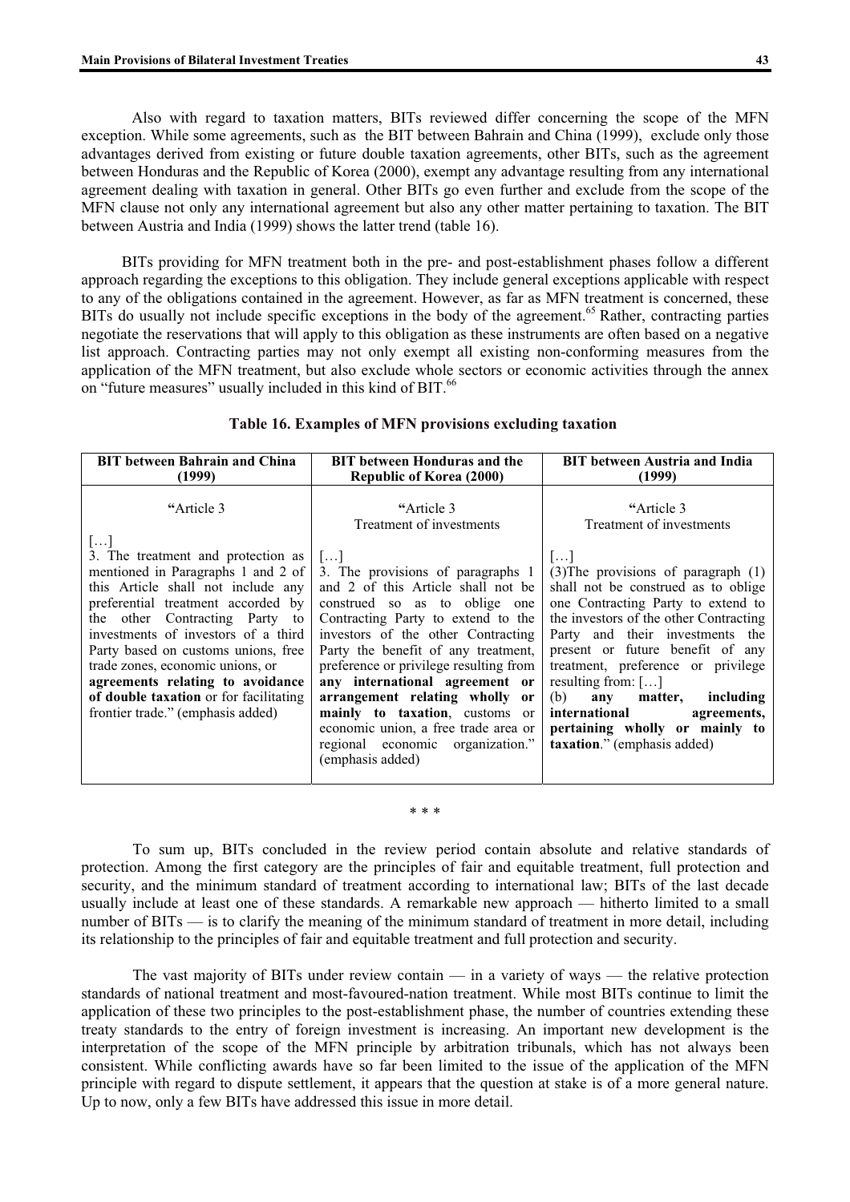Also with regard to taxation matters, BITs reviewed differ concerning the scope of the MFN exception. While some agreements, such as the BIT between Bahrain and China (1999), exclude only those advantages derived from existing or future double taxation agreements, other BITs, such as the agreement between Honduras and the Republic of Korea (2000), exempt any advantage resulting from any international agreement dealing with taxation in general. Other BITs go even further and exclude from the scope of the MFN clause not only any international agreement but also any other matter pertaining to taxation. The BIT between Austria and India (1999) shows the latter trend (table 16).

BITs providing for MFN treatment both in the pre- and post-establishment phases follow a different approach regarding the exceptions to this obligation. They include general exceptions applicable with respect to any of the obligations contained in the agreement. However, as far as MFN treatment is concerned, these BITs do usually not include specific exceptions in the body of the agreement.[65] Rather, contracting parties negotiate the reservations that will apply to this obligation as these instruments are often based on a negative list approach. Contracting parties may not only exempt all existing non-conforming measures from the application of the MFN treatment, but also exclude whole sectors or economic activities through the annex on "future measures" usually included in this kind of BIT.[66]

**Table 16. Examples of MFN provisions excluding taxation**

| BIT between Bahrain and China (1999) | BIT between Honduras and the Republic of Korea (2000) | BIT between Austria and India (1999) |
|---|---|---|
| "Article 3<br><br>[…]<br>3. The treatment and protection as mentioned in Paragraphs 1 and 2 of this Article shall not include any preferential treatment accorded by the other Contracting Party to investments of investors of a third Party based on customs unions, free trade zones, economic unions, or **agreements relating to avoidance of double taxation** or for facilitating frontier trade." (emphasis added) | "Article 3<br>Treatment of investments<br><br>[…]<br>3. The provisions of paragraphs 1 and 2 of this Article shall not be construed so as to oblige one Contracting Party to extend to the investors of the other Contracting Party the benefit of any treatment, preference or privilege resulting from **any international agreement or arrangement relating wholly or mainly to taxation**, customs or economic union, a free trade area or regional economic organization." (emphasis added) | "Article 3<br>Treatment of investments<br><br>[…]<br>(3)The provisions of paragraph (1) shall not be construed as to oblige one Contracting Party to extend to the investors of the other Contracting Party and their investments the present or future benefit of any treatment, preference or privilege resulting from: […]<br>(b) **any matter, including international agreements, pertaining wholly or mainly to taxation**." (emphasis added) |

\* \* \*

To sum up, BITs concluded in the review period contain absolute and relative standards of protection. Among the first category are the principles of fair and equitable treatment, full protection and security, and the minimum standard of treatment according to international law; BITs of the last decade usually include at least one of these standards. A remarkable new approach — hitherto limited to a small number of BITs — is to clarify the meaning of the minimum standard of treatment in more detail, including its relationship to the principles of fair and equitable treatment and full protection and security.

The vast majority of BITs under review contain — in a variety of ways — the relative protection standards of national treatment and most-favoured-nation treatment. While most BITs continue to limit the application of these two principles to the post-establishment phase, the number of countries extending these treaty standards to the entry of foreign investment is increasing. An important new development is the interpretation of the scope of the MFN principle by arbitration tribunals, which has not always been consistent. While conflicting awards have so far been limited to the issue of the application of the MFN principle with regard to dispute settlement, it appears that the question at stake is of a more general nature. Up to now, only a few BITs have addressed this issue in more detail.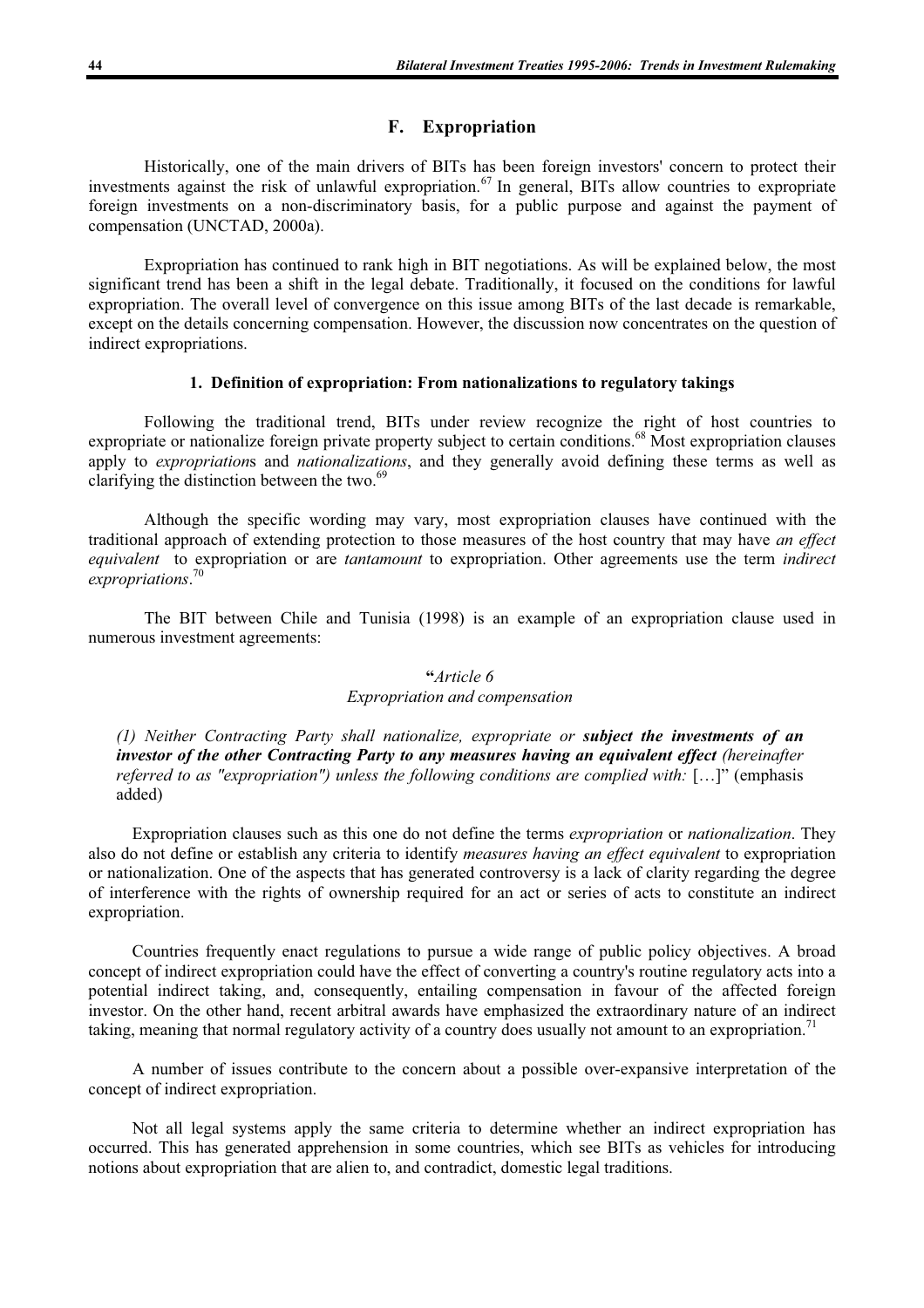## F. Expropriation

Historically, one of the main drivers of BITs has been foreign investors' concern to protect their investments against the risk of unlawful expropriation.[67] In general, BITs allow countries to expropriate foreign investments on a non-discriminatory basis, for a public purpose and against the payment of compensation (UNCTAD, 2000a).

Expropriation has continued to rank high in BIT negotiations. As will be explained below, the most significant trend has been a shift in the legal debate. Traditionally, it focused on the conditions for lawful expropriation. The overall level of convergence on this issue among BITs of the last decade is remarkable, except on the details concerning compensation. However, the discussion now concentrates on the question of indirect expropriations.

### 1. Definition of expropriation: From nationalizations to regulatory takings

Following the traditional trend, BITs under review recognize the right of host countries to expropriate or nationalize foreign private property subject to certain conditions.[68] Most expropriation clauses apply to *expropriation*s and *nationalizations*, and they generally avoid defining these terms as well as clarifying the distinction between the two.[69]

Although the specific wording may vary, most expropriation clauses have continued with the traditional approach of extending protection to those measures of the host country that may have *an effect equivalent* to expropriation or are *tantamount* to expropriation. Other agreements use the term *indirect expropriations*.[70]

The BIT between Chile and Tunisia (1998) is an example of an expropriation clause used in numerous investment agreements:

> **"***Article 6*
> *Expropriation and compensation*
>
> *(1) Neither Contracting Party shall nationalize, expropriate or* ***subject the investments of an investor of the other Contracting Party to any measures having an equivalent effect*** *(hereinafter referred to as "expropriation") unless the following conditions are complied with:* […]" (emphasis added)

Expropriation clauses such as this one do not define the terms *expropriation* or *nationalization*. They also do not define or establish any criteria to identify *measures having an effect equivalent* to expropriation or nationalization. One of the aspects that has generated controversy is a lack of clarity regarding the degree of interference with the rights of ownership required for an act or series of acts to constitute an indirect expropriation.

Countries frequently enact regulations to pursue a wide range of public policy objectives. A broad concept of indirect expropriation could have the effect of converting a country's routine regulatory acts into a potential indirect taking, and, consequently, entailing compensation in favour of the affected foreign investor. On the other hand, recent arbitral awards have emphasized the extraordinary nature of an indirect taking, meaning that normal regulatory activity of a country does usually not amount to an expropriation.[71]

A number of issues contribute to the concern about a possible over-expansive interpretation of the concept of indirect expropriation.

Not all legal systems apply the same criteria to determine whether an indirect expropriation has occurred. This has generated apprehension in some countries, which see BITs as vehicles for introducing notions about expropriation that are alien to, and contradict, domestic legal traditions.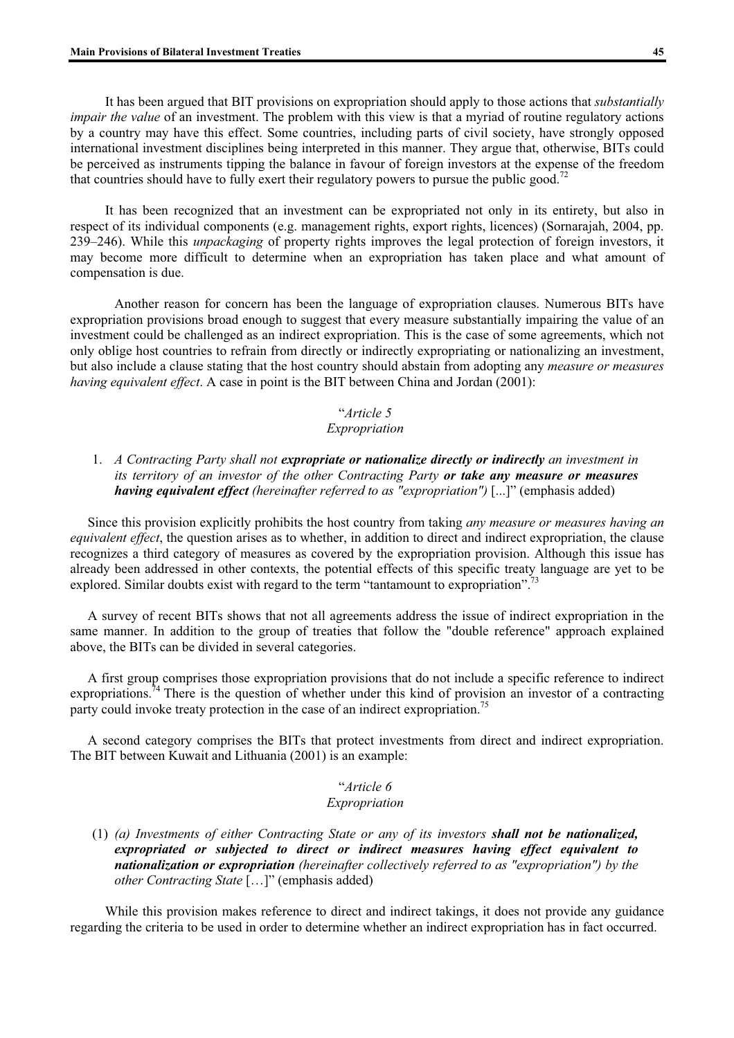It has been argued that BIT provisions on expropriation should apply to those actions that *substantially impair the value* of an investment. The problem with this view is that a myriad of routine regulatory actions by a country may have this effect. Some countries, including parts of civil society, have strongly opposed international investment disciplines being interpreted in this manner. They argue that, otherwise, BITs could be perceived as instruments tipping the balance in favour of foreign investors at the expense of the freedom that countries should have to fully exert their regulatory powers to pursue the public good.[72]

It has been recognized that an investment can be expropriated not only in its entirety, but also in respect of its individual components (e.g. management rights, export rights, licences) (Sornarajah, 2004, pp. 239–246). While this *unpackaging* of property rights improves the legal protection of foreign investors, it may become more difficult to determine when an expropriation has taken place and what amount of compensation is due.

Another reason for concern has been the language of expropriation clauses. Numerous BITs have expropriation provisions broad enough to suggest that every measure substantially impairing the value of an investment could be challenged as an indirect expropriation. This is the case of some agreements, which not only oblige host countries to refrain from directly or indirectly expropriating or nationalizing an investment, but also include a clause stating that the host country should abstain from adopting any *measure or measures having equivalent effect*. A case in point is the BIT between China and Jordan (2001):

"*Article 5*
*Expropriation*

1. *A Contracting Party shall not **expropriate or nationalize directly or indirectly** an investment in its territory of an investor of the other Contracting Party **or take any measure or measures having equivalent effect** (hereinafter referred to as "expropriation")* [...]" (emphasis added)

Since this provision explicitly prohibits the host country from taking *any measure or measures having an equivalent effect*, the question arises as to whether, in addition to direct and indirect expropriation, the clause recognizes a third category of measures as covered by the expropriation provision. Although this issue has already been addressed in other contexts, the potential effects of this specific treaty language are yet to be explored. Similar doubts exist with regard to the term "tantamount to expropriation".[73]

A survey of recent BITs shows that not all agreements address the issue of indirect expropriation in the same manner. In addition to the group of treaties that follow the "double reference" approach explained above, the BITs can be divided in several categories.

A first group comprises those expropriation provisions that do not include a specific reference to indirect expropriations.[74] There is the question of whether under this kind of provision an investor of a contracting party could invoke treaty protection in the case of an indirect expropriation.[75]

A second category comprises the BITs that protect investments from direct and indirect expropriation. The BIT between Kuwait and Lithuania (2001) is an example:

"*Article 6*
*Expropriation*

(1) *(a) Investments of either Contracting State or any of its investors **shall not be nationalized, expropriated or subjected to direct or indirect measures having effect equivalent to nationalization or expropriation** (hereinafter collectively referred to as "expropriation") by the other Contracting State* […]" (emphasis added)

While this provision makes reference to direct and indirect takings, it does not provide any guidance regarding the criteria to be used in order to determine whether an indirect expropriation has in fact occurred.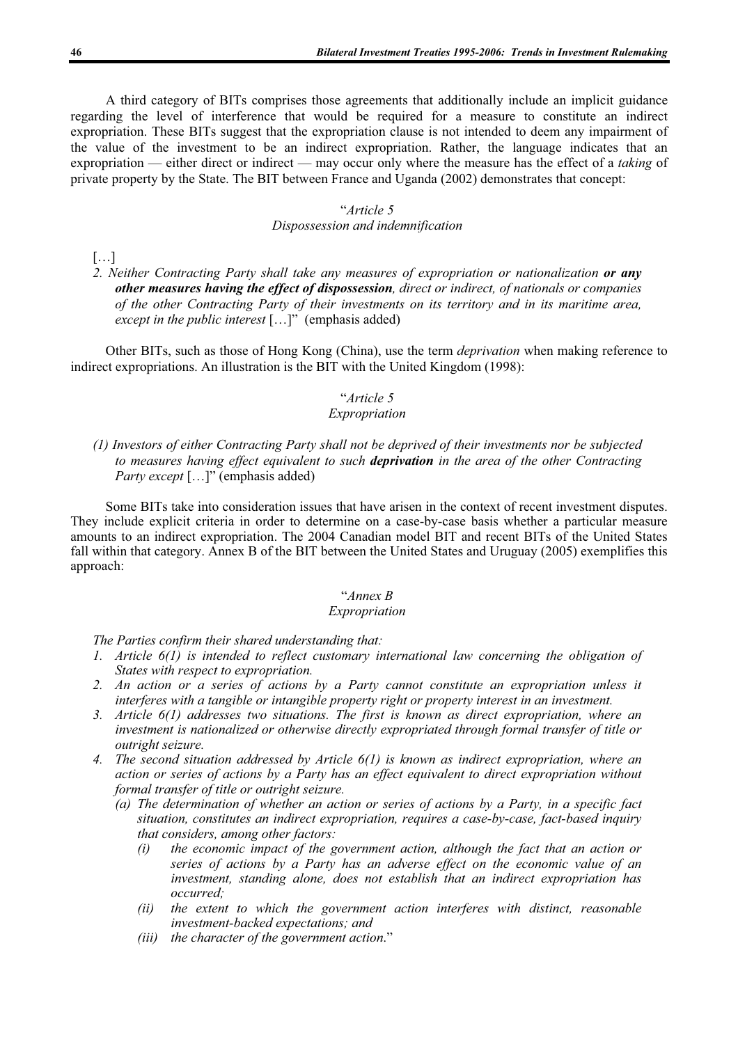A third category of BITs comprises those agreements that additionally include an implicit guidance regarding the level of interference that would be required for a measure to constitute an indirect expropriation. These BITs suggest that the expropriation clause is not intended to deem any impairment of the value of the investment to be an indirect expropriation. Rather, the language indicates that an expropriation — either direct or indirect — may occur only where the measure has the effect of a *taking* of private property by the State. The BIT between France and Uganda (2002) demonstrates that concept:

> "*Article 5*
> *Dispossession and indemnification*
>
> […]
>
> *2. Neither Contracting Party shall take any measures of expropriation or nationalization* ***or any other measures having the effect of dispossession****, direct or indirect, of nationals or companies of the other Contracting Party of their investments on its territory and in its maritime area, except in the public interest* […]" (emphasis added)

Other BITs, such as those of Hong Kong (China), use the term *deprivation* when making reference to indirect expropriations. An illustration is the BIT with the United Kingdom (1998):

> "*Article 5*
> *Expropriation*
>
> *(1) Investors of either Contracting Party shall not be deprived of their investments nor be subjected to measures having effect equivalent to such* ***deprivation*** *in the area of the other Contracting Party except* […]" (emphasis added)

Some BITs take into consideration issues that have arisen in the context of recent investment disputes. They include explicit criteria in order to determine on a case-by-case basis whether a particular measure amounts to an indirect expropriation. The 2004 Canadian model BIT and recent BITs of the United States fall within that category. Annex B of the BIT between the United States and Uruguay (2005) exemplifies this approach:

> "*Annex B*
> *Expropriation*
>
> *The Parties confirm their shared understanding that:*
>
> 1. *Article 6(1) is intended to reflect customary international law concerning the obligation of States with respect to expropriation.*
> 2. *An action or a series of actions by a Party cannot constitute an expropriation unless it interferes with a tangible or intangible property right or property interest in an investment.*
> 3. *Article 6(1) addresses two situations. The first is known as direct expropriation, where an investment is nationalized or otherwise directly expropriated through formal transfer of title or outright seizure.*
> 4. *The second situation addressed by Article 6(1) is known as indirect expropriation, where an action or series of actions by a Party has an effect equivalent to direct expropriation without formal transfer of title or outright seizure.*
>    *(a) The determination of whether an action or series of actions by a Party, in a specific fact situation, constitutes an indirect expropriation, requires a case-by-case, fact-based inquiry that considers, among other factors:*
>       *(i) the economic impact of the government action, although the fact that an action or series of actions by a Party has an adverse effect on the economic value of an investment, standing alone, does not establish that an indirect expropriation has occurred;*
>       *(ii) the extent to which the government action interferes with distinct, reasonable investment-backed expectations; and*
>       *(iii) the character of the government action.*"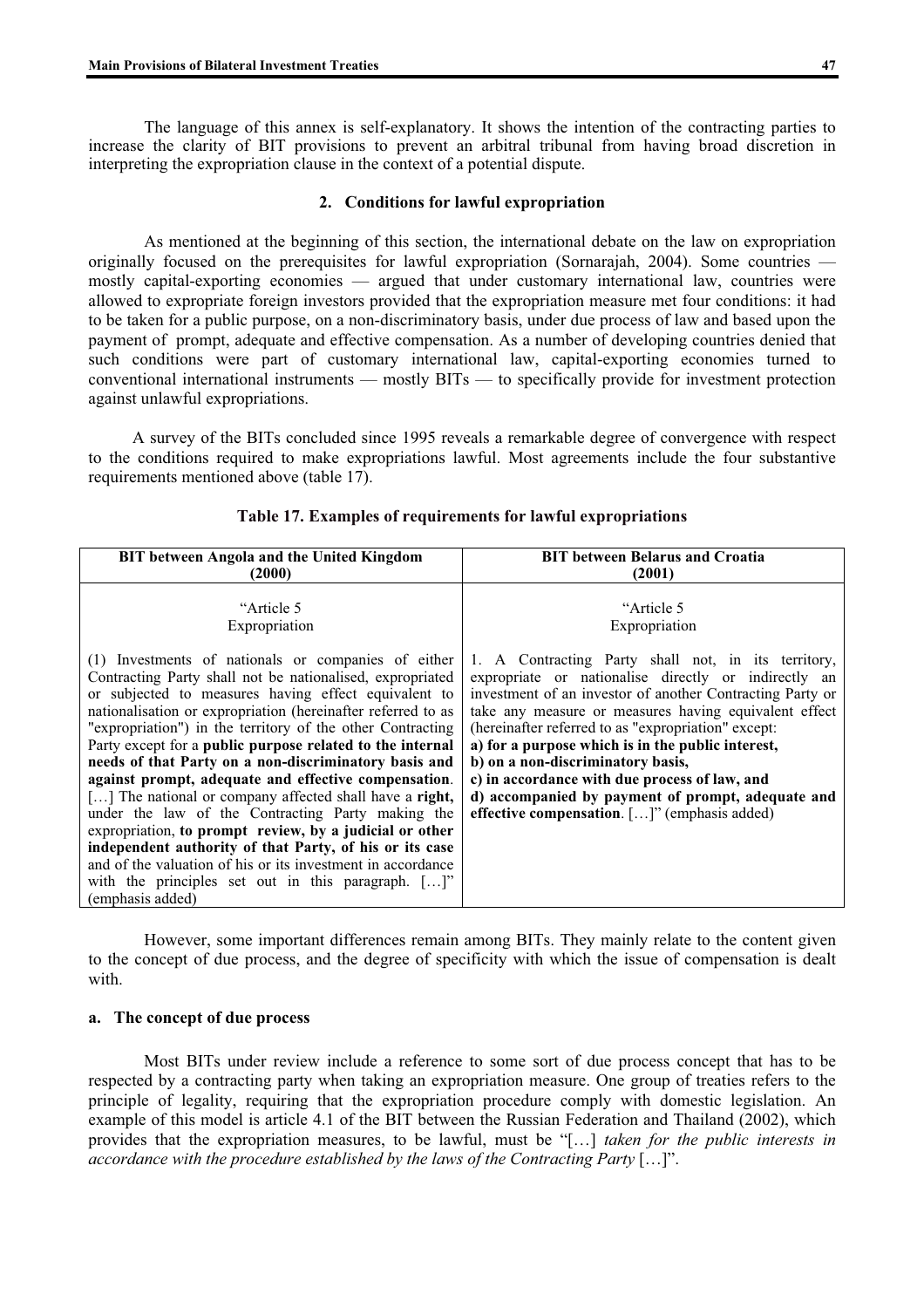The language of this annex is self-explanatory. It shows the intention of the contracting parties to increase the clarity of BIT provisions to prevent an arbitral tribunal from having broad discretion in interpreting the expropriation clause in the context of a potential dispute.

### 2. Conditions for lawful expropriation

As mentioned at the beginning of this section, the international debate on the law on expropriation originally focused on the prerequisites for lawful expropriation (Sornarajah, 2004). Some countries — mostly capital-exporting economies — argued that under customary international law, countries were allowed to expropriate foreign investors provided that the expropriation measure met four conditions: it had to be taken for a public purpose, on a non-discriminatory basis, under due process of law and based upon the payment of prompt, adequate and effective compensation. As a number of developing countries denied that such conditions were part of customary international law, capital-exporting economies turned to conventional international instruments — mostly BITs — to specifically provide for investment protection against unlawful expropriations.

A survey of the BITs concluded since 1995 reveals a remarkable degree of convergence with respect to the conditions required to make expropriations lawful. Most agreements include the four substantive requirements mentioned above (table 17).

**Table 17. Examples of requirements for lawful expropriations**

| BIT between Angola and the United Kingdom (2000) | BIT between Belarus and Croatia (2001) |
|---|---|
| "Article 5<br>Expropriation<br><br>(1) Investments of nationals or companies of either Contracting Party shall not be nationalised, expropriated or subjected to measures having effect equivalent to nationalisation or expropriation (hereinafter referred to as "expropriation") in the territory of the other Contracting Party except for a **public purpose related to the internal needs of that Party on a non-discriminatory basis and against prompt, adequate and effective compensation**. […] The national or company affected shall have a **right,** under the law of the Contracting Party making the expropriation, **to prompt review, by a judicial or other independent authority of that Party, of his or its case** and of the valuation of his or its investment in accordance with the principles set out in this paragraph. […]" (emphasis added) | "Article 5<br>Expropriation<br><br>1. A Contracting Party shall not, in its territory, expropriate or nationalise directly or indirectly an investment of an investor of another Contracting Party or take any measure or measures having equivalent effect (hereinafter referred to as "expropriation" except:<br>**a) for a purpose which is in the public interest,**<br>**b) on a non-discriminatory basis,**<br>**c) in accordance with due process of law, and**<br>**d) accompanied by payment of prompt, adequate and effective compensation**. […]" (emphasis added) |

However, some important differences remain among BITs. They mainly relate to the content given to the concept of due process, and the degree of specificity with which the issue of compensation is dealt with.

#### a. The concept of due process

Most BITs under review include a reference to some sort of due process concept that has to be respected by a contracting party when taking an expropriation measure. One group of treaties refers to the principle of legality, requiring that the expropriation procedure comply with domestic legislation. An example of this model is article 4.1 of the BIT between the Russian Federation and Thailand (2002), which provides that the expropriation measures, to be lawful, must be "[…] *taken for the public interests in accordance with the procedure established by the laws of the Contracting Party* […]".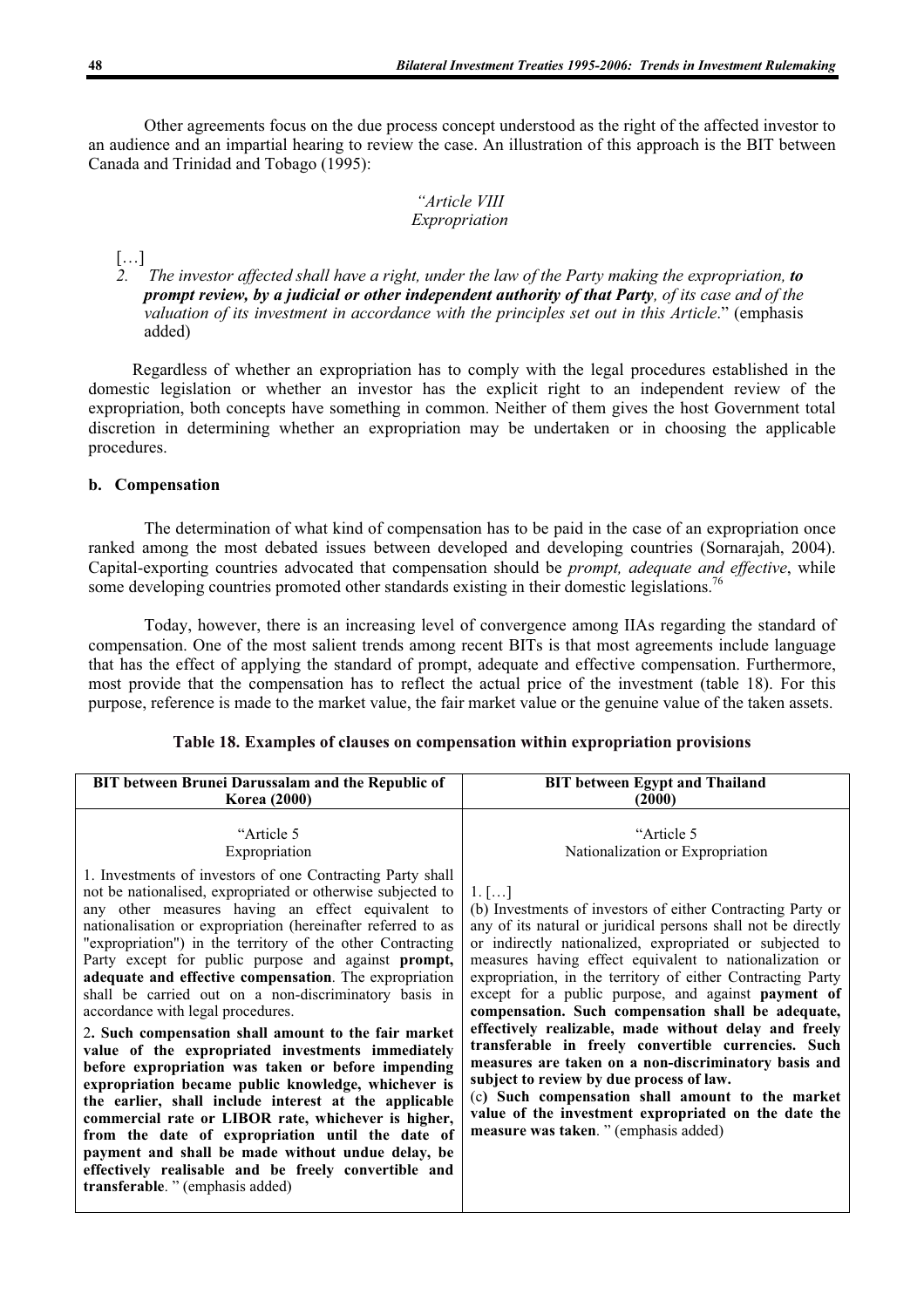Other agreements focus on the due process concept understood as the right of the affected investor to an audience and an impartial hearing to review the case. An illustration of this approach is the BIT between Canada and Trinidad and Tobago (1995):

*"Article VIII*
*Expropriation*

[…]

*2. The investor affected shall have a right, under the law of the Party making the expropriation,* ***to prompt review, by a judicial or other independent authority of that Party****, of its case and of the valuation of its investment in accordance with the principles set out in this Article*." (emphasis added)

Regardless of whether an expropriation has to comply with the legal procedures established in the domestic legislation or whether an investor has the explicit right to an independent review of the expropriation, both concepts have something in common. Neither of them gives the host Government total discretion in determining whether an expropriation may be undertaken or in choosing the applicable procedures.

### b. Compensation

The determination of what kind of compensation has to be paid in the case of an expropriation once ranked among the most debated issues between developed and developing countries (Sornarajah, 2004). Capital-exporting countries advocated that compensation should be *prompt, adequate and effective*, while some developing countries promoted other standards existing in their domestic legislations.[76]

Today, however, there is an increasing level of convergence among IIAs regarding the standard of compensation. One of the most salient trends among recent BITs is that most agreements include language that has the effect of applying the standard of prompt, adequate and effective compensation. Furthermore, most provide that the compensation has to reflect the actual price of the investment (table 18). For this purpose, reference is made to the market value, the fair market value or the genuine value of the taken assets.

**Table 18. Examples of clauses on compensation within expropriation provisions**

| BIT between Brunei Darussalam and the Republic of Korea (2000) | BIT between Egypt and Thailand (2000) |
|---|---|
| "Article 5<br>Expropriation<br><br>1. Investments of investors of one Contracting Party shall not be nationalised, expropriated or otherwise subjected to any other measures having an effect equivalent to nationalisation or expropriation (hereinafter referred to as "expropriation") in the territory of the other Contracting Party except for public purpose and against **prompt, adequate and effective compensation**. The expropriation shall be carried out on a non-discriminatory basis in accordance with legal procedures.<br><br>2**. Such compensation shall amount to the fair market value of the expropriated investments immediately before expropriation was taken or before impending expropriation became public knowledge, whichever is the earlier, shall include interest at the applicable commercial rate or LIBOR rate, whichever is higher, from the date of expropriation until the date of payment and shall be made without undue delay, be effectively realisable and be freely convertible and transferable**. " (emphasis added) | "Article 5<br>Nationalization or Expropriation<br><br>1. […]<br>(b) Investments of investors of either Contracting Party or any of its natural or juridical persons shall not be directly or indirectly nationalized, expropriated or subjected to measures having effect equivalent to nationalization or expropriation, in the territory of either Contracting Party except for a public purpose, and against **payment of compensation. Such compensation shall be adequate, effectively realizable, made without delay and freely transferable in freely convertible currencies. Such measures are taken on a non-discriminatory basis and subject to review by due process of law.**<br>(c**) Such compensation shall amount to the market value of the investment expropriated on the date the measure was taken**. " (emphasis added) |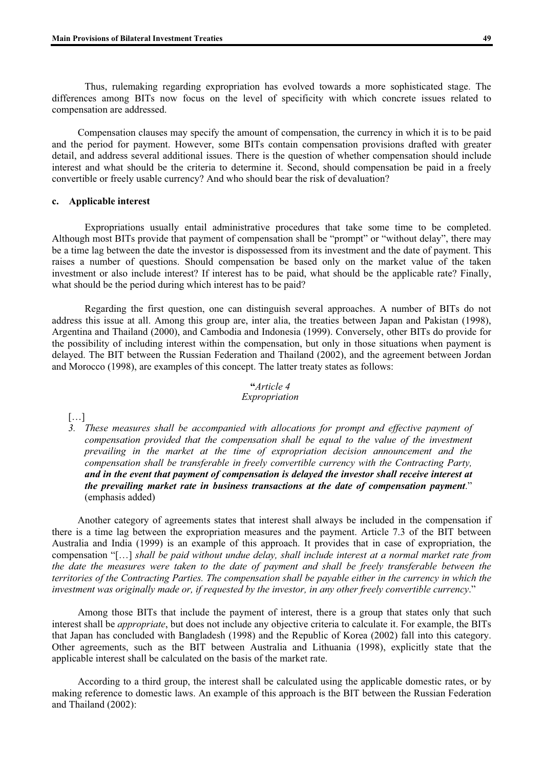Thus, rulemaking regarding expropriation has evolved towards a more sophisticated stage. The differences among BITs now focus on the level of specificity with which concrete issues related to compensation are addressed.

Compensation clauses may specify the amount of compensation, the currency in which it is to be paid and the period for payment. However, some BITs contain compensation provisions drafted with greater detail, and address several additional issues. There is the question of whether compensation should include interest and what should be the criteria to determine it. Second, should compensation be paid in a freely convertible or freely usable currency? And who should bear the risk of devaluation?

### c. Applicable interest

Expropriations usually entail administrative procedures that take some time to be completed. Although most BITs provide that payment of compensation shall be "prompt" or "without delay", there may be a time lag between the date the investor is dispossessed from its investment and the date of payment. This raises a number of questions. Should compensation be based only on the market value of the taken investment or also include interest? If interest has to be paid, what should be the applicable rate? Finally, what should be the period during which interest has to be paid?

Regarding the first question, one can distinguish several approaches. A number of BITs do not address this issue at all. Among this group are, inter alia, the treaties between Japan and Pakistan (1998), Argentina and Thailand (2000), and Cambodia and Indonesia (1999). Conversely, other BITs do provide for the possibility of including interest within the compensation, but only in those situations when payment is delayed. The BIT between the Russian Federation and Thailand (2002), and the agreement between Jordan and Morocco (1998), are examples of this concept. The latter treaty states as follows:

> "*Article 4*
> *Expropriation*
>
> […]
>
> 3. *These measures shall be accompanied with allocations for prompt and effective payment of compensation provided that the compensation shall be equal to the value of the investment prevailing in the market at the time of expropriation decision announcement and the compensation shall be transferable in freely convertible currency with the Contracting Party,* ***and in the event that payment of compensation is delayed the investor shall receive interest at the prevailing market rate in business transactions at the date of compensation payment***." (emphasis added)

Another category of agreements states that interest shall always be included in the compensation if there is a time lag between the expropriation measures and the payment. Article 7.3 of the BIT between Australia and India (1999) is an example of this approach. It provides that in case of expropriation, the compensation "[…] *shall be paid without undue delay, shall include interest at a normal market rate from the date the measures were taken to the date of payment and shall be freely transferable between the territories of the Contracting Parties. The compensation shall be payable either in the currency in which the investment was originally made or, if requested by the investor, in any other freely convertible currency*."

Among those BITs that include the payment of interest, there is a group that states only that such interest shall be *appropriate*, but does not include any objective criteria to calculate it. For example, the BITs that Japan has concluded with Bangladesh (1998) and the Republic of Korea (2002) fall into this category. Other agreements, such as the BIT between Australia and Lithuania (1998), explicitly state that the applicable interest shall be calculated on the basis of the market rate.

According to a third group, the interest shall be calculated using the applicable domestic rates, or by making reference to domestic laws. An example of this approach is the BIT between the Russian Federation and Thailand (2002):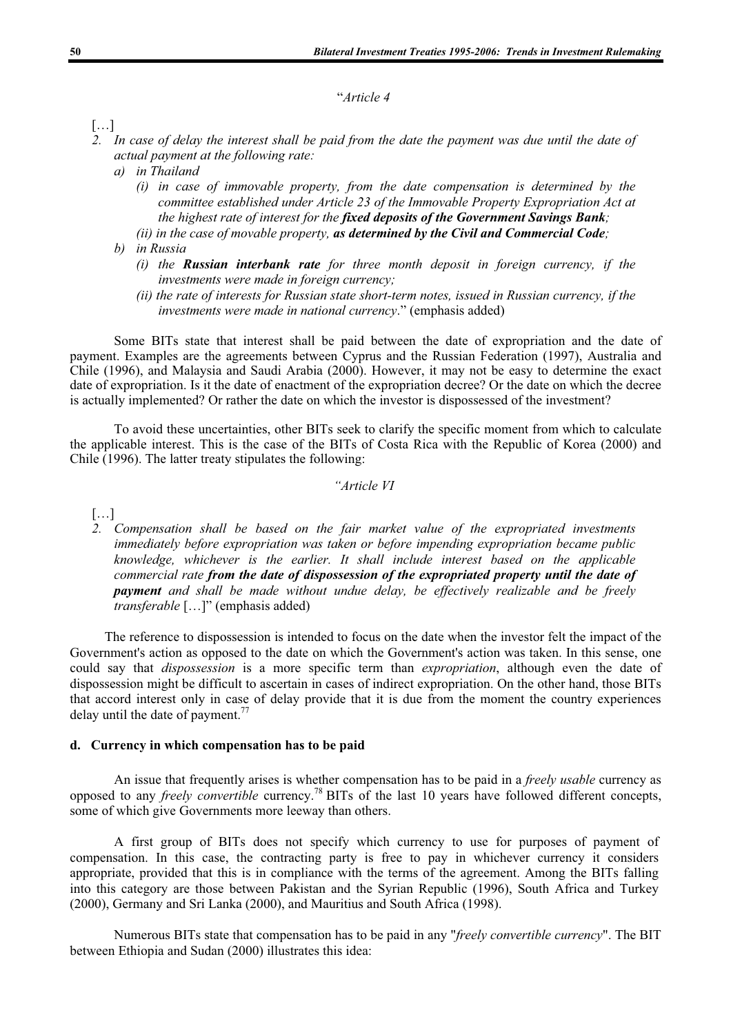"*Article 4*

[…]

2. *In case of delay the interest shall be paid from the date the payment was due until the date of actual payment at the following rate:*
   a) *in Thailand*
      (i) *in case of immovable property, from the date compensation is determined by the committee established under Article 23 of the Immovable Property Expropriation Act at the highest rate of interest for the* ***fixed deposits of the Government Savings Bank****;*
      (ii) *in the case of movable property,* ***as determined by the Civil and Commercial Code****;*
   b) *in Russia*
      (i) *the* ***Russian interbank rate*** *for three month deposit in foreign currency, if the investments were made in foreign currency;*
      (ii) *the rate of interests for Russian state short-term notes, issued in Russian currency, if the investments were made in national currency*." (emphasis added)

Some BITs state that interest shall be paid between the date of expropriation and the date of payment. Examples are the agreements between Cyprus and the Russian Federation (1997), Australia and Chile (1996), and Malaysia and Saudi Arabia (2000). However, it may not be easy to determine the exact date of expropriation. Is it the date of enactment of the expropriation decree? Or the date on which the decree is actually implemented? Or rather the date on which the investor is dispossessed of the investment?

To avoid these uncertainties, other BITs seek to clarify the specific moment from which to calculate the applicable interest. This is the case of the BITs of Costa Rica with the Republic of Korea (2000) and Chile (1996). The latter treaty stipulates the following:

*"Article VI*

[…]

2. *Compensation shall be based on the fair market value of the expropriated investments immediately before expropriation was taken or before impending expropriation became public knowledge, whichever is the earlier. It shall include interest based on the applicable commercial rate* ***from the date of dispossession of the expropriated property until the date of payment*** *and shall be made without undue delay, be effectively realizable and be freely transferable* […]" (emphasis added)

The reference to dispossession is intended to focus on the date when the investor felt the impact of the Government's action as opposed to the date on which the Government's action was taken. In this sense, one could say that *dispossession* is a more specific term than *expropriation*, although even the date of dispossession might be difficult to ascertain in cases of indirect expropriation. On the other hand, those BITs that accord interest only in case of delay provide that it is due from the moment the country experiences delay until the date of payment.[77]

#### d. Currency in which compensation has to be paid

An issue that frequently arises is whether compensation has to be paid in a *freely usable* currency as opposed to any *freely convertible* currency.[78] BITs of the last 10 years have followed different concepts, some of which give Governments more leeway than others.

A first group of BITs does not specify which currency to use for purposes of payment of compensation. In this case, the contracting party is free to pay in whichever currency it considers appropriate, provided that this is in compliance with the terms of the agreement. Among the BITs falling into this category are those between Pakistan and the Syrian Republic (1996), South Africa and Turkey (2000), Germany and Sri Lanka (2000), and Mauritius and South Africa (1998).

Numerous BITs state that compensation has to be paid in any "*freely convertible currency*". The BIT between Ethiopia and Sudan (2000) illustrates this idea: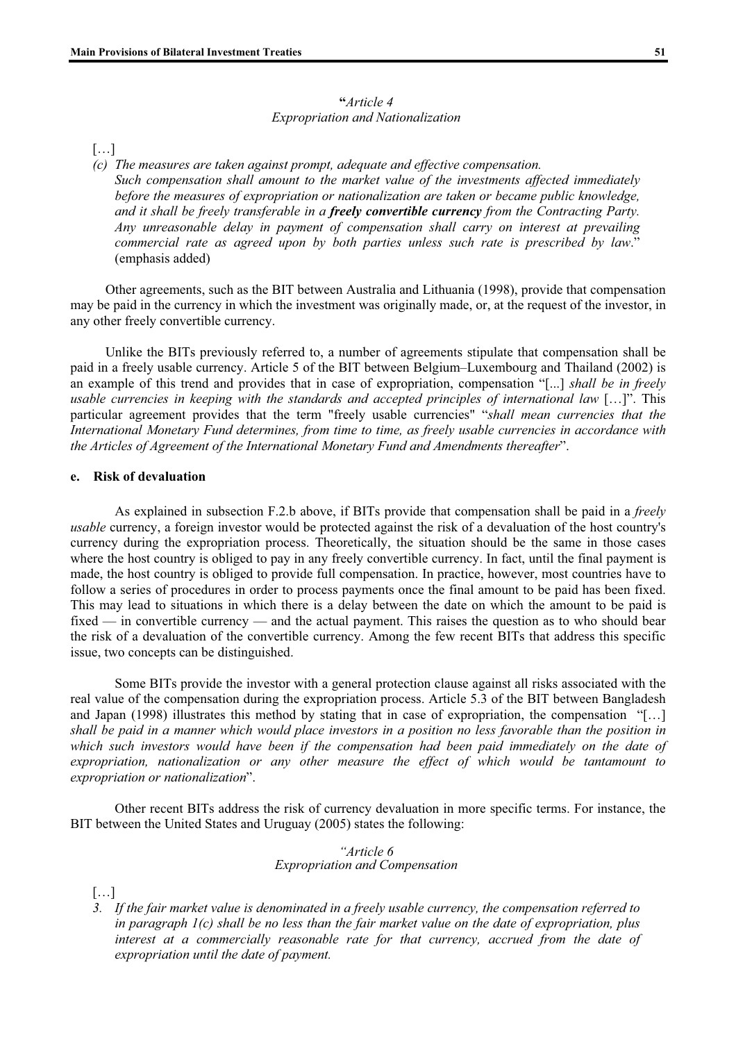"*Article 4*
*Expropriation and Nationalization*

[…]

*(c) The measures are taken against prompt, adequate and effective compensation. Such compensation shall amount to the market value of the investments affected immediately before the measures of expropriation or nationalization are taken or became public knowledge, and it shall be freely transferable in a* ***freely convertible currency*** *from the Contracting Party. Any unreasonable delay in payment of compensation shall carry on interest at prevailing commercial rate as agreed upon by both parties unless such rate is prescribed by law*." (emphasis added)

Other agreements, such as the BIT between Australia and Lithuania (1998), provide that compensation may be paid in the currency in which the investment was originally made, or, at the request of the investor, in any other freely convertible currency.

Unlike the BITs previously referred to, a number of agreements stipulate that compensation shall be paid in a freely usable currency. Article 5 of the BIT between Belgium–Luxembourg and Thailand (2002) is an example of this trend and provides that in case of expropriation, compensation "[...] *shall be in freely usable currencies in keeping with the standards and accepted principles of international law* […]". This particular agreement provides that the term "freely usable currencies" "*shall mean currencies that the International Monetary Fund determines, from time to time, as freely usable currencies in accordance with the Articles of Agreement of the International Monetary Fund and Amendments thereafter*".

### e. Risk of devaluation

As explained in subsection F.2.b above, if BITs provide that compensation shall be paid in a *freely usable* currency, a foreign investor would be protected against the risk of a devaluation of the host country's currency during the expropriation process. Theoretically, the situation should be the same in those cases where the host country is obliged to pay in any freely convertible currency. In fact, until the final payment is made, the host country is obliged to provide full compensation. In practice, however, most countries have to follow a series of procedures in order to process payments once the final amount to be paid has been fixed. This may lead to situations in which there is a delay between the date on which the amount to be paid is fixed — in convertible currency — and the actual payment. This raises the question as to who should bear the risk of a devaluation of the convertible currency. Among the few recent BITs that address this specific issue, two concepts can be distinguished.

Some BITs provide the investor with a general protection clause against all risks associated with the real value of the compensation during the expropriation process. Article 5.3 of the BIT between Bangladesh and Japan (1998) illustrates this method by stating that in case of expropriation, the compensation "[…] *shall be paid in a manner which would place investors in a position no less favorable than the position in which such investors would have been if the compensation had been paid immediately on the date of expropriation, nationalization or any other measure the effect of which would be tantamount to expropriation or nationalization*".

Other recent BITs address the risk of currency devaluation in more specific terms. For instance, the BIT between the United States and Uruguay (2005) states the following:

*"Article 6*
*Expropriation and Compensation*

[…]

*3. If the fair market value is denominated in a freely usable currency, the compensation referred to in paragraph 1(c) shall be no less than the fair market value on the date of expropriation, plus interest at a commercially reasonable rate for that currency, accrued from the date of expropriation until the date of payment.*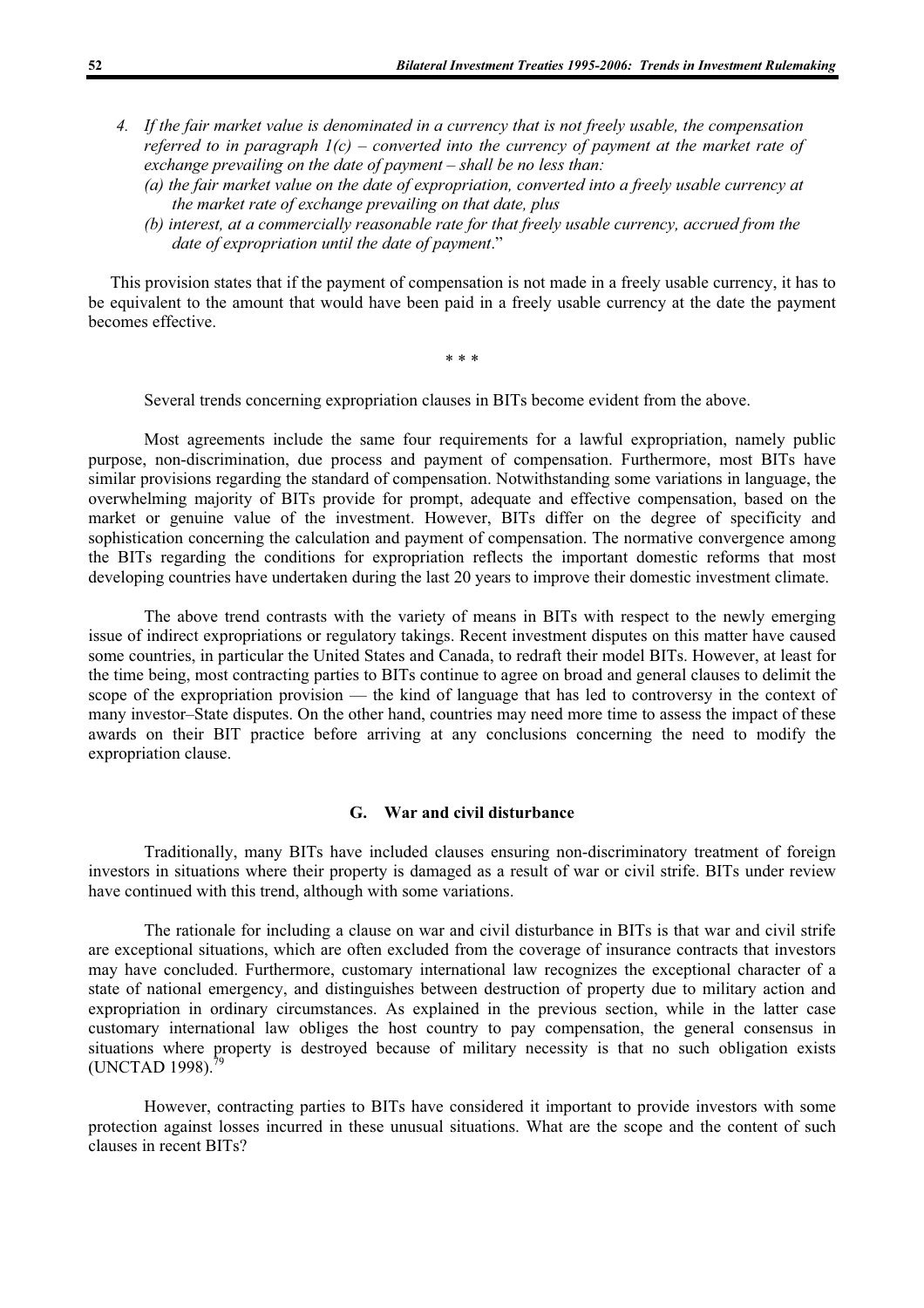*4. If the fair market value is denominated in a currency that is not freely usable, the compensation referred to in paragraph 1(c) – converted into the currency of payment at the market rate of exchange prevailing on the date of payment – shall be no less than:*

*(a) the fair market value on the date of expropriation, converted into a freely usable currency at the market rate of exchange prevailing on that date, plus*

*(b) interest, at a commercially reasonable rate for that freely usable currency, accrued from the date of expropriation until the date of payment*."

This provision states that if the payment of compensation is not made in a freely usable currency, it has to be equivalent to the amount that would have been paid in a freely usable currency at the date the payment becomes effective.

\* \* \*

Several trends concerning expropriation clauses in BITs become evident from the above.

Most agreements include the same four requirements for a lawful expropriation, namely public purpose, non-discrimination, due process and payment of compensation. Furthermore, most BITs have similar provisions regarding the standard of compensation. Notwithstanding some variations in language, the overwhelming majority of BITs provide for prompt, adequate and effective compensation, based on the market or genuine value of the investment. However, BITs differ on the degree of specificity and sophistication concerning the calculation and payment of compensation. The normative convergence among the BITs regarding the conditions for expropriation reflects the important domestic reforms that most developing countries have undertaken during the last 20 years to improve their domestic investment climate.

The above trend contrasts with the variety of means in BITs with respect to the newly emerging issue of indirect expropriations or regulatory takings. Recent investment disputes on this matter have caused some countries, in particular the United States and Canada, to redraft their model BITs. However, at least for the time being, most contracting parties to BITs continue to agree on broad and general clauses to delimit the scope of the expropriation provision — the kind of language that has led to controversy in the context of many investor–State disputes. On the other hand, countries may need more time to assess the impact of these awards on their BIT practice before arriving at any conclusions concerning the need to modify the expropriation clause.

## G. War and civil disturbance

Traditionally, many BITs have included clauses ensuring non-discriminatory treatment of foreign investors in situations where their property is damaged as a result of war or civil strife. BITs under review have continued with this trend, although with some variations.

The rationale for including a clause on war and civil disturbance in BITs is that war and civil strife are exceptional situations, which are often excluded from the coverage of insurance contracts that investors may have concluded. Furthermore, customary international law recognizes the exceptional character of a state of national emergency, and distinguishes between destruction of property due to military action and expropriation in ordinary circumstances. As explained in the previous section, while in the latter case customary international law obliges the host country to pay compensation, the general consensus in situations where property is destroyed because of military necessity is that no such obligation exists (UNCTAD 1998).[79]

However, contracting parties to BITs have considered it important to provide investors with some protection against losses incurred in these unusual situations. What are the scope and the content of such clauses in recent BITs?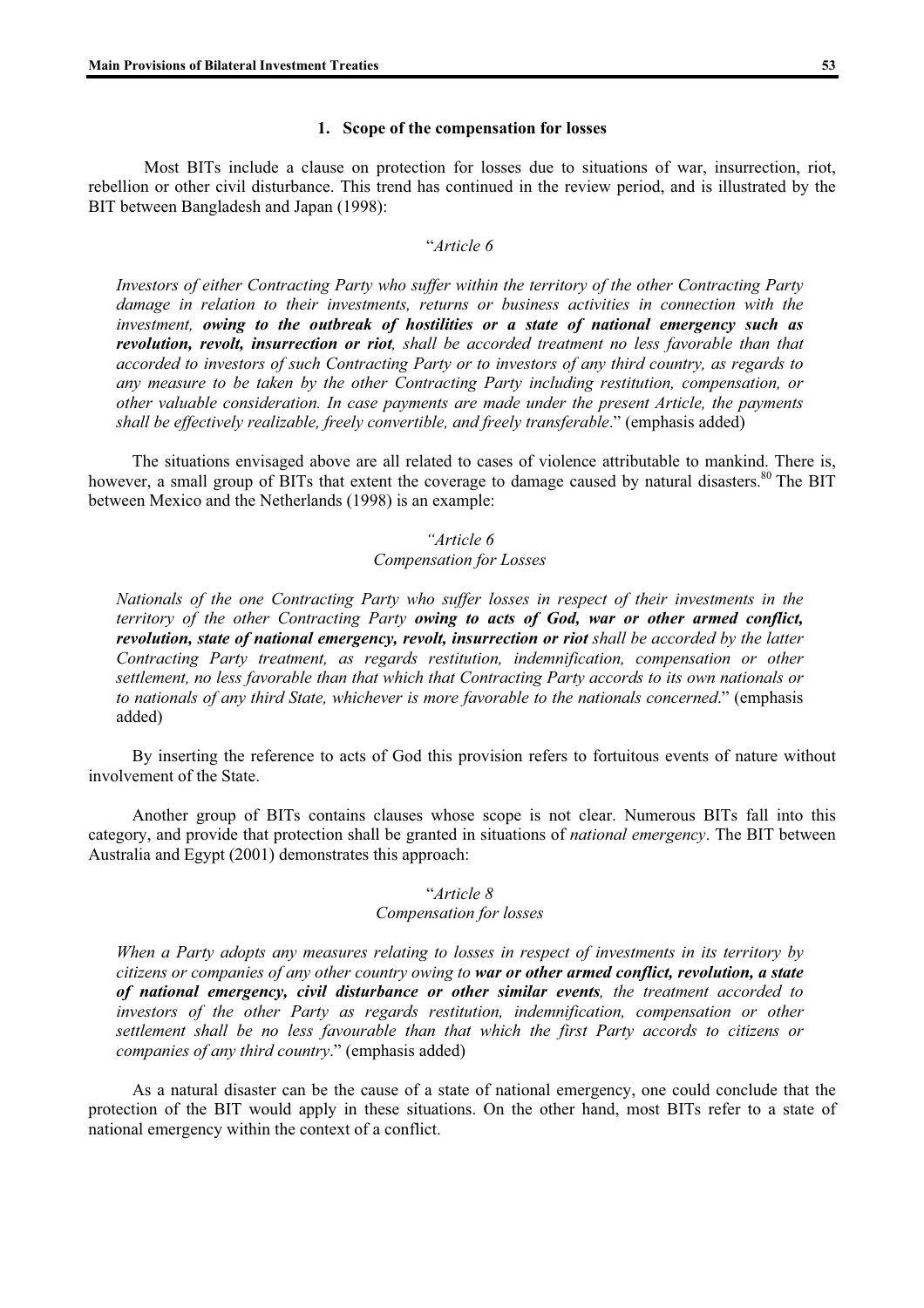### 1. Scope of the compensation for losses

Most BITs include a clause on protection for losses due to situations of war, insurrection, riot, rebellion or other civil disturbance. This trend has continued in the review period, and is illustrated by the BIT between Bangladesh and Japan (1998):

"*Article 6*

*Investors of either Contracting Party who suffer within the territory of the other Contracting Party damage in relation to their investments, returns or business activities in connection with the investment,* ***owing to the outbreak of hostilities or a state of national emergency such as revolution, revolt, insurrection or riot****, shall be accorded treatment no less favorable than that accorded to investors of such Contracting Party or to investors of any third country, as regards to any measure to be taken by the other Contracting Party including restitution, compensation, or other valuable consideration. In case payments are made under the present Article, the payments shall be effectively realizable, freely convertible, and freely transferable*." (emphasis added)

The situations envisaged above are all related to cases of violence attributable to mankind. There is, however, a small group of BITs that extent the coverage to damage caused by natural disasters.[80] The BIT between Mexico and the Netherlands (1998) is an example:

*"Article 6*
*Compensation for Losses*

*Nationals of the one Contracting Party who suffer losses in respect of their investments in the territory of the other Contracting Party* ***owing to acts of God, war or other armed conflict, revolution, state of national emergency, revolt, insurrection or riot*** *shall be accorded by the latter Contracting Party treatment, as regards restitution, indemnification, compensation or other settlement, no less favorable than that which that Contracting Party accords to its own nationals or to nationals of any third State, whichever is more favorable to the nationals concerned*." (emphasis added)

By inserting the reference to acts of God this provision refers to fortuitous events of nature without involvement of the State.

Another group of BITs contains clauses whose scope is not clear. Numerous BITs fall into this category, and provide that protection shall be granted in situations of *national emergency*. The BIT between Australia and Egypt (2001) demonstrates this approach:

"*Article 8*
*Compensation for losses*

*When a Party adopts any measures relating to losses in respect of investments in its territory by citizens or companies of any other country owing to* ***war or other armed conflict, revolution, a state of national emergency, civil disturbance or other similar events****, the treatment accorded to investors of the other Party as regards restitution, indemnification, compensation or other settlement shall be no less favourable than that which the first Party accords to citizens or companies of any third country*." (emphasis added)

As a natural disaster can be the cause of a state of national emergency, one could conclude that the protection of the BIT would apply in these situations. On the other hand, most BITs refer to a state of national emergency within the context of a conflict.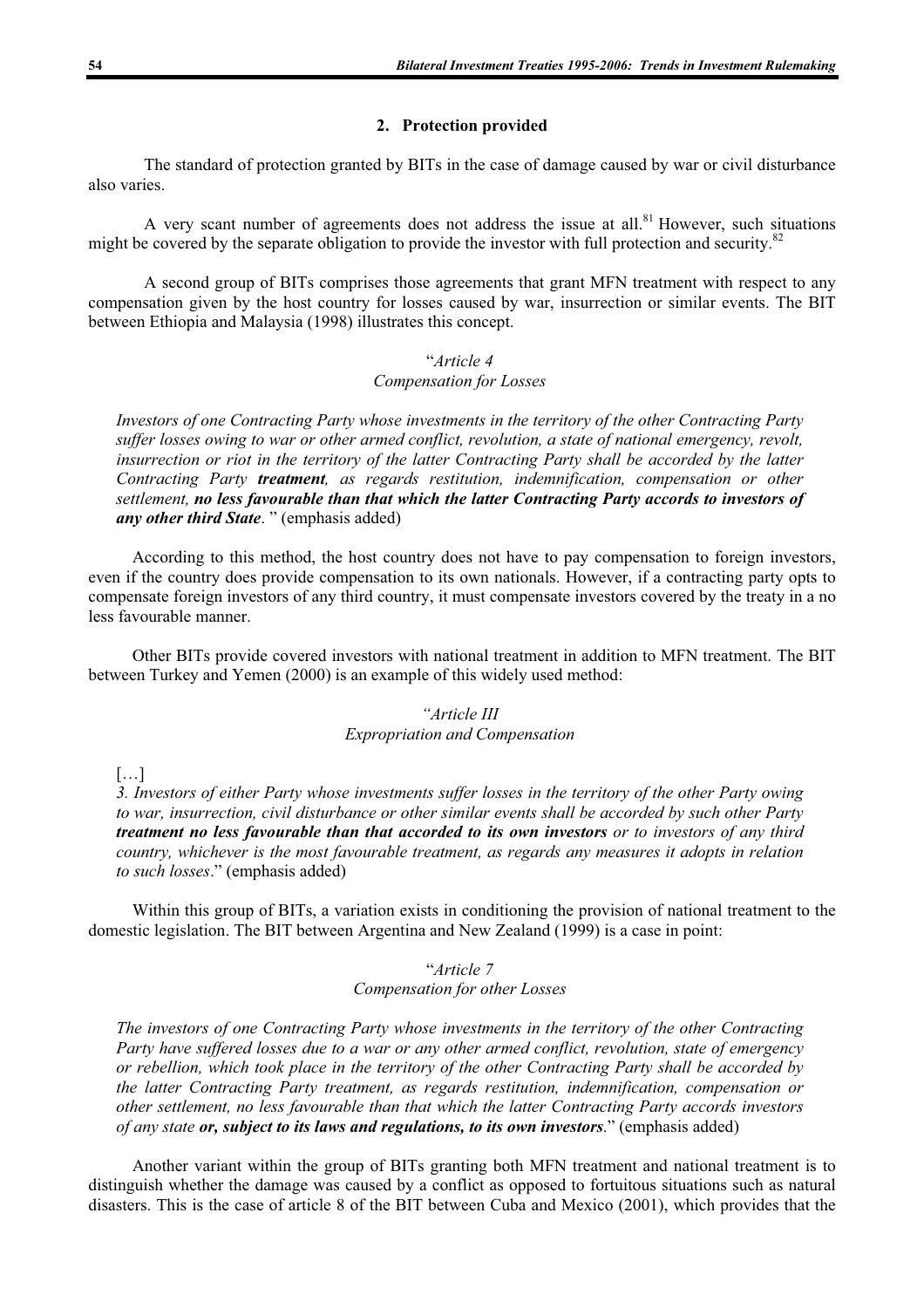## 2. Protection provided

The standard of protection granted by BITs in the case of damage caused by war or civil disturbance also varies.

A very scant number of agreements does not address the issue at all.[81] However, such situations might be covered by the separate obligation to provide the investor with full protection and security.[82]

A second group of BITs comprises those agreements that grant MFN treatment with respect to any compensation given by the host country for losses caused by war, insurrection or similar events. The BIT between Ethiopia and Malaysia (1998) illustrates this concept.

> "*Article 4*
> *Compensation for Losses*
>
> *Investors of one Contracting Party whose investments in the territory of the other Contracting Party suffer losses owing to war or other armed conflict, revolution, a state of national emergency, revolt, insurrection or riot in the territory of the latter Contracting Party shall be accorded by the latter Contracting Party **treatment**, as regards restitution, indemnification, compensation or other settlement, **no less favourable than that which the latter Contracting Party accords to investors of any other third State**.* " (emphasis added)

According to this method, the host country does not have to pay compensation to foreign investors, even if the country does provide compensation to its own nationals. However, if a contracting party opts to compensate foreign investors of any third country, it must compensate investors covered by the treaty in a no less favourable manner.

Other BITs provide covered investors with national treatment in addition to MFN treatment. The BIT between Turkey and Yemen (2000) is an example of this widely used method:

> *"Article III*
> *Expropriation and Compensation*
>
> […]
>
> *3. Investors of either Party whose investments suffer losses in the territory of the other Party owing to war, insurrection, civil disturbance or other similar events shall be accorded by such other Party **treatment no less favourable than that accorded to its own investors** or to investors of any third country, whichever is the most favourable treatment, as regards any measures it adopts in relation to such losses*." (emphasis added)

Within this group of BITs, a variation exists in conditioning the provision of national treatment to the domestic legislation. The BIT between Argentina and New Zealand (1999) is a case in point:

> "*Article 7*
> *Compensation for other Losses*
>
> *The investors of one Contracting Party whose investments in the territory of the other Contracting Party have suffered losses due to a war or any other armed conflict, revolution, state of emergency or rebellion, which took place in the territory of the other Contracting Party shall be accorded by the latter Contracting Party treatment, as regards restitution, indemnification, compensation or other settlement, no less favourable than that which the latter Contracting Party accords investors of any state **or, subject to its laws and regulations, to its own investors***." (emphasis added)

Another variant within the group of BITs granting both MFN treatment and national treatment is to distinguish whether the damage was caused by a conflict as opposed to fortuitous situations such as natural disasters. This is the case of article 8 of the BIT between Cuba and Mexico (2001), which provides that the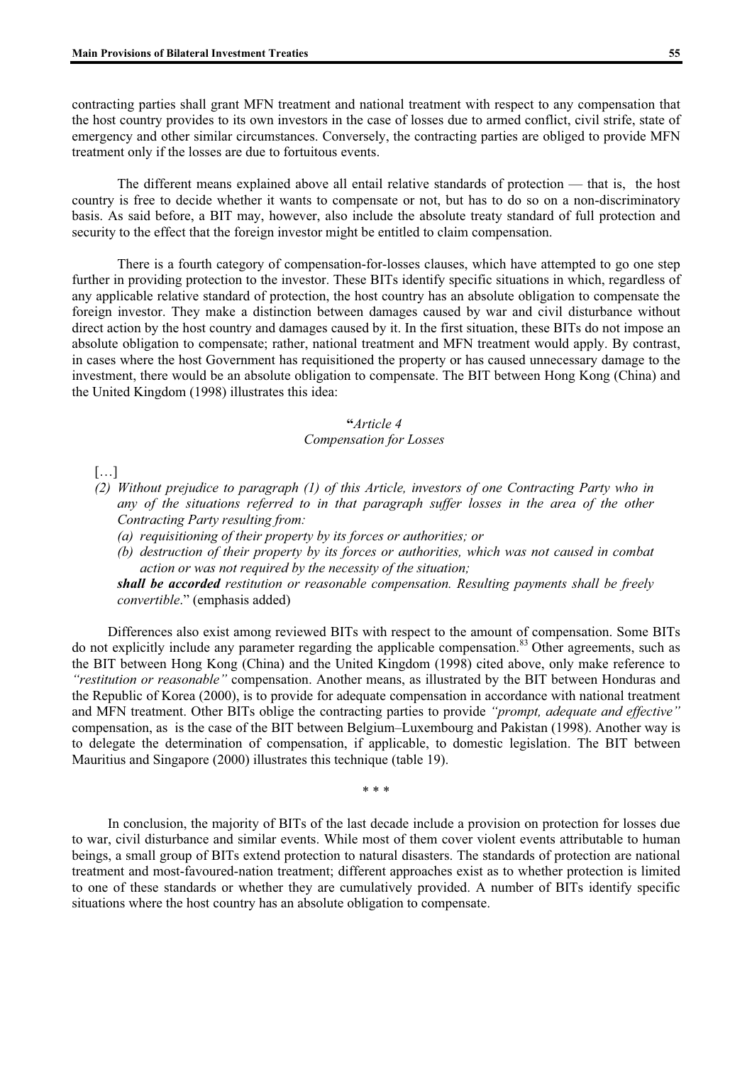contracting parties shall grant MFN treatment and national treatment with respect to any compensation that the host country provides to its own investors in the case of losses due to armed conflict, civil strife, state of emergency and other similar circumstances. Conversely, the contracting parties are obliged to provide MFN treatment only if the losses are due to fortuitous events.

The different means explained above all entail relative standards of protection — that is, the host country is free to decide whether it wants to compensate or not, but has to do so on a non-discriminatory basis. As said before, a BIT may, however, also include the absolute treaty standard of full protection and security to the effect that the foreign investor might be entitled to claim compensation.

There is a fourth category of compensation-for-losses clauses, which have attempted to go one step further in providing protection to the investor. These BITs identify specific situations in which, regardless of any applicable relative standard of protection, the host country has an absolute obligation to compensate the foreign investor. They make a distinction between damages caused by war and civil disturbance without direct action by the host country and damages caused by it. In the first situation, these BITs do not impose an absolute obligation to compensate; rather, national treatment and MFN treatment would apply. By contrast, in cases where the host Government has requisitioned the property or has caused unnecessary damage to the investment, there would be an absolute obligation to compensate. The BIT between Hong Kong (China) and the United Kingdom (1998) illustrates this idea:

> "*Article 4*
> *Compensation for Losses*
>
> […]
>
> *(2) Without prejudice to paragraph (1) of this Article, investors of one Contracting Party who in any of the situations referred to in that paragraph suffer losses in the area of the other Contracting Party resulting from:*
>
> *(a) requisitioning of their property by its forces or authorities; or*
>
> *(b) destruction of their property by its forces or authorities, which was not caused in combat action or was not required by the necessity of the situation;*
>
> ***shall be accorded*** *restitution or reasonable compensation. Resulting payments shall be freely convertible*." (emphasis added)

Differences also exist among reviewed BITs with respect to the amount of compensation. Some BITs do not explicitly include any parameter regarding the applicable compensation.[83] Other agreements, such as the BIT between Hong Kong (China) and the United Kingdom (1998) cited above, only make reference to *"restitution or reasonable"* compensation. Another means, as illustrated by the BIT between Honduras and the Republic of Korea (2000), is to provide for adequate compensation in accordance with national treatment and MFN treatment. Other BITs oblige the contracting parties to provide *"prompt, adequate and effective"* compensation, as is the case of the BIT between Belgium–Luxembourg and Pakistan (1998). Another way is to delegate the determination of compensation, if applicable, to domestic legislation. The BIT between Mauritius and Singapore (2000) illustrates this technique (table 19).

\* \* \*

In conclusion, the majority of BITs of the last decade include a provision on protection for losses due to war, civil disturbance and similar events. While most of them cover violent events attributable to human beings, a small group of BITs extend protection to natural disasters. The standards of protection are national treatment and most-favoured-nation treatment; different approaches exist as to whether protection is limited to one of these standards or whether they are cumulatively provided. A number of BITs identify specific situations where the host country has an absolute obligation to compensate.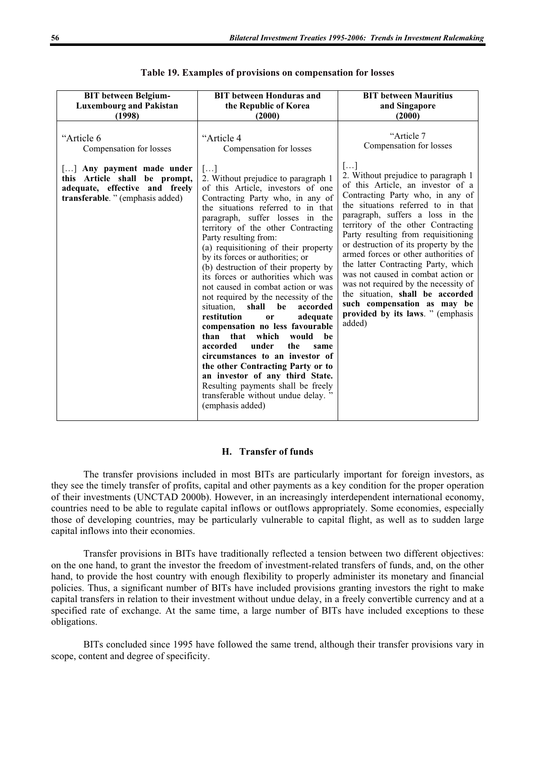**Table 19. Examples of provisions on compensation for losses**

| BIT between Belgium-Luxembourg and Pakistan (1998) | BIT between Honduras and the Republic of Korea (2000) | BIT between Mauritius and Singapore (2000) |
|---|---|---|
| "Article 6<br>Compensation for losses<br><br>[…] **Any payment made under this Article shall be prompt, adequate, effective and freely transferable**. " (emphasis added) | "Article 4<br>Compensation for losses<br><br>[…]<br>2. Without prejudice to paragraph 1 of this Article, investors of one Contracting Party who, in any of the situations referred to in that paragraph, suffer losses in the territory of the other Contracting Party resulting from:<br>(a) requisitioning of their property by its forces or authorities; or<br>(b) destruction of their property by its forces or authorities which was not caused in combat action or was not required by the necessity of the situation, **shall be accorded restitution or adequate compensation no less favourable than that which would be accorded under the same circumstances to an investor of the other Contracting Party or to an investor of any third State.** Resulting payments shall be freely transferable without undue delay. " (emphasis added) | "Article 7<br>Compensation for losses<br><br>[…]<br>2. Without prejudice to paragraph 1 of this Article, an investor of a Contracting Party who, in any of the situations referred to in that paragraph, suffers a loss in the territory of the other Contracting Party resulting from requisitioning or destruction of its property by the armed forces or other authorities of the latter Contracting Party, which was not caused in combat action or was not required by the necessity of the situation, **shall be accorded such compensation as may be provided by its laws**. " (emphasis added) |

## H. Transfer of funds

The transfer provisions included in most BITs are particularly important for foreign investors, as they see the timely transfer of profits, capital and other payments as a key condition for the proper operation of their investments (UNCTAD 2000b). However, in an increasingly interdependent international economy, countries need to be able to regulate capital inflows or outflows appropriately. Some economies, especially those of developing countries, may be particularly vulnerable to capital flight, as well as to sudden large capital inflows into their economies.

Transfer provisions in BITs have traditionally reflected a tension between two different objectives: on the one hand, to grant the investor the freedom of investment-related transfers of funds, and, on the other hand, to provide the host country with enough flexibility to properly administer its monetary and financial policies. Thus, a significant number of BITs have included provisions granting investors the right to make capital transfers in relation to their investment without undue delay, in a freely convertible currency and at a specified rate of exchange. At the same time, a large number of BITs have included exceptions to these obligations.

BITs concluded since 1995 have followed the same trend, although their transfer provisions vary in scope, content and degree of specificity.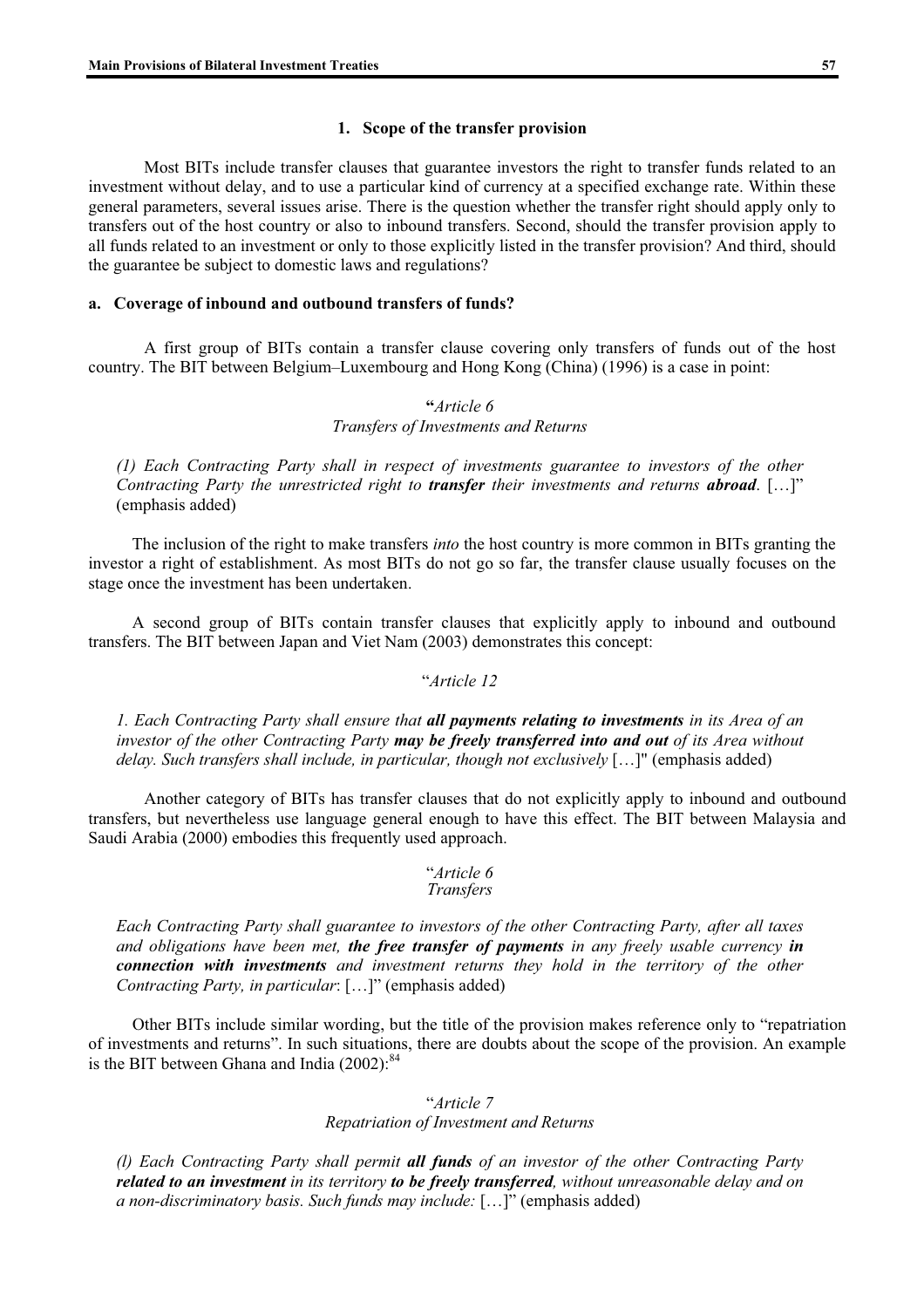### 1. Scope of the transfer provision

Most BITs include transfer clauses that guarantee investors the right to transfer funds related to an investment without delay, and to use a particular kind of currency at a specified exchange rate. Within these general parameters, several issues arise. There is the question whether the transfer right should apply only to transfers out of the host country or also to inbound transfers. Second, should the transfer provision apply to all funds related to an investment or only to those explicitly listed in the transfer provision? And third, should the guarantee be subject to domestic laws and regulations?

#### a. Coverage of inbound and outbound transfers of funds?

A first group of BITs contain a transfer clause covering only transfers of funds out of the host country. The BIT between Belgium–Luxembourg and Hong Kong (China) (1996) is a case in point:

> "*Article 6*
> *Transfers of Investments and Returns*
>
> *(1) Each Contracting Party shall in respect of investments guarantee to investors of the other Contracting Party the unrestricted right to* ***transfer*** *their investments and returns* ***abroad****.* […]" (emphasis added)

The inclusion of the right to make transfers *into* the host country is more common in BITs granting the investor a right of establishment. As most BITs do not go so far, the transfer clause usually focuses on the stage once the investment has been undertaken.

A second group of BITs contain transfer clauses that explicitly apply to inbound and outbound transfers. The BIT between Japan and Viet Nam (2003) demonstrates this concept:

> "*Article 12*
>
> *1. Each Contracting Party shall ensure that* ***all payments relating to investments*** *in its Area of an investor of the other Contracting Party* ***may be freely transferred into and out*** *of its Area without delay. Such transfers shall include, in particular, though not exclusively* […]" (emphasis added)

Another category of BITs has transfer clauses that do not explicitly apply to inbound and outbound transfers, but nevertheless use language general enough to have this effect. The BIT between Malaysia and Saudi Arabia (2000) embodies this frequently used approach.

> "*Article 6*
> *Transfers*
>
> *Each Contracting Party shall guarantee to investors of the other Contracting Party, after all taxes and obligations have been met,* ***the free transfer of payments*** *in any freely usable currency* ***in connection with investments*** *and investment returns they hold in the territory of the other Contracting Party, in particular*: […]" (emphasis added)

Other BITs include similar wording, but the title of the provision makes reference only to "repatriation of investments and returns". In such situations, there are doubts about the scope of the provision. An example is the BIT between Ghana and India (2002):[84]

> "*Article 7*
> *Repatriation of Investment and Returns*
>
> *(l) Each Contracting Party shall permit* ***all funds*** *of an investor of the other Contracting Party* ***related to an investment*** *in its territory* ***to be freely transferred****, without unreasonable delay and on a non-discriminatory basis. Such funds may include:* […]" (emphasis added)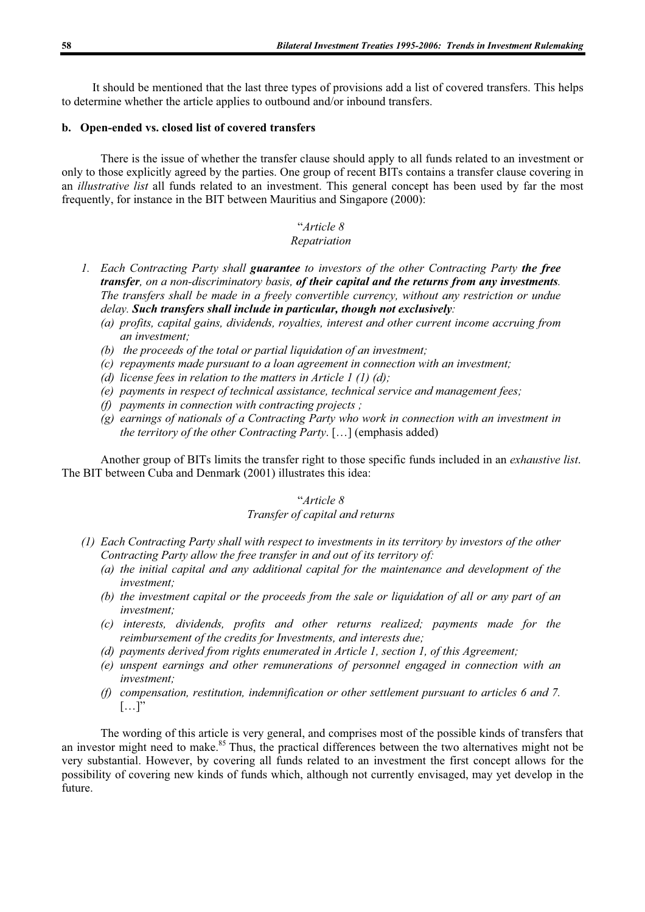It should be mentioned that the last three types of provisions add a list of covered transfers. This helps to determine whether the article applies to outbound and/or inbound transfers.

### b. Open-ended vs. closed list of covered transfers

There is the issue of whether the transfer clause should apply to all funds related to an investment or only to those explicitly agreed by the parties. One group of recent BITs contains a transfer clause covering in an *illustrative list* all funds related to an investment. This general concept has been used by far the most frequently, for instance in the BIT between Mauritius and Singapore (2000):

"*Article 8*
*Repatriation*

*1. Each Contracting Party shall **guarantee** to investors of the other Contracting Party **the free transfer**, on a non-discriminatory basis, **of their capital and the returns from any investments**. The transfers shall be made in a freely convertible currency, without any restriction or undue delay. **Such transfers shall include in particular, though not exclusively**:*

*(a) profits, capital gains, dividends, royalties, interest and other current income accruing from an investment;*
*(b) the proceeds of the total or partial liquidation of an investment;*
*(c) repayments made pursuant to a loan agreement in connection with an investment;*
*(d) license fees in relation to the matters in Article 1 (1) (d);*
*(e) payments in respect of technical assistance, technical service and management fees;*
*(f) payments in connection with contracting projects ;*
*(g) earnings of nationals of a Contracting Party who work in connection with an investment in the territory of the other Contracting Party*. […] (emphasis added)

Another group of BITs limits the transfer right to those specific funds included in an *exhaustive list*. The BIT between Cuba and Denmark (2001) illustrates this idea:

"*Article 8*
*Transfer of capital and returns*

*(1) Each Contracting Party shall with respect to investments in its territory by investors of the other Contracting Party allow the free transfer in and out of its territory of:*

*(a) the initial capital and any additional capital for the maintenance and development of the investment;*
*(b) the investment capital or the proceeds from the sale or liquidation of all or any part of an investment;*
*(c) interests, dividends, profits and other returns realized; payments made for the reimbursement of the credits for Investments, and interests due;*
*(d) payments derived from rights enumerated in Article 1, section 1, of this Agreement;*
*(e) unspent earnings and other remunerations of personnel engaged in connection with an investment;*
*(f) compensation, restitution, indemnification or other settlement pursuant to articles 6 and 7.* […]"

The wording of this article is very general, and comprises most of the possible kinds of transfers that an investor might need to make.[85] Thus, the practical differences between the two alternatives might not be very substantial. However, by covering all funds related to an investment the first concept allows for the possibility of covering new kinds of funds which, although not currently envisaged, may yet develop in the future.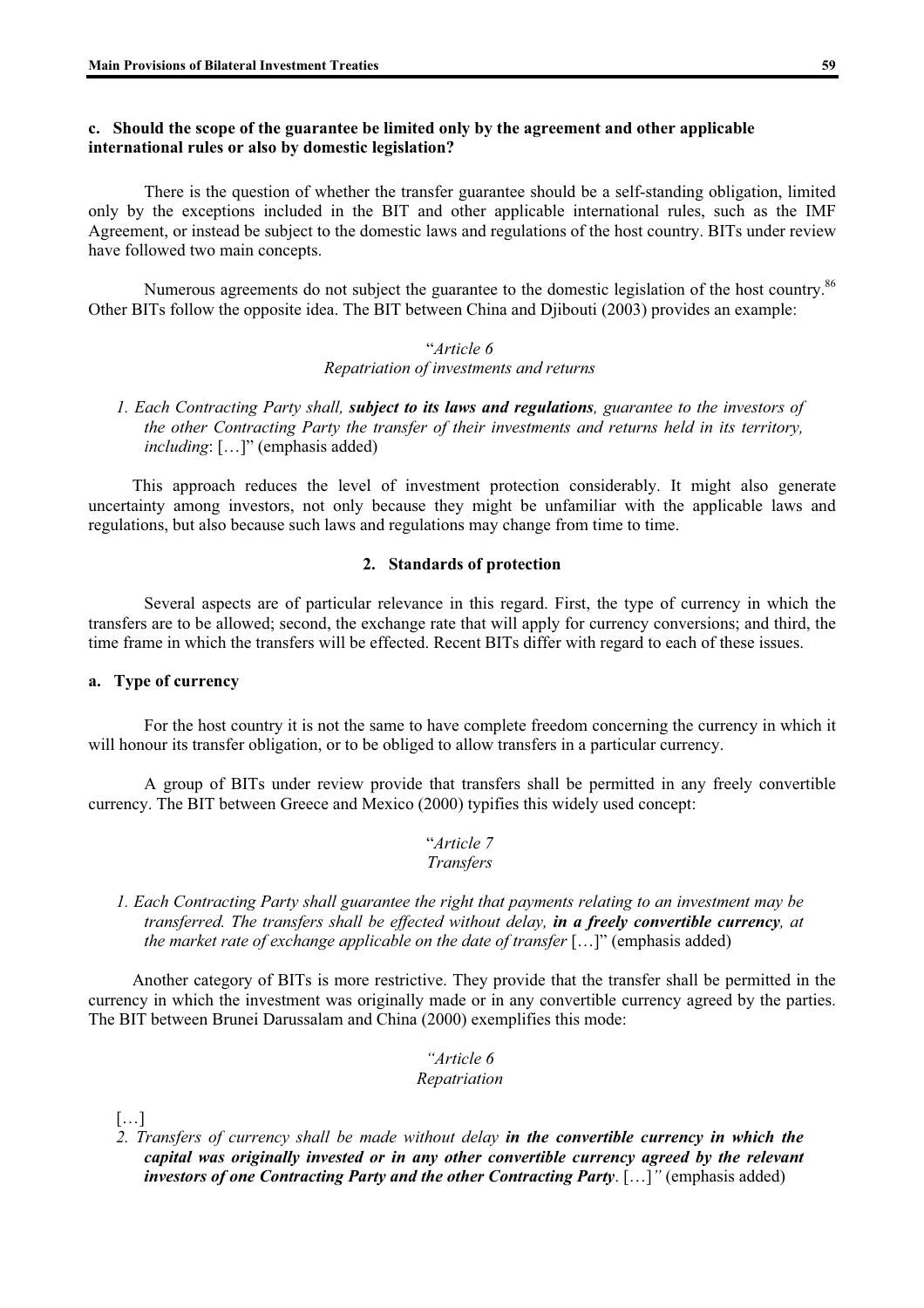### c. Should the scope of the guarantee be limited only by the agreement and other applicable international rules or also by domestic legislation?

There is the question of whether the transfer guarantee should be a self-standing obligation, limited only by the exceptions included in the BIT and other applicable international rules, such as the IMF Agreement, or instead be subject to the domestic laws and regulations of the host country. BITs under review have followed two main concepts.

Numerous agreements do not subject the guarantee to the domestic legislation of the host country.[86] Other BITs follow the opposite idea. The BIT between China and Djibouti (2003) provides an example:

> "*Article 6*
> *Repatriation of investments and returns*
>
> *1. Each Contracting Party shall, **subject to its laws and regulations**, guarantee to the investors of the other Contracting Party the transfer of their investments and returns held in its territory, including*: […]" (emphasis added)

This approach reduces the level of investment protection considerably. It might also generate uncertainty among investors, not only because they might be unfamiliar with the applicable laws and regulations, but also because such laws and regulations may change from time to time.

## 2. Standards of protection

Several aspects are of particular relevance in this regard. First, the type of currency in which the transfers are to be allowed; second, the exchange rate that will apply for currency conversions; and third, the time frame in which the transfers will be effected. Recent BITs differ with regard to each of these issues.

### a. Type of currency

For the host country it is not the same to have complete freedom concerning the currency in which it will honour its transfer obligation, or to be obliged to allow transfers in a particular currency.

A group of BITs under review provide that transfers shall be permitted in any freely convertible currency. The BIT between Greece and Mexico (2000) typifies this widely used concept:

> "*Article 7*
> *Transfers*
>
> *1. Each Contracting Party shall guarantee the right that payments relating to an investment may be transferred. The transfers shall be effected without delay, **in a freely convertible currency**, at the market rate of exchange applicable on the date of transfer* […]" (emphasis added)

Another category of BITs is more restrictive. They provide that the transfer shall be permitted in the currency in which the investment was originally made or in any convertible currency agreed by the parties. The BIT between Brunei Darussalam and China (2000) exemplifies this mode:

> *"Article 6*
> *Repatriation*
>
> […]
> *2. Transfers of currency shall be made without delay **in the convertible currency in which the capital was originally invested or in any other convertible currency agreed by the relevant investors of one Contracting Party and the other Contracting Party**. […]"* (emphasis added)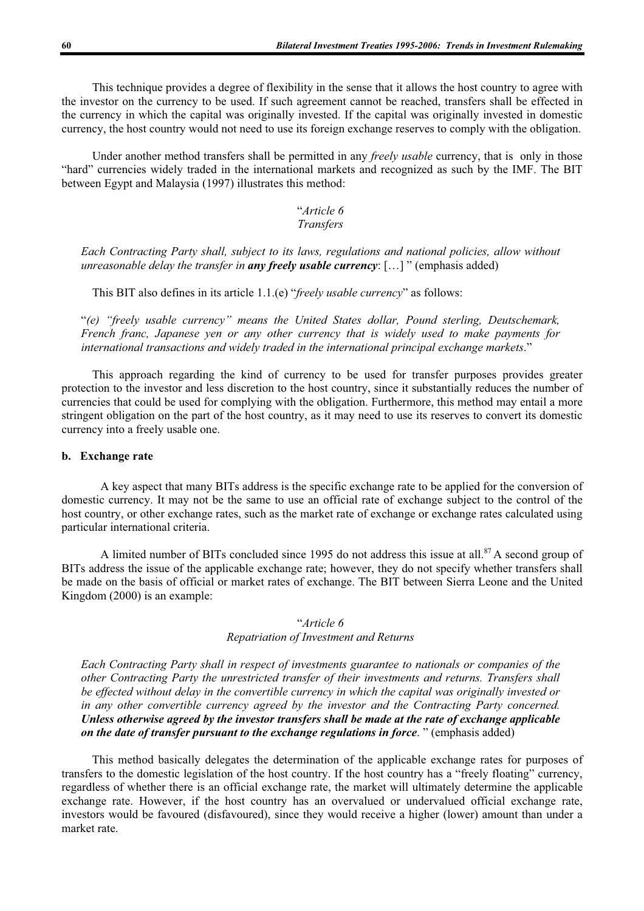This technique provides a degree of flexibility in the sense that it allows the host country to agree with the investor on the currency to be used. If such agreement cannot be reached, transfers shall be effected in the currency in which the capital was originally invested. If the capital was originally invested in domestic currency, the host country would not need to use its foreign exchange reserves to comply with the obligation.

Under another method transfers shall be permitted in any *freely usable* currency, that is only in those "hard" currencies widely traded in the international markets and recognized as such by the IMF. The BIT between Egypt and Malaysia (1997) illustrates this method:

"*Article 6*
*Transfers*

*Each Contracting Party shall, subject to its laws, regulations and national policies, allow without unreasonable delay the transfer in* ***any freely usable currency****:* […] " (emphasis added)

This BIT also defines in its article 1.1.(e) "*freely usable currency*" as follows:

"*(e) "freely usable currency" means the United States dollar, Pound sterling, Deutschemark, French franc, Japanese yen or any other currency that is widely used to make payments for international transactions and widely traded in the international principal exchange markets*."

This approach regarding the kind of currency to be used for transfer purposes provides greater protection to the investor and less discretion to the host country, since it substantially reduces the number of currencies that could be used for complying with the obligation. Furthermore, this method may entail a more stringent obligation on the part of the host country, as it may need to use its reserves to convert its domestic currency into a freely usable one.

### b. Exchange rate

A key aspect that many BITs address is the specific exchange rate to be applied for the conversion of domestic currency. It may not be the same to use an official rate of exchange subject to the control of the host country, or other exchange rates, such as the market rate of exchange or exchange rates calculated using particular international criteria.

A limited number of BITs concluded since 1995 do not address this issue at all.[87] A second group of BITs address the issue of the applicable exchange rate; however, they do not specify whether transfers shall be made on the basis of official or market rates of exchange. The BIT between Sierra Leone and the United Kingdom (2000) is an example:

"*Article 6*
*Repatriation of Investment and Returns*

*Each Contracting Party shall in respect of investments guarantee to nationals or companies of the other Contracting Party the unrestricted transfer of their investments and returns. Transfers shall be effected without delay in the convertible currency in which the capital was originally invested or in any other convertible currency agreed by the investor and the Contracting Party concerned.* ***Unless otherwise agreed by the investor transfers shall be made at the rate of exchange applicable on the date of transfer pursuant to the exchange regulations in force****.* " (emphasis added)

This method basically delegates the determination of the applicable exchange rates for purposes of transfers to the domestic legislation of the host country. If the host country has a "freely floating" currency, regardless of whether there is an official exchange rate, the market will ultimately determine the applicable exchange rate. However, if the host country has an overvalued or undervalued official exchange rate, investors would be favoured (disfavoured), since they would receive a higher (lower) amount than under a market rate.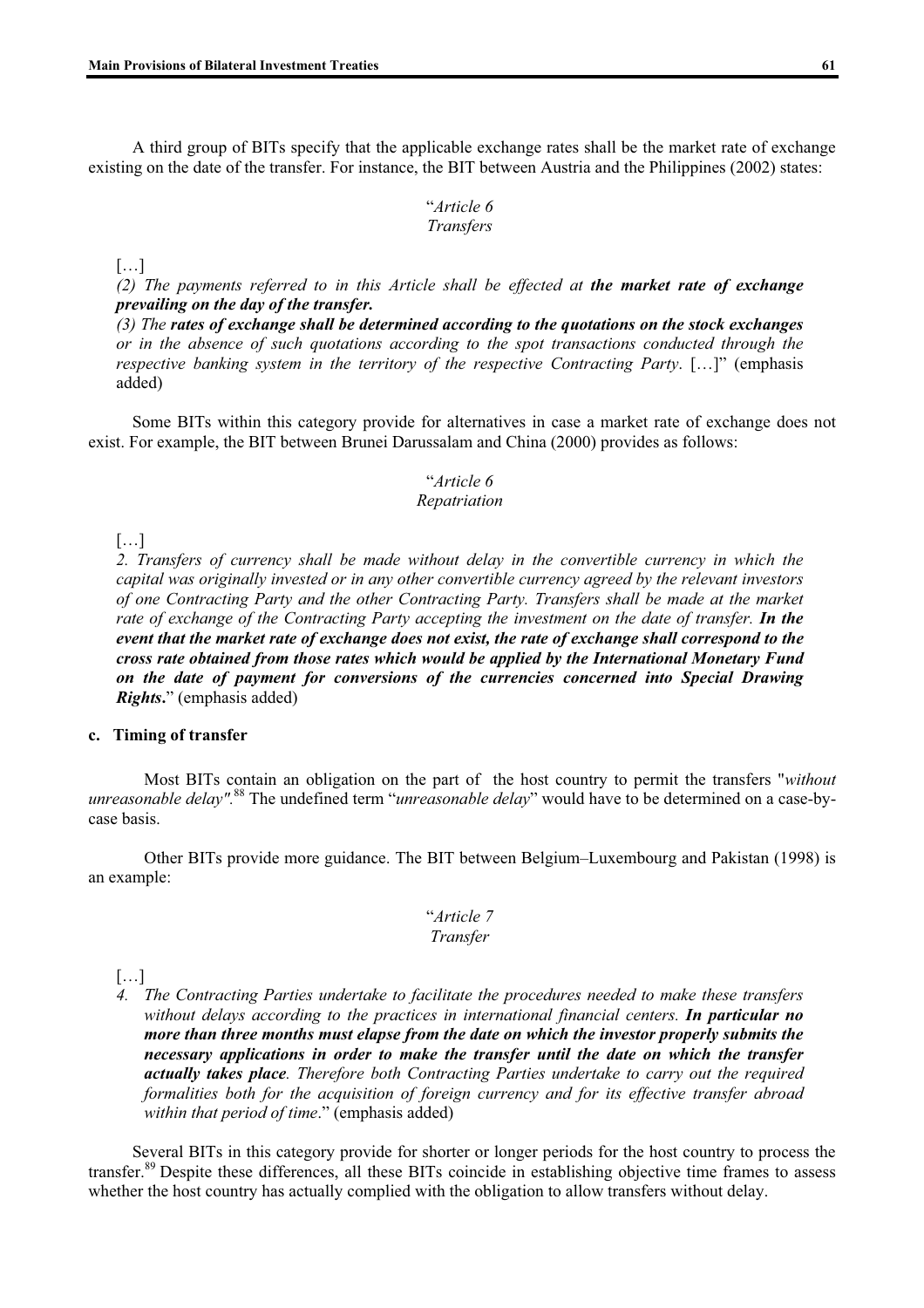A third group of BITs specify that the applicable exchange rates shall be the market rate of exchange existing on the date of the transfer. For instance, the BIT between Austria and the Philippines (2002) states:

> "*Article 6*
> *Transfers*
>
> […]
>
> *(2) The payments referred to in this Article shall be effected at* ***the market rate of exchange prevailing on the day of the transfer.***
>
> *(3) The* ***rates of exchange shall be determined according to the quotations on the stock exchanges*** *or in the absence of such quotations according to the spot transactions conducted through the respective banking system in the territory of the respective Contracting Party*. […]" (emphasis added)

Some BITs within this category provide for alternatives in case a market rate of exchange does not exist. For example, the BIT between Brunei Darussalam and China (2000) provides as follows:

> "*Article 6*
> *Repatriation*
>
> […]
>
> *2. Transfers of currency shall be made without delay in the convertible currency in which the capital was originally invested or in any other convertible currency agreed by the relevant investors of one Contracting Party and the other Contracting Party. Transfers shall be made at the market rate of exchange of the Contracting Party accepting the investment on the date of transfer.* ***In the event that the market rate of exchange does not exist, the rate of exchange shall correspond to the cross rate obtained from those rates which would be applied by the International Monetary Fund on the date of payment for conversions of the currencies concerned into Special Drawing Rights*.**" (emphasis added)

#### c. Timing of transfer

Most BITs contain an obligation on the part of the host country to permit the transfers "*without unreasonable delay".*[88] The undefined term "*unreasonable delay*" would have to be determined on a case-by-case basis.

Other BITs provide more guidance. The BIT between Belgium–Luxembourg and Pakistan (1998) is an example:

> "*Article 7*
> *Transfer*
>
> […]
>
> *4. The Contracting Parties undertake to facilitate the procedures needed to make these transfers without delays according to the practices in international financial centers.* ***In particular no more than three months must elapse from the date on which the investor properly submits the necessary applications in order to make the transfer until the date on which the transfer actually takes place****. Therefore both Contracting Parties undertake to carry out the required formalities both for the acquisition of foreign currency and for its effective transfer abroad within that period of time*." (emphasis added)

Several BITs in this category provide for shorter or longer periods for the host country to process the transfer.[89] Despite these differences, all these BITs coincide in establishing objective time frames to assess whether the host country has actually complied with the obligation to allow transfers without delay.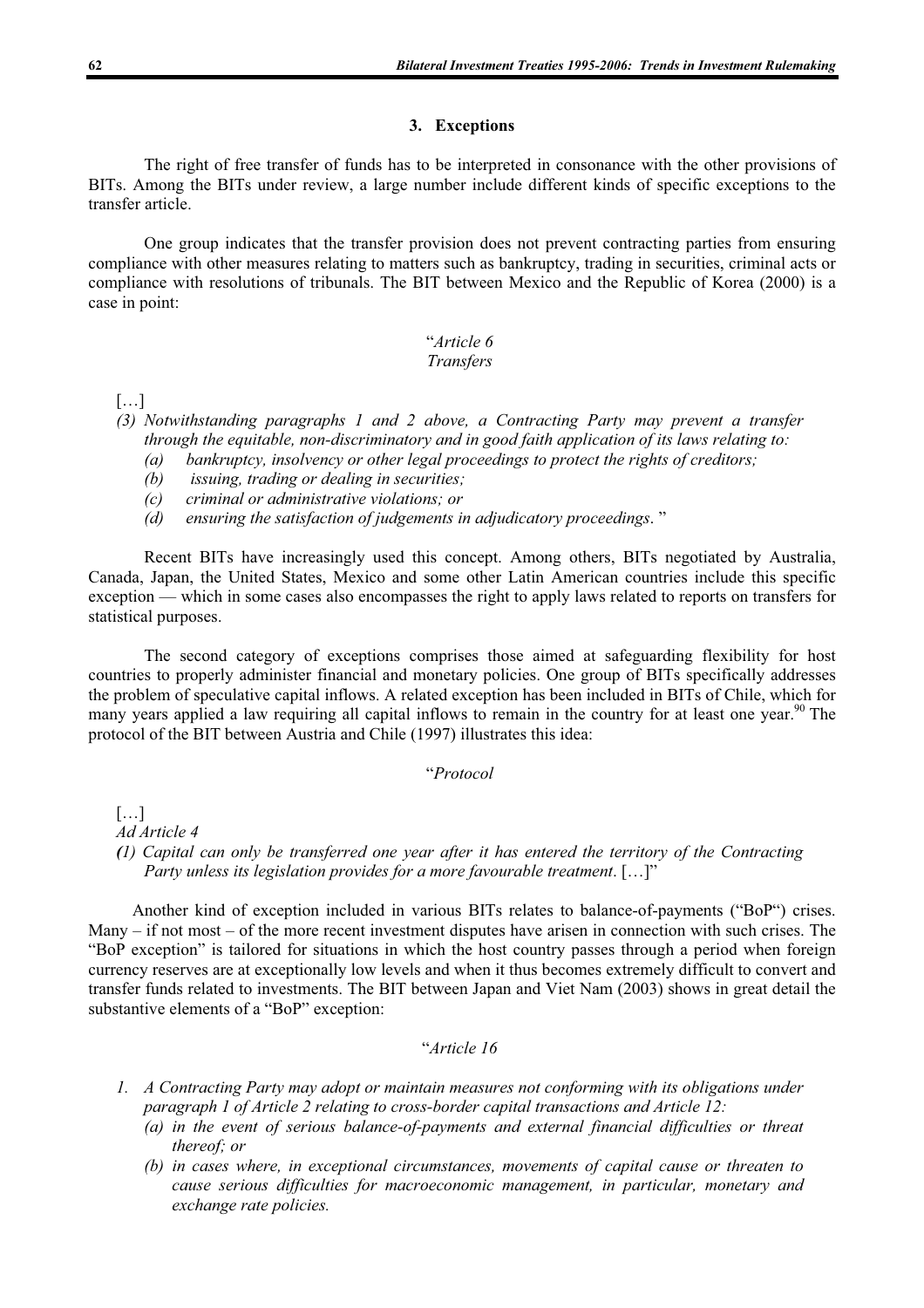### 3. Exceptions

The right of free transfer of funds has to be interpreted in consonance with the other provisions of BITs. Among the BITs under review, a large number include different kinds of specific exceptions to the transfer article.

One group indicates that the transfer provision does not prevent contracting parties from ensuring compliance with other measures relating to matters such as bankruptcy, trading in securities, criminal acts or compliance with resolutions of tribunals. The BIT between Mexico and the Republic of Korea (2000) is a case in point:

"*Article 6*
*Transfers*

[…]

*(3) Notwithstanding paragraphs 1 and 2 above, a Contracting Party may prevent a transfer through the equitable, non-discriminatory and in good faith application of its laws relating to:*
  *(a) bankruptcy, insolvency or other legal proceedings to protect the rights of creditors;*
  *(b) issuing, trading or dealing in securities;*
  *(c) criminal or administrative violations; or*
  *(d) ensuring the satisfaction of judgements in adjudicatory proceedings*."

Recent BITs have increasingly used this concept. Among others, BITs negotiated by Australia, Canada, Japan, the United States, Mexico and some other Latin American countries include this specific exception — which in some cases also encompasses the right to apply laws related to reports on transfers for statistical purposes.

The second category of exceptions comprises those aimed at safeguarding flexibility for host countries to properly administer financial and monetary policies. One group of BITs specifically addresses the problem of speculative capital inflows. A related exception has been included in BITs of Chile, which for many years applied a law requiring all capital inflows to remain in the country for at least one year.[90] The protocol of the BIT between Austria and Chile (1997) illustrates this idea:

"*Protocol*

[…]

*Ad Article 4*

*(1) Capital can only be transferred one year after it has entered the territory of the Contracting Party unless its legislation provides for a more favourable treatment*. […]"

Another kind of exception included in various BITs relates to balance-of-payments ("BoP") crises. Many – if not most – of the more recent investment disputes have arisen in connection with such crises. The "BoP exception" is tailored for situations in which the host country passes through a period when foreign currency reserves are at exceptionally low levels and when it thus becomes extremely difficult to convert and transfer funds related to investments. The BIT between Japan and Viet Nam (2003) shows in great detail the substantive elements of a "BoP" exception:

"*Article 16*

*1. A Contracting Party may adopt or maintain measures not conforming with its obligations under paragraph 1 of Article 2 relating to cross-border capital transactions and Article 12:*
  *(a) in the event of serious balance-of-payments and external financial difficulties or threat thereof; or*
  *(b) in cases where, in exceptional circumstances, movements of capital cause or threaten to cause serious difficulties for macroeconomic management, in particular, monetary and exchange rate policies.*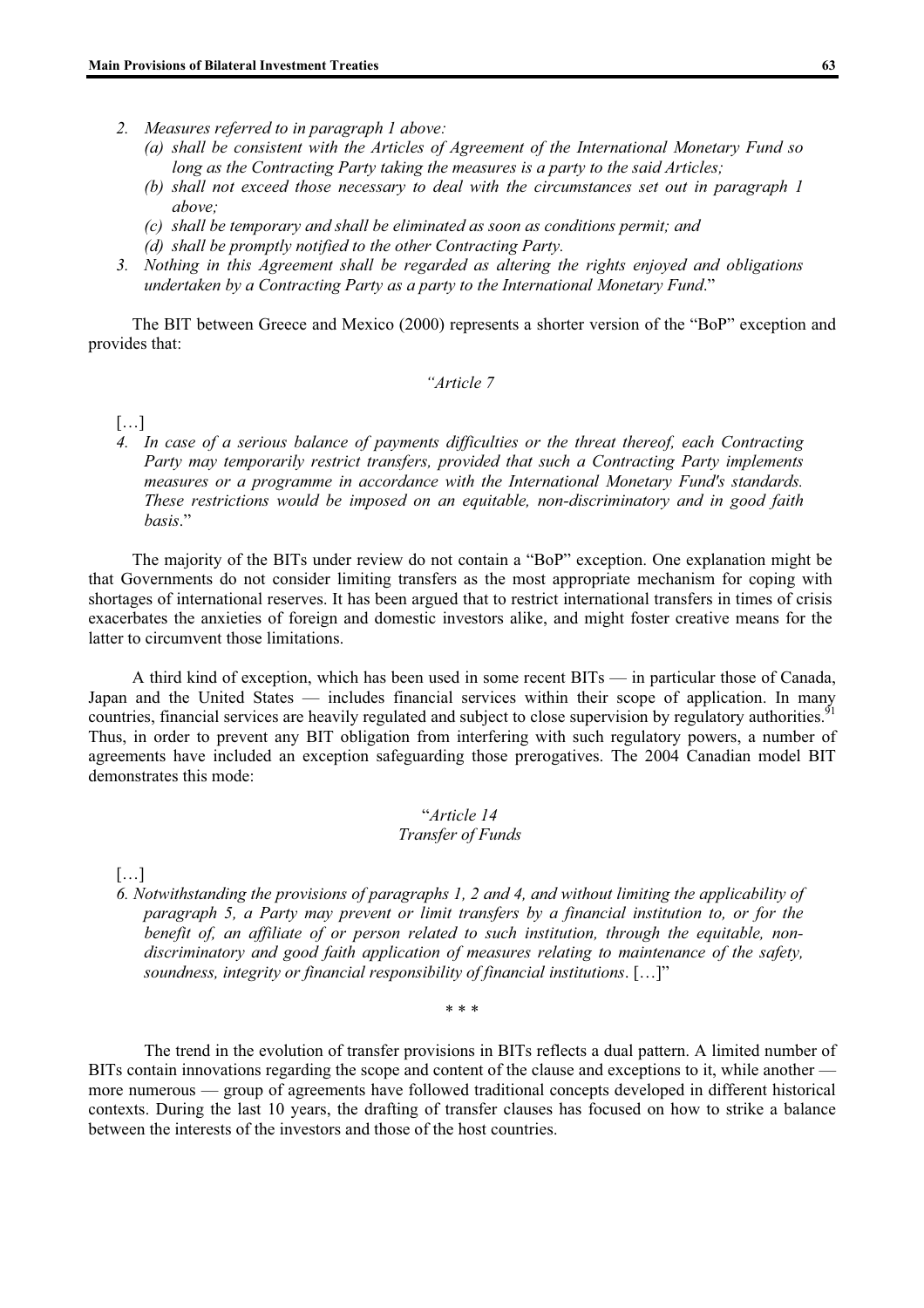*2. Measures referred to in paragraph 1 above:*

*(a) shall be consistent with the Articles of Agreement of the International Monetary Fund so long as the Contracting Party taking the measures is a party to the said Articles;*

*(b) shall not exceed those necessary to deal with the circumstances set out in paragraph 1 above;*

*(c) shall be temporary and shall be eliminated as soon as conditions permit; and*

*(d) shall be promptly notified to the other Contracting Party.*

*3. Nothing in this Agreement shall be regarded as altering the rights enjoyed and obligations undertaken by a Contracting Party as a party to the International Monetary Fund.*"

The BIT between Greece and Mexico (2000) represents a shorter version of the "BoP" exception and provides that:

*"Article 7*

[…]

*4. In case of a serious balance of payments difficulties or the threat thereof, each Contracting Party may temporarily restrict transfers, provided that such a Contracting Party implements measures or a programme in accordance with the International Monetary Fund's standards. These restrictions would be imposed on an equitable, non-discriminatory and in good faith basis*."

The majority of the BITs under review do not contain a "BoP" exception. One explanation might be that Governments do not consider limiting transfers as the most appropriate mechanism for coping with shortages of international reserves. It has been argued that to restrict international transfers in times of crisis exacerbates the anxieties of foreign and domestic investors alike, and might foster creative means for the latter to circumvent those limitations.

A third kind of exception, which has been used in some recent BITs — in particular those of Canada, Japan and the United States — includes financial services within their scope of application. In many countries, financial services are heavily regulated and subject to close supervision by regulatory authorities.[91] Thus, in order to prevent any BIT obligation from interfering with such regulatory powers, a number of agreements have included an exception safeguarding those prerogatives. The 2004 Canadian model BIT demonstrates this mode:

"*Article 14*
*Transfer of Funds*

[…]

*6. Notwithstanding the provisions of paragraphs 1, 2 and 4, and without limiting the applicability of paragraph 5, a Party may prevent or limit transfers by a financial institution to, or for the benefit of, an affiliate of or person related to such institution, through the equitable, non-discriminatory and good faith application of measures relating to maintenance of the safety, soundness, integrity or financial responsibility of financial institutions*. […]"

\* \* \*

The trend in the evolution of transfer provisions in BITs reflects a dual pattern. A limited number of BITs contain innovations regarding the scope and content of the clause and exceptions to it, while another — more numerous — group of agreements have followed traditional concepts developed in different historical contexts. During the last 10 years, the drafting of transfer clauses has focused on how to strike a balance between the interests of the investors and those of the host countries.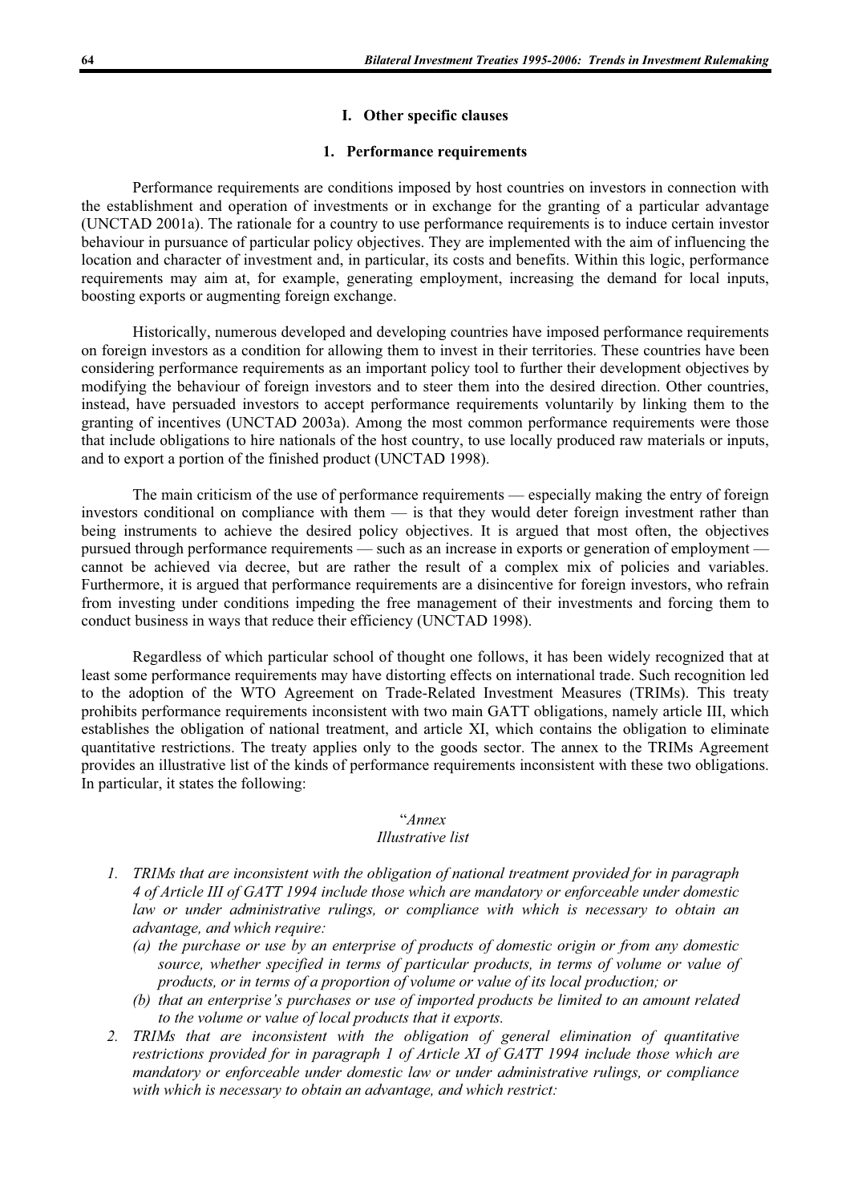### I. Other specific clauses

#### 1. Performance requirements

Performance requirements are conditions imposed by host countries on investors in connection with the establishment and operation of investments or in exchange for the granting of a particular advantage (UNCTAD 2001a). The rationale for a country to use performance requirements is to induce certain investor behaviour in pursuance of particular policy objectives. They are implemented with the aim of influencing the location and character of investment and, in particular, its costs and benefits. Within this logic, performance requirements may aim at, for example, generating employment, increasing the demand for local inputs, boosting exports or augmenting foreign exchange.

Historically, numerous developed and developing countries have imposed performance requirements on foreign investors as a condition for allowing them to invest in their territories. These countries have been considering performance requirements as an important policy tool to further their development objectives by modifying the behaviour of foreign investors and to steer them into the desired direction. Other countries, instead, have persuaded investors to accept performance requirements voluntarily by linking them to the granting of incentives (UNCTAD 2003a). Among the most common performance requirements were those that include obligations to hire nationals of the host country, to use locally produced raw materials or inputs, and to export a portion of the finished product (UNCTAD 1998).

The main criticism of the use of performance requirements — especially making the entry of foreign investors conditional on compliance with them — is that they would deter foreign investment rather than being instruments to achieve the desired policy objectives. It is argued that most often, the objectives pursued through performance requirements — such as an increase in exports or generation of employment — cannot be achieved via decree, but are rather the result of a complex mix of policies and variables. Furthermore, it is argued that performance requirements are a disincentive for foreign investors, who refrain from investing under conditions impeding the free management of their investments and forcing them to conduct business in ways that reduce their efficiency (UNCTAD 1998).

Regardless of which particular school of thought one follows, it has been widely recognized that at least some performance requirements may have distorting effects on international trade. Such recognition led to the adoption of the WTO Agreement on Trade-Related Investment Measures (TRIMs). This treaty prohibits performance requirements inconsistent with two main GATT obligations, namely article III, which establishes the obligation of national treatment, and article XI, which contains the obligation to eliminate quantitative restrictions. The treaty applies only to the goods sector. The annex to the TRIMs Agreement provides an illustrative list of the kinds of performance requirements inconsistent with these two obligations. In particular, it states the following:

"*Annex*
*Illustrative list*

1. *TRIMs that are inconsistent with the obligation of national treatment provided for in paragraph 4 of Article III of GATT 1994 include those which are mandatory or enforceable under domestic law or under administrative rulings, or compliance with which is necessary to obtain an advantage, and which require:*
   (a) *the purchase or use by an enterprise of products of domestic origin or from any domestic source, whether specified in terms of particular products, in terms of volume or value of products, or in terms of a proportion of volume or value of its local production; or*
   (b) *that an enterprise's purchases or use of imported products be limited to an amount related to the volume or value of local products that it exports.*
2. *TRIMs that are inconsistent with the obligation of general elimination of quantitative restrictions provided for in paragraph 1 of Article XI of GATT 1994 include those which are mandatory or enforceable under domestic law or under administrative rulings, or compliance with which is necessary to obtain an advantage, and which restrict:*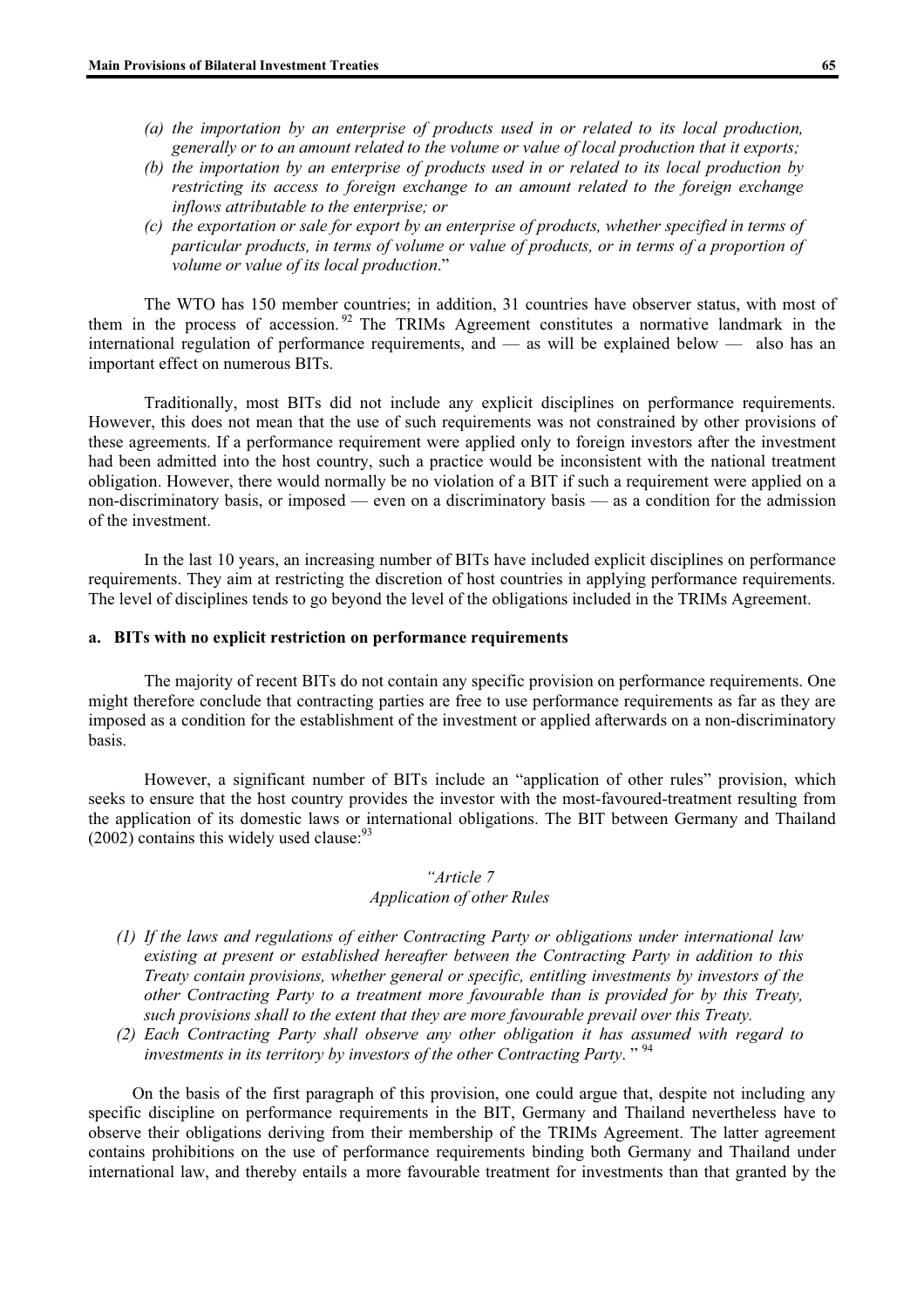*(a) the importation by an enterprise of products used in or related to its local production, generally or to an amount related to the volume or value of local production that it exports;*

*(b) the importation by an enterprise of products used in or related to its local production by restricting its access to foreign exchange to an amount related to the foreign exchange inflows attributable to the enterprise; or*

*(c) the exportation or sale for export by an enterprise of products, whether specified in terms of particular products, in terms of volume or value of products, or in terms of a proportion of volume or value of its local production*."

The WTO has 150 member countries; in addition, 31 countries have observer status, with most of them in the process of accession.[92] The TRIMs Agreement constitutes a normative landmark in the international regulation of performance requirements, and — as will be explained below — also has an important effect on numerous BITs.

Traditionally, most BITs did not include any explicit disciplines on performance requirements. However, this does not mean that the use of such requirements was not constrained by other provisions of these agreements. If a performance requirement were applied only to foreign investors after the investment had been admitted into the host country, such a practice would be inconsistent with the national treatment obligation. However, there would normally be no violation of a BIT if such a requirement were applied on a non-discriminatory basis, or imposed — even on a discriminatory basis — as a condition for the admission of the investment.

In the last 10 years, an increasing number of BITs have included explicit disciplines on performance requirements. They aim at restricting the discretion of host countries in applying performance requirements. The level of disciplines tends to go beyond the level of the obligations included in the TRIMs Agreement.

### a. BITs with no explicit restriction on performance requirements

The majority of recent BITs do not contain any specific provision on performance requirements. One might therefore conclude that contracting parties are free to use performance requirements as far as they are imposed as a condition for the establishment of the investment or applied afterwards on a non-discriminatory basis.

However, a significant number of BITs include an "application of other rules" provision, which seeks to ensure that the host country provides the investor with the most-favoured-treatment resulting from the application of its domestic laws or international obligations. The BIT between Germany and Thailand (2002) contains this widely used clause:[93]

*"Article 7*
*Application of other Rules*

*(1) If the laws and regulations of either Contracting Party or obligations under international law existing at present or established hereafter between the Contracting Party in addition to this Treaty contain provisions, whether general or specific, entitling investments by investors of the other Contracting Party to a treatment more favourable than is provided for by this Treaty, such provisions shall to the extent that they are more favourable prevail over this Treaty.*

*(2) Each Contracting Party shall observe any other obligation it has assumed with regard to investments in its territory by investors of the other Contracting Party.* "[94]

On the basis of the first paragraph of this provision, one could argue that, despite not including any specific discipline on performance requirements in the BIT, Germany and Thailand nevertheless have to observe their obligations deriving from their membership of the TRIMs Agreement. The latter agreement contains prohibitions on the use of performance requirements binding both Germany and Thailand under international law, and thereby entails a more favourable treatment for investments than that granted by the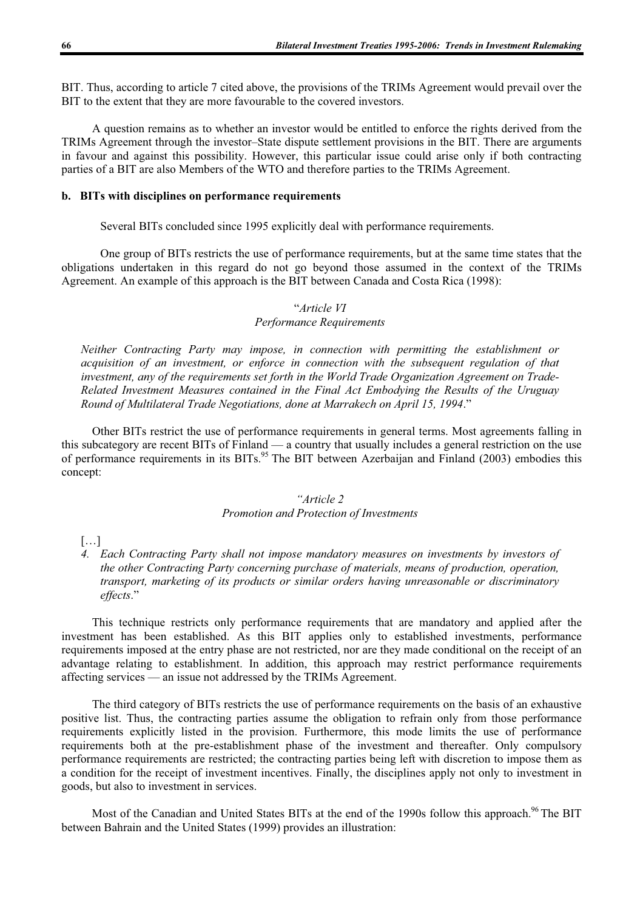BIT. Thus, according to article 7 cited above, the provisions of the TRIMs Agreement would prevail over the BIT to the extent that they are more favourable to the covered investors.

A question remains as to whether an investor would be entitled to enforce the rights derived from the TRIMs Agreement through the investor–State dispute settlement provisions in the BIT. There are arguments in favour and against this possibility. However, this particular issue could arise only if both contracting parties of a BIT are also Members of the WTO and therefore parties to the TRIMs Agreement.

### b. BITs with disciplines on performance requirements

Several BITs concluded since 1995 explicitly deal with performance requirements.

One group of BITs restricts the use of performance requirements, but at the same time states that the obligations undertaken in this regard do not go beyond those assumed in the context of the TRIMs Agreement. An example of this approach is the BIT between Canada and Costa Rica (1998):

> "*Article VI*
> *Performance Requirements*
>
> *Neither Contracting Party may impose, in connection with permitting the establishment or acquisition of an investment, or enforce in connection with the subsequent regulation of that investment, any of the requirements set forth in the World Trade Organization Agreement on Trade-Related Investment Measures contained in the Final Act Embodying the Results of the Uruguay Round of Multilateral Trade Negotiations, done at Marrakech on April 15, 1994*."

Other BITs restrict the use of performance requirements in general terms. Most agreements falling in this subcategory are recent BITs of Finland — a country that usually includes a general restriction on the use of performance requirements in its BITs.[95] The BIT between Azerbaijan and Finland (2003) embodies this concept:

> *"Article 2*
> *Promotion and Protection of Investments*
>
> […]
>
> *4. Each Contracting Party shall not impose mandatory measures on investments by investors of the other Contracting Party concerning purchase of materials, means of production, operation, transport, marketing of its products or similar orders having unreasonable or discriminatory effects*."

This technique restricts only performance requirements that are mandatory and applied after the investment has been established. As this BIT applies only to established investments, performance requirements imposed at the entry phase are not restricted, nor are they made conditional on the receipt of an advantage relating to establishment. In addition, this approach may restrict performance requirements affecting services — an issue not addressed by the TRIMs Agreement.

The third category of BITs restricts the use of performance requirements on the basis of an exhaustive positive list. Thus, the contracting parties assume the obligation to refrain only from those performance requirements explicitly listed in the provision. Furthermore, this mode limits the use of performance requirements both at the pre-establishment phase of the investment and thereafter. Only compulsory performance requirements are restricted; the contracting parties being left with discretion to impose them as a condition for the receipt of investment incentives. Finally, the disciplines apply not only to investment in goods, but also to investment in services.

Most of the Canadian and United States BITs at the end of the 1990s follow this approach.[96] The BIT between Bahrain and the United States (1999) provides an illustration: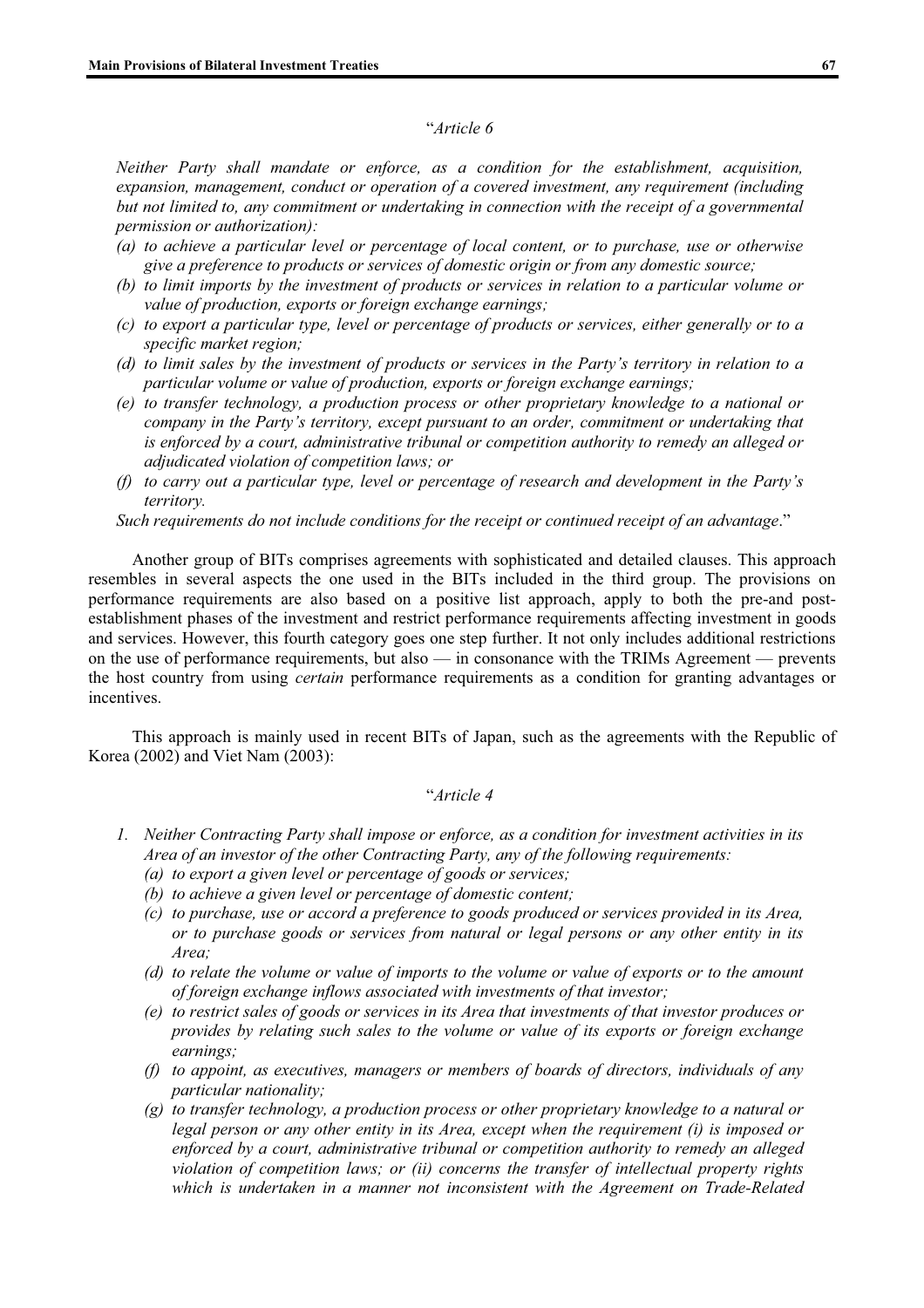"*Article 6*

*Neither Party shall mandate or enforce, as a condition for the establishment, acquisition, expansion, management, conduct or operation of a covered investment, any requirement (including but not limited to, any commitment or undertaking in connection with the receipt of a governmental permission or authorization):*

*(a) to achieve a particular level or percentage of local content, or to purchase, use or otherwise give a preference to products or services of domestic origin or from any domestic source;*
*(b) to limit imports by the investment of products or services in relation to a particular volume or value of production, exports or foreign exchange earnings;*
*(c) to export a particular type, level or percentage of products or services, either generally or to a specific market region;*
*(d) to limit sales by the investment of products or services in the Party's territory in relation to a particular volume or value of production, exports or foreign exchange earnings;*
*(e) to transfer technology, a production process or other proprietary knowledge to a national or company in the Party's territory, except pursuant to an order, commitment or undertaking that is enforced by a court, administrative tribunal or competition authority to remedy an alleged or adjudicated violation of competition laws; or*
*(f) to carry out a particular type, level or percentage of research and development in the Party's territory.*

*Such requirements do not include conditions for the receipt or continued receipt of an advantage*."

Another group of BITs comprises agreements with sophisticated and detailed clauses. This approach resembles in several aspects the one used in the BITs included in the third group. The provisions on performance requirements are also based on a positive list approach, apply to both the pre-and post-establishment phases of the investment and restrict performance requirements affecting investment in goods and services. However, this fourth category goes one step further. It not only includes additional restrictions on the use of performance requirements, but also — in consonance with the TRIMs Agreement — prevents the host country from using *certain* performance requirements as a condition for granting advantages or incentives.

This approach is mainly used in recent BITs of Japan, such as the agreements with the Republic of Korea (2002) and Viet Nam (2003):

"*Article 4*

1. *Neither Contracting Party shall impose or enforce, as a condition for investment activities in its Area of an investor of the other Contracting Party, any of the following requirements:*
   *(a) to export a given level or percentage of goods or services;*
   *(b) to achieve a given level or percentage of domestic content;*
   *(c) to purchase, use or accord a preference to goods produced or services provided in its Area, or to purchase goods or services from natural or legal persons or any other entity in its Area;*
   *(d) to relate the volume or value of imports to the volume or value of exports or to the amount of foreign exchange inflows associated with investments of that investor;*
   *(e) to restrict sales of goods or services in its Area that investments of that investor produces or provides by relating such sales to the volume or value of its exports or foreign exchange earnings;*
   *(f) to appoint, as executives, managers or members of boards of directors, individuals of any particular nationality;*
   *(g) to transfer technology, a production process or other proprietary knowledge to a natural or legal person or any other entity in its Area, except when the requirement (i) is imposed or enforced by a court, administrative tribunal or competition authority to remedy an alleged violation of competition laws; or (ii) concerns the transfer of intellectual property rights which is undertaken in a manner not inconsistent with the Agreement on Trade-Related*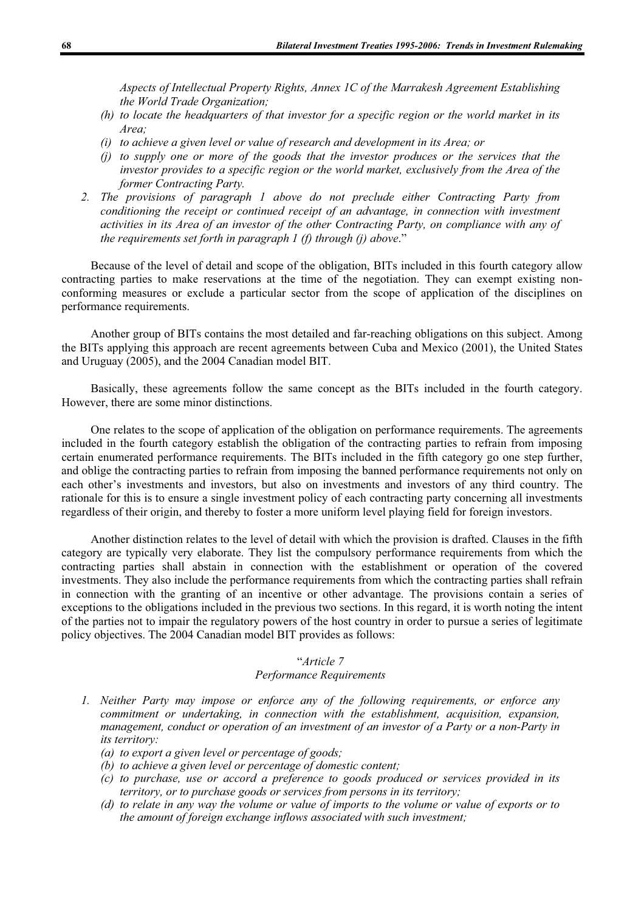*Aspects of Intellectual Property Rights, Annex 1C of the Marrakesh Agreement Establishing the World Trade Organization;*

*(h) to locate the headquarters of that investor for a specific region or the world market in its Area;*

*(i) to achieve a given level or value of research and development in its Area; or*

*(j) to supply one or more of the goods that the investor produces or the services that the investor provides to a specific region or the world market, exclusively from the Area of the former Contracting Party.*

*2. The provisions of paragraph 1 above do not preclude either Contracting Party from conditioning the receipt or continued receipt of an advantage, in connection with investment activities in its Area of an investor of the other Contracting Party, on compliance with any of the requirements set forth in paragraph 1 (f) through (j) above*."

Because of the level of detail and scope of the obligation, BITs included in this fourth category allow contracting parties to make reservations at the time of the negotiation. They can exempt existing non-conforming measures or exclude a particular sector from the scope of application of the disciplines on performance requirements.

Another group of BITs contains the most detailed and far-reaching obligations on this subject. Among the BITs applying this approach are recent agreements between Cuba and Mexico (2001), the United States and Uruguay (2005), and the 2004 Canadian model BIT.

Basically, these agreements follow the same concept as the BITs included in the fourth category. However, there are some minor distinctions.

One relates to the scope of application of the obligation on performance requirements. The agreements included in the fourth category establish the obligation of the contracting parties to refrain from imposing certain enumerated performance requirements. The BITs included in the fifth category go one step further, and oblige the contracting parties to refrain from imposing the banned performance requirements not only on each other's investments and investors, but also on investments and investors of any third country. The rationale for this is to ensure a single investment policy of each contracting party concerning all investments regardless of their origin, and thereby to foster a more uniform level playing field for foreign investors.

Another distinction relates to the level of detail with which the provision is drafted. Clauses in the fifth category are typically very elaborate. They list the compulsory performance requirements from which the contracting parties shall abstain in connection with the establishment or operation of the covered investments. They also include the performance requirements from which the contracting parties shall refrain in connection with the granting of an incentive or other advantage. The provisions contain a series of exceptions to the obligations included in the previous two sections. In this regard, it is worth noting the intent of the parties not to impair the regulatory powers of the host country in order to pursue a series of legitimate policy objectives. The 2004 Canadian model BIT provides as follows:

"*Article 7*
*Performance Requirements*

*1. Neither Party may impose or enforce any of the following requirements, or enforce any commitment or undertaking, in connection with the establishment, acquisition, expansion, management, conduct or operation of an investment of an investor of a Party or a non-Party in its territory:*

*(a) to export a given level or percentage of goods;*

*(b) to achieve a given level or percentage of domestic content;*

*(c) to purchase, use or accord a preference to goods produced or services provided in its territory, or to purchase goods or services from persons in its territory;*

*(d) to relate in any way the volume or value of imports to the volume or value of exports or to the amount of foreign exchange inflows associated with such investment;*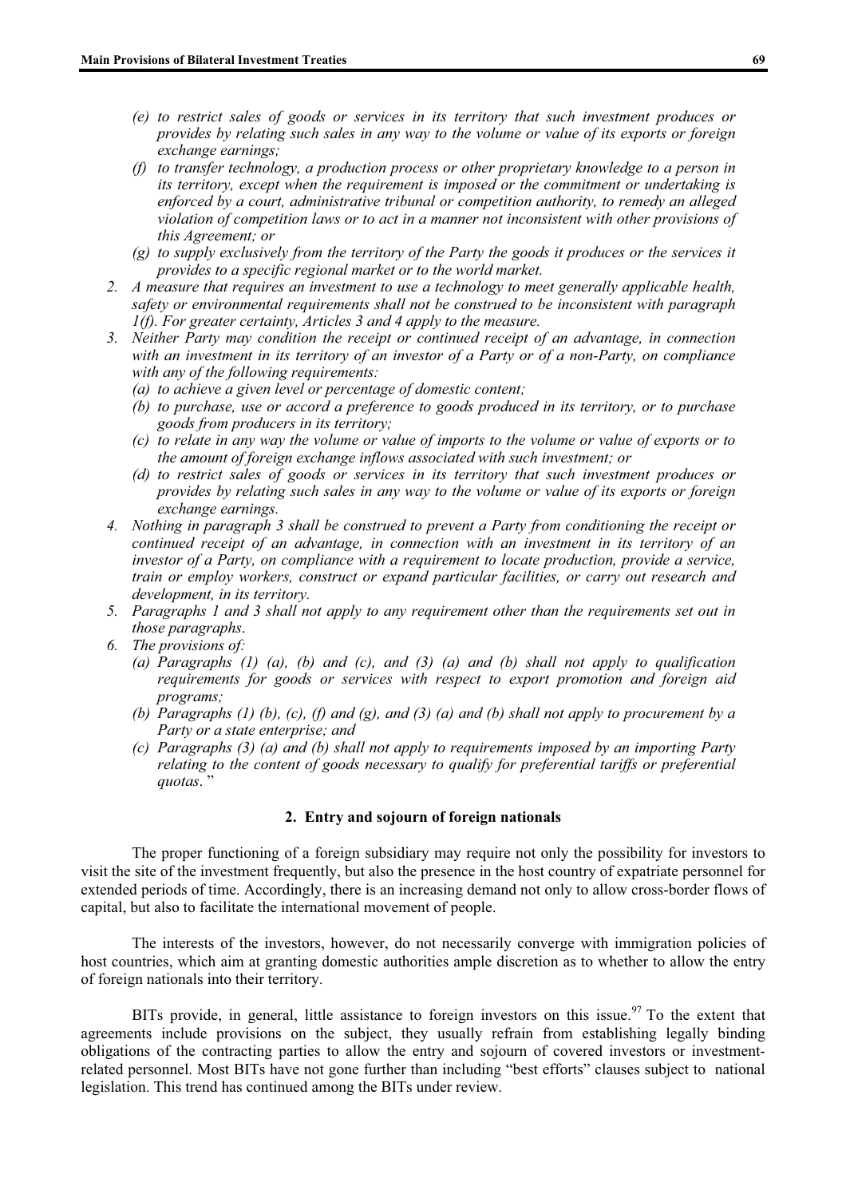*(e) to restrict sales of goods or services in its territory that such investment produces or provides by relating such sales in any way to the volume or value of its exports or foreign exchange earnings;*

*(f) to transfer technology, a production process or other proprietary knowledge to a person in its territory, except when the requirement is imposed or the commitment or undertaking is enforced by a court, administrative tribunal or competition authority, to remedy an alleged violation of competition laws or to act in a manner not inconsistent with other provisions of this Agreement; or*

*(g) to supply exclusively from the territory of the Party the goods it produces or the services it provides to a specific regional market or to the world market.*

*2. A measure that requires an investment to use a technology to meet generally applicable health, safety or environmental requirements shall not be construed to be inconsistent with paragraph 1(f). For greater certainty, Articles 3 and 4 apply to the measure.*

*3. Neither Party may condition the receipt or continued receipt of an advantage, in connection with an investment in its territory of an investor of a Party or of a non-Party, on compliance with any of the following requirements:*

*(a) to achieve a given level or percentage of domestic content;*

*(b) to purchase, use or accord a preference to goods produced in its territory, or to purchase goods from producers in its territory;*

*(c) to relate in any way the volume or value of imports to the volume or value of exports or to the amount of foreign exchange inflows associated with such investment; or*

*(d) to restrict sales of goods or services in its territory that such investment produces or provides by relating such sales in any way to the volume or value of its exports or foreign exchange earnings.*

*4. Nothing in paragraph 3 shall be construed to prevent a Party from conditioning the receipt or continued receipt of an advantage, in connection with an investment in its territory of an investor of a Party, on compliance with a requirement to locate production, provide a service, train or employ workers, construct or expand particular facilities, or carry out research and development, in its territory.*

*5. Paragraphs 1 and 3 shall not apply to any requirement other than the requirements set out in those paragraphs.*

*6. The provisions of:*

*(a) Paragraphs (1) (a), (b) and (c), and (3) (a) and (b) shall not apply to qualification requirements for goods or services with respect to export promotion and foreign aid programs;*

*(b) Paragraphs (1) (b), (c), (f) and (g), and (3) (a) and (b) shall not apply to procurement by a Party or a state enterprise; and*

*(c) Paragraphs (3) (a) and (b) shall not apply to requirements imposed by an importing Party relating to the content of goods necessary to qualify for preferential tariffs or preferential quotas."*

### 2. Entry and sojourn of foreign nationals

The proper functioning of a foreign subsidiary may require not only the possibility for investors to visit the site of the investment frequently, but also the presence in the host country of expatriate personnel for extended periods of time. Accordingly, there is an increasing demand not only to allow cross-border flows of capital, but also to facilitate the international movement of people.

The interests of the investors, however, do not necessarily converge with immigration policies of host countries, which aim at granting domestic authorities ample discretion as to whether to allow the entry of foreign nationals into their territory.

BITs provide, in general, little assistance to foreign investors on this issue.[97] To the extent that agreements include provisions on the subject, they usually refrain from establishing legally binding obligations of the contracting parties to allow the entry and sojourn of covered investors or investment-related personnel. Most BITs have not gone further than including "best efforts" clauses subject to national legislation. This trend has continued among the BITs under review.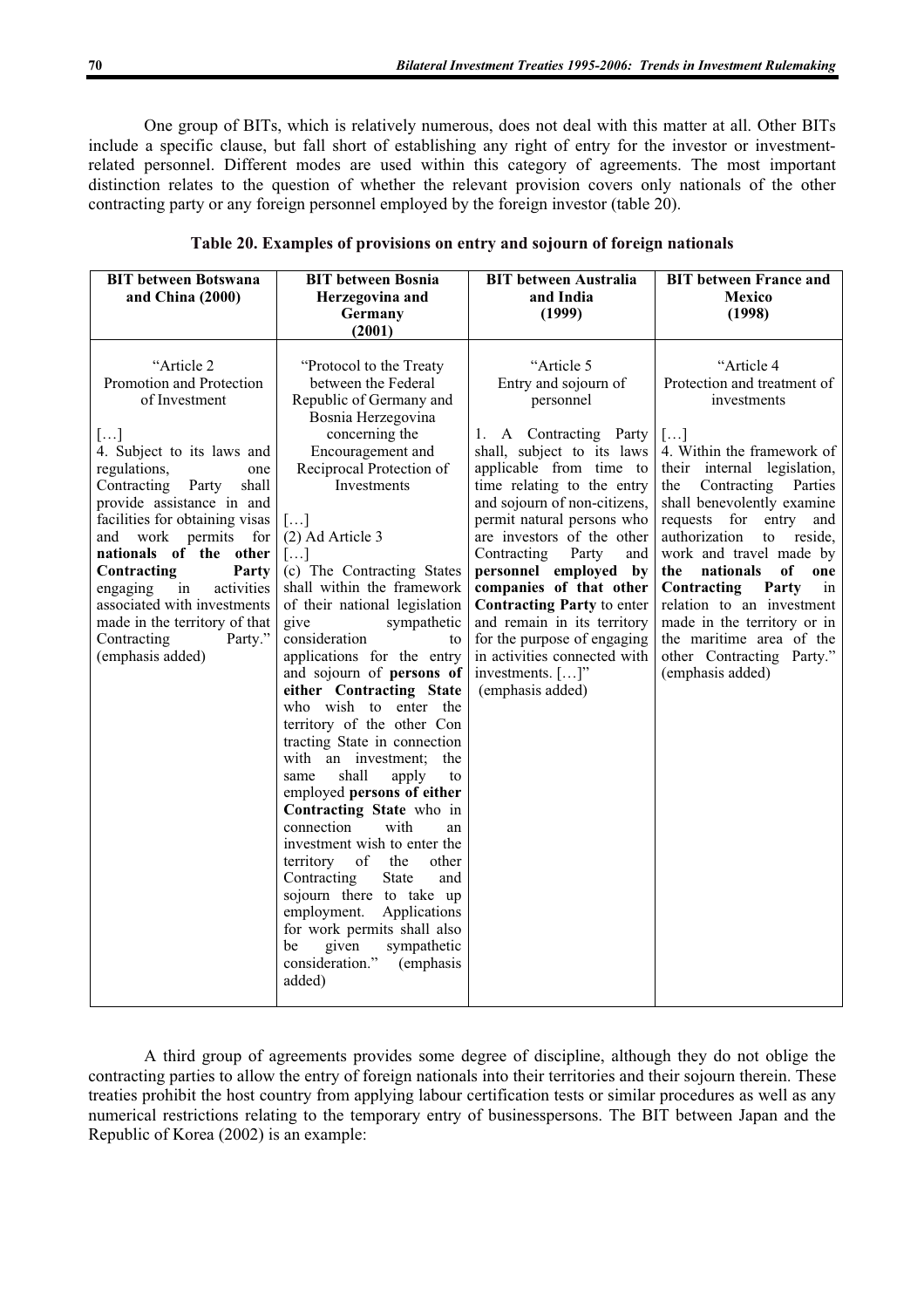One group of BITs, which is relatively numerous, does not deal with this matter at all. Other BITs include a specific clause, but fall short of establishing any right of entry for the investor or investment-related personnel. Different modes are used within this category of agreements. The most important distinction relates to the question of whether the relevant provision covers only nationals of the other contracting party or any foreign personnel employed by the foreign investor (table 20).

**Table 20. Examples of provisions on entry and sojourn of foreign nationals**

| BIT between Botswana and China (2000) | BIT between Bosnia Herzegovina and Germany (2001) | BIT between Australia and India (1999) | BIT between France and Mexico (1998) |
|---|---|---|---|
| "Article 2<br>Promotion and Protection of Investment<br><br>[…]<br>4. Subject to its laws and regulations, one Contracting Party shall provide assistance in and facilities for obtaining visas and work permits for **nationals of the other Contracting Party** engaging in activities associated with investments made in the territory of that Contracting Party." (emphasis added) | "Protocol to the Treaty between the Federal Republic of Germany and Bosnia Herzegovina concerning the Encouragement and Reciprocal Protection of Investments<br><br>[…]<br>(2) Ad Article 3<br>[…]<br>(c) The Contracting States shall within the framework of their national legislation give sympathetic consideration to applications for the entry and sojourn of **persons of either Contracting State** who wish to enter the territory of the other Con tracting State in connection with an investment; the same shall apply to employed **persons of either Contracting State** who in connection with an investment wish to enter the territory of the other Contracting State and sojourn there to take up employment. Applications for work permits shall also be given sympathetic consideration." (emphasis added) | "Article 5<br>Entry and sojourn of personnel<br><br>1. A Contracting Party shall, subject to its laws applicable from time to time relating to the entry and sojourn of non-citizens, permit natural persons who are investors of the other Contracting Party and **personnel employed by companies of that other Contracting Party** to enter and remain in its territory for the purpose of engaging in activities connected with investments. […]" (emphasis added) | "Article 4<br>Protection and treatment of investments<br><br>[…]<br>4. Within the framework of their internal legislation, the Contracting Parties shall benevolently examine requests for entry and authorization to reside, work and travel made by **the nationals of one Contracting Party** in relation to an investment made in the territory or in the maritime area of the other Contracting Party." (emphasis added) |

A third group of agreements provides some degree of discipline, although they do not oblige the contracting parties to allow the entry of foreign nationals into their territories and their sojourn therein. These treaties prohibit the host country from applying labour certification tests or similar procedures as well as any numerical restrictions relating to the temporary entry of businesspersons. The BIT between Japan and the Republic of Korea (2002) is an example: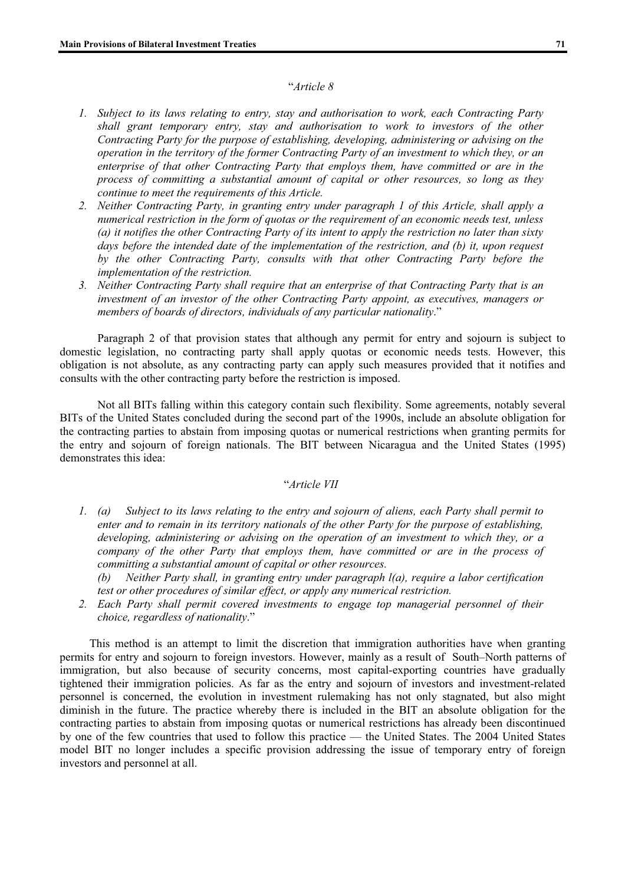"*Article 8*

1. *Subject to its laws relating to entry, stay and authorisation to work, each Contracting Party shall grant temporary entry, stay and authorisation to work to investors of the other Contracting Party for the purpose of establishing, developing, administering or advising on the operation in the territory of the former Contracting Party of an investment to which they, or an enterprise of that other Contracting Party that employs them, have committed or are in the process of committing a substantial amount of capital or other resources, so long as they continue to meet the requirements of this Article.*
2. *Neither Contracting Party, in granting entry under paragraph 1 of this Article, shall apply a numerical restriction in the form of quotas or the requirement of an economic needs test, unless (a) it notifies the other Contracting Party of its intent to apply the restriction no later than sixty days before the intended date of the implementation of the restriction, and (b) it, upon request by the other Contracting Party, consults with that other Contracting Party before the implementation of the restriction.*
3. *Neither Contracting Party shall require that an enterprise of that Contracting Party that is an investment of an investor of the other Contracting Party appoint, as executives, managers or members of boards of directors, individuals of any particular nationality*."

Paragraph 2 of that provision states that although any permit for entry and sojourn is subject to domestic legislation, no contracting party shall apply quotas or economic needs tests. However, this obligation is not absolute, as any contracting party can apply such measures provided that it notifies and consults with the other contracting party before the restriction is imposed.

Not all BITs falling within this category contain such flexibility. Some agreements, notably several BITs of the United States concluded during the second part of the 1990s, include an absolute obligation for the contracting parties to abstain from imposing quotas or numerical restrictions when granting permits for the entry and sojourn of foreign nationals. The BIT between Nicaragua and the United States (1995) demonstrates this idea:

"*Article VII*

1. (a) *Subject to its laws relating to the entry and sojourn of aliens, each Party shall permit to enter and to remain in its territory nationals of the other Party for the purpose of establishing, developing, administering or advising on the operation of an investment to which they, or a company of the other Party that employs them, have committed or are in the process of committing a substantial amount of capital or other resources.*

   (b) *Neither Party shall, in granting entry under paragraph l(a), require a labor certification test or other procedures of similar effect, or apply any numerical restriction.*
2. *Each Party shall permit covered investments to engage top managerial personnel of their choice, regardless of nationality*."

This method is an attempt to limit the discretion that immigration authorities have when granting permits for entry and sojourn to foreign investors. However, mainly as a result of South–North patterns of immigration, but also because of security concerns, most capital-exporting countries have gradually tightened their immigration policies. As far as the entry and sojourn of investors and investment-related personnel is concerned, the evolution in investment rulemaking has not only stagnated, but also might diminish in the future. The practice whereby there is included in the BIT an absolute obligation for the contracting parties to abstain from imposing quotas or numerical restrictions has already been discontinued by one of the few countries that used to follow this practice — the United States. The 2004 United States model BIT no longer includes a specific provision addressing the issue of temporary entry of foreign investors and personnel at all.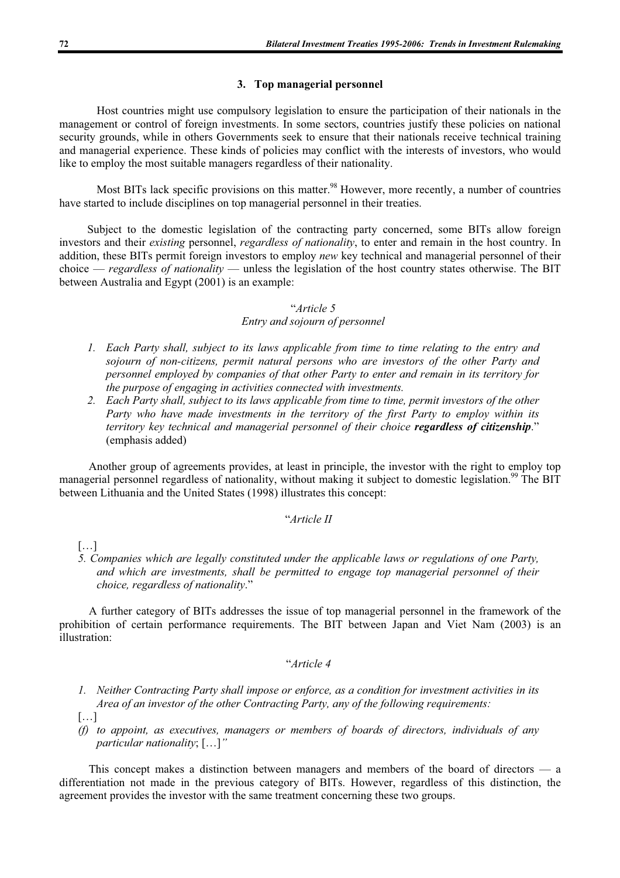### 3. Top managerial personnel

Host countries might use compulsory legislation to ensure the participation of their nationals in the management or control of foreign investments. In some sectors, countries justify these policies on national security grounds, while in others Governments seek to ensure that their nationals receive technical training and managerial experience. These kinds of policies may conflict with the interests of investors, who would like to employ the most suitable managers regardless of their nationality.

Most BITs lack specific provisions on this matter.[98] However, more recently, a number of countries have started to include disciplines on top managerial personnel in their treaties.

Subject to the domestic legislation of the contracting party concerned, some BITs allow foreign investors and their *existing* personnel, *regardless of nationality*, to enter and remain in the host country. In addition, these BITs permit foreign investors to employ *new* key technical and managerial personnel of their choice — *regardless of nationality* — unless the legislation of the host country state otherwise. The BIT between Australia and Egypt (2001) is an example:

"*Article 5*
*Entry and sojourn of personnel*

1. *Each Party shall, subject to its laws applicable from time to time relating to the entry and sojourn of non-citizens, permit natural persons who are investors of the other Party and personnel employed by companies of that other Party to enter and remain in its territory for the purpose of engaging in activities connected with investments.*
2. *Each Party shall, subject to its laws applicable from time to time, permit investors of the other Party who have made investments in the territory of the first Party to employ within its territory key technical and managerial personnel of their choice* ***regardless of citizenship***." (emphasis added)

Another group of agreements provides, at least in principle, the investor with the right to employ top managerial personnel regardless of nationality, without making it subject to domestic legislation.[99] The BIT between Lithuania and the United States (1998) illustrates this concept:

"*Article II*

[…]

5. *Companies which are legally constituted under the applicable laws or regulations of one Party, and which are investments, shall be permitted to engage top managerial personnel of their choice, regardless of nationality*."

A further category of BITs addresses the issue of top managerial personnel in the framework of the prohibition of certain performance requirements. The BIT between Japan and Viet Nam (2003) is an illustration:

"*Article 4*

1. *Neither Contracting Party shall impose or enforce, as a condition for investment activities in its Area of an investor of the other Contracting Party, any of the following requirements:*

[…]

*(f) to appoint, as executives, managers or members of boards of directors, individuals of any particular nationality*; […]"

This concept makes a distinction between managers and members of the board of directors — a differentiation not made in the previous category of BITs. However, regardless of this distinction, the agreement provides the investor with the same treatment concerning these two groups.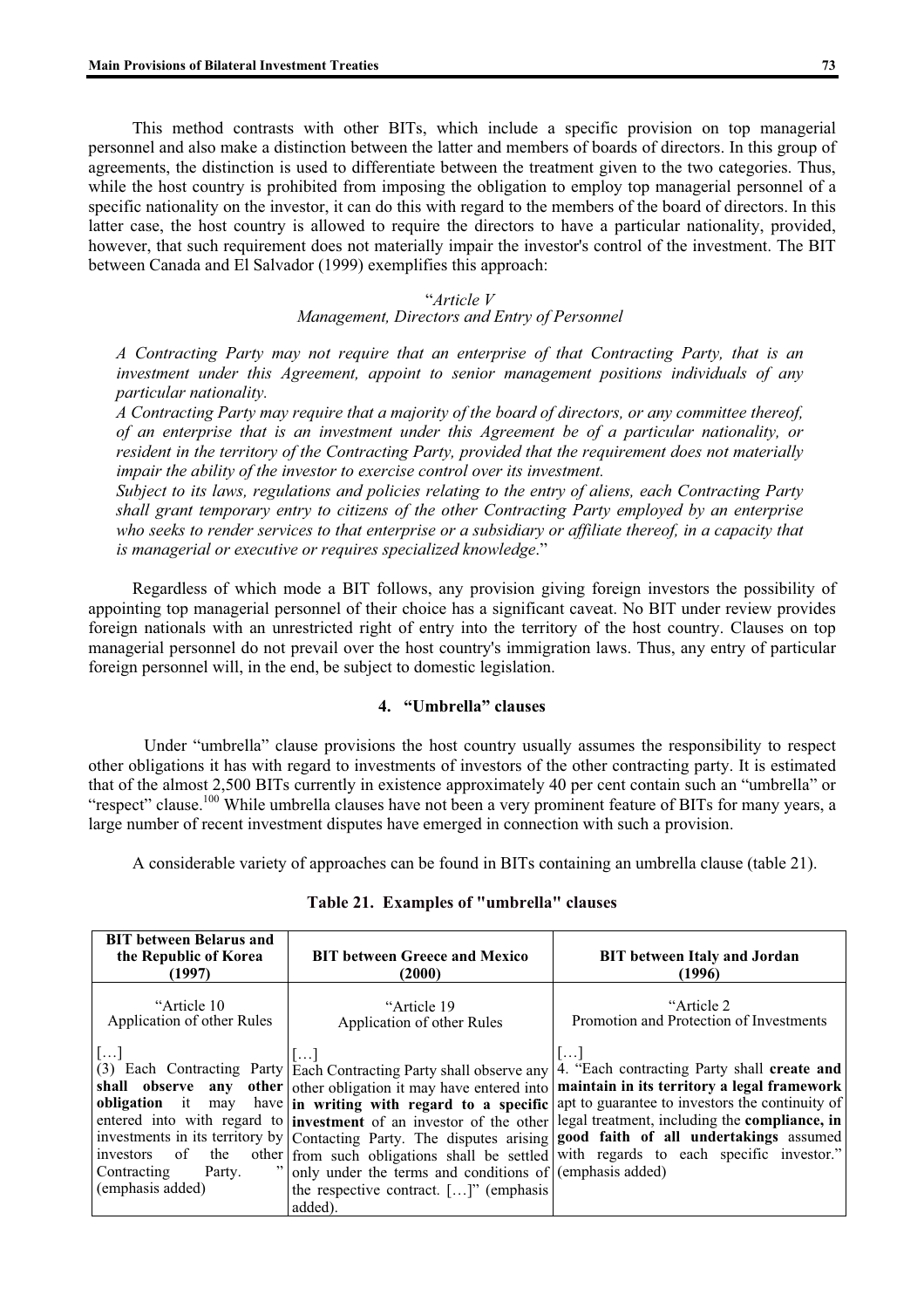This method contrasts with other BITs, which include a specific provision on top managerial personnel and also make a distinction between the latter and members of boards of directors. In this group of agreements, the distinction is used to differentiate between the treatment given to the two categories. Thus, while the host country is prohibited from imposing the obligation to employ top managerial personnel of a specific nationality on the investor, it can do this with regard to the members of the board of directors. In this latter case, the host country is allowed to require the directors to have a particular nationality, provided, however, that such requirement does not materially impair the investor's control of the investment. The BIT between Canada and El Salvador (1999) exemplifies this approach:

"*Article V*
*Management, Directors and Entry of Personnel*

*A Contracting Party may not require that an enterprise of that Contracting Party, that is an investment under this Agreement, appoint to senior management positions individuals of any particular nationality.*
*A Contracting Party may require that a majority of the board of directors, or any committee thereof, of an enterprise that is an investment under this Agreement be of a particular nationality, or resident in the territory of the Contracting Party, provided that the requirement does not materially impair the ability of the investor to exercise control over its investment.*
*Subject to its laws, regulations and policies relating to the entry of aliens, each Contracting Party shall grant temporary entry to citizens of the other Contracting Party employed by an enterprise who seeks to render services to that enterprise or a subsidiary or affiliate thereof, in a capacity that is managerial or executive or requires specialized knowledge*."

Regardless of which mode a BIT follows, any provision giving foreign investors the possibility of appointing top managerial personnel of their choice has a significant caveat. No BIT under review provides foreign nationals with an unrestricted right of entry into the territory of the host country. Clauses on top managerial personnel do not prevail over the host country's immigration laws. Thus, any entry of particular foreign personnel will, in the end, be subject to domestic legislation.

## 4. "Umbrella" clauses

Under "umbrella" clause provisions the host country usually assumes the responsibility to respect other obligations it has with regard to investments of investors of the other contracting party. It is estimated that of the almost 2,500 BITs currently in existence approximately 40 per cent contain such an "umbrella" or "respect" clause.[100] While umbrella clauses have not been a very prominent feature of BITs for many years, a large number of recent investment disputes have emerged in connection with such a provision.

A considerable variety of approaches can be found in BITs containing an umbrella clause (table 21).

**Table 21. Examples of "umbrella" clauses**

| **BIT between Belarus and the Republic of Korea (1997)** | **BIT between Greece and Mexico (2000)** | **BIT between Italy and Jordan (1996)** |
|---|---|---|
| "Article 10<br>Application of other Rules<br><br>[…]<br>(3) Each Contracting Party **shall observe any other obligation** it may have entered into with regard to investments in its territory by investors of the other Contracting Party."<br>(emphasis added) | "Article 19<br>Application of other Rules<br><br>[…]<br>Each Contracting Party shall observe any other obligation it may have entered into **in writing with regard to a specific investment** of an investor of the other Contacting Party. The disputes arising from such obligations shall be settled only under the terms and conditions of the respective contract. […]" (emphasis added). | "Article 2<br>Promotion and Protection of Investments<br><br>[…]<br>4. "Each contracting Party shall **create and maintain in its territory a legal framework** apt to guarantee to investors the continuity of legal treatment, including the **compliance, in good faith of all undertakings** assumed with regards to each specific investor." (emphasis added) |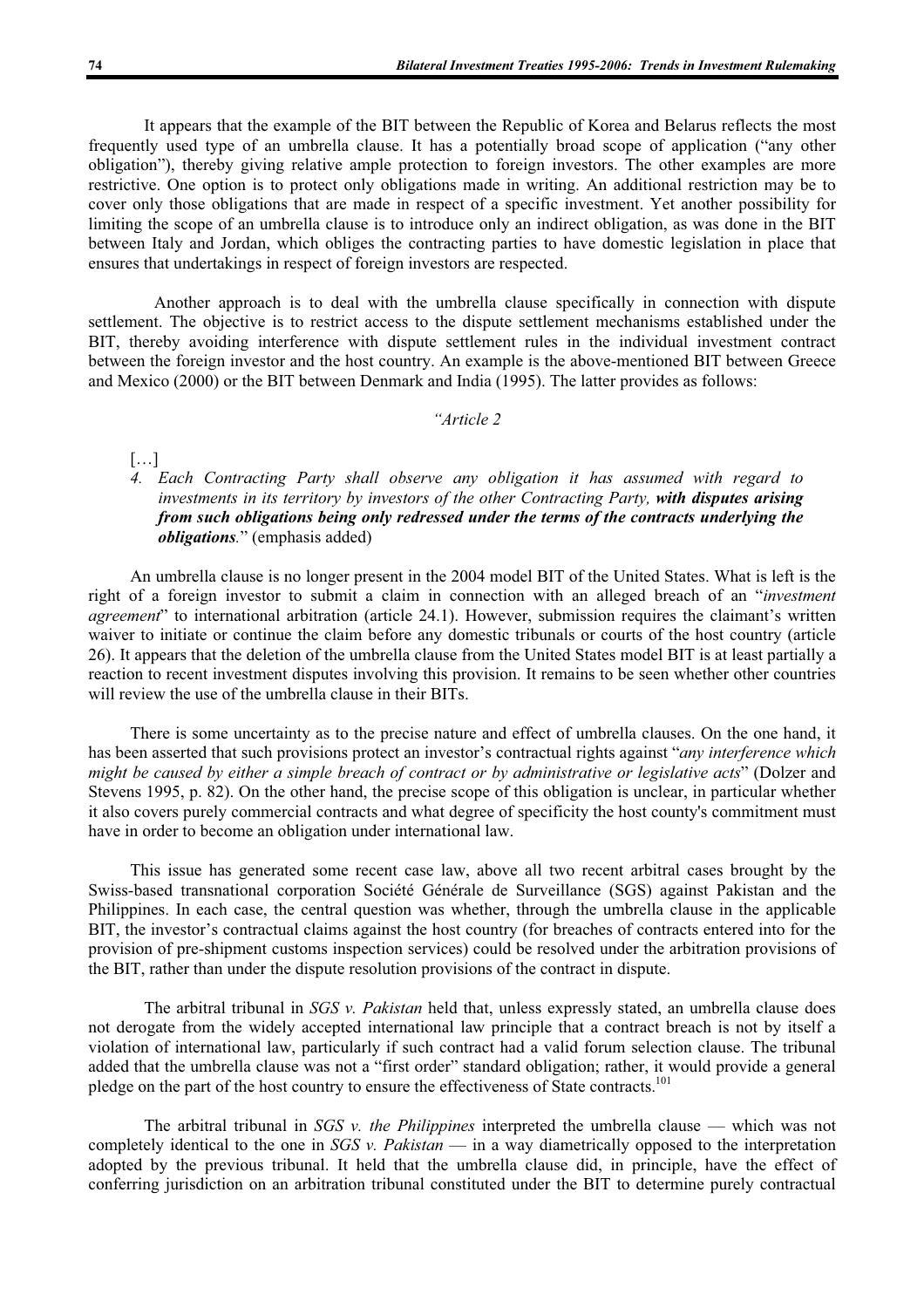It appears that the example of the BIT between the Republic of Korea and Belarus reflects the most frequently used type of an umbrella clause. It has a potentially broad scope of application ("any other obligation"), thereby giving relative ample protection to foreign investors. The other examples are more restrictive. One option is to protect only obligations made in writing. An additional restriction may be to cover only those obligations that are made in respect of a specific investment. Yet another possibility for limiting the scope of an umbrella clause is to introduce only an indirect obligation, as was done in the BIT between Italy and Jordan, which obliges the contracting parties to have domestic legislation in place that ensures that undertakings in respect of foreign investors are respected.

Another approach is to deal with the umbrella clause specifically in connection with dispute settlement. The objective is to restrict access to the dispute settlement mechanisms established under the BIT, thereby avoiding interference with dispute settlement rules in the individual investment contract between the foreign investor and the host country. An example is the above-mentioned BIT between Greece and Mexico (2000) or the BIT between Denmark and India (1995). The latter provides as follows:

*"Article 2*

[…]

4. *Each Contracting Party shall observe any obligation it has assumed with regard to investments in its territory by investors of the other Contracting Party, **with disputes arising from such obligations being only redressed under the terms of the contracts underlying the obligations**.*" (emphasis added)

An umbrella clause is no longer present in the 2004 model BIT of the United States. What is left is the right of a foreign investor to submit a claim in connection with an alleged breach of an "*investment agreement*" to international arbitration (article 24.1). However, submission requires the claimant's written waiver to initiate or continue the claim before any domestic tribunals or courts of the host country (article 26). It appears that the deletion of the umbrella clause from the United States model BIT is at least partially a reaction to recent investment disputes involving this provision. It remains to be seen whether other countries will review the use of the umbrella clause in their BITs.

There is some uncertainty as to the precise nature and effect of umbrella clauses. On the one hand, it has been asserted that such provisions protect an investor's contractual rights against "*any interference which might be caused by either a simple breach of contract or by administrative or legislative acts*" (Dolzer and Stevens 1995, p. 82). On the other hand, the precise scope of this obligation is unclear, in particular whether it also covers purely commercial contracts and what degree of specificity the host county's commitment must have in order to become an obligation under international law.

This issue has generated some recent case law, above all two recent arbitral cases brought by the Swiss-based transnational corporation Société Générale de Surveillance (SGS) against Pakistan and the Philippines. In each case, the central question was whether, through the umbrella clause in the applicable BIT, the investor's contractual claims against the host country (for breaches of contracts entered into for the provision of pre-shipment customs inspection services) could be resolved under the arbitration provisions of the BIT, rather than under the dispute resolution provisions of the contract in dispute.

The arbitral tribunal in *SGS v. Pakistan* held that, unless expressly stated, an umbrella clause does not derogate from the widely accepted international law principle that a contract breach is not by itself a violation of international law, particularly if such contract had a valid forum selection clause. The tribunal added that the umbrella clause was not a "first order" standard obligation; rather, it would provide a general pledge on the part of the host country to ensure the effectiveness of State contracts.[101]

The arbitral tribunal in *SGS v. the Philippines* interpreted the umbrella clause — which was not completely identical to the one in *SGS v. Pakistan* — in a way diametrically opposed to the interpretation adopted by the previous tribunal. It held that the umbrella clause did, in principle, have the effect of conferring jurisdiction on an arbitration tribunal constituted under the BIT to determine purely contractual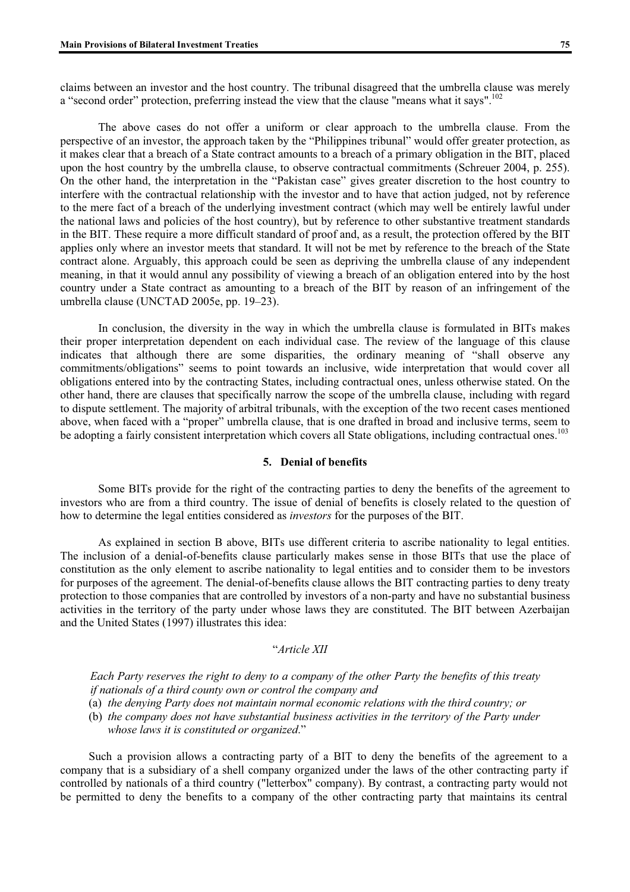claims between an investor and the host country. The tribunal disagreed that the umbrella clause was merely a "second order" protection, preferring instead the view that the clause "means what it says".[102]

The above cases do not offer a uniform or clear approach to the umbrella clause. From the perspective of an investor, the approach taken by the "Philippines tribunal" would offer greater protection, as it makes clear that a breach of a State contract amounts to a breach of a primary obligation in the BIT, placed upon the host country by the umbrella clause, to observe contractual commitments (Schreuer 2004, p. 255). On the other hand, the interpretation in the "Pakistan case" gives greater discretion to the host country to interfere with the contractual relationship with the investor and to have that action judged, not by reference to the mere fact of a breach of the underlying investment contract (which may well be entirely lawful under the national laws and policies of the host country), but by reference to other substantive treatment standards in the BIT. These require a more difficult standard of proof and, as a result, the protection offered by the BIT applies only where an investor meets that standard. It will not be met by reference to the breach of the State contract alone. Arguably, this approach could be seen as depriving the umbrella clause of any independent meaning, in that it would annul any possibility of viewing a breach of an obligation entered into by the host country under a State contract as amounting to a breach of the BIT by reason of an infringement of the umbrella clause (UNCTAD 2005e, pp. 19–23).

In conclusion, the diversity in the way in which the umbrella clause is formulated in BITs makes their proper interpretation dependent on each individual case. The review of the language of this clause indicates that although there are some disparities, the ordinary meaning of "shall observe any commitments/obligations" seems to point towards an inclusive, wide interpretation that would cover all obligations entered into by the contracting States, including contractual ones, unless otherwise stated. On the other hand, there are clauses that specifically narrow the scope of the umbrella clause, including with regard to dispute settlement. The majority of arbitral tribunals, with the exception of the two recent cases mentioned above, when faced with a "proper" umbrella clause, that is one drafted in broad and inclusive terms, seem to be adopting a fairly consistent interpretation which covers all State obligations, including contractual ones.[103]

### 5. Denial of benefits

Some BITs provide for the right of the contracting parties to deny the benefits of the agreement to investors who are from a third country. The issue of denial of benefits is closely related to the question of how to determine the legal entities considered as *investors* for the purposes of the BIT.

As explained in section B above, BITs use different criteria to ascribe nationality to legal entities. The inclusion of a denial-of-benefits clause particularly makes sense in those BITs that use the place of constitution as the only element to ascribe nationality to legal entities and to consider them to be investors for purposes of the agreement. The denial-of-benefits clause allows the BIT contracting parties to deny treaty protection to those companies that are controlled by investors of a non-party and have no substantial business activities in the territory of the party under whose laws they are constituted. The BIT between Azerbaijan and the United States (1997) illustrates this idea:

"*Article XII*

*Each Party reserves the right to deny to a company of the other Party the benefits of this treaty if nationals of a third county own or control the company and*

(a) *the denying Party does not maintain normal economic relations with the third country; or*
(b) *the company does not have substantial business activities in the territory of the Party under whose laws it is constituted or organized*."

Such a provision allows a contracting party of a BIT to deny the benefits of the agreement to a company that is a subsidiary of a shell company organized under the laws of the other contracting party if controlled by nationals of a third country ("letterbox" company). By contrast, a contracting party would not be permitted to deny the benefits to a company of the other contracting party that maintains its central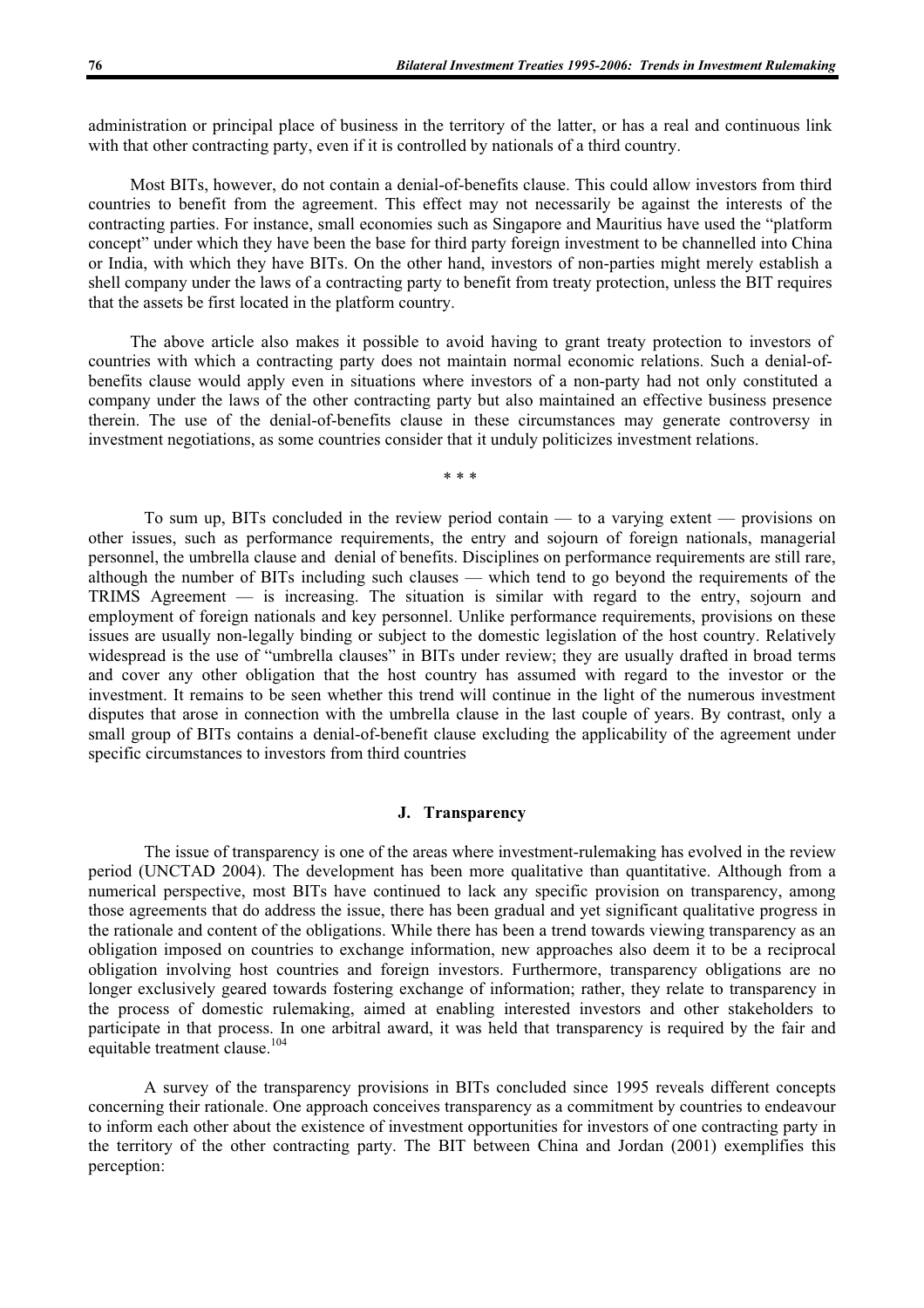administration or principal place of business in the territory of the latter, or has a real and continuous link with that other contracting party, even if it is controlled by nationals of a third country.

Most BITs, however, do not contain a denial-of-benefits clause. This could allow investors from third countries to benefit from the agreement. This effect may not necessarily be against the interests of the contracting parties. For instance, small economies such as Singapore and Mauritius have used the "platform concept" under which they have been the base for third party foreign investment to be channelled into China or India, with which they have BITs. On the other hand, investors of non-parties might merely establish a shell company under the laws of a contracting party to benefit from treaty protection, unless the BIT requires that the assets be first located in the platform country.

The above article also makes it possible to avoid having to grant treaty protection to investors of countries with which a contracting party does not maintain normal economic relations. Such a denial-of-benefits clause would apply even in situations where investors of a non-party had not only constituted a company under the laws of the other contracting party but also maintained an effective business presence therein. The use of the denial-of-benefits clause in these circumstances may generate controversy in investment negotiations, as some countries consider that it unduly politicizes investment relations.

\* \* \*

To sum up, BITs concluded in the review period contain — to a varying extent — provisions on other issues, such as performance requirements, the entry and sojourn of foreign nationals, managerial personnel, the umbrella clause and denial of benefits. Disciplines on performance requirements are still rare, although the number of BITs including such clauses — which tend to go beyond the requirements of the TRIMS Agreement — is increasing. The situation is similar with regard to the entry, sojourn and employment of foreign nationals and key personnel. Unlike performance requirements, provisions on these issues are usually non-legally binding or subject to the domestic legislation of the host country. Relatively widespread is the use of "umbrella clauses" in BITs under review; they are usually drafted in broad terms and cover any other obligation that the host country has assumed with regard to the investor or the investment. It remains to be seen whether this trend will continue in the light of the numerous investment disputes that arose in connection with the umbrella clause in the last couple of years. By contrast, only a small group of BITs contains a denial-of-benefit clause excluding the applicability of the agreement under specific circumstances to investors from third countries

## J. Transparency

The issue of transparency is one of the areas where investment-rulemaking has evolved in the review period (UNCTAD 2004). The development has been more qualitative than quantitative. Although from a numerical perspective, most BITs have continued to lack any specific provision on transparency, among those agreements that do address the issue, there has been gradual and yet significant qualitative progress in the rationale and content of the obligations. While there has been a trend towards viewing transparency as an obligation imposed on countries to exchange information, new approaches also deem it to be a reciprocal obligation involving host countries and foreign investors. Furthermore, transparency obligations are no longer exclusively geared towards fostering exchange of information; rather, they relate to transparency in the process of domestic rulemaking, aimed at enabling interested investors and other stakeholders to participate in that process. In one arbitral award, it was held that transparency is required by the fair and equitable treatment clause.[104]

A survey of the transparency provisions in BITs concluded since 1995 reveals different concepts concerning their rationale. One approach conceives transparency as a commitment by countries to endeavour to inform each other about the existence of investment opportunities for investors of one contracting party in the territory of the other contracting party. The BIT between China and Jordan (2001) exemplifies this perception: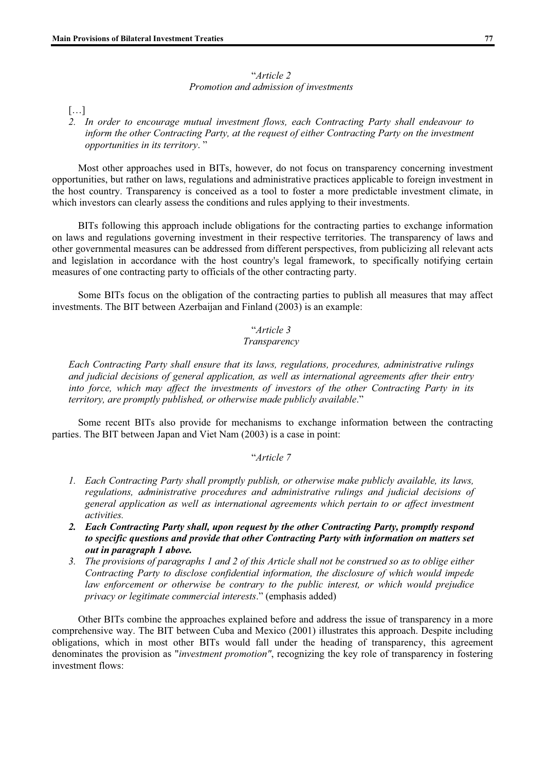"*Article 2*
*Promotion and admission of investments*

[…]

2. *In order to encourage mutual investment flows, each Contracting Party shall endeavour to inform the other Contracting Party, at the request of either Contracting Party on the investment opportunities in its territory*. "

Most other approaches used in BITs, however, do not focus on transparency concerning investment opportunities, but rather on laws, regulations and administrative practices applicable to foreign investment in the host country. Transparency is conceived as a tool to foster a more predictable investment climate, in which investors can clearly assess the conditions and rules applying to their investments.

BITs following this approach include obligations for the contracting parties to exchange information on laws and regulations governing investment in their respective territories. The transparency of laws and other governmental measures can be addressed from different perspectives, from publicizing all relevant acts and legislation in accordance with the host country's legal framework, to specifically notifying certain measures of one contracting party to officials of the other contracting party.

Some BITs focus on the obligation of the contracting parties to publish all measures that may affect investments. The BIT between Azerbaijan and Finland (2003) is an example:

"*Article 3*
*Transparency*

*Each Contracting Party shall ensure that its laws, regulations, procedures, administrative rulings and judicial decisions of general application, as well as international agreements after their entry into force, which may affect the investments of investors of the other Contracting Party in its territory, are promptly published, or otherwise made publicly available*."

Some recent BITs also provide for mechanisms to exchange information between the contracting parties. The BIT between Japan and Viet Nam (2003) is a case in point:

"*Article 7*

1. *Each Contracting Party shall promptly publish, or otherwise make publicly available, its laws, regulations, administrative procedures and administrative rulings and judicial decisions of general application as well as international agreements which pertain to or affect investment activities.*
2. ***Each Contracting Party shall, upon request by the other Contracting Party, promptly respond to specific questions and provide that other Contracting Party with information on matters set out in paragraph 1 above.***
3. *The provisions of paragraphs 1 and 2 of this Article shall not be construed so as to oblige either Contracting Party to disclose confidential information, the disclosure of which would impede law enforcement or otherwise be contrary to the public interest, or which would prejudice privacy or legitimate commercial interests*." (emphasis added)

Other BITs combine the approaches explained before and address the issue of transparency in a more comprehensive way. The BIT between Cuba and Mexico (2001) illustrates this approach. Despite including obligations, which in most other BITs would fall under the heading of transparency, this agreement denominates the provision as "*investment promotion"*, recognizing the key role of transparency in fostering investment flows: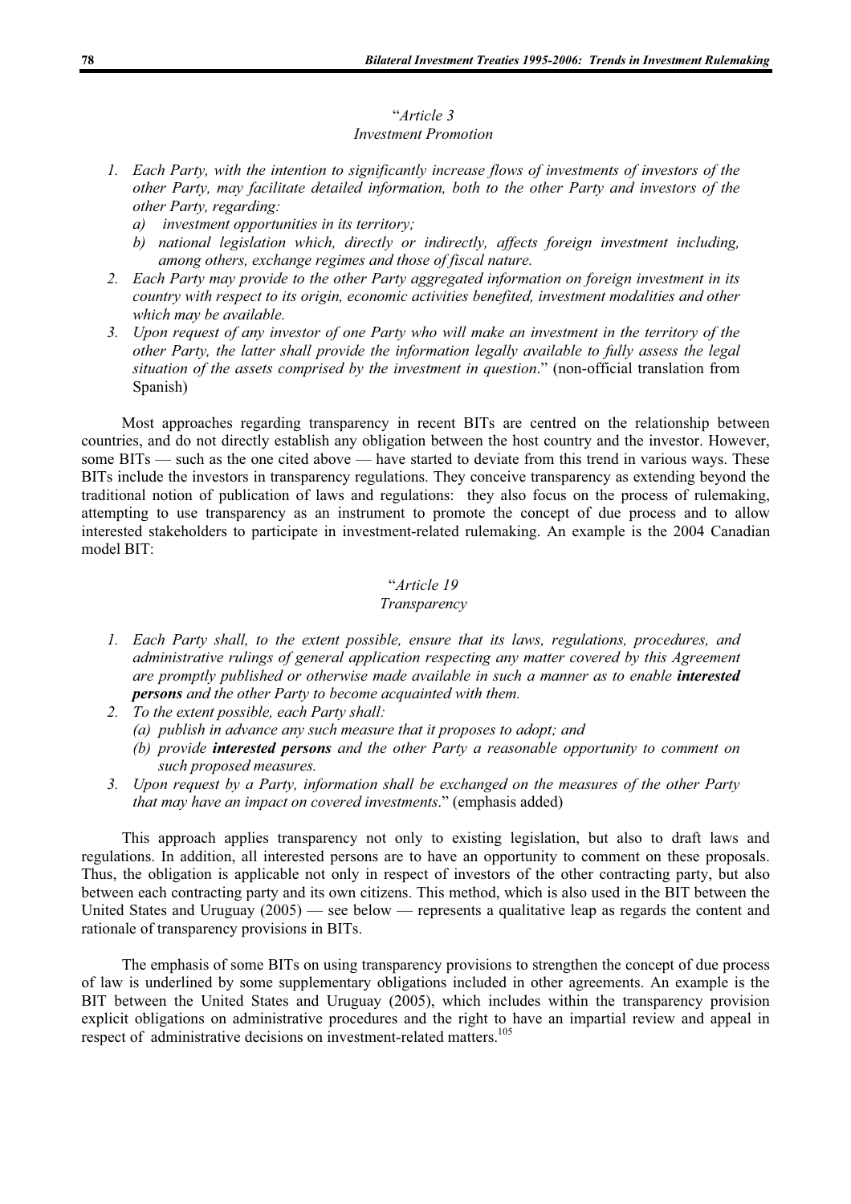"*Article 3*
*Investment Promotion*

1. *Each Party, with the intention to significantly increase flows of investments of investors of the other Party, may facilitate detailed information, both to the other Party and investors of the other Party, regarding:*
   a) *investment opportunities in its territory;*
   b) *national legislation which, directly or indirectly, affects foreign investment including, among others, exchange regimes and those of fiscal nature.*
2. *Each Party may provide to the other Party aggregated information on foreign investment in its country with respect to its origin, economic activities benefited, investment modalities and other which may be available.*
3. *Upon request of any investor of one Party who will make an investment in the territory of the other Party, the latter shall provide the information legally available to fully assess the legal situation of the assets comprised by the investment in question*." (non-official translation from Spanish)

Most approaches regarding transparency in recent BITs are centred on the relationship between countries, and do not directly establish any obligation between the host country and the investor. However, some BITs — such as the one cited above — have started to deviate from this trend in various ways. These BITs include the investors in transparency regulations. They conceive transparency as extending beyond the traditional notion of publication of laws and regulations: they also focus on the process of rulemaking, attempting to use transparency as an instrument to promote the concept of due process and to allow interested stakeholders to participate in investment-related rulemaking. An example is the 2004 Canadian model BIT:

"*Article 19*
*Transparency*

1. *Each Party shall, to the extent possible, ensure that its laws, regulations, procedures, and administrative rulings of general application respecting any matter covered by this Agreement are promptly published or otherwise made available in such a manner as to enable **interested persons** and the other Party to become acquainted with them.*
2. *To the extent possible, each Party shall:*
   (a) *publish in advance any such measure that it proposes to adopt; and*
   (b) *provide **interested persons** and the other Party a reasonable opportunity to comment on such proposed measures.*
3. *Upon request by a Party, information shall be exchanged on the measures of the other Party that may have an impact on covered investments*." (emphasis added)

This approach applies transparency not only to existing legislation, but also to draft laws and regulations. In addition, all interested persons are to have an opportunity to comment on these proposals. Thus, the obligation is applicable not only in respect of investors of the other contracting party, but also between each contracting party and its own citizens. This method, which is also used in the BIT between the United States and Uruguay (2005) — see below — represents a qualitative leap as regards the content and rationale of transparency provisions in BITs.

The emphasis of some BITs on using transparency provisions to strengthen the concept of due process of law is underlined by some supplementary obligations included in other agreements. An example is the BIT between the United States and Uruguay (2005), which includes within the transparency provision explicit obligations on administrative procedures and the right to have an impartial review and appeal in respect of administrative decisions on investment-related matters.[105]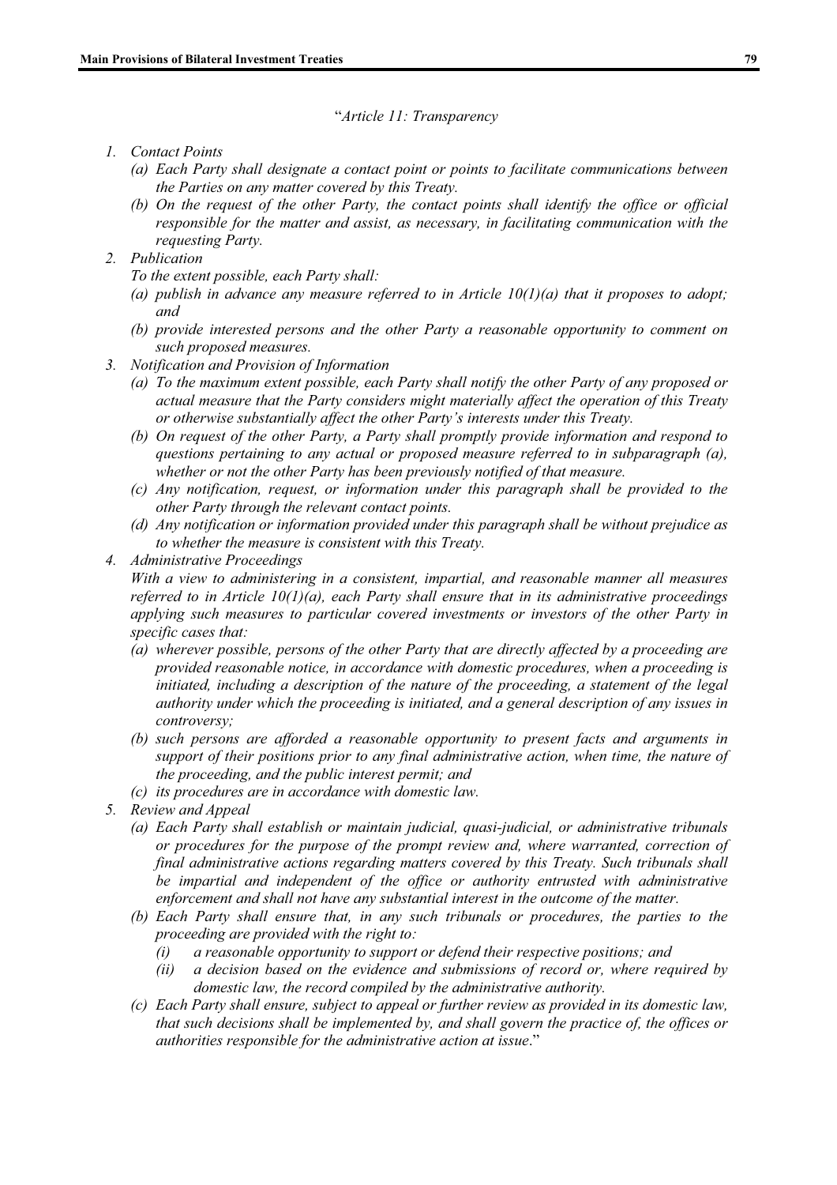"*Article 11: Transparency*

1. *Contact Points*
   (a) *Each Party shall designate a contact point or points to facilitate communications between the Parties on any matter covered by this Treaty.*
   (b) *On the request of the other Party, the contact points shall identify the office or official responsible for the matter and assist, as necessary, in facilitating communication with the requesting Party.*
2. *Publication*
   *To the extent possible, each Party shall:*
   (a) *publish in advance any measure referred to in Article 10(1)(a) that it proposes to adopt; and*
   (b) *provide interested persons and the other Party a reasonable opportunity to comment on such proposed measures.*
3. *Notification and Provision of Information*
   (a) *To the maximum extent possible, each Party shall notify the other Party of any proposed or actual measure that the Party considers might materially affect the operation of this Treaty or otherwise substantially affect the other Party's interests under this Treaty.*
   (b) *On request of the other Party, a Party shall promptly provide information and respond to questions pertaining to any actual or proposed measure referred to in subparagraph (a), whether or not the other Party has been previously notified of that measure.*
   (c) *Any notification, request, or information under this paragraph shall be provided to the other Party through the relevant contact points.*
   (d) *Any notification or information provided under this paragraph shall be without prejudice as to whether the measure is consistent with this Treaty.*
4. *Administrative Proceedings*
   *With a view to administering in a consistent, impartial, and reasonable manner all measures referred to in Article 10(1)(a), each Party shall ensure that in its administrative proceedings applying such measures to particular covered investments or investors of the other Party in specific cases that:*
   (a) *wherever possible, persons of the other Party that are directly affected by a proceeding are provided reasonable notice, in accordance with domestic procedures, when a proceeding is initiated, including a description of the nature of the proceeding, a statement of the legal authority under which the proceeding is initiated, and a general description of any issues in controversy;*
   (b) *such persons are afforded a reasonable opportunity to present facts and arguments in support of their positions prior to any final administrative action, when time, the nature of the proceeding, and the public interest permit; and*
   (c) *its procedures are in accordance with domestic law.*
5. *Review and Appeal*
   (a) *Each Party shall establish or maintain judicial, quasi-judicial, or administrative tribunals or procedures for the purpose of the prompt review and, where warranted, correction of final administrative actions regarding matters covered by this Treaty. Such tribunals shall be impartial and independent of the office or authority entrusted with administrative enforcement and shall not have any substantial interest in the outcome of the matter.*
   (b) *Each Party shall ensure that, in any such tribunals or procedures, the parties to the proceeding are provided with the right to:*
      (i) *a reasonable opportunity to support or defend their respective positions; and*
      (ii) *a decision based on the evidence and submissions of record or, where required by domestic law, the record compiled by the administrative authority.*
   (c) *Each Party shall ensure, subject to appeal or further review as provided in its domestic law, that such decisions shall be implemented by, and shall govern the practice of, the offices or authorities responsible for the administrative action at issue*."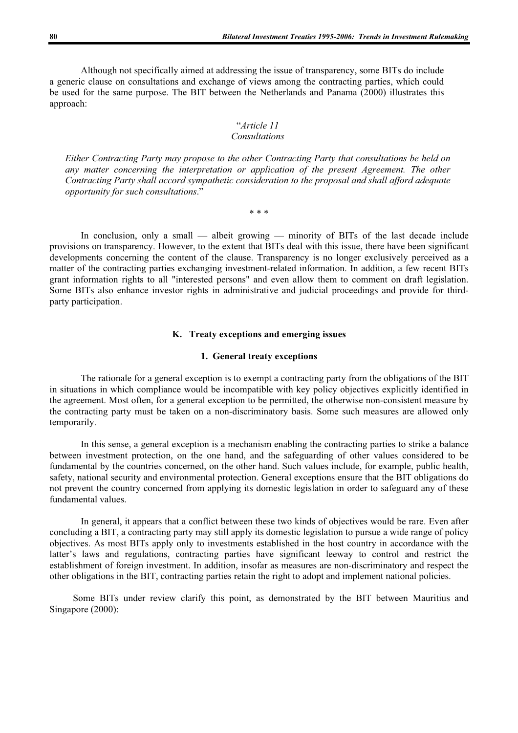Although not specifically aimed at addressing the issue of transparency, some BITs do include a generic clause on consultations and exchange of views among the contracting parties, which could be used for the same purpose. The BIT between the Netherlands and Panama (2000) illustrates this approach:

"*Article 11*
*Consultations*

*Either Contracting Party may propose to the other Contracting Party that consultations be held on any matter concerning the interpretation or application of the present Agreement. The other Contracting Party shall accord sympathetic consideration to the proposal and shall afford adequate opportunity for such consultations*."

\* \* \*

In conclusion, only a small — albeit growing — minority of BITs of the last decade include provisions on transparency. However, to the extent that BITs deal with this issue, there have been significant developments concerning the content of the clause. Transparency is no longer exclusively perceived as a matter of the contracting parties exchanging investment-related information. In addition, a few recent BITs grant information rights to all "interested persons" and even allow them to comment on draft legislation. Some BITs also enhance investor rights in administrative and judicial proceedings and provide for third-party participation.

## K. Treaty exceptions and emerging issues

### 1. General treaty exceptions

The rationale for a general exception is to exempt a contracting party from the obligations of the BIT in situations in which compliance would be incompatible with key policy objectives explicitly identified in the agreement. Most often, for a general exception to be permitted, the otherwise non-consistent measure by the contracting party must be taken on a non-discriminatory basis. Some such measures are allowed only temporarily.

In this sense, a general exception is a mechanism enabling the contracting parties to strike a balance between investment protection, on the one hand, and the safeguarding of other values considered to be fundamental by the countries concerned, on the other hand. Such values include, for example, public health, safety, national security and environmental protection. General exceptions ensure that the BIT obligations do not prevent the country concerned from applying its domestic legislation in order to safeguard any of these fundamental values.

In general, it appears that a conflict between these two kinds of objectives would be rare. Even after concluding a BIT, a contracting party may still apply its domestic legislation to pursue a wide range of policy objectives. As most BITs apply only to investments established in the host country in accordance with the latter's laws and regulations, contracting parties have significant leeway to control and restrict the establishment of foreign investment. In addition, insofar as measures are non-discriminatory and respect the other obligations in the BIT, contracting parties retain the right to adopt and implement national policies.

Some BITs under review clarify this point, as demonstrated by the BIT between Mauritius and Singapore (2000):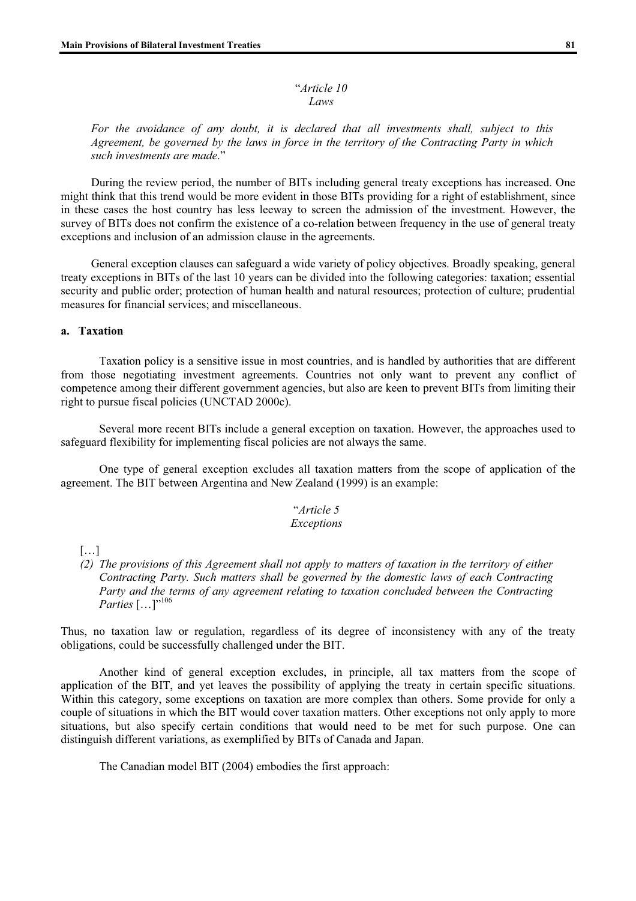"*Article 10*
*Laws*

> *For the avoidance of any doubt, it is declared that all investments shall, subject to this Agreement, be governed by the laws in force in the territory of the Contracting Party in which such investments are made*."

During the review period, the number of BITs including general treaty exceptions has increased. One might think that this trend would be more evident in those BITs providing for a right of establishment, since in these cases the host country has less leeway to screen the admission of the investment. However, the survey of BITs does not confirm the existence of a co-relation between frequency in the use of general treaty exceptions and inclusion of an admission clause in the agreements.

General exception clauses can safeguard a wide variety of policy objectives. Broadly speaking, general treaty exceptions in BITs of the last 10 years can be divided into the following categories: taxation; essential security and public order; protection of human health and natural resources; protection of culture; prudential measures for financial services; and miscellaneous.

### a. Taxation

Taxation policy is a sensitive issue in most countries, and is handled by authorities that are different from those negotiating investment agreements. Countries not only want to prevent any conflict of competence among their different government agencies, but also are keen to prevent BITs from limiting their right to pursue fiscal policies (UNCTAD 2000c).

Several more recent BITs include a general exception on taxation. However, the approaches used to safeguard flexibility for implementing fiscal policies are not always the same.

One type of general exception excludes all taxation matters from the scope of application of the agreement. The BIT between Argentina and New Zealand (1999) is an example:

"*Article 5*
*Exceptions*

> […]
> *(2) The provisions of this Agreement shall not apply to matters of taxation in the territory of either Contracting Party. Such matters shall be governed by the domestic laws of each Contracting Party and the terms of any agreement relating to taxation concluded between the Contracting Parties* […]"[106]

Thus, no taxation law or regulation, regardless of its degree of inconsistency with any of the treaty obligations, could be successfully challenged under the BIT.

Another kind of general exception excludes, in principle, all tax matters from the scope of application of the BIT, and yet leaves the possibility of applying the treaty in certain specific situations. Within this category, some exceptions on taxation are more complex than others. Some provide for only a couple of situations in which the BIT would cover taxation matters. Other exceptions not only apply to more situations, but also specify certain conditions that would need to be met for such purpose. One can distinguish different variations, as exemplified by BITs of Canada and Japan.

The Canadian model BIT (2004) embodies the first approach: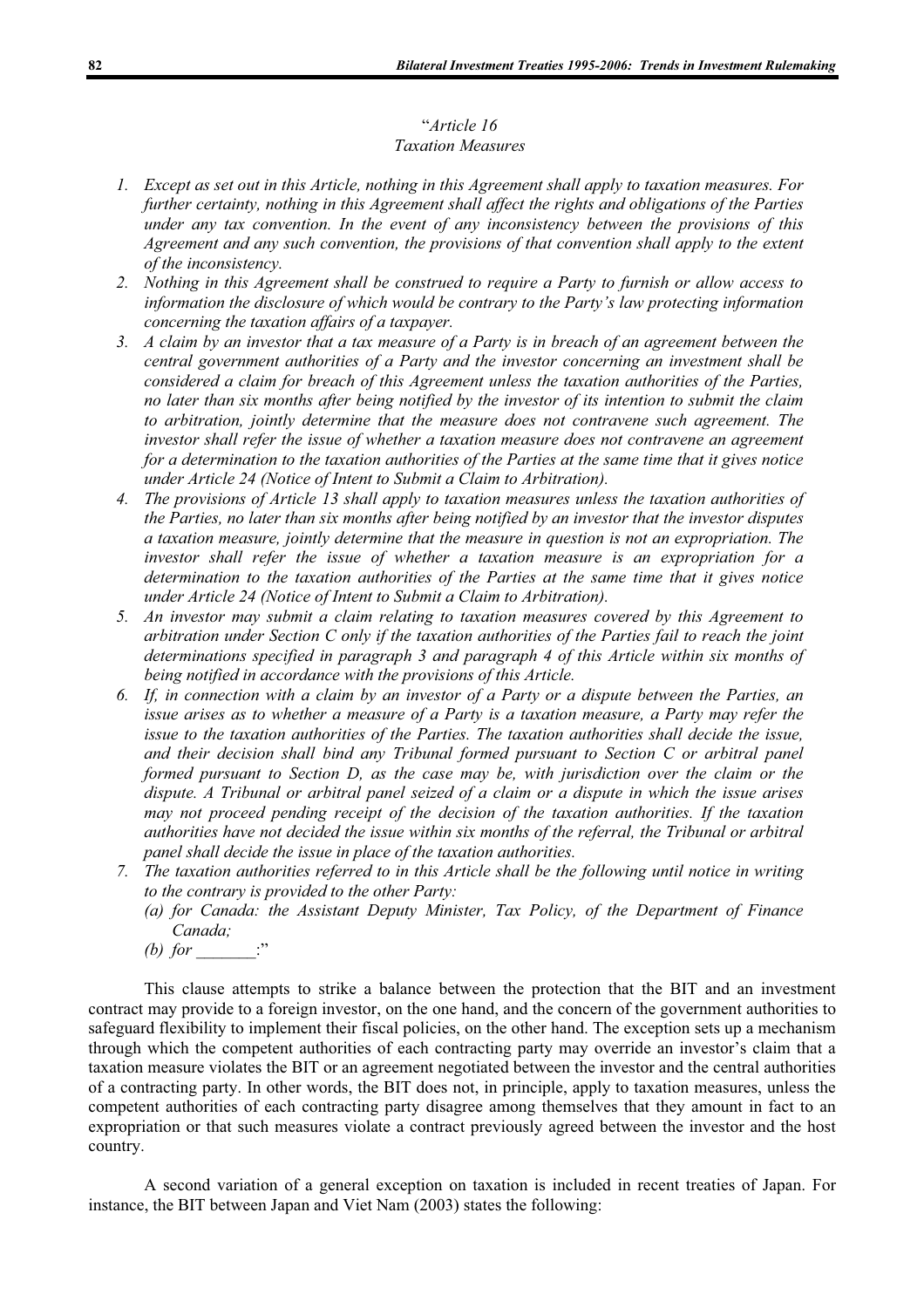"*Article 16*
*Taxation Measures*

1. *Except as set out in this Article, nothing in this Agreement shall apply to taxation measures. For further certainty, nothing in this Agreement shall affect the rights and obligations of the Parties under any tax convention. In the event of any inconsistency between the provisions of this Agreement and any such convention, the provisions of that convention shall apply to the extent of the inconsistency.*
2. *Nothing in this Agreement shall be construed to require a Party to furnish or allow access to information the disclosure of which would be contrary to the Party's law protecting information concerning the taxation affairs of a taxpayer.*
3. *A claim by an investor that a tax measure of a Party is in breach of an agreement between the central government authorities of a Party and the investor concerning an investment shall be considered a claim for breach of this Agreement unless the taxation authorities of the Parties, no later than six months after being notified by the investor of its intention to submit the claim to arbitration, jointly determine that the measure does not contravene such agreement. The investor shall refer the issue of whether a taxation measure does not contravene an agreement for a determination to the taxation authorities of the Parties at the same time that it gives notice under Article 24 (Notice of Intent to Submit a Claim to Arbitration).*
4. *The provisions of Article 13 shall apply to taxation measures unless the taxation authorities of the Parties, no later than six months after being notified by an investor that the investor disputes a taxation measure, jointly determine that the measure in question is not an expropriation. The investor shall refer the issue of whether a taxation measure is an expropriation for a determination to the taxation authorities of the Parties at the same time that it gives notice under Article 24 (Notice of Intent to Submit a Claim to Arbitration).*
5. *An investor may submit a claim relating to taxation measures covered by this Agreement to arbitration under Section C only if the taxation authorities of the Parties fail to reach the joint determinations specified in paragraph 3 and paragraph 4 of this Article within six months of being notified in accordance with the provisions of this Article.*
6. *If, in connection with a claim by an investor of a Party or a dispute between the Parties, an issue arises as to whether a measure of a Party is a taxation measure, a Party may refer the issue to the taxation authorities of the Parties. The taxation authorities shall decide the issue, and their decision shall bind any Tribunal formed pursuant to Section C or arbitral panel formed pursuant to Section D, as the case may be, with jurisdiction over the claim or the dispute. A Tribunal or arbitral panel seized of a claim or a dispute in which the issue arises may not proceed pending receipt of the decision of the taxation authorities. If the taxation authorities have not decided the issue within six months of the referral, the Tribunal or arbitral panel shall decide the issue in place of the taxation authorities.*
7. *The taxation authorities referred to in this Article shall be the following until notice in writing to the contrary is provided to the other Party:*
   *(a) for Canada: the Assistant Deputy Minister, Tax Policy, of the Department of Finance Canada;*
   *(b) for \_\_\_\_\_\_\_:*"

This clause attempts to strike a balance between the protection that the BIT and an investment contract may provide to a foreign investor, on the one hand, and the concern of the government authorities to safeguard flexibility to implement their fiscal policies, on the other hand. The exception sets up a mechanism through which the competent authorities of each contracting party may override an investor's claim that a taxation measure violates the BIT or an agreement negotiated between the investor and the central authorities of a contracting party. In other words, the BIT does not, in principle, apply to taxation measures, unless the competent authorities of each contracting party disagree among themselves that they amount in fact to an expropriation or that such measures violate a contract previously agreed between the investor and the host country.

A second variation of a general exception on taxation is included in recent treaties of Japan. For instance, the BIT between Japan and Viet Nam (2003) states the following: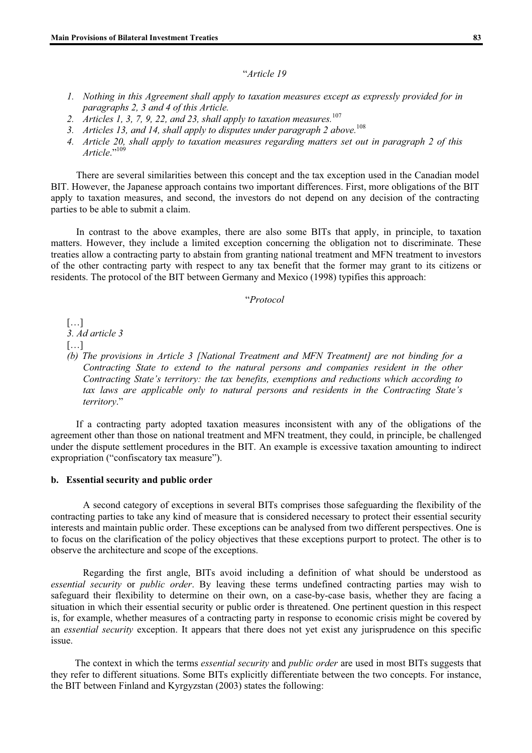"*Article 19*

1. *Nothing in this Agreement shall apply to taxation measures except as expressly provided for in paragraphs 2, 3 and 4 of this Article.*
2. *Articles 1, 3, 7, 9, 22, and 23, shall apply to taxation measures.*[107]
3. *Articles 13, and 14, shall apply to disputes under paragraph 2 above.*[108]
4. *Article 20, shall apply to taxation measures regarding matters set out in paragraph 2 of this Article*."[109]

There are several similarities between this concept and the tax exception used in the Canadian model BIT. However, the Japanese approach contains two important differences. First, more obligations of the BIT apply to taxation measures, and second, the investors do not depend on any decision of the contracting parties to be able to submit a claim.

In contrast to the above examples, there are also some BITs that apply, in principle, to taxation matters. However, they include a limited exception concerning the obligation not to discriminate. These treaties allow a contracting party to abstain from granting national treatment and MFN treatment to investors of the other contracting party with respect to any tax benefit that the former may grant to its citizens or residents. The protocol of the BIT between Germany and Mexico (1998) typifies this approach:

"*Protocol*

[…]

*3. Ad article 3*

[…]

*(b) The provisions in Article 3 [National Treatment and MFN Treatment] are not binding for a Contracting State to extend to the natural persons and companies resident in the other Contracting State's territory: the tax benefits, exemptions and reductions which according to tax laws are applicable only to natural persons and residents in the Contracting State's territory*."

If a contracting party adopted taxation measures inconsistent with any of the obligations of the agreement other than those on national treatment and MFN treatment, they could, in principle, be challenged under the dispute settlement procedures in the BIT. An example is excessive taxation amounting to indirect expropriation ("confiscatory tax measure").

### b. Essential security and public order

A second category of exceptions in several BITs comprises those safeguarding the flexibility of the contracting parties to take any kind of measure that is considered necessary to protect their essential security interests and maintain public order. These exceptions can be analysed from two different perspectives. One is to focus on the clarification of the policy objectives that these exceptions purport to protect. The other is to observe the architecture and scope of the exceptions.

Regarding the first angle, BITs avoid including a definition of what should be understood as *essential security* or *public order*. By leaving these terms undefined contracting parties may wish to safeguard their flexibility to determine on their own, on a case-by-case basis, whether they are facing a situation in which their essential security or public order is threatened. One pertinent question in this respect is, for example, whether measures of a contracting party in response to economic crisis might be covered by an *essential security* exception. It appears that there does not yet exist any jurisprudence on this specific issue.

The context in which the terms *essential security* and *public order* are used in most BITs suggests that they refer to different situations. Some BITs explicitly differentiate between the two concepts. For instance, the BIT between Finland and Kyrgyzstan (2003) states the following: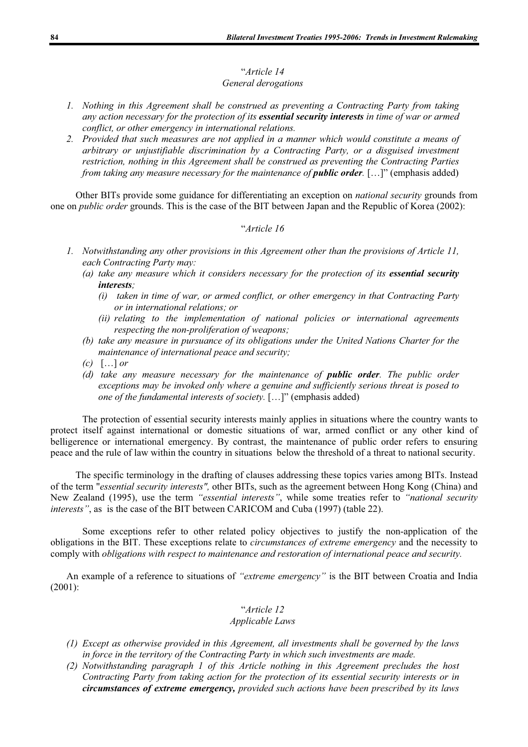"*Article 14*
*General derogations*

1. *Nothing in this Agreement shall be construed as preventing a Contracting Party from taking any action necessary for the protection of its **essential security interests** in time of war or armed conflict, or other emergency in international relations.*
2. *Provided that such measures are not applied in a manner which would constitute a means of arbitrary or unjustifiable discrimination by a Contracting Party, or a disguised investment restriction, nothing in this Agreement shall be construed as preventing the Contracting Parties from taking any measure necessary for the maintenance of **public order**.* […]" (emphasis added)

Other BITs provide some guidance for differentiating an exception on *national security* grounds from one on *public order* grounds. This is the case of the BIT between Japan and the Republic of Korea (2002):

"*Article 16*

1. *Notwithstanding any other provisions in this Agreement other than the provisions of Article 11, each Contracting Party may:*
   - *(a) take any measure which it considers necessary for the protection of its **essential security interests**;*
     - *(i) taken in time of war, or armed conflict, or other emergency in that Contracting Party or in international relations; or*
     - *(ii) relating to the implementation of national policies or international agreements respecting the non-proliferation of weapons;*
   - *(b) take any measure in pursuance of its obligations under the United Nations Charter for the maintenance of international peace and security;*
   - *(c)* […] *or*
   - *(d) take any measure necessary for the maintenance of **public order**. The public order exceptions may be invoked only where a genuine and sufficiently serious threat is posed to one of the fundamental interests of society.* […]" (emphasis added)

The protection of essential security interests mainly applies in situations where the country wants to protect itself against international or domestic situations of war, armed conflict or any other kind of belligerence or international emergency. By contrast, the maintenance of public order refers to ensuring peace and the rule of law within the country in situations below the threshold of a threat to national security.

The specific terminology in the drafting of clauses addressing these topics varies among BITs. Instead of the term "*essential security interests",* other BITs, such as the agreement between Hong Kong (China) and New Zealand (1995), use the term *"essential interests"*, while some treaties refer to *"national security interests"*, as is the case of the BIT between CARICOM and Cuba (1997) (table 22).

Some exceptions refer to other related policy objectives to justify the non-application of the obligations in the BIT. These exceptions relate to *circumstances of extreme emergency* and the necessity to comply with *obligations with respect to maintenance and restoration of international peace and security.*

An example of a reference to situations of *"extreme emergency"* is the BIT between Croatia and India (2001):

"*Article 12*
*Applicable Laws*

*(1) Except as otherwise provided in this Agreement, all investments shall be governed by the laws in force in the territory of the Contracting Party in which such investments are made.*

*(2) Notwithstanding paragraph 1 of this Article nothing in this Agreement precludes the host Contracting Party from taking action for the protection of its essential security interests or in **circumstances of extreme emergency,** provided such actions have been prescribed by its laws*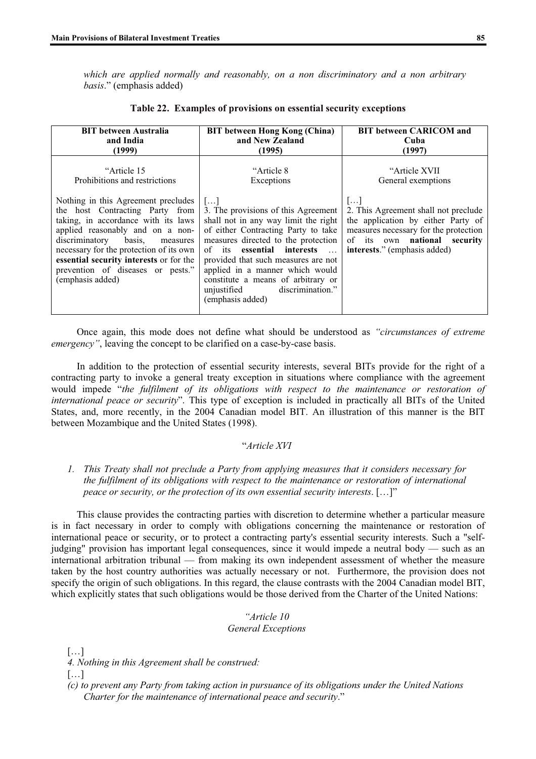*which are applied normally and reasonably, on a non discriminatory and a non arbitrary basis*." (emphasis added)

**Table 22. Examples of provisions on essential security exceptions**

| BIT between Australia and India (1999) | BIT between Hong Kong (China) and New Zealand (1995) | BIT between CARICOM and Cuba (1997) |
|---|---|---|
| "Article 15<br>Prohibitions and restrictions<br><br>Nothing in this Agreement precludes the host Contracting Party from taking, in accordance with its laws applied reasonably and on a non-discriminatory basis, measures necessary for the protection of its own **essential security interests** or for the prevention of diseases or pests." (emphasis added) | "Article 8<br>Exceptions<br><br>[…]<br>3. The provisions of this Agreement shall not in any way limit the right of either Contracting Party to take measures directed to the protection of its **essential interests** … provided that such measures are not applied in a manner which would constitute a means of arbitrary or unjustified discrimination." (emphasis added) | "Article XVII<br>General exemptions<br><br>[…]<br>2. This Agreement shall not preclude the application by either Party of measures necessary for the protection of its own **national security interests**." (emphasis added) |

Once again, this mode does not define what should be understood as *"circumstances of extreme emergency"*, leaving the concept to be clarified on a case-by-case basis.

In addition to the protection of essential security interests, several BITs provide for the right of a contracting party to invoke a general treaty exception in situations where compliance with the agreement would impede "*the fulfilment of its obligations with respect to the maintenance or restoration of international peace or security*". This type of exception is included in practically all BITs of the United States, and, more recently, in the 2004 Canadian model BIT. An illustration of this manner is the BIT between Mozambique and the United States (1998).

"*Article XVI*

1. *This Treaty shall not preclude a Party from applying measures that it considers necessary for the fulfilment of its obligations with respect to the maintenance or restoration of international peace or security, or the protection of its own essential security interests*. […]"

This clause provides the contracting parties with discretion to determine whether a particular measure is in fact necessary in order to comply with obligations concerning the maintenance or restoration of international peace or security, or to protect a contracting party's essential security interests. Such a "self-judging" provision has important legal consequences, since it would impede a neutral body — such as an international arbitration tribunal — from making its own independent assessment of whether the measure taken by the host country authorities was actually necessary or not. Furthermore, the provision does not specify the origin of such obligations. In this regard, the clause contrasts with the 2004 Canadian model BIT, which explicitly states that such obligations would be those derived from the Charter of the United Nations:

*"Article 10*
*General Exceptions*

[…]

*4. Nothing in this Agreement shall be construed:*

[…]

*(c) to prevent any Party from taking action in pursuance of its obligations under the United Nations Charter for the maintenance of international peace and security*."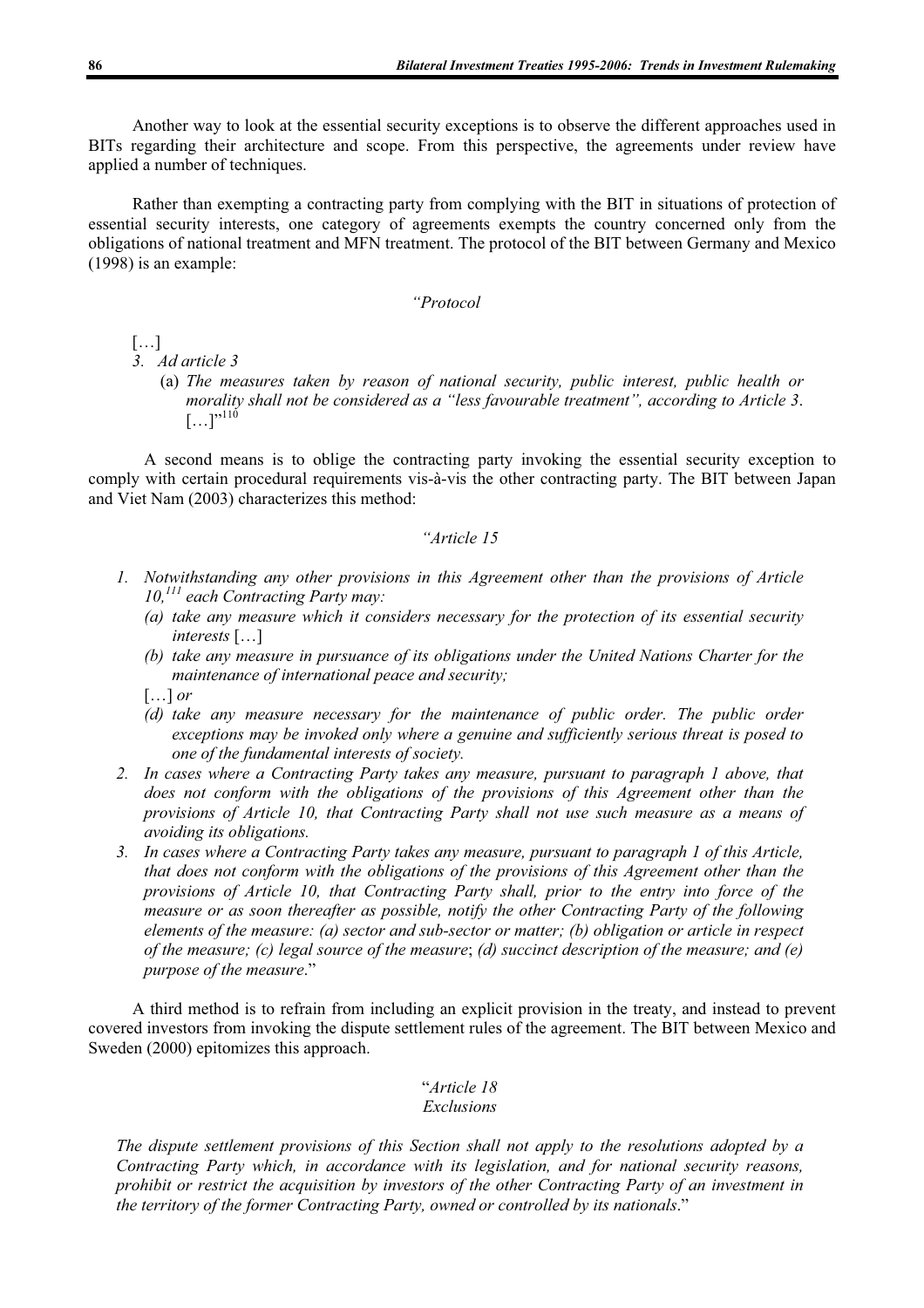Another way to look at the essential security exceptions is to observe the different approaches used in BITs regarding their architecture and scope. From this perspective, the agreements under review have applied a number of techniques.

Rather than exempting a contracting party from complying with the BIT in situations of protection of essential security interests, one category of agreements exempts the country concerned only from the obligations of national treatment and MFN treatment. The protocol of the BIT between Germany and Mexico (1998) is an example:

*"Protocol*

[…]

3. *Ad article 3*
   (a) *The measures taken by reason of national security, public interest, public health or morality shall not be considered as a "less favourable treatment", according to Article 3.* […]"[110]

A second means is to oblige the contracting party invoking the essential security exception to comply with certain procedural requirements vis-à-vis the other contracting party. The BIT between Japan and Viet Nam (2003) characterizes this method:

*"Article 15*

1. *Notwithstanding any other provisions in this Agreement other than the provisions of Article 10,*[111] *each Contracting Party may:*
   (a) *take any measure which it considers necessary for the protection of its essential security interests* […]
   (b) *take any measure in pursuance of its obligations under the United Nations Charter for the maintenance of international peace and security;*

   […] *or*

   (d) *take any measure necessary for the maintenance of public order. The public order exceptions may be invoked only where a genuine and sufficiently serious threat is posed to one of the fundamental interests of society.*
2. *In cases where a Contracting Party takes any measure, pursuant to paragraph 1 above, that does not conform with the obligations of the provisions of this Agreement other than the provisions of Article 10, that Contracting Party shall not use such measure as a means of avoiding its obligations.*
3. *In cases where a Contracting Party takes any measure, pursuant to paragraph 1 of this Article, that does not conform with the obligations of the provisions of this Agreement other than the provisions of Article 10, that Contracting Party shall, prior to the entry into force of the measure or as soon thereafter as possible, notify the other Contracting Party of the following elements of the measure: (a) sector and sub-sector or matter; (b) obligation or article in respect of the measure; (c) legal source of the measure; (d) succinct description of the measure; and (e) purpose of the measure.*"

A third method is to refrain from including an explicit provision in the treaty, and instead to prevent covered investors from invoking the dispute settlement rules of the agreement. The BIT between Mexico and Sweden (2000) epitomizes this approach.

"*Article 18*
*Exclusions*

*The dispute settlement provisions of this Section shall not apply to the resolutions adopted by a Contracting Party which, in accordance with its legislation, and for national security reasons, prohibit or restrict the acquisition by investors of the other Contracting Party of an investment in the territory of the former Contracting Party, owned or controlled by its nationals*."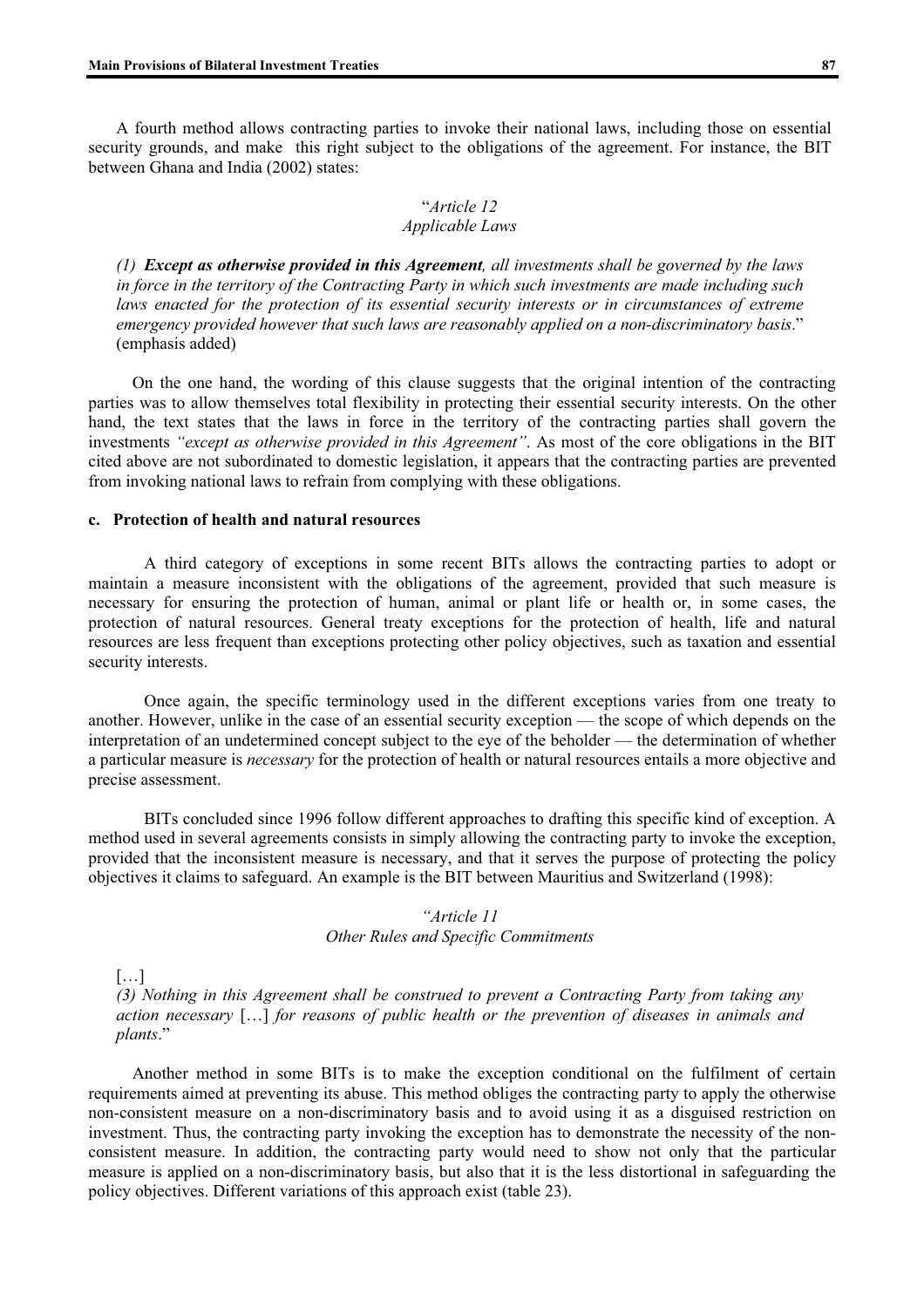A fourth method allows contracting parties to invoke their national laws, including those on essential security grounds, and make this right subject to the obligations of the agreement. For instance, the BIT between Ghana and India (2002) states:

"*Article 12*
*Applicable Laws*

*(1)* ***Except as otherwise provided in this Agreement****, all investments shall be governed by the laws in force in the territory of the Contracting Party in which such investments are made including such laws enacted for the protection of its essential security interests or in circumstances of extreme emergency provided however that such laws are reasonably applied on a non-discriminatory basis*." (emphasis added)

On the one hand, the wording of this clause suggests that the original intention of the contracting parties was to allow themselves total flexibility in protecting their essential security interests. On the other hand, the text states that the laws in force in the territory of the contracting parties shall govern the investments *"except as otherwise provided in this Agreement"*. As most of the core obligations in the BIT cited above are not subordinated to domestic legislation, it appears that the contracting parties are prevented from invoking national laws to refrain from complying with these obligations.

### c. Protection of health and natural resources

A third category of exceptions in some recent BITs allows the contracting parties to adopt or maintain a measure inconsistent with the obligations of the agreement, provided that such measure is necessary for ensuring the protection of human, animal or plant life or health or, in some cases, the protection of natural resources. General treaty exceptions for the protection of health, life and natural resources are less frequent than exceptions protecting other policy objectives, such as taxation and essential security interests.

Once again, the specific terminology used in the different exceptions varies from one treaty to another. However, unlike in the case of an essential security exception — the scope of which depends on the interpretation of an undetermined concept subject to the eye of the beholder — the determination of whether a particular measure is *necessary* for the protection of health or natural resources entails a more objective and precise assessment.

BITs concluded since 1996 follow different approaches to drafting this specific kind of exception. A method used in several agreements consists in simply allowing the contracting party to invoke the exception, provided that the inconsistent measure is necessary, and that it serves the purpose of protecting the policy objectives it claims to safeguard. An example is the BIT between Mauritius and Switzerland (1998):

*"Article 11*
*Other Rules and Specific Commitments*

[…]
*(3) Nothing in this Agreement shall be construed to prevent a Contracting Party from taking any action necessary* […] *for reasons of public health or the prevention of diseases in animals and plants*."

Another method in some BITs is to make the exception conditional on the fulfilment of certain requirements aimed at preventing its abuse. This method obliges the contracting party to apply the otherwise non-consistent measure on a non-discriminatory basis and to avoid using it as a disguised restriction on investment. Thus, the contracting party invoking the exception has to demonstrate the necessity of the non-consistent measure. In addition, the contracting party would need to show not only that the particular measure is applied on a non-discriminatory basis, but also that it is the less distortional in safeguarding the policy objectives. Different variations of this approach exist (table 23).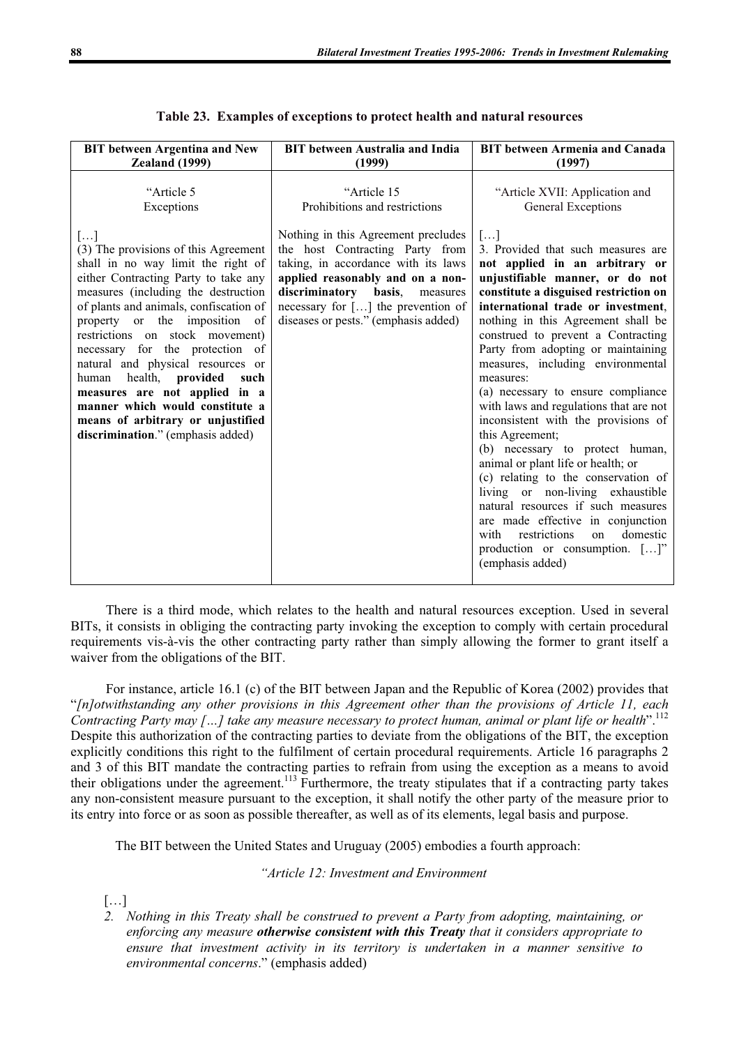**Table 23. Examples of exceptions to protect health and natural resources**

| BIT between Argentina and New Zealand (1999) | BIT between Australia and India (1999) | BIT between Armenia and Canada (1997) |
|---|---|---|
| "Article 5<br>Exceptions<br><br>[…]<br>(3) The provisions of this Agreement shall in no way limit the right of either Contracting Party to take any measures (including the destruction of plants and animals, confiscation of property or the imposition of restrictions on stock movement) necessary for the protection of natural and physical resources or human health, **provided such measures are not applied in a manner which would constitute a means of arbitrary or unjustified discrimination**." (emphasis added) | "Article 15<br>Prohibitions and restrictions<br><br>Nothing in this Agreement precludes the host Contracting Party from taking, in accordance with its laws **applied reasonably and on a non-discriminatory basis**, measures necessary for […] the prevention of diseases or pests." (emphasis added) | "Article XVII: Application and General Exceptions<br><br>[…]<br>3. Provided that such measures are **not applied in an arbitrary or unjustifiable manner, or do not constitute a disguised restriction on international trade or investment**, nothing in this Agreement shall be construed to prevent a Contracting Party from adopting or maintaining measures, including environmental measures:<br>(a) necessary to ensure compliance with laws and regulations that are not inconsistent with the provisions of this Agreement;<br>(b) necessary to protect human, animal or plant life or health; or<br>(c) relating to the conservation of living or non-living exhaustible natural resources if such measures are made effective in conjunction with restrictions on domestic production or consumption. […]" (emphasis added) |

There is a third mode, which relates to the health and natural resources exception. Used in several BITs, it consists in obliging the contracting party invoking the exception to comply with certain procedural requirements vis-à-vis the other contracting party rather than simply allowing the former to grant itself a waiver from the obligations of the BIT.

For instance, article 16.1 (c) of the BIT between Japan and the Republic of Korea (2002) provides that "*[n]otwithstanding any other provisions in this Agreement other than the provisions of Article 11, each Contracting Party may […] take any measure necessary to protect human, animal or plant life or health*".[112] Despite this authorization of the contracting parties to deviate from the obligations of the BIT, the exception explicitly conditions this right to the fulfilment of certain procedural requirements. Article 16 paragraphs 2 and 3 of this BIT mandate the contracting parties to refrain from using the exception as a means to avoid their obligations under the agreement.[113] Furthermore, the treaty stipulates that if a contracting party takes any non-consistent measure pursuant to the exception, it shall notify the other party of the measure prior to its entry into force or as soon as possible thereafter, as well as of its elements, legal basis and purpose.

The BIT between the United States and Uruguay (2005) embodies a fourth approach:

*"Article 12: Investment and Environment*

[…]

2. *Nothing in this Treaty shall be construed to prevent a Party from adopting, maintaining, or enforcing any measure **otherwise consistent with this Treaty** that it considers appropriate to ensure that investment activity in its territory is undertaken in a manner sensitive to environmental concerns*." (emphasis added)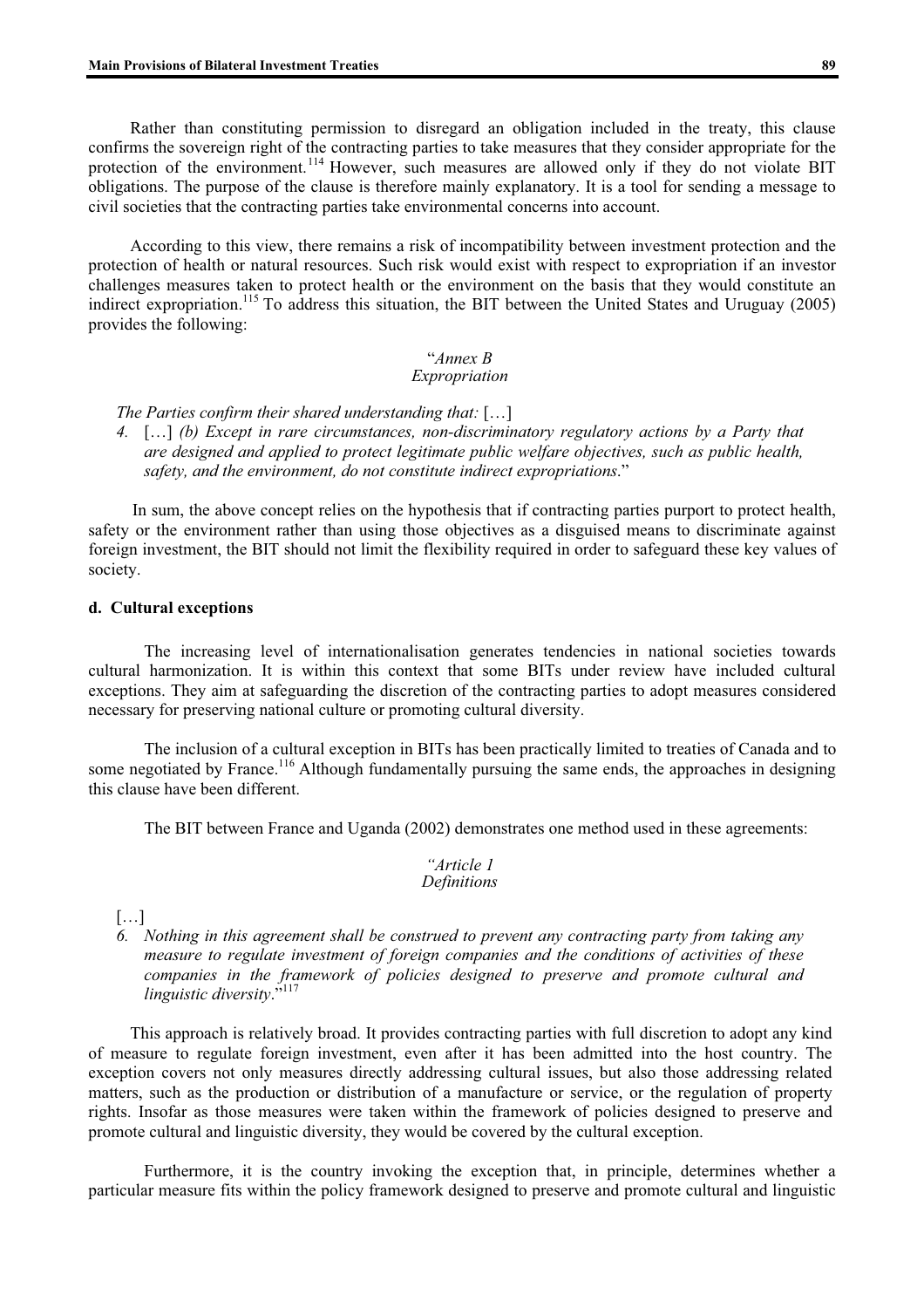Rather than constituting permission to disregard an obligation included in the treaty, this clause confirms the sovereign right of the contracting parties to take measures that they consider appropriate for the protection of the environment.[114] However, such measures are allowed only if they do not violate BIT obligations. The purpose of the clause is therefore mainly explanatory. It is a tool for sending a message to civil societies that the contracting parties take environmental concerns into account.

According to this view, there remains a risk of incompatibility between investment protection and the protection of health or natural resources. Such risk would exist with respect to expropriation if an investor challenges measures taken to protect health or the environment on the basis that they would constitute an indirect expropriation.[115] To address this situation, the BIT between the United States and Uruguay (2005) provides the following:

"*Annex B*
*Expropriation*

*The Parties confirm their shared understanding that:* […]

4. […] *(b) Except in rare circumstances, non-discriminatory regulatory actions by a Party that are designed and applied to protect legitimate public welfare objectives, such as public health, safety, and the environment, do not constitute indirect expropriations*."

In sum, the above concept relies on the hypothesis that if contracting parties purport to protect health, safety or the environment rather than using those objectives as a disguised means to discriminate against foreign investment, the BIT should not limit the flexibility required in order to safeguard these key values of society.

#### d. Cultural exceptions

The increasing level of internationalisation generates tendencies in national societies towards cultural harmonization. It is within this context that some BITs under review have included cultural exceptions. They aim at safeguarding the discretion of the contracting parties to adopt measures considered necessary for preserving national culture or promoting cultural diversity.

The inclusion of a cultural exception in BITs has been practically limited to treaties of Canada and to some negotiated by France.[116] Although fundamentally pursuing the same ends, the approaches in designing this clause have been different.

The BIT between France and Uganda (2002) demonstrates one method used in these agreements:

*"Article 1*
*Definitions*

[…]

6. *Nothing in this agreement shall be construed to prevent any contracting party from taking any measure to regulate investment of foreign companies and the conditions of activities of these companies in the framework of policies designed to preserve and promote cultural and linguistic diversity*."[117]

This approach is relatively broad. It provides contracting parties with full discretion to adopt any kind of measure to regulate foreign investment, even after it has been admitted into the host country. The exception covers not only measures directly addressing cultural issues, but also those addressing related matters, such as the production or distribution of a manufacture or service, or the regulation of property rights. Insofar as those measures were taken within the framework of policies designed to preserve and promote cultural and linguistic diversity, they would be covered by the cultural exception.

Furthermore, it is the country invoking the exception that, in principle, determines whether a particular measure fits within the policy framework designed to preserve and promote cultural and linguistic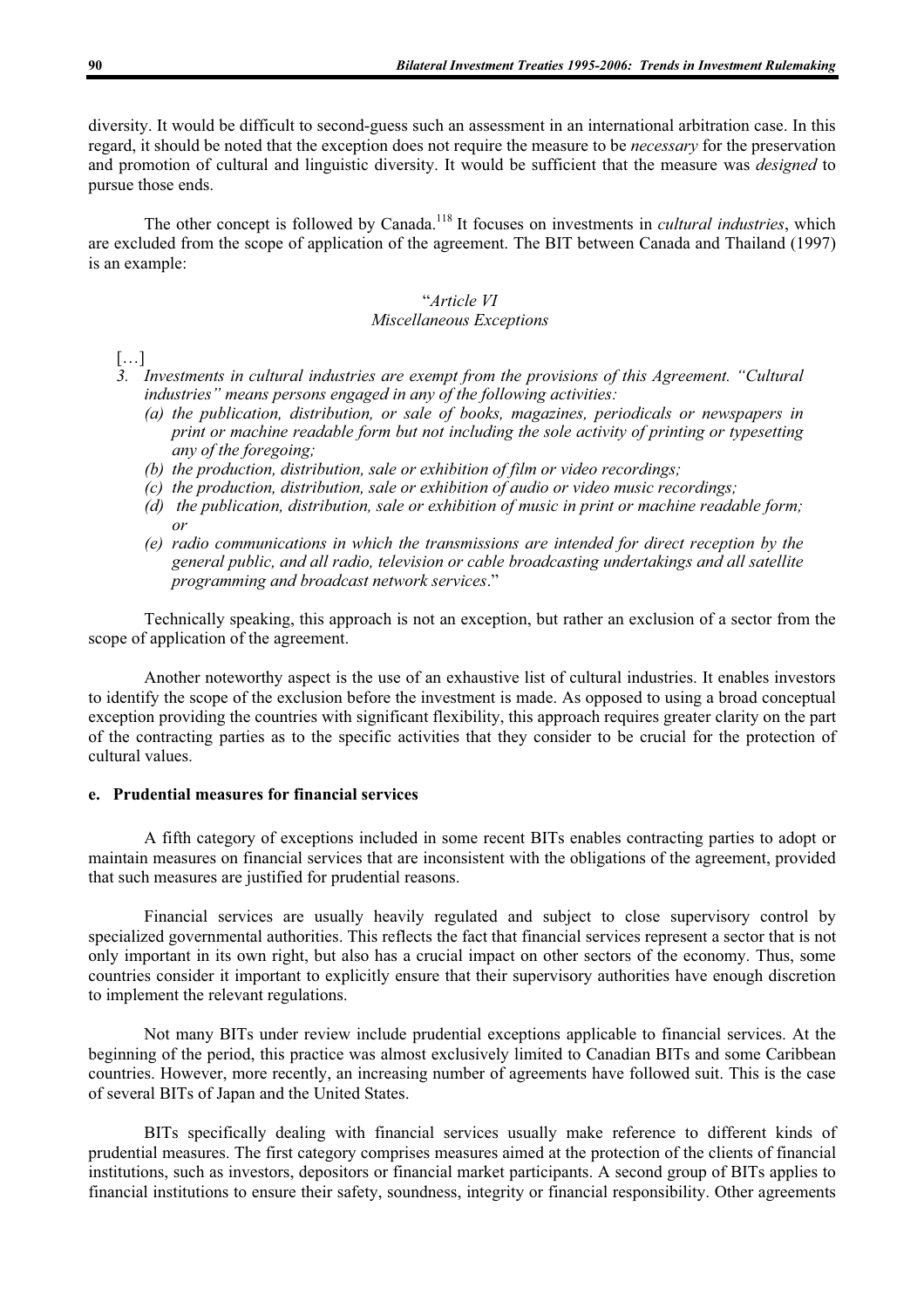diversity. It would be difficult to second-guess such an assessment in an international arbitration case. In this regard, it should be noted that the exception does not require the measure to be *necessary* for the preservation and promotion of cultural and linguistic diversity. It would be sufficient that the measure was *designed* to pursue those ends.

The other concept is followed by Canada.[118] It focuses on investments in *cultural industries*, which are excluded from the scope of application of the agreement. The BIT between Canada and Thailand (1997) is an example:

> "*Article VI*
> *Miscellaneous Exceptions*
>
> […]
>
> *3. Investments in cultural industries are exempt from the provisions of this Agreement. "Cultural industries" means persons engaged in any of the following activities:*
>
> *(a) the publication, distribution, or sale of books, magazines, periodicals or newspapers in print or machine readable form but not including the sole activity of printing or typesetting any of the foregoing;*
>
> *(b) the production, distribution, sale or exhibition of film or video recordings;*
>
> *(c) the production, distribution, sale or exhibition of audio or video music recordings;*
>
> *(d) the publication, distribution, sale or exhibition of music in print or machine readable form; or*
>
> *(e) radio communications in which the transmissions are intended for direct reception by the general public, and all radio, television or cable broadcasting undertakings and all satellite programming and broadcast network services*."

Technically speaking, this approach is not an exception, but rather an exclusion of a sector from the scope of application of the agreement.

Another noteworthy aspect is the use of an exhaustive list of cultural industries. It enables investors to identify the scope of the exclusion before the investment is made. As opposed to using a broad conceptual exception providing the countries with significant flexibility, this approach requires greater clarity on the part of the contracting parties as to the specific activities that they consider to be crucial for the protection of cultural values.

### e. Prudential measures for financial services

A fifth category of exceptions included in some recent BITs enables contracting parties to adopt or maintain measures on financial services that are inconsistent with the obligations of the agreement, provided that such measures are justified for prudential reasons.

Financial services are usually heavily regulated and subject to close supervisory control by specialized governmental authorities. This reflects the fact that financial services represent a sector that is not only important in its own right, but also has a crucial impact on other sectors of the economy. Thus, some countries consider it important to explicitly ensure that their supervisory authorities have enough discretion to implement the relevant regulations.

Not many BITs under review include prudential exceptions applicable to financial services. At the beginning of the period, this practice was almost exclusively limited to Canadian BITs and some Caribbean countries. However, more recently, an increasing number of agreements have followed suit. This is the case of several BITs of Japan and the United States.

BITs specifically dealing with financial services usually make reference to different kinds of prudential measures. The first category comprises measures aimed at the protection of the clients of financial institutions, such as investors, depositors or financial market participants. A second group of BITs applies to financial institutions to ensure their safety, soundness, integrity or financial responsibility. Other agreements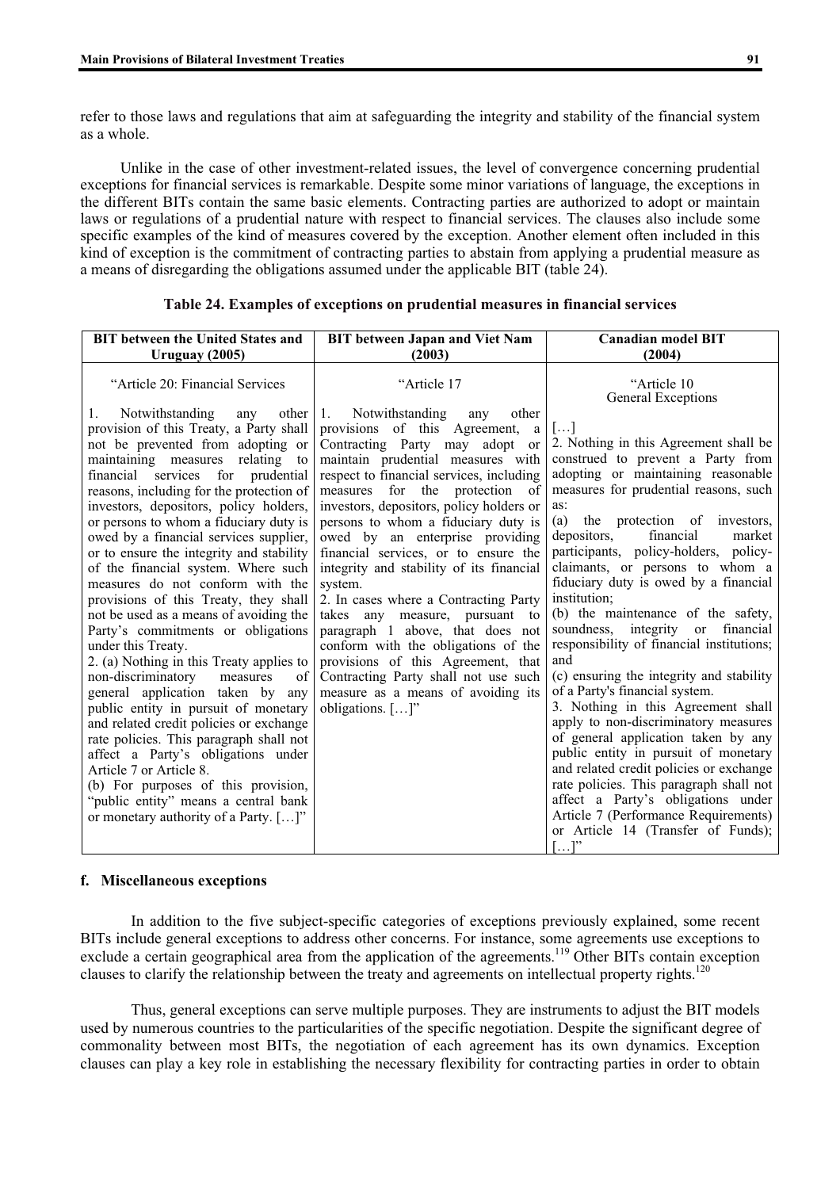refer to those laws and regulations that aim at safeguarding the integrity and stability of the financial system as a whole.

Unlike in the case of other investment-related issues, the level of convergence concerning prudential exceptions for financial services is remarkable. Despite some minor variations of language, the exceptions in the different BITs contain the same basic elements. Contracting parties are authorized to adopt or maintain laws or regulations of a prudential nature with respect to financial services. The clauses also include some specific examples of the kind of measures covered by the exception. Another element often included in this kind of exception is the commitment of contracting parties to abstain from applying a prudential measure as a means of disregarding the obligations assumed under the applicable BIT (table 24).

**Table 24. Examples of exceptions on prudential measures in financial services**

| BIT between the United States and Uruguay (2005) | BIT between Japan and Viet Nam (2003) | Canadian model BIT (2004) |
|---|---|---|
| "Article 20: Financial Services<br><br>1. Notwithstanding any other provision of this Treaty, a Party shall not be prevented from adopting or maintaining measures relating to financial services for prudential reasons, including for the protection of investors, depositors, policy holders, or persons to whom a fiduciary duty is owed by a financial services supplier, or to ensure the integrity and stability of the financial system. Where such measures do not conform with the provisions of this Treaty, they shall not be used as a means of avoiding the Party's commitments or obligations under this Treaty.<br>2. (a) Nothing in this Treaty applies to non-discriminatory measures of general application taken by any public entity in pursuit of monetary and related credit policies or exchange rate policies. This paragraph shall not affect a Party's obligations under Article 7 or Article 8.<br>(b) For purposes of this provision, "public entity" means a central bank or monetary authority of a Party. […]" | "Article 17<br><br>1. Notwithstanding any other provisions of this Agreement, a Contracting Party may adopt or maintain prudential measures with respect to financial services, including measures for the protection of investors, depositors, policy holders or persons to whom a fiduciary duty is owed by an enterprise providing financial services, or to ensure the integrity and stability of its financial system.<br>2. In cases where a Contracting Party takes any measure, pursuant to paragraph 1 above, that does not conform with the obligations of the provisions of this Agreement, that Contracting Party shall not use such measure as a means of avoiding its obligations. […]" | "Article 10<br>General Exceptions<br><br>[…]<br>2. Nothing in this Agreement shall be construed to prevent a Party from adopting or maintaining reasonable measures for prudential reasons, such as:<br>(a) the protection of investors, depositors, financial market participants, policy-holders, policy-claimants, or persons to whom a fiduciary duty is owed by a financial institution;<br>(b) the maintenance of the safety, soundness, integrity or financial responsibility of financial institutions; and<br>(c) ensuring the integrity and stability of a Party's financial system.<br>3. Nothing in this Agreement shall apply to non-discriminatory measures of general application taken by any public entity in pursuit of monetary and related credit policies or exchange rate policies. This paragraph shall not affect a Party's obligations under Article 7 (Performance Requirements) or Article 14 (Transfer of Funds); […]" |

### f. Miscellaneous exceptions

In addition to the five subject-specific categories of exceptions previously explained, some recent BITs include general exceptions to address other concerns. For instance, some agreements use exceptions to exclude a certain geographical area from the application of the agreements.[119] Other BITs contain exception clauses to clarify the relationship between the treaty and agreements on intellectual property rights.[120]

Thus, general exceptions can serve multiple purposes. They are instruments to adjust the BIT models used by numerous countries to the particularities of the specific negotiation. Despite the significant degree of commonality between most BITs, the negotiation of each agreement has its own dynamics. Exception clauses can play a key role in establishing the necessary flexibility for contracting parties in order to obtain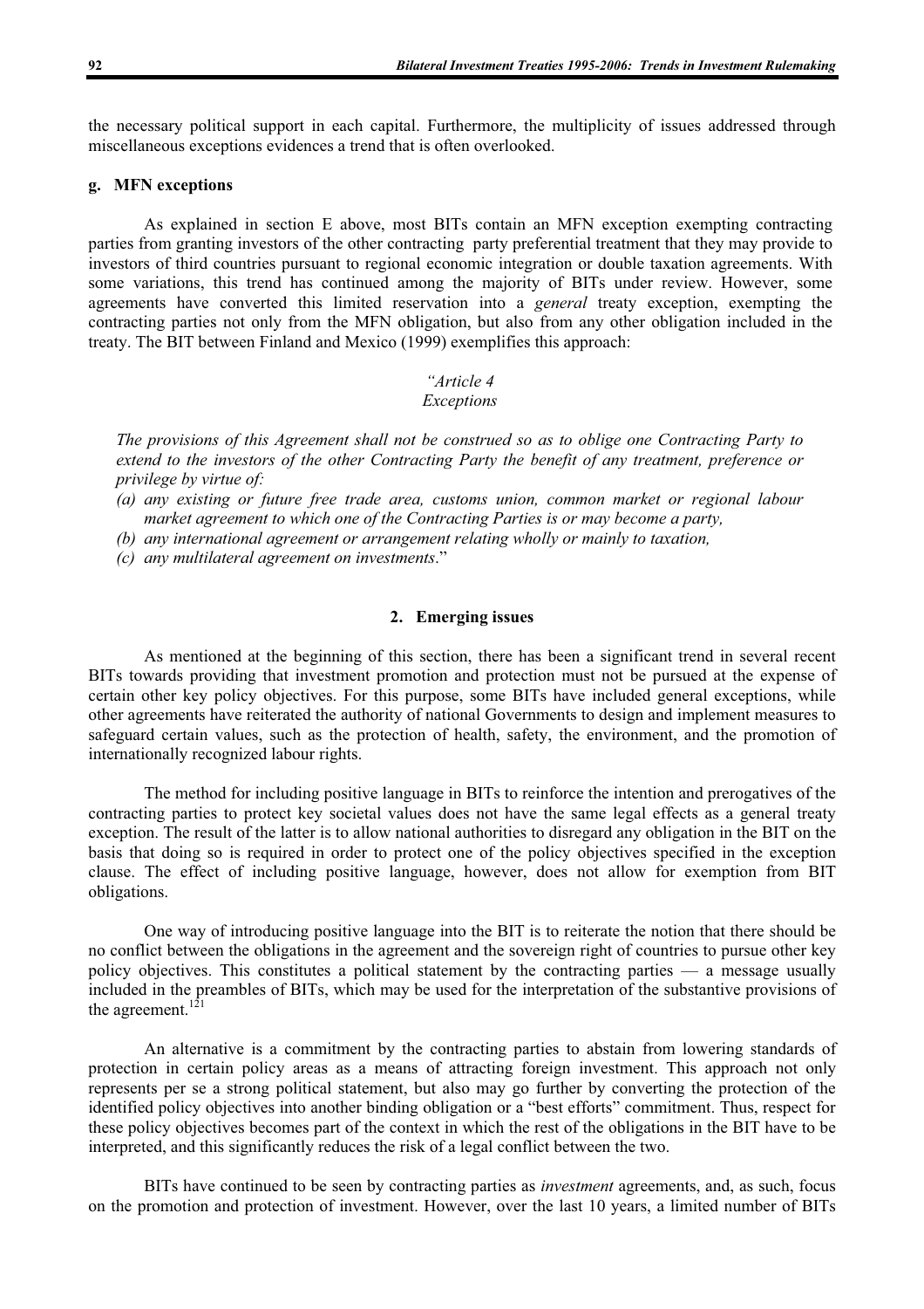the necessary political support in each capital. Furthermore, the multiplicity of issues addressed through miscellaneous exceptions evidences a trend that is often overlooked.

### g. MFN exceptions

As explained in section E above, most BITs contain an MFN exception exempting contracting parties from granting investors of the other contracting party preferential treatment that they may provide to investors of third countries pursuant to regional economic integration or double taxation agreements. With some variations, this trend has continued among the majority of BITs under review. However, some agreements have converted this limited reservation into a *general* treaty exception, exempting the contracting parties not only from the MFN obligation, but also from any other obligation included in the treaty. The BIT between Finland and Mexico (1999) exemplifies this approach:

*"Article 4*
*Exceptions*

*The provisions of this Agreement shall not be construed so as to oblige one Contracting Party to extend to the investors of the other Contracting Party the benefit of any treatment, preference or privilege by virtue of:*

*(a) any existing or future free trade area, customs union, common market or regional labour market agreement to which one of the Contracting Parties is or may become a party,*
*(b) any international agreement or arrangement relating wholly or mainly to taxation,*
*(c) any multilateral agreement on investments*."

## 2. Emerging issues

As mentioned at the beginning of this section, there has been a significant trend in several recent BITs towards providing that investment promotion and protection must not be pursued at the expense of certain other key policy objectives. For this purpose, some BITs have included general exceptions, while other agreements have reiterated the authority of national Governments to design and implement measures to safeguard certain values, such as the protection of health, safety, the environment, and the promotion of internationally recognized labour rights.

The method for including positive language in BITs to reinforce the intention and prerogatives of the contracting parties to protect key societal values does not have the same legal effects as a general treaty exception. The result of the latter is to allow national authorities to disregard any obligation in the BIT on the basis that doing so is required in order to protect one of the policy objectives specified in the exception clause. The effect of including positive language, however, does not allow for exemption from BIT obligations.

One way of introducing positive language into the BIT is to reiterate the notion that there should be no conflict between the obligations in the agreement and the sovereign right of countries to pursue other key policy objectives. This constitutes a political statement by the contracting parties — a message usually included in the preambles of BITs, which may be used for the interpretation of the substantive provisions of the agreement.[121]

An alternative is a commitment by the contracting parties to abstain from lowering standards of protection in certain policy areas as a means of attracting foreign investment. This approach not only represents per se a strong political statement, but also may go further by converting the protection of the identified policy objectives into another binding obligation or a "best efforts" commitment. Thus, respect for these policy objectives becomes part of the context in which the rest of the obligations in the BIT have to be interpreted, and this significantly reduces the risk of a legal conflict between the two.

BITs have continued to be seen by contracting parties as *investment* agreements, and, as such, focus on the promotion and protection of investment. However, over the last 10 years, a limited number of BITs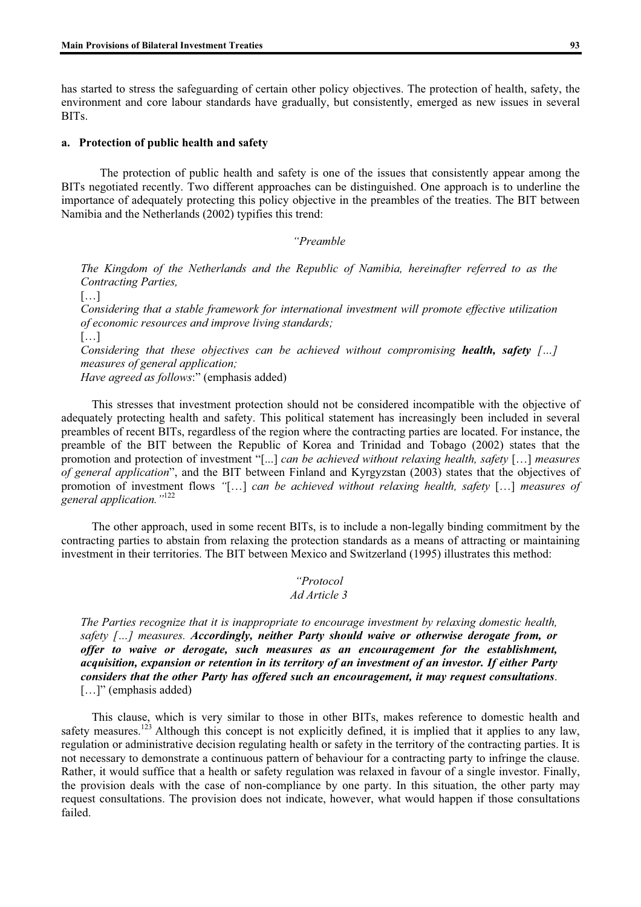has started to stress the safeguarding of certain other policy objectives. The protection of health, safety, the environment and core labour standards have gradually, but consistently, emerged as new issues in several BITs.

### a. Protection of public health and safety

The protection of public health and safety is one of the issues that consistently appear among the BITs negotiated recently. Two different approaches can be distinguished. One approach is to underline the importance of adequately protecting this policy objective in the preambles of the treaties. The BIT between Namibia and the Netherlands (2002) typifies this trend:

> *"Preamble*
>
> *The Kingdom of the Netherlands and the Republic of Namibia, hereinafter referred to as the Contracting Parties,*
>
> […]
>
> *Considering that a stable framework for international investment will promote effective utilization of economic resources and improve living standards;*
>
> […]
>
> *Considering that these objectives can be achieved without compromising **health, safety** […] measures of general application;*
>
> *Have agreed as follows*:" (emphasis added)

This stresses that investment protection should not be considered incompatible with the objective of adequately protecting health and safety. This political statement has increasingly been included in several preambles of recent BITs, regardless of the region where the contracting parties are located. For instance, the preamble of the BIT between the Republic of Korea and Trinidad and Tobago (2002) states that the promotion and protection of investment "[...] *can be achieved without relaxing health, safety* […] *measures of general application*", and the BIT between Finland and Kyrgyzstan (2003) states that the objectives of promotion of investment flows *"*[…] *can be achieved without relaxing health, safety* […] *measures of general application."*[122]

The other approach, used in some recent BITs, is to include a non-legally binding commitment by the contracting parties to abstain from relaxing the protection standards as a means of attracting or maintaining investment in their territories. The BIT between Mexico and Switzerland (1995) illustrates this method:

> *"Protocol*
>
> *Ad Article 3*
>
> *The Parties recognize that it is inappropriate to encourage investment by relaxing domestic health, safety […] measures. **Accordingly, neither Party should waive or otherwise derogate from, or offer to waive or derogate, such measures as an encouragement for the establishment, acquisition, expansion or retention in its territory of an investment of an investor. If either Party considers that the other Party has offered such an encouragement, it may request consultations**.*
>
> […]" (emphasis added)

This clause, which is very similar to those in other BITs, makes reference to domestic health and safety measures.[123] Although this concept is not explicitly defined, it is implied that it applies to any law, regulation or administrative decision regulating health or safety in the territory of the contracting parties. It is not necessary to demonstrate a continuous pattern of behaviour for a contracting party to infringe the clause. Rather, it would suffice that a health or safety regulation was relaxed in favour of a single investor. Finally, the provision deals with the case of non-compliance by one party. In this situation, the other party may request consultations. The provision does not indicate, however, what would happen if those consultations failed.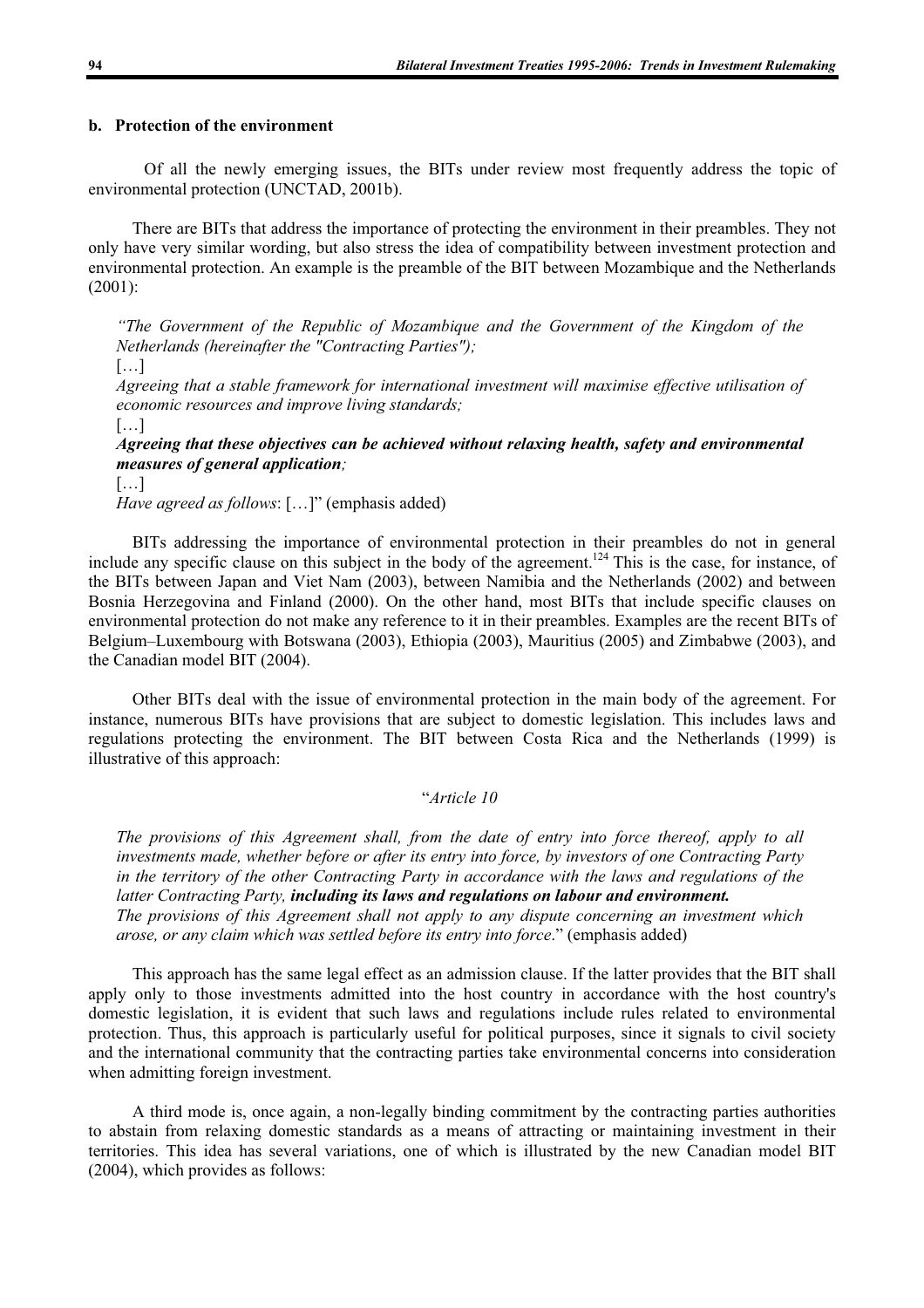### b. Protection of the environment

Of all the newly emerging issues, the BITs under review most frequently address the topic of environmental protection (UNCTAD, 2001b).

There are BITs that address the importance of protecting the environment in their preambles. They not only have very similar wording, but also stress the idea of compatibility between investment protection and environmental protection. An example is the preamble of the BIT between Mozambique and the Netherlands (2001):

> *"The Government of the Republic of Mozambique and the Government of the Kingdom of the Netherlands (hereinafter the "Contracting Parties");*
>
> […]
>
> *Agreeing that a stable framework for international investment will maximise effective utilisation of economic resources and improve living standards;*
>
> […]
>
> ***Agreeing that these objectives can be achieved without relaxing health, safety and environmental measures of general application****;*
>
> […]
>
> *Have agreed as follows*: […]" (emphasis added)

BITs addressing the importance of environmental protection in their preambles do not in general include any specific clause on this subject in the body of the agreement.[124] This is the case, for instance, of the BITs between Japan and Viet Nam (2003), between Namibia and the Netherlands (2002) and between Bosnia Herzegovina and Finland (2000). On the other hand, most BITs that include specific clauses on environmental protection do not make any reference to it in their preambles. Examples are the recent BITs of Belgium–Luxembourg with Botswana (2003), Ethiopia (2003), Mauritius (2005) and Zimbabwe (2003), and the Canadian model BIT (2004).

Other BITs deal with the issue of environmental protection in the main body of the agreement. For instance, numerous BITs have provisions that are subject to domestic legislation. This includes laws and regulations protecting the environment. The BIT between Costa Rica and the Netherlands (1999) is illustrative of this approach:

> "*Article 10*
>
> *The provisions of this Agreement shall, from the date of entry into force thereof, apply to all investments made, whether before or after its entry into force, by investors of one Contracting Party in the territory of the other Contracting Party in accordance with the laws and regulations of the latter Contracting Party,* ***including its laws and regulations on labour and environment.***
>
> *The provisions of this Agreement shall not apply to any dispute concerning an investment which arose, or any claim which was settled before its entry into force*." (emphasis added)

This approach has the same legal effect as an admission clause. If the latter provides that the BIT shall apply only to those investments admitted into the host country in accordance with the host country's domestic legislation, it is evident that such laws and regulations include rules related to environmental protection. Thus, this approach is particularly useful for political purposes, since it signals to civil society and the international community that the contracting parties take environmental concerns into consideration when admitting foreign investment.

A third mode is, once again, a non-legally binding commitment by the contracting parties authorities to abstain from relaxing domestic standards as a means of attracting or maintaining investment in their territories. This idea has several variations, one of which is illustrated by the new Canadian model BIT (2004), which provides as follows: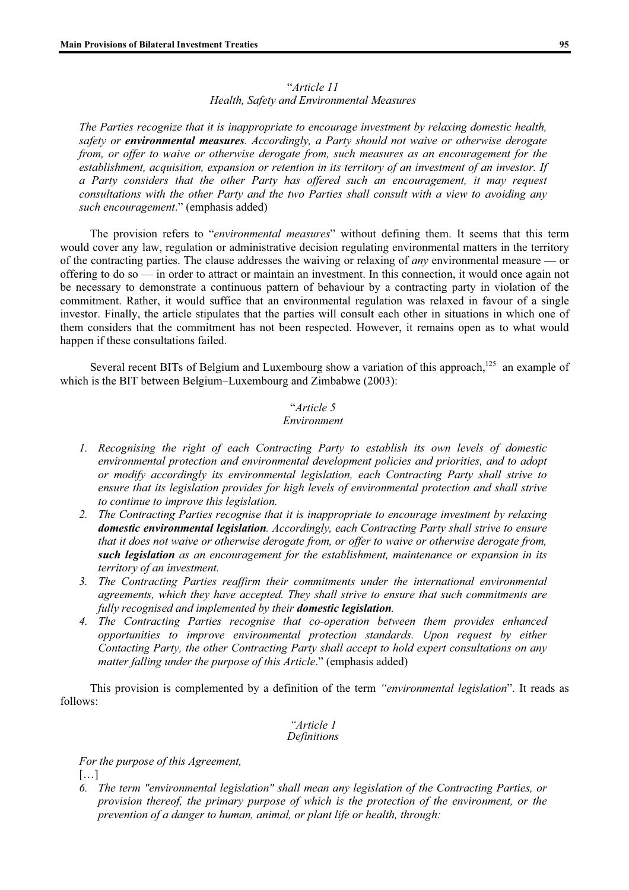"*Article 11*
*Health, Safety and Environmental Measures*

*The Parties recognize that it is inappropriate to encourage investment by relaxing domestic health, safety or **environmental measures**. Accordingly, a Party should not waive or otherwise derogate from, or offer to waive or otherwise derogate from, such measures as an encouragement for the establishment, acquisition, expansion or retention in its territory of an investment of an investor. If a Party considers that the other Party has offered such an encouragement, it may request consultations with the other Party and the two Parties shall consult with a view to avoiding any such encouragement*." (emphasis added)

The provision refers to "*environmental measures*" without defining them. It seems that this term would cover any law, regulation or administrative decision regulating environmental matters in the territory of the contracting parties. The clause addresses the waiving or relaxing of *any* environmental measure — or offering to do so — in order to attract or maintain an investment. In this connection, it would once again not be necessary to demonstrate a continuous pattern of behaviour by a contracting party in violation of the commitment. Rather, it would suffice that an environmental regulation was relaxed in favour of a single investor. Finally, the article stipulates that the parties will consult each other in situations in which one of them considers that the commitment has not been respected. However, it remains open as to what would happen if these consultations failed.

Several recent BITs of Belgium and Luxembourg show a variation of this approach,[125] an example of which is the BIT between Belgium–Luxembourg and Zimbabwe (2003):

"*Article 5*
*Environment*

1. *Recognising the right of each Contracting Party to establish its own levels of domestic environmental protection and environmental development policies and priorities, and to adopt or modify accordingly its environmental legislation, each Contracting Party shall strive to ensure that its legislation provides for high levels of environmental protection and shall strive to continue to improve this legislation.*
2. *The Contracting Parties recognise that it is inappropriate to encourage investment by relaxing **domestic environmental legislation**. Accordingly, each Contracting Party shall strive to ensure that it does not waive or otherwise derogate from, or offer to waive or otherwise derogate from, **such legislation** as an encouragement for the establishment, maintenance or expansion in its territory of an investment.*
3. *The Contracting Parties reaffirm their commitments under the international environmental agreements, which they have accepted. They shall strive to ensure that such commitments are fully recognised and implemented by their **domestic legislation**.*
4. *The Contracting Parties recognise that co-operation between them provides enhanced opportunities to improve environmental protection standards. Upon request by either Contacting Party, the other Contracting Party shall accept to hold expert consultations on any matter falling under the purpose of this Article*." (emphasis added)

This provision is complemented by a definition of the term *"environmental legislation*". It reads as follows:

*"Article 1*
*Definitions*

*For the purpose of this Agreement,*

[…]

6. *The term "environmental legislation" shall mean any legislation of the Contracting Parties, or provision thereof, the primary purpose of which is the protection of the environment, or the prevention of a danger to human, animal, or plant life or health, through:*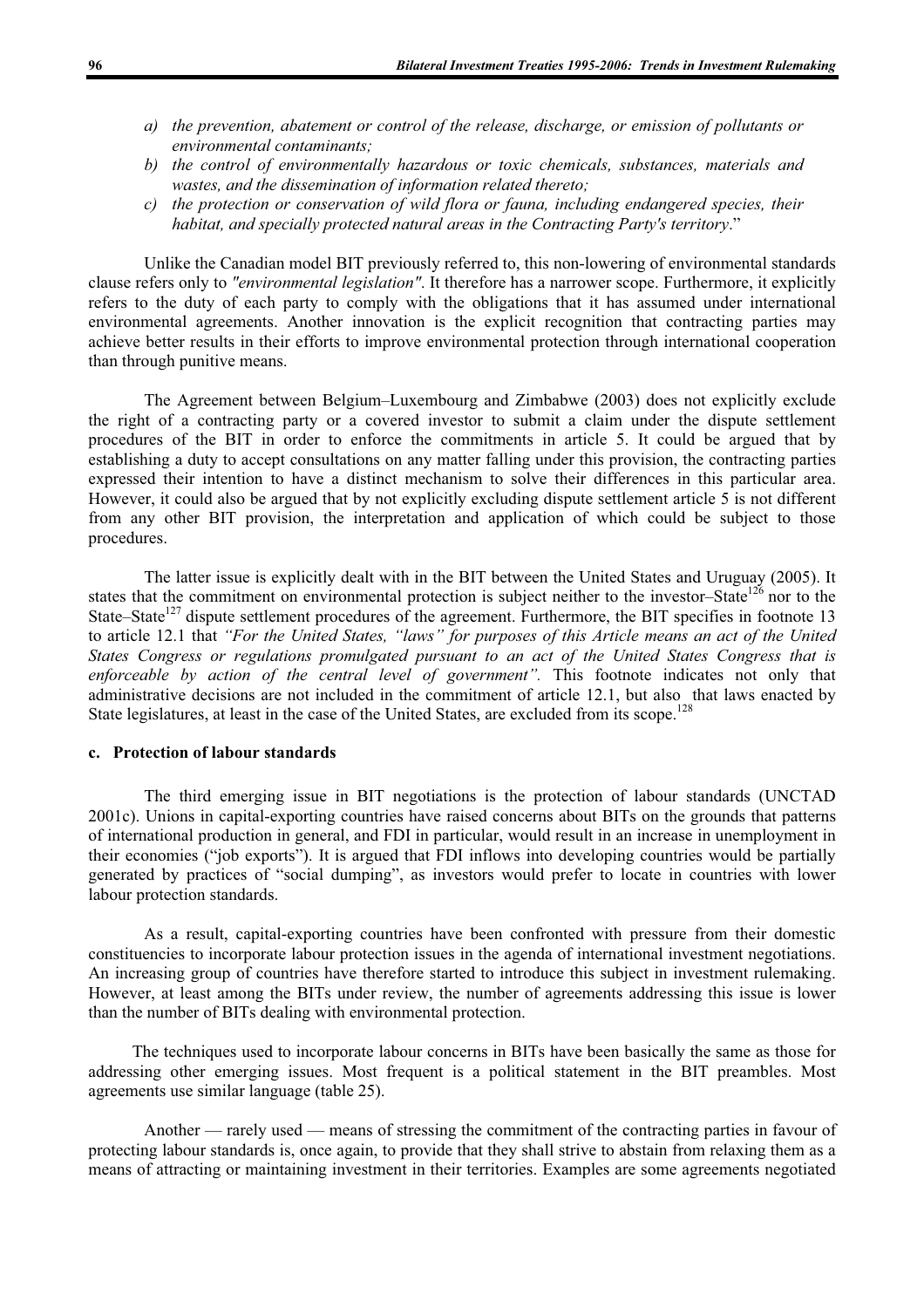- *a) the prevention, abatement or control of the release, discharge, or emission of pollutants or environmental contaminants;*
- *b) the control of environmentally hazardous or toxic chemicals, substances, materials and wastes, and the dissemination of information related thereto;*
- *c) the protection or conservation of wild flora or fauna, including endangered species, their habitat, and specially protected natural areas in the Contracting Party's territory*."

Unlike the Canadian model BIT previously referred to, this non-lowering of environmental standards clause refers only to *"environmental legislation"*. It therefore has a narrower scope. Furthermore, it explicitly refers to the duty of each party to comply with the obligations that it has assumed under international environmental agreements. Another innovation is the explicit recognition that contracting parties may achieve better results in their efforts to improve environmental protection through international cooperation than through punitive means.

The Agreement between Belgium–Luxembourg and Zimbabwe (2003) does not explicitly exclude the right of a contracting party or a covered investor to submit a claim under the dispute settlement procedures of the BIT in order to enforce the commitments in article 5. It could be argued that by establishing a duty to accept consultations on any matter falling under this provision, the contracting parties expressed their intention to have a distinct mechanism to solve their differences in this particular area. However, it could also be argued that by not explicitly excluding dispute settlement article 5 is not different from any other BIT provision, the interpretation and application of which could be subject to those procedures.

The latter issue is explicitly dealt with in the BIT between the United States and Uruguay (2005). It states that the commitment on environmental protection is subject neither to the investor–State[126] nor to the State–State[127] dispute settlement procedures of the agreement. Furthermore, the BIT specifies in footnote 13 to article 12.1 that *"For the United States, "laws" for purposes of this Article means an act of the United States Congress or regulations promulgated pursuant to an act of the United States Congress that is enforceable by action of the central level of government".* This footnote indicates not only that administrative decisions are not included in the commitment of article 12.1, but also that laws enacted by State legislatures, at least in the case of the United States, are excluded from its scope.[128]

#### c. Protection of labour standards

The third emerging issue in BIT negotiations is the protection of labour standards (UNCTAD 2001c). Unions in capital-exporting countries have raised concerns about BITs on the grounds that patterns of international production in general, and FDI in particular, would result in an increase in unemployment in their economies ("job exports"). It is argued that FDI inflows into developing countries would be partially generated by practices of "social dumping", as investors would prefer to locate in countries with lower labour protection standards.

As a result, capital-exporting countries have been confronted with pressure from their domestic constituencies to incorporate labour protection issues in the agenda of international investment negotiations. An increasing group of countries have therefore started to introduce this subject in investment rulemaking. However, at least among the BITs under review, the number of agreements addressing this issue is lower than the number of BITs dealing with environmental protection.

The techniques used to incorporate labour concerns in BITs have been basically the same as those for addressing other emerging issues. Most frequent is a political statement in the BIT preambles. Most agreements use similar language (table 25).

Another — rarely used — means of stressing the commitment of the contracting parties in favour of protecting labour standards is, once again, to provide that they shall strive to abstain from relaxing them as a means of attracting or maintaining investment in their territories. Examples are some agreements negotiated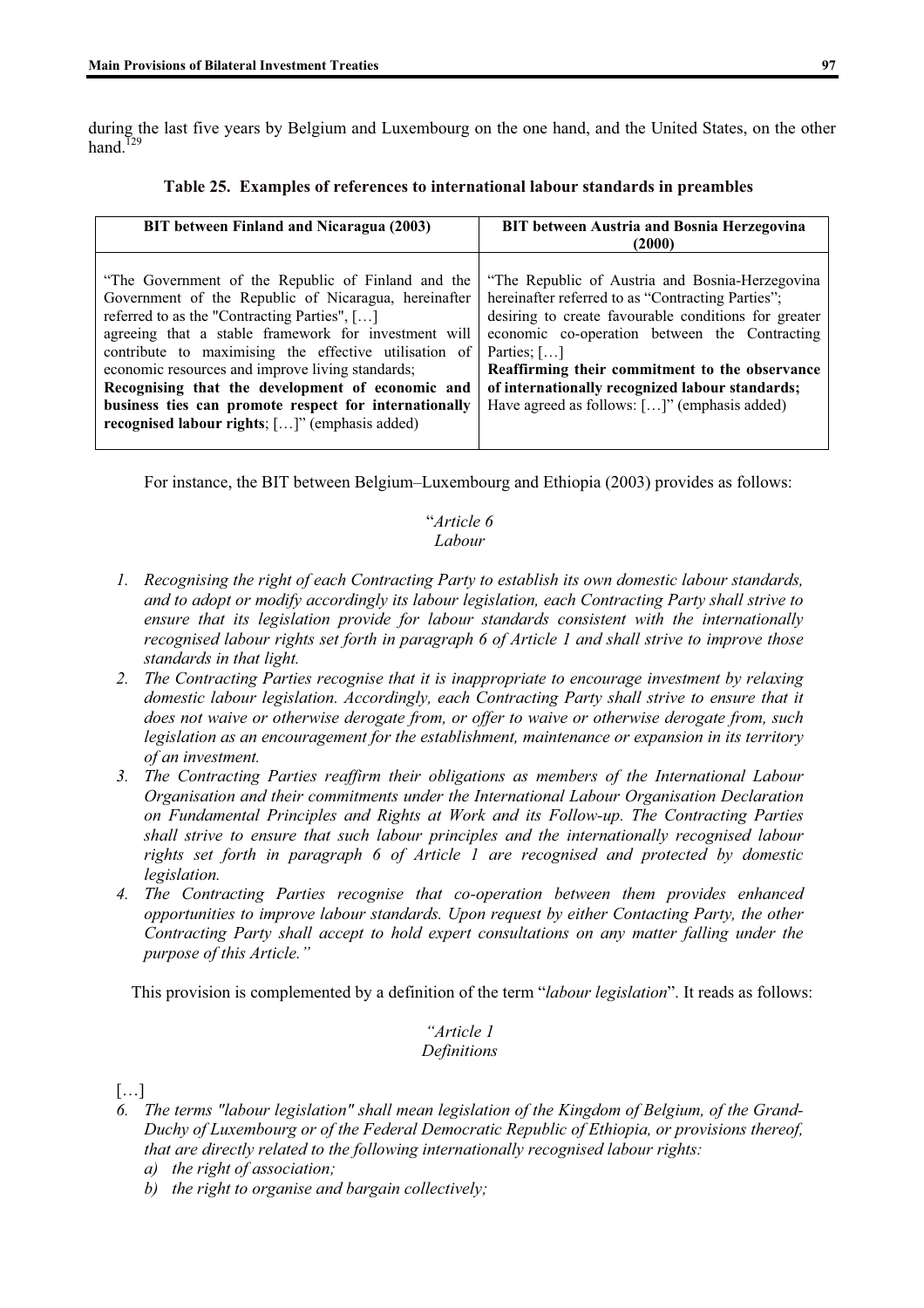during the last five years by Belgium and Luxembourg on the one hand, and the United States, on the other hand.[129]

**Table 25. Examples of references to international labour standards in preambles**

| BIT between Finland and Nicaragua (2003) | BIT between Austria and Bosnia Herzegovina (2000) |
|---|---|
| "The Government of the Republic of Finland and the Government of the Republic of Nicaragua, hereinafter referred to as the "Contracting Parties", […] agreeing that a stable framework for investment will contribute to maximising the effective utilisation of economic resources and improve living standards; **Recognising that the development of economic and business ties can promote respect for internationally recognised labour rights**; […]" (emphasis added) | "The Republic of Austria and Bosnia-Herzegovina hereinafter referred to as "Contracting Parties"; desiring to create favourable conditions for greater economic co-operation between the Contracting Parties; […] **Reaffirming their commitment to the observance of internationally recognized labour standards;** Have agreed as follows: […]" (emphasis added) |

For instance, the BIT between Belgium–Luxembourg and Ethiopia (2003) provides as follows:

"*Article 6*
*Labour*

1. *Recognising the right of each Contracting Party to establish its own domestic labour standards, and to adopt or modify accordingly its labour legislation, each Contracting Party shall strive to ensure that its legislation provide for labour standards consistent with the internationally recognised labour rights set forth in paragraph 6 of Article 1 and shall strive to improve those standards in that light.*
2. *The Contracting Parties recognise that it is inappropriate to encourage investment by relaxing domestic labour legislation. Accordingly, each Contracting Party shall strive to ensure that it does not waive or otherwise derogate from, or offer to waive or otherwise derogate from, such legislation as an encouragement for the establishment, maintenance or expansion in its territory of an investment.*
3. *The Contracting Parties reaffirm their obligations as members of the International Labour Organisation and their commitments under the International Labour Organisation Declaration on Fundamental Principles and Rights at Work and its Follow-up. The Contracting Parties shall strive to ensure that such labour principles and the internationally recognised labour rights set forth in paragraph 6 of Article 1 are recognised and protected by domestic legislation.*
4. *The Contracting Parties recognise that co-operation between them provides enhanced opportunities to improve labour standards. Upon request by either Contacting Party, the other Contracting Party shall accept to hold expert consultations on any matter falling under the purpose of this Article."*

This provision is complemented by a definition of the term "*labour legislation*". It reads as follows:

*"Article 1*
*Definitions*

[…]

6. *The terms "labour legislation" shall mean legislation of the Kingdom of Belgium, of the Grand-Duchy of Luxembourg or of the Federal Democratic Republic of Ethiopia, or provisions thereof, that are directly related to the following internationally recognised labour rights:*
   a) *the right of association;*
   b) *the right to organise and bargain collectively;*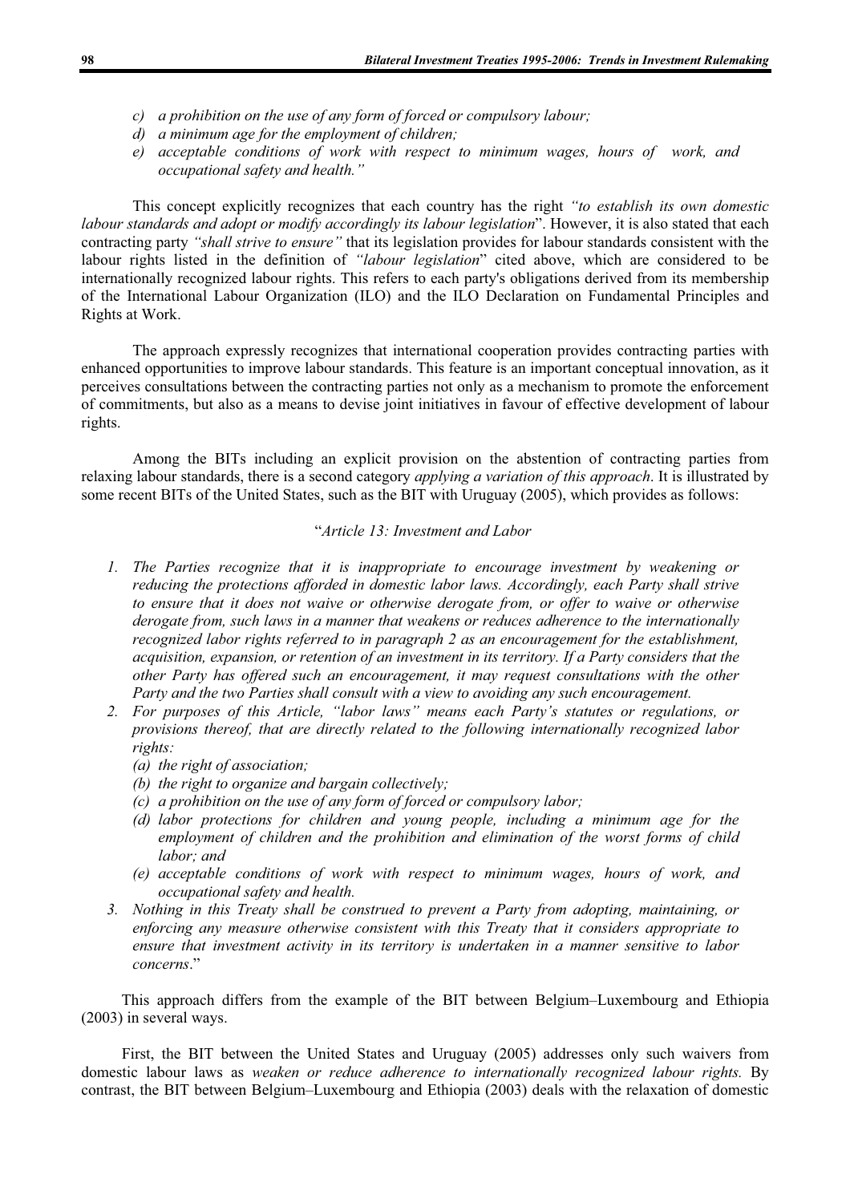- *c) a prohibition on the use of any form of forced or compulsory labour;*
- *d) a minimum age for the employment of children;*
- *e) acceptable conditions of work with respect to minimum wages, hours of work, and occupational safety and health."*

This concept explicitly recognizes that each country has the right *"to establish its own domestic labour standards and adopt or modify accordingly its labour legislation*". However, it is also stated that each contracting party *"shall strive to ensure"* that its legislation provides for labour standards consistent with the labour rights listed in the definition of *"labour legislation*" cited above, which are considered to be internationally recognized labour rights. This refers to each party's obligations derived from its membership of the International Labour Organization (ILO) and the ILO Declaration on Fundamental Principles and Rights at Work.

The approach expressly recognizes that international cooperation provides contracting parties with enhanced opportunities to improve labour standards. This feature is an important conceptual innovation, as it perceives consultations between the contracting parties not only as a mechanism to promote the enforcement of commitments, but also as a means to devise joint initiatives in favour of effective development of labour rights.

Among the BITs including an explicit provision on the abstention of contracting parties from relaxing labour standards, there is a second category *applying a variation of this approach*. It is illustrated by some recent BITs of the United States, such as the BIT with Uruguay (2005), which provides as follows:

"*Article 13: Investment and Labor*

1. *The Parties recognize that it is inappropriate to encourage investment by weakening or reducing the protections afforded in domestic labor laws. Accordingly, each Party shall strive to ensure that it does not waive or otherwise derogate from, or offer to waive or otherwise derogate from, such laws in a manner that weakens or reduces adherence to the internationally recognized labor rights referred to in paragraph 2 as an encouragement for the establishment, acquisition, expansion, or retention of an investment in its territory. If a Party considers that the other Party has offered such an encouragement, it may request consultations with the other Party and the two Parties shall consult with a view to avoiding any such encouragement.*
2. *For purposes of this Article, "labor laws" means each Party's statutes or regulations, or provisions thereof, that are directly related to the following internationally recognized labor rights:*
   - *(a) the right of association;*
   - *(b) the right to organize and bargain collectively;*
   - *(c) a prohibition on the use of any form of forced or compulsory labor;*
   - *(d) labor protections for children and young people, including a minimum age for the employment of children and the prohibition and elimination of the worst forms of child labor; and*
   - *(e) acceptable conditions of work with respect to minimum wages, hours of work, and occupational safety and health.*
3. *Nothing in this Treaty shall be construed to prevent a Party from adopting, maintaining, or enforcing any measure otherwise consistent with this Treaty that it considers appropriate to ensure that investment activity in its territory is undertaken in a manner sensitive to labor concerns*."

This approach differs from the example of the BIT between Belgium–Luxembourg and Ethiopia (2003) in several ways.

First, the BIT between the United States and Uruguay (2005) addresses only such waivers from domestic labour laws as *weaken or reduce adherence to internationally recognized labour rights.* By contrast, the BIT between Belgium–Luxembourg and Ethiopia (2003) deals with the relaxation of domestic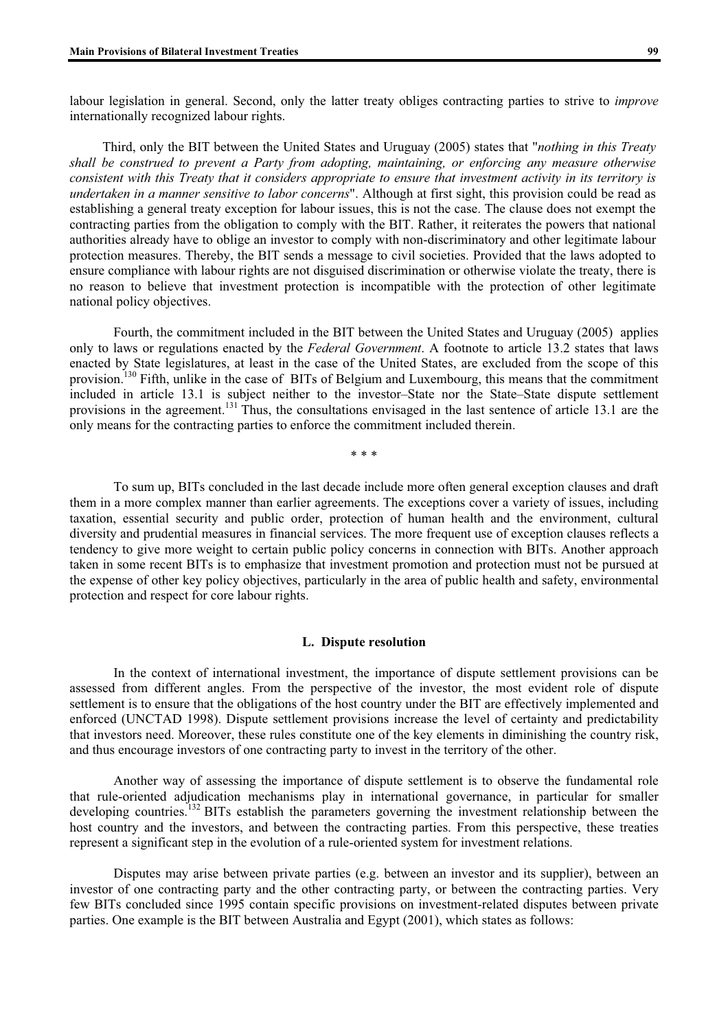labour legislation in general. Second, only the latter treaty obliges contracting parties to strive to *improve* internationally recognized labour rights.

Third, only the BIT between the United States and Uruguay (2005) states that "*nothing in this Treaty shall be construed to prevent a Party from adopting, maintaining, or enforcing any measure otherwise consistent with this Treaty that it considers appropriate to ensure that investment activity in its territory is undertaken in a manner sensitive to labor concerns*". Although at first sight, this provision could be read as establishing a general treaty exception for labour issues, this is not the case. The clause does not exempt the contracting parties from the obligation to comply with the BIT. Rather, it reiterates the powers that national authorities already have to oblige an investor to comply with non-discriminatory and other legitimate labour protection measures. Thereby, the BIT sends a message to civil societies. Provided that the laws adopted to ensure compliance with labour rights are not disguised discrimination or otherwise violate the treaty, there is no reason to believe that investment protection is incompatible with the protection of other legitimate national policy objectives.

Fourth, the commitment included in the BIT between the United States and Uruguay (2005) applies only to laws or regulations enacted by the *Federal Government*. A footnote to article 13.2 states that laws enacted by State legislatures, at least in the case of the United States, are excluded from the scope of this provision.[130] Fifth, unlike in the case of BITs of Belgium and Luxembourg, this means that the commitment included in article 13.1 is subject neither to the investor–State nor the State–State dispute settlement provisions in the agreement.[131] Thus, the consultations envisaged in the last sentence of article 13.1 are the only means for the contracting parties to enforce the commitment included therein.

\* \* \*

To sum up, BITs concluded in the last decade include more often general exception clauses and draft them in a more complex manner than earlier agreements. The exceptions cover a variety of issues, including taxation, essential security and public order, protection of human health and the environment, cultural diversity and prudential measures in financial services. The more frequent use of exception clauses reflects a tendency to give more weight to certain public policy concerns in connection with BITs. Another approach taken in some recent BITs is to emphasize that investment promotion and protection must not be pursued at the expense of other key policy objectives, particularly in the area of public health and safety, environmental protection and respect for core labour rights.

### L. Dispute resolution

In the context of international investment, the importance of dispute settlement provisions can be assessed from different angles. From the perspective of the investor, the most evident role of dispute settlement is to ensure that the obligations of the host country under the BIT are effectively implemented and enforced (UNCTAD 1998). Dispute settlement provisions increase the level of certainty and predictability that investors need. Moreover, these rules constitute one of the key elements in diminishing the country risk, and thus encourage investors of one contracting party to invest in the territory of the other.

Another way of assessing the importance of dispute settlement is to observe the fundamental role that rule-oriented adjudication mechanisms play in international governance, in particular for smaller developing countries.[132] BITs establish the parameters governing the investment relationship between the host country and the investors, and between the contracting parties. From this perspective, these treaties represent a significant step in the evolution of a rule-oriented system for investment relations.

Disputes may arise between private parties (e.g. between an investor and its supplier), between an investor of one contracting party and the other contracting party, or between the contracting parties. Very few BITs concluded since 1995 contain specific provisions on investment-related disputes between private parties. One example is the BIT between Australia and Egypt (2001), which states as follows: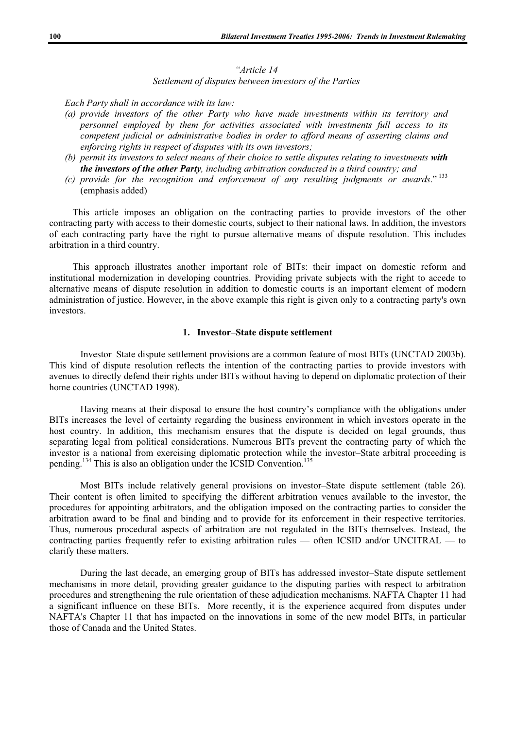*"Article 14*
*Settlement of disputes between investors of the Parties*

*Each Party shall in accordance with its law:*

*(a) provide investors of the other Party who have made investments within its territory and personnel employed by them for activities associated with investments full access to its competent judicial or administrative bodies in order to afford means of asserting claims and enforcing rights in respect of disputes with its own investors;*
*(b) permit its investors to select means of their choice to settle disputes relating to investments* ***with the investors of the other Party****, including arbitration conducted in a third country; and*
*(c) provide for the recognition and enforcement of any resulting judgments or awards*." [133] (emphasis added)

This article imposes an obligation on the contracting parties to provide investors of the other contracting party with access to their domestic courts, subject to their national laws. In addition, the investors of each contracting party have the right to pursue alternative means of dispute resolution. This includes arbitration in a third country.

This approach illustrates another important role of BITs: their impact on domestic reform and institutional modernization in developing countries. Providing private subjects with the right to accede to alternative means of dispute resolution in addition to domestic courts is an important element of modern administration of justice. However, in the above example this right is given only to a contracting party's own investors.

### 1. Investor–State dispute settlement

Investor–State dispute settlement provisions are a common feature of most BITs (UNCTAD 2003b). This kind of dispute resolution reflects the intention of the contracting parties to provide investors with avenues to directly defend their rights under BITs without having to depend on diplomatic protection of their home countries (UNCTAD 1998).

Having means at their disposal to ensure the host country's compliance with the obligations under BITs increases the level of certainty regarding the business environment in which investors operate in the host country. In addition, this mechanism ensures that the dispute is decided on legal grounds, thus separating legal from political considerations. Numerous BITs prevent the contracting party of which the investor is a national from exercising diplomatic protection while the investor–State arbitral proceeding is pending.[134] This is also an obligation under the ICSID Convention.[135]

Most BITs include relatively general provisions on investor–State dispute settlement (table 26). Their content is often limited to specifying the different arbitration venues available to the investor, the procedures for appointing arbitrators, and the obligation imposed on the contracting parties to consider the arbitration award to be final and binding and to provide for its enforcement in their respective territories. Thus, numerous procedural aspects of arbitration are not regulated in the BITs themselves. Instead, the contracting parties frequently refer to existing arbitration rules — often ICSID and/or UNCITRAL — to clarify these matters.

During the last decade, an emerging group of BITs has addressed investor–State dispute settlement mechanisms in more detail, providing greater guidance to the disputing parties with respect to arbitration procedures and strengthening the rule orientation of these adjudication mechanisms. NAFTA Chapter 11 had a significant influence on these BITs. More recently, it is the experience acquired from disputes under NAFTA's Chapter 11 that has impacted on the innovations in some of the new model BITs, in particular those of Canada and the United States.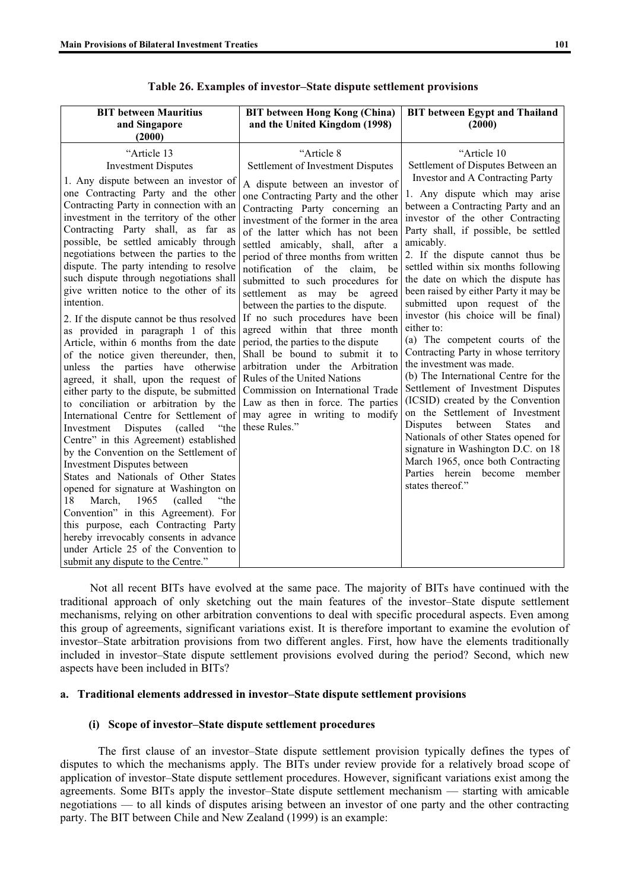**Table 26. Examples of investor–State dispute settlement provisions**

| BIT between Mauritius and Singapore (2000) | BIT between Hong Kong (China) and the United Kingdom (1998) | BIT between Egypt and Thailand (2000) |
|---|---|---|
| "Article 13<br>Investment Disputes<br>1. Any dispute between an investor of one Contracting Party and the other Contracting Party in connection with an investment in the territory of the other Contracting Party shall, as far as possible, be settled amicably through negotiations between the parties to the dispute. The party intending to resolve such dispute through negotiations shall give written notice to the other of its intention.<br>2. If the dispute cannot be thus resolved as provided in paragraph 1 of this Article, within 6 months from the date of the notice given thereunder, then, unless the parties have otherwise agreed, it shall, upon the request of either party to the dispute, be submitted to conciliation or arbitration by the International Centre for Settlement of Investment Disputes (called "the Centre" in this Agreement) established by the Convention on the Settlement of Investment Disputes between States and Nationals of Other States opened for signature at Washington on 18 March, 1965 (called "the Convention" in this Agreement). For this purpose, each Contracting Party hereby irrevocably consents in advance under Article 25 of the Convention to submit any dispute to the Centre." | "Article 8<br>Settlement of Investment Disputes<br>A dispute between an investor of one Contracting Party and the other Contracting Party concerning an investment of the former in the area of the latter which has not been settled amicably, shall, after a period of three months from written notification of the claim, be submitted to such procedures for settlement as may be agreed between the parties to the dispute. If no such procedures have been agreed within that three month period, the parties to the dispute Shall be bound to submit it to arbitration under the Arbitration Rules of the United Nations Commission on International Trade Law as then in force. The parties may agree in writing to modify these Rules." | "Article 10<br>Settlement of Disputes Between an Investor and A Contracting Party<br>1. Any dispute which may arise between a Contracting Party and an investor of the other Contracting Party shall, if possible, be settled amicably.<br>2. If the dispute cannot thus be settled within six months following the date on which the dispute has been raised by either Party it may be submitted upon request of the investor (his choice will be final) either to:<br>(a) The competent courts of the Contracting Party in whose territory the investment was made.<br>(b) The International Centre for the Settlement of Investment Disputes (ICSID) created by the Convention on the Settlement of Investment Disputes between States and Nationals of other States opened for signature in Washington D.C. on 18 March 1965, once both Contracting Parties herein become member states thereof." |

Not all recent BITs have evolved at the same pace. The majority of BITs have continued with the traditional approach of only sketching out the main features of the investor–State dispute settlement mechanisms, relying on other arbitration conventions to deal with specific procedural aspects. Even among this group of agreements, significant variations exist. It is therefore important to examine the evolution of investor–State arbitration provisions from two different angles. First, how have the elements traditionally included in investor–State dispute settlement provisions evolved during the period? Second, which new aspects have been included in BITs?

### a. Traditional elements addressed in investor–State dispute settlement provisions

#### (i) Scope of investor–State dispute settlement procedures

The first clause of an investor–State dispute settlement provision typically defines the types of disputes to which the mechanisms apply. The BITs under review provide for a relatively broad scope of application of investor–State dispute settlement procedures. However, significant variations exist among the agreements. Some BITs apply the investor–State dispute settlement mechanism — starting with amicable negotiations — to all kinds of disputes arising between an investor of one party and the other contracting party. The BIT between Chile and New Zealand (1999) is an example: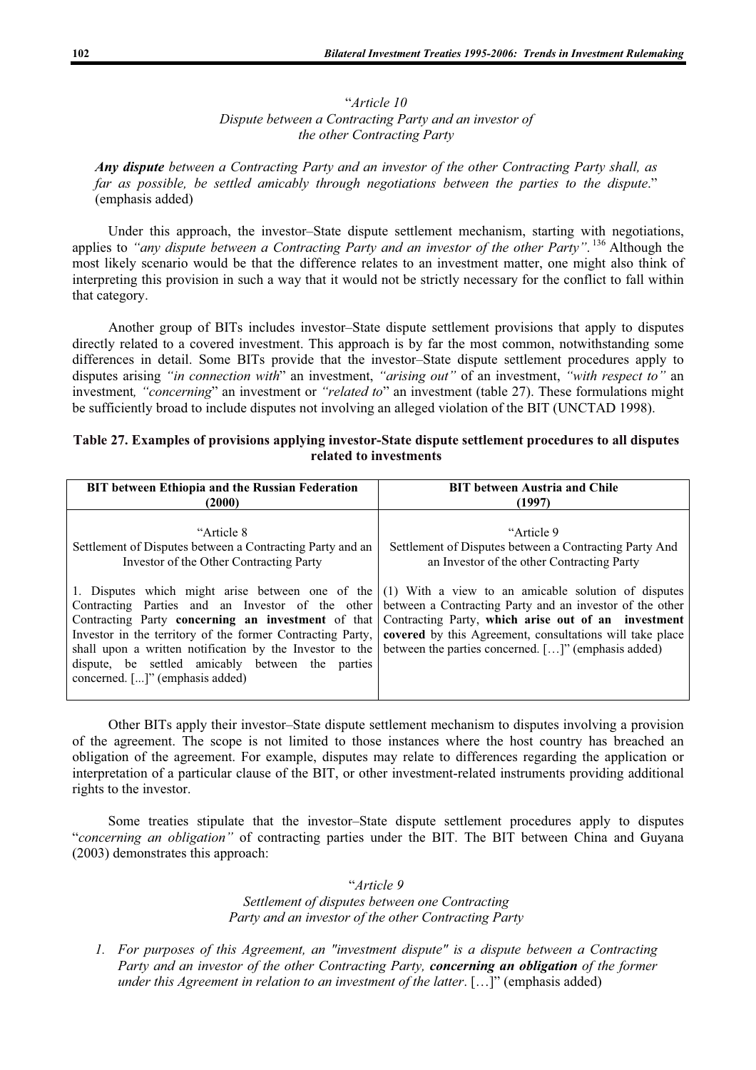"*Article 10*
*Dispute between a Contracting Party and an investor of the other Contracting Party*

***Any dispute*** *between a Contracting Party and an investor of the other Contracting Party shall, as far as possible, be settled amicably through negotiations between the parties to the dispute*." (emphasis added)

Under this approach, the investor–State dispute settlement mechanism, starting with negotiations, applies to *"any dispute between a Contracting Party and an investor of the other Party"*.[136] Although the most likely scenario would be that the difference relates to an investment matter, one might also think of interpreting this provision in such a way that it would not be strictly necessary for the conflict to fall within that category.

Another group of BITs includes investor–State dispute settlement provisions that apply to disputes directly related to a covered investment. This approach is by far the most common, notwithstanding some differences in detail. Some BITs provide that the investor–State dispute settlement procedures apply to disputes arising *"in connection with*" an investment, *"arising out"* of an investment, *"with respect to"* an investment*, "concerning*" an investment or *"related to*" an investment (table 27). These formulations might be sufficiently broad to include disputes not involving an alleged violation of the BIT (UNCTAD 1998).

**Table 27. Examples of provisions applying investor-State dispute settlement procedures to all disputes related to investments**

| **BIT between Ethiopia and the Russian Federation (2000)** | **BIT between Austria and Chile (1997)** |
|---|---|
| "Article 8<br>Settlement of Disputes between a Contracting Party and an Investor of the Other Contracting Party<br><br>1. Disputes which might arise between one of the Contracting Parties and an Investor of the other Contracting Party **concerning an investment** of that Investor in the territory of the former Contracting Party, shall upon a written notification by the Investor to the dispute, be settled amicably between the parties concerned. [...]" (emphasis added) | "Article 9<br>Settlement of Disputes between a Contracting Party And an Investor of the other Contracting Party<br><br>(1) With a view to an amicable solution of disputes between a Contracting Party and an investor of the other Contracting Party, **which arise out of an investment covered** by this Agreement, consultations will take place between the parties concerned. […]" (emphasis added) |

Other BITs apply their investor–State dispute settlement mechanism to disputes involving a provision of the agreement. The scope is not limited to those instances where the host country has breached an obligation of the agreement. For example, disputes may relate to differences regarding the application or interpretation of a particular clause of the BIT, or other investment-related instruments providing additional rights to the investor.

Some treaties stipulate that the investor–State dispute settlement procedures apply to disputes "*concerning an obligation"* of contracting parties under the BIT. The BIT between China and Guyana (2003) demonstrates this approach:

"*Article 9*
*Settlement of disputes between one Contracting Party and an investor of the other Contracting Party*

1. *For purposes of this Agreement, an "investment dispute" is a dispute between a Contracting Party and an investor of the other Contracting Party,* ***concerning an obligation*** *of the former under this Agreement in relation to an investment of the latter*. […]" (emphasis added)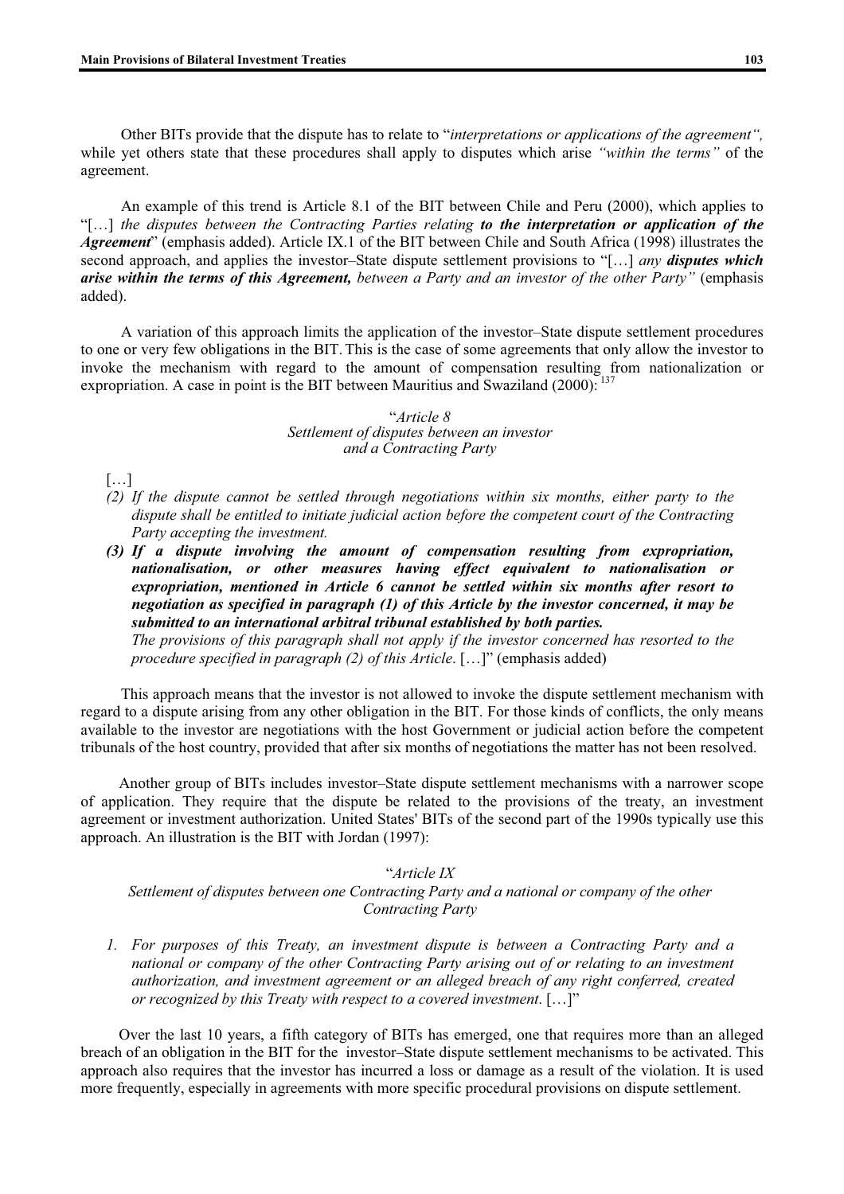Other BITs provide that the dispute has to relate to "*interpretations or applications of the agreement",* while yet others state that these procedures shall apply to disputes which arise *"within the terms"* of the agreement.

An example of this trend is Article 8.1 of the BIT between Chile and Peru (2000), which applies to "[…] *the disputes between the Contracting Parties relating* ***to the interpretation or application of the Agreement***" (emphasis added). Article IX.1 of the BIT between Chile and South Africa (1998) illustrates the second approach, and applies the investor–State dispute settlement provisions to "[…] *any* ***disputes which arise within the terms of this Agreement,*** *between a Party and an investor of the other Party"* (emphasis added).

A variation of this approach limits the application of the investor–State dispute settlement procedures to one or very few obligations in the BIT. This is the case of some agreements that only allow the investor to invoke the mechanism with regard to the amount of compensation resulting from nationalization or expropriation. A case in point is the BIT between Mauritius and Swaziland (2000): [137]

"*Article 8*
*Settlement of disputes between an investor and a Contracting Party*

[…]

*(2) If the dispute cannot be settled through negotiations within six months, either party to the dispute shall be entitled to initiate judicial action before the competent court of the Contracting Party accepting the investment.*

***(3) If a dispute involving the amount of compensation resulting from expropriation, nationalisation, or other measures having effect equivalent to nationalisation or expropriation, mentioned in Article 6 cannot be settled within six months after resort to negotiation as specified in paragraph (1) of this Article by the investor concerned, it may be submitted to an international arbitral tribunal established by both parties.***
*The provisions of this paragraph shall not apply if the investor concerned has resorted to the procedure specified in paragraph (2) of this Article*. […]" (emphasis added)

This approach means that the investor is not allowed to invoke the dispute settlement mechanism with regard to a dispute arising from any other obligation in the BIT. For those kinds of conflicts, the only means available to the investor are negotiations with the host Government or judicial action before the competent tribunals of the host country, provided that after six months of negotiations the matter has not been resolved.

Another group of BITs includes investor–State dispute settlement mechanisms with a narrower scope of application. They require that the dispute be related to the provisions of the treaty, an investment agreement or investment authorization. United States' BITs of the second part of the 1990s typically use this approach. An illustration is the BIT with Jordan (1997):

"*Article IX*
*Settlement of disputes between one Contracting Party and a national or company of the other Contracting Party*

1. *For purposes of this Treaty, an investment dispute is between a Contracting Party and a national or company of the other Contracting Party arising out of or relating to an investment authorization, and investment agreement or an alleged breach of any right conferred, created or recognized by this Treaty with respect to a covered investment*. […]"

Over the last 10 years, a fifth category of BITs has emerged, one that requires more than an alleged breach of an obligation in the BIT for the investor–State dispute settlement mechanisms to be activated. This approach also requires that the investor has incurred a loss or damage as a result of the violation. It is used more frequently, especially in agreements with more specific procedural provisions on dispute settlement.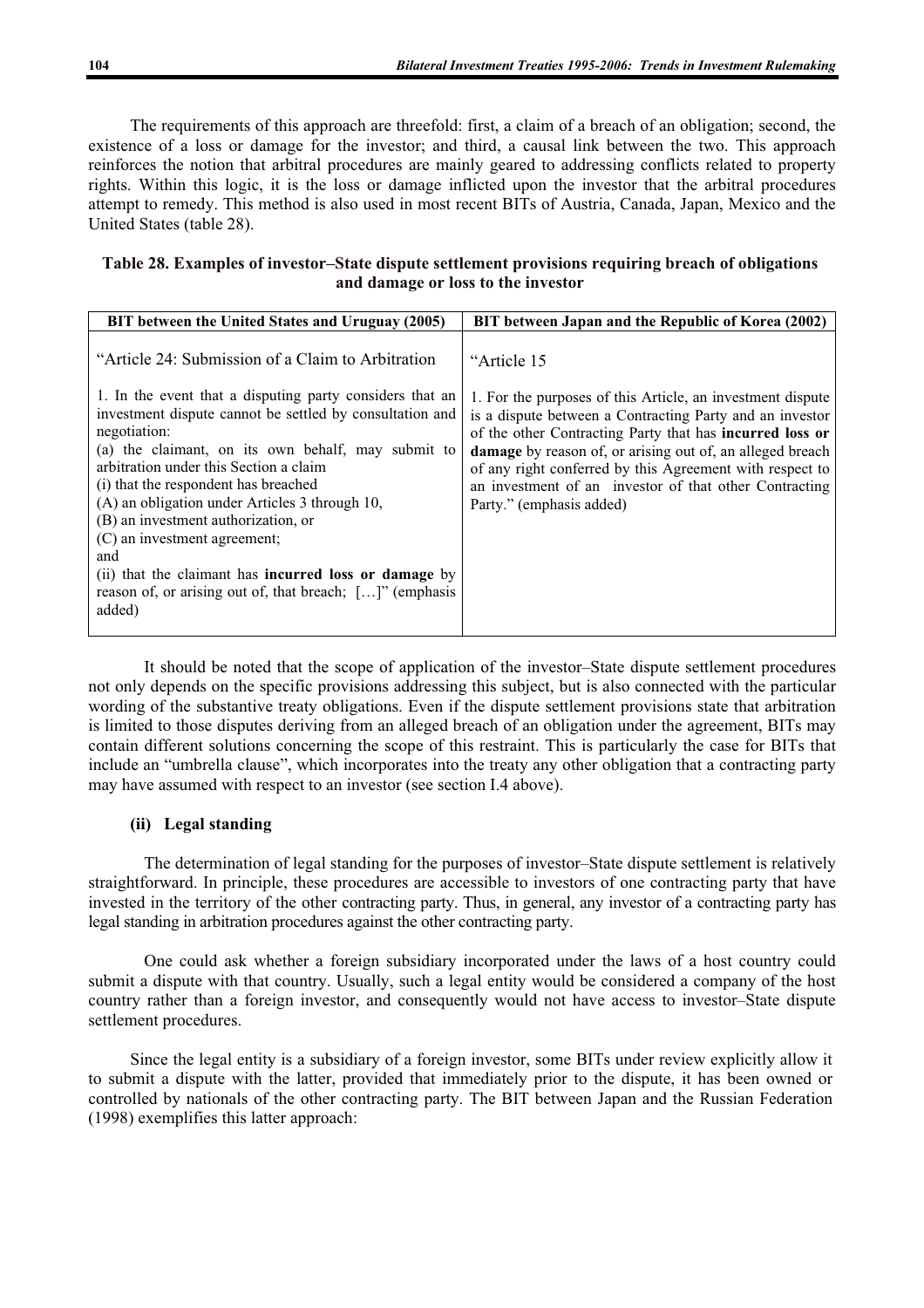The requirements of this approach are threefold: first, a claim of a breach of an obligation; second, the existence of a loss or damage for the investor; and third, a causal link between the two. This approach reinforces the notion that arbitral procedures are mainly geared to addressing conflicts related to property rights. Within this logic, it is the loss or damage inflicted upon the investor that the arbitral procedures attempt to remedy. This method is also used in most recent BITs of Austria, Canada, Japan, Mexico and the United States (table 28).

**Table 28. Examples of investor–State dispute settlement provisions requiring breach of obligations and damage or loss to the investor**

| BIT between the United States and Uruguay (2005) | BIT between Japan and the Republic of Korea (2002) |
|---|---|
| "Article 24: Submission of a Claim to Arbitration<br><br>1. In the event that a disputing party considers that an investment dispute cannot be settled by consultation and negotiation:<br>(a) the claimant, on its own behalf, may submit to arbitration under this Section a claim<br>(i) that the respondent has breached<br>(A) an obligation under Articles 3 through 10,<br>(B) an investment authorization, or<br>(C) an investment agreement;<br>and<br>(ii) that the claimant has **incurred loss or damage** by reason of, or arising out of, that breach; […]" (emphasis added) | "Article 15<br><br>1. For the purposes of this Article, an investment dispute is a dispute between a Contracting Party and an investor of the other Contracting Party that has **incurred loss or damage** by reason of, or arising out of, an alleged breach of any right conferred by this Agreement with respect to an investment of an investor of that other Contracting Party." (emphasis added) |

It should be noted that the scope of application of the investor–State dispute settlement procedures not only depends on the specific provisions addressing this subject, but is also connected with the particular wording of the substantive treaty obligations. Even if the dispute settlement provisions state that arbitration is limited to those disputes deriving from an alleged breach of an obligation under the agreement, BITs may contain different solutions concerning the scope of this restraint. This is particularly the case for BITs that include an "umbrella clause", which incorporates into the treaty any other obligation that a contracting party may have assumed with respect to an investor (see section I.4 above).

#### (ii) Legal standing

The determination of legal standing for the purposes of investor–State dispute settlement is relatively straightforward. In principle, these procedures are accessible to investors of one contracting party that have invested in the territory of the other contracting party. Thus, in general, any investor of a contracting party has legal standing in arbitration procedures against the other contracting party.

One could ask whether a foreign subsidiary incorporated under the laws of a host country could submit a dispute with that country. Usually, such a legal entity would be considered a company of the host country rather than a foreign investor, and consequently would not have access to investor–State dispute settlement procedures.

Since the legal entity is a subsidiary of a foreign investor, some BITs under review explicitly allow it to submit a dispute with the latter, provided that immediately prior to the dispute, it has been owned or controlled by nationals of the other contracting party. The BIT between Japan and the Russian Federation (1998) exemplifies this latter approach: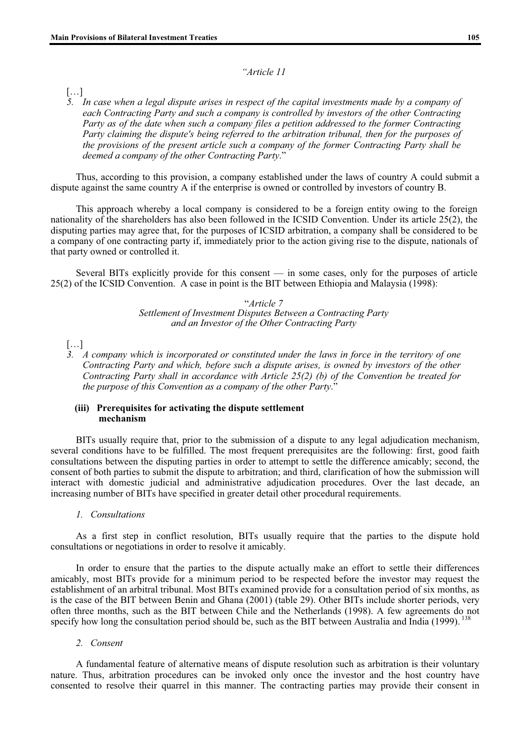*"Article 11*

[…]

5. *In case when a legal dispute arises in respect of the capital investments made by a company of each Contracting Party and such a company is controlled by investors of the other Contracting Party as of the date when such a company files a petition addressed to the former Contracting Party claiming the dispute's being referred to the arbitration tribunal, then for the purposes of the provisions of the present article such a company of the former Contracting Party shall be deemed a company of the other Contracting Party*."

Thus, according to this provision, a company established under the laws of country A could submit a dispute against the same country A if the enterprise is owned or controlled by investors of country B.

This approach whereby a local company is considered to be a foreign entity owing to the foreign nationality of the shareholders has also been followed in the ICSID Convention. Under its article 25(2), the disputing parties may agree that, for the purposes of ICSID arbitration, a company shall be considered to be a company of one contracting party if, immediately prior to the action giving rise to the dispute, nationals of that party owned or controlled it.

Several BITs explicitly provide for this consent — in some cases, only for the purposes of article 25(2) of the ICSID Convention. A case in point is the BIT between Ethiopia and Malaysia (1998):

"*Article 7*
*Settlement of Investment Disputes Between a Contracting Party and an Investor of the Other Contracting Party*

[…]

3. *A company which is incorporated or constituted under the laws in force in the territory of one Contracting Party and which, before such a dispute arises, is owned by investors of the other Contracting Party shall in accordance with Article 25(2) (b) of the Convention be treated for the purpose of this Convention as a company of the other Party*."

#### (iii) Prerequisites for activating the dispute settlement mechanism

BITs usually require that, prior to the submission of a dispute to any legal adjudication mechanism, several conditions have to be fulfilled. The most frequent prerequisites are the following: first, good faith consultations between the disputing parties in order to attempt to settle the difference amicably; second, the consent of both parties to submit the dispute to arbitration; and third, clarification of how the submission will interact with domestic judicial and administrative adjudication procedures. Over the last decade, an increasing number of BITs have specified in greater detail other procedural requirements.

##### *1. Consultations*

As a first step in conflict resolution, BITs usually require that the parties to the dispute hold consultations or negotiations in order to resolve it amicably.

In order to ensure that the parties to the dispute actually make an effort to settle their differences amicably, most BITs provide for a minimum period to be respected before the investor may request the establishment of an arbitral tribunal. Most BITs examined provide for a consultation period of six months, as is the case of the BIT between Benin and Ghana (2001) (table 29). Other BITs include shorter periods, very often three months, such as the BIT between Chile and the Netherlands (1998). A few agreements do not specify how long the consultation period should be, such as the BIT between Australia and India (1999).[138]

##### *2. Consent*

A fundamental feature of alternative means of dispute resolution such as arbitration is their voluntary nature. Thus, arbitration procedures can be invoked only once the investor and the host country have consented to resolve their quarrel in this manner. The contracting parties may provide their consent in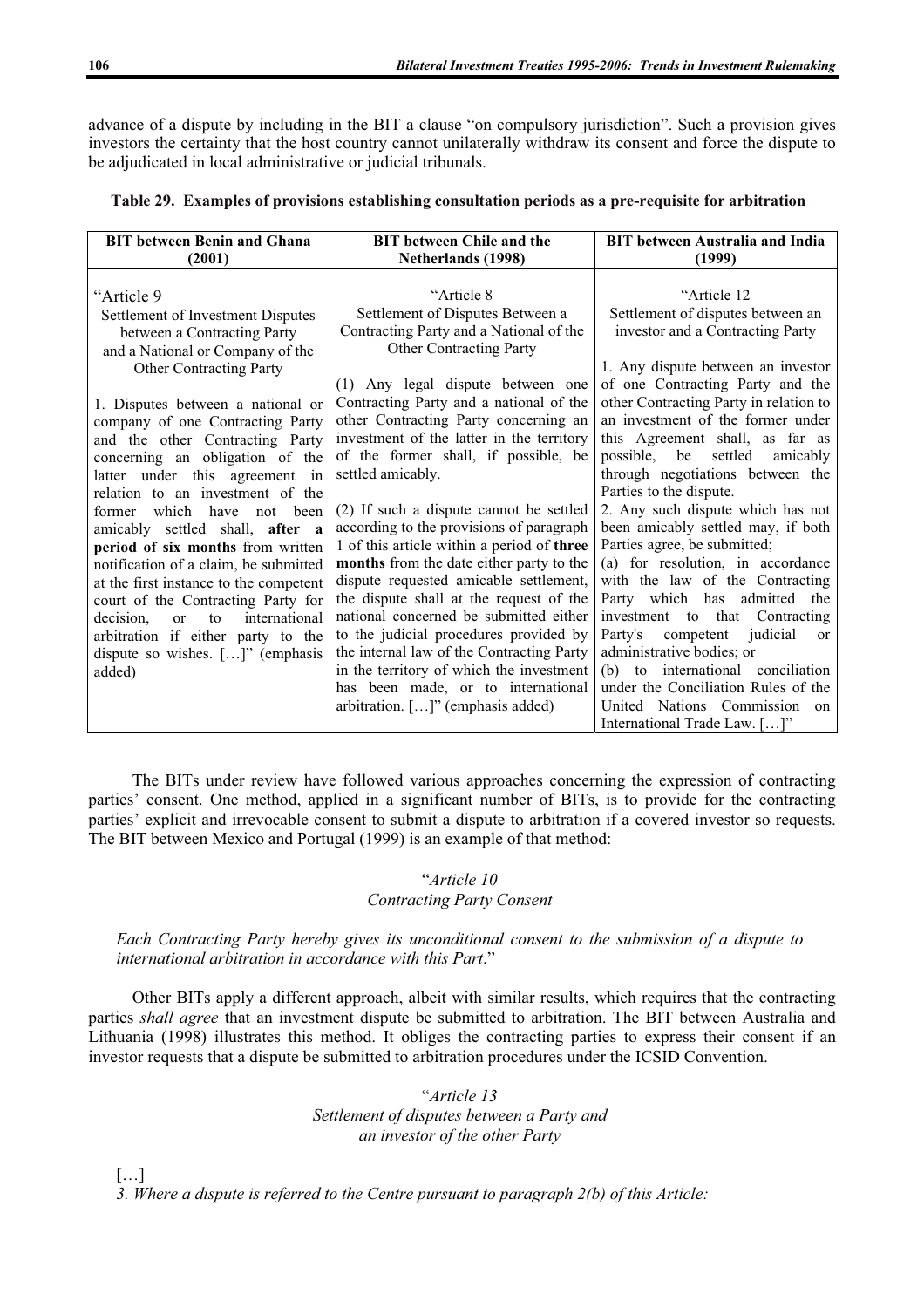advance of a dispute by including in the BIT a clause "on compulsory jurisdiction". Such a provision gives investors the certainty that the host country cannot unilaterally withdraw its consent and force the dispute to be adjudicated in local administrative or judicial tribunals.

**Table 29. Examples of provisions establishing consultation periods as a pre-requisite for arbitration**

| BIT between Benin and Ghana (2001) | BIT between Chile and the Netherlands (1998) | BIT between Australia and India (1999) |
|---|---|---|
| "Article 9<br>Settlement of Investment Disputes between a Contracting Party and a National or Company of the Other Contracting Party<br><br>1. Disputes between a national or company of one Contracting Party and the other Contracting Party concerning an obligation of the latter under this agreement in relation to an investment of the former which have not been amicably settled shall, **after a period of six months** from written notification of a claim, be submitted at the first instance to the competent court of the Contracting Party for decision, or to international arbitration if either party to the dispute so wishes. […]" (emphasis added) | "Article 8<br>Settlement of Disputes Between a Contracting Party and a National of the Other Contracting Party<br><br>(1) Any legal dispute between one Contracting Party and a national of the other Contracting Party concerning an investment of the latter in the territory of the former shall, if possible, be settled amicably.<br><br>(2) If such a dispute cannot be settled according to the provisions of paragraph 1 of this article within a period of **three months** from the date either party to the dispute requested amicable settlement, the dispute shall at the request of the national concerned be submitted either to the judicial procedures provided by the internal law of the Contracting Party in the territory of which the investment has been made, or to international arbitration. […]" (emphasis added) | "Article 12<br>Settlement of disputes between an investor and a Contracting Party<br><br>1. Any dispute between an investor of one Contracting Party and the other Contracting Party in relation to an investment of the former under this Agreement shall, as far as possible, be settled amicably through negotiations between the Parties to the dispute.<br>2. Any such dispute which has not been amicably settled may, if both Parties agree, be submitted;<br>(a) for resolution, in accordance with the law of the Contracting Party which has admitted the investment to that Contracting Party's competent judicial or administrative bodies; or<br>(b) to international conciliation under the Conciliation Rules of the United Nations Commission on International Trade Law. […]" |

The BITs under review have followed various approaches concerning the expression of contracting parties' consent. One method, applied in a significant number of BITs, is to provide for the contracting parties' explicit and irrevocable consent to submit a dispute to arbitration if a covered investor so requests. The BIT between Mexico and Portugal (1999) is an example of that method:

"*Article 10*
*Contracting Party Consent*

*Each Contracting Party hereby gives its unconditional consent to the submission of a dispute to international arbitration in accordance with this Part*."

Other BITs apply a different approach, albeit with similar results, which requires that the contracting parties *shall agree* that an investment dispute be submitted to arbitration. The BIT between Australia and Lithuania (1998) illustrates this method. It obliges the contracting parties to express their consent if an investor requests that a dispute be submitted to arbitration procedures under the ICSID Convention.

"*Article 13*
*Settlement of disputes between a Party and an investor of the other Party*

[…]
*3. Where a dispute is referred to the Centre pursuant to paragraph 2(b) of this Article:*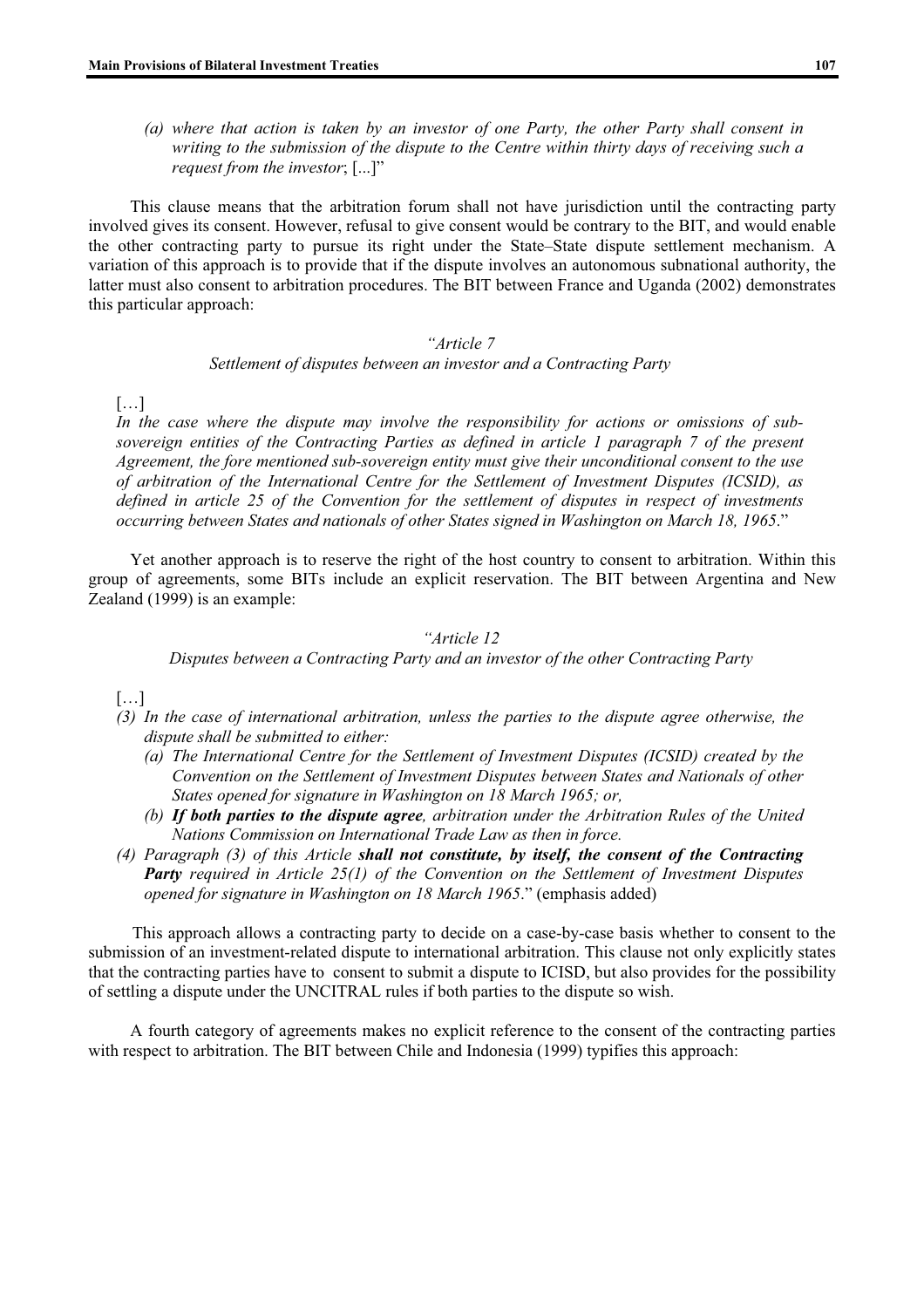*(a) where that action is taken by an investor of one Party, the other Party shall consent in writing to the submission of the dispute to the Centre within thirty days of receiving such a request from the investor*; [...]"

This clause means that the arbitration forum shall not have jurisdiction until the contracting party involved gives its consent. However, refusal to give consent would be contrary to the BIT, and would enable the other contracting party to pursue its right under the State–State dispute settlement mechanism. A variation of this approach is to provide that if the dispute involves an autonomous subnational authority, the latter must also consent to arbitration procedures. The BIT between France and Uganda (2002) demonstrates this particular approach:

*"Article 7*

*Settlement of disputes between an investor and a Contracting Party*

[…]

*In the case where the dispute may involve the responsibility for actions or omissions of sub-sovereign entities of the Contracting Parties as defined in article 1 paragraph 7 of the present Agreement, the fore mentioned sub-sovereign entity must give their unconditional consent to the use of arbitration of the International Centre for the Settlement of Investment Disputes (ICSID), as defined in article 25 of the Convention for the settlement of disputes in respect of investments occurring between States and nationals of other States signed in Washington on March 18, 1965*."

Yet another approach is to reserve the right of the host country to consent to arbitration. Within this group of agreements, some BITs include an explicit reservation. The BIT between Argentina and New Zealand (1999) is an example:

*"Article 12*

*Disputes between a Contracting Party and an investor of the other Contracting Party*

[…]

*(3) In the case of international arbitration, unless the parties to the dispute agree otherwise, the dispute shall be submitted to either:*

*(a) The International Centre for the Settlement of Investment Disputes (ICSID) created by the Convention on the Settlement of Investment Disputes between States and Nationals of other States opened for signature in Washington on 18 March 1965; or,*

*(b)* ***If both parties to the dispute agree****, arbitration under the Arbitration Rules of the United Nations Commission on International Trade Law as then in force.*

*(4) Paragraph (3) of this Article* ***shall not constitute, by itself, the consent of the Contracting Party*** *required in Article 25(1) of the Convention on the Settlement of Investment Disputes opened for signature in Washington on 18 March 1965*." (emphasis added)

This approach allows a contracting party to decide on a case-by-case basis whether to consent to the submission of an investment-related dispute to international arbitration. This clause not only explicitly states that the contracting parties have to consent to submit a dispute to ICISD, but also provides for the possibility of settling a dispute under the UNCITRAL rules if both parties to the dispute so wish.

A fourth category of agreements makes no explicit reference to the consent of the contracting parties with respect to arbitration. The BIT between Chile and Indonesia (1999) typifies this approach: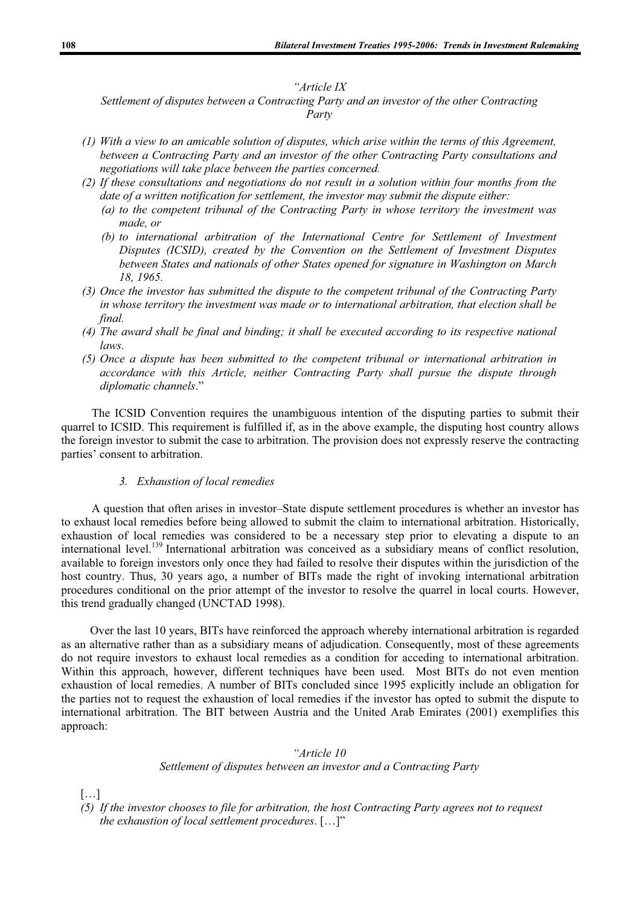*"Article IX*

*Settlement of disputes between a Contracting Party and an investor of the other Contracting Party*

*(1) With a view to an amicable solution of disputes, which arise within the terms of this Agreement, between a Contracting Party and an investor of the other Contracting Party consultations and negotiations will take place between the parties concerned.*

*(2) If these consultations and negotiations do not result in a solution within four months from the date of a written notification for settlement, the investor may submit the dispute either:*

*(a) to the competent tribunal of the Contracting Party in whose territory the investment was made, or*

*(b) to international arbitration of the International Centre for Settlement of Investment Disputes (ICSID), created by the Convention on the Settlement of Investment Disputes between States and nationals of other States opened for signature in Washington on March 18, 1965.*

*(3) Once the investor has submitted the dispute to the competent tribunal of the Contracting Party in whose territory the investment was made or to international arbitration, that election shall be final.*

*(4) The award shall be final and binding; it shall be executed according to its respective national laws.*

*(5) Once a dispute has been submitted to the competent tribunal or international arbitration in accordance with this Article, neither Contracting Party shall pursue the dispute through diplomatic channels*."

The ICSID Convention requires the unambiguous intention of the disputing parties to submit their quarrel to ICSID. This requirement is fulfilled if, as in the above example, the disputing host country allows the foreign investor to submit the case to arbitration. The provision does not expressly reserve the contracting parties' consent to arbitration.

### 3. Exhaustion of local remedies

A question that often arises in investor–State dispute settlement procedures is whether an investor has to exhaust local remedies before being allowed to submit the claim to international arbitration. Historically, exhaustion of local remedies was considered to be a necessary step prior to elevating a dispute to an international level.[139] International arbitration was conceived as a subsidiary means of conflict resolution, available to foreign investors only once they had failed to resolve their disputes within the jurisdiction of the host country. Thus, 30 years ago, a number of BITs made the right of invoking international arbitration procedures conditional on the prior attempt of the investor to resolve the quarrel in local courts. However, this trend gradually changed (UNCTAD 1998).

Over the last 10 years, BITs have reinforced the approach whereby international arbitration is regarded as an alternative rather than as a subsidiary means of adjudication. Consequently, most of these agreements do not require investors to exhaust local remedies as a condition for acceding to international arbitration. Within this approach, however, different techniques have been used. Most BITs do not even mention exhaustion of local remedies. A number of BITs concluded since 1995 explicitly include an obligation for the parties not to request the exhaustion of local remedies if the investor has opted to submit the dispute to international arbitration. The BIT between Austria and the United Arab Emirates (2001) exemplifies this approach:

*"Article 10*

*Settlement of disputes between an investor and a Contracting Party*

[…]

*(5) If the investor chooses to file for arbitration, the host Contracting Party agrees not to request the exhaustion of local settlement procedures*. […]"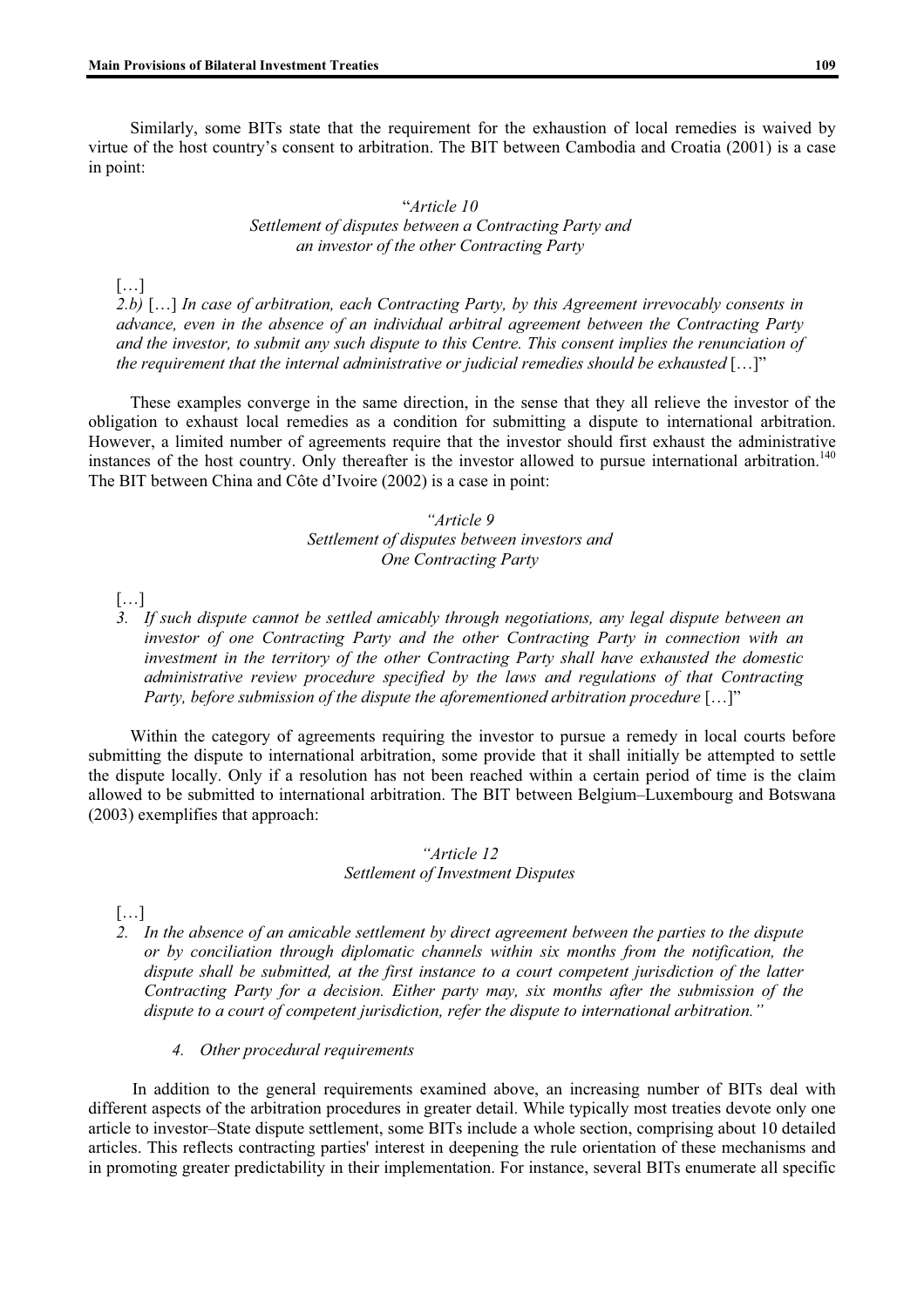Similarly, some BITs state that the requirement for the exhaustion of local remedies is waived by virtue of the host country's consent to arbitration. The BIT between Cambodia and Croatia (2001) is a case in point:

> "*Article 10*
> *Settlement of disputes between a Contracting Party and an investor of the other Contracting Party*
>
> […]
>
> *2.b)* […] *In case of arbitration, each Contracting Party, by this Agreement irrevocably consents in advance, even in the absence of an individual arbitral agreement between the Contracting Party and the investor, to submit any such dispute to this Centre. This consent implies the renunciation of the requirement that the internal administrative or judicial remedies should be exhausted* […]"

These examples converge in the same direction, in the sense that they all relieve the investor of the obligation to exhaust local remedies as a condition for submitting a dispute to international arbitration. However, a limited number of agreements require that the investor should first exhaust the administrative instances of the host country. Only thereafter is the investor allowed to pursue international arbitration.[140] The BIT between China and Côte d'Ivoire (2002) is a case in point:

> *"Article 9*
> *Settlement of disputes between investors and One Contracting Party*
>
> […]
>
> 3. *If such dispute cannot be settled amicably through negotiations, any legal dispute between an investor of one Contracting Party and the other Contracting Party in connection with an investment in the territory of the other Contracting Party shall have exhausted the domestic administrative review procedure specified by the laws and regulations of that Contracting Party, before submission of the dispute the aforementioned arbitration procedure* […]"

Within the category of agreements requiring the investor to pursue a remedy in local courts before submitting the dispute to international arbitration, some provide that it shall initially be attempted to settle the dispute locally. Only if a resolution has not been reached within a certain period of time is the claim allowed to be submitted to international arbitration. The BIT between Belgium–Luxembourg and Botswana (2003) exemplifies that approach:

> *"Article 12*
> *Settlement of Investment Disputes*
>
> […]
>
> 2. *In the absence of an amicable settlement by direct agreement between the parties to the dispute or by conciliation through diplomatic channels within six months from the notification, the dispute shall be submitted, at the first instance to a court competent jurisdiction of the latter Contracting Party for a decision. Either party may, six months after the submission of the dispute to a court of competent jurisdiction, refer the dispute to international arbitration."*

#### 4. *Other procedural requirements*

In addition to the general requirements examined above, an increasing number of BITs deal with different aspects of the arbitration procedures in greater detail. While typically most treaties devote only one article to investor–State dispute settlement, some BITs include a whole section, comprising about 10 detailed articles. This reflects contracting parties' interest in deepening the rule orientation of these mechanisms and in promoting greater predictability in their implementation. For instance, several BITs enumerate all specific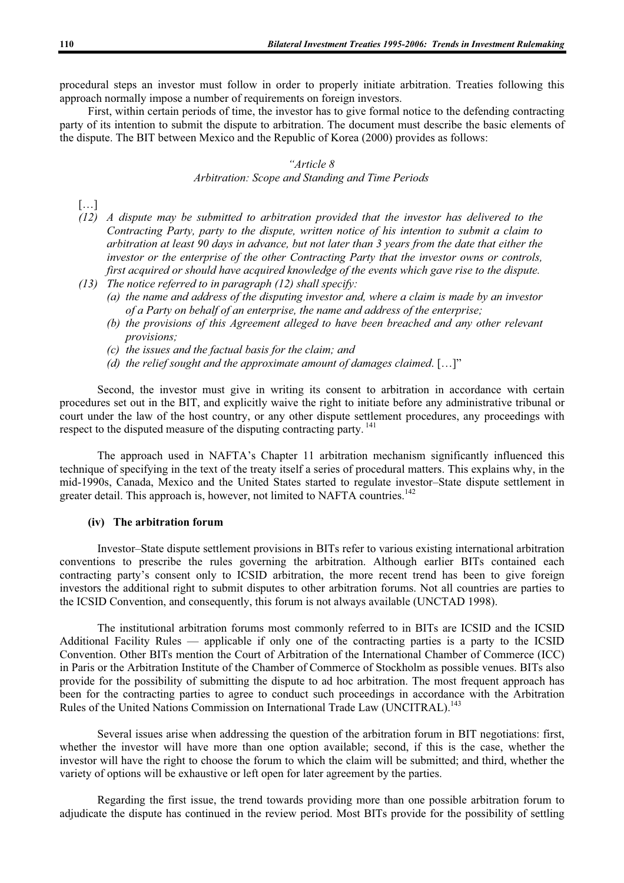procedural steps an investor must follow in order to properly initiate arbitration. Treaties following this approach normally impose a number of requirements on foreign investors.

First, within certain periods of time, the investor has to give formal notice to the defending contracting party of its intention to submit the dispute to arbitration. The document must describe the basic elements of the dispute. The BIT between Mexico and the Republic of Korea (2000) provides as follows:

*"Article 8*
*Arbitration: Scope and Standing and Time Periods*

[…]

*(12) A dispute may be submitted to arbitration provided that the investor has delivered to the Contracting Party, party to the dispute, written notice of his intention to submit a claim to arbitration at least 90 days in advance, but not later than 3 years from the date that either the investor or the enterprise of the other Contracting Party that the investor owns or controls, first acquired or should have acquired knowledge of the events which gave rise to the dispute.*

*(13) The notice referred to in paragraph (12) shall specify:*
  *(a) the name and address of the disputing investor and, where a claim is made by an investor of a Party on behalf of an enterprise, the name and address of the enterprise;*
  *(b) the provisions of this Agreement alleged to have been breached and any other relevant provisions;*
  *(c) the issues and the factual basis for the claim; and*
  *(d) the relief sought and the approximate amount of damages claimed.* […]"

Second, the investor must give in writing its consent to arbitration in accordance with certain procedures set out in the BIT, and explicitly waive the right to initiate before any administrative tribunal or court under the law of the host country, or any other dispute settlement procedures, any proceedings with respect to the disputed measure of the disputing contracting party.[141]

The approach used in NAFTA's Chapter 11 arbitration mechanism significantly influenced this technique of specifying in the text of the treaty itself a series of procedural matters. This explains why, in the mid-1990s, Canada, Mexico and the United States started to regulate investor–State dispute settlement in greater detail. This approach is, however, not limited to NAFTA countries.[142]

#### (iv) The arbitration forum

Investor–State dispute settlement provisions in BITs refer to various existing international arbitration conventions to prescribe the rules governing the arbitration. Although earlier BITs contained each contracting party's consent only to ICSID arbitration, the more recent trend has been to give foreign investors the additional right to submit disputes to other arbitration forums. Not all countries are parties to the ICSID Convention, and consequently, this forum is not always available (UNCTAD 1998).

The institutional arbitration forums most commonly referred to in BITs are ICSID and the ICSID Additional Facility Rules — applicable if only one of the contracting parties is a party to the ICSID Convention. Other BITs mention the Court of Arbitration of the International Chamber of Commerce (ICC) in Paris or the Arbitration Institute of the Chamber of Commerce of Stockholm as possible venues. BITs also provide for the possibility of submitting the dispute to ad hoc arbitration. The most frequent approach has been for the contracting parties to agree to conduct such proceedings in accordance with the Arbitration Rules of the United Nations Commission on International Trade Law (UNCITRAL).[143]

Several issues arise when addressing the question of the arbitration forum in BIT negotiations: first, whether the investor will have more than one option available; second, if this is the case, whether the investor will have the right to choose the forum to which the claim will be submitted; and third, whether the variety of options will be exhaustive or left open for later agreement by the parties.

Regarding the first issue, the trend towards providing more than one possible arbitration forum to adjudicate the dispute has continued in the review period. Most BITs provide for the possibility of settling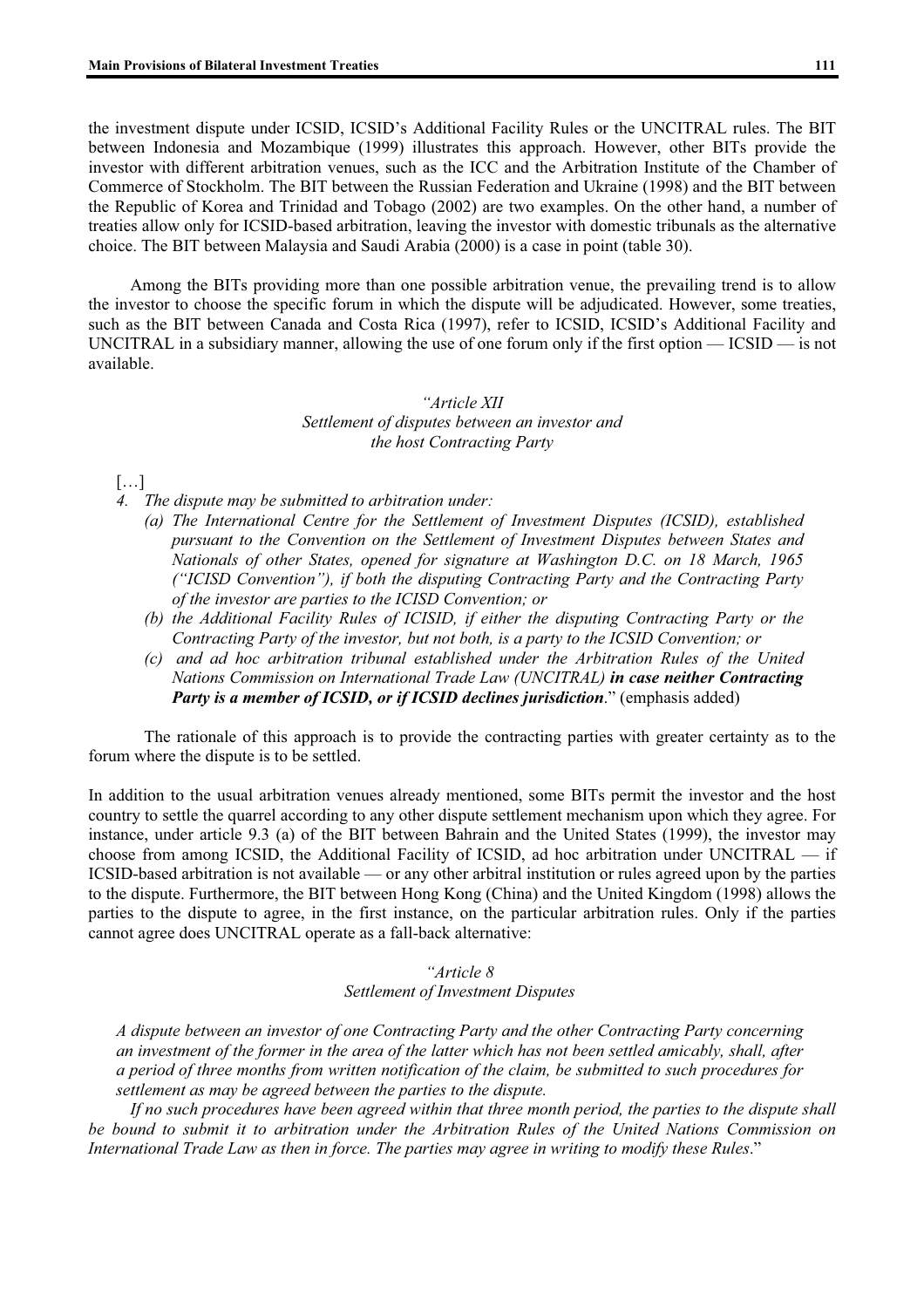the investment dispute under ICSID, ICSID's Additional Facility Rules or the UNCITRAL rules. The BIT between Indonesia and Mozambique (1999) illustrates this approach. However, other BITs provide the investor with different arbitration venues, such as the ICC and the Arbitration Institute of the Chamber of Commerce of Stockholm. The BIT between the Russian Federation and Ukraine (1998) and the BIT between the Republic of Korea and Trinidad and Tobago (2002) are two examples. On the other hand, a number of treaties allow only for ICSID-based arbitration, leaving the investor with domestic tribunals as the alternative choice. The BIT between Malaysia and Saudi Arabia (2000) is a case in point (table 30).

Among the BITs providing more than one possible arbitration venue, the prevailing trend is to allow the investor to choose the specific forum in which the dispute will be adjudicated. However, some treaties, such as the BIT between Canada and Costa Rica (1997), refer to ICSID, ICSID's Additional Facility and UNCITRAL in a subsidiary manner, allowing the use of one forum only if the first option — ICSID — is not available.

*"Article XII*
*Settlement of disputes between an investor and the host Contracting Party*

[…]

4. *The dispute may be submitted to arbitration under:*
   (a) *The International Centre for the Settlement of Investment Disputes (ICSID), established pursuant to the Convention on the Settlement of Investment Disputes between States and Nationals of other States, opened for signature at Washington D.C. on 18 March, 1965 ("ICISD Convention"), if both the disputing Contracting Party and the Contracting Party of the investor are parties to the ICISD Convention; or*
   (b) *the Additional Facility Rules of ICISID, if either the disputing Contracting Party or the Contracting Party of the investor, but not both, is a party to the ICISD Convention; or*
   (c) *and ad hoc arbitration tribunal established under the Arbitration Rules of the United Nations Commission on International Trade Law (UNCITRAL)* ***in case neither Contracting Party is a member of ICSID, or if ICSID declines jurisdiction****.*" (emphasis added)

The rationale of this approach is to provide the contracting parties with greater certainty as to the forum where the dispute is to be settled.

In addition to the usual arbitration venues already mentioned, some BITs permit the investor and the host country to settle the quarrel according to any other dispute settlement mechanism upon which they agree. For instance, under article 9.3 (a) of the BIT between Bahrain and the United States (1999), the investor may choose from among ICSID, the Additional Facility of ICSID, ad hoc arbitration under UNCITRAL — if ICSID-based arbitration is not available — or any other arbitral institution or rules agreed upon by the parties to the dispute. Furthermore, the BIT between Hong Kong (China) and the United Kingdom (1998) allows the parties to the dispute to agree, in the first instance, on the particular arbitration rules. Only if the parties cannot agree does UNCITRAL operate as a fall-back alternative:

*"Article 8*
*Settlement of Investment Disputes*

*A dispute between an investor of one Contracting Party and the other Contracting Party concerning an investment of the former in the area of the latter which has not been settled amicably, shall, after a period of three months from written notification of the claim, be submitted to such procedures for settlement as may be agreed between the parties to the dispute.*

*If no such procedures have been agreed within that three month period, the parties to the dispute shall be bound to submit it to arbitration under the Arbitration Rules of the United Nations Commission on International Trade Law as then in force. The parties may agree in writing to modify these Rules*."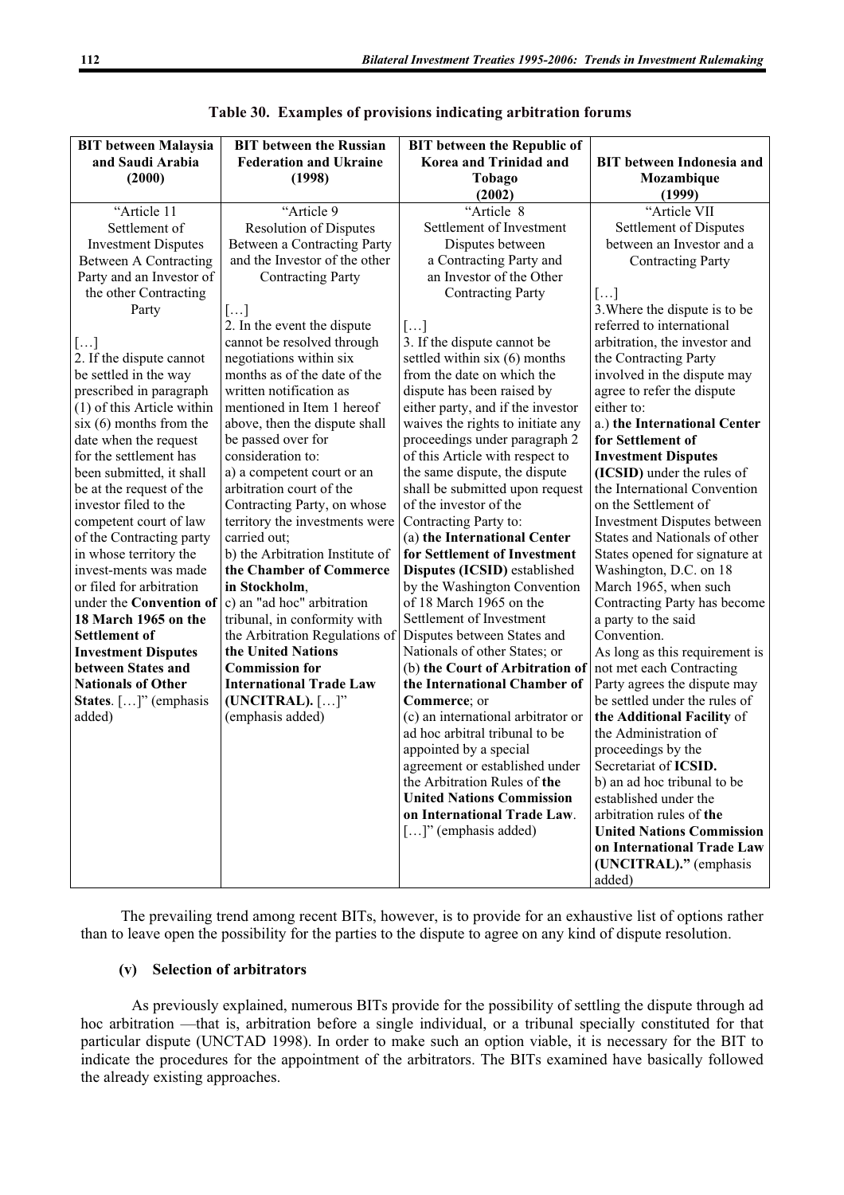**Table 30. Examples of provisions indicating arbitration forums**

| BIT between Malaysia and Saudi Arabia (2000) | BIT between the Russian Federation and Ukraine (1998) | BIT between the Republic of Korea and Trinidad and Tobago (2002) | BIT between Indonesia and Mozambique (1999) |
|---|---|---|---|
| "Article 11<br>Settlement of Investment Disputes Between A Contracting Party and an Investor of the other Contracting Party<br><br>[…]<br>2. If the dispute cannot be settled in the way prescribed in paragraph (1) of this Article within six (6) months from the date when the request for the settlement has been submitted, it shall be at the request of the investor filed to the competent court of law of the Contracting party in whose territory the invest-ments was made or filed for arbitration under the **Convention of 18 March 1965 on the Settlement of Investment Disputes between States and Nationals of Other States**. […]" (emphasis added) | "Article 9<br>Resolution of Disputes Between a Contracting Party and the Investor of the other Contracting Party<br><br>[…]<br>2. In the event the dispute cannot be resolved through negotiations within six months as of the date of the written notification as mentioned in Item 1 hereof above, then the dispute shall be passed over for consideration to:<br>a) a competent court or an arbitration court of the Contracting Party, on whose territory the investments were carried out;<br>b) the Arbitration Institute of **the Chamber of Commerce in Stockholm**,<br>c) an "ad hoc" arbitration tribunal, in conformity with the Arbitration Regulations of **the United Nations Commission for International Trade Law (UNCITRAL).** […]" (emphasis added) | "Article 8<br>Settlement of Investment Disputes between a Contracting Party and an Investor of the Other Contracting Party<br><br>[…]<br>3. If the dispute cannot be settled within six (6) months from the date on which the dispute has been raised by either party, and if the investor waives the rights to initiate any proceedings under paragraph 2 of this Article with respect to the same dispute, the dispute shall be submitted upon request of the investor of the Contracting Party to:<br>(a) **the International Center for Settlement of Investment Disputes (ICSID)** established by the Washington Convention of 18 March 1965 on the Settlement of Investment Disputes between States and Nationals of other States; or<br>(b) **the Court of Arbitration of the International Chamber of Commerce**; or<br>(c) an international arbitrator or ad hoc arbitral tribunal to be appointed by a special agreement or established under the Arbitration Rules of **the United Nations Commission on International Trade Law**. […]" (emphasis added) | "Article VII<br>Settlement of Disputes between an Investor and a Contracting Party<br><br>[…]<br>3. Where the dispute is to be referred to international arbitration, the investor and the Contracting Party involved in the dispute may agree to refer the dispute either to:<br>a.) **the International Center for Settlement of Investment Disputes (ICSID)** under the rules of the International Convention on the Settlement of Investment Disputes between States and Nationals of other States opened for signature at Washington, D.C. on 18 March 1965, when such Contracting Party has become a party to the said Convention.<br>As long as this requirement is not met each Contracting Party agrees the dispute may be settled under the rules of **the Additional Facility** of the Administration of proceedings by the Secretariat of **ICSID.**<br>b) an ad hoc tribunal to be established under the arbitration rules of **the United Nations Commission on International Trade Law (UNCITRAL).**" (emphasis added) |

The prevailing trend among recent BITs, however, is to provide for an exhaustive list of options rather than to leave open the possibility for the parties to the dispute to agree on any kind of dispute resolution.

#### (v) Selection of arbitrators

As previously explained, numerous BITs provide for the possibility of settling the dispute through ad hoc arbitration —that is, arbitration before a single individual, or a tribunal specially constituted for that particular dispute (UNCTAD 1998). In order to make such an option viable, it is necessary for the BIT to indicate the procedures for the appointment of the arbitrators. The BITs examined have basically followed the already existing approaches.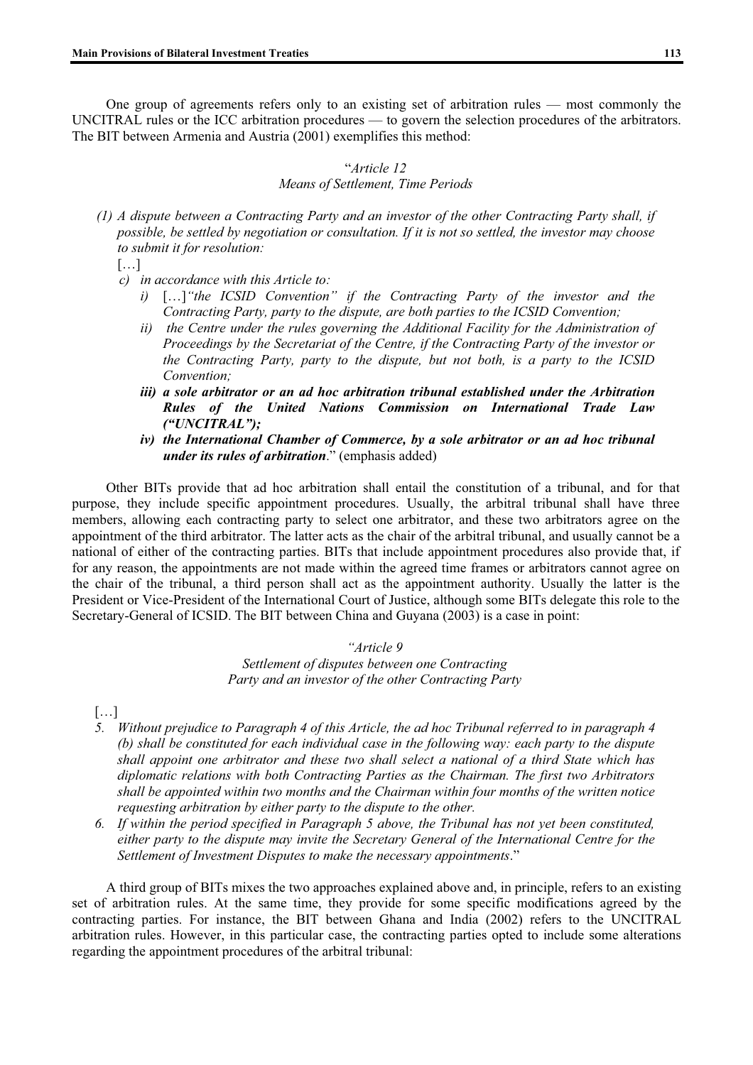One group of agreements refers only to an existing set of arbitration rules — most commonly the UNCITRAL rules or the ICC arbitration procedures — to govern the selection procedures of the arbitrators. The BIT between Armenia and Austria (2001) exemplifies this method:

"*Article 12*
*Means of Settlement, Time Periods*

*(1) A dispute between a Contracting Party and an investor of the other Contracting Party shall, if possible, be settled by negotiation or consultation. If it is not so settled, the investor may choose to submit it for resolution:*

[…]

*c) in accordance with this Article to:*

*i)* […]*"the ICSID Convention" if the Contracting Party of the investor and the Contracting Party, party to the dispute, are both parties to the ICSID Convention;*

*ii) the Centre under the rules governing the Additional Facility for the Administration of Proceedings by the Secretariat of the Centre, if the Contracting Party of the investor or the Contracting Party, party to the dispute, but not both, is a party to the ICSID Convention;*

***iii) a sole arbitrator or an ad hoc arbitration tribunal established under the Arbitration Rules of the United Nations Commission on International Trade Law ("UNCITRAL");***

***iv) the International Chamber of Commerce, by a sole arbitrator or an ad hoc tribunal under its rules of arbitration***." (emphasis added)

Other BITs provide that ad hoc arbitration shall entail the constitution of a tribunal, and for that purpose, they include specific appointment procedures. Usually, the arbitral tribunal shall have three members, allowing each contracting party to select one arbitrator, and these two arbitrators agree on the appointment of the third arbitrator. The latter acts as the chair of the arbitral tribunal, and usually cannot be a national of either of the contracting parties. BITs that include appointment procedures also provide that, if for any reason, the appointments are not made within the agreed time frames or arbitrators cannot agree on the chair of the tribunal, a third person shall act as the appointment authority. Usually the latter is the President or Vice-President of the International Court of Justice, although some BITs delegate this role to the Secretary-General of ICSID. The BIT between China and Guyana (2003) is a case in point:

*"Article 9*
*Settlement of disputes between one Contracting Party and an investor of the other Contracting Party*

[…]

*5. Without prejudice to Paragraph 4 of this Article, the ad hoc Tribunal referred to in paragraph 4 (b) shall be constituted for each individual case in the following way: each party to the dispute shall appoint one arbitrator and these two shall select a national of a third State which has diplomatic relations with both Contracting Parties as the Chairman. The first two Arbitrators shall be appointed within two months and the Chairman within four months of the written notice requesting arbitration by either party to the dispute to the other.*

*6. If within the period specified in Paragraph 5 above, the Tribunal has not yet been constituted, either party to the dispute may invite the Secretary General of the International Centre for the Settlement of Investment Disputes to make the necessary appointments*."

A third group of BITs mixes the two approaches explained above and, in principle, refers to an existing set of arbitration rules. At the same time, they provide for some specific modifications agreed by the contracting parties. For instance, the BIT between Ghana and India (2002) refers to the UNCITRAL arbitration rules. However, in this particular case, the contracting parties opted to include some alterations regarding the appointment procedures of the arbitral tribunal: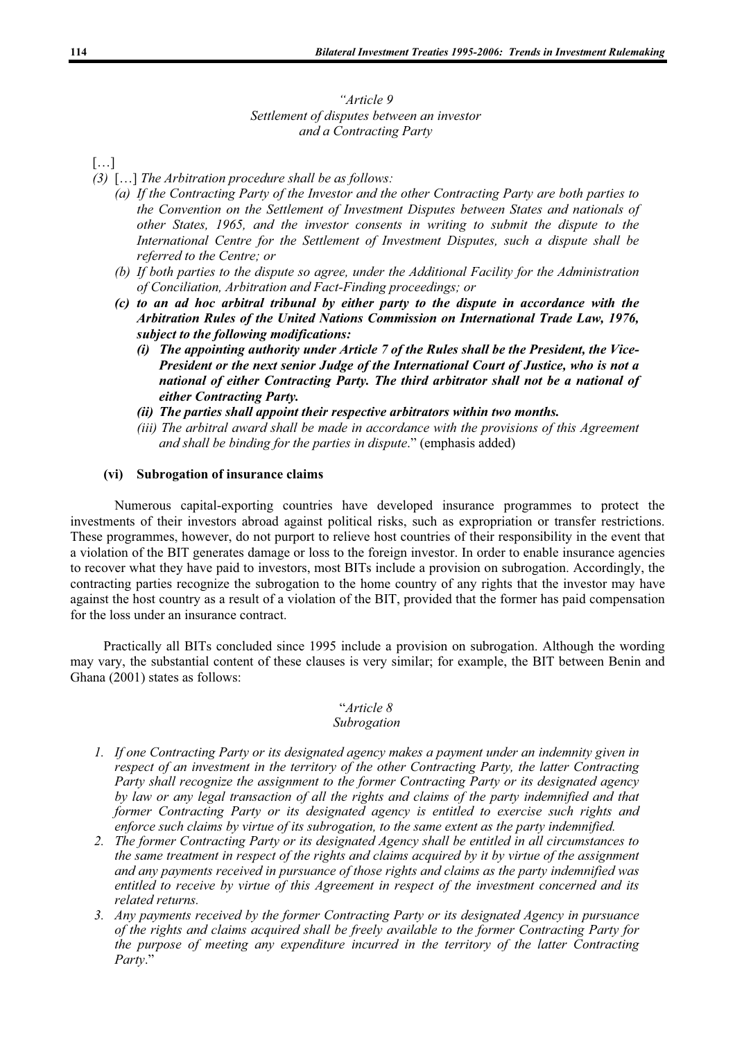*"Article 9*
*Settlement of disputes between an investor*
*and a Contracting Party*

[…]

*(3)* […] *The Arbitration procedure shall be as follows:*

*(a) If the Contracting Party of the Investor and the other Contracting Party are both parties to the Convention on the Settlement of Investment Disputes between States and nationals of other States, 1965, and the investor consents in writing to submit the dispute to the International Centre for the Settlement of Investment Disputes, such a dispute shall be referred to the Centre; or*

*(b) If both parties to the dispute so agree, under the Additional Facility for the Administration of Conciliation, Arbitration and Fact-Finding proceedings; or*

***(c) to an ad hoc arbitral tribunal by either party to the dispute in accordance with the Arbitration Rules of the United Nations Commission on International Trade Law, 1976, subject to the following modifications:***

***(i) The appointing authority under Article 7 of the Rules shall be the President, the Vice-President or the next senior Judge of the International Court of Justice, who is not a national of either Contracting Party. The third arbitrator shall not be a national of either Contracting Party.***

***(ii) The parties shall appoint their respective arbitrators within two months.***

*(iii) The arbitral award shall be made in accordance with the provisions of this Agreement and shall be binding for the parties in dispute*." (emphasis added)

#### (vi) Subrogation of insurance claims

Numerous capital-exporting countries have developed insurance programmes to protect the investments of their investors abroad against political risks, such as expropriation or transfer restrictions. These programmes, however, do not purport to relieve host countries of their responsibility in the event that a violation of the BIT generates damage or loss to the foreign investor. In order to enable insurance agencies to recover what they have paid to investors, most BITs include a provision on subrogation. Accordingly, the contracting parties recognize the subrogation to the home country of any rights that the investor may have against the host country as a result of a violation of the BIT, provided that the former has paid compensation for the loss under an insurance contract.

Practically all BITs concluded since 1995 include a provision on subrogation. Although the wording may vary, the substantial content of these clauses is very similar; for example, the BIT between Benin and Ghana (2001) states as follows:

"*Article 8*
*Subrogation*

1. *If one Contracting Party or its designated agency makes a payment under an indemnity given in respect of an investment in the territory of the other Contracting Party, the latter Contracting Party shall recognize the assignment to the former Contracting Party or its designated agency by law or any legal transaction of all the rights and claims of the party indemnified and that former Contracting Party or its designated agency is entitled to exercise such rights and enforce such claims by virtue of its subrogation, to the same extent as the party indemnified.*
2. *The former Contracting Party or its designated Agency shall be entitled in all circumstances to the same treatment in respect of the rights and claims acquired by it by virtue of the assignment and any payments received in pursuance of those rights and claims as the party indemnified was entitled to receive by virtue of this Agreement in respect of the investment concerned and its related returns.*
3. *Any payments received by the former Contracting Party or its designated Agency in pursuance of the rights and claims acquired shall be freely available to the former Contracting Party for the purpose of meeting any expenditure incurred in the territory of the latter Contracting Party*."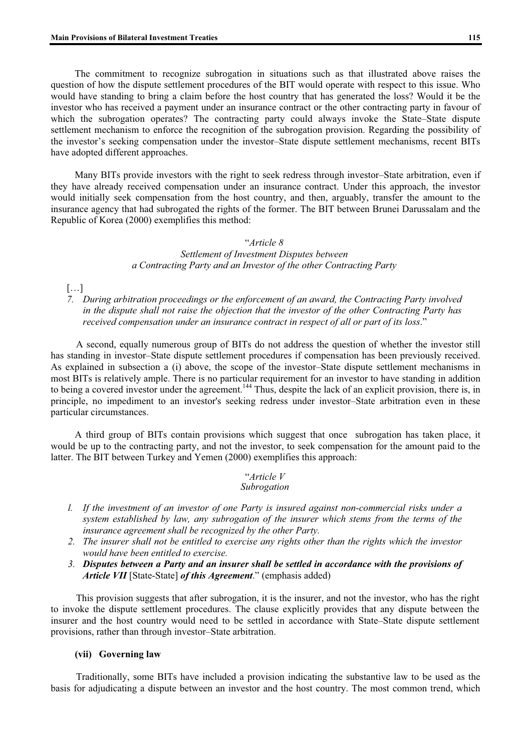The commitment to recognize subrogation in situations such as that illustrated above raises the question of how the dispute settlement procedures of the BIT would operate with respect to this issue. Who would have standing to bring a claim before the host country that has generated the loss? Would it be the investor who has received a payment under an insurance contract or the other contracting party in favour of which the subrogation operates? The contracting party could always invoke the State–State dispute settlement mechanism to enforce the recognition of the subrogation provision. Regarding the possibility of the investor's seeking compensation under the investor–State dispute settlement mechanisms, recent BITs have adopted different approaches.

Many BITs provide investors with the right to seek redress through investor–State arbitration, even if they have already received compensation under an insurance contract. Under this approach, the investor would initially seek compensation from the host country, and then, arguably, transfer the amount to the insurance agency that had subrogated the rights of the former. The BIT between Brunei Darussalam and the Republic of Korea (2000) exemplifies this method:

> "*Article 8*
> *Settlement of Investment Disputes between a Contracting Party and an Investor of the other Contracting Party*
>
> […]
>
> 7. *During arbitration proceedings or the enforcement of an award, the Contracting Party involved in the dispute shall not raise the objection that the investor of the other Contracting Party has received compensation under an insurance contract in respect of all or part of its loss*."

A second, equally numerous group of BITs do not address the question of whether the investor still has standing in investor–State dispute settlement procedures if compensation has been previously received. As explained in subsection a (i) above, the scope of the investor–State dispute settlement mechanisms in most BITs is relatively ample. There is no particular requirement for an investor to have standing in addition to being a covered investor under the agreement.[144] Thus, despite the lack of an explicit provision, there is, in principle, no impediment to an investor's seeking redress under investor–State arbitration even in these particular circumstances.

A third group of BITs contain provisions which suggest that once subrogation has taken place, it would be up to the contracting party, and not the investor, to seek compensation for the amount paid to the latter. The BIT between Turkey and Yemen (2000) exemplifies this approach:

> "*Article V*
> *Subrogation*
>
> 1. *If the investment of an investor of one Party is insured against non-commercial risks under a system established by law, any subrogation of the insurer which stems from the terms of the insurance agreement shall be recognized by the other Party.*
> 2. *The insurer shall not be entitled to exercise any rights other than the rights which the investor would have been entitled to exercise.*
> 3. ***Disputes between a Party and an insurer shall be settled in accordance with the provisions of Article VII*** [State-State] ***of this Agreement***." (emphasis added)

This provision suggests that after subrogation, it is the insurer, and not the investor, who has the right to invoke the dispute settlement procedures. The clause explicitly provides that any dispute between the insurer and the host country would need to be settled in accordance with State–State dispute settlement provisions, rather than through investor–State arbitration.

#### (vii) Governing law

Traditionally, some BITs have included a provision indicating the substantive law to be used as the basis for adjudicating a dispute between an investor and the host country. The most common trend, which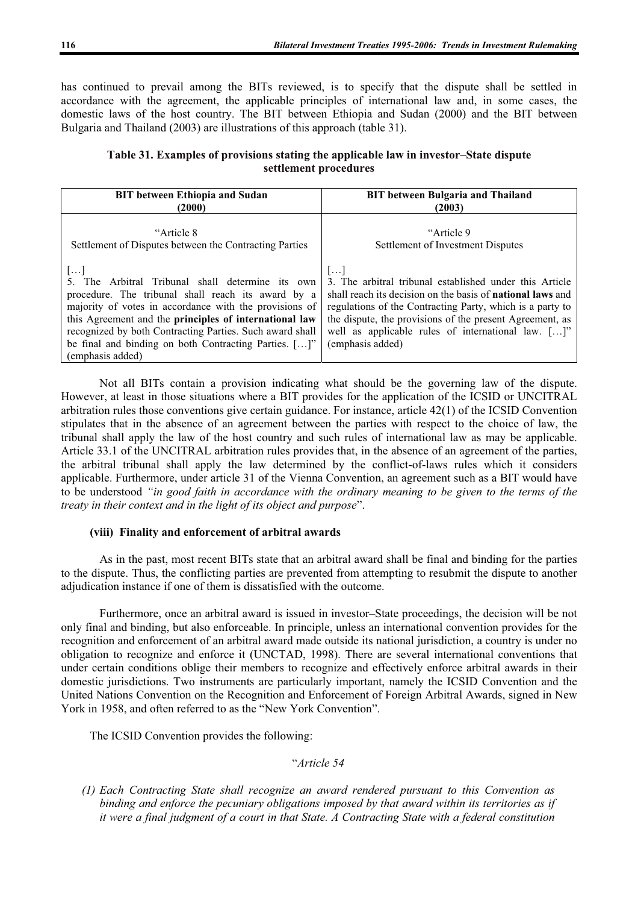has continued to prevail among the BITs reviewed, is to specify that the dispute shall be settled in accordance with the agreement, the applicable principles of international law and, in some cases, the domestic laws of the host country. The BIT between Ethiopia and Sudan (2000) and the BIT between Bulgaria and Thailand (2003) are illustrations of this approach (table 31).

**Table 31. Examples of provisions stating the applicable law in investor–State dispute settlement procedures**

| BIT between Ethiopia and Sudan (2000) | BIT between Bulgaria and Thailand (2003) |
| --- | --- |
| "Article 8<br>Settlement of Disputes between the Contracting Parties<br><br>[…]<br>5. The Arbitral Tribunal shall determine its own procedure. The tribunal shall reach its award by a majority of votes in accordance with the provisions of this Agreement and the **principles of international law** recognized by both Contracting Parties. Such award shall be final and binding on both Contracting Parties. […]" (emphasis added) | "Article 9<br>Settlement of Investment Disputes<br><br>[…]<br>3. The arbitral tribunal established under this Article shall reach its decision on the basis of **national laws** and regulations of the Contracting Party, which is a party to the dispute, the provisions of the present Agreement, as well as applicable rules of international law. […]" (emphasis added) |

Not all BITs contain a provision indicating what should be the governing law of the dispute. However, at least in those situations where a BIT provides for the application of the ICSID or UNCITRAL arbitration rules those conventions give certain guidance. For instance, article 42(1) of the ICSID Convention stipulates that in the absence of an agreement between the parties with respect to the choice of law, the tribunal shall apply the law of the host country and such rules of international law as may be applicable. Article 33.1 of the UNCITRAL arbitration rules provides that, in the absence of an agreement of the parties, the arbitral tribunal shall apply the law determined by the conflict-of-laws rules which it considers applicable. Furthermore, under article 31 of the Vienna Convention, an agreement such as a BIT would have to be understood *"in good faith in accordance with the ordinary meaning to be given to the terms of the treaty in their context and in the light of its object and purpose*".

#### (viii) Finality and enforcement of arbitral awards

As in the past, most recent BITs state that an arbitral award shall be final and binding for the parties to the dispute. Thus, the conflicting parties are prevented from attempting to resubmit the dispute to another adjudication instance if one of them is dissatisfied with the outcome.

Furthermore, once an arbitral award is issued in investor–State proceedings, the decision will be not only final and binding, but also enforceable. In principle, unless an international convention provides for the recognition and enforcement of an arbitral award made outside its national jurisdiction, a country is under no obligation to recognize and enforce it (UNCTAD, 1998). There are several international conventions that under certain conditions oblige their members to recognize and effectively enforce arbitral awards in their domestic jurisdictions. Two instruments are particularly important, namely the ICSID Convention and the United Nations Convention on the Recognition and Enforcement of Foreign Arbitral Awards, signed in New York in 1958, and often referred to as the "New York Convention".

The ICSID Convention provides the following:

"*Article 54*

*(1) Each Contracting State shall recognize an award rendered pursuant to this Convention as binding and enforce the pecuniary obligations imposed by that award within its territories as if it were a final judgment of a court in that State. A Contracting State with a federal constitution*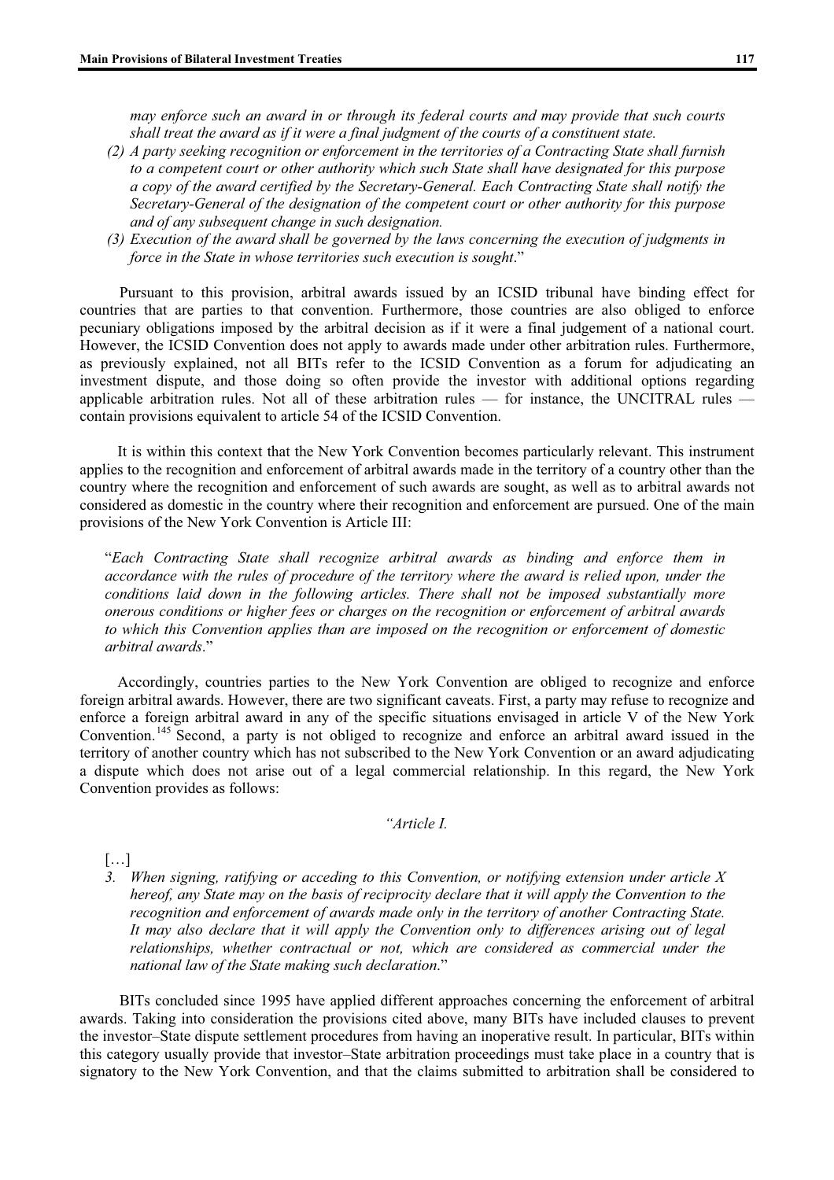*may enforce such an award in or through its federal courts and may provide that such courts shall treat the award as if it were a final judgment of the courts of a constituent state.*

*(2) A party seeking recognition or enforcement in the territories of a Contracting State shall furnish to a competent court or other authority which such State shall have designated for this purpose a copy of the award certified by the Secretary-General. Each Contracting State shall notify the Secretary-General of the designation of the competent court or other authority for this purpose and of any subsequent change in such designation.*

*(3) Execution of the award shall be governed by the laws concerning the execution of judgments in force in the State in whose territories such execution is sought*."

Pursuant to this provision, arbitral awards issued by an ICSID tribunal have binding effect for countries that are parties to that convention. Furthermore, those countries are also obliged to enforce pecuniary obligations imposed by the arbitral decision as if it were a final judgement of a national court. However, the ICSID Convention does not apply to awards made under other arbitration rules. Furthermore, as previously explained, not all BITs refer to the ICSID Convention as a forum for adjudicating an investment dispute, and those doing so often provide the investor with additional options regarding applicable arbitration rules. Not all of these arbitration rules — for instance, the UNCITRAL rules — contain provisions equivalent to article 54 of the ICSID Convention.

It is within this context that the New York Convention becomes particularly relevant. This instrument applies to the recognition and enforcement of arbitral awards made in the territory of a country other than the country where the recognition and enforcement of such awards are sought, as well as to arbitral awards not considered as domestic in the country where their recognition and enforcement are pursued. One of the main provisions of the New York Convention is Article III:

"*Each Contracting State shall recognize arbitral awards as binding and enforce them in accordance with the rules of procedure of the territory where the award is relied upon, under the conditions laid down in the following articles. There shall not be imposed substantially more onerous conditions or higher fees or charges on the recognition or enforcement of arbitral awards to which this Convention applies than are imposed on the recognition or enforcement of domestic arbitral awards*."

Accordingly, countries parties to the New York Convention are obliged to recognize and enforce foreign arbitral awards. However, there are two significant caveats. First, a party may refuse to recognize and enforce a foreign arbitral award in any of the specific situations envisaged in article V of the New York Convention.[145] Second, a party is not obliged to recognize and enforce an arbitral award issued in the territory of another country which has not subscribed to the New York Convention or an award adjudicating a dispute which does not arise out of a legal commercial relationship. In this regard, the New York Convention provides as follows:

*"Article I.*

[…]

*3. When signing, ratifying or acceding to this Convention, or notifying extension under article X hereof, any State may on the basis of reciprocity declare that it will apply the Convention to the recognition and enforcement of awards made only in the territory of another Contracting State. It may also declare that it will apply the Convention only to differences arising out of legal relationships, whether contractual or not, which are considered as commercial under the national law of the State making such declaration*."

BITs concluded since 1995 have applied different approaches concerning the enforcement of arbitral awards. Taking into consideration the provisions cited above, many BITs have included clauses to prevent the investor–State dispute settlement procedures from having an inoperative result. In particular, BITs within this category usually provide that investor–State arbitration proceedings must take place in a country that is signatory to the New York Convention, and that the claims submitted to arbitration shall be considered to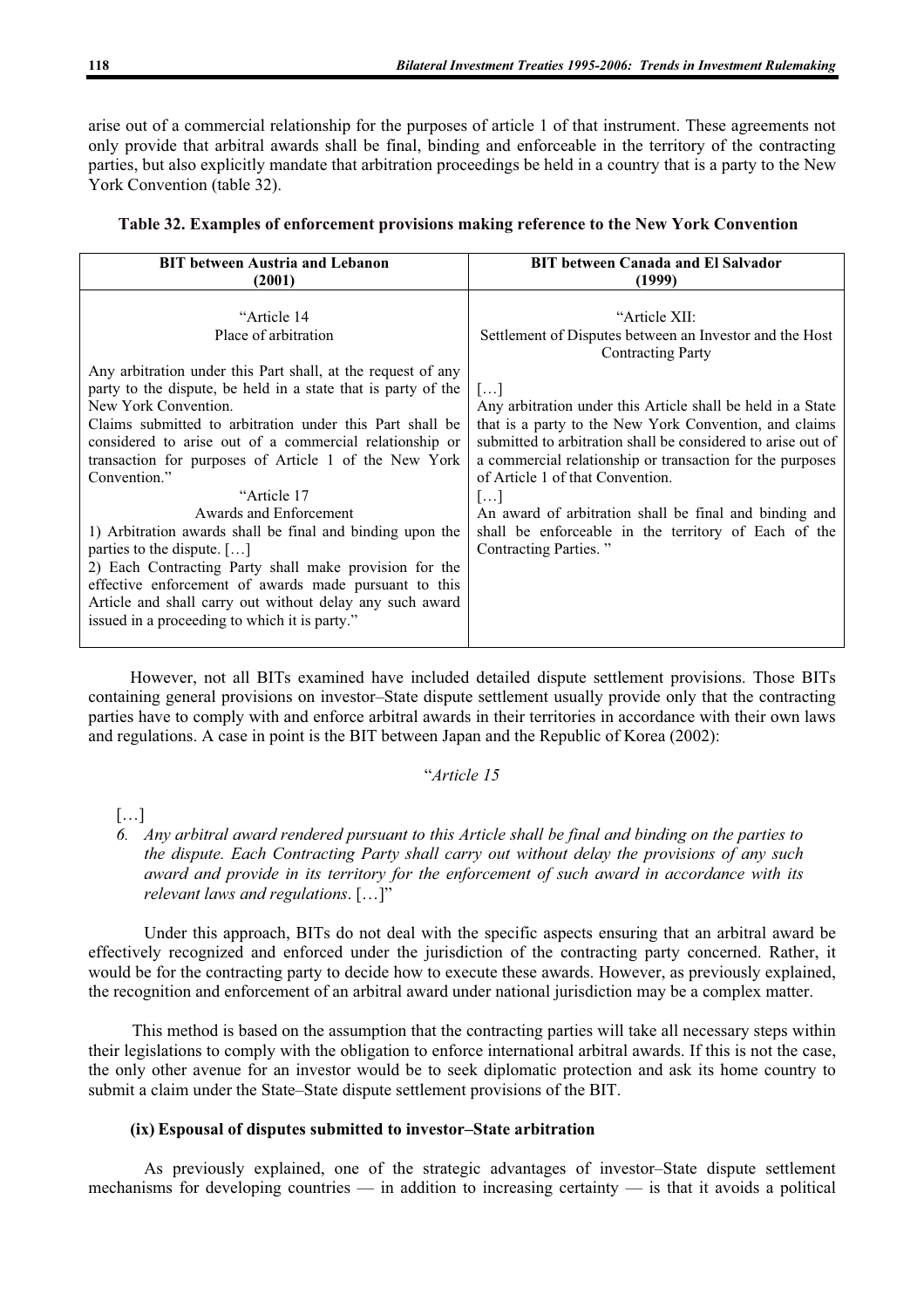arise out of a commercial relationship for the purposes of article 1 of that instrument. These agreements not only provide that arbitral awards shall be final, binding and enforceable in the territory of the contracting parties, but also explicitly mandate that arbitration proceedings be held in a country that is a party to the New York Convention (table 32).

**Table 32. Examples of enforcement provisions making reference to the New York Convention**

| BIT between Austria and Lebanon (2001) | BIT between Canada and El Salvador (1999) |
|---|---|
| "Article 14<br>Place of arbitration<br><br>Any arbitration under this Part shall, at the request of any party to the dispute, be held in a state that is party of the New York Convention.<br>Claims submitted to arbitration under this Part shall be considered to arise out of a commercial relationship or transaction for purposes of Article 1 of the New York Convention."<br>"Article 17<br>Awards and Enforcement<br>1) Arbitration awards shall be final and binding upon the parties to the dispute. […]<br>2) Each Contracting Party shall make provision for the effective enforcement of awards made pursuant to this Article and shall carry out without delay any such award issued in a proceeding to which it is party." | "Article XII:<br>Settlement of Disputes between an Investor and the Host Contracting Party<br><br>[…]<br>Any arbitration under this Article shall be held in a State that is a party to the New York Convention, and claims submitted to arbitration shall be considered to arise out of a commercial relationship or transaction for the purposes of Article 1 of that Convention.<br>[…]<br>An award of arbitration shall be final and binding and shall be enforceable in the territory of Each of the Contracting Parties. " |

However, not all BITs examined have included detailed dispute settlement provisions. Those BITs containing general provisions on investor–State dispute settlement usually provide only that the contracting parties have to comply with and enforce arbitral awards in their territories in accordance with their own laws and regulations. A case in point is the BIT between Japan and the Republic of Korea (2002):

"*Article 15*

[…]

6. *Any arbitral award rendered pursuant to this Article shall be final and binding on the parties to the dispute. Each Contracting Party shall carry out without delay the provisions of any such award and provide in its territory for the enforcement of such award in accordance with its relevant laws and regulations*. […]"

Under this approach, BITs do not deal with the specific aspects ensuring that an arbitral award be effectively recognized and enforced under the jurisdiction of the contracting party concerned. Rather, it would be for the contracting party to decide how to execute these awards. However, as previously explained, the recognition and enforcement of an arbitral award under national jurisdiction may be a complex matter.

This method is based on the assumption that the contracting parties will take all necessary steps within their legislations to comply with the obligation to enforce international arbitral awards. If this is not the case, the only other avenue for an investor would be to seek diplomatic protection and ask its home country to submit a claim under the State–State dispute settlement provisions of the BIT.

**(ix) Espousal of disputes submitted to investor–State arbitration**

As previously explained, one of the strategic advantages of investor–State dispute settlement mechanisms for developing countries — in addition to increasing certainty — is that it avoids a political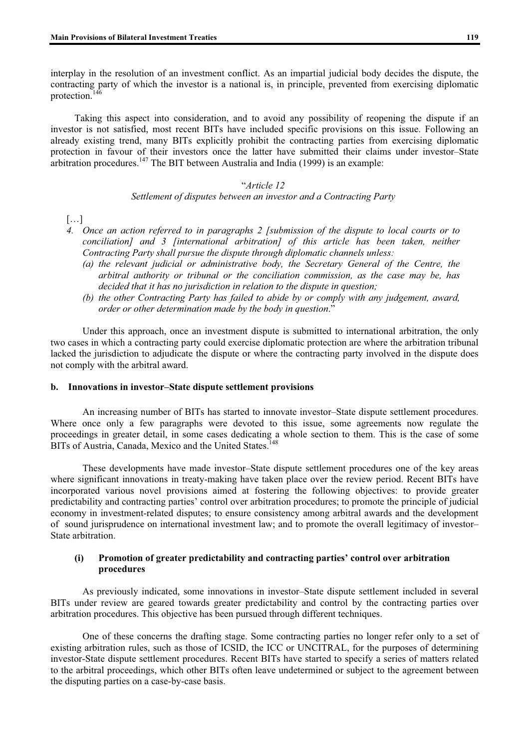interplay in the resolution of an investment conflict. As an impartial judicial body decides the dispute, the contracting party of which the investor is a national is, in principle, prevented from exercising diplomatic protection.[146]

Taking this aspect into consideration, and to avoid any possibility of reopening the dispute if an investor is not satisfied, most recent BITs have included specific provisions on this issue. Following an already existing trend, many BITs explicitly prohibit the contracting parties from exercising diplomatic protection in favour of their investors once the latter have submitted their claims under investor–State arbitration procedures.[147] The BIT between Australia and India (1999) is an example:

"*Article 12*
*Settlement of disputes between an investor and a Contracting Party*

[…]

4. *Once an action referred to in paragraphs 2 [submission of the dispute to local courts or to conciliation] and 3 [international arbitration] of this article has been taken, neither Contracting Party shall pursue the dispute through diplomatic channels unless:*
   (a) *the relevant judicial or administrative body, the Secretary General of the Centre, the arbitral authority or tribunal or the conciliation commission, as the case may be, has decided that it has no jurisdiction in relation to the dispute in question;*
   (b) *the other Contracting Party has failed to abide by or comply with any judgement, award, order or other determination made by the body in question*."

Under this approach, once an investment dispute is submitted to international arbitration, the only two cases in which a contracting party could exercise diplomatic protection are where the arbitration tribunal lacked the jurisdiction to adjudicate the dispute or where the contracting party involved in the dispute does not comply with the arbitral award.

### b. Innovations in investor–State dispute settlement provisions

An increasing number of BITs has started to innovate investor–State dispute settlement procedures. Where once only a few paragraphs were devoted to this issue, some agreements now regulate the proceedings in greater detail, in some cases dedicating a whole section to them. This is the case of some BITs of Austria, Canada, Mexico and the United States.[148]

These developments have made investor–State dispute settlement procedures one of the key areas where significant innovations in treaty-making have taken place over the review period. Recent BITs have incorporated various novel provisions aimed at fostering the following objectives: to provide greater predictability and contracting parties' control over arbitration procedures; to promote the principle of judicial economy in investment-related disputes; to ensure consistency among arbitral awards and the development of sound jurisprudence on international investment law; and to promote the overall legitimacy of investor–State arbitration.

#### (i) Promotion of greater predictability and contracting parties' control over arbitration procedures

As previously indicated, some innovations in investor–State dispute settlement included in several BITs under review are geared towards greater predictability and control by the contracting parties over arbitration procedures. This objective has been pursued through different techniques.

One of these concerns the drafting stage. Some contracting parties no longer refer only to a set of existing arbitration rules, such as those of ICSID, the ICC or UNCITRAL, for the purposes of determining investor-State dispute settlement procedures. Recent BITs have started to specify a series of matters related to the arbitral proceedings, which other BITs often leave undetermined or subject to the agreement between the disputing parties on a case-by-case basis.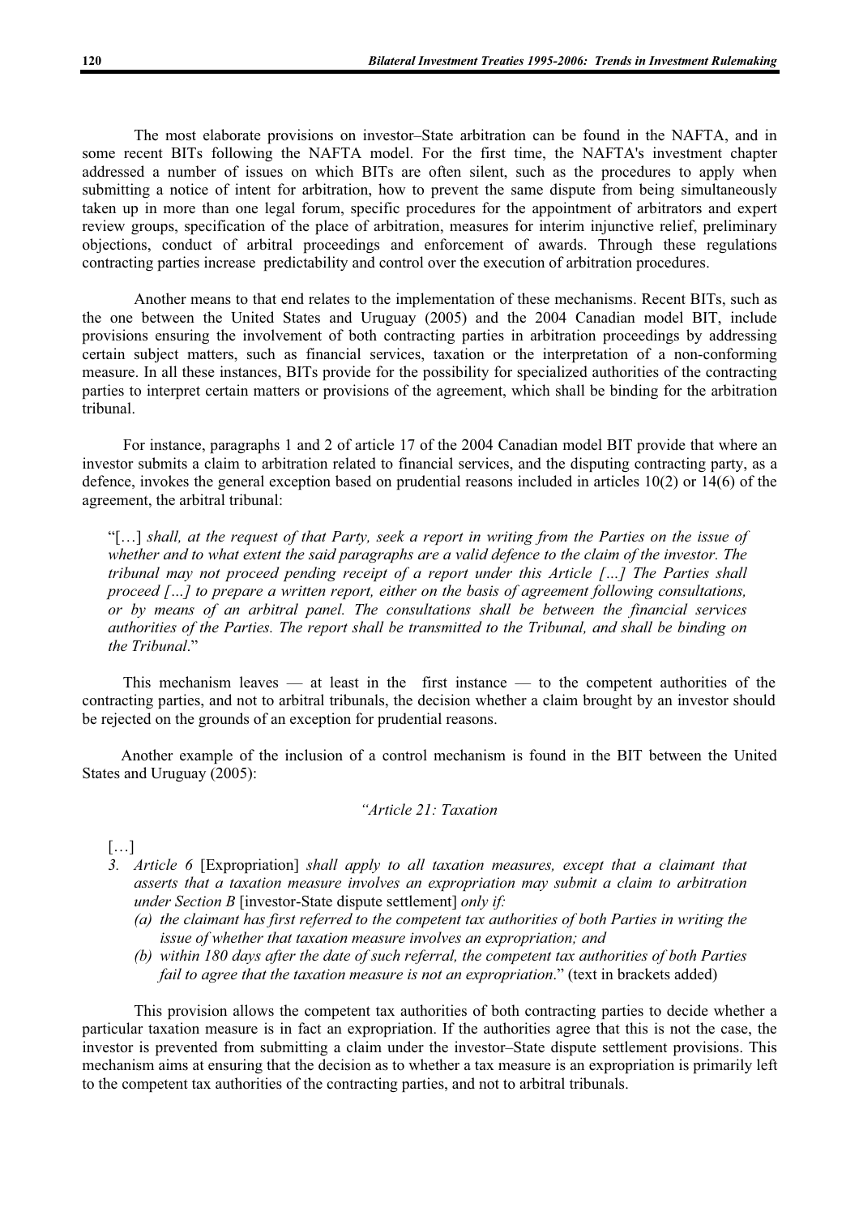The most elaborate provisions on investor–State arbitration can be found in the NAFTA, and in some recent BITs following the NAFTA model. For the first time, the NAFTA's investment chapter addressed a number of issues on which BITs are often silent, such as the procedures to apply when submitting a notice of intent for arbitration, how to prevent the same dispute from being simultaneously taken up in more than one legal forum, specific procedures for the appointment of arbitrators and expert review groups, specification of the place of arbitration, measures for interim injunctive relief, preliminary objections, conduct of arbitral proceedings and enforcement of awards. Through these regulations contracting parties increase predictability and control over the execution of arbitration procedures.

Another means to that end relates to the implementation of these mechanisms. Recent BITs, such as the one between the United States and Uruguay (2005) and the 2004 Canadian model BIT, include provisions ensuring the involvement of both contracting parties in arbitration proceedings by addressing certain subject matters, such as financial services, taxation or the interpretation of a non-conforming measure. In all these instances, BITs provide for the possibility for specialized authorities of the contracting parties to interpret certain matters or provisions of the agreement, which shall be binding for the arbitration tribunal.

For instance, paragraphs 1 and 2 of article 17 of the 2004 Canadian model BIT provide that where an investor submits a claim to arbitration related to financial services, and the disputing contracting party, as a defence, invokes the general exception based on prudential reasons included in articles 10(2) or 14(6) of the agreement, the arbitral tribunal:

> "[…] *shall, at the request of that Party, seek a report in writing from the Parties on the issue of whether and to what extent the said paragraphs are a valid defence to the claim of the investor. The tribunal may not proceed pending receipt of a report under this Article […] The Parties shall proceed […] to prepare a written report, either on the basis of agreement following consultations, or by means of an arbitral panel. The consultations shall be between the financial services authorities of the Parties. The report shall be transmitted to the Tribunal, and shall be binding on the Tribunal*."

This mechanism leaves — at least in the first instance — to the competent authorities of the contracting parties, and not to arbitral tribunals, the decision whether a claim brought by an investor should be rejected on the grounds of an exception for prudential reasons.

Another example of the inclusion of a control mechanism is found in the BIT between the United States and Uruguay (2005):

> *"Article 21: Taxation*
>
> […]
>
> 3. *Article 6* [Expropriation] *shall apply to all taxation measures, except that a claimant that asserts that a taxation measure involves an expropriation may submit a claim to arbitration under Section B* [investor-State dispute settlement] *only if:*
>    (a) *the claimant has first referred to the competent tax authorities of both Parties in writing the issue of whether that taxation measure involves an expropriation; and*
>    (b) *within 180 days after the date of such referral, the competent tax authorities of both Parties fail to agree that the taxation measure is not an expropriation*." (text in brackets added)

This provision allows the competent tax authorities of both contracting parties to decide whether a particular taxation measure is in fact an expropriation. If the authorities agree that this is not the case, the investor is prevented from submitting a claim under the investor–State dispute settlement provisions. This mechanism aims at ensuring that the decision as to whether a tax measure is an expropriation is primarily left to the competent tax authorities of the contracting parties, and not to arbitral tribunals.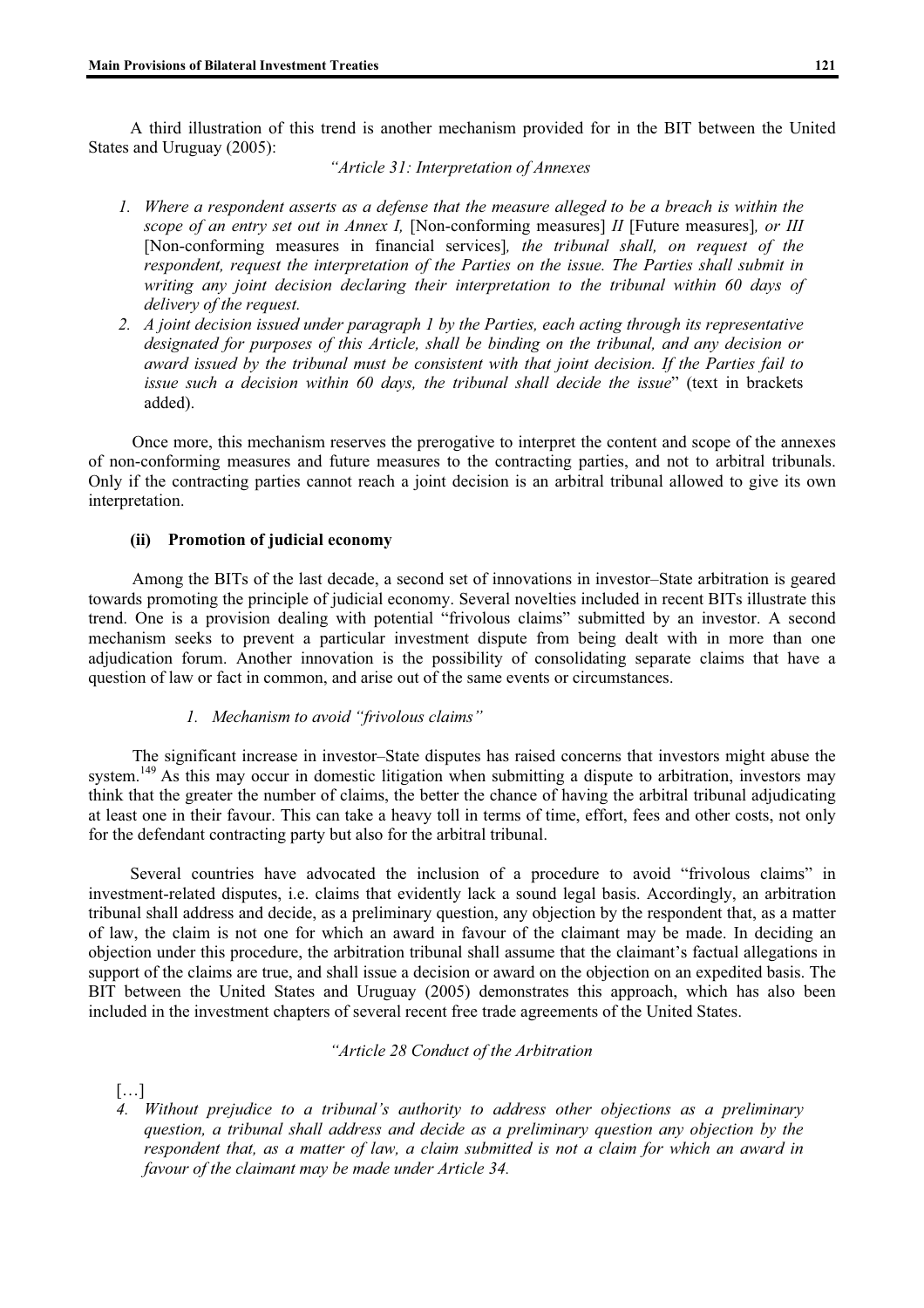A third illustration of this trend is another mechanism provided for in the BIT between the United States and Uruguay (2005):

*"Article 31: Interpretation of Annexes*

1. *Where a respondent asserts as a defense that the measure alleged to be a breach is within the scope of an entry set out in Annex I,* [Non-conforming measures] *II* [Future measures]*, or III* [Non-conforming measures in financial services]*, the tribunal shall, on request of the respondent, request the interpretation of the Parties on the issue. The Parties shall submit in writing any joint decision declaring their interpretation to the tribunal within 60 days of delivery of the request.*
2. *A joint decision issued under paragraph 1 by the Parties, each acting through its representative designated for purposes of this Article, shall be binding on the tribunal, and any decision or award issued by the tribunal must be consistent with that joint decision. If the Parties fail to issue such a decision within 60 days, the tribunal shall decide the issue*" (text in brackets added).

Once more, this mechanism reserves the prerogative to interpret the content and scope of the annexes of non-conforming measures and future measures to the contracting parties, and not to arbitral tribunals. Only if the contracting parties cannot reach a joint decision is an arbitral tribunal allowed to give its own interpretation.

**(ii) Promotion of judicial economy**

Among the BITs of the last decade, a second set of innovations in investor–State arbitration is geared towards promoting the principle of judicial economy. Several novelties included in recent BITs illustrate this trend. One is a provision dealing with potential "frivolous claims" submitted by an investor. A second mechanism seeks to prevent a particular investment dispute from being dealt with in more than one adjudication forum. Another innovation is the possibility of consolidating separate claims that have a question of law or fact in common, and arise out of the same events or circumstances.

*1. Mechanism to avoid "frivolous claims"*

The significant increase in investor–State disputes has raised concerns that investors might abuse the system.[149] As this may occur in domestic litigation when submitting a dispute to arbitration, investors may think that the greater the number of claims, the better the chance of having the arbitral tribunal adjudicating at least one in their favour. This can take a heavy toll in terms of time, effort, fees and other costs, not only for the defendant contracting party but also for the arbitral tribunal.

Several countries have advocated the inclusion of a procedure to avoid "frivolous claims" in investment-related disputes, i.e. claims that evidently lack a sound legal basis. Accordingly, an arbitration tribunal shall address and decide, as a preliminary question, any objection by the respondent that, as a matter of law, the claim is not one for which an award in favour of the claimant may be made. In deciding an objection under this procedure, the arbitration tribunal shall assume that the claimant's factual allegations in support of the claims are true, and shall issue a decision or award on the objection on an expedited basis. The BIT between the United States and Uruguay (2005) demonstrates this approach, which has also been included in the investment chapters of several recent free trade agreements of the United States.

*"Article 28 Conduct of the Arbitration*

[…]

4. *Without prejudice to a tribunal's authority to address other objections as a preliminary question, a tribunal shall address and decide as a preliminary question any objection by the respondent that, as a matter of law, a claim submitted is not a claim for which an award in favour of the claimant may be made under Article 34.*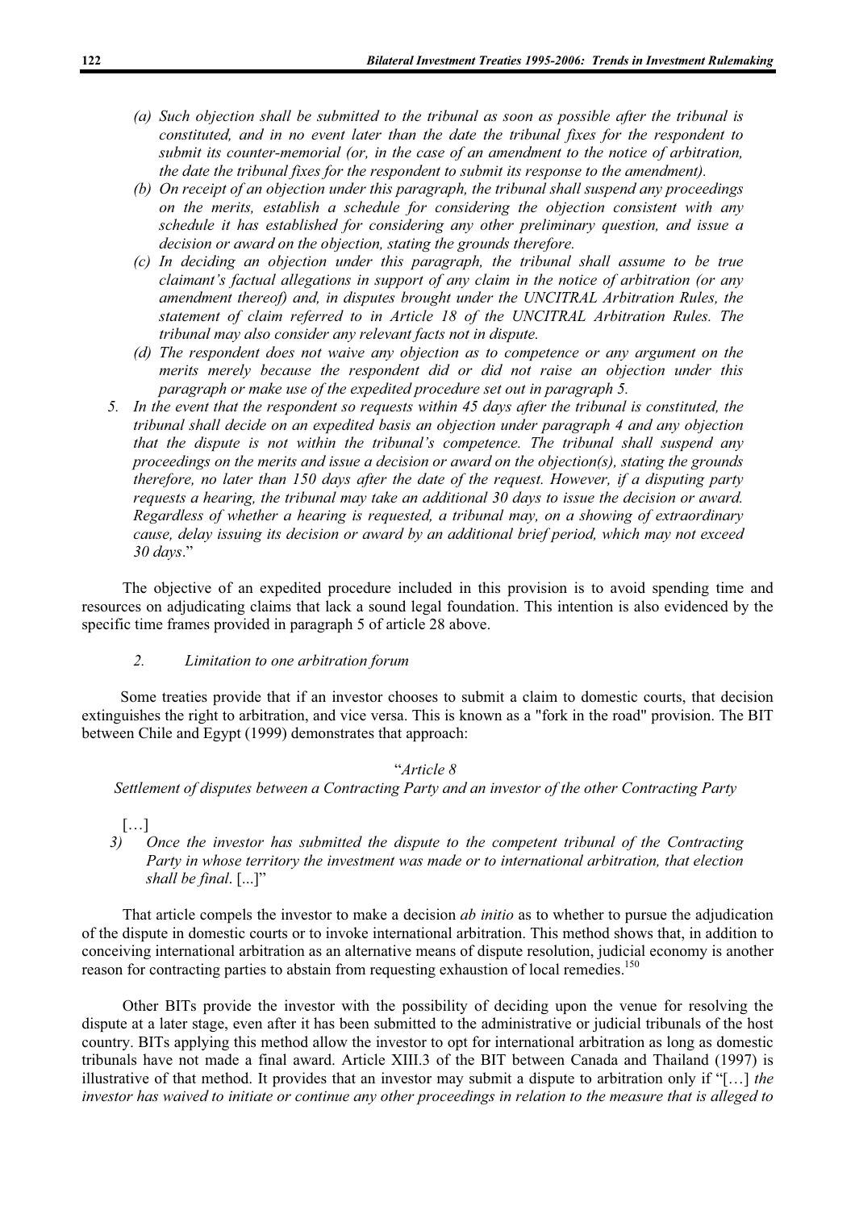*(a) Such objection shall be submitted to the tribunal as soon as possible after the tribunal is constituted, and in no event later than the date the tribunal fixes for the respondent to submit its counter-memorial (or, in the case of an amendment to the notice of arbitration, the date the tribunal fixes for the respondent to submit its response to the amendment).*

*(b) On receipt of an objection under this paragraph, the tribunal shall suspend any proceedings on the merits, establish a schedule for considering the objection consistent with any schedule it has established for considering any other preliminary question, and issue a decision or award on the objection, stating the grounds therefore.*

*(c) In deciding an objection under this paragraph, the tribunal shall assume to be true claimant's factual allegations in support of any claim in the notice of arbitration (or any amendment thereof) and, in disputes brought under the UNCITRAL Arbitration Rules, the statement of claim referred to in Article 18 of the UNCITRAL Arbitration Rules. The tribunal may also consider any relevant facts not in dispute.*

*(d) The respondent does not waive any objection as to competence or any argument on the merits merely because the respondent did or did not raise an objection under this paragraph or make use of the expedited procedure set out in paragraph 5.*

*5. In the event that the respondent so requests within 45 days after the tribunal is constituted, the tribunal shall decide on an expedited basis an objection under paragraph 4 and any objection that the dispute is not within the tribunal's competence. The tribunal shall suspend any proceedings on the merits and issue a decision or award on the objection(s), stating the grounds therefore, no later than 150 days after the date of the request. However, if a disputing party requests a hearing, the tribunal may take an additional 30 days to issue the decision or award. Regardless of whether a hearing is requested, a tribunal may, on a showing of extraordinary cause, delay issuing its decision or award by an additional brief period, which may not exceed 30 days*."

The objective of an expedited procedure included in this provision is to avoid spending time and resources on adjudicating claims that lack a sound legal foundation. This intention is also evidenced by the specific time frames provided in paragraph 5 of article 28 above.

### *2. Limitation to one arbitration forum*

Some treaties provide that if an investor chooses to submit a claim to domestic courts, that decision extinguishes the right to arbitration, and vice versa. This is known as a "fork in the road" provision. The BIT between Chile and Egypt (1999) demonstrates that approach:

"*Article 8*

*Settlement of disputes between a Contracting Party and an investor of the other Contracting Party*

[…]

*3) Once the investor has submitted the dispute to the competent tribunal of the Contracting Party in whose territory the investment was made or to international arbitration, that election shall be final*. [...]"

That article compels the investor to make a decision *ab initio* as to whether to pursue the adjudication of the dispute in domestic courts or to invoke international arbitration. This method shows that, in addition to conceiving international arbitration as an alternative means of dispute resolution, judicial economy is another reason for contracting parties to abstain from requesting exhaustion of local remedies.[150]

Other BITs provide the investor with the possibility of deciding upon the venue for resolving the dispute at a later stage, even after it has been submitted to the administrative or judicial tribunals of the host country. BITs applying this method allow the investor to opt for international arbitration as long as domestic tribunals have not made a final award. Article XIII.3 of the BIT between Canada and Thailand (1997) is illustrative of that method. It provides that an investor may submit a dispute to arbitration only if "[…] *the investor has waived to initiate or continue any other proceedings in relation to the measure that is alleged to*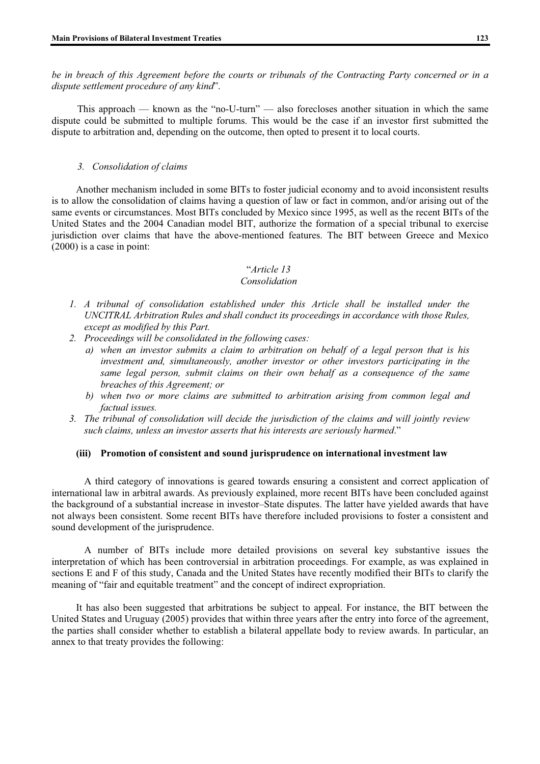*be in breach of this Agreement before the courts or tribunals of the Contracting Party concerned or in a dispute settlement procedure of any kind*".

This approach — known as the "no-U-turn" — also forecloses another situation in which the same dispute could be submitted to multiple forums. This would be the case if an investor first submitted the dispute to arbitration and, depending on the outcome, then opted to present it to local courts.

#### *3. Consolidation of claims*

Another mechanism included in some BITs to foster judicial economy and to avoid inconsistent results is to allow the consolidation of claims having a question of law or fact in common, and/or arising out of the same events or circumstances. Most BITs concluded by Mexico since 1995, as well as the recent BITs of the United States and the 2004 Canadian model BIT, authorize the formation of a special tribunal to exercise jurisdiction over claims that have the above-mentioned features. The BIT between Greece and Mexico (2000) is a case in point:

"*Article 13*
*Consolidation*

1. *A tribunal of consolidation established under this Article shall be installed under the UNCITRAL Arbitration Rules and shall conduct its proceedings in accordance with those Rules, except as modified by this Part.*
2. *Proceedings will be consolidated in the following cases:*
   a) *when an investor submits a claim to arbitration on behalf of a legal person that is his investment and, simultaneously, another investor or other investors participating in the same legal person, submit claims on their own behalf as a consequence of the same breaches of this Agreement; or*
   b) *when two or more claims are submitted to arbitration arising from common legal and factual issues.*
3. *The tribunal of consolidation will decide the jurisdiction of the claims and will jointly review such claims, unless an investor asserts that his interests are seriously harmed*."

### (iii) Promotion of consistent and sound jurisprudence on international investment law

A third category of innovations is geared towards ensuring a consistent and correct application of international law in arbitral awards. As previously explained, more recent BITs have been concluded against the background of a substantial increase in investor–State disputes. The latter have yielded awards that have not always been consistent. Some recent BITs have therefore included provisions to foster a consistent and sound development of the jurisprudence.

A number of BITs include more detailed provisions on several key substantive issues the interpretation of which has been controversial in arbitration proceedings. For example, as was explained in sections E and F of this study, Canada and the United States have recently modified their BITs to clarify the meaning of "fair and equitable treatment" and the concept of indirect expropriation.

It has also been suggested that arbitrations be subject to appeal. For instance, the BIT between the United States and Uruguay (2005) provides that within three years after the entry into force of the agreement, the parties shall consider whether to establish a bilateral appellate body to review awards. In particular, an annex to that treaty provides the following: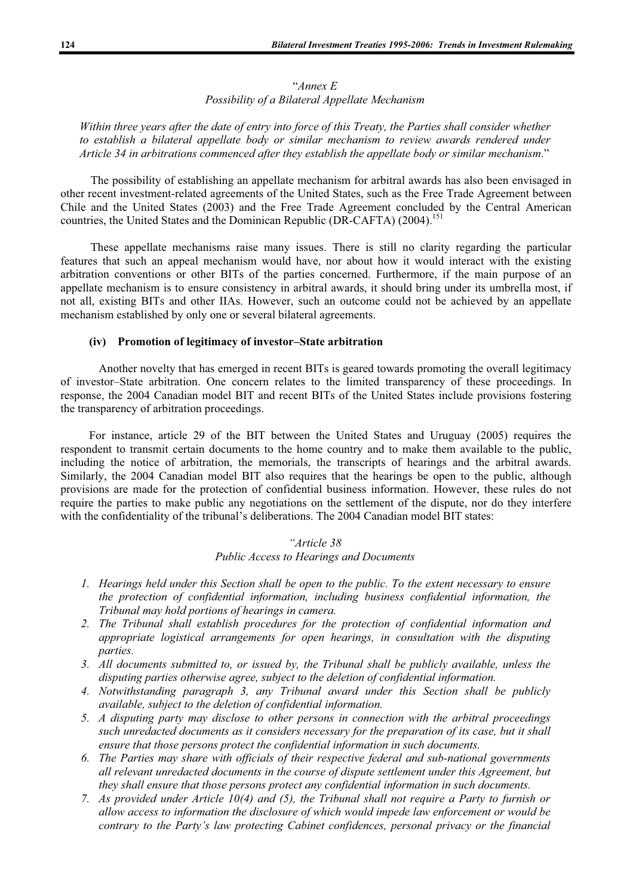"*Annex E*
*Possibility of a Bilateral Appellate Mechanism*

*Within three years after the date of entry into force of this Treaty, the Parties shall consider whether to establish a bilateral appellate body or similar mechanism to review awards rendered under Article 34 in arbitrations commenced after they establish the appellate body or similar mechanism*."

The possibility of establishing an appellate mechanism for arbitral awards has also been envisaged in other recent investment-related agreements of the United States, such as the Free Trade Agreement between Chile and the United States (2003) and the Free Trade Agreement concluded by the Central American countries, the United States and the Dominican Republic (DR-CAFTA) (2004).[151]

These appellate mechanisms raise many issues. There is still no clarity regarding the particular features that such an appeal mechanism would have, nor about how it would interact with the existing arbitration conventions or other BITs of the parties concerned. Furthermore, if the main purpose of an appellate mechanism is to ensure consistency in arbitral awards, it should bring under its umbrella most, if not all, existing BITs and other IIAs. However, such an outcome could not be achieved by an appellate mechanism established by only one or several bilateral agreements.

#### (iv) Promotion of legitimacy of investor–State arbitration

Another novelty that has emerged in recent BITs is geared towards promoting the overall legitimacy of investor–State arbitration. One concern relates to the limited transparency of these proceedings. In response, the 2004 Canadian model BIT and recent BITs of the United States include provisions fostering the transparency of arbitration proceedings.

For instance, article 29 of the BIT between the United States and Uruguay (2005) requires the respondent to transmit certain documents to the home country and to make them available to the public, including the notice of arbitration, the memorials, the transcripts of hearings and the arbitral awards. Similarly, the 2004 Canadian model BIT also requires that the hearings be open to the public, although provisions are made for the protection of confidential business information. However, these rules do not require the parties to make public any negotiations on the settlement of the dispute, nor do they interfere with the confidentiality of the tribunal's deliberations. The 2004 Canadian model BIT states:

"*Article 38*
*Public Access to Hearings and Documents*

1. *Hearings held under this Section shall be open to the public. To the extent necessary to ensure the protection of confidential information, including business confidential information, the Tribunal may hold portions of hearings in camera.*
2. *The Tribunal shall establish procedures for the protection of confidential information and appropriate logistical arrangements for open hearings, in consultation with the disputing parties.*
3. *All documents submitted to, or issued by, the Tribunal shall be publicly available, unless the disputing parties otherwise agree, subject to the deletion of confidential information.*
4. *Notwithstanding paragraph 3, any Tribunal award under this Section shall be publicly available, subject to the deletion of confidential information.*
5. *A disputing party may disclose to other persons in connection with the arbitral proceedings such unredacted documents as it considers necessary for the preparation of its case, but it shall ensure that those persons protect the confidential information in such documents.*
6. *The Parties may share with officials of their respective federal and sub-national governments all relevant unredacted documents in the course of dispute settlement under this Agreement, but they shall ensure that those persons protect any confidential information in such documents.*
7. *As provided under Article 10(4) and (5), the Tribunal shall not require a Party to furnish or allow access to information the disclosure of which would impede law enforcement or would be contrary to the Party's law protecting Cabinet confidences, personal privacy or the financial*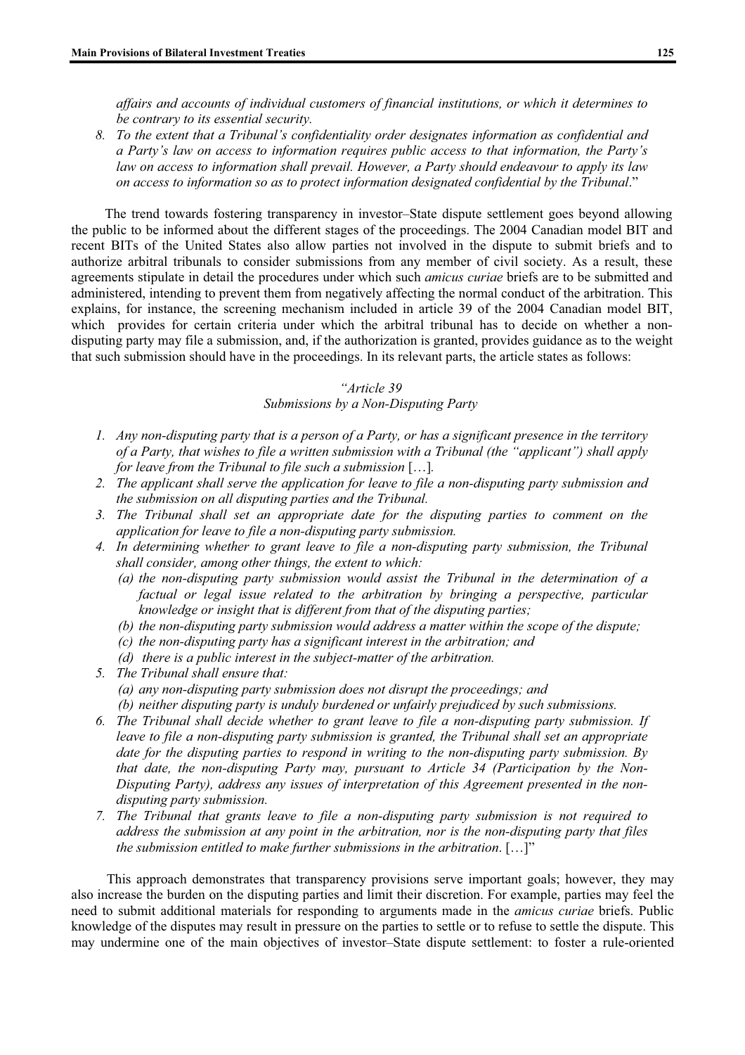*affairs and accounts of individual customers of financial institutions, or which it determines to be contrary to its essential security.*

8. *To the extent that a Tribunal's confidentiality order designates information as confidential and a Party's law on access to information requires public access to that information, the Party's law on access to information shall prevail. However, a Party should endeavour to apply its law on access to information so as to protect information designated confidential by the Tribunal*."

The trend towards fostering transparency in investor–State dispute settlement goes beyond allowing the public to be informed about the different stages of the proceedings. The 2004 Canadian model BIT and recent BITs of the United States also allow parties not involved in the dispute to submit briefs and to authorize arbitral tribunals to consider submissions from any member of civil society. As a result, these agreements stipulate in detail the procedures under which such *amicus curiae* briefs are to be submitted and administered, intending to prevent them from negatively affecting the normal conduct of the arbitration. This explains, for instance, the screening mechanism included in article 39 of the 2004 Canadian model BIT, which provides for certain criteria under which the arbitral tribunal has to decide on whether a non-disputing party may file a submission, and, if the authorization is granted, provides guidance as to the weight that such submission should have in the proceedings. In its relevant parts, the article states as follows:

*"Article 39*
*Submissions by a Non-Disputing Party*

1. *Any non-disputing party that is a person of a Party, or has a significant presence in the territory of a Party, that wishes to file a written submission with a Tribunal (the "applicant") shall apply for leave from the Tribunal to file such a submission* […].
2. *The applicant shall serve the application for leave to file a non-disputing party submission and the submission on all disputing parties and the Tribunal.*
3. *The Tribunal shall set an appropriate date for the disputing parties to comment on the application for leave to file a non-disputing party submission.*
4. *In determining whether to grant leave to file a non-disputing party submission, the Tribunal shall consider, among other things, the extent to which:*
   *(a) the non-disputing party submission would assist the Tribunal in the determination of a factual or legal issue related to the arbitration by bringing a perspective, particular knowledge or insight that is different from that of the disputing parties;*
   *(b) the non-disputing party submission would address a matter within the scope of the dispute;*
   *(c) the non-disputing party has a significant interest in the arbitration; and*
   *(d) there is a public interest in the subject-matter of the arbitration.*
5. *The Tribunal shall ensure that:*
   *(a) any non-disputing party submission does not disrupt the proceedings; and*
   *(b) neither disputing party is unduly burdened or unfairly prejudiced by such submissions.*
6. *The Tribunal shall decide whether to grant leave to file a non-disputing party submission. If leave to file a non-disputing party submission is granted, the Tribunal shall set an appropriate date for the disputing parties to respond in writing to the non-disputing party submission. By that date, the non-disputing Party may, pursuant to Article 34 (Participation by the Non-Disputing Party), address any issues of interpretation of this Agreement presented in the non-disputing party submission.*
7. *The Tribunal that grants leave to file a non-disputing party submission is not required to address the submission at any point in the arbitration, nor is the non-disputing party that files the submission entitled to make further submissions in the arbitration*. […]"

This approach demonstrates that transparency provisions serve important goals; however, they may also increase the burden on the disputing parties and limit their discretion. For example, parties may feel the need to submit additional materials for responding to arguments made in the *amicus curiae* briefs. Public knowledge of the disputes may result in pressure on the parties to settle or to refuse to settle the dispute. This may undermine one of the main objectives of investor–State dispute settlement: to foster a rule-oriented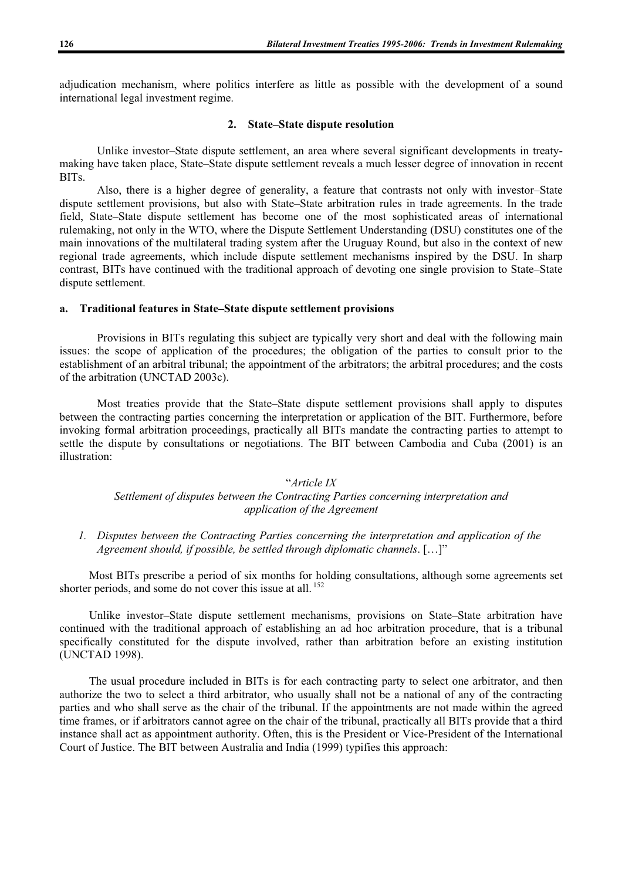adjudication mechanism, where politics interfere as little as possible with the development of a sound international legal investment regime.

### 2. State–State dispute resolution

Unlike investor–State dispute settlement, an area where several significant developments in treaty-making have taken place, State–State dispute settlement reveals a much lesser degree of innovation in recent BITs.

Also, there is a higher degree of generality, a feature that contrasts not only with investor–State dispute settlement provisions, but also with State–State arbitration rules in trade agreements. In the trade field, State–State dispute settlement has become one of the most sophisticated areas of international rulemaking, not only in the WTO, where the Dispute Settlement Understanding (DSU) constitutes one of the main innovations of the multilateral trading system after the Uruguay Round, but also in the context of new regional trade agreements, which include dispute settlement mechanisms inspired by the DSU. In sharp contrast, BITs have continued with the traditional approach of devoting one single provision to State–State dispute settlement.

#### a. Traditional features in State–State dispute settlement provisions

Provisions in BITs regulating this subject are typically very short and deal with the following main issues: the scope of application of the procedures; the obligation of the parties to consult prior to the establishment of an arbitral tribunal; the appointment of the arbitrators; the arbitral procedures; and the costs of the arbitration (UNCTAD 2003c).

Most treaties provide that the State–State dispute settlement provisions shall apply to disputes between the contracting parties concerning the interpretation or application of the BIT. Furthermore, before invoking formal arbitration proceedings, practically all BITs mandate the contracting parties to attempt to settle the dispute by consultations or negotiations. The BIT between Cambodia and Cuba (2001) is an illustration:

"*Article IX*
*Settlement of disputes between the Contracting Parties concerning interpretation and application of the Agreement*

1. *Disputes between the Contracting Parties concerning the interpretation and application of the Agreement should, if possible, be settled through diplomatic channels*. […]"

Most BITs prescribe a period of six months for holding consultations, although some agreements set shorter periods, and some do not cover this issue at all. [152]

Unlike investor–State dispute settlement mechanisms, provisions on State–State arbitration have continued with the traditional approach of establishing an ad hoc arbitration procedure, that is a tribunal specifically constituted for the dispute involved, rather than arbitration before an existing institution (UNCTAD 1998).

The usual procedure included in BITs is for each contracting party to select one arbitrator, and then authorize the two to select a third arbitrator, who usually shall not be a national of any of the contracting parties and who shall serve as the chair of the tribunal. If the appointments are not made within the agreed time frames, or if arbitrators cannot agree on the chair of the tribunal, practically all BITs provide that a third instance shall act as appointment authority. Often, this is the President or Vice-President of the International Court of Justice. The BIT between Australia and India (1999) typifies this approach: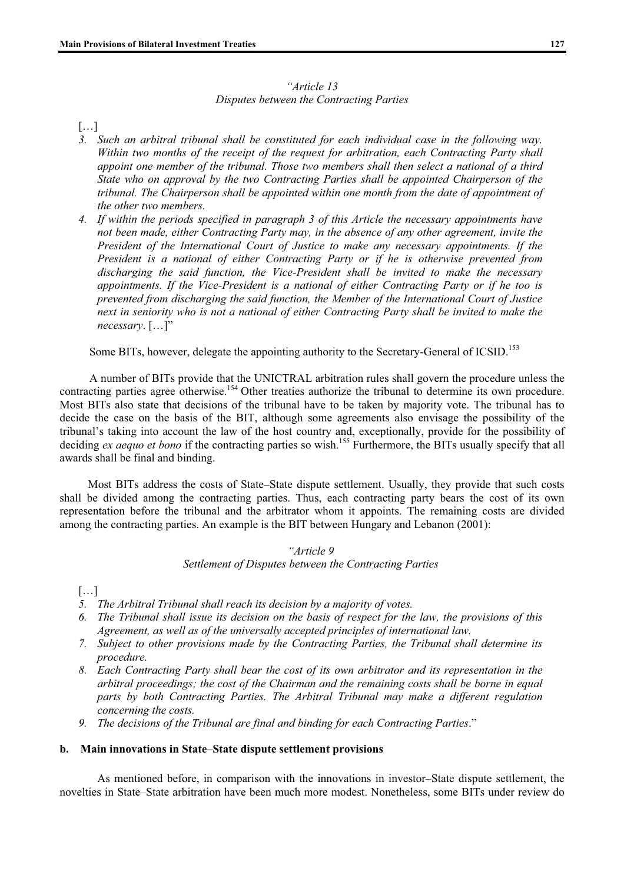*"Article 13*
*Disputes between the Contracting Parties*

[…]

3. *Such an arbitral tribunal shall be constituted for each individual case in the following way. Within two months of the receipt of the request for arbitration, each Contracting Party shall appoint one member of the tribunal. Those two members shall then select a national of a third State who on approval by the two Contracting Parties shall be appointed Chairperson of the tribunal. The Chairperson shall be appointed within one month from the date of appointment of the other two members.*
4. *If within the periods specified in paragraph 3 of this Article the necessary appointments have not been made, either Contracting Party may, in the absence of any other agreement, invite the President of the International Court of Justice to make any necessary appointments. If the President is a national of either Contracting Party or if he is otherwise prevented from discharging the said function, the Vice-President shall be invited to make the necessary appointments. If the Vice-President is a national of either Contracting Party or if he too is prevented from discharging the said function, the Member of the International Court of Justice next in seniority who is not a national of either Contracting Party shall be invited to make the necessary*. […]"

Some BITs, however, delegate the appointing authority to the Secretary-General of ICSID.[153]

A number of BITs provide that the UNICTRAL arbitration rules shall govern the procedure unless the contracting parties agree otherwise.[154] Other treaties authorize the tribunal to determine its own procedure. Most BITs also state that decisions of the tribunal have to be taken by majority vote. The tribunal has to decide the case on the basis of the BIT, although some agreements also envisage the possibility of the tribunal's taking into account the law of the host country and, exceptionally, provide for the possibility of deciding *ex aequo et bono* if the contracting parties so wish.[155] Furthermore, the BITs usually specify that all awards shall be final and binding.

Most BITs address the costs of State–State dispute settlement. Usually, they provide that such costs shall be divided among the contracting parties. Thus, each contracting party bears the cost of its own representation before the tribunal and the arbitrator whom it appoints. The remaining costs are divided among the contracting parties. An example is the BIT between Hungary and Lebanon (2001):

*"Article 9*
*Settlement of Disputes between the Contracting Parties*

[…]

5. *The Arbitral Tribunal shall reach its decision by a majority of votes.*
6. *The Tribunal shall issue its decision on the basis of respect for the law, the provisions of this Agreement, as well as of the universally accepted principles of international law.*
7. *Subject to other provisions made by the Contracting Parties, the Tribunal shall determine its procedure.*
8. *Each Contracting Party shall bear the cost of its own arbitrator and its representation in the arbitral proceedings; the cost of the Chairman and the remaining costs shall be borne in equal parts by both Contracting Parties. The Arbitral Tribunal may make a different regulation concerning the costs.*
9. *The decisions of the Tribunal are final and binding for each Contracting Parties*."

### b. Main innovations in State–State dispute settlement provisions

As mentioned before, in comparison with the innovations in investor–State dispute settlement, the novelties in State–State arbitration have been much more modest. Nonetheless, some BITs under review do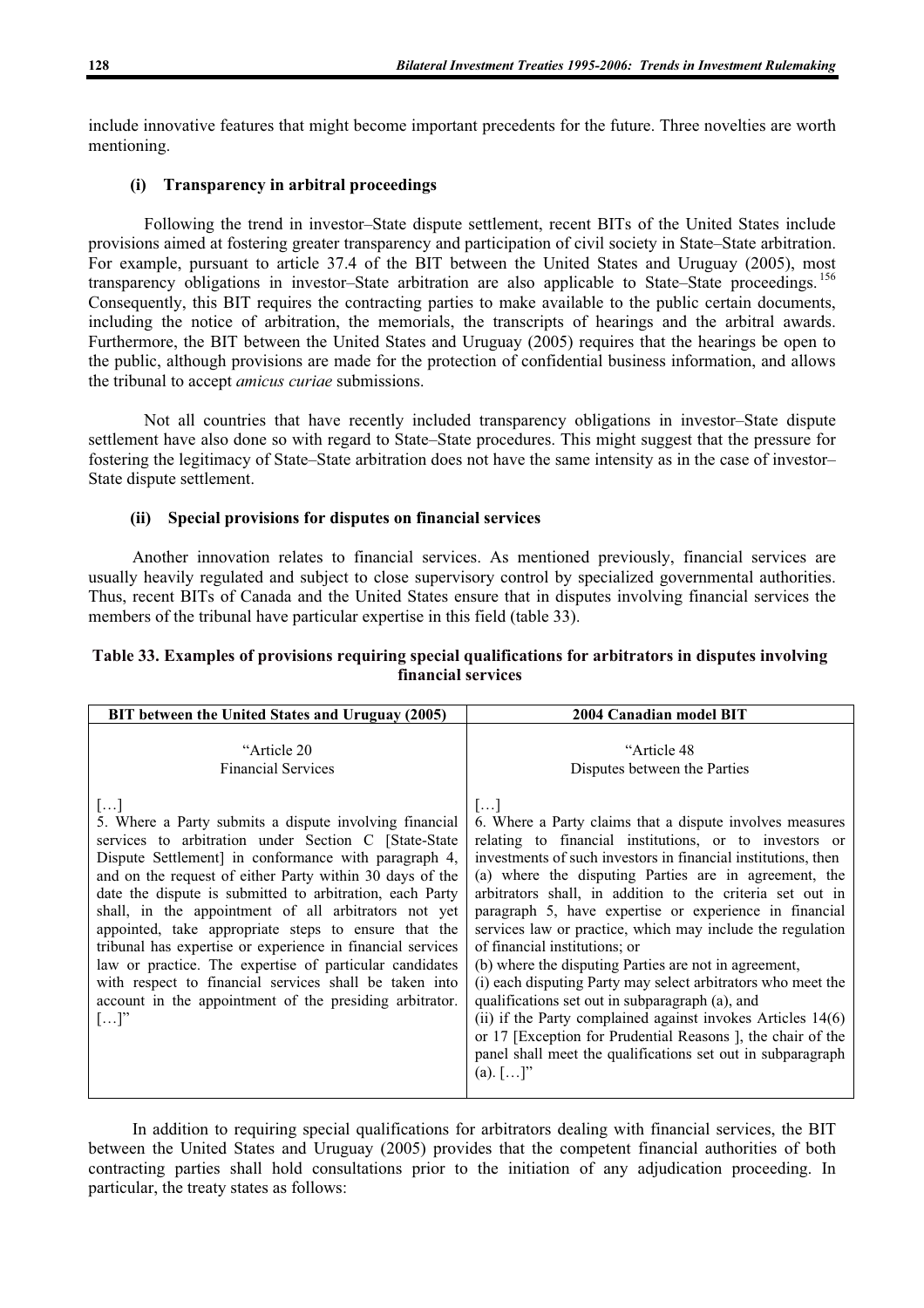include innovative features that might become important precedents for the future. Three novelties are worth mentioning.

#### (i) Transparency in arbitral proceedings

Following the trend in investor–State dispute settlement, recent BITs of the United States include provisions aimed at fostering greater transparency and participation of civil society in State–State arbitration. For example, pursuant to article 37.4 of the BIT between the United States and Uruguay (2005), most transparency obligations in investor–State arbitration are also applicable to State–State proceedings.[156] Consequently, this BIT requires the contracting parties to make available to the public certain documents, including the notice of arbitration, the memorials, the transcripts of hearings and the arbitral awards. Furthermore, the BIT between the United States and Uruguay (2005) requires that the hearings be open to the public, although provisions are made for the protection of confidential business information, and allows the tribunal to accept *amicus curiae* submissions.

Not all countries that have recently included transparency obligations in investor–State dispute settlement have also done so with regard to State–State procedures. This might suggest that the pressure for fostering the legitimacy of State–State arbitration does not have the same intensity as in the case of investor–State dispute settlement.

#### (ii) Special provisions for disputes on financial services

Another innovation relates to financial services. As mentioned previously, financial services are usually heavily regulated and subject to close supervisory control by specialized governmental authorities. Thus, recent BITs of Canada and the United States ensure that in disputes involving financial services the members of the tribunal have particular expertise in this field (table 33).

**Table 33. Examples of provisions requiring special qualifications for arbitrators in disputes involving financial services**

| BIT between the United States and Uruguay (2005) | 2004 Canadian model BIT |
|---|---|
| "Article 20<br>Financial Services<br><br>[…]<br>5. Where a Party submits a dispute involving financial services to arbitration under Section C [State-State Dispute Settlement] in conformance with paragraph 4, and on the request of either Party within 30 days of the date the dispute is submitted to arbitration, each Party shall, in the appointment of all arbitrators not yet appointed, take appropriate steps to ensure that the tribunal has expertise or experience in financial services law or practice. The expertise of particular candidates with respect to financial services shall be taken into account in the appointment of the presiding arbitrator. […]" | "Article 48<br>Disputes between the Parties<br><br>[…]<br>6. Where a Party claims that a dispute involves measures relating to financial institutions, or to investors or investments of such investors in financial institutions, then<br>(a) where the disputing Parties are in agreement, the arbitrators shall, in addition to the criteria set out in paragraph 5, have expertise or experience in financial services law or practice, which may include the regulation of financial institutions; or<br>(b) where the disputing Parties are not in agreement,<br>(i) each disputing Party may select arbitrators who meet the qualifications set out in subparagraph (a), and<br>(ii) if the Party complained against invokes Articles 14(6) or 17 [Exception for Prudential Reasons ], the chair of the panel shall meet the qualifications set out in subparagraph (a). […]" |

In addition to requiring special qualifications for arbitrators dealing with financial services, the BIT between the United States and Uruguay (2005) provides that the competent financial authorities of both contracting parties shall hold consultations prior to the initiation of any adjudication proceeding. In particular, the treaty states as follows: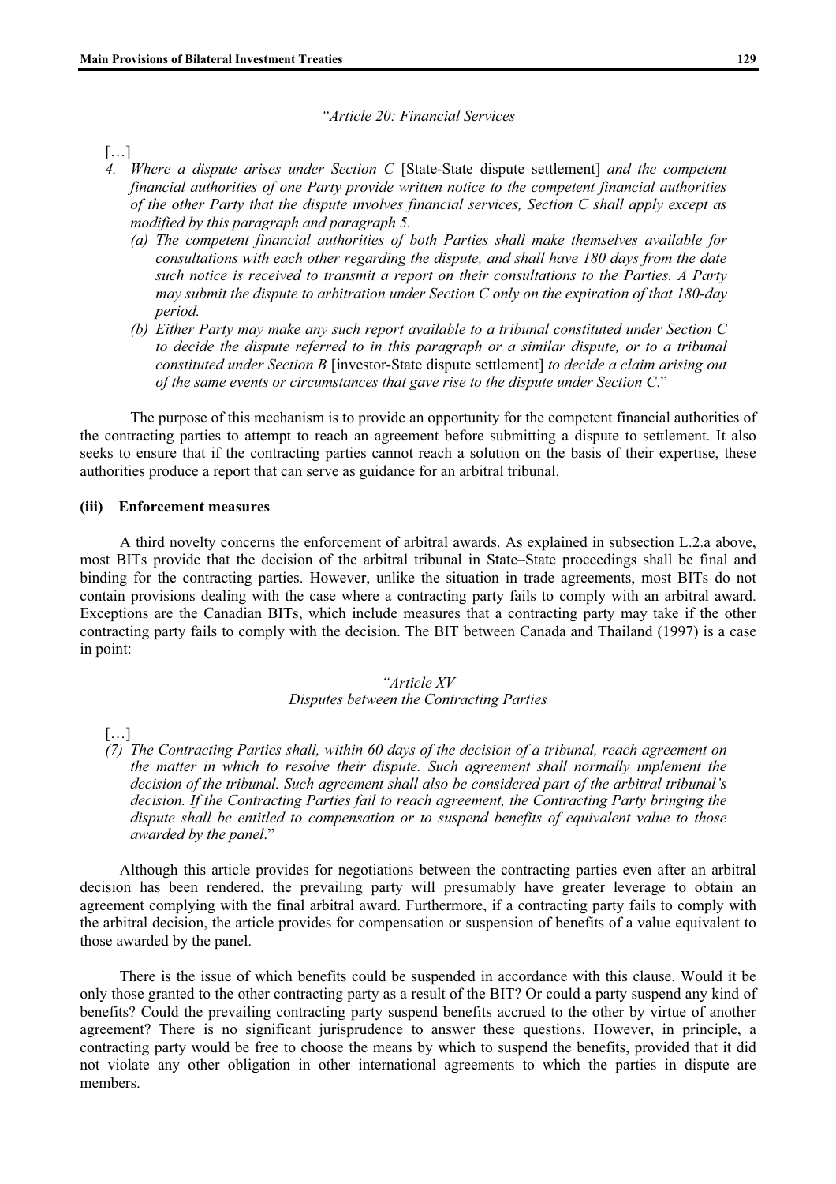*"Article 20: Financial Services*

[…]

4. *Where a dispute arises under Section C* [State-State dispute settlement] *and the competent financial authorities of one Party provide written notice to the competent financial authorities of the other Party that the dispute involves financial services, Section C shall apply except as modified by this paragraph and paragraph 5.*
   (a) *The competent financial authorities of both Parties shall make themselves available for consultations with each other regarding the dispute, and shall have 180 days from the date such notice is received to transmit a report on their consultations to the Parties. A Party may submit the dispute to arbitration under Section C only on the expiration of that 180-day period.*
   (b) *Either Party may make any such report available to a tribunal constituted under Section C to decide the dispute referred to in this paragraph or a similar dispute, or to a tribunal constituted under Section B* [investor-State dispute settlement] *to decide a claim arising out of the same events or circumstances that gave rise to the dispute under Section C*."

The purpose of this mechanism is to provide an opportunity for the competent financial authorities of the contracting parties to attempt to reach an agreement before submitting a dispute to settlement. It also seeks to ensure that if the contracting parties cannot reach a solution on the basis of their expertise, these authorities produce a report that can serve as guidance for an arbitral tribunal.

#### (iii) Enforcement measures

A third novelty concerns the enforcement of arbitral awards. As explained in subsection L.2.a above, most BITs provide that the decision of the arbitral tribunal in State–State proceedings shall be final and binding for the contracting parties. However, unlike the situation in trade agreements, most BITs do not contain provisions dealing with the case where a contracting party fails to comply with an arbitral award. Exceptions are the Canadian BITs, which include measures that a contracting party may take if the other contracting party fails to comply with the decision. The BIT between Canada and Thailand (1997) is a case in point:

*"Article XV*
*Disputes between the Contracting Parties*

[…]

(7) *The Contracting Parties shall, within 60 days of the decision of a tribunal, reach agreement on the matter in which to resolve their dispute. Such agreement shall normally implement the decision of the tribunal. Such agreement shall also be considered part of the arbitral tribunal's decision. If the Contracting Parties fail to reach agreement, the Contracting Party bringing the dispute shall be entitled to compensation or to suspend benefits of equivalent value to those awarded by the panel*."

Although this article provides for negotiations between the contracting parties even after an arbitral decision has been rendered, the prevailing party will presumably have greater leverage to obtain an agreement complying with the final arbitral award. Furthermore, if a contracting party fails to comply with the arbitral decision, the article provides for compensation or suspension of benefits of a value equivalent to those awarded by the panel.

There is the issue of which benefits could be suspended in accordance with this clause. Would it be only those granted to the other contracting party as a result of the BIT? Or could a party suspend any kind of benefits? Could the prevailing contracting party suspend benefits accrued to the other by virtue of another agreement? There is no significant jurisprudence to answer these questions. However, in principle, a contracting party would be free to choose the means by which to suspend the benefits, provided that it did not violate any other obligation in other international agreements to which the parties in dispute are members.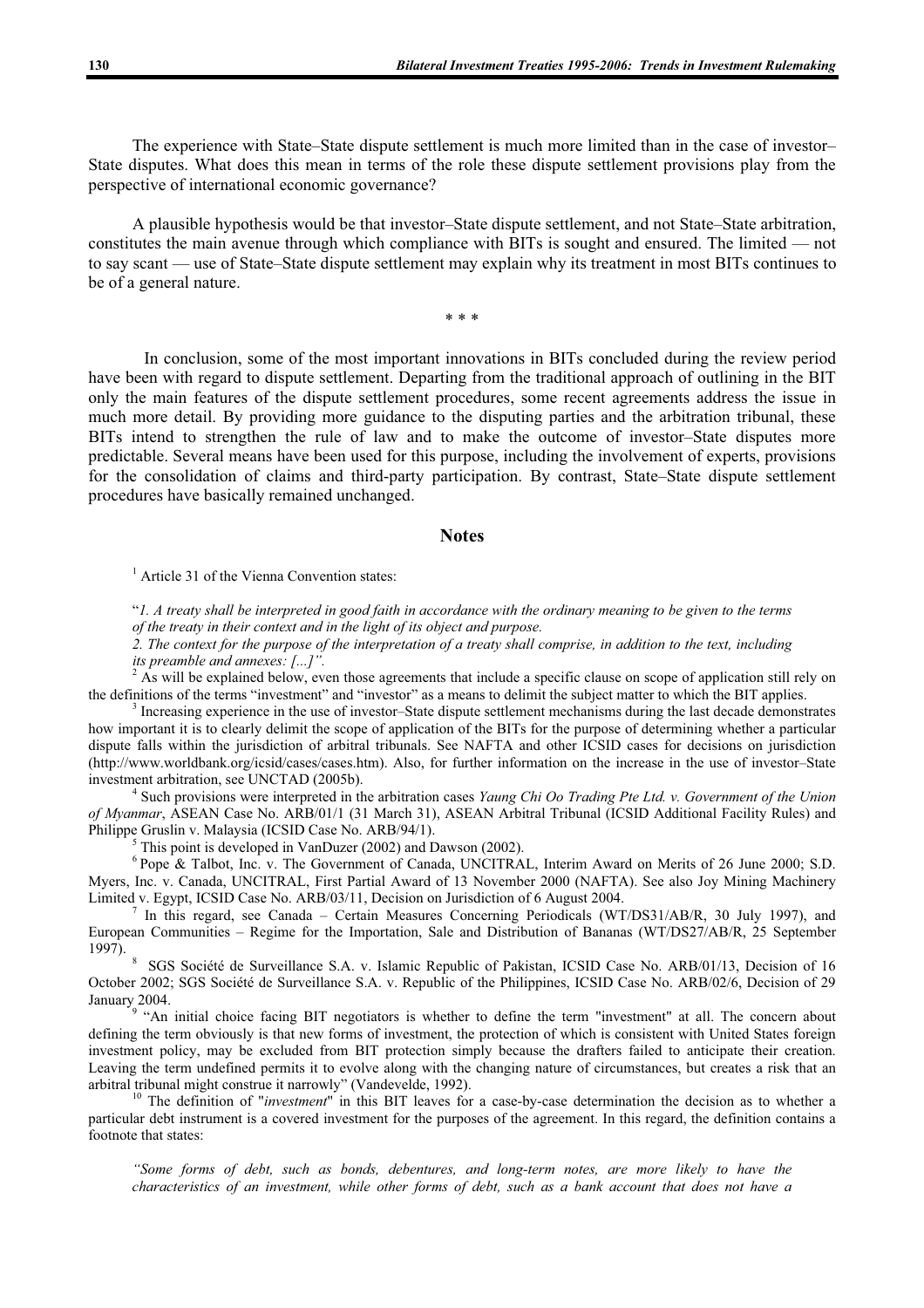The experience with State–State dispute settlement is much more limited than in the case of investor–State disputes. What does this mean in terms of the role these dispute settlement provisions play from the perspective of international economic governance?

A plausible hypothesis would be that investor–State dispute settlement, and not State–State arbitration, constitutes the main avenue through which compliance with BITs is sought and ensured. The limited — not to say scant — use of State–State dispute settlement may explain why its treatment in most BITs continues to be of a general nature.

\* \* \*

In conclusion, some of the most important innovations in BITs concluded during the review period have been with regard to dispute settlement. Departing from the traditional approach of outlining in the BIT only the main features of the dispute settlement procedures, some recent agreements address the issue in much more detail. By providing more guidance to the disputing parties and the arbitration tribunal, these BITs intend to strengthen the rule of law and to make the outcome of investor–State disputes more predictable. Several means have been used for this purpose, including the involvement of experts, provisions for the consolidation of claims and third-party participation. By contrast, State–State dispute settlement procedures have basically remained unchanged.

## Notes

[1] Article 31 of the Vienna Convention states:

"*1. A treaty shall be interpreted in good faith in accordance with the ordinary meaning to be given to the terms of the treaty in their context and in the light of its object and purpose.*
*2. The context for the purpose of the interpretation of a treaty shall comprise, in addition to the text, including its preamble and annexes: [...]".*

[2] As will be explained below, even those agreements that include a specific clause on scope of application still rely on the definitions of the terms "investment" and "investor" as a means to delimit the subject matter to which the BIT applies.

[3] Increasing experience in the use of investor–State dispute settlement mechanisms during the last decade demonstrates how important it is to clearly delimit the scope of application of the BITs for the purpose of determining whether a particular dispute falls within the jurisdiction of arbitral tribunals. See NAFTA and other ICSID cases for decisions on jurisdiction (http://www.worldbank.org/icsid/cases/cases.htm). Also, for further information on the increase in the use of investor–State investment arbitration, see UNCTAD (2005b).

[4] Such provisions were interpreted in the arbitration cases *Yaung Chi Oo Trading Pte Ltd. v. Government of the Union of Myanmar*, ASEAN Case No. ARB/01/1 (31 March 31), ASEAN Arbitral Tribunal (ICSID Additional Facility Rules) and Philippe Gruslin v. Malaysia (ICSID Case No. ARB/94/1).

[5] This point is developed in VanDuzer (2002) and Dawson (2002).

[6] Pope & Talbot, Inc. v. The Government of Canada, UNCITRAL, Interim Award on Merits of 26 June 2000; S.D. Myers, Inc. v. Canada, UNCITRAL, First Partial Award of 13 November 2000 (NAFTA). See also Joy Mining Machinery Limited v. Egypt, ICSID Case No. ARB/03/11, Decision on Jurisdiction of 6 August 2004.

[7] In this regard, see Canada – Certain Measures Concerning Periodicals (WT/DS31/AB/R, 30 July 1997), and European Communities – Regime for the Importation, Sale and Distribution of Bananas (WT/DS27/AB/R, 25 September 1997).

[8] SGS Société de Surveillance S.A. v. Islamic Republic of Pakistan, ICSID Case No. ARB/01/13, Decision of 16 October 2002; SGS Société de Surveillance S.A. v. Republic of the Philippines, ICSID Case No. ARB/02/6, Decision of 29 January 2004.

[9] "An initial choice facing BIT negotiators is whether to define the term "investment" at all. The concern about defining the term obviously is that new forms of investment, the protection of which is consistent with United States foreign investment policy, may be excluded from BIT protection simply because the drafters failed to anticipate their creation. Leaving the term undefined permits it to evolve along with the changing nature of circumstances, but creates a risk that an arbitral tribunal might construe it narrowly" (Vandevelde, 1992).

[10] The definition of "*investment*" in this BIT leaves for a case-by-case determination the decision as to whether a particular debt instrument is a covered investment for the purposes of the agreement. In this regard, the definition contains a footnote that states:

*"Some forms of debt, such as bonds, debentures, and long-term notes, are more likely to have the characteristics of an investment, while other forms of debt, such as a bank account that does not have a*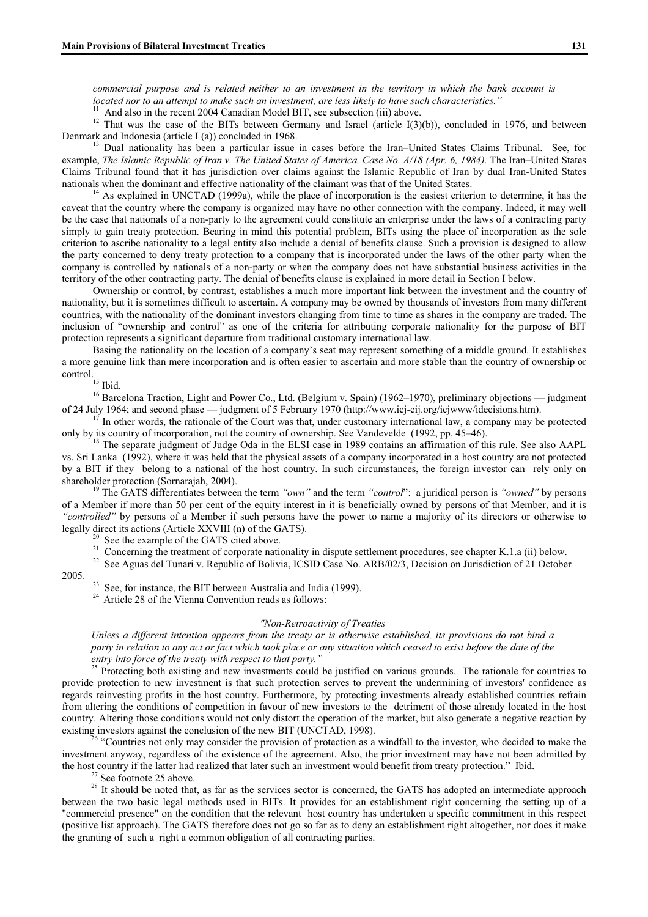*commercial purpose and is related neither to an investment in the territory in which the bank account is located nor to an attempt to make such an investment, are less likely to have such characteristics."*

[11] And also in the recent 2004 Canadian Model BIT, see subsection (iii) above.

[12] That was the case of the BITs between Germany and Israel (article I(3)(b)), concluded in 1976, and between Denmark and Indonesia (article I (a)) concluded in 1968.

[13] Dual nationality has been a particular issue in cases before the Iran–United States Claims Tribunal. See, for example, *The Islamic Republic of Iran v. The United States of America, Case No. A/18 (Apr. 6, 1984)*. The Iran–United States Claims Tribunal found that it has jurisdiction over claims against the Islamic Republic of Iran by dual Iran-United States nationals when the dominant and effective nationality of the claimant was that of the United States.

[14] As explained in UNCTAD (1999a), while the place of incorporation is the easiest criterion to determine, it has the caveat that the country where the company is organized may have no other connection with the company. Indeed, it may well be the case that nationals of a non-party to the agreement could constitute an enterprise under the laws of a contracting party simply to gain treaty protection. Bearing in mind this potential problem, BITs using the place of incorporation as the sole criterion to ascribe nationality to a legal entity also include a denial of benefits clause. Such a provision is designed to allow the party concerned to deny treaty protection to a company that is incorporated under the laws of the other party when the company is controlled by nationals of a non-party or when the company does not have substantial business activities in the territory of the other contracting party. The denial of benefits clause is explained in more detail in Section I below.

Ownership or control, by contrast, establishes a much more important link between the investment and the country of nationality, but it is sometimes difficult to ascertain. A company may be owned by thousands of investors from many different countries, with the nationality of the dominant investors changing from time to time as shares in the company are traded. The inclusion of "ownership and control" as one of the criteria for attributing corporate nationality for the purpose of BIT protection represents a significant departure from traditional customary international law.

Basing the nationality on the location of a company's seat may represent something of a middle ground. It establishes a more genuine link than mere incorporation and is often easier to ascertain and more stable than the country of ownership or control.

[15] Ibid.

[16] Barcelona Traction, Light and Power Co., Ltd. (Belgium v. Spain) (1962–1970), preliminary objections — judgment of 24 July 1964; and second phase — judgment of 5 February 1970 (http://www.icj-cij.org/icjwww/idecisions.htm).

[17] In other words, the rationale of the Court was that, under customary international law, a company may be protected only by its country of incorporation, not the country of ownership. See Vandevelde (1992, pp. 45–46).

[18] The separate judgment of Judge Oda in the ELSI case in 1989 contains an affirmation of this rule. See also AAPL vs. Sri Lanka (1992), where it was held that the physical assets of a company incorporated in a host country are not protected by a BIT if they belong to a national of the host country. In such circumstances, the foreign investor can rely only on shareholder protection (Sornarajah, 2004).

[19] The GATS differentiates between the term *"own"* and the term *"control"*: a juridical person is *"owned"* by persons of a Member if more than 50 per cent of the equity interest in it is beneficially owned by persons of that Member, and it is *"controlled"* by persons of a Member if such persons have the power to name a majority of its directors or otherwise to legally direct its actions (Article XXVIII (n) of the GATS).

[20] See the example of the GATS cited above.

[21] Concerning the treatment of corporate nationality in dispute settlement procedures, see chapter K.1.a (ii) below.

[22] See Aguas del Tunari v. Republic of Bolivia, ICSID Case No. ARB/02/3, Decision on Jurisdiction of 21 October 2005.

[23] See, for instance, the BIT between Australia and India (1999).

[24] Article 28 of the Vienna Convention reads as follows:

*"Non-Retroactivity of Treaties*

*Unless a different intention appears from the treaty or is otherwise established, its provisions do not bind a party in relation to any act or fact which took place or any situation which ceased to exist before the date of the entry into force of the treaty with respect to that party."*

[25] Protecting both existing and new investments could be justified on various grounds. The rationale for countries to provide protection to new investment is that such protection serves to prevent the undermining of investors' confidence as regards reinvesting profits in the host country. Furthermore, by protecting investments already established countries refrain from altering the conditions of competition in favour of new investors to the detriment of those already located in the host country. Altering those conditions would not only distort the operation of the market, but also generate a negative reaction by existing investors against the conclusion of the new BIT (UNCTAD, 1998).

[26] "Countries not only may consider the provision of protection as a windfall to the investor, who decided to make the investment anyway, regardless of the existence of the agreement. Also, the prior investment may have not been admitted by the host country if the latter had realized that later such an investment would benefit from treaty protection." Ibid.

[27] See footnote 25 above.

[28] It should be noted that, as far as the services sector is concerned, the GATS has adopted an intermediate approach between the two basic legal methods used in BITs. It provides for an establishment right concerning the setting up of a "commercial presence" on the condition that the relevant host country has undertaken a specific commitment in this respect (positive list approach). The GATS therefore does not go so far as to deny an establishment right altogether, nor does it make the granting of such a right a common obligation of all contracting parties.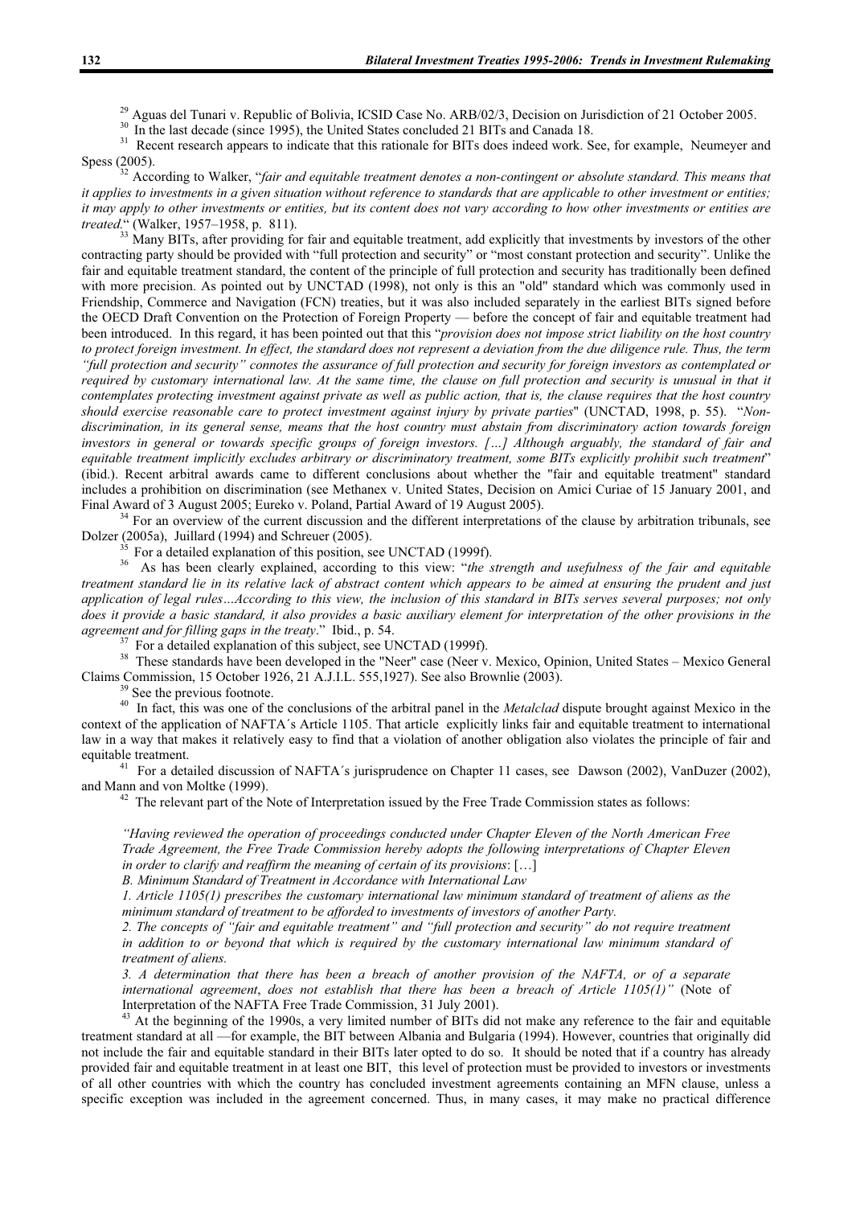[29] Aguas del Tunari v. Republic of Bolivia, ICSID Case No. ARB/02/3, Decision on Jurisdiction of 21 October 2005.

[30] In the last decade (since 1995), the United States concluded 21 BITs and Canada 18.

[31] Recent research appears to indicate that this rationale for BITs does indeed work. See, for example, Neumeyer and Spess (2005).

[32] According to Walker, "*fair and equitable treatment denotes a non-contingent or absolute standard. This means that it applies to investments in a given situation without reference to standards that are applicable to other investment or entities; it may apply to other investments or entities, but its content does not vary according to how other investments or entities are treated*." (Walker, 1957–1958, p. 811).

[33] Many BITs, after providing for fair and equitable treatment, add explicitly that investments by investors of the other contracting party should be provided with "full protection and security" or "most constant protection and security". Unlike the fair and equitable treatment standard, the content of the principle of full protection and security has traditionally been defined with more precision. As pointed out by UNCTAD (1998), not only is this an "old" standard which was commonly used in Friendship, Commerce and Navigation (FCN) treaties, but it was also included separately in the earliest BITs signed before the OECD Draft Convention on the Protection of Foreign Property — before the concept of fair and equitable treatment had been introduced. In this regard, it has been pointed out that this "*provision does not impose strict liability on the host country to protect foreign investment. In effect, the standard does not represent a deviation from the due diligence rule. Thus, the term "full protection and security" connotes the assurance of full protection and security for foreign investors as contemplated or required by customary international law. At the same time, the clause on full protection and security is unusual in that it contemplates protecting investment against private as well as public action, that is, the clause requires that the host country should exercise reasonable care to protect investment against injury by private parties*" (UNCTAD, 1998, p. 55). "*Non-discrimination, in its general sense, means that the host country must abstain from discriminatory action towards foreign investors in general or towards specific groups of foreign investors. […] Although arguably, the standard of fair and equitable treatment implicitly excludes arbitrary or discriminatory treatment, some BITs explicitly prohibit such treatment*" (ibid.). Recent arbitral awards came to different conclusions about whether the "fair and equitable treatment" standard includes a prohibition on discrimination (see Methanex v. United States, Decision on Amici Curiae of 15 January 2001, and Final Award of 3 August 2005; Eureko v. Poland, Partial Award of 19 August 2005).

[34] For an overview of the current discussion and the different interpretations of the clause by arbitration tribunals, see Dolzer (2005a), Juillard (1994) and Schreuer (2005).

[35] For a detailed explanation of this position, see UNCTAD (1999f).

[36] As has been clearly explained, according to this view: "*the strength and usefulness of the fair and equitable treatment standard lie in its relative lack of abstract content which appears to be aimed at ensuring the prudent and just application of legal rules…According to this view, the inclusion of this standard in BITs serves several purposes; not only does it provide a basic standard, it also provides a basic auxiliary element for interpretation of the other provisions in the agreement and for filling gaps in the treaty*." Ibid., p. 54.

[37] For a detailed explanation of this subject, see UNCTAD (1999f).

[38] These standards have been developed in the "Neer" case (Neer v. Mexico, Opinion, United States – Mexico General Claims Commission, 15 October 1926, 21 A.J.I.L. 555,1927). See also Brownlie (2003).

[39] See the previous footnote.

[40] In fact, this was one of the conclusions of the arbitral panel in the *Metalclad* dispute brought against Mexico in the context of the application of NAFTA´s Article 1105. That article explicitly links fair and equitable treatment to international law in a way that makes it relatively easy to find that a violation of another obligation also violates the principle of fair and equitable treatment.

[41] For a detailed discussion of NAFTA´s jurisprudence on Chapter 11 cases, see Dawson (2002), VanDuzer (2002), and Mann and von Moltke (1999).

[42] The relevant part of the Note of Interpretation issued by the Free Trade Commission states as follows:

> *"Having reviewed the operation of proceedings conducted under Chapter Eleven of the North American Free Trade Agreement, the Free Trade Commission hereby adopts the following interpretations of Chapter Eleven in order to clarify and reaffirm the meaning of certain of its provisions*: […]
>
> *B. Minimum Standard of Treatment in Accordance with International Law*
>
> *1. Article 1105(1) prescribes the customary international law minimum standard of treatment of aliens as the minimum standard of treatment to be afforded to investments of investors of another Party.*
>
> *2. The concepts of "fair and equitable treatment" and "full protection and security" do not require treatment in addition to or beyond that which is required by the customary international law minimum standard of treatment of aliens.*
>
> *3. A determination that there has been a breach of another provision of the NAFTA, or of a separate international agreement, does not establish that there has been a breach of Article 1105(1)"* (Note of Interpretation of the NAFTA Free Trade Commission, 31 July 2001).

[43] At the beginning of the 1990s, a very limited number of BITs did not make any reference to the fair and equitable treatment standard at all —for example, the BIT between Albania and Bulgaria (1994). However, countries that originally did not include the fair and equitable standard in their BITs later opted to do so. It should be noted that if a country has already provided fair and equitable treatment in at least one BIT, this level of protection must be provided to investors or investments of all other countries with which the country has concluded investment agreements containing an MFN clause, unless a specific exception was included in the agreement concerned. Thus, in many cases, it may make no practical difference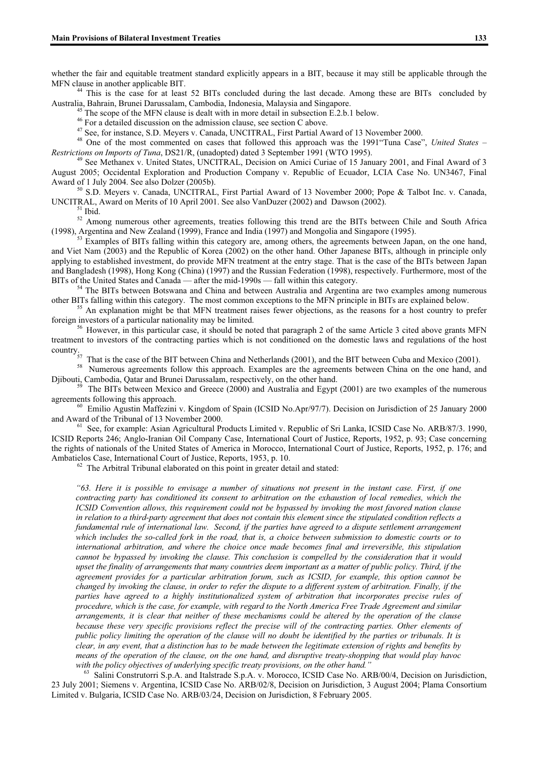whether the fair and equitable treatment standard explicitly appears in a BIT, because it may still be applicable through the MFN clause in another applicable BIT.

[44] This is the case for at least 52 BITs concluded during the last decade. Among these are BITs concluded by Australia, Bahrain, Brunei Darussalam, Cambodia, Indonesia, Malaysia and Singapore.

[45] The scope of the MFN clause is dealt with in more detail in subsection E.2.b.1 below.

[46] For a detailed discussion on the admission clause, see section C above.

[47] See, for instance, S.D. Meyers v. Canada, UNCITRAL, First Partial Award of 13 November 2000.

[48] One of the most commented on cases that followed this approach was the 1991"Tuna Case", *United States – Restrictions on Imports of Tuna*, DS21/R, (unadopted) dated 3 September 1991 (WTO 1995).

[49] See Methanex v. United States, UNCITRAL, Decision on Amici Curiae of 15 January 2001, and Final Award of 3 August 2005; Occidental Exploration and Production Company v. Republic of Ecuador, LCIA Case No. UN3467, Final Award of 1 July 2004. See also Dolzer (2005b).

[50] S.D. Meyers v. Canada, UNCITRAL, First Partial Award of 13 November 2000; Pope & Talbot Inc. v. Canada, UNCITRAL, Award on Merits of 10 April 2001. See also VanDuzer (2002) and Dawson (2002).

[51] Ibid.

[52] Among numerous other agreements, treaties following this trend are the BITs between Chile and South Africa (1998), Argentina and New Zealand (1999), France and India (1997) and Mongolia and Singapore (1995).

[53] Examples of BITs falling within this category are, among others, the agreements between Japan, on the one hand, and Viet Nam (2003) and the Republic of Korea (2002) on the other hand. Other Japanese BITs, although in principle only applying to established investment, do provide MFN treatment at the entry stage. That is the case of the BITs between Japan and Bangladesh (1998), Hong Kong (China) (1997) and the Russian Federation (1998), respectively. Furthermore, most of the BITs of the United States and Canada — after the mid-1990s — fall within this category.

[54] The BITs between Botswana and China and between Australia and Argentina are two examples among numerous other BITs falling within this category. The most common exceptions to the MFN principle in BITs are explained below.

[55] An explanation might be that MFN treatment raises fewer objections, as the reasons for a host country to prefer foreign investors of a particular nationality may be limited.

[56] However, in this particular case, it should be noted that paragraph 2 of the same Article 3 cited above grants MFN treatment to investors of the contracting parties which is not conditioned on the domestic laws and regulations of the host country.

[57] That is the case of the BIT between China and Netherlands (2001), and the BIT between Cuba and Mexico (2001).

[58] Numerous agreements follow this approach. Examples are the agreements between China on the one hand, and Djibouti, Cambodia, Qatar and Brunei Darussalam, respectively, on the other hand.

[59] The BITs between Mexico and Greece (2000) and Australia and Egypt (2001) are two examples of the numerous agreements following this approach.

[60] Emilio Agustin Maffezini v. Kingdom of Spain (ICSID No.Apr/97/7). Decision on Jurisdiction of 25 January 2000 and Award of the Tribunal of 13 November 2000.

[61] See, for example: Asian Agricultural Products Limited v. Republic of Sri Lanka, ICSID Case No. ARB/87/3. 1990, ICSID Reports 246; Anglo-Iranian Oil Company Case, International Court of Justice, Reports, 1952, p. 93; Case concerning the rights of nationals of the United States of America in Morocco, International Court of Justice, Reports, 1952, p. 176; and Ambatielos Case, International Court of Justice, Reports, 1953, p. 10.

[62] The Arbitral Tribunal elaborated on this point in greater detail and stated:

> *"63. Here it is possible to envisage a number of situations not present in the instant case. First, if one contracting party has conditioned its consent to arbitration on the exhaustion of local remedies, which the ICSID Convention allows, this requirement could not be bypassed by invoking the most favored nation clause in relation to a third-party agreement that does not contain this element since the stipulated condition reflects a fundamental rule of international law. Second, if the parties have agreed to a dispute settlement arrangement which includes the so-called fork in the road, that is, a choice between submission to domestic courts or to international arbitration, and where the choice once made becomes final and irreversible, this stipulation cannot be bypassed by invoking the clause. This conclusion is compelled by the consideration that it would upset the finality of arrangements that many countries deem important as a matter of public policy. Third, if the agreement provides for a particular arbitration forum, such as ICSID, for example, this option cannot be changed by invoking the clause, in order to refer the dispute to a different system of arbitration. Finally, if the parties have agreed to a highly institutionalized system of arbitration that incorporates precise rules of procedure, which is the case, for example, with regard to the North America Free Trade Agreement and similar arrangements, it is clear that neither of these mechanisms could be altered by the operation of the clause because these very specific provisions reflect the precise will of the contracting parties. Other elements of public policy limiting the operation of the clause will no doubt be identified by the parties or tribunals. It is clear, in any event, that a distinction has to be made between the legitimate extension of rights and benefits by means of the operation of the clause, on the one hand, and disruptive treaty-shopping that would play havoc with the policy objectives of underlying specific treaty provisions, on the other hand."*

[63] Salini Construtorri S.p.A. and Italstrade S.p.A. v. Morocco, ICSID Case No. ARB/00/4, Decision on Jurisdiction, 23 July 2001; Siemens v. Argentina, ICSID Case No. ARB/02/8, Decision on Jurisdiction, 3 August 2004; Plama Consortium Limited v. Bulgaria, ICSID Case No. ARB/03/24, Decision on Jurisdiction, 8 February 2005.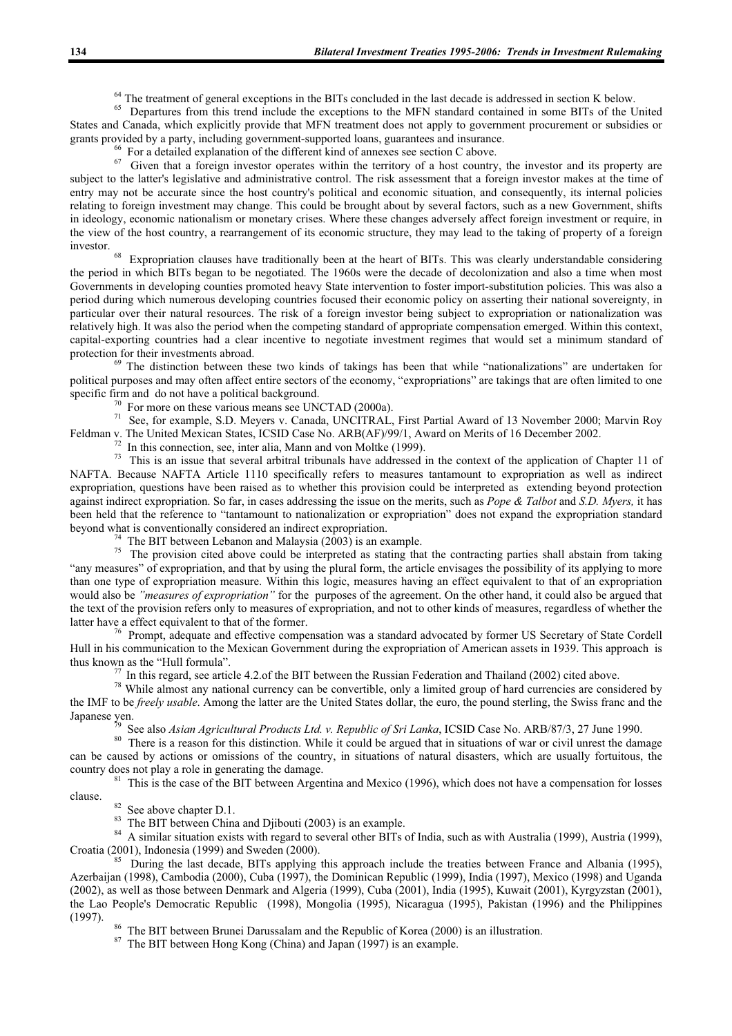[64] The treatment of general exceptions in the BITs concluded in the last decade is addressed in section K below.

[65] Departures from this trend include the exceptions to the MFN standard contained in some BITs of the United States and Canada, which explicitly provide that MFN treatment does not apply to government procurement or subsidies or grants provided by a party, including government-supported loans, guarantees and insurance.

[66] For a detailed explanation of the different kind of annexes see section C above.

[67] Given that a foreign investor operates within the territory of a host country, the investor and its property are subject to the latter's legislative and administrative control. The risk assessment that a foreign investor makes at the time of entry may not be accurate since the host country's political and economic situation, and consequently, its internal policies relating to foreign investment may change. This could be brought about by several factors, such as a new Government, shifts in ideology, economic nationalism or monetary crises. Where these changes adversely affect foreign investment or require, in the view of the host country, a rearrangement of its economic structure, they may lead to the taking of property of a foreign investor.

[68] Expropriation clauses have traditionally been at the heart of BITs. This was clearly understandable considering the period in which BITs began to be negotiated. The 1960s were the decade of decolonization and also a time when most Governments in developing counties promoted heavy State intervention to foster import-substitution policies. This was also a period during which numerous developing countries focused their economic policy on asserting their national sovereignty, in particular over their natural resources. The risk of a foreign investor being subject to expropriation or nationalization was relatively high. It was also the period when the competing standard of appropriate compensation emerged. Within this context, capital-exporting countries had a clear incentive to negotiate investment regimes that would set a minimum standard of protection for their investments abroad.

[69] The distinction between these two kinds of takings has been that while "nationalizations" are undertaken for political purposes and may often affect entire sectors of the economy, "expropriations" are takings that are often limited to one specific firm and do not have a political background.

[70] For more on these various means see UNCTAD (2000a).

[71] See, for example, S.D. Meyers v. Canada, UNCITRAL, First Partial Award of 13 November 2000; Marvin Roy Feldman v. The United Mexican States, ICSID Case No. ARB(AF)/99/1, Award on Merits of 16 December 2002.

[72] In this connection, see, inter alia, Mann and von Moltke (1999).

[73] This is an issue that several arbitral tribunals have addressed in the context of the application of Chapter 11 of NAFTA. Because NAFTA Article 1110 specifically refers to measures tantamount to expropriation as well as indirect expropriation, questions have been raised as to whether this provision could be interpreted as extending beyond protection against indirect expropriation. So far, in cases addressing the issue on the merits, such as *Pope & Talbot* and *S.D. Myers,* it has been held that the reference to "tantamount to nationalization or expropriation" does not expand the expropriation standard beyond what is conventionally considered an indirect expropriation.

[74] The BIT between Lebanon and Malaysia (2003) is an example.

[75] The provision cited above could be interpreted as stating that the contracting parties shall abstain from taking "any measures" of expropriation, and that by using the plural form, the article envisages the possibility of its applying to more than one type of expropriation measure. Within this logic, measures having an effect equivalent to that of an expropriation would also be *"measures of expropriation"* for the purposes of the agreement. On the other hand, it could also be argued that the text of the provision refers only to measures of expropriation, and not to other kinds of measures, regardless of whether the latter have a effect equivalent to that of the former.

[76] Prompt, adequate and effective compensation was a standard advocated by former US Secretary of State Cordell Hull in his communication to the Mexican Government during the expropriation of American assets in 1939. This approach is thus known as the "Hull formula".

[77] In this regard, see article 4.2.of the BIT between the Russian Federation and Thailand (2002) cited above.

[78] While almost any national currency can be convertible, only a limited group of hard currencies are considered by the IMF to be *freely usable*. Among the latter are the United States dollar, the euro, the pound sterling, the Swiss franc and the Japanese yen.

[79] See also *Asian Agricultural Products Ltd. v. Republic of Sri Lanka*, ICSID Case No. ARB/87/3, 27 June 1990.

[80] There is a reason for this distinction. While it could be argued that in situations of war or civil unrest the damage can be caused by actions or omissions of the country, in situations of natural disasters, which are usually fortuitous, the country does not play a role in generating the damage.

[81] This is the case of the BIT between Argentina and Mexico (1996), which does not have a compensation for losses clause.

[82] See above chapter D.1.

[83] The BIT between China and Djibouti (2003) is an example.

[84] A similar situation exists with regard to several other BITs of India, such as with Australia (1999), Austria (1999), Croatia (2001), Indonesia (1999) and Sweden (2000).

[85] During the last decade, BITs applying this approach include the treaties between France and Albania (1995), Azerbaijan (1998), Cambodia (2000), Cuba (1997), the Dominican Republic (1999), India (1997), Mexico (1998) and Uganda (2002), as well as those between Denmark and Algeria (1999), Cuba (2001), India (1995), Kuwait (2001), Kyrgyzstan (2001), the Lao People's Democratic Republic (1998), Mongolia (1995), Nicaragua (1995), Pakistan (1996) and the Philippines (1997).

[86] The BIT between Brunei Darussalam and the Republic of Korea (2000) is an illustration.

[87] The BIT between Hong Kong (China) and Japan (1997) is an example.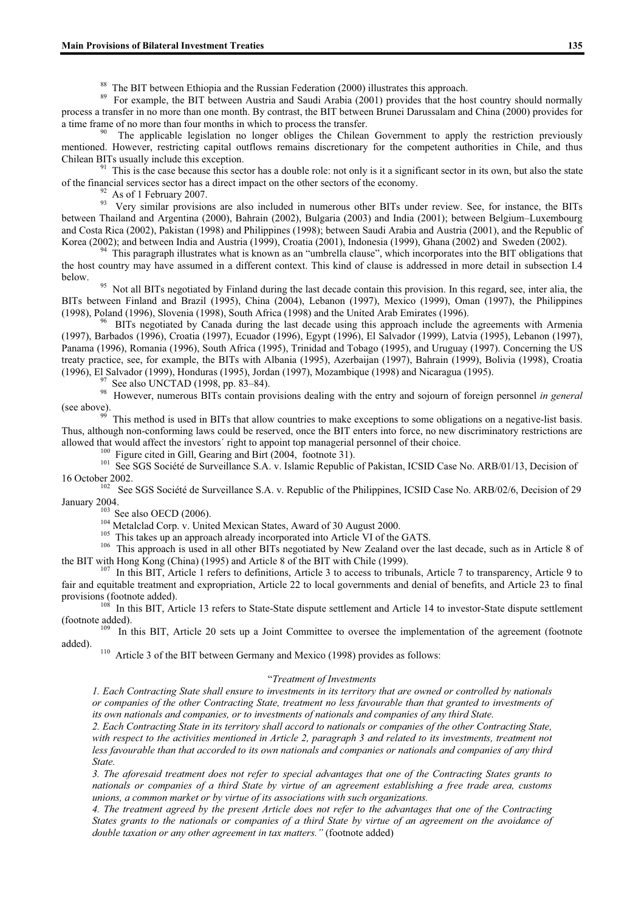[88] The BIT between Ethiopia and the Russian Federation (2000) illustrates this approach.

[89] For example, the BIT between Austria and Saudi Arabia (2001) provides that the host country should normally process a transfer in no more than one month. By contrast, the BIT between Brunei Darussalam and China (2000) provides for a time frame of no more than four months in which to process the transfer.

[90] The applicable legislation no longer obliges the Chilean Government to apply the restriction previously mentioned. However, restricting capital outflows remains discretionary for the competent authorities in Chile, and thus Chilean BITs usually include this exception.

[91] This is the case because this sector has a double role: not only is it a significant sector in its own, but also the state of the financial services sector has a direct impact on the other sectors of the economy.

[92] As of 1 February 2007.

[93] Very similar provisions are also included in numerous other BITs under review. See, for instance, the BITs between Thailand and Argentina (2000), Bahrain (2002), Bulgaria (2003) and India (2001); between Belgium–Luxembourg and Costa Rica (2002), Pakistan (1998) and Philippines (1998); between Saudi Arabia and Austria (2001), and the Republic of Korea (2002); and between India and Austria (1999), Croatia (2001), Indonesia (1999), Ghana (2002) and Sweden (2002).

[94] This paragraph illustrates what is known as an "umbrella clause", which incorporates into the BIT obligations that the host country may have assumed in a different context. This kind of clause is addressed in more detail in subsection I.4 below.

[95] Not all BITs negotiated by Finland during the last decade contain this provision. In this regard, see, inter alia, the BITs between Finland and Brazil (1995), China (2004), Lebanon (1997), Mexico (1999), Oman (1997), the Philippines (1998), Poland (1996), Slovenia (1998), South Africa (1998) and the United Arab Emirates (1996).

[96] BITs negotiated by Canada during the last decade using this approach include the agreements with Armenia (1997), Barbados (1996), Croatia (1997), Ecuador (1996), Egypt (1996), El Salvador (1999), Latvia (1995), Lebanon (1997), Panama (1996), Romania (1996), South Africa (1995), Trinidad and Tobago (1995), and Uruguay (1997). Concerning the US treaty practice, see, for example, the BITs with Albania (1995), Azerbaijan (1997), Bahrain (1999), Bolivia (1998), Croatia (1996), El Salvador (1999), Honduras (1995), Jordan (1997), Mozambique (1998) and Nicaragua (1995).

[97] See also UNCTAD (1998, pp. 83–84).

[98] However, numerous BITs contain provisions dealing with the entry and sojourn of foreign personnel *in general* (see above).

[99] This method is used in BITs that allow countries to make exceptions to some obligations on a negative-list basis. Thus, although non-conforming laws could be reserved, once the BIT enters into force, no new discriminatory restrictions are allowed that would affect the investors´ right to appoint top managerial personnel of their choice.

[100] Figure cited in Gill, Gearing and Birt (2004, footnote 31).

[101] See SGS Société de Surveillance S.A. v. Islamic Republic of Pakistan, ICSID Case No. ARB/01/13, Decision of 16 October 2002.

[102] See SGS Société de Surveillance S.A. v. Republic of the Philippines, ICSID Case No. ARB/02/6, Decision of 29 January 2004.

[103] See also OECD (2006).

[104] Metalclad Corp. v. United Mexican States, Award of 30 August 2000.

[105] This takes up an approach already incorporated into Article VI of the GATS.

[106] This approach is used in all other BITs negotiated by New Zealand over the last decade, such as in Article 8 of the BIT with Hong Kong (China) (1995) and Article 8 of the BIT with Chile (1999).

[107] In this BIT, Article 1 refers to definitions, Article 3 to access to tribunals, Article 7 to transparency, Article 9 to fair and equitable treatment and expropriation, Article 22 to local governments and denial of benefits, and Article 23 to final provisions (footnote added).

[108] In this BIT, Article 13 refers to State-State dispute settlement and Article 14 to investor-State dispute settlement (footnote added).

[109] In this BIT, Article 20 sets up a Joint Committee to oversee the implementation of the agreement (footnote added).

[110] Article 3 of the BIT between Germany and Mexico (1998) provides as follows:

> "*Treatment of Investments*
>
> *1. Each Contracting State shall ensure to investments in its territory that are owned or controlled by nationals or companies of the other Contracting State, treatment no less favourable than that granted to investments of its own nationals and companies, or to investments of nationals and companies of any third State.*
>
> *2. Each Contracting State in its territory shall accord to nationals or companies of the other Contracting State, with respect to the activities mentioned in Article 2, paragraph 3 and related to its investments, treatment not less favourable than that accorded to its own nationals and companies or nationals and companies of any third State.*
>
> *3. The aforesaid treatment does not refer to special advantages that one of the Contracting States grants to nationals or companies of a third State by virtue of an agreement establishing a free trade area, customs unions, a common market or by virtue of its associations with such organizations.*
>
> *4. The treatment agreed by the present Article does not refer to the advantages that one of the Contracting States grants to the nationals or companies of a third State by virtue of an agreement on the avoidance of double taxation or any other agreement in tax matters."* (footnote added)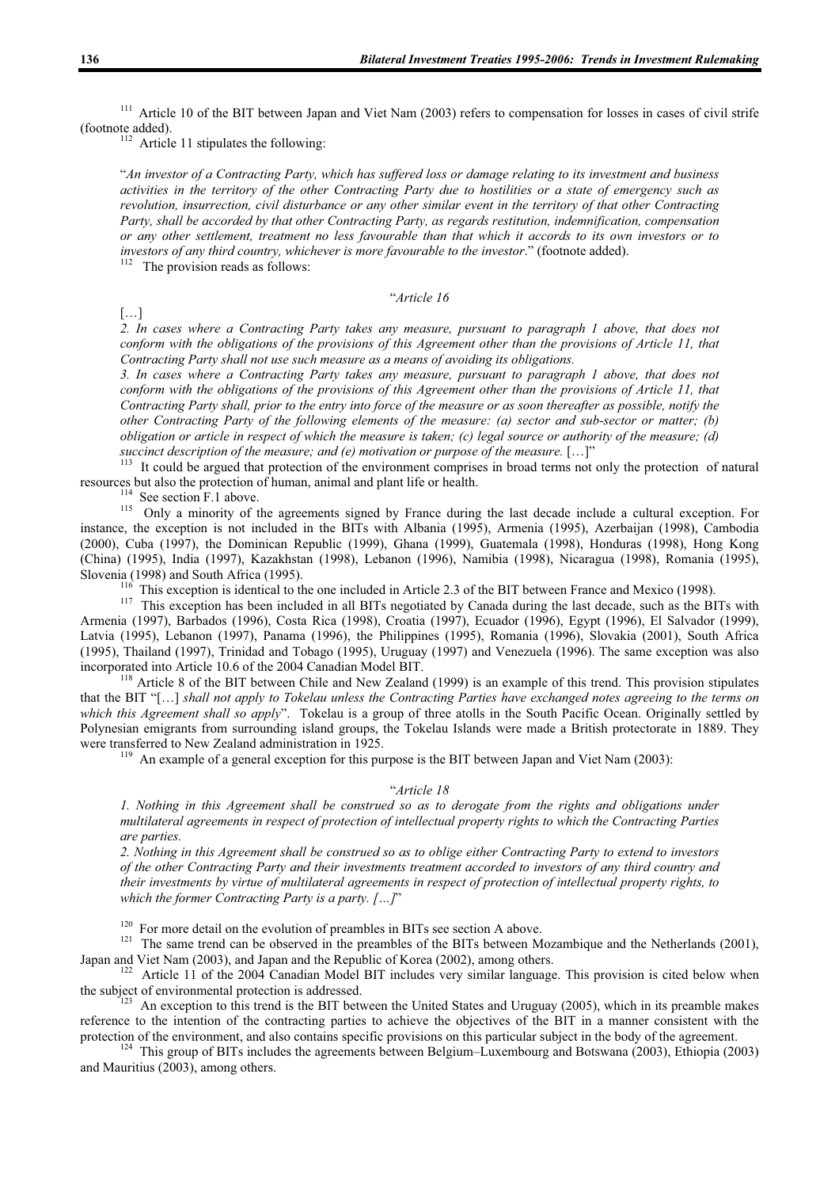[111] Article 10 of the BIT between Japan and Viet Nam (2003) refers to compensation for losses in cases of civil strife (footnote added).

[112] Article 11 stipulates the following:

"*An investor of a Contracting Party, which has suffered loss or damage relating to its investment and business activities in the territory of the other Contracting Party due to hostilities or a state of emergency such as revolution, insurrection, civil disturbance or any other similar event in the territory of that other Contracting Party, shall be accorded by that other Contracting Party, as regards restitution, indemnification, compensation or any other settlement, treatment no less favourable than that which it accords to its own investors or to investors of any third country, whichever is more favourable to the investor*." (footnote added).

[112] The provision reads as follows:

"*Article 16*

[…]

*2. In cases where a Contracting Party takes any measure, pursuant to paragraph 1 above, that does not conform with the obligations of the provisions of this Agreement other than the provisions of Article 11, that Contracting Party shall not use such measure as a means of avoiding its obligations.*

*3. In cases where a Contracting Party takes any measure, pursuant to paragraph 1 above, that does not conform with the obligations of the provisions of this Agreement other than the provisions of Article 11, that Contracting Party shall, prior to the entry into force of the measure or as soon thereafter as possible, notify the other Contracting Party of the following elements of the measure: (a) sector and sub-sector or matter; (b) obligation or article in respect of which the measure is taken; (c) legal source or authority of the measure; (d) succinct description of the measure; and (e) motivation or purpose of the measure.* […]"

[113] It could be argued that protection of the environment comprises in broad terms not only the protection of natural resources but also the protection of human, animal and plant life or health.

[114] See section F.1 above.

[115] Only a minority of the agreements signed by France during the last decade include a cultural exception. For instance, the exception is not included in the BITs with Albania (1995), Armenia (1995), Azerbaijan (1998), Cambodia (2000), Cuba (1997), the Dominican Republic (1999), Ghana (1999), Guatemala (1998), Honduras (1998), Hong Kong (China) (1995), India (1997), Kazakhstan (1998), Lebanon (1996), Namibia (1998), Nicaragua (1998), Romania (1995), Slovenia (1998) and South Africa (1995).

[116] This exception is identical to the one included in Article 2.3 of the BIT between France and Mexico (1998).

[117] This exception has been included in all BITs negotiated by Canada during the last decade, such as the BITs with Armenia (1997), Barbados (1996), Costa Rica (1998), Croatia (1997), Ecuador (1996), Egypt (1996), El Salvador (1999), Latvia (1995), Lebanon (1997), Panama (1996), the Philippines (1995), Romania (1996), Slovakia (2001), South Africa (1995), Thailand (1997), Trinidad and Tobago (1995), Uruguay (1997) and Venezuela (1996). The same exception was also incorporated into Article 10.6 of the 2004 Canadian Model BIT.

[118] Article 8 of the BIT between Chile and New Zealand (1999) is an example of this trend. This provision stipulates that the BIT "[…] *shall not apply to Tokelau unless the Contracting Parties have exchanged notes agreeing to the terms on which this Agreement shall so apply*". Tokelau is a group of three atolls in the South Pacific Ocean. Originally settled by Polynesian emigrants from surrounding island groups, the Tokelau Islands were made a British protectorate in 1889. They were transferred to New Zealand administration in 1925.

[119] An example of a general exception for this purpose is the BIT between Japan and Viet Nam (2003):

"*Article 18*

*1. Nothing in this Agreement shall be construed so as to derogate from the rights and obligations under multilateral agreements in respect of protection of intellectual property rights to which the Contracting Parties are parties.*

*2. Nothing in this Agreement shall be construed so as to oblige either Contracting Party to extend to investors of the other Contracting Party and their investments treatment accorded to investors of any third country and their investments by virtue of multilateral agreements in respect of protection of intellectual property rights, to which the former Contracting Party is a party. […]*"

[120] For more detail on the evolution of preambles in BITs see section A above.

[121] The same trend can be observed in the preambles of the BITs between Mozambique and the Netherlands (2001), Japan and Viet Nam (2003), and Japan and the Republic of Korea (2002), among others.

[122] Article 11 of the 2004 Canadian Model BIT includes very similar language. This provision is cited below when the subject of environmental protection is addressed.

[123] An exception to this trend is the BIT between the United States and Uruguay (2005), which in its preamble makes reference to the intention of the contracting parties to achieve the objectives of the BIT in a manner consistent with the protection of the environment, and also contains specific provisions on this particular subject in the body of the agreement.

[124] This group of BITs includes the agreements between Belgium–Luxembourg and Botswana (2003), Ethiopia (2003) and Mauritius (2003), among others.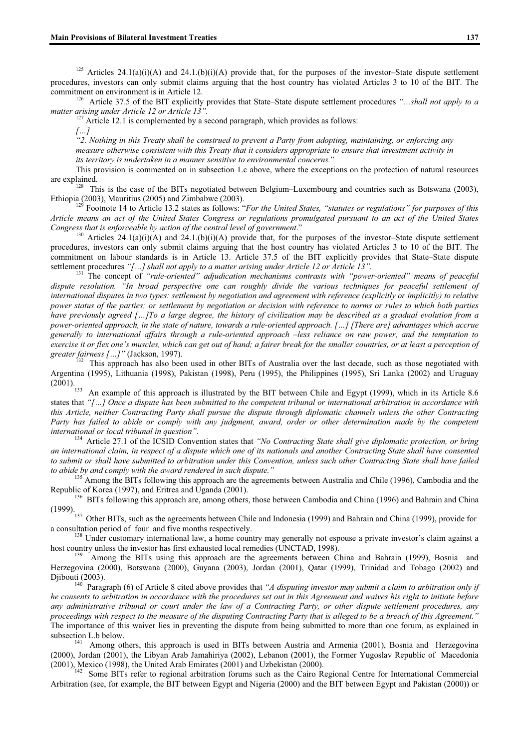[125] Articles 24.1(a)(i)(A) and 24.1.(b)(i)(A) provide that, for the purposes of the investor–State dispute settlement procedures, investors can only submit claims arguing that the host country has violated Articles 3 to 10 of the BIT. The commitment on environment is in Article 12.

[126] Article 37.5 of the BIT explicitly provides that State–State dispute settlement procedures *"…shall not apply to a matter arising under Article 12 or Article 13".*

[127] Article 12.1 is complemented by a second paragraph, which provides as follows:

*[…]*

*"2. Nothing in this Treaty shall be construed to prevent a Party from adopting, maintaining, or enforcing any measure otherwise consistent with this Treaty that it considers appropriate to ensure that investment activity in its territory is undertaken in a manner sensitive to environmental concerns.*"

This provision is commented on in subsection 1.c above, where the exceptions on the protection of natural resources are explained.

[128] This is the case of the BITs negotiated between Belgium–Luxembourg and countries such as Botswana (2003), Ethiopia (2003), Mauritius (2005) and Zimbabwe (2003).

[129] Footnote 14 to Article 13.2 states as follows: "*For the United States, "statutes or regulations" for purposes of this Article means an act of the United States Congress or regulations promulgated pursuant to an act of the United States Congress that is enforceable by action of the central level of government*."

[130] Articles 24.1(a)(i)(A) and 24.1.(b)(i)(A) provide that, for the purposes of the investor–State dispute settlement procedures, investors can only submit claims arguing that the host country has violated Articles 3 to 10 of the BIT. The commitment on labour standards is in Article 13. Article 37.5 of the BIT explicitly provides that State–State dispute settlement procedures *"[…] shall not apply to a matter arising under Article 12 or Article 13".*

[131] *The concept of "rule-oriented" adjudication mechanisms contrasts with "power-oriented" means of peaceful dispute resolution. "In broad perspective one can roughly divide the various techniques for peaceful settlement of international disputes in two types: settlement by negotiation and agreement with reference (explicitly or implicitly) to relative power status of the parties; or settlement by negotiation or decision with reference to norms or rules to which both parties have previously agreed […]To a large degree, the history of civilization may be described as a gradual evolution from a power-oriented approach, in the state of nature, towards a rule-oriented approach. […] [There are] advantages which accrue generally to international affairs through a rule-oriented approach –less reliance on raw power, and the temptation to exercise it or flex one's muscles, which can get out of hand; a fairer break for the smaller countries, or at least a perception of greater fairness […]"* (Jackson, 1997).

[132] This approach has also been used in other BITs of Australia over the last decade, such as those negotiated with Argentina (1995), Lithuania (1998), Pakistan (1998), Peru (1995), the Philippines (1995), Sri Lanka (2002) and Uruguay (2001).

[133] An example of this approach is illustrated by the BIT between Chile and Egypt (1999), which in its Article 8.6 states that *"[…] Once a dispute has been submitted to the competent tribunal or international arbitration in accordance with this Article, neither Contracting Party shall pursue the dispute through diplomatic channels unless the other Contracting Party has failed to abide or comply with any judgment, award, order or other determination made by the competent international or local tribunal in question".*

[134] Article 27.1 of the ICSID Convention states that *"No Contracting State shall give diplomatic protection, or bring an international claim, in respect of a dispute which one of its nationals and another Contracting State shall have consented to submit or shall have submitted to arbitration under this Convention, unless such other Contracting State shall have failed to abide by and comply with the award rendered in such dispute."*

[135] Among the BITs following this approach are the agreements between Australia and Chile (1996), Cambodia and the Republic of Korea (1997), and Eritrea and Uganda (2001).

[136] BITs following this approach are, among others, those between Cambodia and China (1996) and Bahrain and China (1999).

[137] Other BITs, such as the agreements between Chile and Indonesia (1999) and Bahrain and China (1999), provide for a consultation period of four and five months respectively.

[138] Under customary international law, a home country may generally not espouse a private investor's claim against a host country unless the investor has first exhausted local remedies (UNCTAD, 1998).

[139] Among the BITs using this approach are the agreements between China and Bahrain (1999), Bosnia and Herzegovina (2000), Botswana (2000), Guyana (2003), Jordan (2001), Qatar (1999), Trinidad and Tobago (2002) and Djibouti (2003).

[140] Paragraph (6) of Article 8 cited above provides that *"A disputing investor may submit a claim to arbitration only if he consents to arbitration in accordance with the procedures set out in this Agreement and waives his right to initiate before any administrative tribunal or court under the law of a Contracting Party, or other dispute settlement procedures, any proceedings with respect to the measure of the disputing Contracting Party that is alleged to be a breach of this Agreement."* The importance of this waiver lies in preventing the dispute from being submitted to more than one forum, as explained in subsection L.b below.

[141] Among others, this approach is used in BITs between Austria and Armenia (2001), Bosnia and Herzegovina (2000), Jordan (2001), the Libyan Arab Jamahiriya (2002), Lebanon (2001), the Former Yugoslav Republic of Macedonia (2001), Mexico (1998), the United Arab Emirates (2001) and Uzbekistan (2000).

[142] Some BITs refer to regional arbitration forums such as the Cairo Regional Centre for International Commercial Arbitration (see, for example, the BIT between Egypt and Nigeria (2000) and the BIT between Egypt and Pakistan (2000)) or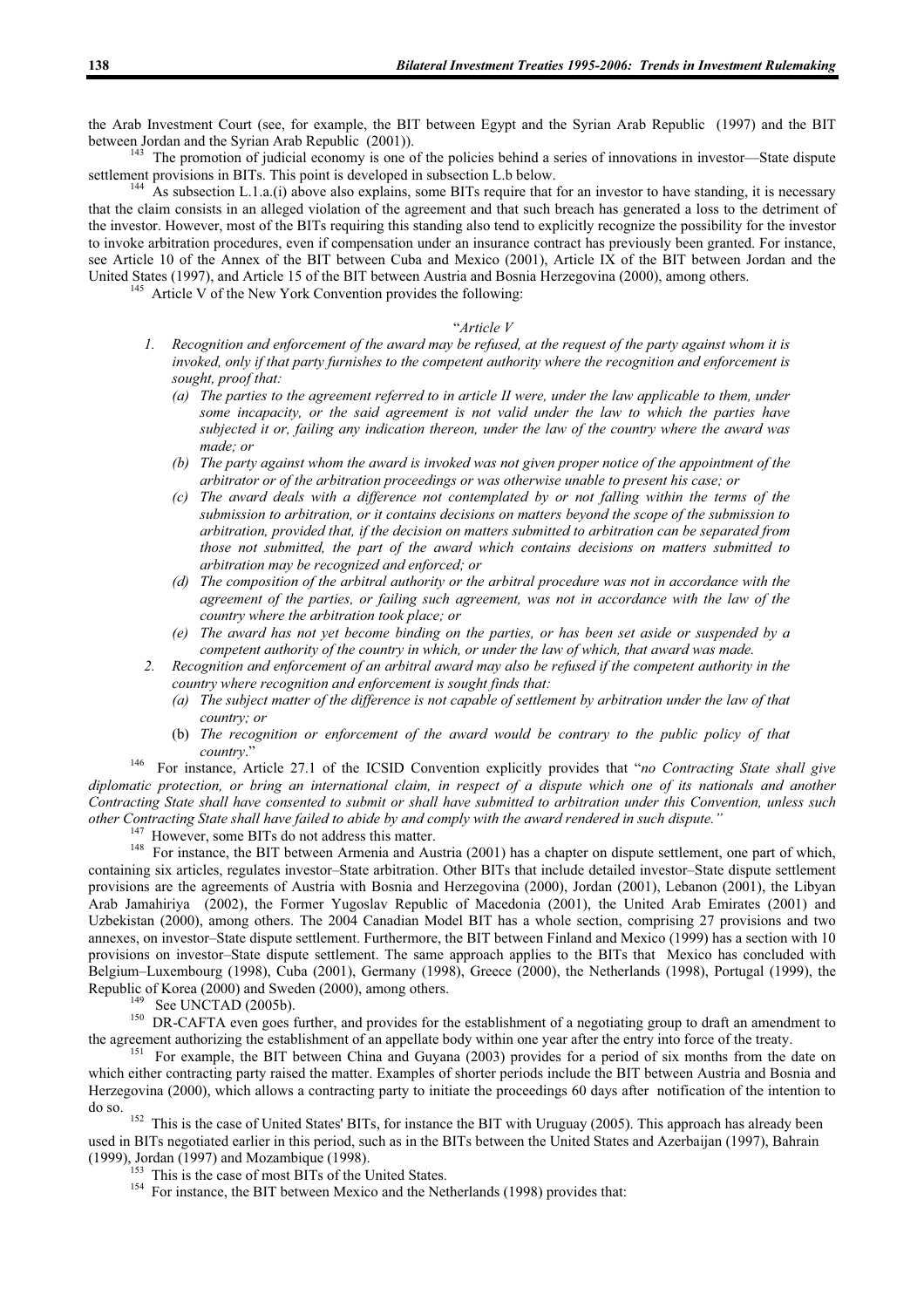the Arab Investment Court (see, for example, the BIT between Egypt and the Syrian Arab Republic (1997) and the BIT between Jordan and the Syrian Arab Republic (2001)).

[143] The promotion of judicial economy is one of the policies behind a series of innovations in investor—State dispute settlement provisions in BITs. This point is developed in subsection L.b below.

[144] As subsection L.1.a.(i) above also explains, some BITs require that for an investor to have standing, it is necessary that the claim consists in an alleged violation of the agreement and that such breach has generated a loss to the detriment of the investor. However, most of the BITs requiring this standing also tend to explicitly recognize the possibility for the investor to invoke arbitration procedures, even if compensation under an insurance contract has previously been granted. For instance, see Article 10 of the Annex of the BIT between Cuba and Mexico (2001), Article IX of the BIT between Jordan and the United States (1997), and Article 15 of the BIT between Austria and Bosnia Herzegovina (2000), among others.

[145] Article V of the New York Convention provides the following:

"*Article V*

1. *Recognition and enforcement of the award may be refused, at the request of the party against whom it is invoked, only if that party furnishes to the competent authority where the recognition and enforcement is sought, proof that:*
   - *(a) The parties to the agreement referred to in article II were, under the law applicable to them, under some incapacity, or the said agreement is not valid under the law to which the parties have subjected it or, failing any indication thereon, under the law of the country where the award was made; or*
   - *(b) The party against whom the award is invoked was not given proper notice of the appointment of the arbitrator or of the arbitration proceedings or was otherwise unable to present his case; or*
   - *(c) The award deals with a difference not contemplated by or not falling within the terms of the submission to arbitration, or it contains decisions on matters beyond the scope of the submission to arbitration, provided that, if the decision on matters submitted to arbitration can be separated from those not submitted, the part of the award which contains decisions on matters submitted to arbitration may be recognized and enforced; or*
   - *(d) The composition of the arbitral authority or the arbitral procedure was not in accordance with the agreement of the parties, or failing such agreement, was not in accordance with the law of the country where the arbitration took place; or*
   - *(e) The award has not yet become binding on the parties, or has been set aside or suspended by a competent authority of the country in which, or under the law of which, that award was made.*
2. *Recognition and enforcement of an arbitral award may also be refused if the competent authority in the country where recognition and enforcement is sought finds that:*
   - *(a) The subject matter of the difference is not capable of settlement by arbitration under the law of that country; or*
   - (b) *The recognition or enforcement of the award would be contrary to the public policy of that country*."

[146] For instance, Article 27.1 of the ICSID Convention explicitly provides that "*no Contracting State shall give diplomatic protection, or bring an international claim, in respect of a dispute which one of its nationals and another Contracting State shall have consented to submit or shall have submitted to arbitration under this Convention, unless such other Contracting State shall have failed to abide by and comply with the award rendered in such dispute.*"

[147] However, some BITs do not address this matter.

[148] For instance, the BIT between Armenia and Austria (2001) has a chapter on dispute settlement, one part of which, containing six articles, regulates investor–State arbitration. Other BITs that include detailed investor–State dispute settlement provisions are the agreements of Austria with Bosnia and Herzegovina (2000), Jordan (2001), Lebanon (2001), the Libyan Arab Jamahiriya (2002), the Former Yugoslav Republic of Macedonia (2001), the United Arab Emirates (2001) and Uzbekistan (2000), among others. The 2004 Canadian Model BIT has a whole section, comprising 27 provisions and two annexes, on investor–State dispute settlement. Furthermore, the BIT between Finland and Mexico (1999) has a section with 10 provisions on investor–State dispute settlement. The same approach applies to the BITs that Mexico has concluded with Belgium–Luxembourg (1998), Cuba (2001), Germany (1998), Greece (2000), the Netherlands (1998), Portugal (1999), the Republic of Korea (2000) and Sweden (2000), among others.

[149] See UNCTAD (2005b).

[150] DR-CAFTA even goes further, and provides for the establishment of a negotiating group to draft an amendment to the agreement authorizing the establishment of an appellate body within one year after the entry into force of the treaty.

[151] For example, the BIT between China and Guyana (2003) provides for a period of six months from the date on which either contracting party raised the matter. Examples of shorter periods include the BIT between Austria and Bosnia and Herzegovina (2000), which allows a contracting party to initiate the proceedings 60 days after notification of the intention to do so.

[152] This is the case of United States' BITs, for instance the BIT with Uruguay (2005). This approach has already been used in BITs negotiated earlier in this period, such as in the BITs between the United States and Azerbaijan (1997), Bahrain (1999), Jordan (1997) and Mozambique (1998).

[153] This is the case of most BITs of the United States.

[154] For instance, the BIT between Mexico and the Netherlands (1998) provides that: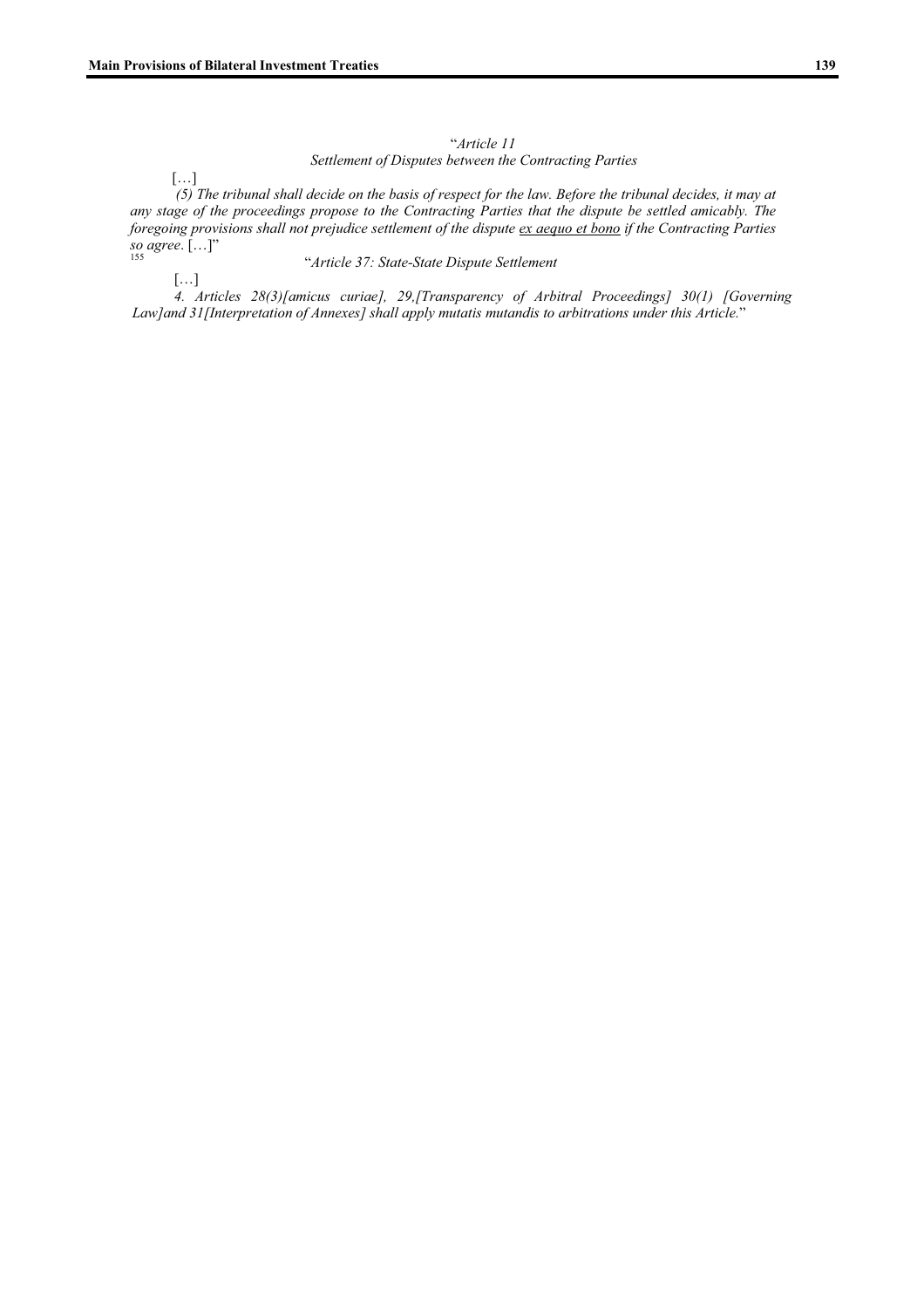"*Article 11*

*Settlement of Disputes between the Contracting Parties*

[…]

*(5) The tribunal shall decide on the basis of respect for the law. Before the tribunal decides, it may at any stage of the proceedings propose to the Contracting Parties that the dispute be settled amicably. The foregoing provisions shall not prejudice settlement of the dispute ex aequo et bono if the Contracting Parties so agree*. […]"

[155] "*Article 37: State-State Dispute Settlement*

[…]

*4. Articles 28(3)[amicus curiae], 29,[Transparency of Arbitral Proceedings] 30(1) [Governing Law]and 31[Interpretation of Annexes] shall apply mutatis mutandis to arbitrations under this Article.*"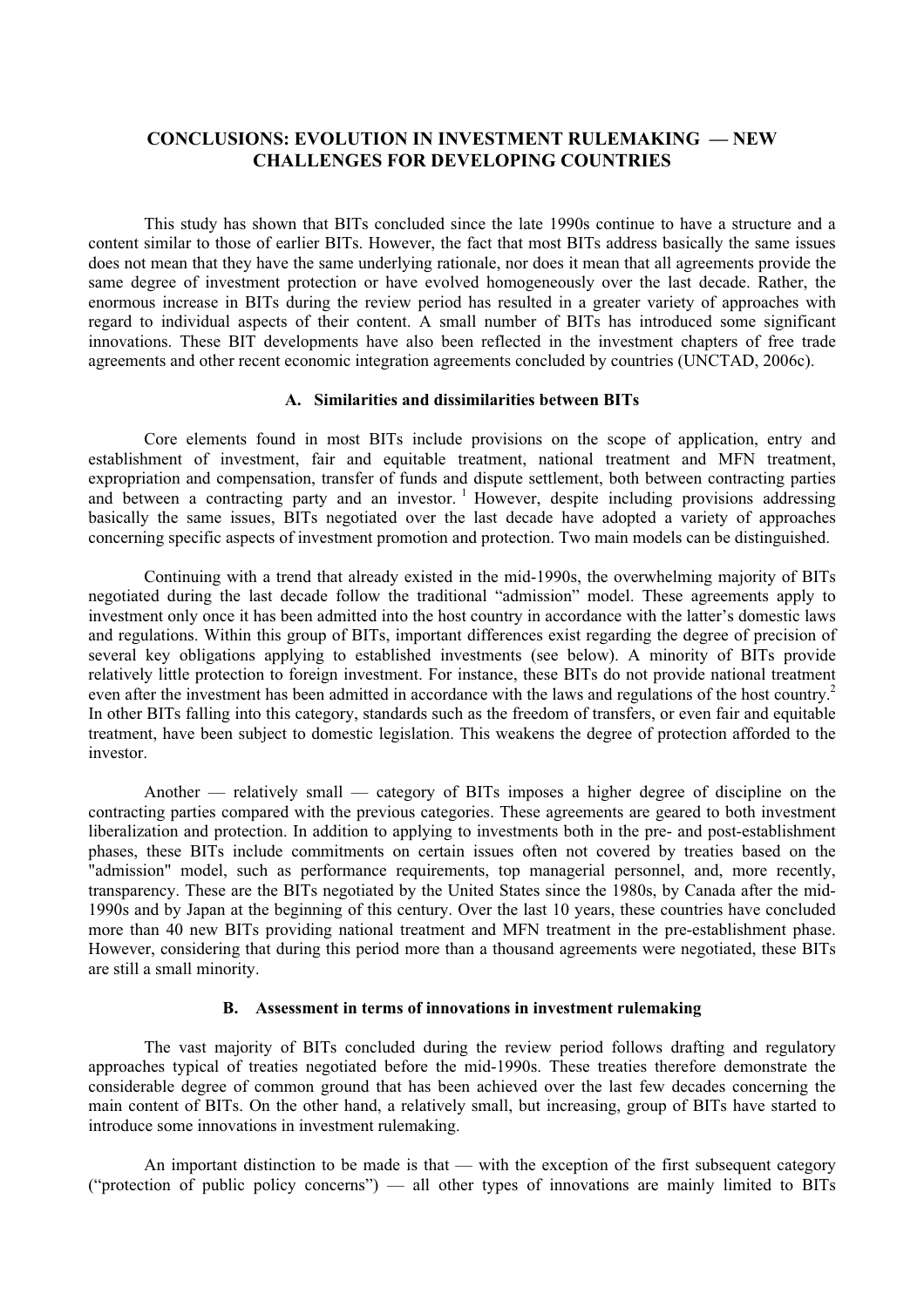# CONCLUSIONS: EVOLUTION IN INVESTMENT RULEMAKING — NEW CHALLENGES FOR DEVELOPING COUNTRIES

This study has shown that BITs concluded since the late 1990s continue to have a structure and a content similar to those of earlier BITs. However, the fact that most BITs address basically the same issues does not mean that they have the same underlying rationale, nor does it mean that all agreements provide the same degree of investment protection or have evolved homogeneously over the last decade. Rather, the enormous increase in BITs during the review period has resulted in a greater variety of approaches with regard to individual aspects of their content. A small number of BITs has introduced some significant innovations. These BIT developments have also been reflected in the investment chapters of free trade agreements and other recent economic integration agreements concluded by countries (UNCTAD, 2006c).

## A. Similarities and dissimilarities between BITs

Core elements found in most BITs include provisions on the scope of application, entry and establishment of investment, fair and equitable treatment, national treatment and MFN treatment, expropriation and compensation, transfer of funds and dispute settlement, both between contracting parties and between a contracting party and an investor. [1] However, despite including provisions addressing basically the same issues, BITs negotiated over the last decade have adopted a variety of approaches concerning specific aspects of investment promotion and protection. Two main models can be distinguished.

Continuing with a trend that already existed in the mid-1990s, the overwhelming majority of BITs negotiated during the last decade follow the traditional "admission" model. These agreements apply to investment only once it has been admitted into the host country in accordance with the latter's domestic laws and regulations. Within this group of BITs, important differences exist regarding the degree of precision of several key obligations applying to established investments (see below). A minority of BITs provide relatively little protection to foreign investment. For instance, these BITs do not provide national treatment even after the investment has been admitted in accordance with the laws and regulations of the host country.[2] In other BITs falling into this category, standards such as the freedom of transfers, or even fair and equitable treatment, have been subject to domestic legislation. This weakens the degree of protection afforded to the investor.

Another — relatively small — category of BITs imposes a higher degree of discipline on the contracting parties compared with the previous categories. These agreements are geared to both investment liberalization and protection. In addition to applying to investments both in the pre- and post-establishment phases, these BITs include commitments on certain issues often not covered by treaties based on the "admission" model, such as performance requirements, top managerial personnel, and, more recently, transparency. These are the BITs negotiated by the United States since the 1980s, by Canada after the mid-1990s and by Japan at the beginning of this century. Over the last 10 years, these countries have concluded more than 40 new BITs providing national treatment and MFN treatment in the pre-establishment phase. However, considering that during this period more than a thousand agreements were negotiated, these BITs are still a small minority.

## B. Assessment in terms of innovations in investment rulemaking

The vast majority of BITs concluded during the review period follows drafting and regulatory approaches typical of treaties negotiated before the mid-1990s. These treaties therefore demonstrate the considerable degree of common ground that has been achieved over the last few decades concerning the main content of BITs. On the other hand, a relatively small, but increasing, group of BITs have started to introduce some innovations in investment rulemaking.

An important distinction to be made is that — with the exception of the first subsequent category ("protection of public policy concerns") — all other types of innovations are mainly limited to BITs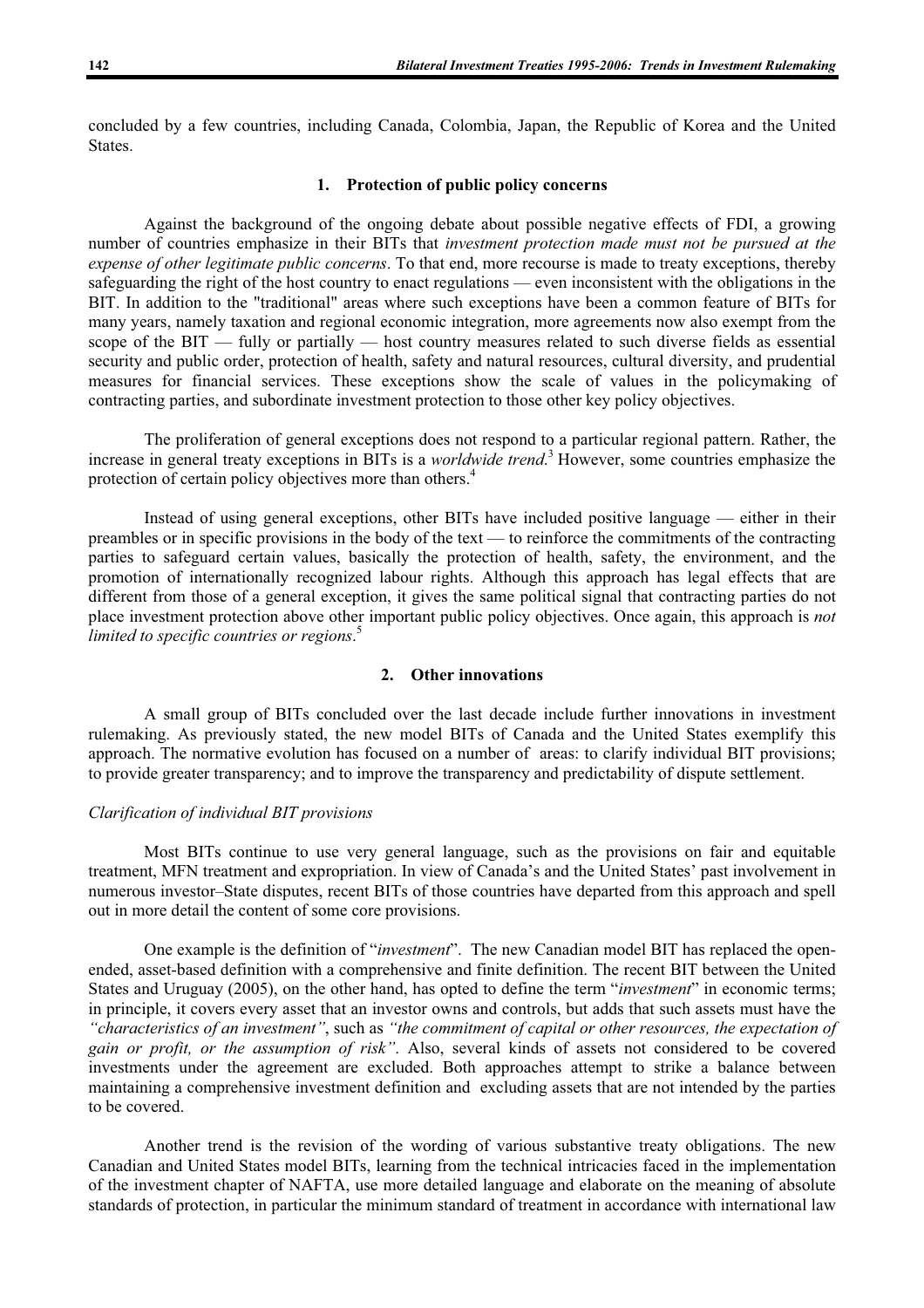concluded by a few countries, including Canada, Colombia, Japan, the Republic of Korea and the United States.

### 1. Protection of public policy concerns

Against the background of the ongoing debate about possible negative effects of FDI, a growing number of countries emphasize in their BITs that *investment protection made must not be pursued at the expense of other legitimate public concerns*. To that end, more recourse is made to treaty exceptions, thereby safeguarding the right of the host country to enact regulations — even inconsistent with the obligations in the BIT. In addition to the "traditional" areas where such exceptions have been a common feature of BITs for many years, namely taxation and regional economic integration, more agreements now also exempt from the scope of the BIT — fully or partially — host country measures related to such diverse fields as essential security and public order, protection of health, safety and natural resources, cultural diversity, and prudential measures for financial services. These exceptions show the scale of values in the policymaking of contracting parties, and subordinate investment protection to those other key policy objectives.

The proliferation of general exceptions does not respond to a particular regional pattern. Rather, the increase in general treaty exceptions in BITs is a *worldwide trend.*[3] However, some countries emphasize the protection of certain policy objectives more than others.[4]

Instead of using general exceptions, other BITs have included positive language — either in their preambles or in specific provisions in the body of the text — to reinforce the commitments of the contracting parties to safeguard certain values, basically the protection of health, safety, the environment, and the promotion of internationally recognized labour rights. Although this approach has legal effects that are different from those of a general exception, it gives the same political signal that contracting parties do not place investment protection above other important public policy objectives. Once again, this approach is *not limited to specific countries or regions*.[5]

### 2. Other innovations

A small group of BITs concluded over the last decade include further innovations in investment rulemaking. As previously stated, the new model BITs of Canada and the United States exemplify this approach. The normative evolution has focused on a number of areas: to clarify individual BIT provisions; to provide greater transparency; and to improve the transparency and predictability of dispute settlement.

*Clarification of individual BIT provisions*

Most BITs continue to use very general language, such as the provisions on fair and equitable treatment, MFN treatment and expropriation. In view of Canada's and the United States' past involvement in numerous investor–State disputes, recent BITs of those countries have departed from this approach and spell out in more detail the content of some core provisions.

One example is the definition of "*investment*". The new Canadian model BIT has replaced the open-ended, asset-based definition with a comprehensive and finite definition. The recent BIT between the United States and Uruguay (2005), on the other hand, has opted to define the term "*investment*" in economic terms; in principle, it covers every asset that an investor owns and controls, but adds that such assets must have the *"characteristics of an investment"*, such as *"the commitment of capital or other resources, the expectation of gain or profit, or the assumption of risk"*. Also, several kinds of assets not considered to be covered investments under the agreement are excluded. Both approaches attempt to strike a balance between maintaining a comprehensive investment definition and excluding assets that are not intended by the parties to be covered.

Another trend is the revision of the wording of various substantive treaty obligations. The new Canadian and United States model BITs, learning from the technical intricacies faced in the implementation of the investment chapter of NAFTA, use more detailed language and elaborate on the meaning of absolute standards of protection, in particular the minimum standard of treatment in accordance with international law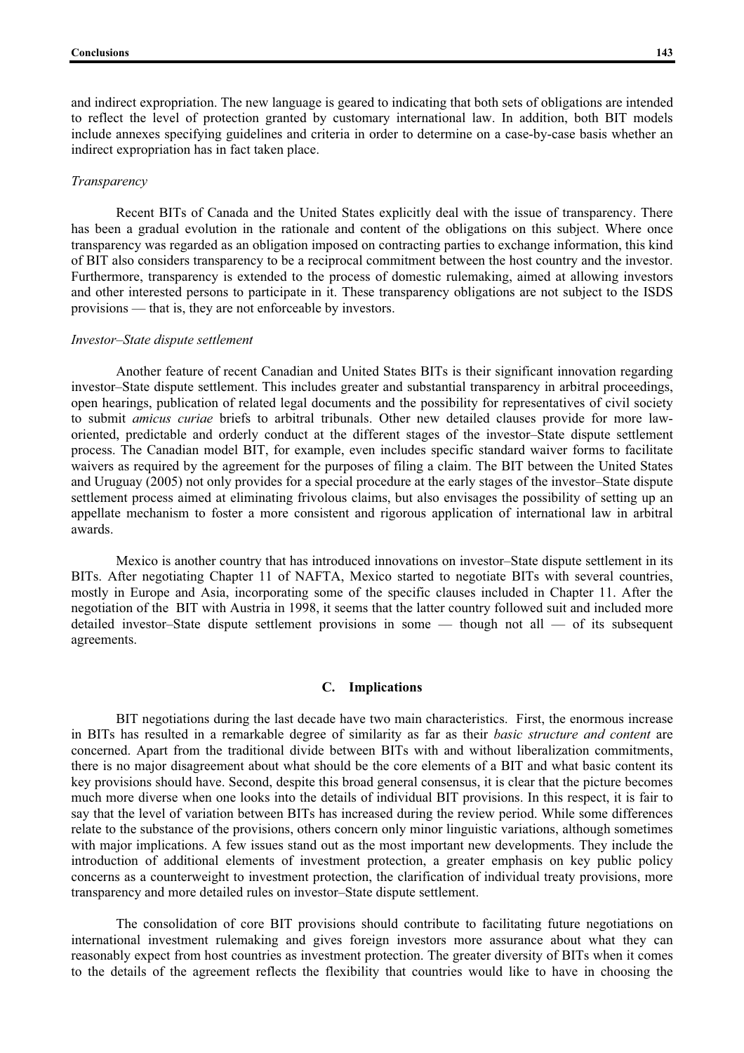and indirect expropriation. The new language is geared to indicating that both sets of obligations are intended to reflect the level of protection granted by customary international law. In addition, both BIT models include annexes specifying guidelines and criteria in order to determine on a case-by-case basis whether an indirect expropriation has in fact taken place.

*Transparency*

Recent BITs of Canada and the United States explicitly deal with the issue of transparency. There has been a gradual evolution in the rationale and content of the obligations on this subject. Where once transparency was regarded as an obligation imposed on contracting parties to exchange information, this kind of BIT also considers transparency to be a reciprocal commitment between the host country and the investor. Furthermore, transparency is extended to the process of domestic rulemaking, aimed at allowing investors and other interested persons to participate in it. These transparency obligations are not subject to the ISDS provisions — that is, they are not enforceable by investors.

*Investor–State dispute settlement*

Another feature of recent Canadian and United States BITs is their significant innovation regarding investor–State dispute settlement. This includes greater and substantial transparency in arbitral proceedings, open hearings, publication of related legal documents and the possibility for representatives of civil society to submit *amicus curiae* briefs to arbitral tribunals. Other new detailed clauses provide for more law-oriented, predictable and orderly conduct at the different stages of the investor–State dispute settlement process. The Canadian model BIT, for example, even includes specific standard waiver forms to facilitate waivers as required by the agreement for the purposes of filing a claim. The BIT between the United States and Uruguay (2005) not only provides for a special procedure at the early stages of the investor–State dispute settlement process aimed at eliminating frivolous claims, but also envisages the possibility of setting up an appellate mechanism to foster a more consistent and rigorous application of international law in arbitral awards.

Mexico is another country that has introduced innovations on investor–State dispute settlement in its BITs. After negotiating Chapter 11 of NAFTA, Mexico started to negotiate BITs with several countries, mostly in Europe and Asia, incorporating some of the specific clauses included in Chapter 11. After the negotiation of the BIT with Austria in 1998, it seems that the latter country followed suit and included more detailed investor–State dispute settlement provisions in some — though not all — of its subsequent agreements.

### C. Implications

BIT negotiations during the last decade have two main characteristics. First, the enormous increase in BITs has resulted in a remarkable degree of similarity as far as their *basic structure and content* are concerned. Apart from the traditional divide between BITs with and without liberalization commitments, there is no major disagreement about what should be the core elements of a BIT and what basic content its key provisions should have. Second, despite this broad general consensus, it is clear that the picture becomes much more diverse when one looks into the details of individual BIT provisions. In this respect, it is fair to say that the level of variation between BITs has increased during the review period. While some differences relate to the substance of the provisions, others concern only minor linguistic variations, although sometimes with major implications. A few issues stand out as the most important new developments. They include the introduction of additional elements of investment protection, a greater emphasis on key public policy concerns as a counterweight to investment protection, the clarification of individual treaty provisions, more transparency and more detailed rules on investor–State dispute settlement.

The consolidation of core BIT provisions should contribute to facilitating future negotiations on international investment rulemaking and gives foreign investors more assurance about what they can reasonably expect from host countries as investment protection. The greater diversity of BITs when it comes to the details of the agreement reflects the flexibility that countries would like to have in choosing the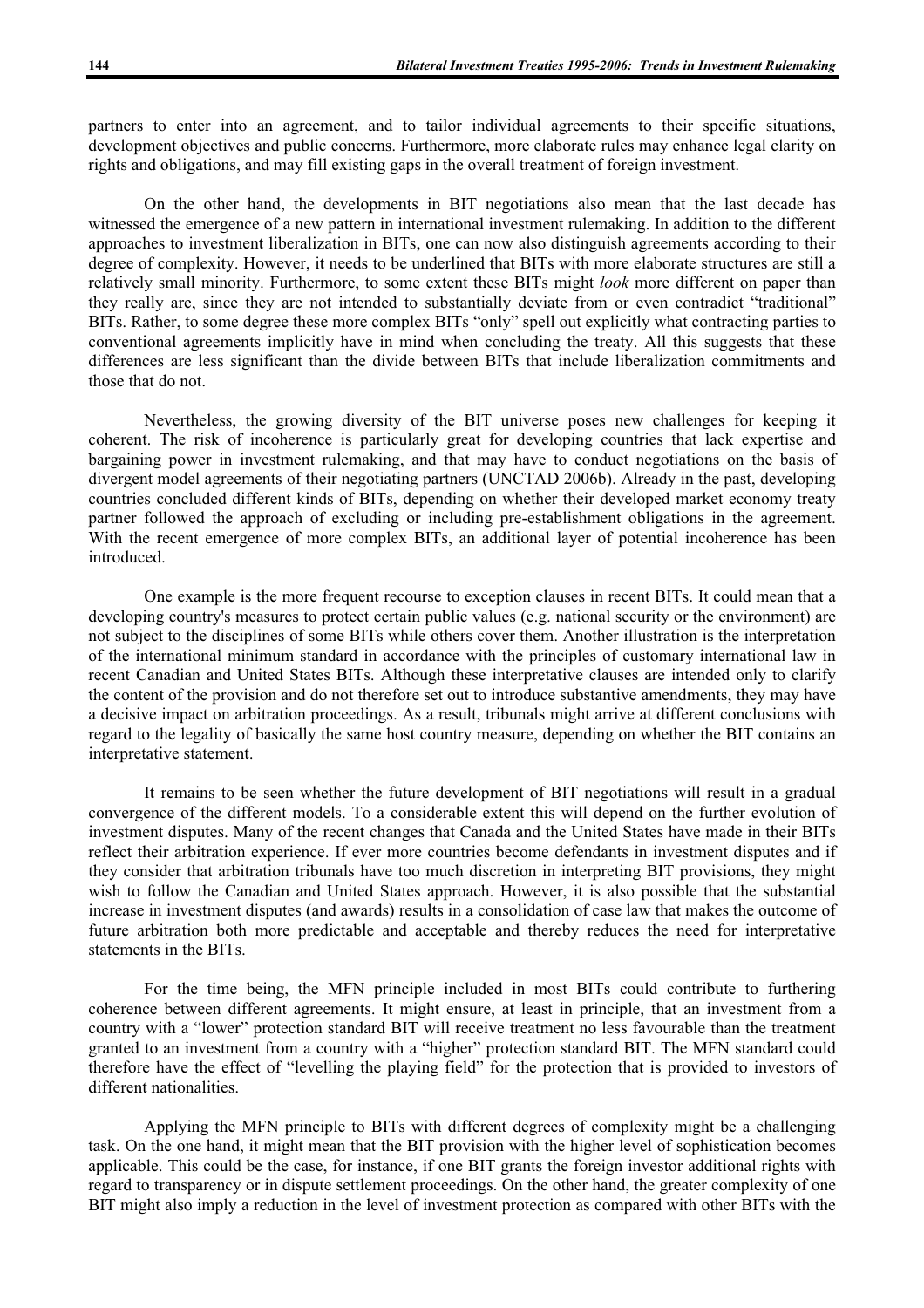partners to enter into an agreement, and to tailor individual agreements to their specific situations, development objectives and public concerns. Furthermore, more elaborate rules may enhance legal clarity on rights and obligations, and may fill existing gaps in the overall treatment of foreign investment.

On the other hand, the developments in BIT negotiations also mean that the last decade has witnessed the emergence of a new pattern in international investment rulemaking. In addition to the different approaches to investment liberalization in BITs, one can now also distinguish agreements according to their degree of complexity. However, it needs to be underlined that BITs with more elaborate structures are still a relatively small minority. Furthermore, to some extent these BITs might *look* more different on paper than they really are, since they are not intended to substantially deviate from or even contradict "traditional" BITs. Rather, to some degree these more complex BITs "only" spell out explicitly what contracting parties to conventional agreements implicitly have in mind when concluding the treaty. All this suggests that these differences are less significant than the divide between BITs that include liberalization commitments and those that do not.

Nevertheless, the growing diversity of the BIT universe poses new challenges for keeping it coherent. The risk of incoherence is particularly great for developing countries that lack expertise and bargaining power in investment rulemaking, and that may have to conduct negotiations on the basis of divergent model agreements of their negotiating partners (UNCTAD 2006b). Already in the past, developing countries concluded different kinds of BITs, depending on whether their developed market economy treaty partner followed the approach of excluding or including pre-establishment obligations in the agreement. With the recent emergence of more complex BITs, an additional layer of potential incoherence has been introduced.

One example is the more frequent recourse to exception clauses in recent BITs. It could mean that a developing country's measures to protect certain public values (e.g. national security or the environment) are not subject to the disciplines of some BITs while others cover them. Another illustration is the interpretation of the international minimum standard in accordance with the principles of customary international law in recent Canadian and United States BITs. Although these interpretative clauses are intended only to clarify the content of the provision and do not therefore set out to introduce substantive amendments, they may have a decisive impact on arbitration proceedings. As a result, tribunals might arrive at different conclusions with regard to the legality of basically the same host country measure, depending on whether the BIT contains an interpretative statement.

It remains to be seen whether the future development of BIT negotiations will result in a gradual convergence of the different models. To a considerable extent this will depend on the further evolution of investment disputes. Many of the recent changes that Canada and the United States have made in their BITs reflect their arbitration experience. If ever more countries become defendants in investment disputes and if they consider that arbitration tribunals have too much discretion in interpreting BIT provisions, they might wish to follow the Canadian and United States approach. However, it is also possible that the substantial increase in investment disputes (and awards) results in a consolidation of case law that makes the outcome of future arbitration both more predictable and acceptable and thereby reduces the need for interpretative statements in the BITs.

For the time being, the MFN principle included in most BITs could contribute to furthering coherence between different agreements. It might ensure, at least in principle, that an investment from a country with a "lower" protection standard BIT will receive treatment no less favourable than the treatment granted to an investment from a country with a "higher" protection standard BIT. The MFN standard could therefore have the effect of "levelling the playing field" for the protection that is provided to investors of different nationalities.

Applying the MFN principle to BITs with different degrees of complexity might be a challenging task. On the one hand, it might mean that the BIT provision with the higher level of sophistication becomes applicable. This could be the case, for instance, if one BIT grants the foreign investor additional rights with regard to transparency or in dispute settlement proceedings. On the other hand, the greater complexity of one BIT might also imply a reduction in the level of investment protection as compared with other BITs with the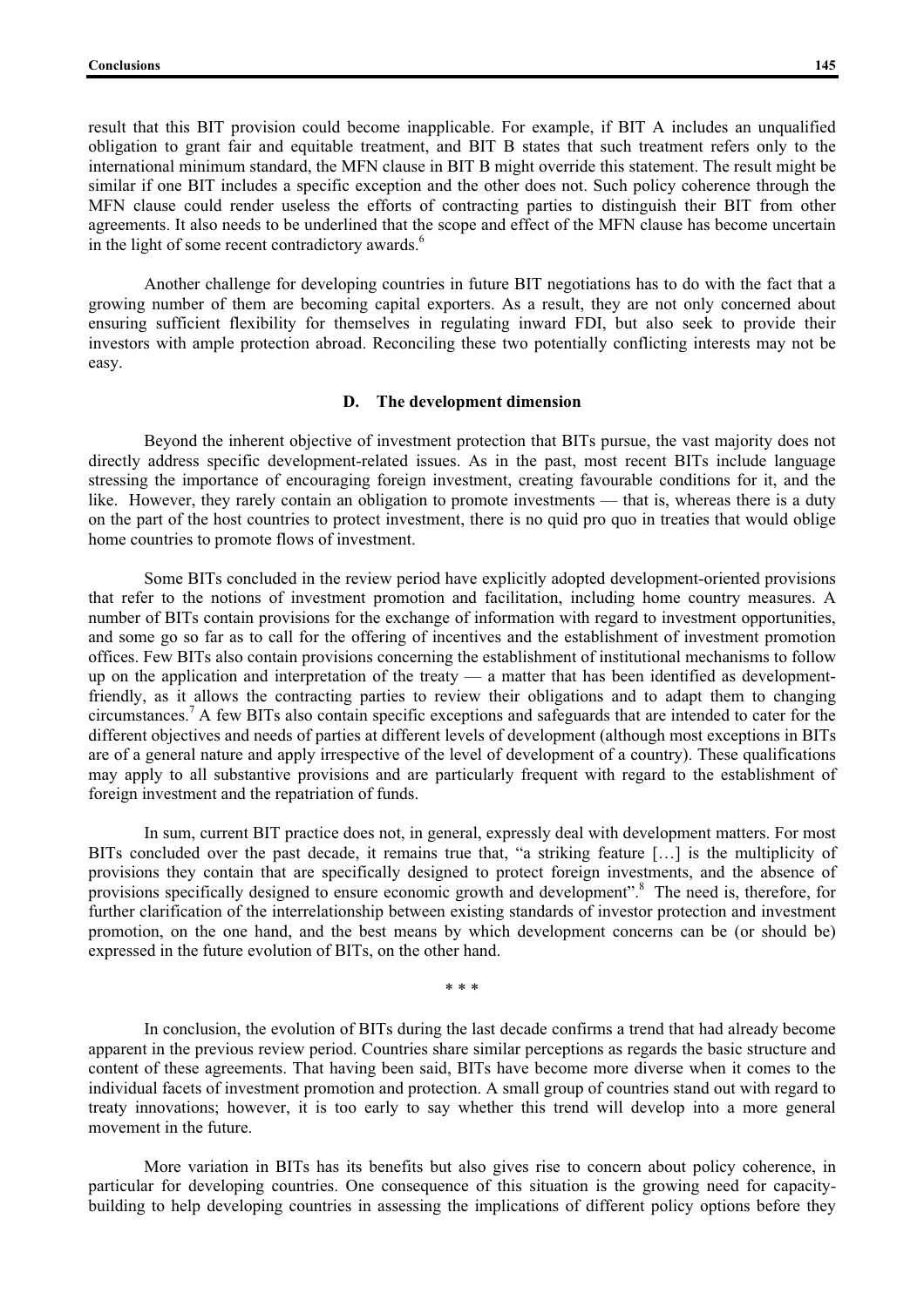result that this BIT provision could become inapplicable. For example, if BIT A includes an unqualified obligation to grant fair and equitable treatment, and BIT B states that such treatment refers only to the international minimum standard, the MFN clause in BIT B might override this statement. The result might be similar if one BIT includes a specific exception and the other does not. Such policy coherence through the MFN clause could render useless the efforts of contracting parties to distinguish their BIT from other agreements. It also needs to be underlined that the scope and effect of the MFN clause has become uncertain in the light of some recent contradictory awards.[6]

Another challenge for developing countries in future BIT negotiations has to do with the fact that a growing number of them are becoming capital exporters. As a result, they are not only concerned about ensuring sufficient flexibility for themselves in regulating inward FDI, but also seek to provide their investors with ample protection abroad. Reconciling these two potentially conflicting interests may not be easy.

## D. The development dimension

Beyond the inherent objective of investment protection that BITs pursue, the vast majority does not directly address specific development-related issues. As in the past, most recent BITs include language stressing the importance of encouraging foreign investment, creating favourable conditions for it, and the like. However, they rarely contain an obligation to promote investments — that is, whereas there is a duty on the part of the host countries to protect investment, there is no quid pro quo in treaties that would oblige home countries to promote flows of investment.

Some BITs concluded in the review period have explicitly adopted development-oriented provisions that refer to the notions of investment promotion and facilitation, including home country measures. A number of BITs contain provisions for the exchange of information with regard to investment opportunities, and some go so far as to call for the offering of incentives and the establishment of investment promotion offices. Few BITs also contain provisions concerning the establishment of institutional mechanisms to follow up on the application and interpretation of the treaty — a matter that has been identified as development-friendly, as it allows the contracting parties to review their obligations and to adapt them to changing circumstances.[7] A few BITs also contain specific exceptions and safeguards that are intended to cater for the different objectives and needs of parties at different levels of development (although most exceptions in BITs are of a general nature and apply irrespective of the level of development of a country). These qualifications may apply to all substantive provisions and are particularly frequent with regard to the establishment of foreign investment and the repatriation of funds.

In sum, current BIT practice does not, in general, expressly deal with development matters. For most BITs concluded over the past decade, it remains true that, "a striking feature […] is the multiplicity of provisions they contain that are specifically designed to protect foreign investments, and the absence of provisions specifically designed to ensure economic growth and development".[8] The need is, therefore, for further clarification of the interrelationship between existing standards of investor protection and investment promotion, on the one hand, and the best means by which development concerns can be (or should be) expressed in the future evolution of BITs, on the other hand.

* * *

In conclusion, the evolution of BITs during the last decade confirms a trend that had already become apparent in the previous review period. Countries share similar perceptions as regards the basic structure and content of these agreements. That having been said, BITs have become more diverse when it comes to the individual facets of investment promotion and protection. A small group of countries stand out with regard to treaty innovations; however, it is too early to say whether this trend will develop into a more general movement in the future.

More variation in BITs has its benefits but also gives rise to concern about policy coherence, in particular for developing countries. One consequence of this situation is the growing need for capacity-building to help developing countries in assessing the implications of different policy options before they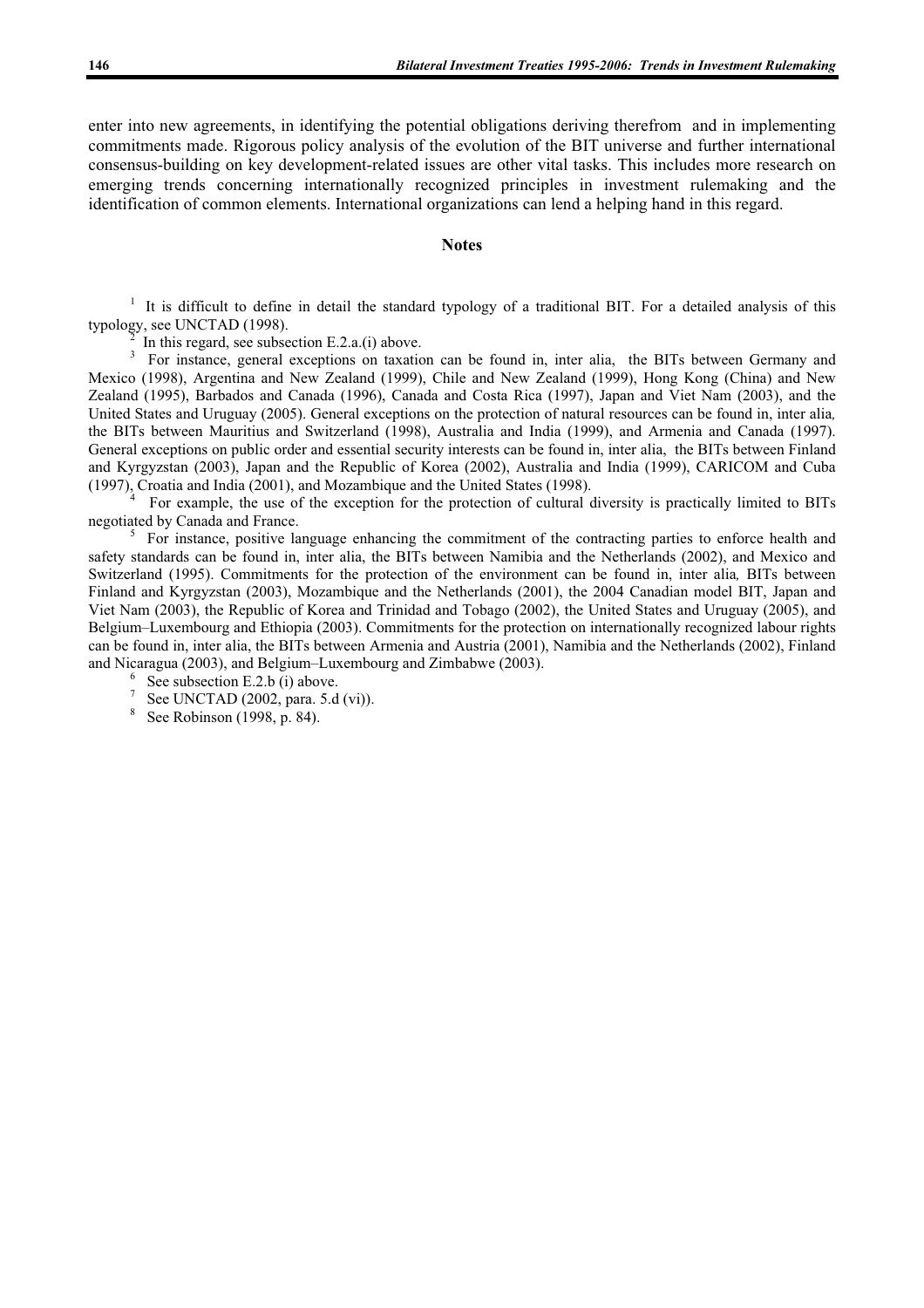enter into new agreements, in identifying the potential obligations deriving therefrom and in implementing commitments made. Rigorous policy analysis of the evolution of the BIT universe and further international consensus-building on key development-related issues are other vital tasks. This includes more research on emerging trends concerning internationally recognized principles in investment rulemaking and the identification of common elements. International organizations can lend a helping hand in this regard.

### Notes

[1] It is difficult to define in detail the standard typology of a traditional BIT. For a detailed analysis of this typology, see UNCTAD (1998).

[2] In this regard, see subsection E.2.a.(i) above.

[3] For instance, general exceptions on taxation can be found in, inter alia, the BITs between Germany and Mexico (1998), Argentina and New Zealand (1999), Chile and New Zealand (1999), Hong Kong (China) and New Zealand (1995), Barbados and Canada (1996), Canada and Costa Rica (1997), Japan and Viet Nam (2003), and the United States and Uruguay (2005). General exceptions on the protection of natural resources can be found in, inter alia, the BITs between Mauritius and Switzerland (1998), Australia and India (1999), and Armenia and Canada (1997). General exceptions on public order and essential security interests can be found in, inter alia, the BITs between Finland and Kyrgyzstan (2003), Japan and the Republic of Korea (2002), Australia and India (1999), CARICOM and Cuba (1997), Croatia and India (2001), and Mozambique and the United States (1998).

[4] For example, the use of the exception for the protection of cultural diversity is practically limited to BITs negotiated by Canada and France.

[5] For instance, positive language enhancing the commitment of the contracting parties to enforce health and safety standards can be found in, inter alia, the BITs between Namibia and the Netherlands (2002), and Mexico and Switzerland (1995). Commitments for the protection of the environment can be found in, inter alia, BITs between Finland and Kyrgyzstan (2003), Mozambique and the Netherlands (2001), the 2004 Canadian model BIT, Japan and Viet Nam (2003), the Republic of Korea and Trinidad and Tobago (2002), the United States and Uruguay (2005), and Belgium–Luxembourg and Ethiopia (2003). Commitments for the protection on internationally recognized labour rights can be found in, inter alia, the BITs between Armenia and Austria (2001), Namibia and the Netherlands (2002), Finland and Nicaragua (2003), and Belgium–Luxembourg and Zimbabwe (2003).

[6] See subsection E.2.b (i) above.

[7] See UNCTAD (2002, para. 5.d (vi)).

[8] See Robinson (1998, p. 84).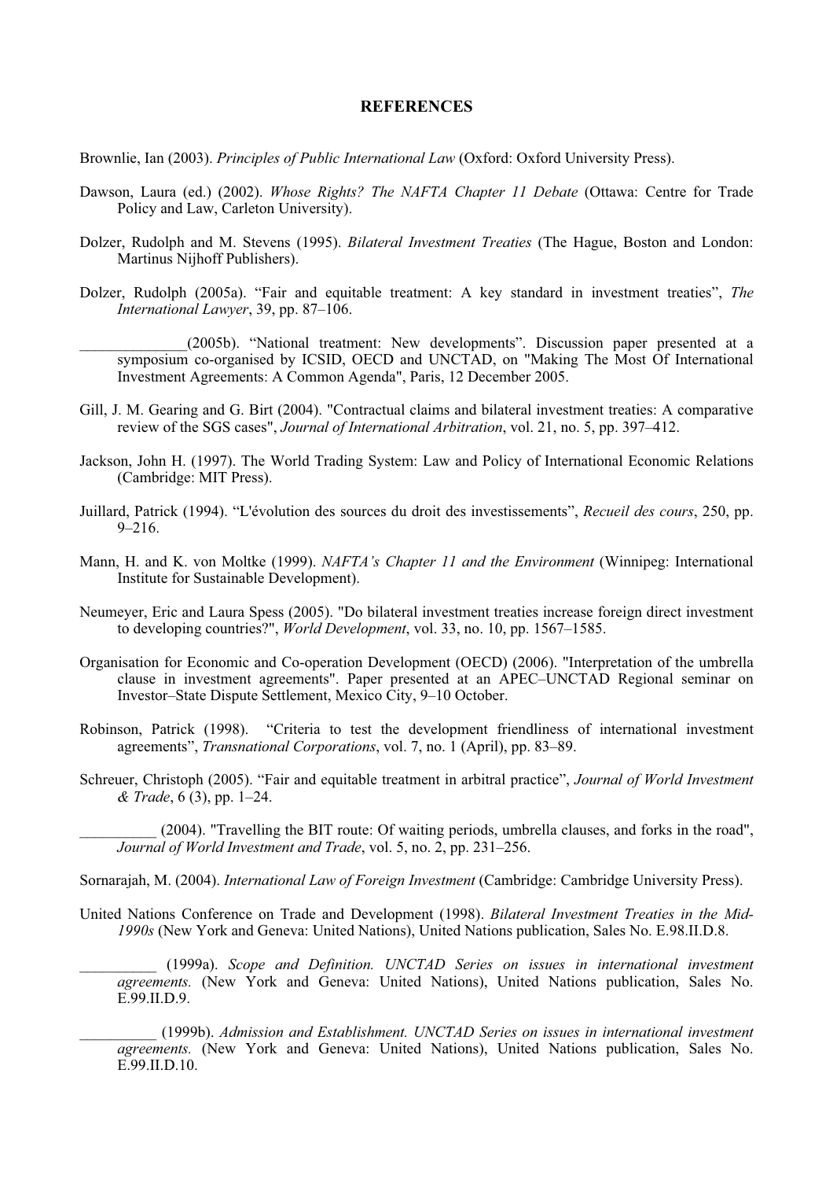# REFERENCES

Brownlie, Ian (2003). *Principles of Public International Law* (Oxford: Oxford University Press).

Dawson, Laura (ed.) (2002). *Whose Rights? The NAFTA Chapter 11 Debate* (Ottawa: Centre for Trade Policy and Law, Carleton University).

Dolzer, Rudolph and M. Stevens (1995). *Bilateral Investment Treaties* (The Hague, Boston and London: Martinus Nijhoff Publishers).

Dolzer, Rudolph (2005a). "Fair and equitable treatment: A key standard in investment treaties", *The International Lawyer*, 39, pp. 87–106.

______________(2005b). "National treatment: New developments". Discussion paper presented at a symposium co-organised by ICSID, OECD and UNCTAD, on "Making The Most Of International Investment Agreements: A Common Agenda", Paris, 12 December 2005.

Gill, J. M. Gearing and G. Birt (2004). "Contractual claims and bilateral investment treaties: A comparative review of the SGS cases", *Journal of International Arbitration*, vol. 21, no. 5, pp. 397–412.

Jackson, John H. (1997). The World Trading System: Law and Policy of International Economic Relations (Cambridge: MIT Press).

Juillard, Patrick (1994). "L'évolution des sources du droit des investissements", *Recueil des cours*, 250, pp. 9–216.

Mann, H. and K. von Moltke (1999). *NAFTA's Chapter 11 and the Environment* (Winnipeg: International Institute for Sustainable Development).

Neumeyer, Eric and Laura Spess (2005). "Do bilateral investment treaties increase foreign direct investment to developing countries?", *World Development*, vol. 33, no. 10, pp. 1567–1585.

Organisation for Economic and Co-operation Development (OECD) (2006). "Interpretation of the umbrella clause in investment agreements". Paper presented at an APEC–UNCTAD Regional seminar on Investor–State Dispute Settlement, Mexico City, 9–10 October.

Robinson, Patrick (1998). "Criteria to test the development friendliness of international investment agreements", *Transnational Corporations*, vol. 7, no. 1 (April), pp. 83–89.

Schreuer, Christoph (2005). "Fair and equitable treatment in arbitral practice", *Journal of World Investment & Trade*, 6 (3), pp. 1–24.

__________ (2004). "Travelling the BIT route: Of waiting periods, umbrella clauses, and forks in the road", *Journal of World Investment and Trade*, vol. 5, no. 2, pp. 231–256.

Sornarajah, M. (2004). *International Law of Foreign Investment* (Cambridge: Cambridge University Press).

United Nations Conference on Trade and Development (1998). *Bilateral Investment Treaties in the Mid-1990s* (New York and Geneva: United Nations), United Nations publication, Sales No. E.98.II.D.8.

__________ (1999a). *Scope and Definition. UNCTAD Series on issues in international investment agreements.* (New York and Geneva: United Nations), United Nations publication, Sales No. E.99.II.D.9.

__________ (1999b). *Admission and Establishment. UNCTAD Series on issues in international investment agreements.* (New York and Geneva: United Nations), United Nations publication, Sales No. E.99.II.D.10.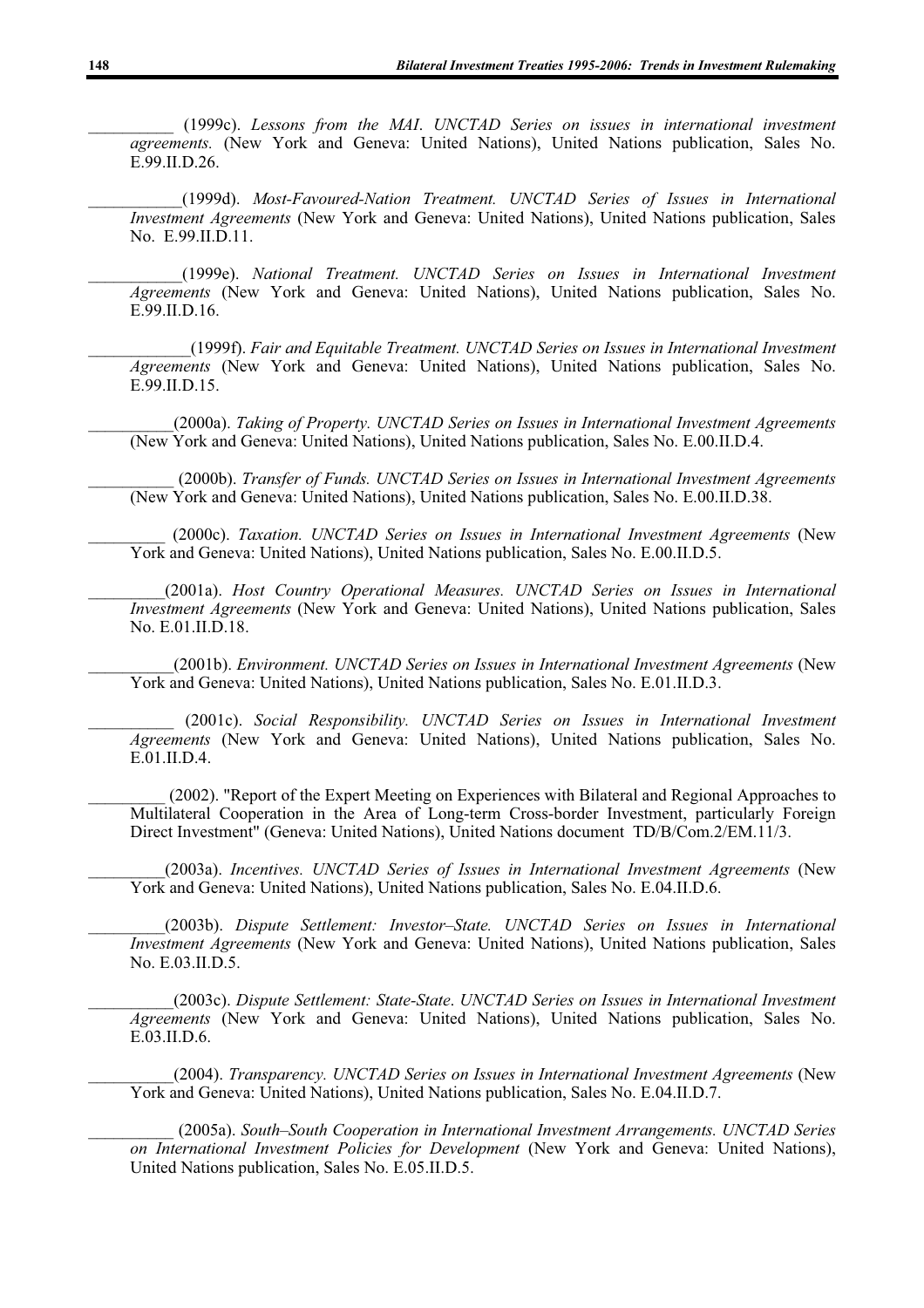__________ (1999c). *Lessons from the MAI. UNCTAD Series on issues in international investment agreements.* (New York and Geneva: United Nations), United Nations publication, Sales No. E.99.II.D.26.

___________(1999d). *Most-Favoured-Nation Treatment. UNCTAD Series of Issues in International Investment Agreements* (New York and Geneva: United Nations), United Nations publication, Sales No. E.99.II.D.11.

___________(1999e). *National Treatment. UNCTAD Series on Issues in International Investment Agreements* (New York and Geneva: United Nations), United Nations publication, Sales No. E.99.II.D.16.

____________(1999f). *Fair and Equitable Treatment. UNCTAD Series on Issues in International Investment Agreements* (New York and Geneva: United Nations), United Nations publication, Sales No. E.99.II.D.15.

__________(2000a). *Taking of Property. UNCTAD Series on Issues in International Investment Agreements* (New York and Geneva: United Nations), United Nations publication, Sales No. E.00.II.D.4.

__________ (2000b). *Transfer of Funds. UNCTAD Series on Issues in International Investment Agreements* (New York and Geneva: United Nations), United Nations publication, Sales No. E.00.II.D.38.

_________ (2000c). *Taxation. UNCTAD Series on Issues in International Investment Agreements* (New York and Geneva: United Nations), United Nations publication, Sales No. E.00.II.D.5.

_________(2001a). *Host Country Operational Measures. UNCTAD Series on Issues in International Investment Agreements* (New York and Geneva: United Nations), United Nations publication, Sales No. E.01.II.D.18.

__________(2001b). *Environment. UNCTAD Series on Issues in International Investment Agreements* (New York and Geneva: United Nations), United Nations publication, Sales No. E.01.II.D.3.

__________ (2001c). *Social Responsibility. UNCTAD Series on Issues in International Investment Agreements* (New York and Geneva: United Nations), United Nations publication, Sales No. E.01.II.D.4.

_________ (2002). "Report of the Expert Meeting on Experiences with Bilateral and Regional Approaches to Multilateral Cooperation in the Area of Long-term Cross-border Investment, particularly Foreign Direct Investment" (Geneva: United Nations), United Nations document TD/B/Com.2/EM.11/3.

_________(2003a). *Incentives. UNCTAD Series of Issues in International Investment Agreements* (New York and Geneva: United Nations), United Nations publication, Sales No. E.04.II.D.6.

_________(2003b). *Dispute Settlement: Investor–State. UNCTAD Series on Issues in International Investment Agreements* (New York and Geneva: United Nations), United Nations publication, Sales No. E.03.II.D.5.

__________(2003c). *Dispute Settlement: State-State*. *UNCTAD Series on Issues in International Investment Agreements* (New York and Geneva: United Nations), United Nations publication, Sales No. E.03.II.D.6.

__________(2004). *Transparency. UNCTAD Series on Issues in International Investment Agreements* (New York and Geneva: United Nations), United Nations publication, Sales No. E.04.II.D.7.

__________ (2005a). *South–South Cooperation in International Investment Arrangements. UNCTAD Series on International Investment Policies for Development* (New York and Geneva: United Nations), United Nations publication, Sales No. E.05.II.D.5.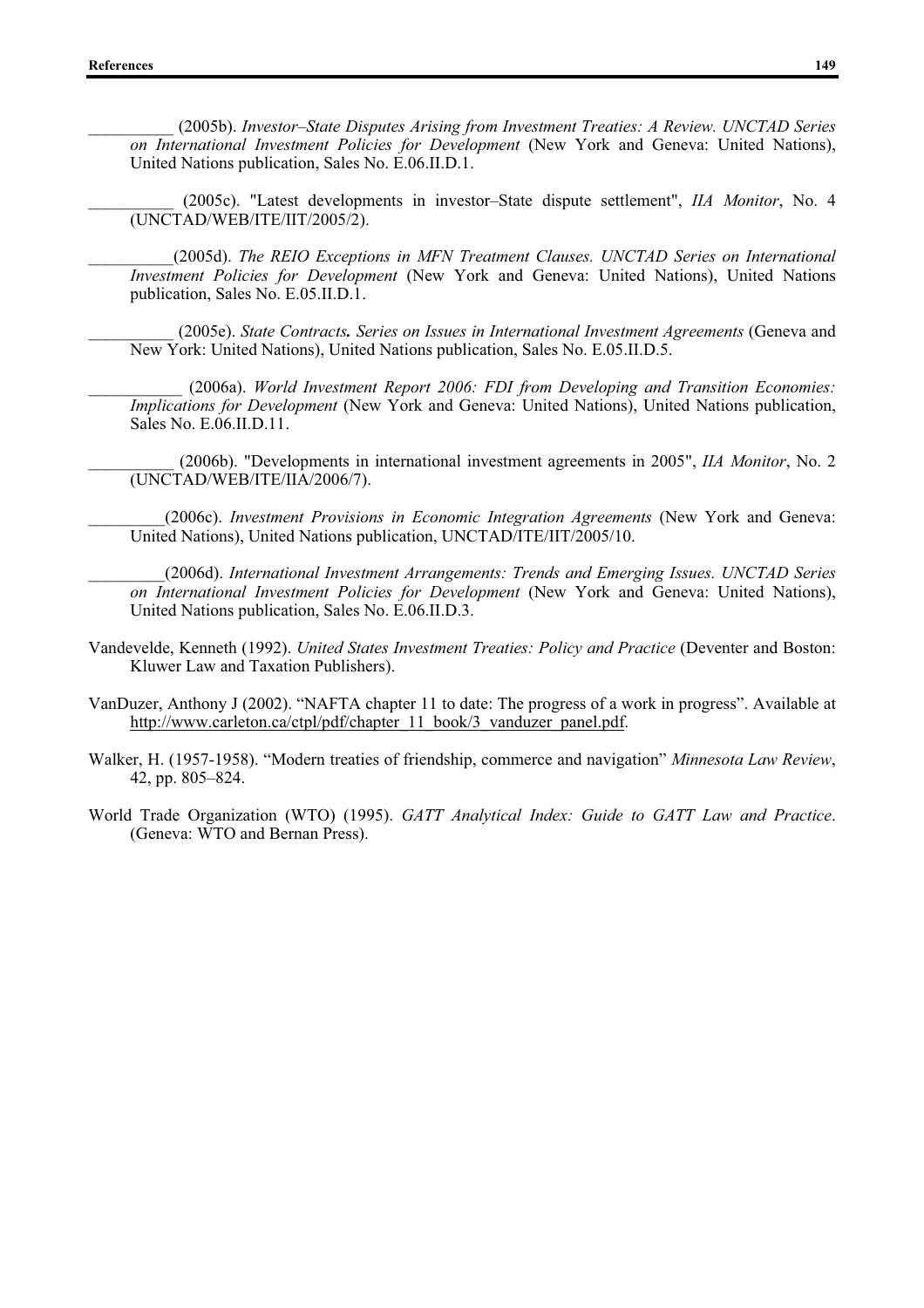__________ (2005b). *Investor–State Disputes Arising from Investment Treaties: A Review. UNCTAD Series on International Investment Policies for Development* (New York and Geneva: United Nations), United Nations publication, Sales No. E.06.II.D.1.

__________ (2005c). "Latest developments in investor–State dispute settlement", *IIA Monitor*, No. 4 (UNCTAD/WEB/ITE/IIT/2005/2).

__________(2005d). *The REIO Exceptions in MFN Treatment Clauses. UNCTAD Series on International Investment Policies for Development* (New York and Geneva: United Nations), United Nations publication, Sales No. E.05.II.D.1.

__________ (2005e). *State Contracts. Series on Issues in International Investment Agreements* (Geneva and New York: United Nations), United Nations publication, Sales No. E.05.II.D.5.

___________ (2006a). *World Investment Report 2006: FDI from Developing and Transition Economies: Implications for Development* (New York and Geneva: United Nations), United Nations publication, Sales No. E.06.II.D.11.

__________ (2006b). "Developments in international investment agreements in 2005", *IIA Monitor*, No. 2 (UNCTAD/WEB/ITE/IIA/2006/7).

_________(2006c). *Investment Provisions in Economic Integration Agreements* (New York and Geneva: United Nations), United Nations publication, UNCTAD/ITE/IIT/2005/10.

_________(2006d). *International Investment Arrangements: Trends and Emerging Issues. UNCTAD Series on International Investment Policies for Development* (New York and Geneva: United Nations), United Nations publication, Sales No. E.06.II.D.3.

Vandevelde, Kenneth (1992). *United States Investment Treaties: Policy and Practice* (Deventer and Boston: Kluwer Law and Taxation Publishers).

VanDuzer, Anthony J (2002). "NAFTA chapter 11 to date: The progress of a work in progress". Available at http://www.carleton.ca/ctpl/pdf/chapter_11_book/3_vanduzer_panel.pdf.

Walker, H. (1957-1958). "Modern treaties of friendship, commerce and navigation" *Minnesota Law Review*, 42, pp. 805–824.

World Trade Organization (WTO) (1995). *GATT Analytical Index: Guide to GATT Law and Practice*. (Geneva: WTO and Bernan Press).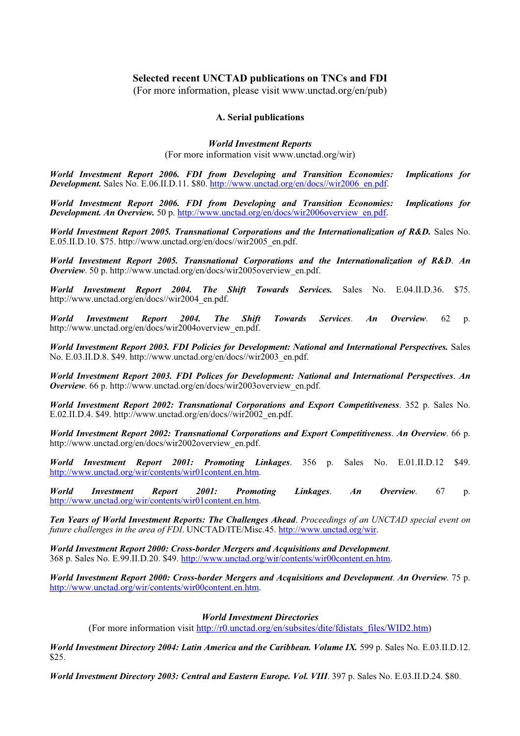## Selected recent UNCTAD publications on TNCs and FDI

(For more information, please visit www.unctad.org/en/pub)

### A. Serial publications

#### *World Investment Reports*

(For more information visit www.unctad.org/wir)

***World Investment Report 2006. FDI from Developing and Transition Economies: Implications for Development.*** Sales No. E.06.II.D.11. $80. http://www.unctad.org/en/docs//wir2006_en.pdf.

***World Investment Report 2006. FDI from Developing and Transition Economies: Implications for Development. An Overview.*** 50 p. http://www.unctad.org/en/docs/wir2006overview_en.pdf.

***World Investment Report 2005. Transnational Corporations and the Internationalization of R&D.*** Sales No. E.05.II.D.10. $75. http://www.unctad.org/en/docs//wir2005_en.pdf.

***World Investment Report 2005. Transnational Corporations and the Internationalization of R&D. An Overview.*** 50 p. http://www.unctad.org/en/docs/wir2005overview_en.pdf.

***World Investment Report 2004. The Shift Towards Services.*** Sales No. E.04.II.D.36. $75. http://www.unctad.org/en/docs//wir2004_en.pdf.

***World Investment Report 2004. The Shift Towards Services. An Overview.*** 62 p. http://www.unctad.org/en/docs/wir2004overview_en.pdf.

***World Investment Report 2003. FDI Policies for Development: National and International Perspectives.*** Sales No. E.03.II.D.8. $49. http://www.unctad.org/en/docs//wir2003_en.pdf.

***World Investment Report 2003. FDI Polices for Development: National and International Perspectives. An Overview.*** 66 p. http://www.unctad.org/en/docs/wir2003overview_en.pdf.

***World Investment Report 2002: Transnational Corporations and Export Competitiveness.*** 352 p. Sales No. E.02.II.D.4. $49. http://www.unctad.org/en/docs//wir2002_en.pdf.

***World Investment Report 2002: Transnational Corporations and Export Competitiveness. An Overview.*** 66 p. http://www.unctad.org/en/docs/wir2002overview_en.pdf.

***World Investment Report 2001: Promoting Linkages.*** 356 p. Sales No. E.01.II.D.12 $49. http://www.unctad.org/wir/contents/wir01content.en.htm.

***World Investment Report 2001: Promoting Linkages. An Overview.*** 67 p. http://www.unctad.org/wir/contents/wir01content.en.htm.

***Ten Years of World Investment Reports: The Challenges Ahead.*** *Proceedings of an UNCTAD special event on future challenges in the area of FDI.* UNCTAD/ITE/Misc.45. http://www.unctad.org/wir.

***World Investment Report 2000: Cross-border Mergers and Acquisitions and Development.*** 368 p. Sales No. E.99.II.D.20. $49. http://www.unctad.org/wir/contents/wir00content.en.htm.

***World Investment Report 2000: Cross-border Mergers and Acquisitions and Development. An Overview.*** 75 p. http://www.unctad.org/wir/contents/wir00content.en.htm.

#### *World Investment Directories*

(For more information visit http://r0.unctad.org/en/subsites/dite/fdistats_files/WID2.htm)

***World Investment Directory 2004: Latin America and the Caribbean. Volume IX.*** 599 p. Sales No. E.03.II.D.12. $25.

***World Investment Directory 2003: Central and Eastern Europe. Vol. VIII.*** 397 p. Sales No. E.03.II.D.24. $80.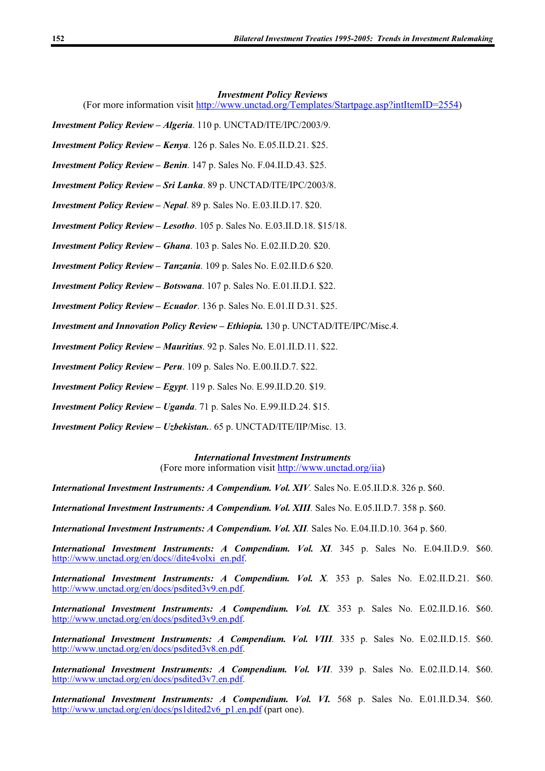### *Investment Policy Reviews*

(For more information visit http://www.unctad.org/Templates/Startpage.asp?intItemID=2554)

***Investment Policy Review – Algeria***. 110 p. UNCTAD/ITE/IPC/2003/9.

***Investment Policy Review – Kenya***. 126 p. Sales No. E.05.II.D.21. $25.

***Investment Policy Review – Benin***. 147 p. Sales No. F.04.II.D.43. $25.

***Investment Policy Review – Sri Lanka***. 89 p. UNCTAD/ITE/IPC/2003/8.

***Investment Policy Review – Nepal***. 89 p. Sales No. E.03.II.D.17. $20.

***Investment Policy Review – Lesotho***. 105 p. Sales No. E.03.II.D.18. $15/18.

***Investment Policy Review – Ghana***. 103 p. Sales No. E.02.II.D.20. $20.

***Investment Policy Review – Tanzania***. 109 p. Sales No. E.02.II.D.6 $20.

***Investment Policy Review – Botswana***. 107 p. Sales No. E.01.II.D.I. $22.

***Investment Policy Review – Ecuador***. 136 p. Sales No. E.01.II D.31. $25.

***Investment and Innovation Policy Review – Ethiopia.*** 130 p. UNCTAD/ITE/IPC/Misc.4.

***Investment Policy Review – Mauritius***. 92 p. Sales No. E.01.II.D.11. $22.

***Investment Policy Review – Peru***. 109 p. Sales No. E.00.II.D.7. $22.

***Investment Policy Review – Egypt***. 119 p. Sales No. E.99.II.D.20. $19.

***Investment Policy Review – Uganda***. 71 p. Sales No. E.99.II.D.24. $15.

***Investment Policy Review – Uzbekistan.***. 65 p. UNCTAD/ITE/IIP/Misc. 13.

### *International Investment Instruments*

(Fore more information visit http://www.unctad.org/iia)

***International Investment Instruments: A Compendium. Vol. XIV***. Sales No. E.05.II.D.8. 326 p. $60.

***International Investment Instruments: A Compendium. Vol. XIII***. Sales No. E.05.II.D.7. 358 p. $60.

***International Investment Instruments: A Compendium. Vol. XII***. Sales No. E.04.II.D.10. 364 p. $60.

***International Investment Instruments: A Compendium. Vol. XI***. 345 p. Sales No. E.04.II.D.9. $60. http://www.unctad.org/en/docs//dite4volxi_en.pdf.

***International Investment Instruments: A Compendium. Vol. X***. 353 p. Sales No. E.02.II.D.21. $60. http://www.unctad.org/en/docs/psdited3v9.en.pdf.

***International Investment Instruments: A Compendium. Vol. IX***. 353 p. Sales No. E.02.II.D.16. $60. http://www.unctad.org/en/docs/psdited3v9.en.pdf.

***International Investment Instruments: A Compendium. Vol. VIII***. 335 p. Sales No. E.02.II.D.15. $60. http://www.unctad.org/en/docs/psdited3v8.en.pdf.

***International Investment Instruments: A Compendium. Vol. VII***. 339 p. Sales No. E.02.II.D.14. $60. http://www.unctad.org/en/docs/psdited3v7.en.pdf.

***International Investment Instruments: A Compendium. Vol. VI.*** 568 p. Sales No. E.01.II.D.34. $60. http://www.unctad.org/en/docs/ps1dited2v6_p1.en.pdf (part one).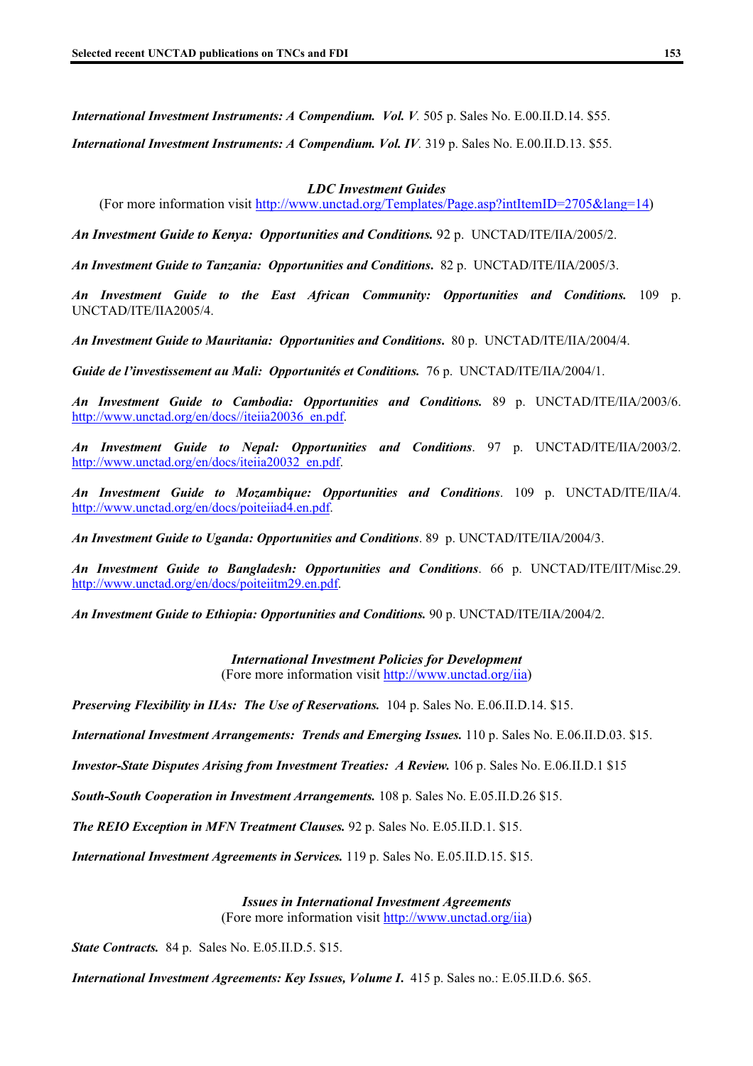***International Investment Instruments: A Compendium. Vol. V****.* 505 p. Sales No. E.00.II.D.14. $55.

***International Investment Instruments: A Compendium. Vol. IV****.* 319 p. Sales No. E.00.II.D.13. $55.

***LDC Investment Guides***

(For more information visit http://www.unctad.org/Templates/Page.asp?intItemID=2705&lang=14)

***An Investment Guide to Kenya: Opportunities and Conditions.*** 92 p. UNCTAD/ITE/IIA/2005/2.

***An Investment Guide to Tanzania: Opportunities and Conditions*****.** 82 p. UNCTAD/ITE/IIA/2005/3.

***An Investment Guide to the East African Community: Opportunities and Conditions.*** 109 p. UNCTAD/ITE/IIA2005/4.

***An Investment Guide to Mauritania: Opportunities and Conditions*****.** 80 p. UNCTAD/ITE/IIA/2004/4.

***Guide de l'investissement au Mali: Opportunités et Conditions.*** 76 p. UNCTAD/ITE/IIA/2004/1.

***An Investment Guide to Cambodia: Opportunities and Conditions.*** 89 p. UNCTAD/ITE/IIA/2003/6. http://www.unctad.org/en/docs//iteiia20036_en.pdf.

***An Investment Guide to Nepal: Opportunities and Conditions****.* 97 p. UNCTAD/ITE/IIA/2003/2. http://www.unctad.org/en/docs/iteiia20032_en.pdf.

***An Investment Guide to Mozambique: Opportunities and Conditions****.* 109 p. UNCTAD/ITE/IIA/4. http://www.unctad.org/en/docs/poiteiiad4.en.pdf.

***An Investment Guide to Uganda: Opportunities and Conditions***. 89 p. UNCTAD/ITE/IIA/2004/3.

***An Investment Guide to Bangladesh: Opportunities and Conditions***. 66 p. UNCTAD/ITE/IIT/Misc.29. http://www.unctad.org/en/docs/poiteiitm29.en.pdf.

***An Investment Guide to Ethiopia: Opportunities and Conditions.*** 90 p. UNCTAD/ITE/IIA/2004/2.

***International Investment Policies for Development***

(Fore more information visit http://www.unctad.org/iia)

***Preserving Flexibility in IIAs: The Use of Reservations.*** 104 p. Sales No. E.06.II.D.14. $15.

***International Investment Arrangements: Trends and Emerging Issues.*** 110 p. Sales No. E.06.II.D.03. $15.

***Investor-State Disputes Arising from Investment Treaties: A Review.*** 106 p. Sales No. E.06.II.D.1 $15

***South-South Cooperation in Investment Arrangements.*** 108 p. Sales No. E.05.II.D.26 $15.

***The REIO Exception in MFN Treatment Clauses.*** 92 p. Sales No. E.05.II.D.1. $15.

***International Investment Agreements in Services.*** 119 p. Sales No. E.05.II.D.15. $15.

***Issues in International Investment Agreements***

(Fore more information visit http://www.unctad.org/iia)

***State Contracts.*** 84 p. Sales No. E.05.II.D.5. $15.

***International Investment Agreements: Key Issues, Volume I*****.** 415 p. Sales no.: E.05.II.D.6. $65.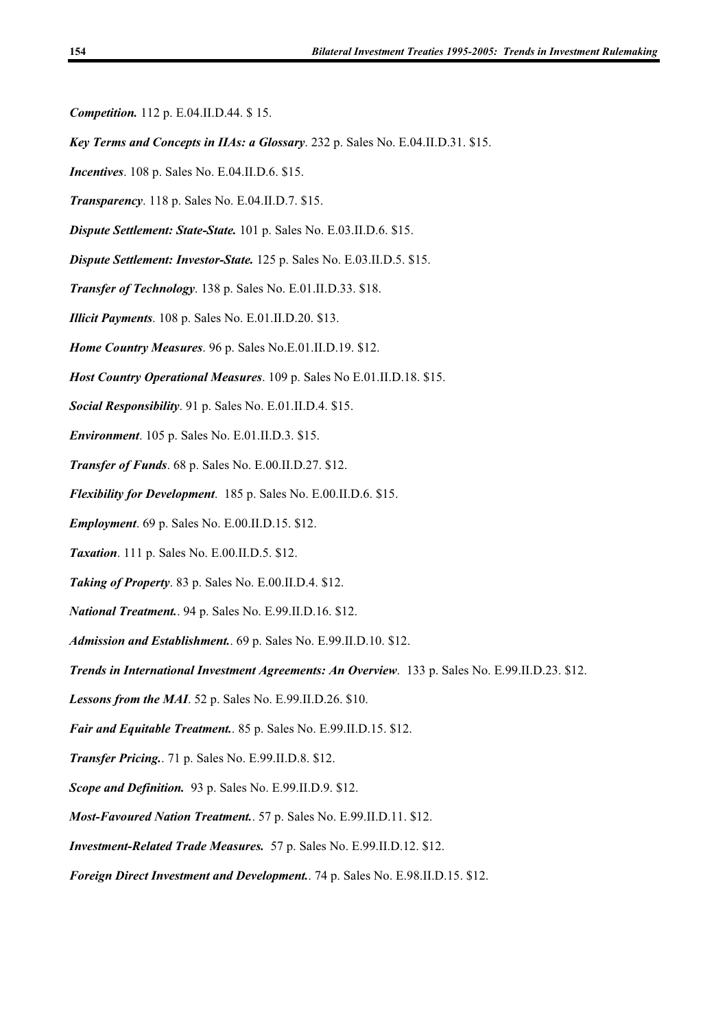***Competition.*** 112 p. E.04.II.D.44. $ 15.

***Key Terms and Concepts in IIAs: a Glossary***. 232 p. Sales No. E.04.II.D.31. $15.

***Incentives***. 108 p. Sales No. E.04.II.D.6. $15.

***Transparency***. 118 p. Sales No. E.04.II.D.7. $15.

***Dispute Settlement: State-State.*** 101 p. Sales No. E.03.II.D.6. $15.

***Dispute Settlement: Investor-State.*** 125 p. Sales No. E.03.II.D.5. $15.

***Transfer of Technology***. 138 p. Sales No. E.01.II.D.33. $18.

***Illicit Payments***. 108 p. Sales No. E.01.II.D.20. $13.

***Home Country Measures***. 96 p. Sales No.E.01.II.D.19. $12.

***Host Country Operational Measures***. 109 p. Sales No E.01.II.D.18. $15.

***Social Responsibility***. 91 p. Sales No. E.01.II.D.4. $15.

***Environment***. 105 p. Sales No. E.01.II.D.3. $15.

***Transfer of Funds***. 68 p. Sales No. E.00.II.D.27. $12.

***Flexibility for Development***. 185 p. Sales No. E.00.II.D.6. $15.

***Employment***. 69 p. Sales No. E.00.II.D.15. $12.

***Taxation***. 111 p. Sales No. E.00.II.D.5. $12.

***Taking of Property***. 83 p. Sales No. E.00.II.D.4. $12.

***National Treatment.***. 94 p. Sales No. E.99.II.D.16. $12.

***Admission and Establishment.***. 69 p. Sales No. E.99.II.D.10. $12.

***Trends in International Investment Agreements: An Overview***. 133 p. Sales No. E.99.II.D.23. $12.

***Lessons from the MAI***. 52 p. Sales No. E.99.II.D.26. $10.

***Fair and Equitable Treatment.***. 85 p. Sales No. E.99.II.D.15. $12.

***Transfer Pricing.***. 71 p. Sales No. E.99.II.D.8. $12.

***Scope and Definition.*** 93 p. Sales No. E.99.II.D.9. $12.

***Most-Favoured Nation Treatment.***. 57 p. Sales No. E.99.II.D.11. $12.

***Investment-Related Trade Measures.*** 57 p. Sales No. E.99.II.D.12. $12.

***Foreign Direct Investment and Development.***. 74 p. Sales No. E.98.II.D.15. $12.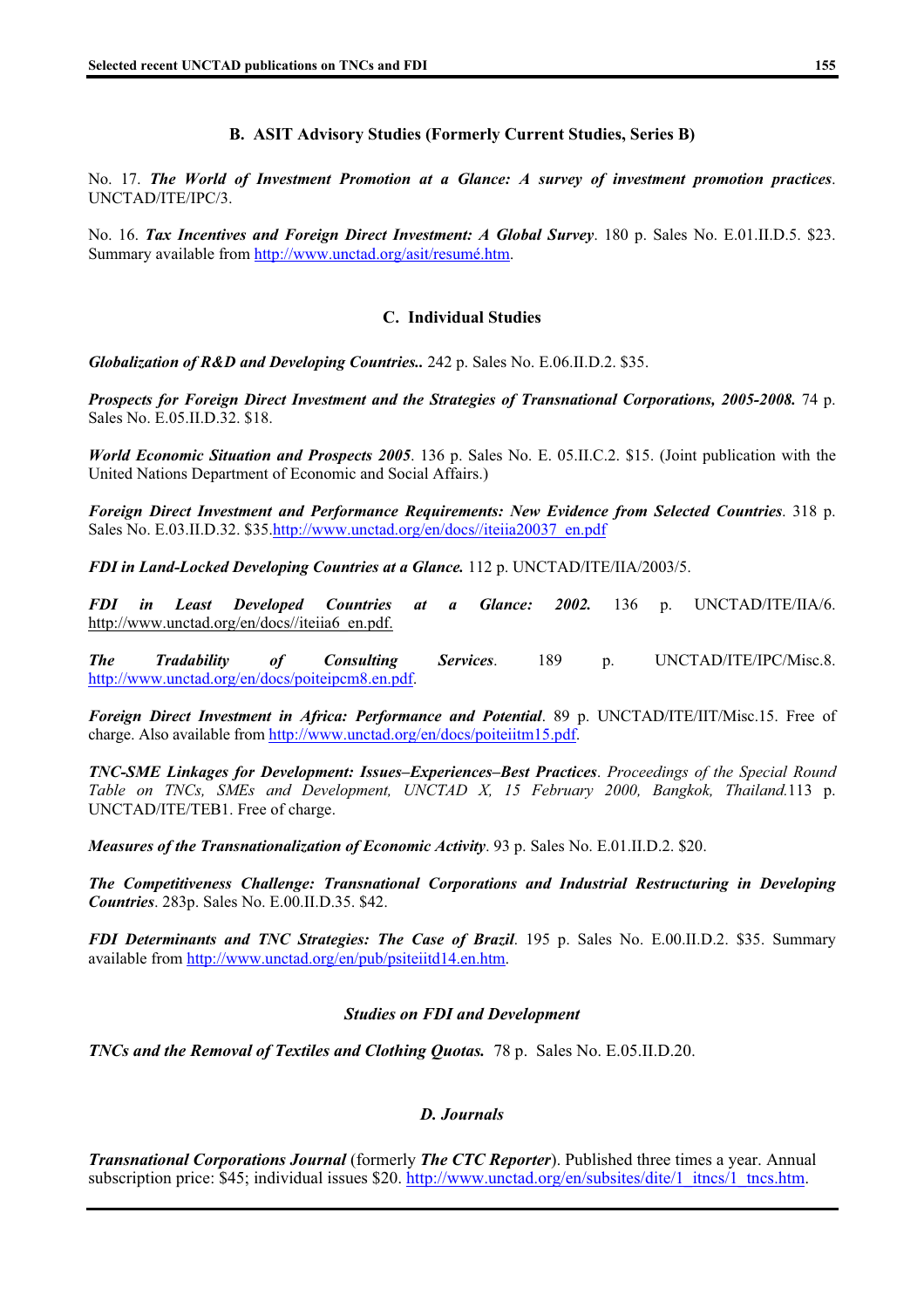### B. ASIT Advisory Studies (Formerly Current Studies, Series B)

No. 17. ***The World of Investment Promotion at a Glance: A survey of investment promotion practices***. UNCTAD/ITE/IPC/3.

No. 16. ***Tax Incentives and Foreign Direct Investment: A Global Survey***. 180 p. Sales No. E.01.II.D.5. $23. Summary available from http://www.unctad.org/asit/resumé.htm.

### C. Individual Studies

***Globalization of R&D and Developing Countries..*** 242 p. Sales No. E.06.II.D.2. $35.

***Prospects for Foreign Direct Investment and the Strategies of Transnational Corporations, 2005-2008.*** 74 p. Sales No. E.05.II.D.32. $18.

***World Economic Situation and Prospects 2005***. 136 p. Sales No. E. 05.II.C.2. $15. (Joint publication with the United Nations Department of Economic and Social Affairs.)

***Foreign Direct Investment and Performance Requirements: New Evidence from Selected Countries***. 318 p. Sales No. E.03.II.D.32. $35.http://www.unctad.org/en/docs//iteiia20037_en.pdf

***FDI in Land-Locked Developing Countries at a Glance.*** 112 p. UNCTAD/ITE/IIA/2003/5.

***FDI in Least Developed Countries at a Glance: 2002.*** 136 p. UNCTAD/ITE/IIA/6. http://www.unctad.org/en/docs//iteiia6_en.pdf.

***The Tradability of Consulting Services***. 189 p. UNCTAD/ITE/IPC/Misc.8. http://www.unctad.org/en/docs/poiteipcm8.en.pdf.

***Foreign Direct Investment in Africa: Performance and Potential***. 89 p. UNCTAD/ITE/IIT/Misc.15. Free of charge. Also available from http://www.unctad.org/en/docs/poiteiitm15.pdf.

***TNC-SME Linkages for Development: Issues–Experiences–Best Practices***. *Proceedings of the Special Round Table on TNCs, SMEs and Development, UNCTAD X, 15 February 2000, Bangkok, Thailand.*113 p. UNCTAD/ITE/TEB1. Free of charge.

***Measures of the Transnationalization of Economic Activity***. 93 p. Sales No. E.01.II.D.2. $20.

***The Competitiveness Challenge: Transnational Corporations and Industrial Restructuring in Developing Countries***. 283p. Sales No. E.00.II.D.35. $42.

***FDI Determinants and TNC Strategies: The Case of Brazil***. 195 p. Sales No. E.00.II.D.2. $35. Summary available from http://www.unctad.org/en/pub/psiteiitd14.en.htm.

#### *Studies on FDI and Development*

***TNCs and the Removal of Textiles and Clothing Quotas.*** 78 p. Sales No. E.05.II.D.20.

### *D. Journals*

***Transnational Corporations Journal*** (formerly ***The CTC Reporter***). Published three times a year. Annual subscription price: $45; individual issues $20. http://www.unctad.org/en/subsites/dite/1_itncs/1_tncs.htm.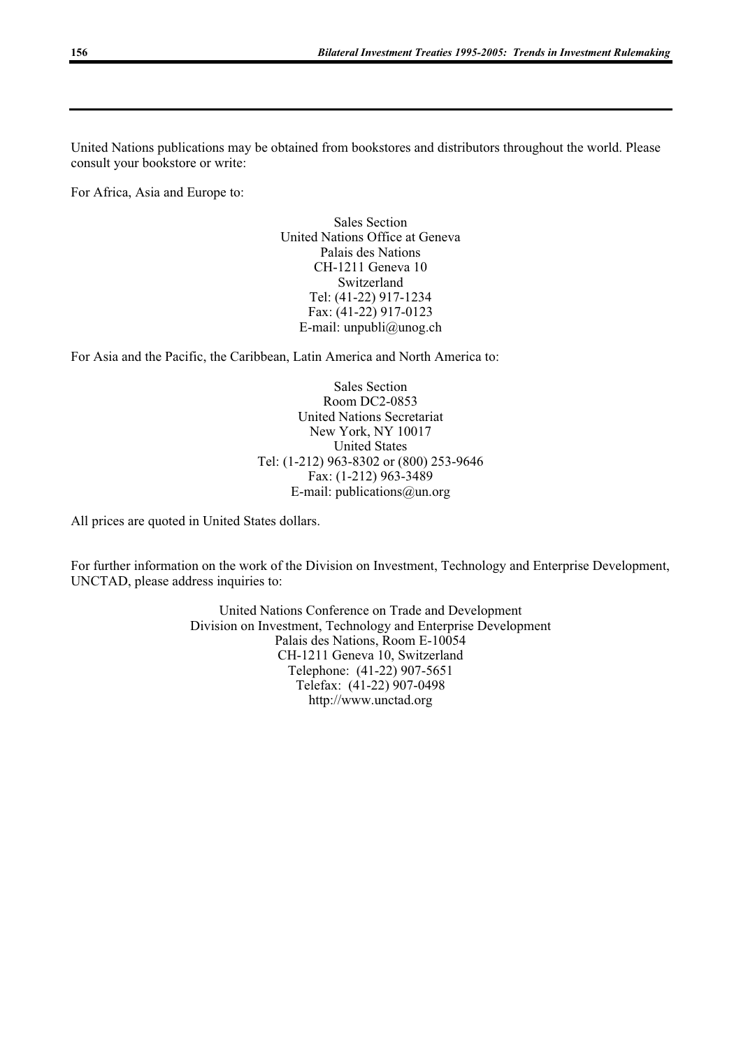United Nations publications may be obtained from bookstores and distributors throughout the world. Please consult your bookstore or write:

For Africa, Asia and Europe to:

Sales Section
United Nations Office at Geneva
Palais des Nations
CH-1211 Geneva 10
Switzerland
Tel: (41-22) 917-1234
Fax: (41-22) 917-0123
E-mail: unpubli@unog.ch

For Asia and the Pacific, the Caribbean, Latin America and North America to:

Sales Section
Room DC2-0853
United Nations Secretariat
New York, NY 10017
United States
Tel: (1-212) 963-8302 or (800) 253-9646
Fax: (1-212) 963-3489
E-mail: publications@un.org

All prices are quoted in United States dollars.

For further information on the work of the Division on Investment, Technology and Enterprise Development, UNCTAD, please address inquiries to:

United Nations Conference on Trade and Development
Division on Investment, Technology and Enterprise Development
Palais des Nations, Room E-10054
CH-1211 Geneva 10, Switzerland
Telephone: (41-22) 907-5651
Telefax: (41-22) 907-0498
http://www.unctad.org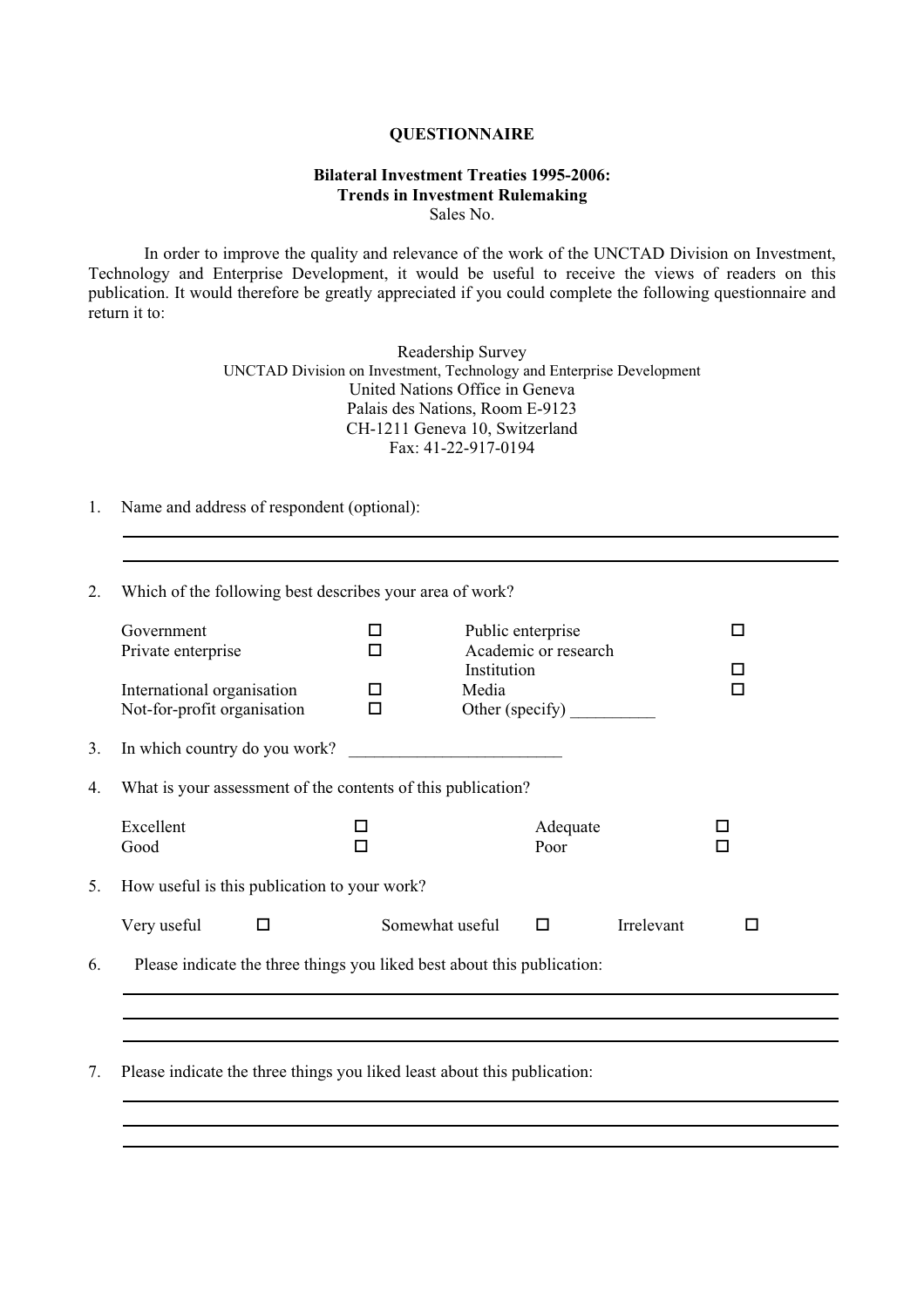**QUESTIONNAIRE**

**Bilateral Investment Treaties 1995-2006:**
**Trends in Investment Rulemaking**
Sales No.

In order to improve the quality and relevance of the work of the UNCTAD Division on Investment, Technology and Enterprise Development, it would be useful to receive the views of readers on this publication. It would therefore be greatly appreciated if you could complete the following questionnaire and return it to:

Readership Survey
UNCTAD Division on Investment, Technology and Enterprise Development
United Nations Office in Geneva
Palais des Nations, Room E-9123
CH-1211 Geneva 10, Switzerland
Fax: 41-22-917-0194

1. Name and address of respondent (optional):

______________________________________________________________

______________________________________________________________

2. Which of the following best describes your area of work?

| | | | |
|---|---|---|---|
| Government | ☐ | Public enterprise | ☐ |
| Private enterprise | ☐ | Academic or research Institution | ☐ |
| International organisation | ☐ | Media | ☐ |
| Not-for-profit organisation | ☐ | Other (specify) __________ | |

3. In which country do you work? _________________________

4. What is your assessment of the contents of this publication?

| | | | |
|---|---|---|---|
| Excellent | ☐ | Adequate | ☐ |
| Good | ☐ | Poor | ☐ |

5. How useful is this publication to your work?

Very useful ☐ Somewhat useful ☐ Irrelevant ☐

6. Please indicate the three things you liked best about this publication:

______________________________________________________________

______________________________________________________________

______________________________________________________________

7. Please indicate the three things you liked least about this publication:

______________________________________________________________

______________________________________________________________

______________________________________________________________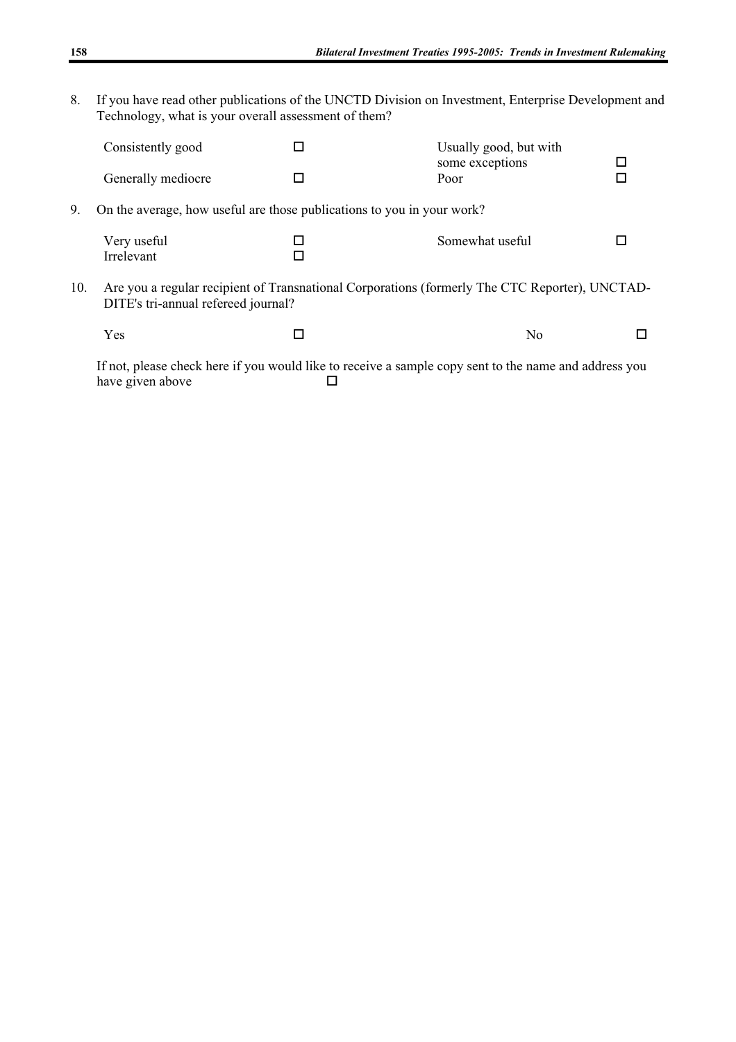8. If you have read other publications of the UNCTD Division on Investment, Enterprise Development and Technology, what is your overall assessment of them?

| | | | |
|---|---|---|---|
| Consistently good | ☐ | Usually good, but with some exceptions | ☐ |
| Generally mediocre | ☐ | Poor | ☐ |

9. On the average, how useful are those publications to you in your work?

| | | | |
|---|---|---|---|
| Very useful | ☐ | Somewhat useful | ☐ |
| Irrelevant | ☐ | | |

10. Are you a regular recipient of Transnational Corporations (formerly The CTC Reporter), UNCTAD-DITE's tri-annual refereed journal?

| | | | |
|---|---|---|---|
| Yes | ☐ | No | ☐ |

If not, please check here if you would like to receive a sample copy sent to the name and address you have given above ☐